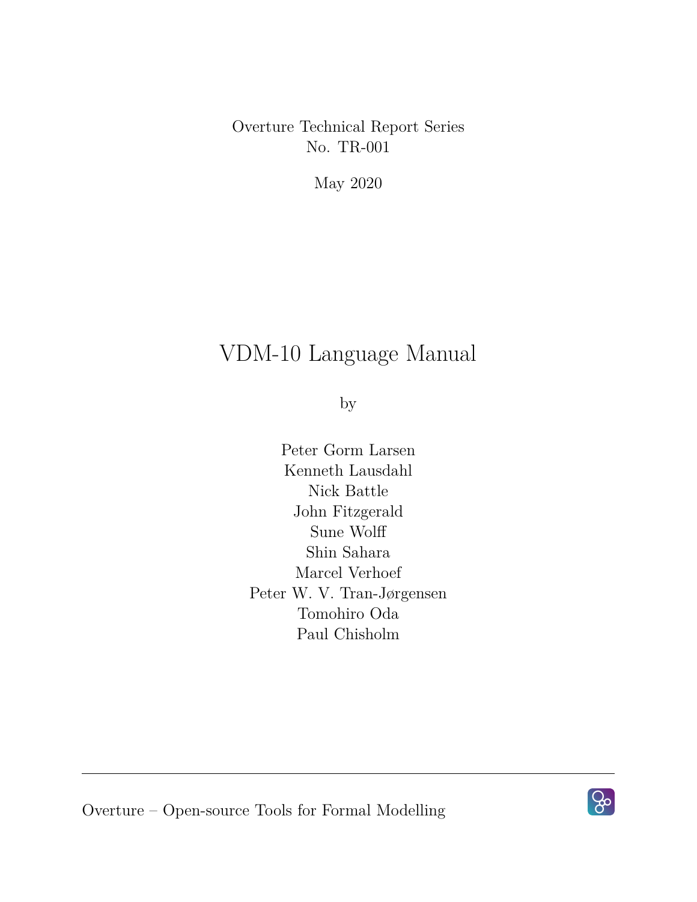Overture Technical Report Series
No. TR-001

May 2020

# VDM-10 Language Manual

by

Peter Gorm Larsen
Kenneth Lausdahl
Nick Battle
John Fitzgerald
Sune Wolff
Shin Sahara
Marcel Verhoef
Peter W. V. Tran-Jørgensen
Tomohiro Oda
Paul Chisholm

---

Overture – Open-source Tools for Formal Modelling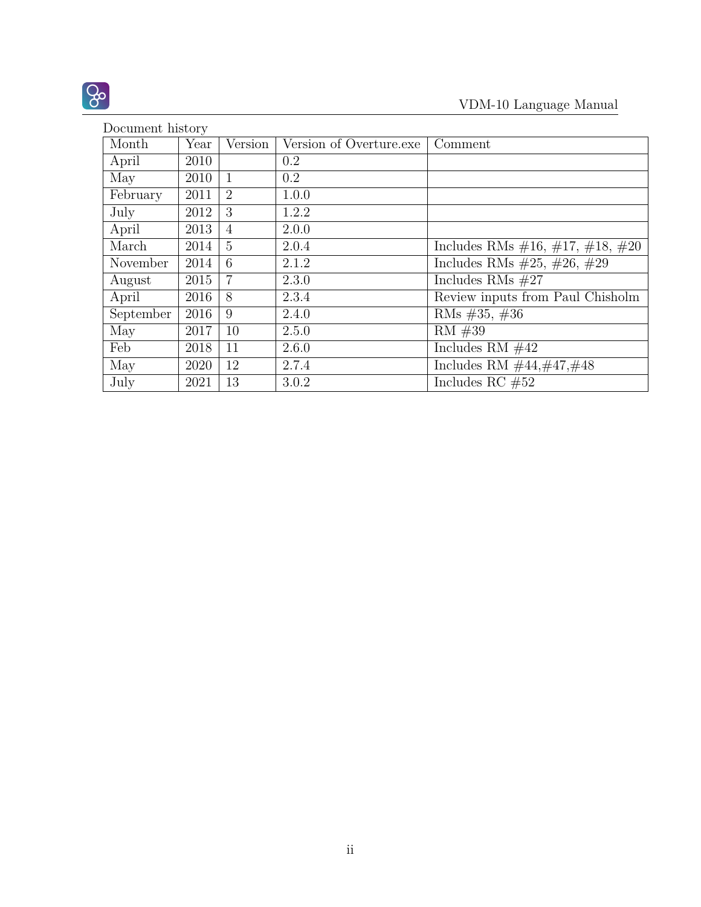Document history

| Month | Year | Version | Version of Overture.exe | Comment |
|---|---|---|---|---|
| April | 2010 | | 0.2 | |
| May | 2010 | 1 | 0.2 | |
| February | 2011 | 2 | 1.0.0 | |
| July | 2012 | 3 | 1.2.2 | |
| April | 2013 | 4 | 2.0.0 | |
| March | 2014 | 5 | 2.0.4 | Includes RMs #16, #17, #18, #20 |
| November | 2014 | 6 | 2.1.2 | Includes RMs #25, #26, #29 |
| August | 2015 | 7 | 2.3.0 | Includes RMs #27 |
| April | 2016 | 8 | 2.3.4 | Review inputs from Paul Chisholm |
| September | 2016 | 9 | 2.4.0 | RMs #35, #36 |
| May | 2017 | 10 | 2.5.0 | RM #39 |
| Feb | 2018 | 11 | 2.6.0 | Includes RM #42 |
| May | 2020 | 12 | 2.7.4 | Includes RM #44,#47,#48 |
| July | 2021 | 13 | 3.0.2 | Includes RC #52 |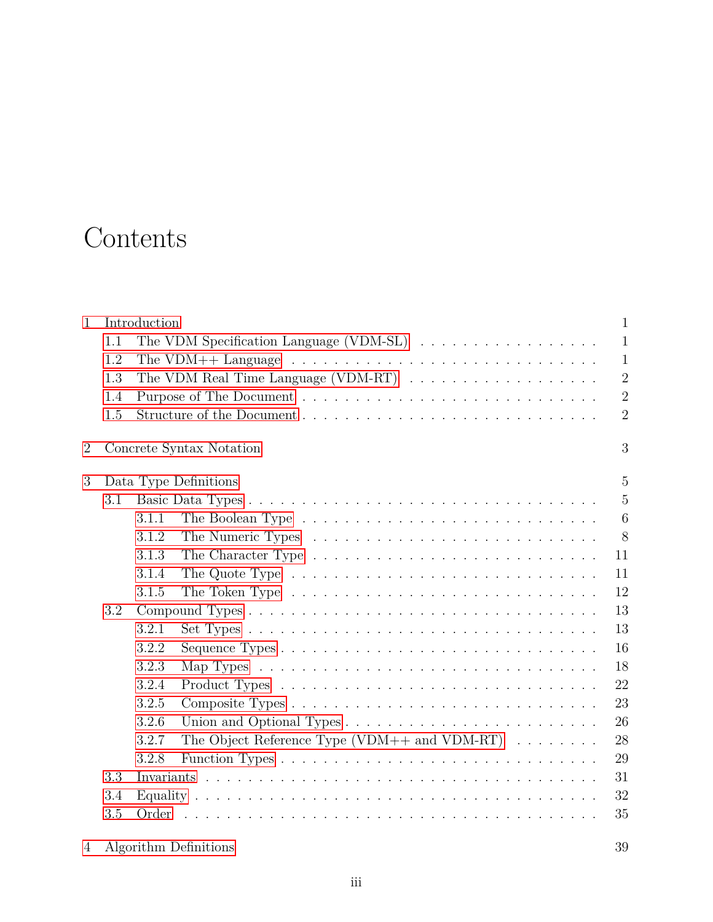# Contents

- 1 Introduction 1
  - 1.1 The VDM Specification Language (VDM-SL) 1
  - 1.2 The VDM++ Language 1
  - 1.3 The VDM Real Time Language (VDM-RT) 2
  - 1.4 Purpose of The Document 2
  - 1.5 Structure of the Document 2
- 2 Concrete Syntax Notation 3
- 3 Data Type Definitions 5
  - 3.1 Basic Data Types 5
    - 3.1.1 The Boolean Type 6
    - 3.1.2 The Numeric Types 8
    - 3.1.3 The Character Type 11
    - 3.1.4 The Quote Type 11
    - 3.1.5 The Token Type 12
  - 3.2 Compound Types 13
    - 3.2.1 Set Types 13
    - 3.2.2 Sequence Types 16
    - 3.2.3 Map Types 18
    - 3.2.4 Product Types 22
    - 3.2.5 Composite Types 23
    - 3.2.6 Union and Optional Types 26
    - 3.2.7 The Object Reference Type (VDM++ and VDM-RT) 28
    - 3.2.8 Function Types 29
  - 3.3 Invariants 31
  - 3.4 Equality 32
  - 3.5 Order 35
- 4 Algorithm Definitions 39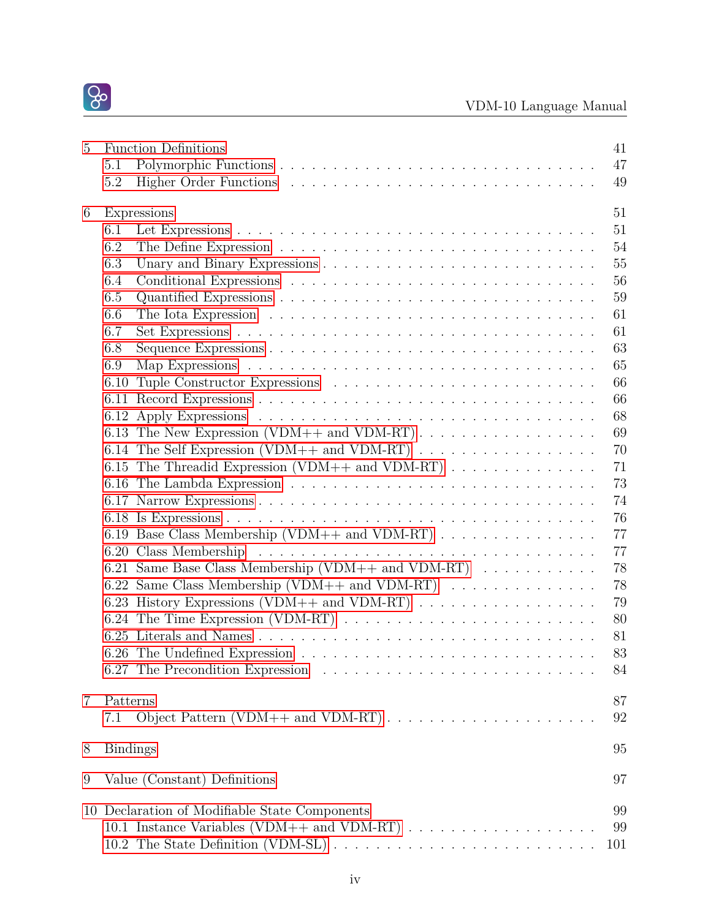5 Function Definitions 41
- 5.1 Polymorphic Functions . . . . . 47
- 5.2 Higher Order Functions . . . . . 49

6 Expressions 51
- 6.1 Let Expressions . . . . . 51
- 6.2 The Define Expression . . . . . 54
- 6.3 Unary and Binary Expressions . . . . . 55
- 6.4 Conditional Expressions . . . . . 56
- 6.5 Quantified Expressions . . . . . 59
- 6.6 The Iota Expression . . . . . 61
- 6.7 Set Expressions . . . . . 61
- 6.8 Sequence Expressions . . . . . 63
- 6.9 Map Expressions . . . . . 65
- 6.10 Tuple Constructor Expressions . . . . . 66
- 6.11 Record Expressions . . . . . 66
- 6.12 Apply Expressions . . . . . 68
- 6.13 The New Expression (VDM++ and VDM-RT) . . . . . 69
- 6.14 The Self Expression (VDM++ and VDM-RT) . . . . . 70
- 6.15 The Threadid Expression (VDM++ and VDM-RT) . . . . . 71
- 6.16 The Lambda Expression . . . . . 73
- 6.17 Narrow Expressions . . . . . 74
- 6.18 Is Expressions . . . . . 76
- 6.19 Base Class Membership (VDM++ and VDM-RT) . . . . . 77
- 6.20 Class Membership . . . . . 77
- 6.21 Same Base Class Membership (VDM++ and VDM-RT) . . . . . 78
- 6.22 Same Class Membership (VDM++ and VDM-RT) . . . . . 78
- 6.23 History Expressions (VDM++ and VDM-RT) . . . . . 79
- 6.24 The Time Expression (VDM-RT) . . . . . 80
- 6.25 Literals and Names . . . . . 81
- 6.26 The Undefined Expression . . . . . 83
- 6.27 The Precondition Expression . . . . . 84

7 Patterns 87
- 7.1 Object Pattern (VDM++ and VDM-RT) . . . . . 92

8 Bindings 95

9 Value (Constant) Definitions 97

10 Declaration of Modifiable State Components 99
- 10.1 Instance Variables (VDM++ and VDM-RT) . . . . . 99
- 10.2 The State Definition (VDM-SL) . . . . . 101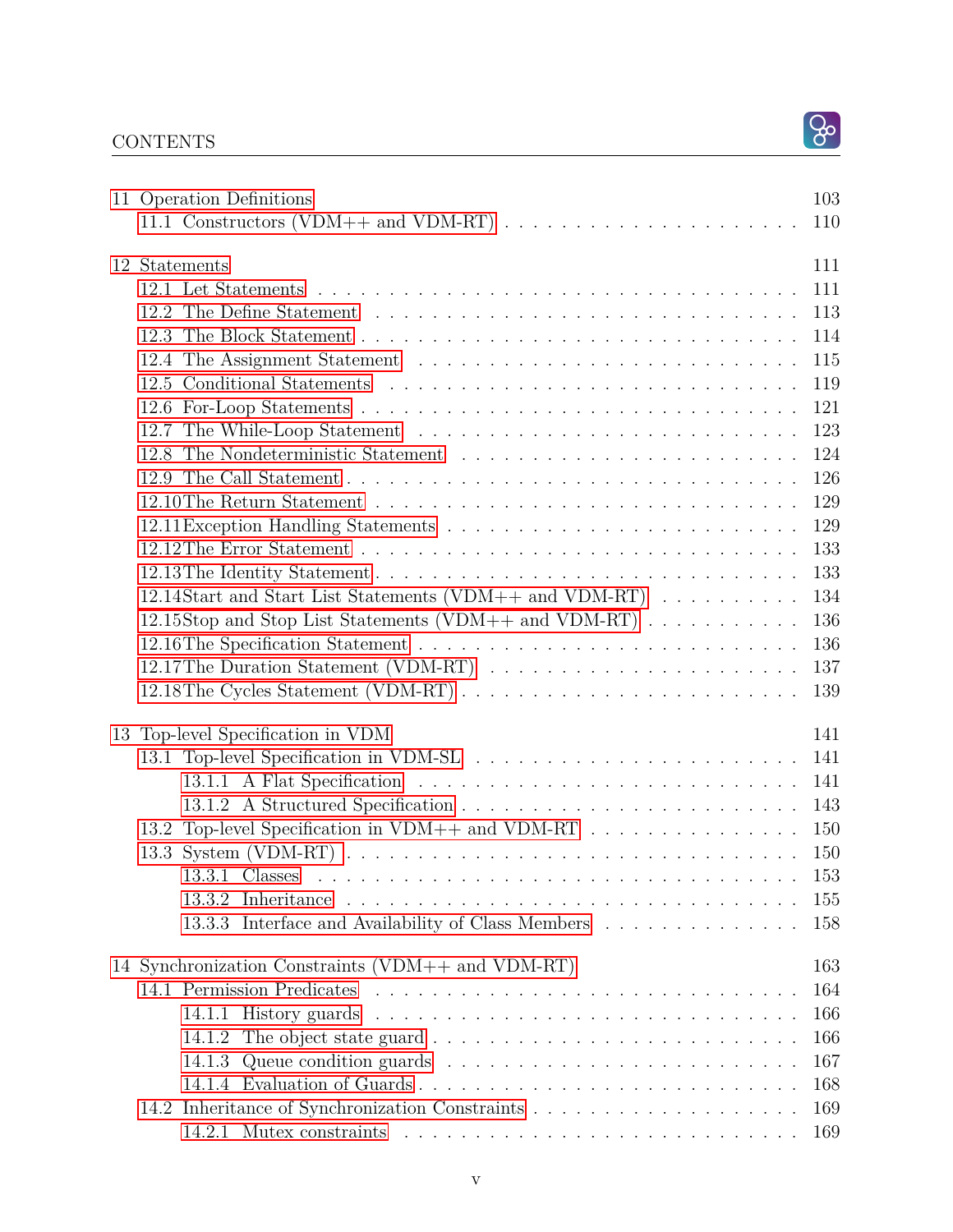- 11 Operation Definitions — 103
  - 11.1 Constructors (VDM++ and VDM-RT) — 110
- 12 Statements — 111
  - 12.1 Let Statements — 111
  - 12.2 The Define Statement — 113
  - 12.3 The Block Statement — 114
  - 12.4 The Assignment Statement — 115
  - 12.5 Conditional Statements — 119
  - 12.6 For-Loop Statements — 121
  - 12.7 The While-Loop Statement — 123
  - 12.8 The Nondeterministic Statement — 124
  - 12.9 The Call Statement — 126
  - 12.10 The Return Statement — 129
  - 12.11 Exception Handling Statements — 129
  - 12.12 The Error Statement — 133
  - 12.13 The Identity Statement — 133
  - 12.14 Start and Start List Statements (VDM++ and VDM-RT) — 134
  - 12.15 Stop and Stop List Statements (VDM++ and VDM-RT) — 136
  - 12.16 The Specification Statement — 136
  - 12.17 The Duration Statement (VDM-RT) — 137
  - 12.18 The Cycles Statement (VDM-RT) — 139
- 13 Top-level Specification in VDM — 141
  - 13.1 Top-level Specification in VDM-SL — 141
    - 13.1.1 A Flat Specification — 141
    - 13.1.2 A Structured Specification — 143
  - 13.2 Top-level Specification in VDM++ and VDM-RT — 150
  - 13.3 System (VDM-RT) — 150
    - 13.3.1 Classes — 153
    - 13.3.2 Inheritance — 155
    - 13.3.3 Interface and Availability of Class Members — 158
- 14 Synchronization Constraints (VDM++ and VDM-RT) — 163
  - 14.1 Permission Predicates — 164
    - 14.1.1 History guards — 166
    - 14.1.2 The object state guard — 166
    - 14.1.3 Queue condition guards — 167
    - 14.1.4 Evaluation of Guards — 168
  - 14.2 Inheritance of Synchronization Constraints — 169
    - 14.2.1 Mutex constraints — 169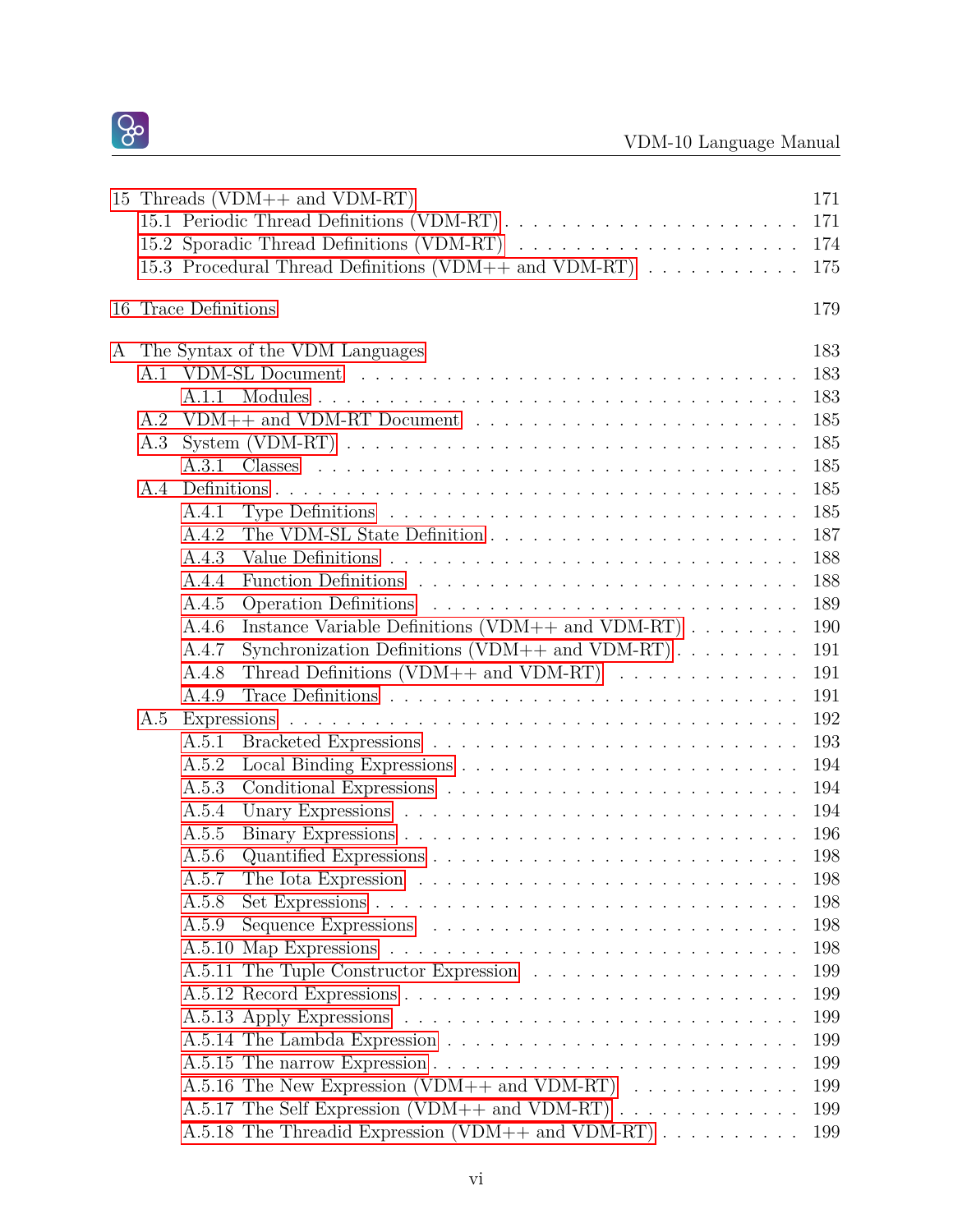15 Threads (VDM++ and VDM-RT) 171
- 15.1 Periodic Thread Definitions (VDM-RT) 171
- 15.2 Sporadic Thread Definitions (VDM-RT) 174
- 15.3 Procedural Thread Definitions (VDM++ and VDM-RT) 175

16 Trace Definitions 179

A The Syntax of the VDM Languages 183
- A.1 VDM-SL Document 183
  - A.1.1 Modules 183
- A.2 VDM++ and VDM-RT Document 185
- A.3 System (VDM-RT) 185
  - A.3.1 Classes 185
- A.4 Definitions 185
  - A.4.1 Type Definitions 185
  - A.4.2 The VDM-SL State Definition 187
  - A.4.3 Value Definitions 188
  - A.4.4 Function Definitions 188
  - A.4.5 Operation Definitions 189
  - A.4.6 Instance Variable Definitions (VDM++ and VDM-RT) 190
  - A.4.7 Synchronization Definitions (VDM++ and VDM-RT) 191
  - A.4.8 Thread Definitions (VDM++ and VDM-RT) 191
  - A.4.9 Trace Definitions 191
- A.5 Expressions 192
  - A.5.1 Bracketed Expressions 193
  - A.5.2 Local Binding Expressions 194
  - A.5.3 Conditional Expressions 194
  - A.5.4 Unary Expressions 194
  - A.5.5 Binary Expressions 196
  - A.5.6 Quantified Expressions 198
  - A.5.7 The Iota Expression 198
  - A.5.8 Set Expressions 198
  - A.5.9 Sequence Expressions 198
  - A.5.10 Map Expressions 198
  - A.5.11 The Tuple Constructor Expression 199
  - A.5.12 Record Expressions 199
  - A.5.13 Apply Expressions 199
  - A.5.14 The Lambda Expression 199
  - A.5.15 The narrow Expression 199
  - A.5.16 The New Expression (VDM++ and VDM-RT) 199
  - A.5.17 The Self Expression (VDM++ and VDM-RT) 199
  - A.5.18 The Threadid Expression (VDM++ and VDM-RT) 199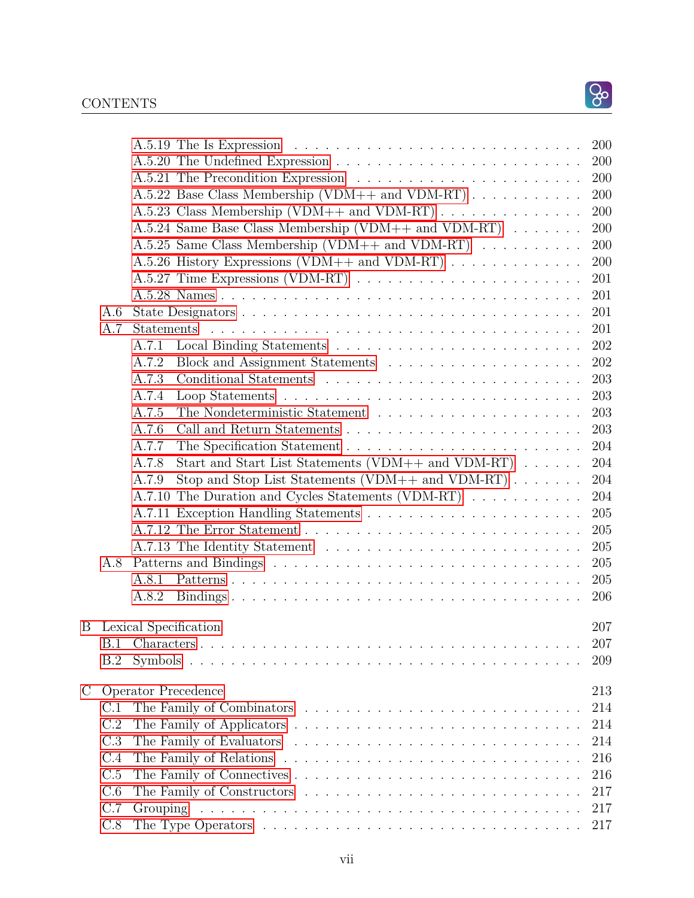- A.5.19 The Is Expression . . . . . 200
- A.5.20 The Undefined Expression . . . . . 200
- A.5.21 The Precondition Expression . . . . . 200
- A.5.22 Base Class Membership (VDM++ and VDM-RT) . . . . . 200
- A.5.23 Class Membership (VDM++ and VDM-RT) . . . . . 200
- A.5.24 Same Base Class Membership (VDM++ and VDM-RT) . . . . . 200
- A.5.25 Same Class Membership (VDM++ and VDM-RT) . . . . . 200
- A.5.26 History Expressions (VDM++ and VDM-RT) . . . . . 200
- A.5.27 Time Expressions (VDM-RT) . . . . . 201
- A.5.28 Names . . . . . 201

A.6 State Designators . . . . . 201

A.7 Statements . . . . . 201

- A.7.1 Local Binding Statements . . . . . 202
- A.7.2 Block and Assignment Statements . . . . . 202
- A.7.3 Conditional Statements . . . . . 203
- A.7.4 Loop Statements . . . . . 203
- A.7.5 The Nondeterministic Statement . . . . . 203
- A.7.6 Call and Return Statements . . . . . 203
- A.7.7 The Specification Statement . . . . . 204
- A.7.8 Start and Start List Statements (VDM++ and VDM-RT) . . . . . 204
- A.7.9 Stop and Stop List Statements (VDM++ and VDM-RT) . . . . . 204
- A.7.10 The Duration and Cycles Statements (VDM-RT) . . . . . 204
- A.7.11 Exception Handling Statements . . . . . 205
- A.7.12 The Error Statement . . . . . 205
- A.7.13 The Identity Statement . . . . . 205

A.8 Patterns and Bindings . . . . . 205

- A.8.1 Patterns . . . . . 205
- A.8.2 Bindings . . . . . 206

B Lexical Specification 207

- B.1 Characters . . . . . 207
- B.2 Symbols . . . . . 209

C Operator Precedence 213

- C.1 The Family of Combinators . . . . . 214
- C.2 The Family of Applicators . . . . . 214
- C.3 The Family of Evaluators . . . . . 214
- C.4 The Family of Relations . . . . . 216
- C.5 The Family of Connectives . . . . . 216
- C.6 The Family of Constructors . . . . . 217
- C.7 Grouping . . . . . 217
- C.8 The Type Operators . . . . . 217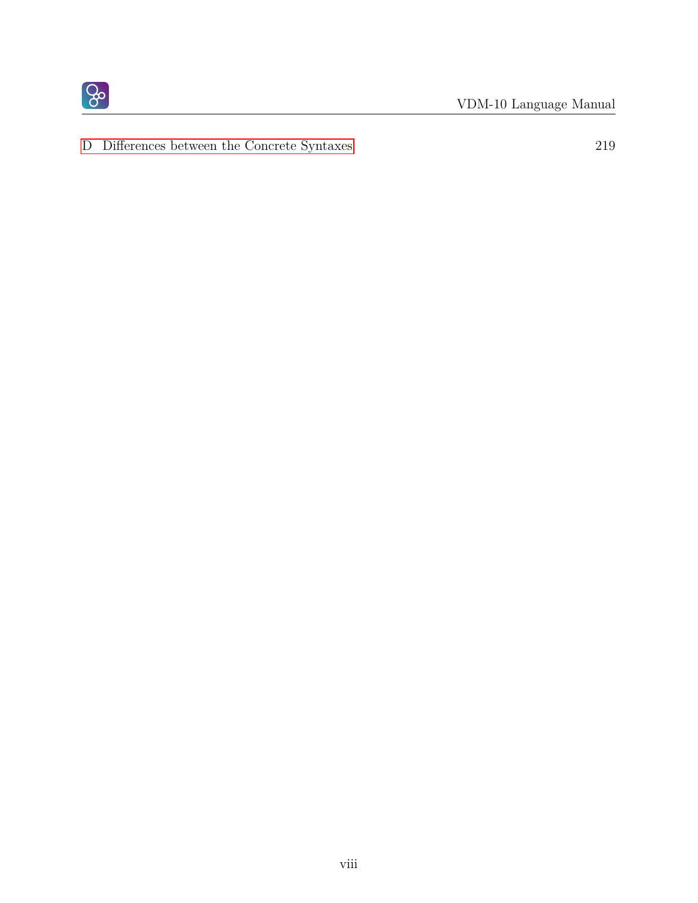D Differences between the Concrete Syntaxes 219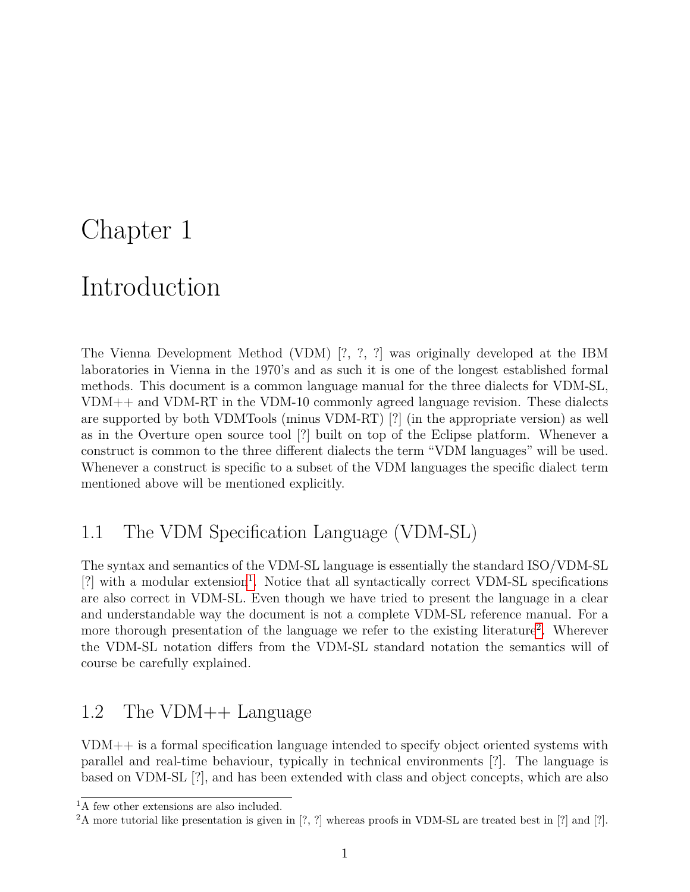# Chapter 1

# Introduction

The Vienna Development Method (VDM) [?, ?, ?] was originally developed at the IBM laboratories in Vienna in the 1970's and as such it is one of the longest established formal methods. This document is a common language manual for the three dialects for VDM-SL, VDM++ and VDM-RT in the VDM-10 commonly agreed language revision. These dialects are supported by both VDMTools (minus VDM-RT) [?] (in the appropriate version) as well as in the Overture open source tool [?] built on top of the Eclipse platform. Whenever a construct is common to the three different dialects the term "VDM languages" will be used. Whenever a construct is specific to a subset of the VDM languages the specific dialect term mentioned above will be mentioned explicitly.

## 1.1 The VDM Specification Language (VDM-SL)

The syntax and semantics of the VDM-SL language is essentially the standard ISO/VDM-SL [?] with a modular extension[1]. Notice that all syntactically correct VDM-SL specifications are also correct in VDM-SL. Even though we have tried to present the language in a clear and understandable way the document is not a complete VDM-SL reference manual. For a more thorough presentation of the language we refer to the existing literature[2]. Wherever the VDM-SL notation differs from the VDM-SL standard notation the semantics will of course be carefully explained.

## 1.2 The VDM++ Language

VDM++ is a formal specification language intended to specify object oriented systems with parallel and real-time behaviour, typically in technical environments [?]. The language is based on VDM-SL [?], and has been extended with class and object concepts, which are also

[1] A few other extensions are also included.

[2] A more tutorial like presentation is given in [?, ?] whereas proofs in VDM-SL are treated best in [?] and [?].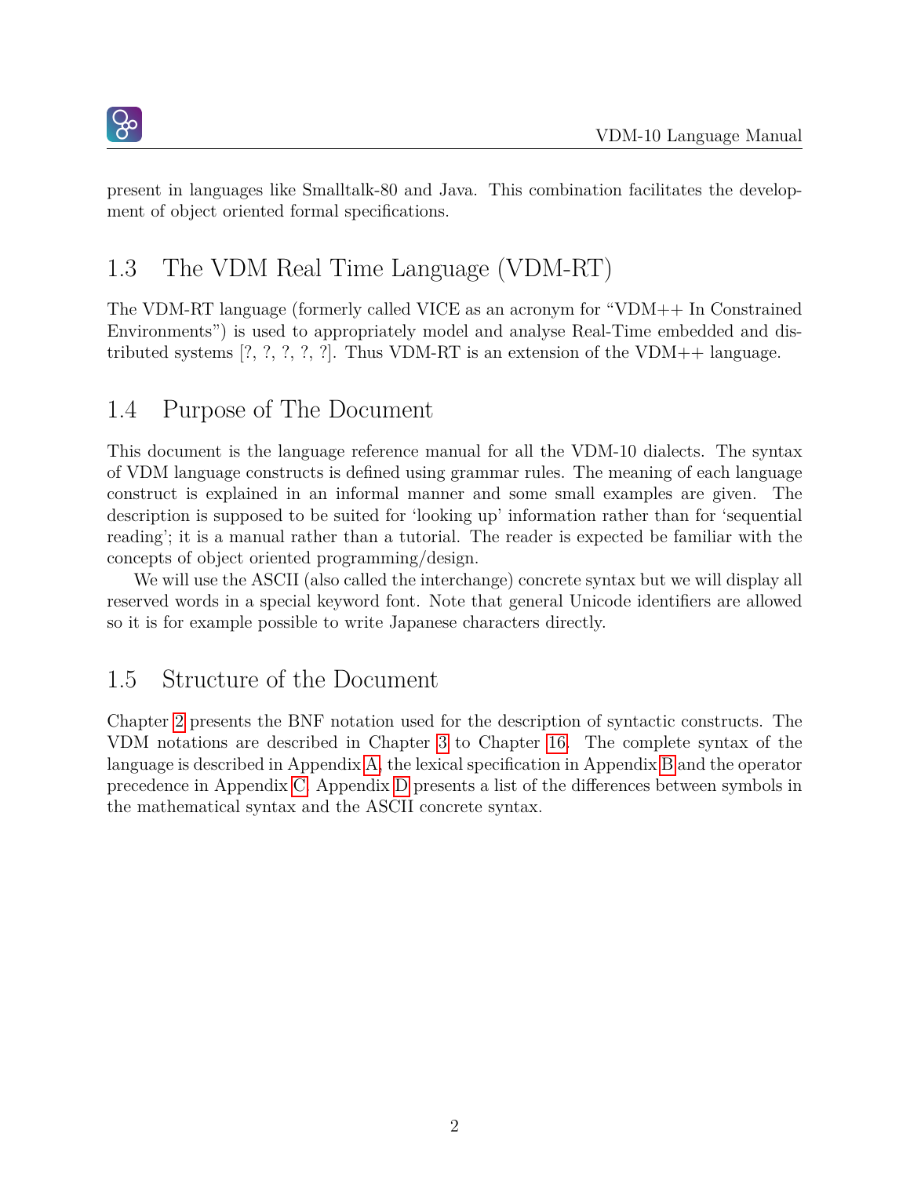present in languages like Smalltalk-80 and Java. This combination facilitates the development of object oriented formal specifications.

## 1.3 The VDM Real Time Language (VDM-RT)

The VDM-RT language (formerly called VICE as an acronym for "VDM++ In Constrained Environments") is used to appropriately model and analyse Real-Time embedded and distributed systems [?, ?, ?, ?, ?]. Thus VDM-RT is an extension of the VDM++ language.

## 1.4 Purpose of The Document

This document is the language reference manual for all the VDM-10 dialects. The syntax of VDM language constructs is defined using grammar rules. The meaning of each language construct is explained in an informal manner and some small examples are given. The description is supposed to be suited for 'looking up' information rather than for 'sequential reading'; it is a manual rather than a tutorial. The reader is expected be familiar with the concepts of object oriented programming/design.

We will use the ASCII (also called the interchange) concrete syntax but we will display all reserved words in a special keyword font. Note that general Unicode identifiers are allowed so it is for example possible to write Japanese characters directly.

## 1.5 Structure of the Document

Chapter 2 presents the BNF notation used for the description of syntactic constructs. The VDM notations are described in Chapter 3 to Chapter 16. The complete syntax of the language is described in Appendix A, the lexical specification in Appendix B and the operator precedence in Appendix C. Appendix D presents a list of the differences between symbols in the mathematical syntax and the ASCII concrete syntax.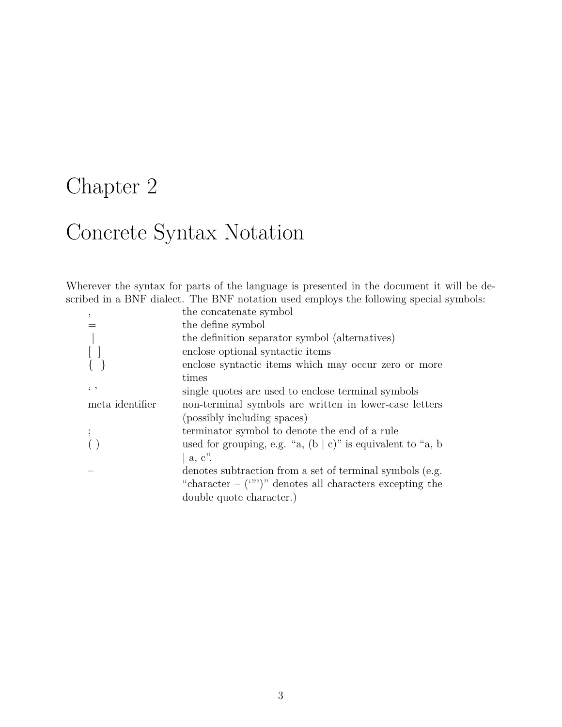# Chapter 2

# Concrete Syntax Notation

Wherever the syntax for parts of the language is presented in the document it will be described in a BNF dialect. The BNF notation used employs the following special symbols:

| | |
|---|---|
| , | the concatenate symbol |
| = | the define symbol |
| \| | the definition separator symbol (alternatives) |
| [ ] | enclose optional syntactic items |
| { } | enclose syntactic items which may occur zero or more times |
| ‘ ’ | single quotes are used to enclose terminal symbols |
| meta identifier | non-terminal symbols are written in lower-case letters (possibly including spaces) |
| ; | terminator symbol to denote the end of a rule |
| ( ) | used for grouping, e.g. “a, (b \| c)” is equivalent to “a, b \| a, c”. |
| – | denotes subtraction from a set of terminal symbols (e.g. “character – (‘"’)” denotes all characters excepting the double quote character.) |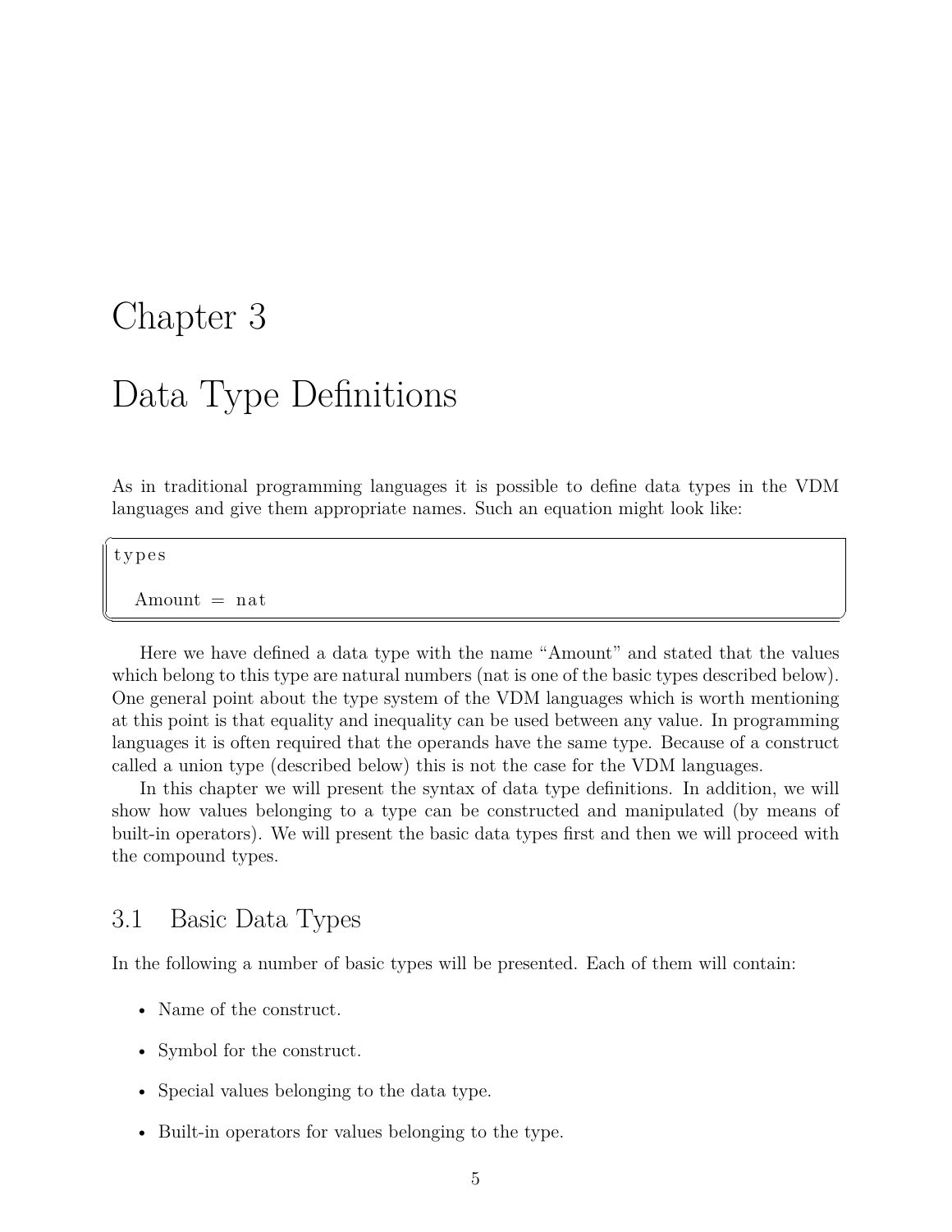# Chapter 3

# Data Type Definitions

As in traditional programming languages it is possible to define data types in the VDM languages and give them appropriate names. Such an equation might look like:

```
types

  Amount = nat
```

Here we have defined a data type with the name “Amount” and stated that the values which belong to this type are natural numbers (nat is one of the basic types described below). One general point about the type system of the VDM languages which is worth mentioning at this point is that equality and inequality can be used between any value. In programming languages it is often required that the operands have the same type. Because of a construct called a union type (described below) this is not the case for the VDM languages.

In this chapter we will present the syntax of data type definitions. In addition, we will show how values belonging to a type can be constructed and manipulated (by means of built-in operators). We will present the basic data types first and then we will proceed with the compound types.

## 3.1 Basic Data Types

In the following a number of basic types will be presented. Each of them will contain:

- Name of the construct.
- Symbol for the construct.
- Special values belonging to the data type.
- Built-in operators for values belonging to the type.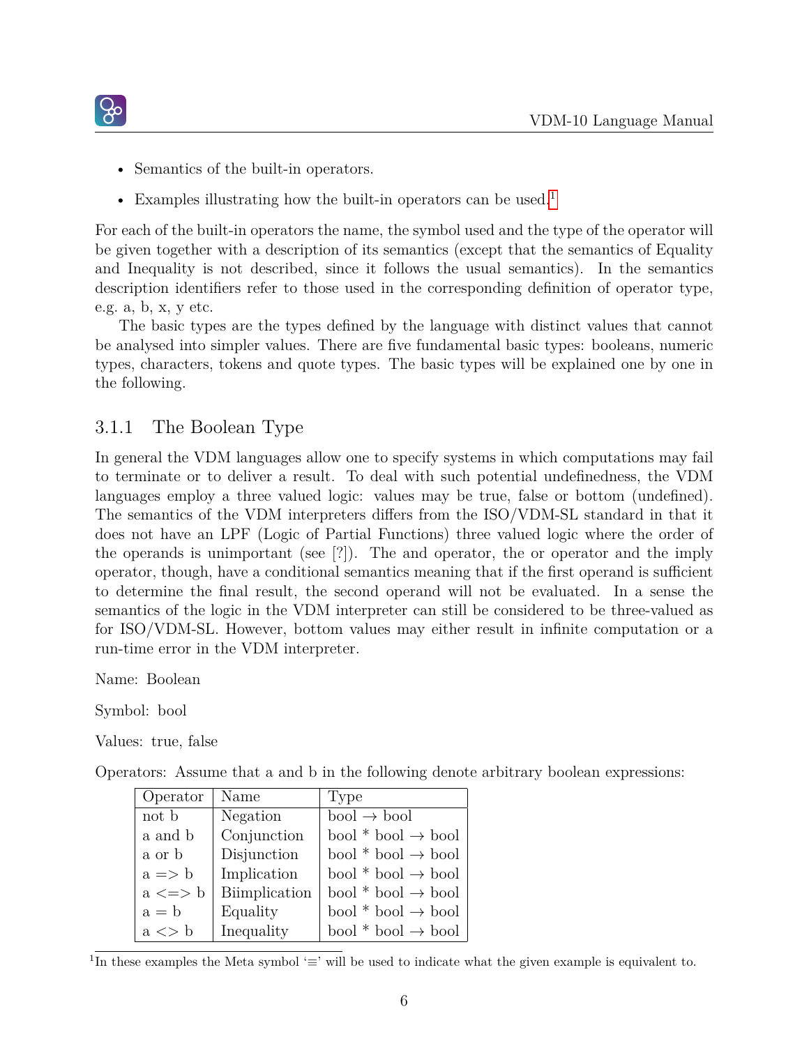- Semantics of the built-in operators.
- Examples illustrating how the built-in operators can be used.[1]

For each of the built-in operators the name, the symbol used and the type of the operator will be given together with a description of its semantics (except that the semantics of Equality and Inequality is not described, since it follows the usual semantics). In the semantics description identifiers refer to those used in the corresponding definition of operator type, e.g. a, b, x, y etc.

The basic types are the types defined by the language with distinct values that cannot be analysed into simpler values. There are five fundamental basic types: booleans, numeric types, characters, tokens and quote types. The basic types will be explained one by one in the following.

### 3.1.1 The Boolean Type

In general the VDM languages allow one to specify systems in which computations may fail to terminate or to deliver a result. To deal with such potential undefinedness, the VDM languages employ a three valued logic: values may be true, false or bottom (undefined). The semantics of the VDM interpreters differs from the ISO/VDM-SL standard in that it does not have an LPF (Logic of Partial Functions) three valued logic where the order of the operands is unimportant (see [?]). The and operator, the or operator and the imply operator, though, have a conditional semantics meaning that if the first operand is sufficient to determine the final result, the second operand will not be evaluated. In a sense the semantics of the logic in the VDM interpreter can still be considered to be three-valued as for ISO/VDM-SL. However, bottom values may either result in infinite computation or a run-time error in the VDM interpreter.

Name: Boolean

Symbol: bool

Values: true, false

Operators: Assume that a and b in the following denote arbitrary boolean expressions:

| Operator | Name | Type |
|---|---|---|
| not b | Negation | bool → bool |
| a and b | Conjunction | bool * bool → bool |
| a or b | Disjunction | bool * bool → bool |
| a => b | Implication | bool * bool → bool |
| a <=> b | Biimplication | bool * bool → bool |
| a = b | Equality | bool * bool → bool |
| a <> b | Inequality | bool * bool → bool |

[1] In these examples the Meta symbol '≡' will be used to indicate what the given example is equivalent to.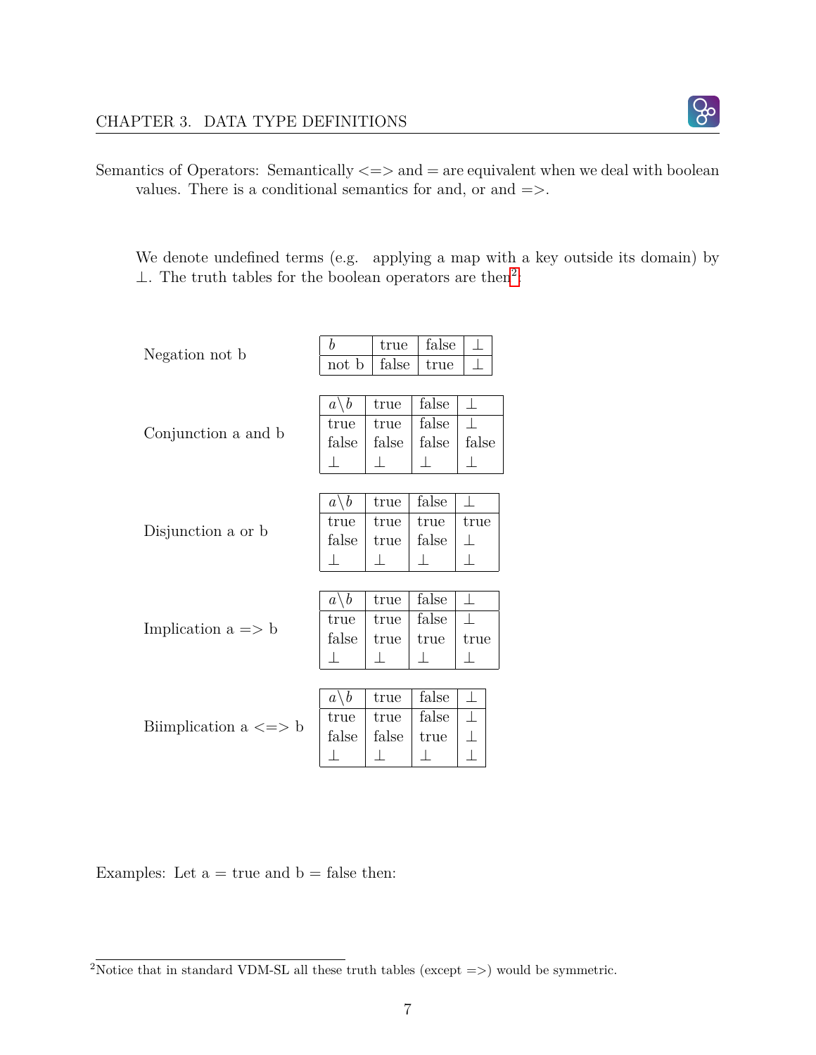Semantics of Operators: Semantically <=> and = are equivalent when we deal with boolean values. There is a conditional semantics for and, or and =>.

We denote undefined terms (e.g. applying a map with a key outside its domain) by $\perp$. The truth tables for the boolean operators are then[2]:

Negation not b

| $b$ | true | false | $\perp$ |
|---|---|---|---|
| not b | false | true | $\perp$ |

Conjunction a and b

| $a \backslash b$ | true | false | $\perp$ |
|---|---|---|---|
| true | true | false | $\perp$ |
| false | false | false | false |
| $\perp$ | $\perp$ | $\perp$ | $\perp$ |

Disjunction a or b

| $a \backslash b$ | true | false | $\perp$ |
|---|---|---|---|
| true | true | true | true |
| false | true | false | $\perp$ |
| $\perp$ | $\perp$ | $\perp$ | $\perp$ |

Implication a => b

| $a \backslash b$ | true | false | $\perp$ |
|---|---|---|---|
| true | true | false | $\perp$ |
| false | true | true | true |
| $\perp$ | $\perp$ | $\perp$ | $\perp$ |

Biimplication a <=> b

| $a \backslash b$ | true | false | $\perp$ |
|---|---|---|---|
| true | true | false | $\perp$ |
| false | false | true | $\perp$ |
| $\perp$ | $\perp$ | $\perp$ | $\perp$ |

Examples: Let a = true and b = false then:

[2] Notice that in standard VDM-SL all these truth tables (except =>) would be symmetric.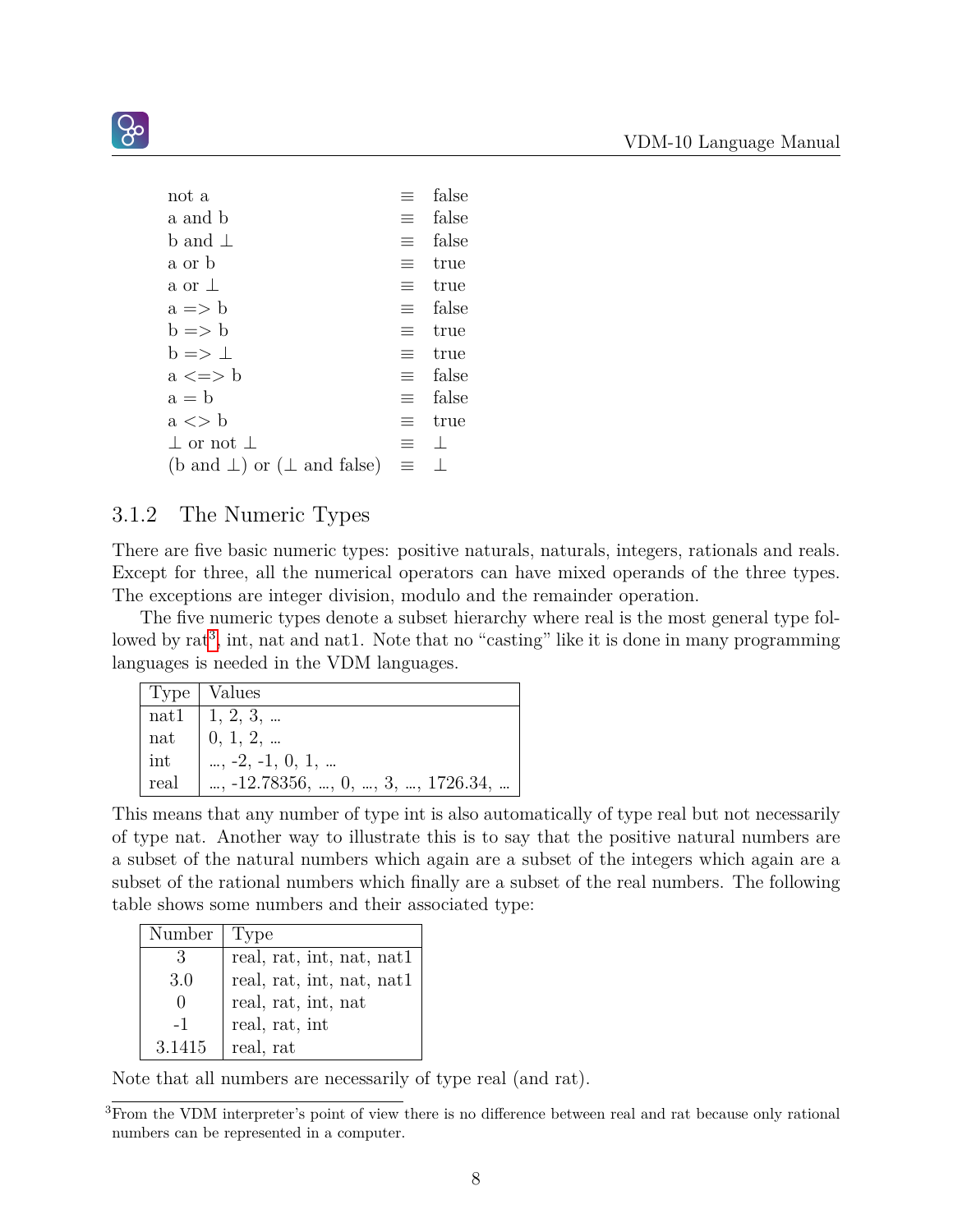| | | |
|---|---|---|
| not a | ≡ | false |
| a and b | ≡ | false |
| b and ⊥ | ≡ | false |
| a or b | ≡ | true |
| a or ⊥ | ≡ | true |
| a => b | ≡ | false |
| b => b | ≡ | true |
| b => ⊥ | ≡ | true |
| a <=> b | ≡ | false |
| a = b | ≡ | false |
| a <> b | ≡ | true |
| ⊥ or not ⊥ | ≡ | ⊥ |
| (b and ⊥) or (⊥ and false) | ≡ | ⊥ |

### 3.1.2 The Numeric Types

There are five basic numeric types: positive naturals, naturals, integers, rationals and reals. Except for three, all the numerical operators can have mixed operands of the three types. The exceptions are integer division, modulo and the remainder operation.

The five numeric types denote a subset hierarchy where real is the most general type followed by rat[3], int, nat and nat1. Note that no "casting" like it is done in many programming languages is needed in the VDM languages.

| Type | Values |
|---|---|
| nat1 | 1, 2, 3, … |
| nat | 0, 1, 2, … |
| int | …, -2, -1, 0, 1, … |
| real | …, -12.78356, …, 0, …, 3, …, 1726.34, … |

This means that any number of type int is also automatically of type real but not necessarily of type nat. Another way to illustrate this is to say that the positive natural numbers are a subset of the natural numbers which again are a subset of the integers which again are a subset of the rational numbers which finally are a subset of the real numbers. The following table shows some numbers and their associated type:

| Number | Type |
|---|---|
| 3 | real, rat, int, nat, nat1 |
| 3.0 | real, rat, int, nat, nat1 |
| 0 | real, rat, int, nat |
| -1 | real, rat, int |
| 3.1415 | real, rat |

Note that all numbers are necessarily of type real (and rat).

[3]From the VDM interpreter's point of view there is no difference between real and rat because only rational numbers can be represented in a computer.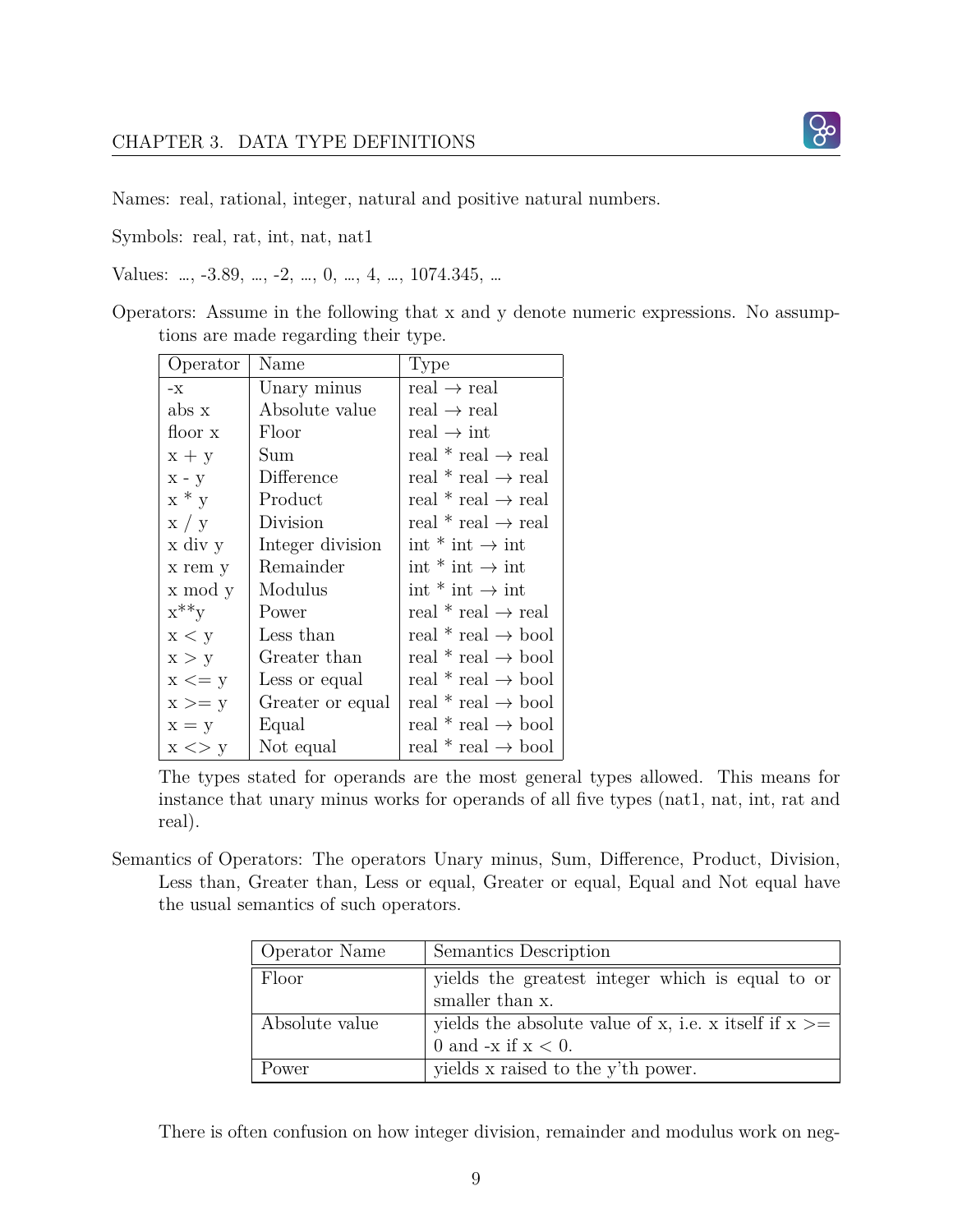Names: real, rational, integer, natural and positive natural numbers.

Symbols: real, rat, int, nat, nat1

Values: ..., -3.89, ..., -2, ..., 0, ..., 4, ..., 1074.345, ...

Operators: Assume in the following that x and y denote numeric expressions. No assumptions are made regarding their type.

| Operator | Name | Type |
|---|---|---|
| -x | Unary minus | real → real |
| abs x | Absolute value | real → real |
| floor x | Floor | real → int |
| x + y | Sum | real * real → real |
| x - y | Difference | real * real → real |
| x * y | Product | real * real → real |
| x / y | Division | real * real → real |
| x div y | Integer division | int * int → int |
| x rem y | Remainder | int * int → int |
| x mod y | Modulus | int * int → int |
| x**y | Power | real * real → real |
| x < y | Less than | real * real → bool |
| x > y | Greater than | real * real → bool |
| x <= y | Less or equal | real * real → bool |
| x >= y | Greater or equal | real * real → bool |
| x = y | Equal | real * real → bool |
| x <> y | Not equal | real * real → bool |

The types stated for operands are the most general types allowed. This means for instance that unary minus works for operands of all five types (nat1, nat, int, rat and real).

Semantics of Operators: The operators Unary minus, Sum, Difference, Product, Division, Less than, Greater than, Less or equal, Greater or equal, Equal and Not equal have the usual semantics of such operators.

| Operator Name | Semantics Description |
|---|---|
| Floor | yields the greatest integer which is equal to or smaller than x. |
| Absolute value | yields the absolute value of x, i.e. x itself if x >= 0 and -x if x < 0. |
| Power | yields x raised to the y'th power. |

There is often confusion on how integer division, remainder and modulus work on neg-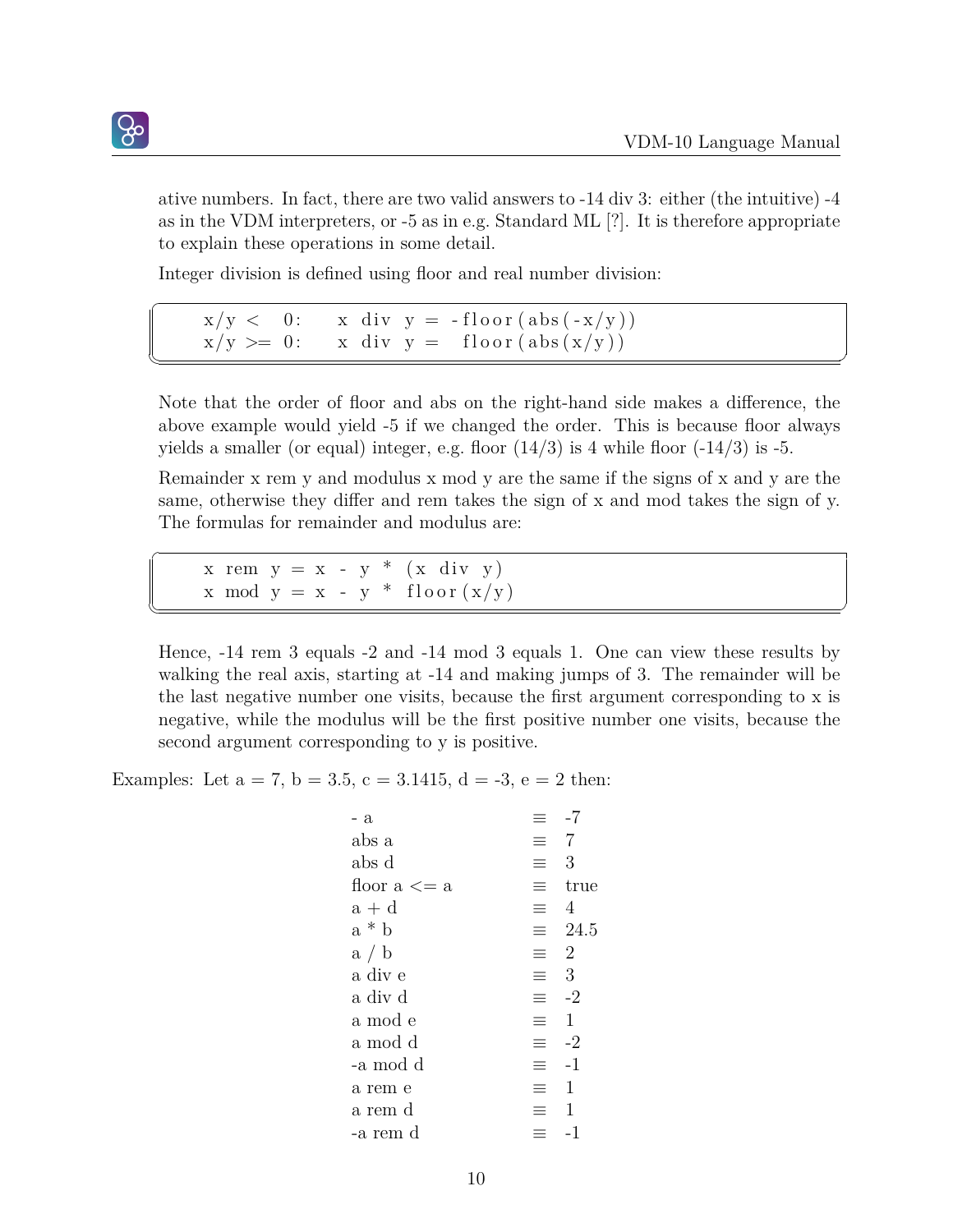ative numbers. In fact, there are two valid answers to -14 div 3: either (the intuitive) -4 as in the VDM interpreters, or -5 as in e.g. Standard ML [?]. It is therefore appropriate to explain these operations in some detail.

Integer division is defined using floor and real number division:

```
x/y <  0:    x div y = -floor(abs(-x/y))
x/y >= 0:    x div y =  floor(abs(x/y))
```

Note that the order of floor and abs on the right-hand side makes a difference, the above example would yield -5 if we changed the order. This is because floor always yields a smaller (or equal) integer, e.g. floor (14/3) is 4 while floor (-14/3) is -5.

Remainder x rem y and modulus x mod y are the same if the signs of x and y are the same, otherwise they differ and rem takes the sign of x and mod takes the sign of y. The formulas for remainder and modulus are:

```
x rem y = x - y * (x div y)
x mod y = x - y * floor(x/y)
```

Hence, -14 rem 3 equals -2 and -14 mod 3 equals 1. One can view these results by walking the real axis, starting at -14 and making jumps of 3. The remainder will be the last negative number one visits, because the first argument corresponding to x is negative, while the modulus will be the first positive number one visits, because the second argument corresponding to y is positive.

Examples: Let a = 7, b = 3.5, c = 3.1415, d = -3, e = 2 then:

| | | |
|---|---|---|
| - a | ≡ | -7 |
| abs a | ≡ | 7 |
| abs d | ≡ | 3 |
| floor a <= a | ≡ | true |
| a + d | ≡ | 4 |
| a * b | ≡ | 24.5 |
| a / b | ≡ | 2 |
| a div e | ≡ | 3 |
| a div d | ≡ | -2 |
| a mod e | ≡ | 1 |
| a mod d | ≡ | -2 |
| -a mod d | ≡ | -1 |
| a rem e | ≡ | 1 |
| a rem d | ≡ | 1 |
| -a rem d | ≡ | -1 |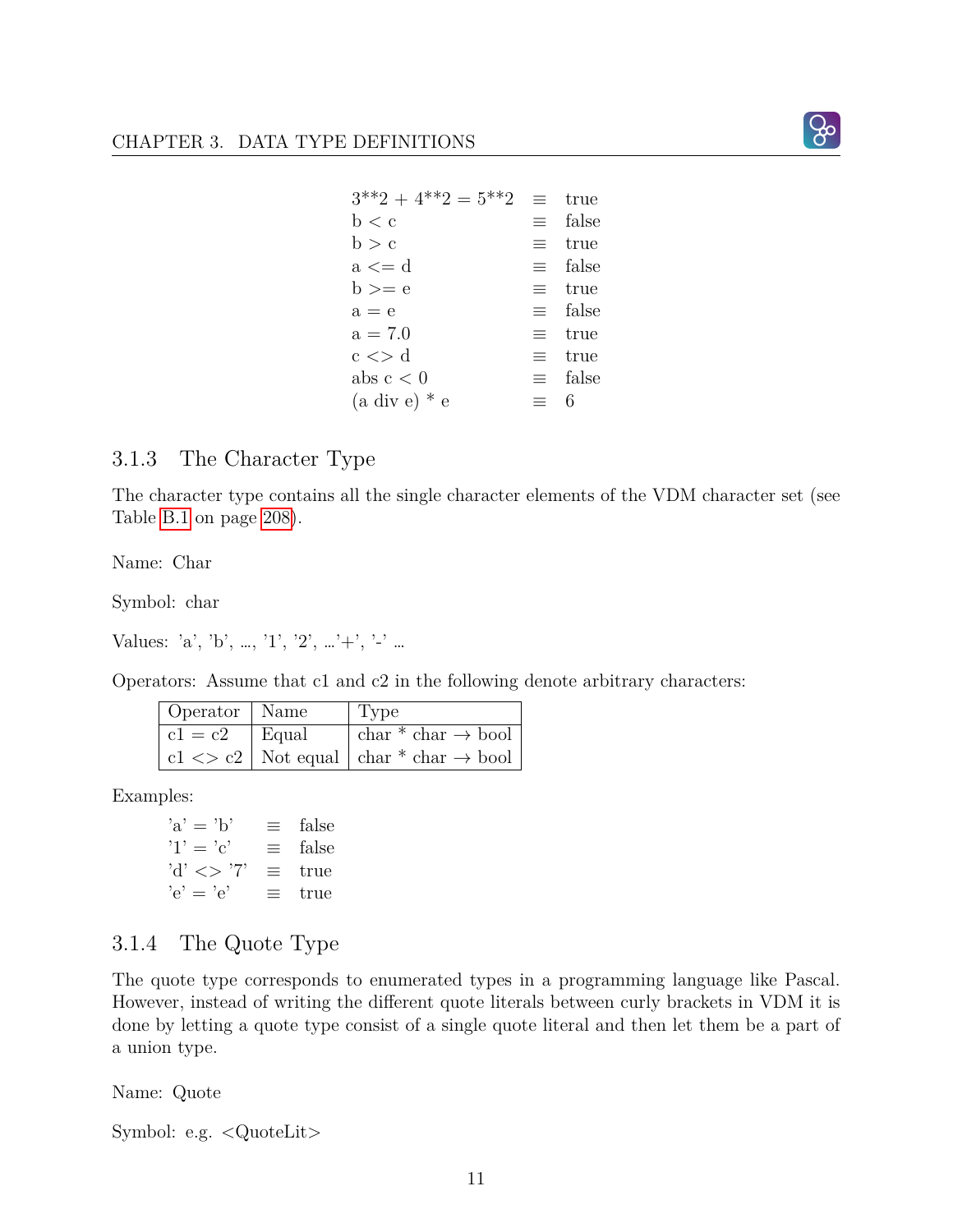| | | |
|---|---|---|
| 3**2 + 4**2 = 5**2 | ≡ | true |
| b < c | ≡ | false |
| b > c | ≡ | true |
| a <= d | ≡ | false |
| b >= e | ≡ | true |
| a = e | ≡ | false |
| a = 7.0 | ≡ | true |
| c <> d | ≡ | true |
| abs c < 0 | ≡ | false |
| (a div e) * e | ≡ | 6 |

### 3.1.3 The Character Type

The character type contains all the single character elements of the VDM character set (see Table B.1 on page 208).

Name: Char

Symbol: char

Values: 'a', 'b', ..., '1', '2', ...'+', '-' ...

Operators: Assume that c1 and c2 in the following denote arbitrary characters:

| Operator | Name | Type |
|---|---|---|
| c1 = c2 | Equal | char * char → bool |
| c1 <> c2 | Not equal | char * char → bool |

Examples:

| | | |
|---|---|---|
| 'a' = 'b' | ≡ | false |
| '1' = 'c' | ≡ | false |
| 'd' <> '7' | ≡ | true |
| 'e' = 'e' | ≡ | true |

### 3.1.4 The Quote Type

The quote type corresponds to enumerated types in a programming language like Pascal. However, instead of writing the different quote literals between curly brackets in VDM it is done by letting a quote type consist of a single quote literal and then let them be a part of a union type.

Name: Quote

Symbol: e.g. <QuoteLit>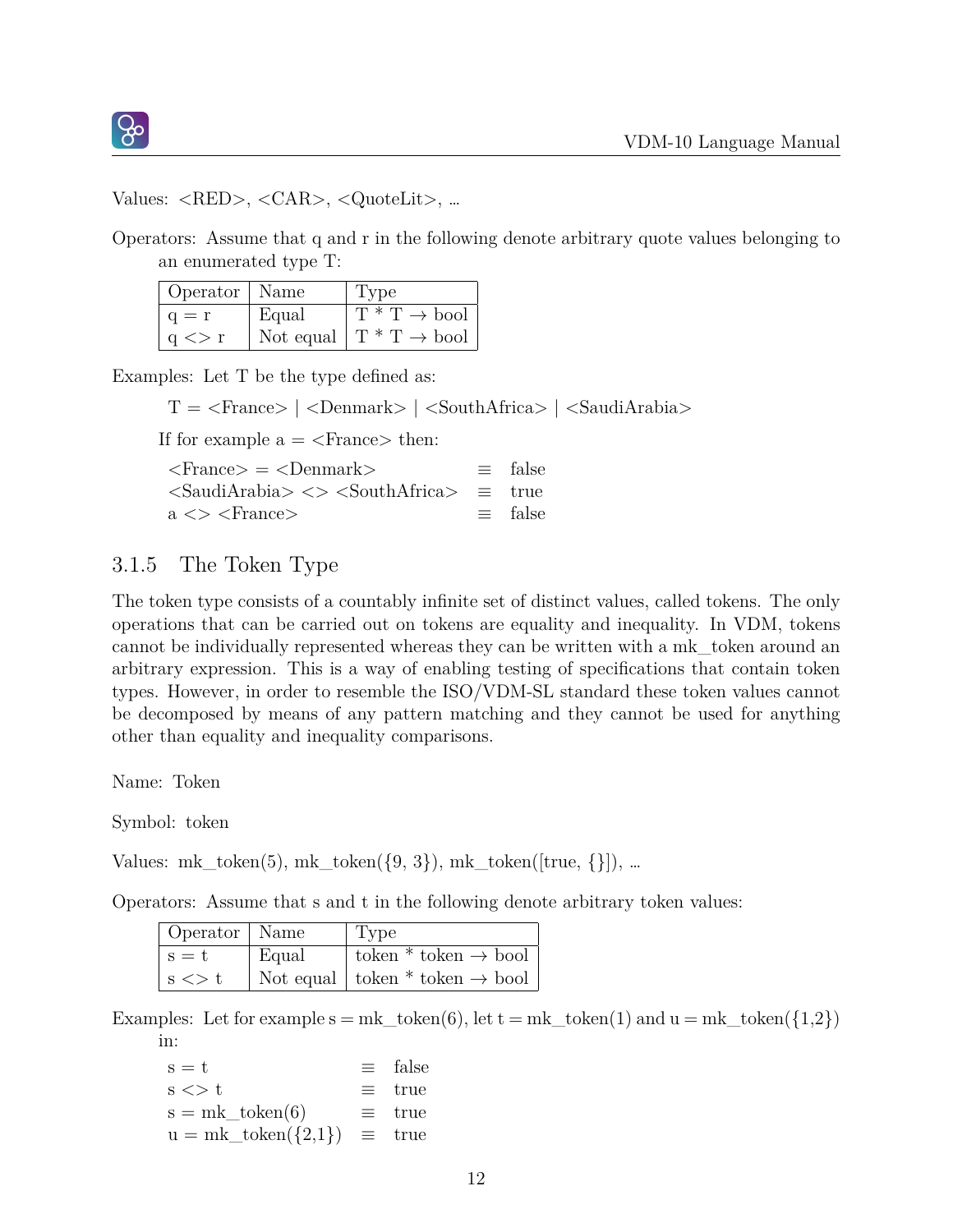Values: <RED>, <CAR>, <QuoteLit>, ...

Operators: Assume that q and r in the following denote arbitrary quote values belonging to an enumerated type T:

| Operator | Name | Type |
|---|---|---|
| q = r | Equal | T * T → bool |
| q <> r | Not equal | T * T → bool |

Examples: Let T be the type defined as:

T = <France> | <Denmark> | <SouthAfrica> | <SaudiArabia>

If for example a = <France> then:

| | | |
|---|---|---|
| <France> = <Denmark> | ≡ | false |
| <SaudiArabia> <> <SouthAfrica> | ≡ | true |
| a <> <France> | ≡ | false |

### 3.1.5 The Token Type

The token type consists of a countably infinite set of distinct values, called tokens. The only operations that can be carried out on tokens are equality and inequality. In VDM, tokens cannot be individually represented whereas they can be written with a mk_token around an arbitrary expression. This is a way of enabling testing of specifications that contain token types. However, in order to resemble the ISO/VDM-SL standard these token values cannot be decomposed by means of any pattern matching and they cannot be used for anything other than equality and inequality comparisons.

Name: Token

Symbol: token

Values: mk_token(5), mk_token({9, 3}), mk_token([true, {}]), ...

Operators: Assume that s and t in the following denote arbitrary token values:

| Operator | Name | Type |
|---|---|---|
| s = t | Equal | token * token → bool |
| s <> t | Not equal | token * token → bool |

Examples: Let for example s = mk_token(6), let t = mk_token(1) and u = mk_token({1,2}) in:

| | | |
|---|---|---|
| s = t | ≡ | false |
| s <> t | ≡ | true |
| s = mk_token(6) | ≡ | true |
| u = mk_token({2,1}) | ≡ | true |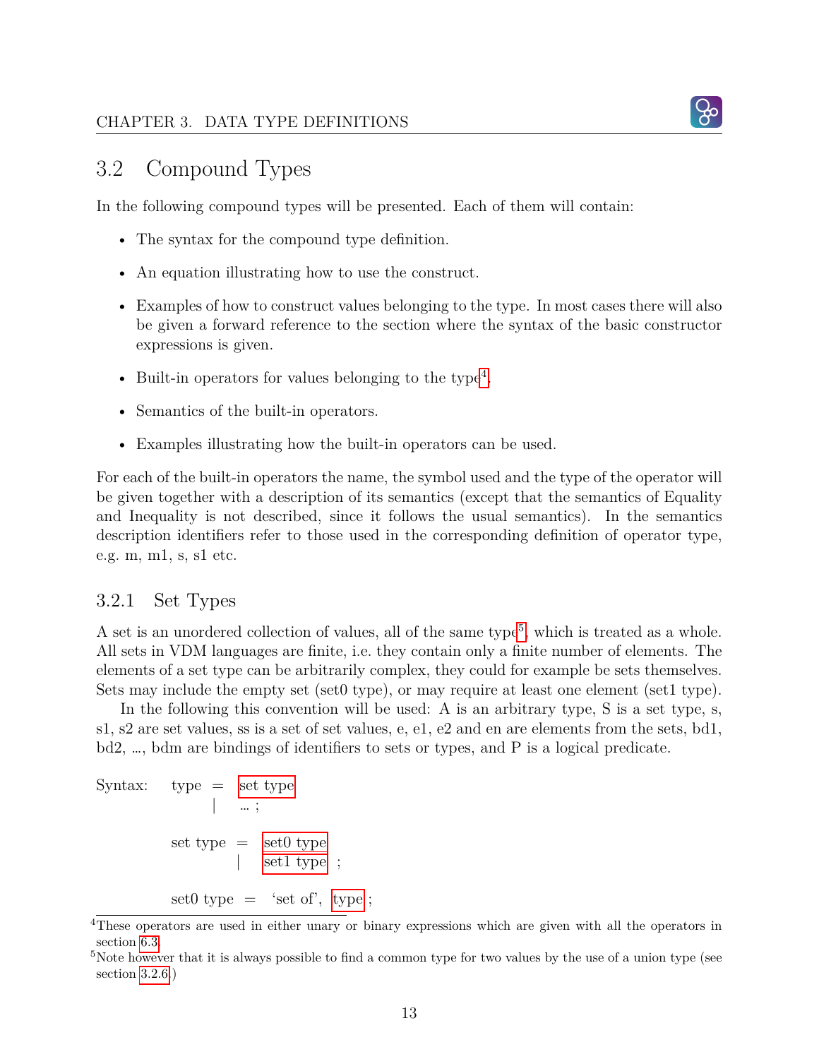## 3.2 Compound Types

In the following compound types will be presented. Each of them will contain:

- The syntax for the compound type definition.
- An equation illustrating how to use the construct.
- Examples of how to construct values belonging to the type. In most cases there will also be given a forward reference to the section where the syntax of the basic constructor expressions is given.
- Built-in operators for values belonging to the type[4].
- Semantics of the built-in operators.
- Examples illustrating how the built-in operators can be used.

For each of the built-in operators the name, the symbol used and the type of the operator will be given together with a description of its semantics (except that the semantics of Equality and Inequality is not described, since it follows the usual semantics). In the semantics description identifiers refer to those used in the corresponding definition of operator type, e.g. m, m1, s, s1 etc.

### 3.2.1 Set Types

A set is an unordered collection of values, all of the same type[5], which is treated as a whole. All sets in VDM languages are finite, i.e. they contain only a finite number of elements. The elements of a set type can be arbitrarily complex, they could for example be sets themselves. Sets may include the empty set (set0 type), or may require at least one element (set1 type).

In the following this convention will be used: A is an arbitrary type, S is a set type, s, s1, s2 are set values, ss is a set of set values, e, e1, e2 and en are elements from the sets, bd1, bd2, …, bdm are bindings of identifiers to sets or types, and P is a logical predicate.

```
Syntax:   type  =  set type
                |  … ;

          set type  =  set0 type
                    |  set1 type ;

          set0 type  =  'set of', type ;
```

[4]These operators are used in either unary or binary expressions which are given with all the operators in section 6.3.

[5]Note however that it is always possible to find a common type for two values by the use of a union type (see section 3.2.6.)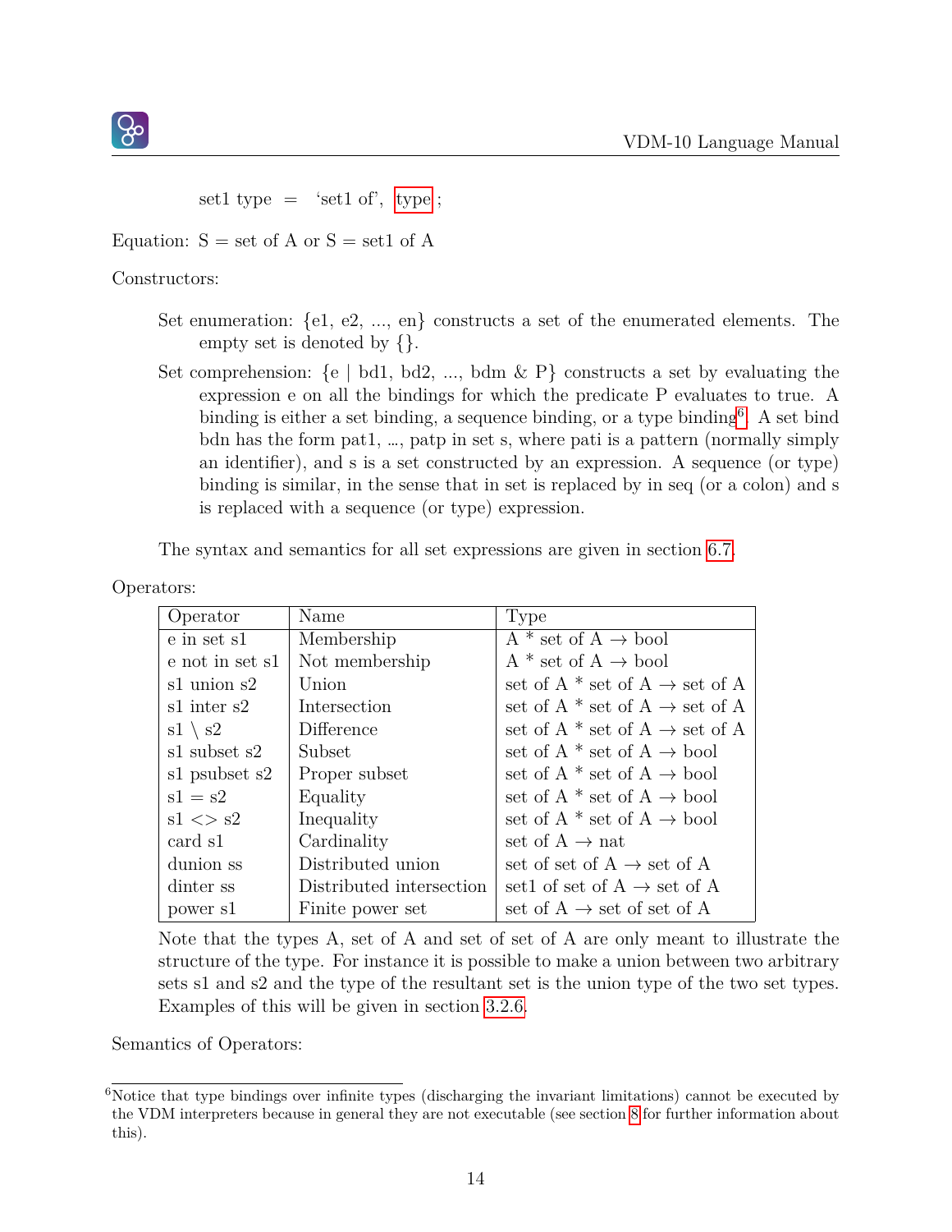set1 type = ‘set1 of’, type ;

Equation: S = set of A or S = set1 of A

Constructors:

Set enumeration: {e1, e2, ..., en} constructs a set of the enumerated elements. The empty set is denoted by {}.

Set comprehension: {e | bd1, bd2, ..., bdm & P} constructs a set by evaluating the expression e on all the bindings for which the predicate P evaluates to true. A binding is either a set binding, a sequence binding, or a type binding[6]. A set bind bdn has the form pat1, ..., patp in set s, where pati is a pattern (normally simply an identifier), and s is a set constructed by an expression. A sequence (or type) binding is similar, in the sense that in set is replaced by in seq (or a colon) and s is replaced with a sequence (or type) expression.

The syntax and semantics for all set expressions are given in section 6.7.

Operators:

| Operator | Name | Type |
|---|---|---|
| e in set s1 | Membership | A * set of A → bool |
| e not in set s1 | Not membership | A * set of A → bool |
| s1 union s2 | Union | set of A * set of A → set of A |
| s1 inter s2 | Intersection | set of A * set of A → set of A |
| s1 \ s2 | Difference | set of A * set of A → set of A |
| s1 subset s2 | Subset | set of A * set of A → bool |
| s1 psubset s2 | Proper subset | set of A * set of A → bool |
| s1 = s2 | Equality | set of A * set of A → bool |
| s1 <> s2 | Inequality | set of A * set of A → bool |
| card s1 | Cardinality | set of A → nat |
| dunion ss | Distributed union | set of set of A → set of A |
| dinter ss | Distributed intersection | set1 of set of A → set of A |
| power s1 | Finite power set | set of A → set of set of A |

Note that the types A, set of A and set of set of A are only meant to illustrate the structure of the type. For instance it is possible to make a union between two arbitrary sets s1 and s2 and the type of the resultant set is the union type of the two set types. Examples of this will be given in section 3.2.6.

Semantics of Operators:

[6] Notice that type bindings over infinite types (discharging the invariant limitations) cannot be executed by the VDM interpreters because in general they are not executable (see section 8 for further information about this).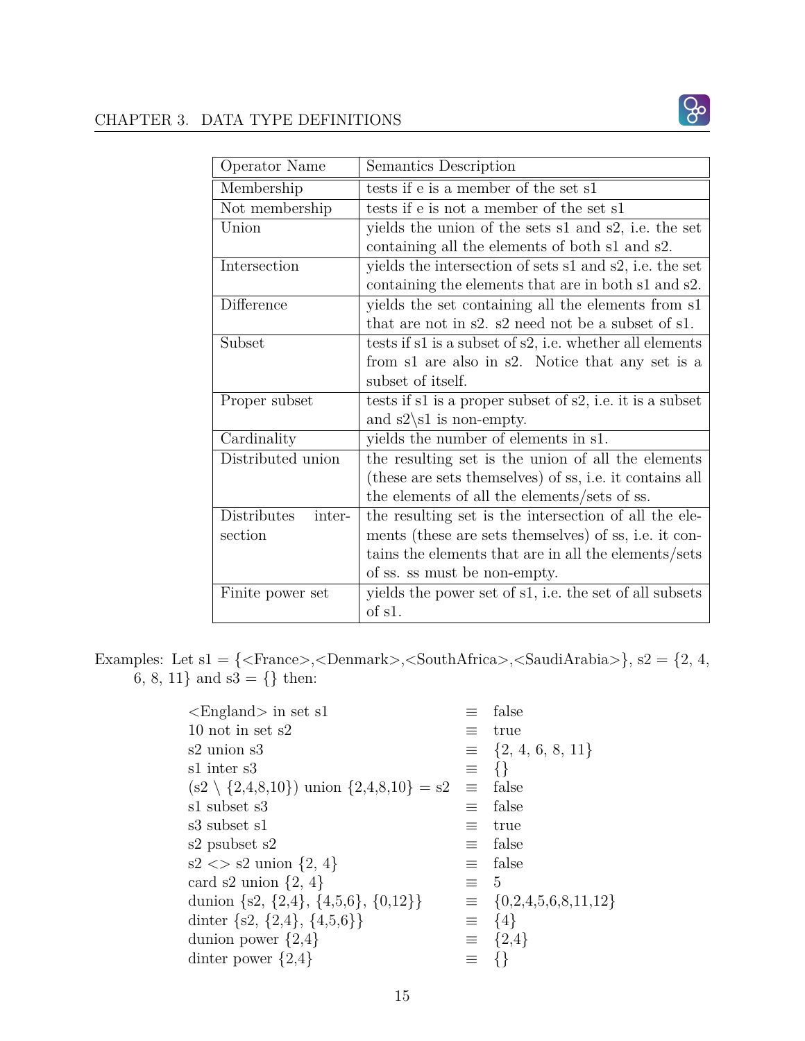| Operator Name | Semantics Description |
| --- | --- |
| Membership | tests if e is a member of the set s1 |
| Not membership | tests if e is not a member of the set s1 |
| Union | yields the union of the sets s1 and s2, i.e. the set containing all the elements of both s1 and s2. |
| Intersection | yields the intersection of sets s1 and s2, i.e. the set containing the elements that are in both s1 and s2. |
| Difference | yields the set containing all the elements from s1 that are not in s2. s2 need not be a subset of s1. |
| Subset | tests if s1 is a subset of s2, i.e. whether all elements from s1 are also in s2. Notice that any set is a subset of itself. |
| Proper subset | tests if s1 is a proper subset of s2, i.e. it is a subset and s2\s1 is non-empty. |
| Cardinality | yields the number of elements in s1. |
| Distributed union | the resulting set is the union of all the elements (these are sets themselves) of ss, i.e. it contains all the elements of all the elements/sets of ss. |
| Distributes intersection | the resulting set is the intersection of all the elements (these are sets themselves) of ss, i.e. it contains the elements that are in all the elements/sets of ss. ss must be non-empty. |
| Finite power set | yields the power set of s1, i.e. the set of all subsets of s1. |

Examples: Let s1 = {<France>,<Denmark>,<SouthAfrica>,<SaudiArabia>}, s2 = {2, 4, 6, 8, 11} and s3 = {} then:

| | | |
| --- | --- | --- |
| <England> in set s1 | ≡ | false |
| 10 not in set s2 | ≡ | true |
| s2 union s3 | ≡ | {2, 4, 6, 8, 11} |
| s1 inter s3 | ≡ | {} |
| (s2 \ {2,4,8,10}) union {2,4,8,10} = s2 | ≡ | false |
| s1 subset s3 | ≡ | false |
| s3 subset s1 | ≡ | true |
| s2 psubset s2 | ≡ | false |
| s2 <> s2 union {2, 4} | ≡ | false |
| card s2 union {2, 4} | ≡ | 5 |
| dunion {s2, {2,4}, {4,5,6}, {0,12}} | ≡ | {0,2,4,5,6,8,11,12} |
| dinter {s2, {2,4}, {4,5,6}} | ≡ | {4} |
| dunion power {2,4} | ≡ | {2,4} |
| dinter power {2,4} | ≡ | {} |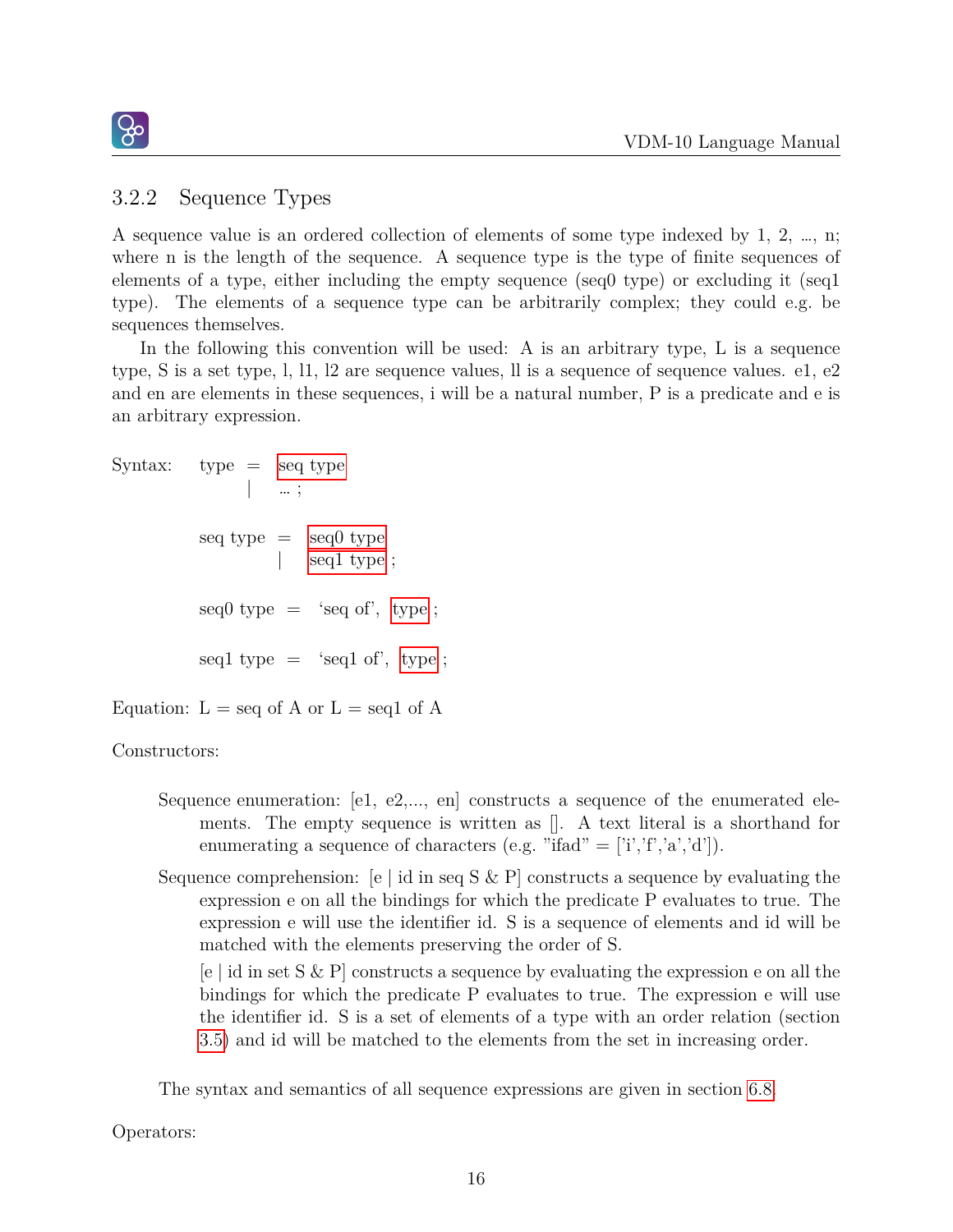### 3.2.2 Sequence Types

A sequence value is an ordered collection of elements of some type indexed by 1, 2, ..., n; where n is the length of the sequence. A sequence type is the type of finite sequences of elements of a type, either including the empty sequence (seq0 type) or excluding it (seq1 type). The elements of a sequence type can be arbitrarily complex; they could e.g. be sequences themselves.

In the following this convention will be used: A is an arbitrary type, L is a sequence type, S is a set type, l, l1, l2 are sequence values, ll is a sequence of sequence values. e1, e2 and en are elements in these sequences, i will be a natural number, P is a predicate and e is an arbitrary expression.

```
Syntax:   type      =  seq type
                    |  ... ;

          seq type  =  seq0 type
                    |  seq1 type ;

          seq0 type =  'seq of', type ;

          seq1 type =  'seq1 of', type ;
```

Equation: L = seq of A or L = seq1 of A

Constructors:

Sequence enumeration: [e1, e2,..., en] constructs a sequence of the enumerated elements. The empty sequence is written as []. A text literal is a shorthand for enumerating a sequence of characters (e.g. "ifad" = ['i','f','a','d']).

Sequence comprehension: [e | id in seq S & P] constructs a sequence by evaluating the expression e on all the bindings for which the predicate P evaluates to true. The expression e will use the identifier id. S is a sequence of elements and id will be matched with the elements preserving the order of S.

[e | id in set S & P] constructs a sequence by evaluating the expression e on all the bindings for which the predicate P evaluates to true. The expression e will use the identifier id. S is a set of elements of a type with an order relation (section 3.5) and id will be matched to the elements from the set in increasing order.

The syntax and semantics of all sequence expressions are given in section 6.8.

Operators: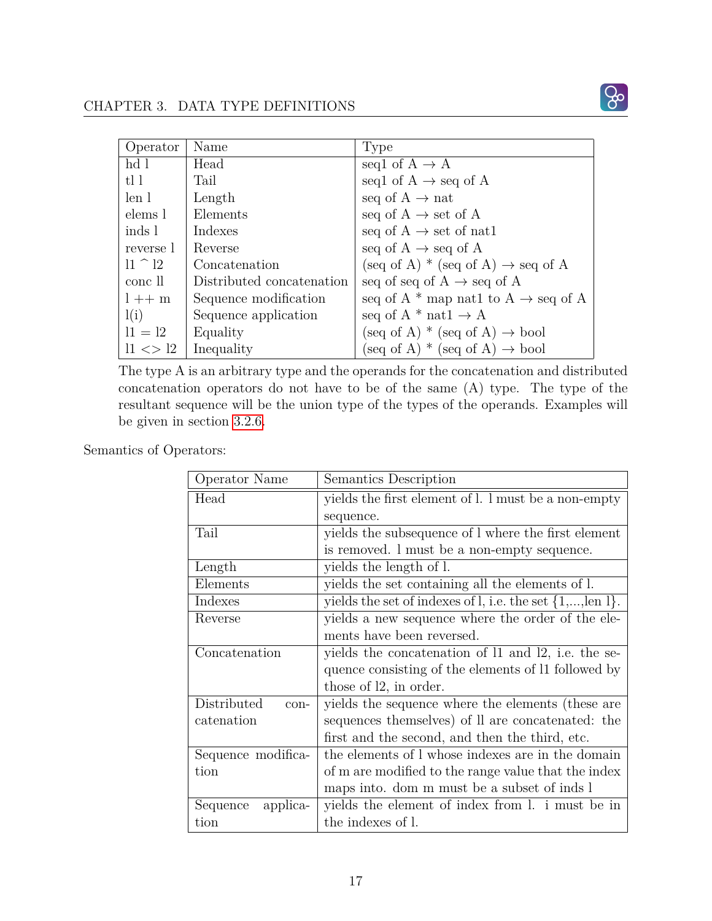| Operator | Name | Type |
|---|---|---|
| hd l | Head | seq1 of A → A |
| tl l | Tail | seq1 of A → seq of A |
| len l | Length | seq of A → nat |
| elems l | Elements | seq of A → set of A |
| inds l | Indexes | seq of A → set of nat1 |
| reverse l | Reverse | seq of A → seq of A |
| l1 ^ l2 | Concatenation | (seq of A) * (seq of A) → seq of A |
| conc ll | Distributed concatenation | seq of seq of A → seq of A |
| l ++ m | Sequence modification | seq of A * map nat1 to A → seq of A |
| l(i) | Sequence application | seq of A * nat1 → A |
| l1 = l2 | Equality | (seq of A) * (seq of A) → bool |
| l1 <> l2 | Inequality | (seq of A) * (seq of A) → bool |

The type A is an arbitrary type and the operands for the concatenation and distributed concatenation operators do not have to be of the same (A) type. The type of the resultant sequence will be the union type of the types of the operands. Examples will be given in section 3.2.6.

Semantics of Operators:

| Operator Name | Semantics Description |
|---|---|
| Head | yields the first element of l. l must be a non-empty sequence. |
| Tail | yields the subsequence of l where the first element is removed. l must be a non-empty sequence. |
| Length | yields the length of l. |
| Elements | yields the set containing all the elements of l. |
| Indexes | yields the set of indexes of l, i.e. the set {1,...,len l}. |
| Reverse | yields a new sequence where the order of the elements have been reversed. |
| Concatenation | yields the concatenation of l1 and l2, i.e. the sequence consisting of the elements of l1 followed by those of l2, in order. |
| Distributed concatenation | yields the sequence where the elements (these are sequences themselves) of ll are concatenated: the first and the second, and then the third, etc. |
| Sequence modification | the elements of l whose indexes are in the domain of m are modified to the range value that the index maps into. dom m must be a subset of inds l |
| Sequence application | yields the element of index from l. i must be in the indexes of l. |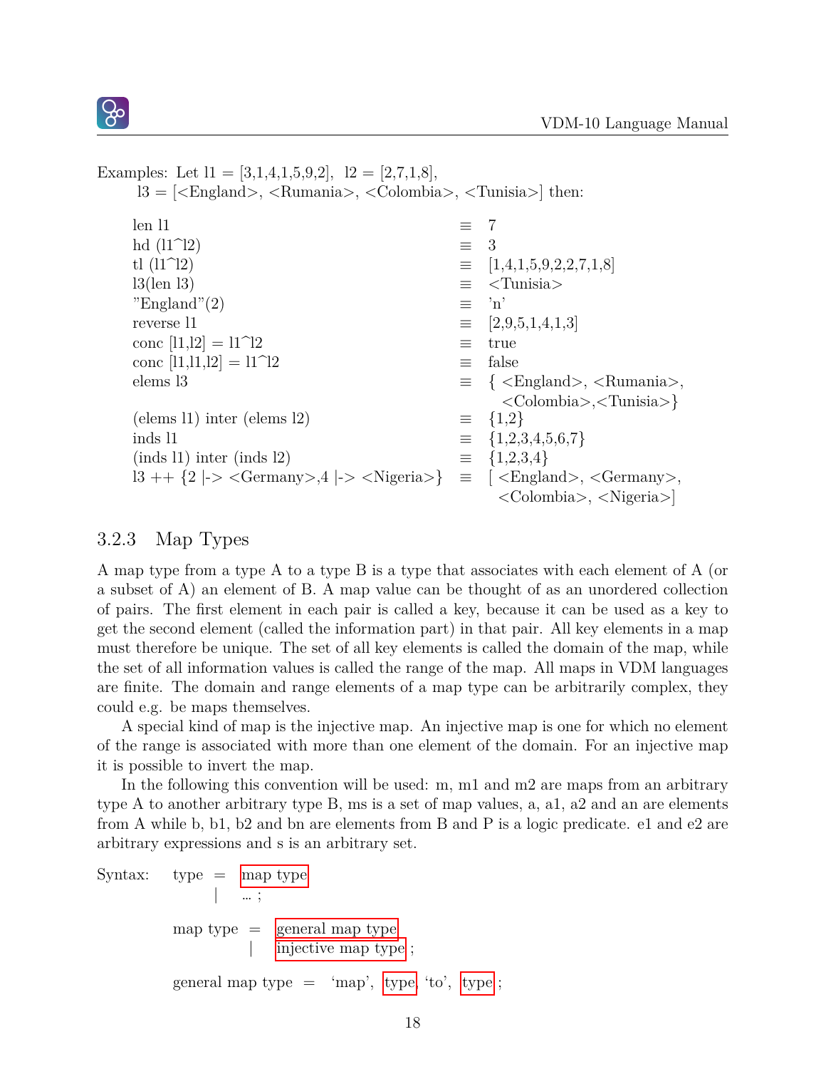Examples: Let l1 = [3,1,4,1,5,9,2], l2 = [2,7,1,8],
l3 = [<England>, <Rumania>, <Colombia>, <Tunisia>] then:

| | | |
|---|---|---|
| len l1 | ≡ | 7 |
| hd (l1^l2) | ≡ | 3 |
| tl (l1^l2) | ≡ | [1,4,1,5,9,2,2,7,1,8] |
| l3(len l3) | ≡ | <Tunisia> |
| "England"(2) | ≡ | 'n' |
| reverse l1 | ≡ | [2,9,5,1,4,1,3] |
| conc [l1,l2] = l1^l2 | ≡ | true |
| conc [l1,l1,l2] = l1^l2 | ≡ | false |
| elems l3 | ≡ | { <England>, <Rumania>, <Colombia>,<Tunisia>} |
| (elems l1) inter (elems l2) | ≡ | {1,2} |
| inds l1 | ≡ | {1,2,3,4,5,6,7} |
| (inds l1) inter (inds l2) | ≡ | {1,2,3,4} |
| l3 ++ {2 \|-> <Germany>,4 \|-> <Nigeria>} | ≡ | [ <England>, <Germany>, <Colombia>, <Nigeria>] |

### 3.2.3 Map Types

A map type from a type A to a type B is a type that associates with each element of A (or a subset of A) an element of B. A map value can be thought of as an unordered collection of pairs. The first element in each pair is called a key, because it can be used as a key to get the second element (called the information part) in that pair. All key elements in a map must therefore be unique. The set of all key elements is called the domain of the map, while the set of all information values is called the range of the map. All maps in VDM languages are finite. The domain and range elements of a map type can be arbitrarily complex, they could e.g. be maps themselves.

A special kind of map is the injective map. An injective map is one for which no element of the range is associated with more than one element of the domain. For an injective map it is possible to invert the map.

In the following this convention will be used: m, m1 and m2 are maps from an arbitrary type A to another arbitrary type B, ms is a set of map values, a, a1, a2 and an are elements from A while b, b1, b2 and bn are elements from B and P is a logic predicate. e1 and e2 are arbitrary expressions and s is an arbitrary set.

Syntax:

```
type = map type
     | ... ;

map type = general map type
         | injective map type ;

general map type = 'map', type, 'to', type ;
```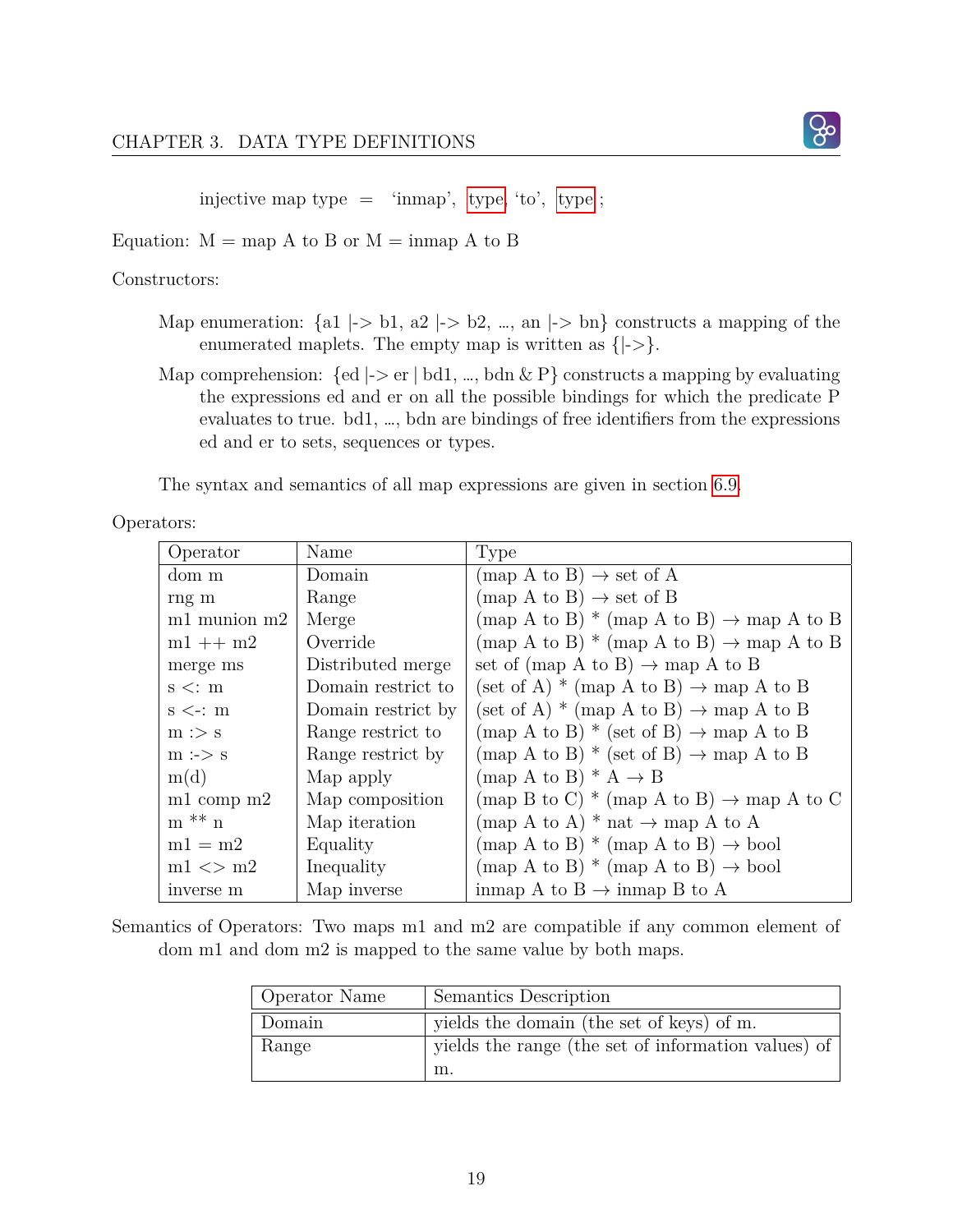injective map type = 'inmap', type, 'to', type ;

Equation: M = map A to B or M = inmap A to B

Constructors:

Map enumeration: {a1 |-> b1, a2 |-> b2, ..., an |-> bn} constructs a mapping of the enumerated maplets. The empty map is written as {|->}.

Map comprehension: {ed |-> er | bd1, ..., bdn & P} constructs a mapping by evaluating the expressions ed and er on all the possible bindings for which the predicate P evaluates to true. bd1, ..., bdn are bindings of free identifiers from the expressions ed and er to sets, sequences or types.

The syntax and semantics of all map expressions are given in section 6.9.

Operators:

| Operator | Name | Type |
|---|---|---|
| dom m | Domain | (map A to B) → set of A |
| rng m | Range | (map A to B) → set of B |
| m1 munion m2 | Merge | (map A to B) * (map A to B) → map A to B |
| m1 ++ m2 | Override | (map A to B) * (map A to B) → map A to B |
| merge ms | Distributed merge | set of (map A to B) → map A to B |
| s <: m | Domain restrict to | (set of A) * (map A to B) → map A to B |
| s <-: m | Domain restrict by | (set of A) * (map A to B) → map A to B |
| m :> s | Range restrict to | (map A to B) * (set of B) → map A to B |
| m :-> s | Range restrict by | (map A to B) * (set of B) → map A to B |
| m(d) | Map apply | (map A to B) * A → B |
| m1 comp m2 | Map composition | (map B to C) * (map A to B) → map A to C |
| m ** n | Map iteration | (map A to A) * nat → map A to A |
| m1 = m2 | Equality | (map A to B) * (map A to B) → bool |
| m1 <> m2 | Inequality | (map A to B) * (map A to B) → bool |
| inverse m | Map inverse | inmap A to B → inmap B to A |

Semantics of Operators: Two maps m1 and m2 are compatible if any common element of dom m1 and dom m2 is mapped to the same value by both maps.

| Operator Name | Semantics Description |
|---|---|
| Domain | yields the domain (the set of keys) of m. |
| Range | yields the range (the set of information values) of m. |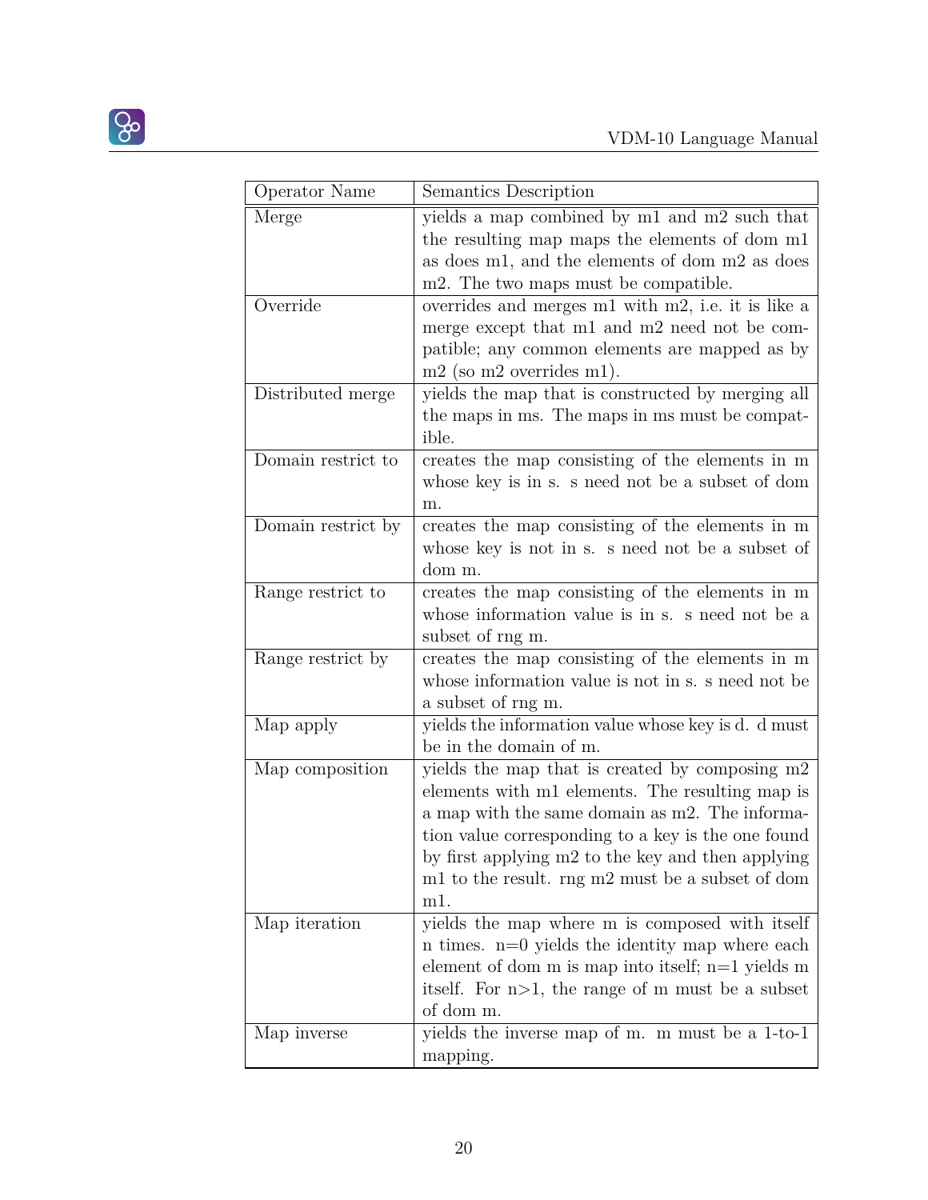| Operator Name | Semantics Description |
|---|---|
| Merge | yields a map combined by m1 and m2 such that the resulting map maps the elements of dom m1 as does m1, and the elements of dom m2 as does m2. The two maps must be compatible. |
| Override | overrides and merges m1 with m2, i.e. it is like a merge except that m1 and m2 need not be compatible; any common elements are mapped as by m2 (so m2 overrides m1). |
| Distributed merge | yields the map that is constructed by merging all the maps in ms. The maps in ms must be compatible. |
| Domain restrict to | creates the map consisting of the elements in m whose key is in s. s need not be a subset of dom m. |
| Domain restrict by | creates the map consisting of the elements in m whose key is not in s. s need not be a subset of dom m. |
| Range restrict to | creates the map consisting of the elements in m whose information value is in s. s need not be a subset of rng m. |
| Range restrict by | creates the map consisting of the elements in m whose information value is not in s. s need not be a subset of rng m. |
| Map apply | yields the information value whose key is d. d must be in the domain of m. |
| Map composition | yields the map that is created by composing m2 elements with m1 elements. The resulting map is a map with the same domain as m2. The information value corresponding to a key is the one found by first applying m2 to the key and then applying m1 to the result. rng m2 must be a subset of dom m1. |
| Map iteration | yields the map where m is composed with itself n times. n=0 yields the identity map where each element of dom m is map into itself; n=1 yields m itself. For n>1, the range of m must be a subset of dom m. |
| Map inverse | yields the inverse map of m. m must be a 1-to-1 mapping. |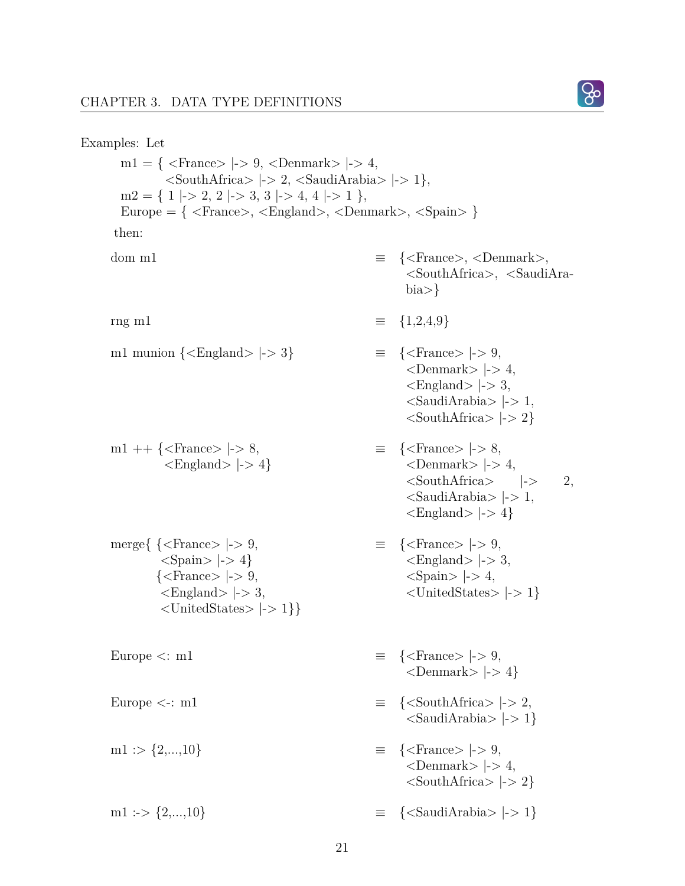Examples: Let

```
m1 = { <France> |-> 9, <Denmark> |-> 4,
       <SouthAfrica> |-> 2, <SaudiArabia> |-> 1},
m2 = { 1 |-> 2, 2 |-> 3, 3 |-> 4, 4 |-> 1 },
Europe = { <France>, <England>, <Denmark>, <Spain> }
```

then:

| | | |
|---|---|---|
| dom m1 | ≡ | {<France>, <Denmark>, <SouthAfrica>, <SaudiArabia>} |
| rng m1 | ≡ | {1,2,4,9} |
| m1 munion {<England> \|-> 3} | ≡ | {<France> \|-> 9, <Denmark> \|-> 4, <England> \|-> 3, <SaudiArabia> \|-> 1, <SouthAfrica> \|-> 2} |
| m1 ++ {<France> \|-> 8, <England> \|-> 4} | ≡ | {<France> \|-> 8, <Denmark> \|-> 4, <SouthAfrica> \|-> 2, <SaudiArabia> \|-> 1, <England> \|-> 4} |
| merge{ {<France> \|-> 9, <Spain> \|-> 4} {<France> \|-> 9, <England> \|-> 3, <UnitedStates> \|-> 1}} | ≡ | {<France> \|-> 9, <England> \|-> 3, <Spain> \|-> 4, <UnitedStates> \|-> 1} |
| Europe <: m1 | ≡ | {<France> \|-> 9, <Denmark> \|-> 4} |
| Europe <-: m1 | ≡ | {<SouthAfrica> \|-> 2, <SaudiArabia> \|-> 1} |
| m1 :> {2,...,10} | ≡ | {<France> \|-> 9, <Denmark> \|-> 4, <SouthAfrica> \|-> 2} |
| m1 :-> {2,...,10} | ≡ | {<SaudiArabia> \|-> 1} |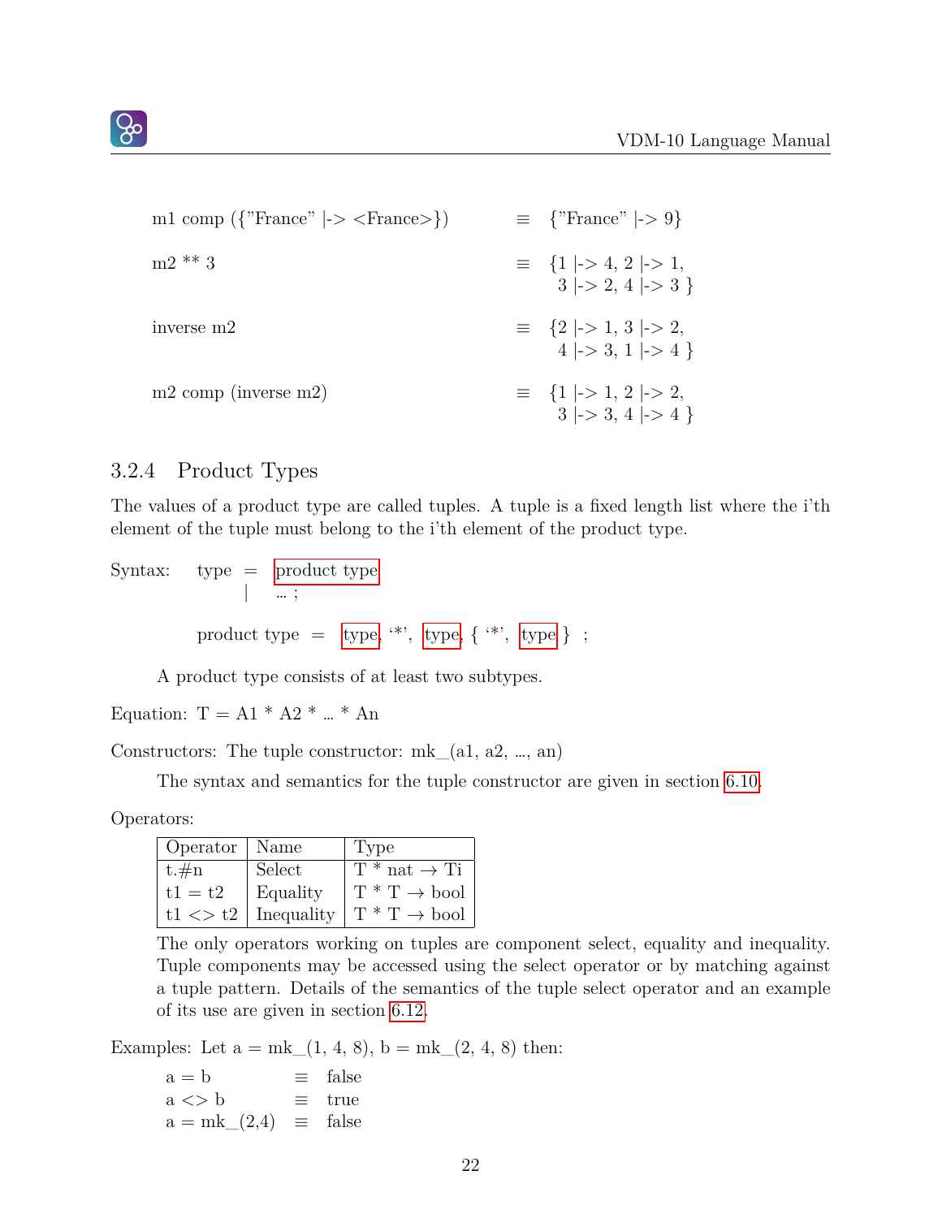m1 comp ({"France" |-> <France>}) ≡ {"France" |-> 9}

m2 ** 3 ≡ {1 |-> 4, 2 |-> 1, 3 |-> 2, 4 |-> 3 }

inverse m2 ≡ {2 |-> 1, 3 |-> 2, 4 |-> 3, 1 |-> 4 }

m2 comp (inverse m2) ≡ {1 |-> 1, 2 |-> 2, 3 |-> 3, 4 |-> 4 }

### 3.2.4 Product Types

The values of a product type are called tuples. A tuple is a fixed length list where the i'th element of the tuple must belong to the i'th element of the product type.

Syntax:

```
type = product type
     | ... ;

product type = type, '*', type, { '*', type } ;
```

A product type consists of at least two subtypes.

Equation: T = A1 * A2 * ... * An

Constructors: The tuple constructor: mk_(a1, a2, ..., an)

The syntax and semantics for the tuple constructor are given in section 6.10.

Operators:

| Operator | Name | Type |
|---|---|---|
| t.#n | Select | T * nat → Ti |
| t1 = t2 | Equality | T * T → bool |
| t1 <> t2 | Inequality | T * T → bool |

The only operators working on tuples are component select, equality and inequality. Tuple components may be accessed using the select operator or by matching against a tuple pattern. Details of the semantics of the tuple select operator and an example of its use are given in section 6.12.

Examples: Let a = mk_(1, 4, 8), b = mk_(2, 4, 8) then:

a = b ≡ false
a <> b ≡ true
a = mk_(2,4) ≡ false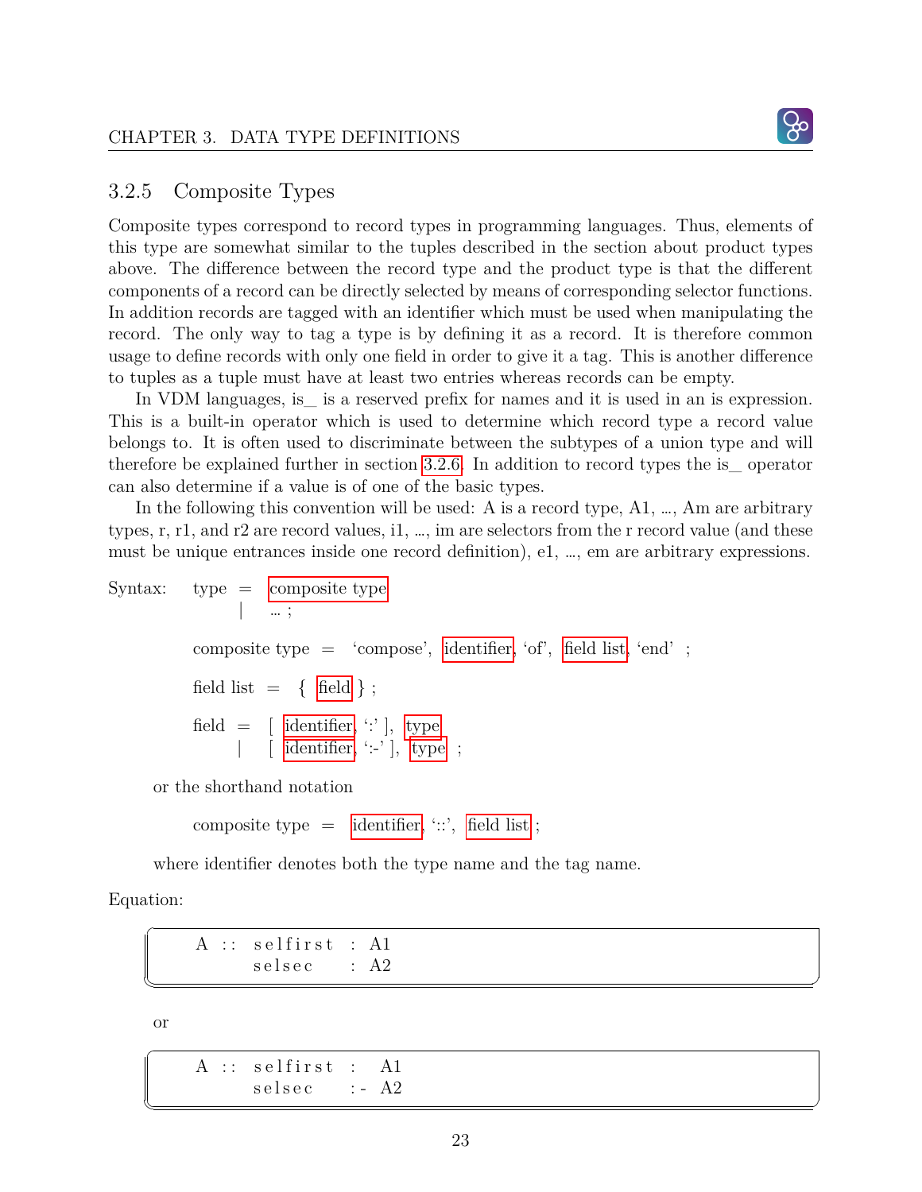### 3.2.5 Composite Types

Composite types correspond to record types in programming languages. Thus, elements of this type are somewhat similar to the tuples described in the section about product types above. The difference between the record type and the product type is that the different components of a record can be directly selected by means of corresponding selector functions. In addition records are tagged with an identifier which must be used when manipulating the record. The only way to tag a type is by defining it as a record. It is therefore common usage to define records with only one field in order to give it a tag. This is another difference to tuples as a tuple must have at least two entries whereas records can be empty.

In VDM languages, is_ is a reserved prefix for names and it is used in an is expression. This is a built-in operator which is used to determine which record type a record value belongs to. It is often used to discriminate between the subtypes of a union type and will therefore be explained further in section 3.2.6. In addition to record types the is_ operator can also determine if a value is of one of the basic types.

In the following this convention will be used: A is a record type, A1, …, Am are arbitrary types, r, r1, and r2 are record values, i1, …, im are selectors from the r record value (and these must be unique entrances inside one record definition), e1, …, em are arbitrary expressions.

Syntax: type = composite type
| … ;

composite type = 'compose', identifier, 'of', field list, 'end' ;

field list = { field } ;

field = [ identifier, ':' ], type
| [ identifier, ':-' ], type ;

or the shorthand notation

composite type = identifier, '::', field list ;

where identifier denotes both the type name and the tag name.

Equation:

```
A :: selfirst : A1
     selsec   : A2
```

or

```
A :: selfirst :  A1
     selsec   :- A2
```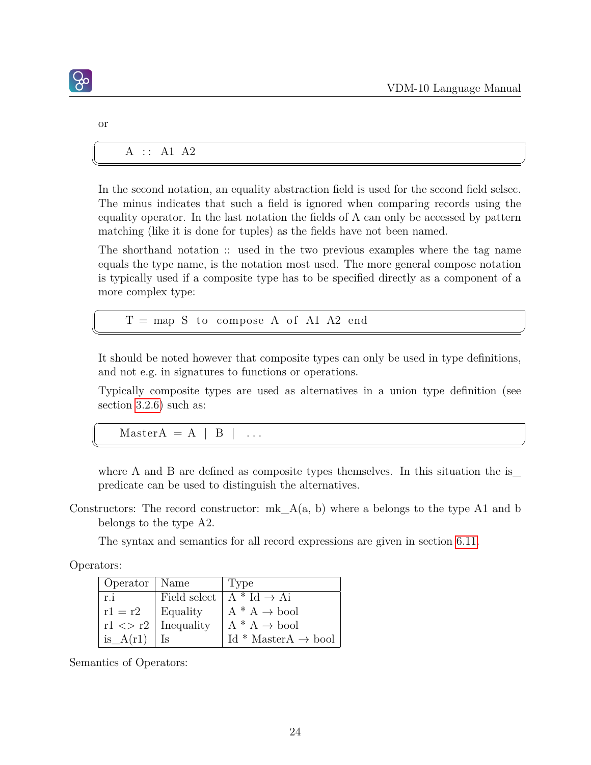or

```
A :: A1 A2
```

In the second notation, an equality abstraction field is used for the second field selsec. The minus indicates that such a field is ignored when comparing records using the equality operator. In the last notation the fields of A can only be accessed by pattern matching (like it is done for tuples) as the fields have not been named.

The shorthand notation :: used in the two previous examples where the tag name equals the type name, is the notation most used. The more general compose notation is typically used if a composite type has to be specified directly as a component of a more complex type:

```
T = map S to compose A of A1 A2 end
```

It should be noted however that composite types can only be used in type definitions, and not e.g. in signatures to functions or operations.

Typically composite types are used as alternatives in a union type definition (see section 3.2.6) such as:

```
MasterA = A | B | ...
```

where A and B are defined as composite types themselves. In this situation the is_ predicate can be used to distinguish the alternatives.

Constructors: The record constructor: mk_A(a, b) where a belongs to the type A1 and b belongs to the type A2.

The syntax and semantics for all record expressions are given in section 6.11.

Operators:

| Operator | Name | Type |
|---|---|---|
| r.i | Field select | A * Id → Ai |
| r1 = r2 | Equality | A * A → bool |
| r1 <> r2 | Inequality | A * A → bool |
| is_A(r1) | Is | Id * MasterA → bool |

Semantics of Operators: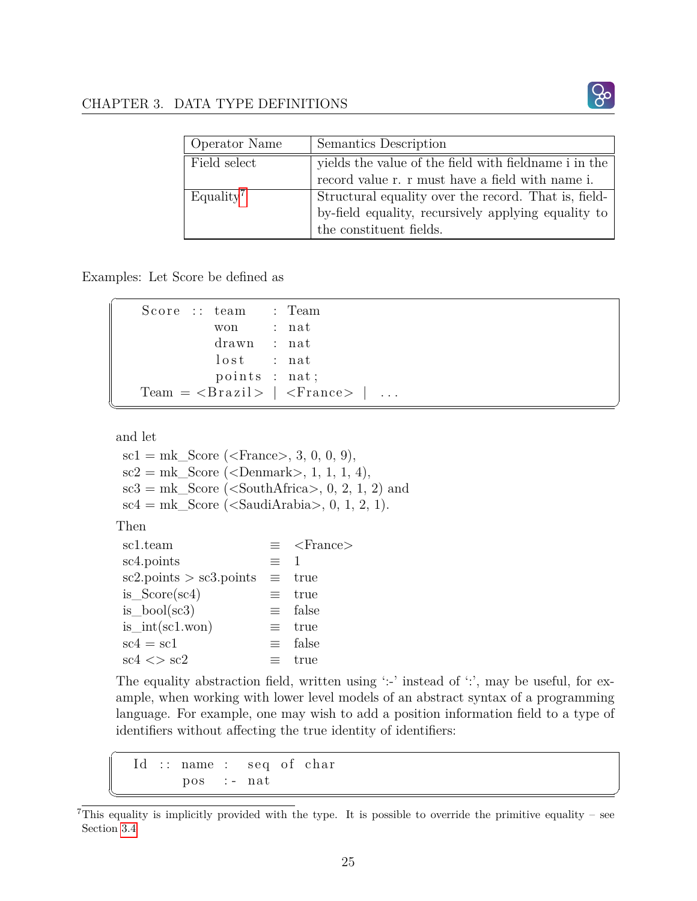| Operator Name | Semantics Description |
|---|---|
| Field select | yields the value of the field with fieldname i in the record value r. r must have a field with name i. |
| Equality[7] | Structural equality over the record. That is, field-by-field equality, recursively applying equality to the constituent fields. |

Examples: Let Score be defined as

```
Score :: team   : Team
         won    : nat
         drawn  : nat
         lost   : nat
         points : nat;
Team = <Brazil> | <France> | ...
```

and let

sc1 = mk_Score (<France>, 3, 0, 0, 9),
sc2 = mk_Score (<Denmark>, 1, 1, 1, 4),
sc3 = mk_Score (<SouthAfrica>, 0, 2, 1, 2) and
sc4 = mk_Score (<SaudiArabia>, 0, 1, 2, 1).

Then

| | | |
|---|---|---|
| sc1.team | ≡ | <France> |
| sc4.points | ≡ | 1 |
| sc2.points > sc3.points | ≡ | true |
| is_Score(sc4) | ≡ | true |
| is_bool(sc3) | ≡ | false |
| is_int(sc1.won) | ≡ | true |
| sc4 = sc1 | ≡ | false |
| sc4 <> sc2 | ≡ | true |

The equality abstraction field, written using ':-' instead of ':', may be useful, for example, when working with lower level models of an abstract syntax of a programming language. For example, one may wish to add a position information field to a type of identifiers without affecting the true identity of identifiers:

```
Id :: name :  seq of char
      pos  :- nat
```

[7] This equality is implicitly provided with the type. It is possible to override the primitive equality – see Section 3.4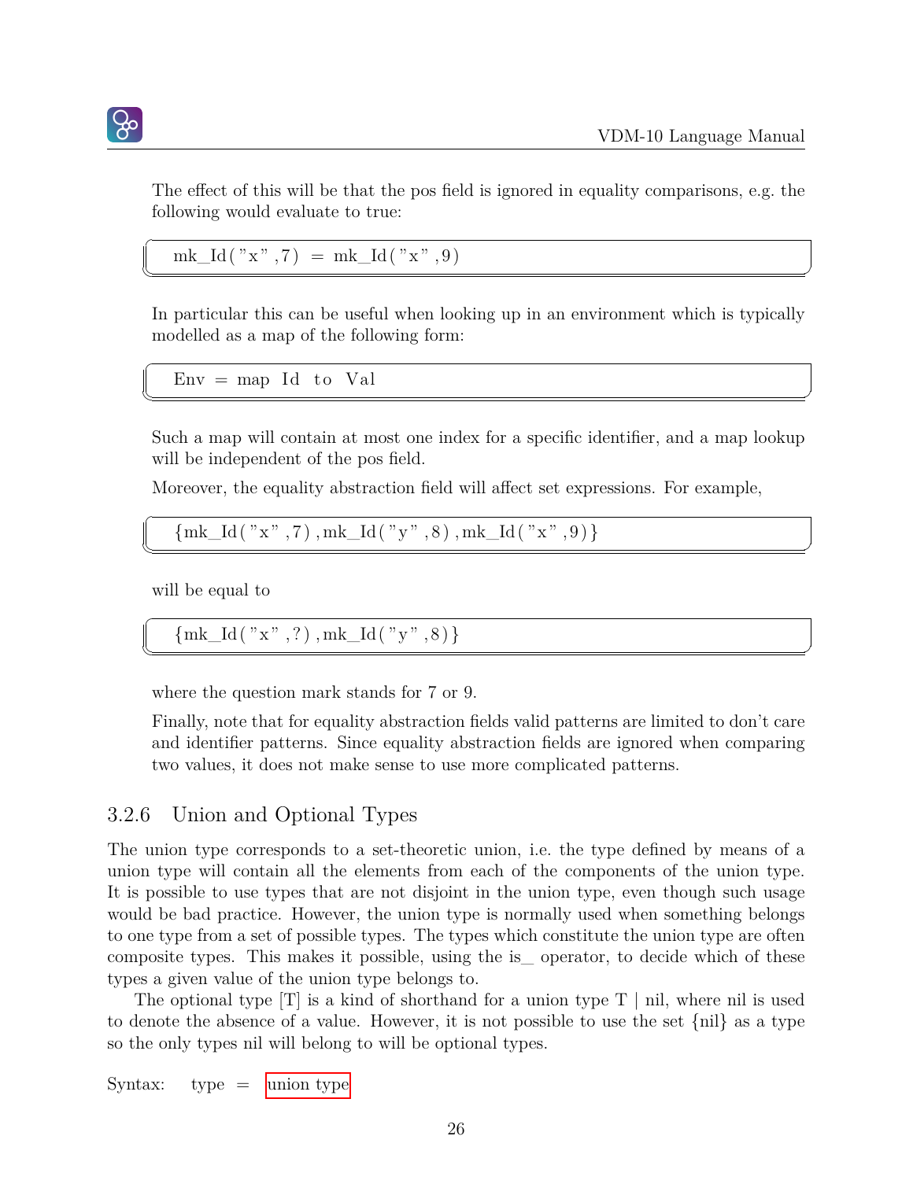The effect of this will be that the pos field is ignored in equality comparisons, e.g. the following would evaluate to true:

```
mk_Id("x",7) = mk_Id("x",9)
```

In particular this can be useful when looking up in an environment which is typically modelled as a map of the following form:

```
Env = map Id to Val
```

Such a map will contain at most one index for a specific identifier, and a map lookup will be independent of the pos field.

Moreover, the equality abstraction field will affect set expressions. For example,

```
{mk_Id("x",7),mk_Id("y",8),mk_Id("x",9)}
```

will be equal to

```
{mk_Id("x",?),mk_Id("y",8)}
```

where the question mark stands for 7 or 9.

Finally, note that for equality abstraction fields valid patterns are limited to don't care and identifier patterns. Since equality abstraction fields are ignored when comparing two values, it does not make sense to use more complicated patterns.

### 3.2.6 Union and Optional Types

The union type corresponds to a set-theoretic union, i.e. the type defined by means of a union type will contain all the elements from each of the components of the union type. It is possible to use types that are not disjoint in the union type, even though such usage would be bad practice. However, the union type is normally used when something belongs to one type from a set of possible types. The types which constitute the union type are often composite types. This makes it possible, using the is_ operator, to decide which of these types a given value of the union type belongs to.

The optional type [T] is a kind of shorthand for a union type T | nil, where nil is used to denote the absence of a value. However, it is not possible to use the set {nil} as a type so the only types nil will belong to will be optional types.

Syntax: type = union type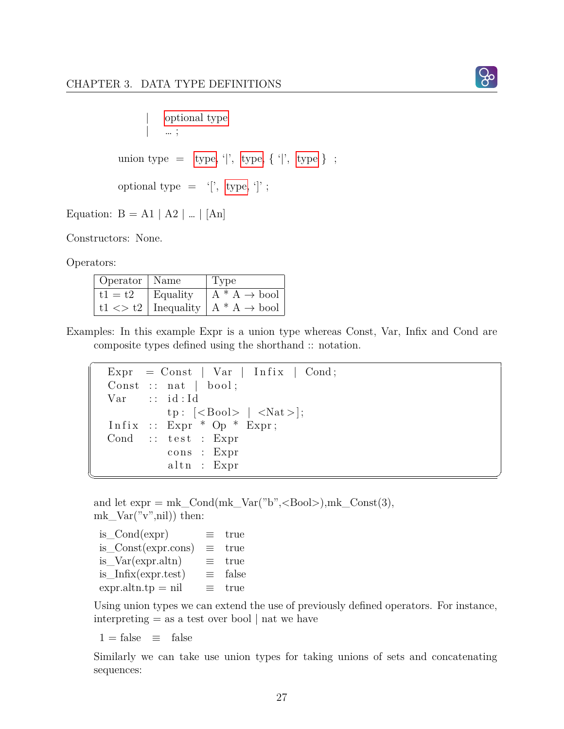| optional type
| ... ;

union type = type, '|', type, { '|', type } ;

optional type = '[', type, ']' ;

Equation: B = A1 | A2 | ... | [An]

Constructors: None.

Operators:

| Operator | Name | Type |
|---|---|---|
| t1 = t2 | Equality | A * A → bool |
| t1 <> t2 | Inequality | A * A → bool |

Examples: In this example Expr is a union type whereas Const, Var, Infix and Cond are composite types defined using the shorthand :: notation.

```
Expr  = Const | Var | Infix | Cond;
Const :: nat | bool;
Var   :: id:Id
         tp: [<Bool> | <Nat>];
Infix :: Expr * Op * Expr;
Cond  :: test : Expr
         cons : Expr
         altn : Expr
```

and let expr = mk_Cond(mk_Var("b",<Bool>),mk_Const(3), mk_Var("v",nil)) then:

| | | |
|---|---|---|
| is_Cond(expr) | ≡ | true |
| is_Const(expr.cons) | ≡ | true |
| is_Var(expr.altn) | ≡ | true |
| is_Infix(expr.test) | ≡ | false |
| expr.altn.tp = nil | ≡ | true |

Using union types we can extend the use of previously defined operators. For instance, interpreting = as a test over bool | nat we have

1 = false ≡ false

Similarly we can take use union types for taking unions of sets and concatenating sequences: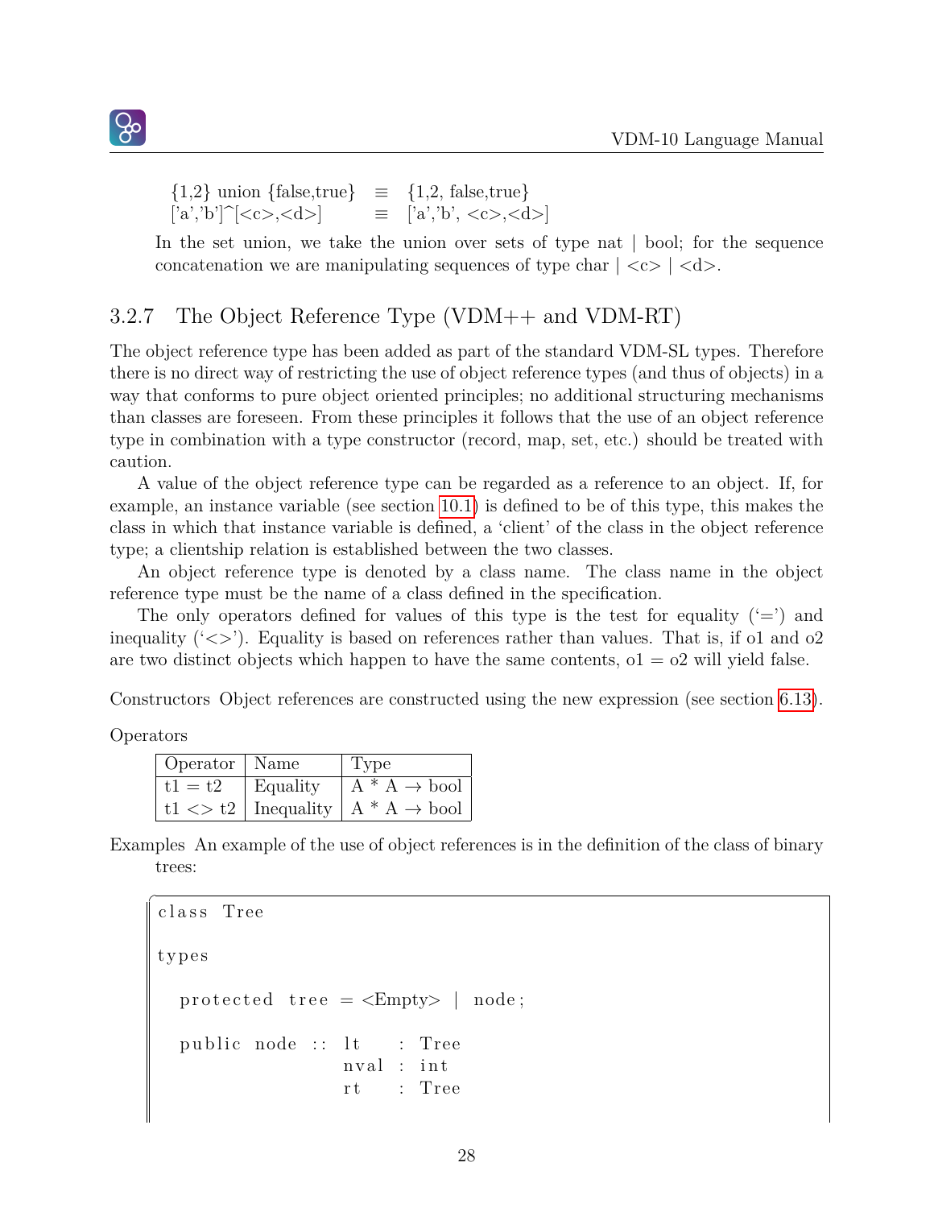{1,2} union {false,true} ≡ {1,2, false,true}
['a','b']^[<c>,<d>] ≡ ['a','b', <c>,<d>]

In the set union, we take the union over sets of type nat | bool; for the sequence concatenation we are manipulating sequences of type char | <c> | <d>.

### 3.2.7 The Object Reference Type (VDM++ and VDM-RT)

The object reference type has been added as part of the standard VDM-SL types. Therefore there is no direct way of restricting the use of object reference types (and thus of objects) in a way that conforms to pure object oriented principles; no additional structuring mechanisms than classes are foreseen. From these principles it follows that the use of an object reference type in combination with a type constructor (record, map, set, etc.) should be treated with caution.

A value of the object reference type can be regarded as a reference to an object. If, for example, an instance variable (see section 10.1) is defined to be of this type, this makes the class in which that instance variable is defined, a 'client' of the class in the object reference type; a clientship relation is established between the two classes.

An object reference type is denoted by a class name. The class name in the object reference type must be the name of a class defined in the specification.

The only operators defined for values of this type is the test for equality ('=') and inequality ('<>'). Equality is based on references rather than values. That is, if o1 and o2 are two distinct objects which happen to have the same contents, o1 = o2 will yield false.

Constructors Object references are constructed using the new expression (see section 6.13).

Operators

| Operator | Name | Type |
|---|---|---|
| t1 = t2 | Equality | A * A → bool |
| t1 <> t2 | Inequality | A * A → bool |

Examples An example of the use of object references is in the definition of the class of binary trees:

```
class Tree

types

  protected tree = <Empty> | node;

  public node :: lt   : Tree
                 nval : int
                 rt   : Tree
```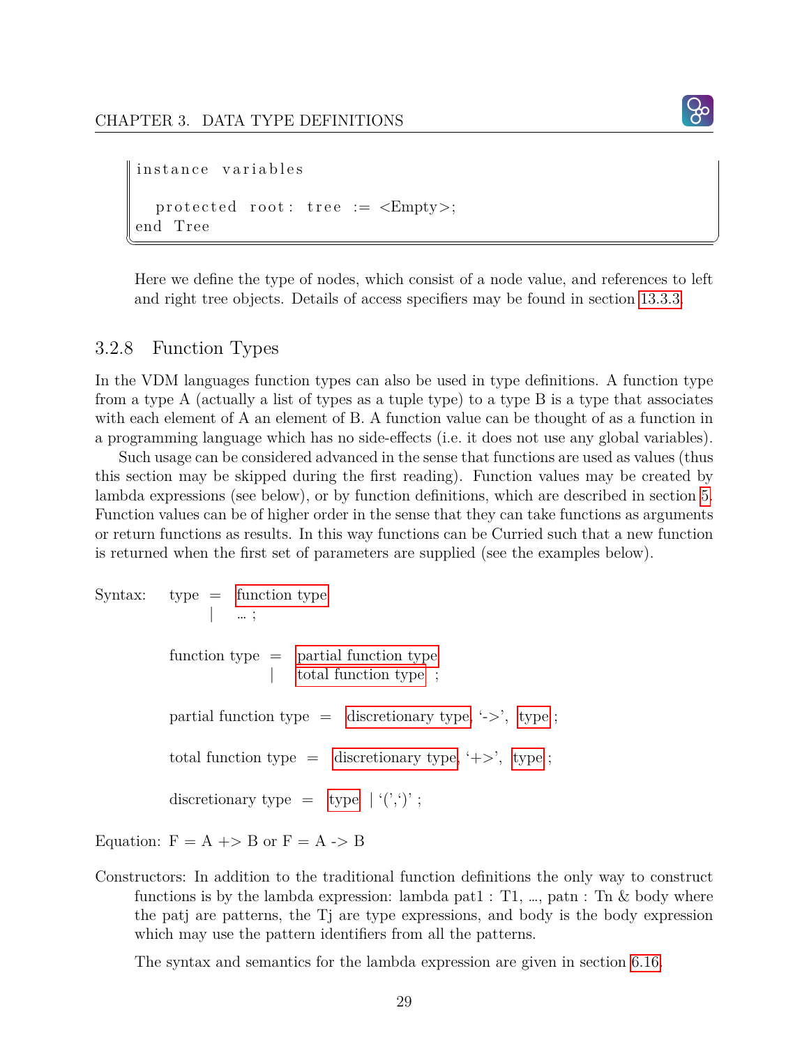```
instance variables

  protected root: tree := <Empty>;
end Tree
```

Here we define the type of nodes, which consist of a node value, and references to left and right tree objects. Details of access specifiers may be found in section 13.3.3.

### 3.2.8 Function Types

In the VDM languages function types can also be used in type definitions. A function type from a type A (actually a list of types as a tuple type) to a type B is a type that associates with each element of A an element of B. A function value can be thought of as a function in a programming language which has no side-effects (i.e. it does not use any global variables).

Such usage can be considered advanced in the sense that functions are used as values (thus this section may be skipped during the first reading). Function values may be created by lambda expressions (see below), or by function definitions, which are described in section 5. Function values can be of higher order in the sense that they can take functions as arguments or return functions as results. In this way functions can be Curried such that a new function is returned when the first set of parameters are supplied (see the examples below).

Syntax:

```
type = function type
     | ... ;

function type = partial function type
              | total function type ;

partial function type = discretionary type, '->', type ;

total function type = discretionary type, '+>', type ;

discretionary type = type | '(',')' ;
```

Equation: F = A +> B or F = A -> B

Constructors: In addition to the traditional function definitions the only way to construct functions is by the lambda expression: lambda pat1 : T1, ..., patn : Tn & body where the patj are patterns, the Tj are type expressions, and body is the body expression which may use the pattern identifiers from all the patterns.

The syntax and semantics for the lambda expression are given in section 6.16.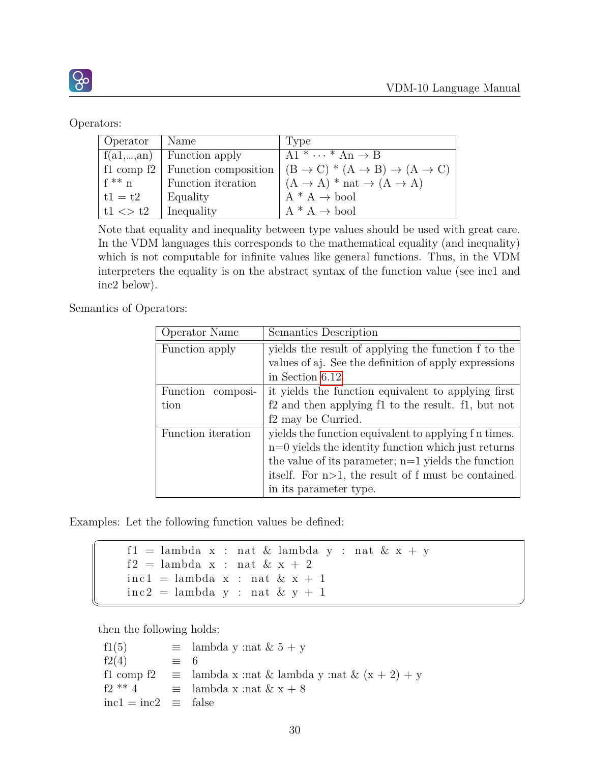Operators:

| Operator | Name | Type |
|---|---|---|
| f(a1,...,an) | Function apply | A1 * · · · * An → B |
| f1 comp f2 | Function composition | (B → C) * (A → B) → (A → C) |
| f ** n | Function iteration | (A → A) * nat → (A → A) |
| t1 = t2 | Equality | A * A → bool |
| t1 <> t2 | Inequality | A * A → bool |

Note that equality and inequality between type values should be used with great care. In the VDM languages this corresponds to the mathematical equality (and inequality) which is not computable for infinite values like general functions. Thus, in the VDM interpreters the equality is on the abstract syntax of the function value (see inc1 and inc2 below).

Semantics of Operators:

| Operator Name | Semantics Description |
|---|---|
| Function apply | yields the result of applying the function f to the values of aj. See the definition of apply expressions in Section 6.12. |
| Function composition | it yields the function equivalent to applying first f2 and then applying f1 to the result. f1, but not f2 may be Curried. |
| Function iteration | yields the function equivalent to applying f n times. n=0 yields the identity function which just returns the value of its parameter; n=1 yields the function itself. For n>1, the result of f must be contained in its parameter type. |

Examples: Let the following function values be defined:

```
f1 = lambda x : nat & lambda y : nat & x + y
f2 = lambda x : nat & x + 2
inc1 = lambda x : nat & x + 1
inc2 = lambda y : nat & y + 1
```

then the following holds:

| | | |
|---|---|---|
| f1(5) | ≡ | lambda y :nat & 5 + y |
| f2(4) | ≡ | 6 |
| f1 comp f2 | ≡ | lambda x :nat & lambda y :nat & (x + 2) + y |
| f2 ** 4 | ≡ | lambda x :nat & x + 8 |
| inc1 = inc2 | ≡ | false |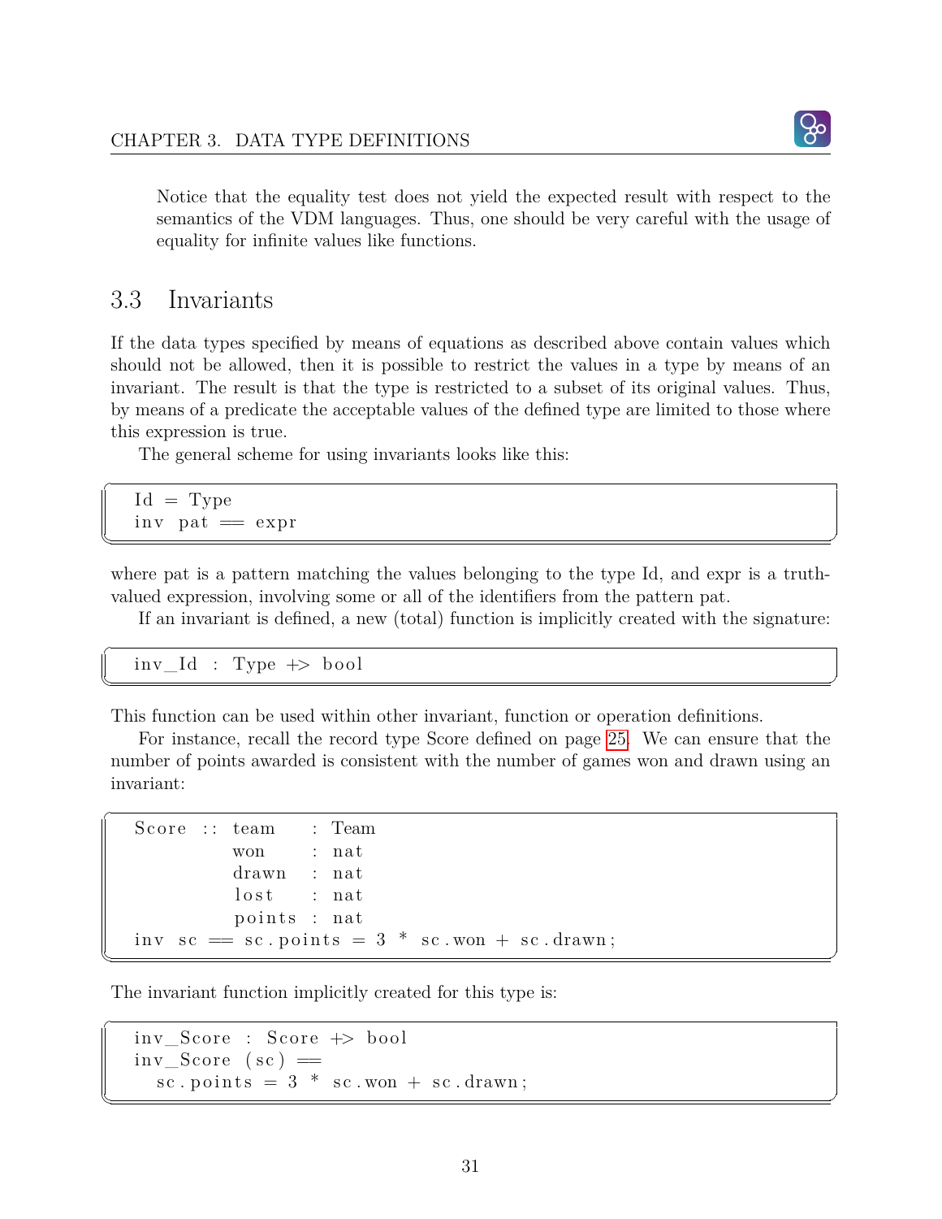Notice that the equality test does not yield the expected result with respect to the semantics of the VDM languages. Thus, one should be very careful with the usage of equality for infinite values like functions.

## 3.3 Invariants

If the data types specified by means of equations as described above contain values which should not be allowed, then it is possible to restrict the values in a type by means of an invariant. The result is that the type is restricted to a subset of its original values. Thus, by means of a predicate the acceptable values of the defined type are limited to those where this expression is true.

The general scheme for using invariants looks like this:

```
Id = Type
inv pat == expr
```

where pat is a pattern matching the values belonging to the type Id, and expr is a truth-valued expression, involving some or all of the identifiers from the pattern pat.

If an invariant is defined, a new (total) function is implicitly created with the signature:

```
inv_Id : Type +> bool
```

This function can be used within other invariant, function or operation definitions.

For instance, recall the record type Score defined on page 25. We can ensure that the number of points awarded is consistent with the number of games won and drawn using an invariant:

```
Score :: team   : Team
         won    : nat
         drawn  : nat
         lost   : nat
         points : nat
inv sc == sc.points = 3 * sc.won + sc.drawn;
```

The invariant function implicitly created for this type is:

```
inv_Score : Score +> bool
inv_Score (sc) ==
  sc.points = 3 * sc.won + sc.drawn;
```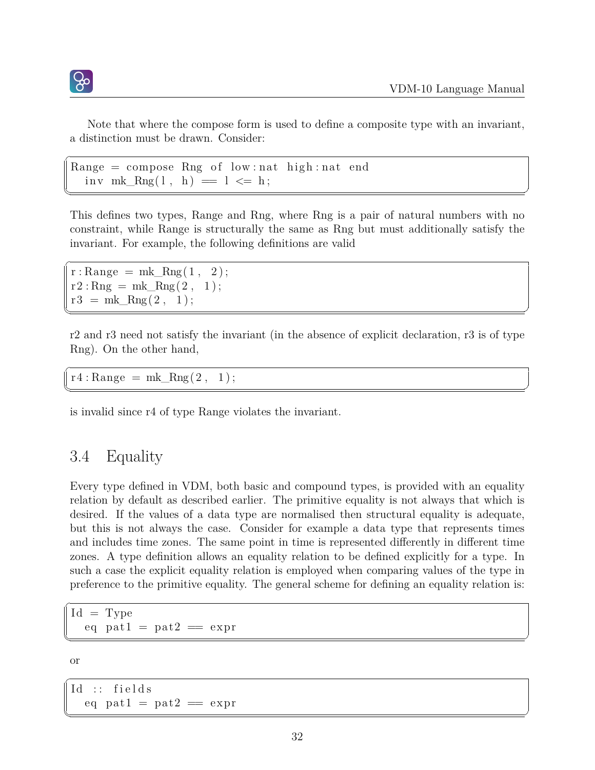Note that where the compose form is used to define a composite type with an invariant, a distinction must be drawn. Consider:

```
Range = compose Rng of low:nat high:nat end
  inv mk_Rng(l, h) == l <= h;
```

This defines two types, Range and Rng, where Rng is a pair of natural numbers with no constraint, while Range is structurally the same as Rng but must additionally satisfy the invariant. For example, the following definitions are valid

```
r:Range = mk_Rng(1, 2);
r2:Rng = mk_Rng(2, 1);
r3 = mk_Rng(2, 1);
```

r2 and r3 need not satisfy the invariant (in the absence of explicit declaration, r3 is of type Rng). On the other hand,

```
r4:Range = mk_Rng(2, 1);
```

is invalid since r4 of type Range violates the invariant.

## 3.4 Equality

Every type defined in VDM, both basic and compound types, is provided with an equality relation by default as described earlier. The primitive equality is not always that which is desired. If the values of a data type are normalised then structural equality is adequate, but this is not always the case. Consider for example a data type that represents times and includes time zones. The same point in time is represented differently in different time zones. A type definition allows an equality relation to be defined explicitly for a type. In such a case the explicit equality relation is employed when comparing values of the type in preference to the primitive equality. The general scheme for defining an equality relation is:

```
Id = Type
  eq pat1 = pat2 == expr
```

or

```
Id :: fields
  eq pat1 = pat2 == expr
```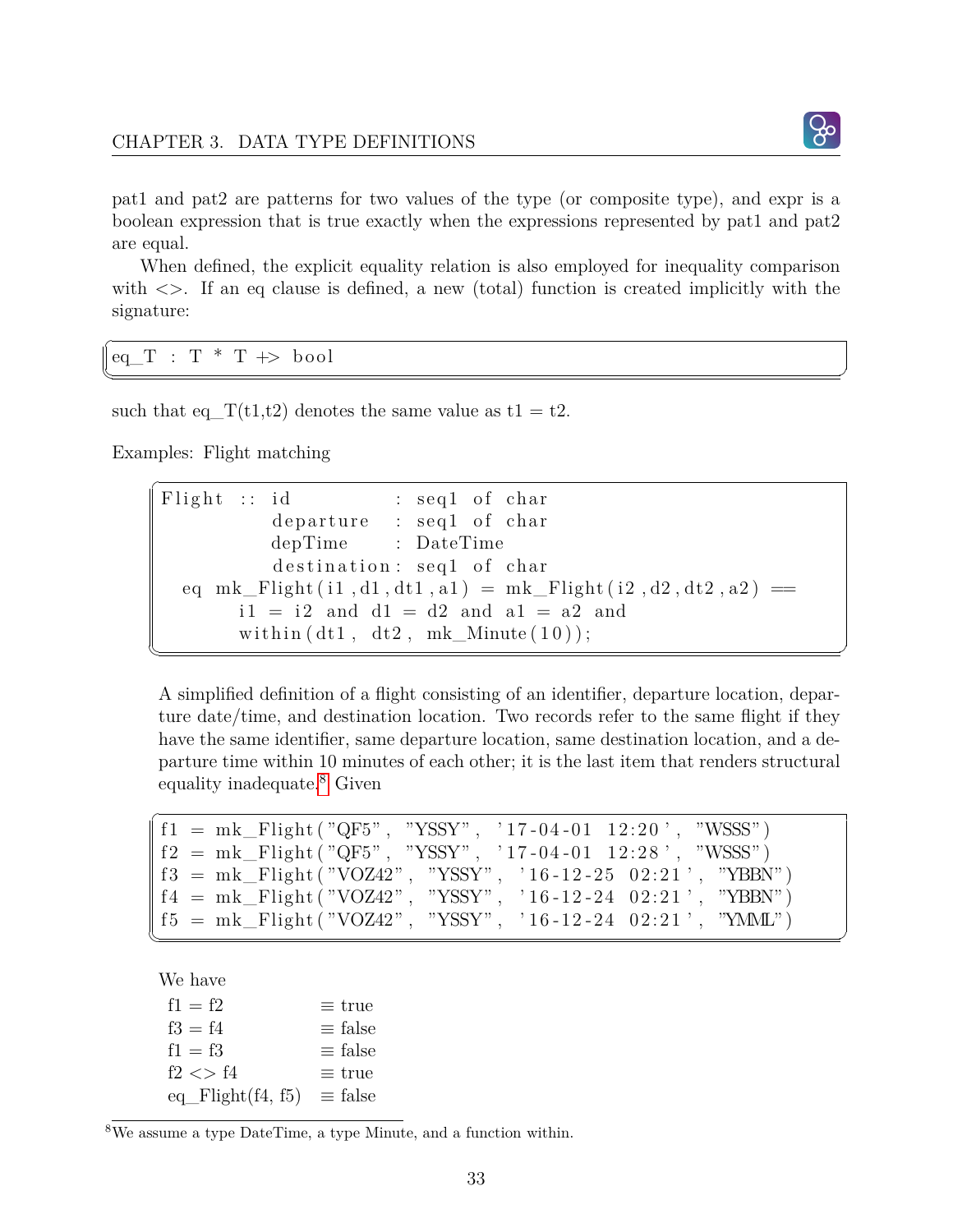pat1 and pat2 are patterns for two values of the type (or composite type), and expr is a boolean expression that is true exactly when the expressions represented by pat1 and pat2 are equal.

When defined, the explicit equality relation is also employed for inequality comparison with <>. If an eq clause is defined, a new (total) function is created implicitly with the signature:

```
eq_T : T * T +> bool
```

such that eq_T(t1,t2) denotes the same value as t1 = t2.

Examples: Flight matching

```
Flight :: id          : seq1 of char
          departure   : seq1 of char
          depTime     : DateTime
          destination : seq1 of char
  eq mk_Flight(i1,d1,dt1,a1) = mk_Flight(i2,d2,dt2,a2) ==
       i1 = i2 and d1 = d2 and a1 = a2 and
       within(dt1, dt2, mk_Minute(10));
```

A simplified definition of a flight consisting of an identifier, departure location, departure date/time, and destination location. Two records refer to the same flight if they have the same identifier, same departure location, same destination location, and a departure time within 10 minutes of each other; it is the last item that renders structural equality inadequate.[8] Given

```
f1 = mk_Flight("QF5", "YSSY", '17-04-01 12:20', "WSSS")
f2 = mk_Flight("QF5", "YSSY", '17-04-01 12:28', "WSSS")
f3 = mk_Flight("VOZ42", "YSSY", '16-12-25 02:21', "YBBN")
f4 = mk_Flight("VOZ42", "YSSY", '16-12-24 02:21', "YBBN")
f5 = mk_Flight("VOZ42", "YSSY", '16-12-24 02:21', "YMML")
```

We have

| | |
|---|---|
| f1 = f2 | ≡ true |
| f3 = f4 | ≡ false |
| f1 = f3 | ≡ false |
| f2 <> f4 | ≡ true |
| eq_Flight(f4, f5) | ≡ false |

[8]We assume a type DateTime, a type Minute, and a function within.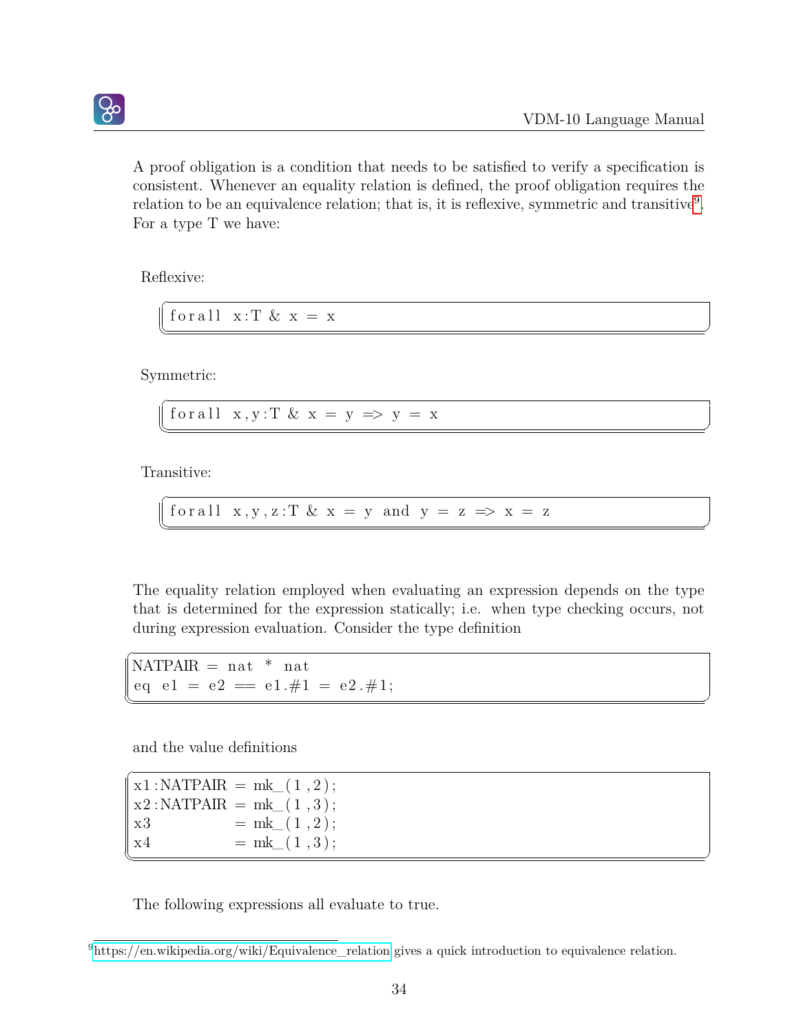A proof obligation is a condition that needs to be satisfied to verify a specification is consistent. Whenever an equality relation is defined, the proof obligation requires the relation to be an equivalence relation; that is, it is reflexive, symmetric and transitive[9]. For a type T we have:

Reflexive:

```
forall x:T & x = x
```

Symmetric:

```
forall x,y:T & x = y => y = x
```

Transitive:

```
forall x,y,z:T & x = y and y = z => x = z
```

The equality relation employed when evaluating an expression depends on the type that is determined for the expression statically; i.e. when type checking occurs, not during expression evaluation. Consider the type definition

```
NATPAIR = nat * nat
eq e1 = e2 == e1.#1 = e2.#1;
```

and the value definitions

```
x1:NATPAIR = mk_(1,2);
x2:NATPAIR = mk_(1,3);
x3         = mk_(1,2);
x4         = mk_(1,3);
```

The following expressions all evaluate to true.

[9] https://en.wikipedia.org/wiki/Equivalence_relation gives a quick introduction to equivalence relation.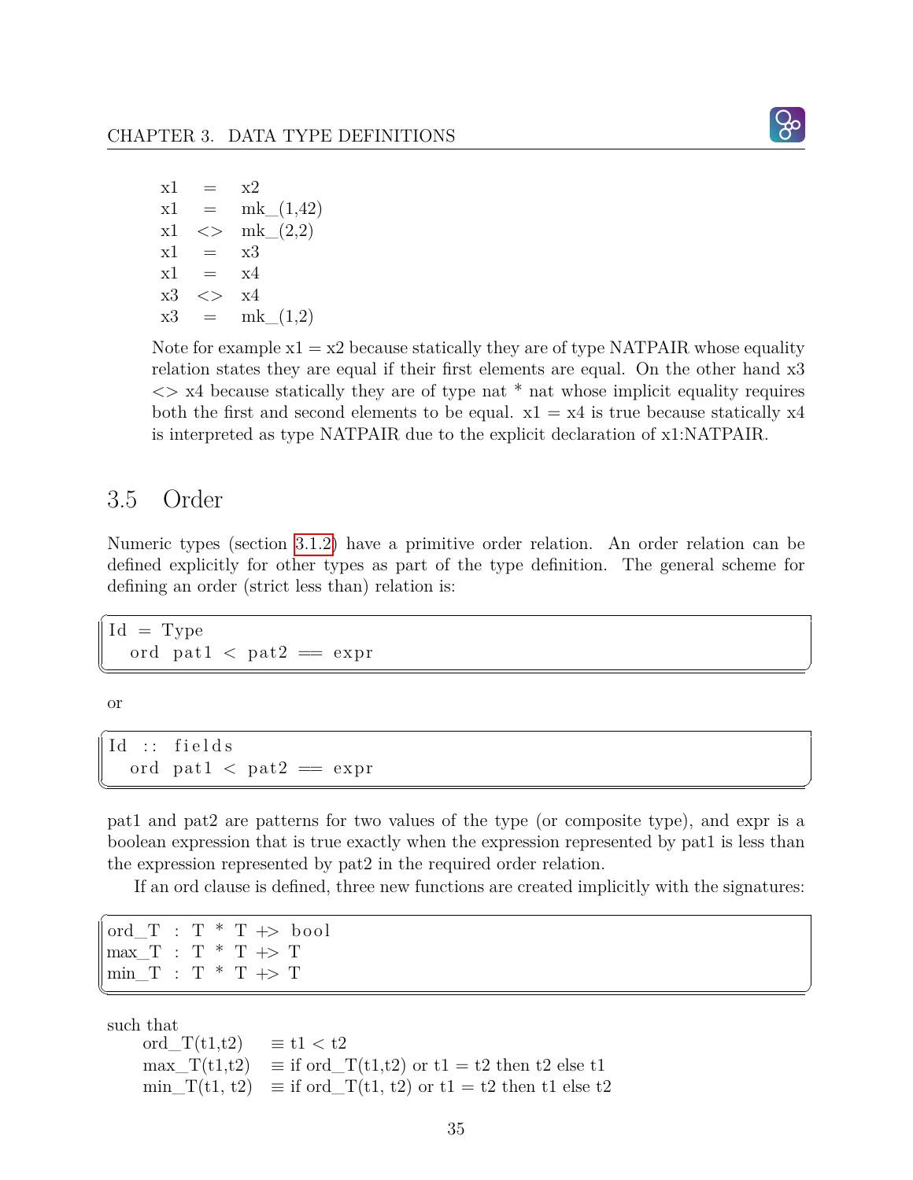```
x1   =   x2
x1   =   mk_(1,42)
x1   <>  mk_(2,2)
x1   =   x3
x1   =   x4
x3   <>  x4
x3   =   mk_(1,2)
```

Note for example x1 = x2 because statically they are of type NATPAIR whose equality relation states they are equal if their first elements are equal. On the other hand x3 <> x4 because statically they are of type nat * nat whose implicit equality requires both the first and second elements to be equal. x1 = x4 is true because statically x4 is interpreted as type NATPAIR due to the explicit declaration of x1:NATPAIR.

## 3.5 Order

Numeric types (section 3.1.2) have a primitive order relation. An order relation can be defined explicitly for other types as part of the type definition. The general scheme for defining an order (strict less than) relation is:

```
Id = Type
  ord pat1 < pat2 == expr
```

or

```
Id :: fields
  ord pat1 < pat2 == expr
```

pat1 and pat2 are patterns for two values of the type (or composite type), and expr is a boolean expression that is true exactly when the expression represented by pat1 is less than the expression represented by pat2 in the required order relation.

If an ord clause is defined, three new functions are created implicitly with the signatures:

```
ord_T : T * T +> bool
max_T : T * T +> T
min_T : T * T +> T
```

such that

```
ord_T(t1,t2)    ≡ t1 < t2
max_T(t1,t2)    ≡ if ord_T(t1,t2) or t1 = t2 then t2 else t1
min_T(t1, t2)   ≡ if ord_T(t1, t2) or t1 = t2 then t1 else t2
```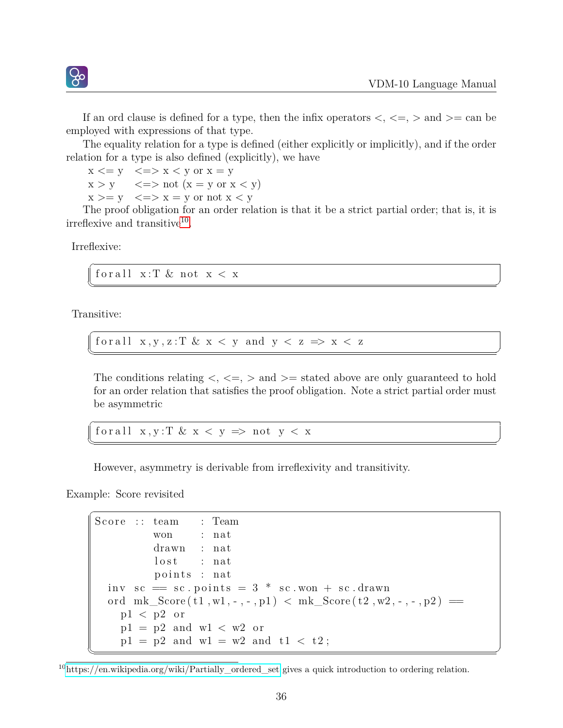If an ord clause is defined for a type, then the infix operators <, <=, > and >= can be employed with expressions of that type.

The equality relation for a type is defined (either explicitly or implicitly), and if the order relation for a type is also defined (explicitly), we have

```
x <= y   <=> x < y or x = y
x > y    <=> not (x = y or x < y)
x >= y   <=> x = y or not x < y
```

The proof obligation for an order relation is that it be a strict partial order; that is, it is irreflexive and transitive[10].

Irreflexive:

```
forall x:T & not x < x
```

Transitive:

```
forall x,y,z:T & x < y and y < z => x < z
```

The conditions relating <, <=, > and >= stated above are only guaranteed to hold for an order relation that satisfies the proof obligation. Note a strict partial order must be asymmetric

```
forall x,y:T & x < y => not y < x
```

However, asymmetry is derivable from irreflexivity and transitivity.

Example: Score revisited

```
Score :: team   : Team
         won    : nat
         drawn  : nat
         lost   : nat
         points : nat
  inv sc == sc.points = 3 * sc.won + sc.drawn
  ord mk_Score(t1,w1,-,-,p1) < mk_Score(t2,w2,-,-,p2) ==
    p1 < p2 or
    p1 = p2 and w1 < w2 or
    p1 = p2 and w1 = w2 and t1 < t2;
```

[10] https://en.wikipedia.org/wiki/Partially_ordered_set gives a quick introduction to ordering relation.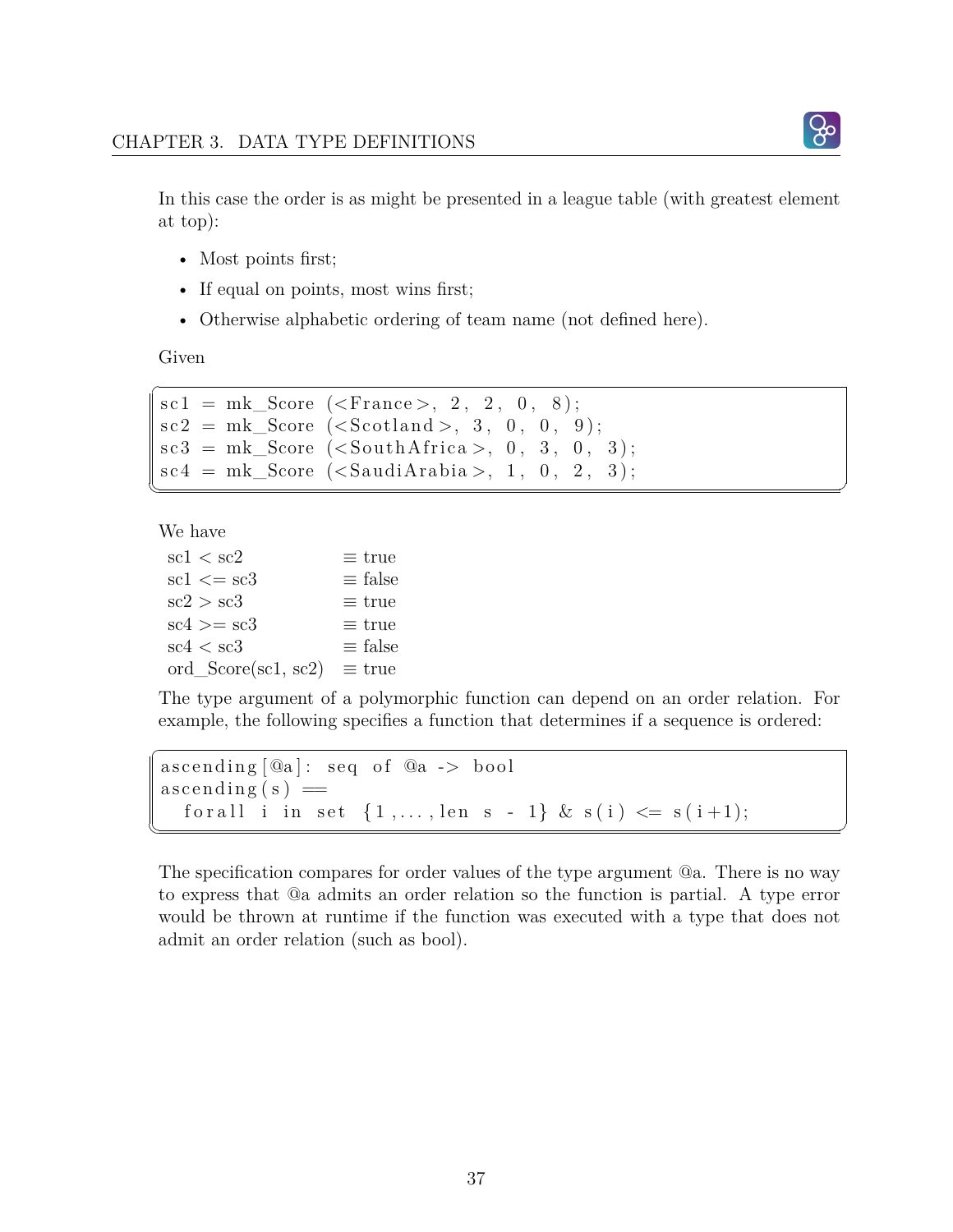In this case the order is as might be presented in a league table (with greatest element at top):

- Most points first;
- If equal on points, most wins first;
- Otherwise alphabetic ordering of team name (not defined here).

Given

```
sc1 = mk_Score (<France>, 2, 2, 0, 8);
sc2 = mk_Score (<Scotland>, 3, 0, 0, 9);
sc3 = mk_Score (<SouthAfrica>, 0, 3, 0, 3);
sc4 = mk_Score (<SaudiArabia>, 1, 0, 2, 3);
```

We have

| | |
|---|---|
| sc1 < sc2 | ≡ true |
| sc1 <= sc3 | ≡ false |
| sc2 > sc3 | ≡ true |
| sc4 >= sc3 | ≡ true |
| sc4 < sc3 | ≡ false |
| ord_Score(sc1, sc2) | ≡ true |

The type argument of a polymorphic function can depend on an order relation. For example, the following specifies a function that determines if a sequence is ordered:

```
ascending[@a]: seq of @a -> bool
ascending(s) ==
  forall i in set {1,...,len s - 1} & s(i) <= s(i+1);
```

The specification compares for order values of the type argument @a. There is no way to express that @a admits an order relation so the function is partial. A type error would be thrown at runtime if the function was executed with a type that does not admit an order relation (such as bool).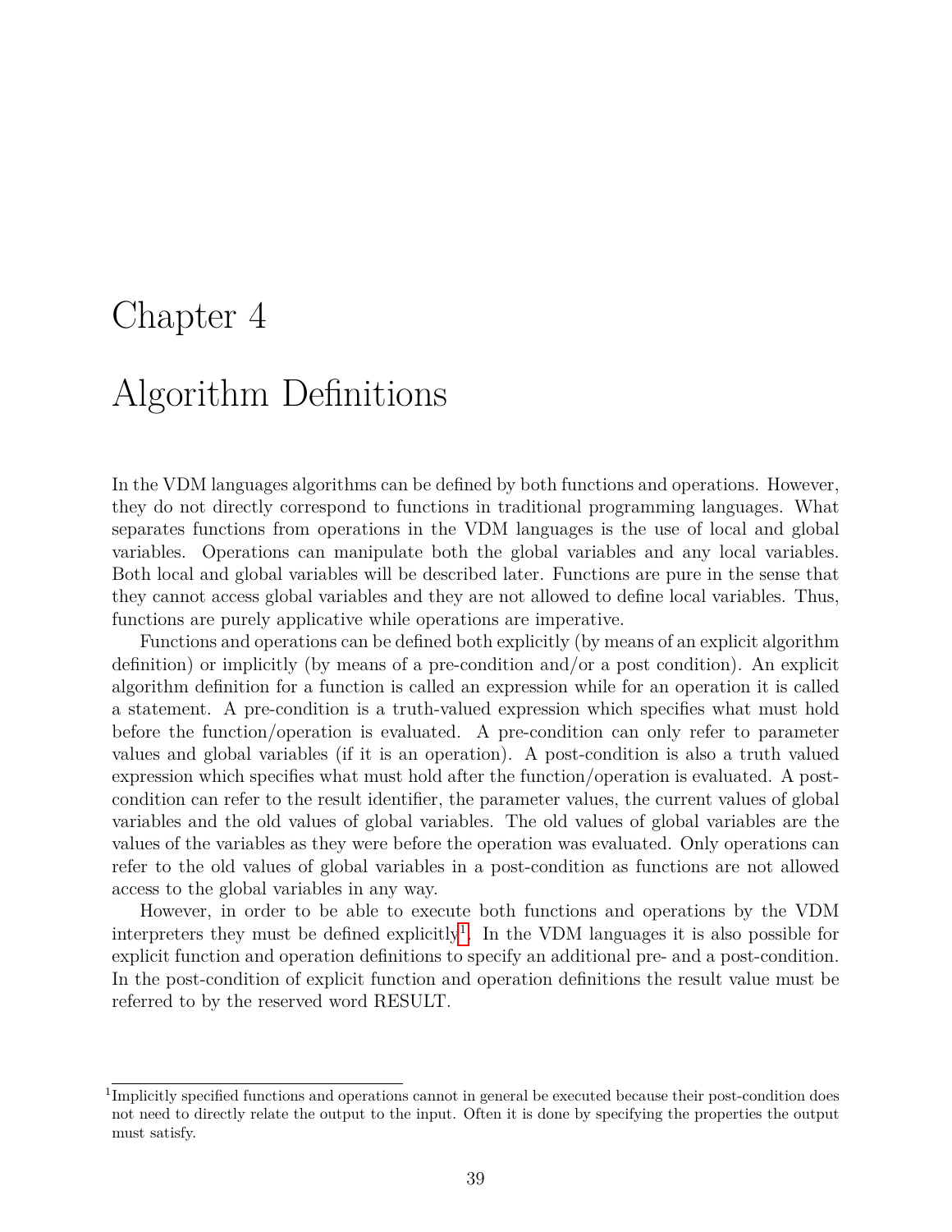# Chapter 4

# Algorithm Definitions

In the VDM languages algorithms can be defined by both functions and operations. However, they do not directly correspond to functions in traditional programming languages. What separates functions from operations in the VDM languages is the use of local and global variables. Operations can manipulate both the global variables and any local variables. Both local and global variables will be described later. Functions are pure in the sense that they cannot access global variables and they are not allowed to define local variables. Thus, functions are purely applicative while operations are imperative.

Functions and operations can be defined both explicitly (by means of an explicit algorithm definition) or implicitly (by means of a pre-condition and/or a post condition). An explicit algorithm definition for a function is called an expression while for an operation it is called a statement. A pre-condition is a truth-valued expression which specifies what must hold before the function/operation is evaluated. A pre-condition can only refer to parameter values and global variables (if it is an operation). A post-condition is also a truth valued expression which specifies what must hold after the function/operation is evaluated. A post-condition can refer to the result identifier, the parameter values, the current values of global variables and the old values of global variables. The old values of global variables are the values of the variables as they were before the operation was evaluated. Only operations can refer to the old values of global variables in a post-condition as functions are not allowed access to the global variables in any way.

However, in order to be able to execute both functions and operations by the VDM interpreters they must be defined explicitly[1]. In the VDM languages it is also possible for explicit function and operation definitions to specify an additional pre- and a post-condition. In the post-condition of explicit function and operation definitions the result value must be referred to by the reserved word RESULT.

[1]Implicitly specified functions and operations cannot in general be executed because their post-condition does not need to directly relate the output to the input. Often it is done by specifying the properties the output must satisfy.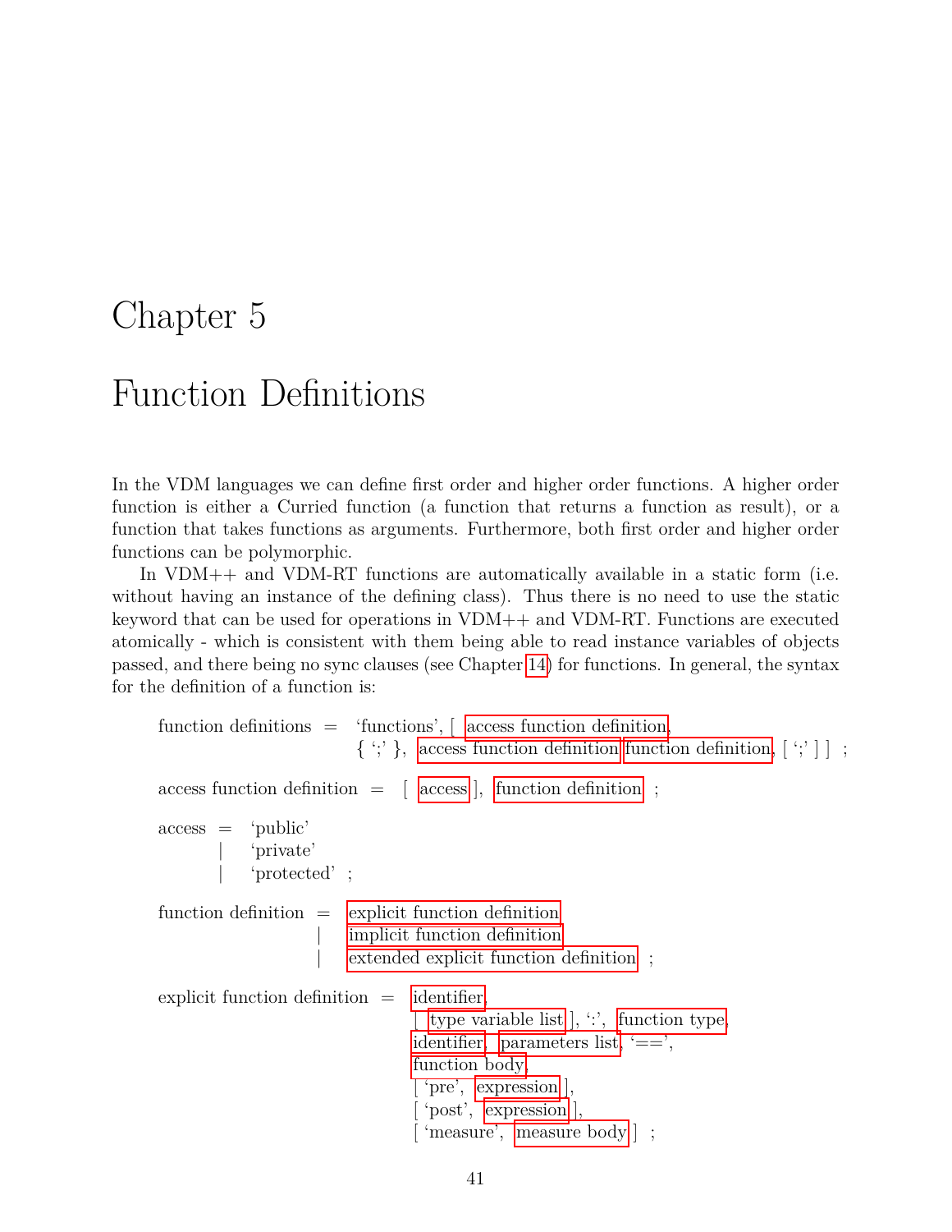# Chapter 5

# Function Definitions

In the VDM languages we can define first order and higher order functions. A higher order function is either a Curried function (a function that returns a function as result), or a function that takes functions as arguments. Furthermore, both first order and higher order functions can be polymorphic.

In VDM++ and VDM-RT functions are automatically available in a static form (i.e. without having an instance of the defining class). Thus there is no need to use the static keyword that can be used for operations in VDM++ and VDM-RT. Functions are executed atomically - which is consistent with them being able to read instance variables of objects passed, and there being no sync clauses (see Chapter 14) for functions. In general, the syntax for the definition of a function is:

```
function definitions = 'functions', [ access function definition,
                       { ';' }, access function definition function definition, [ ';' ] ] ;

access function definition = [ access ], function definition ;

access = 'public'
       | 'private'
       | 'protected' ;

function definition = explicit function definition
                    | implicit function definition
                    | extended explicit function definition ;

explicit function definition = identifier,
                               [ type variable list ], ':', function type,
                               identifier, parameters list, '==',
                               function body,
                               [ 'pre', expression ],
                               [ 'post', expression ],
                               [ 'measure', measure body ] ;
```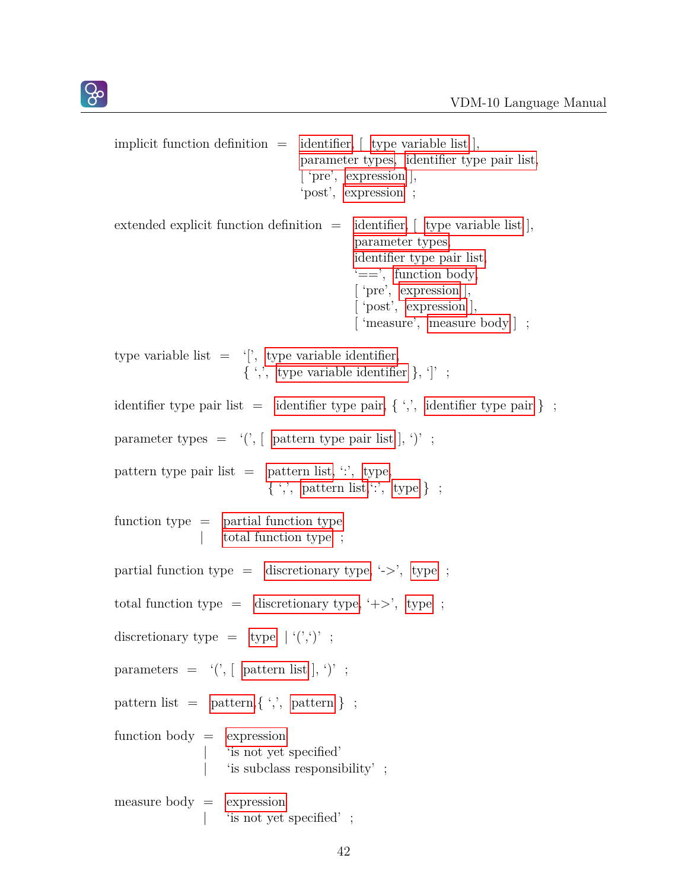```
implicit function definition = identifier, [ type variable list ],
                               parameter types, identifier type pair list,
                               [ 'pre', expression ],
                               'post', expression ;

extended explicit function definition = identifier, [ type variable list ],
                                        parameter types,
                                        identifier type pair list,
                                        '==', function body,
                                        [ 'pre', expression ],
                                        [ 'post', expression ],
                                        [ 'measure', measure body ] ;

type variable list = '[', type variable identifier,
                     { ',', type variable identifier }, ']' ;

identifier type pair list = identifier type pair, { ',', identifier type pair } ;

parameter types = '(', [ pattern type pair list ], ')' ;

pattern type pair list = pattern list, ':', type,
                         { ',', pattern list, ':', type } ;

function type = partial function type
              | total function type ;

partial function type = discretionary type, '->', type ;

total function type = discretionary type, '+>', type ;

discretionary type = type | '(',')' ;

parameters = '(', [ pattern list ], ')' ;

pattern list = pattern, { ',', pattern } ;

function body = expression
              | 'is not yet specified'
              | 'is subclass responsibility' ;

measure body = expression
             | 'is not yet specified' ;
```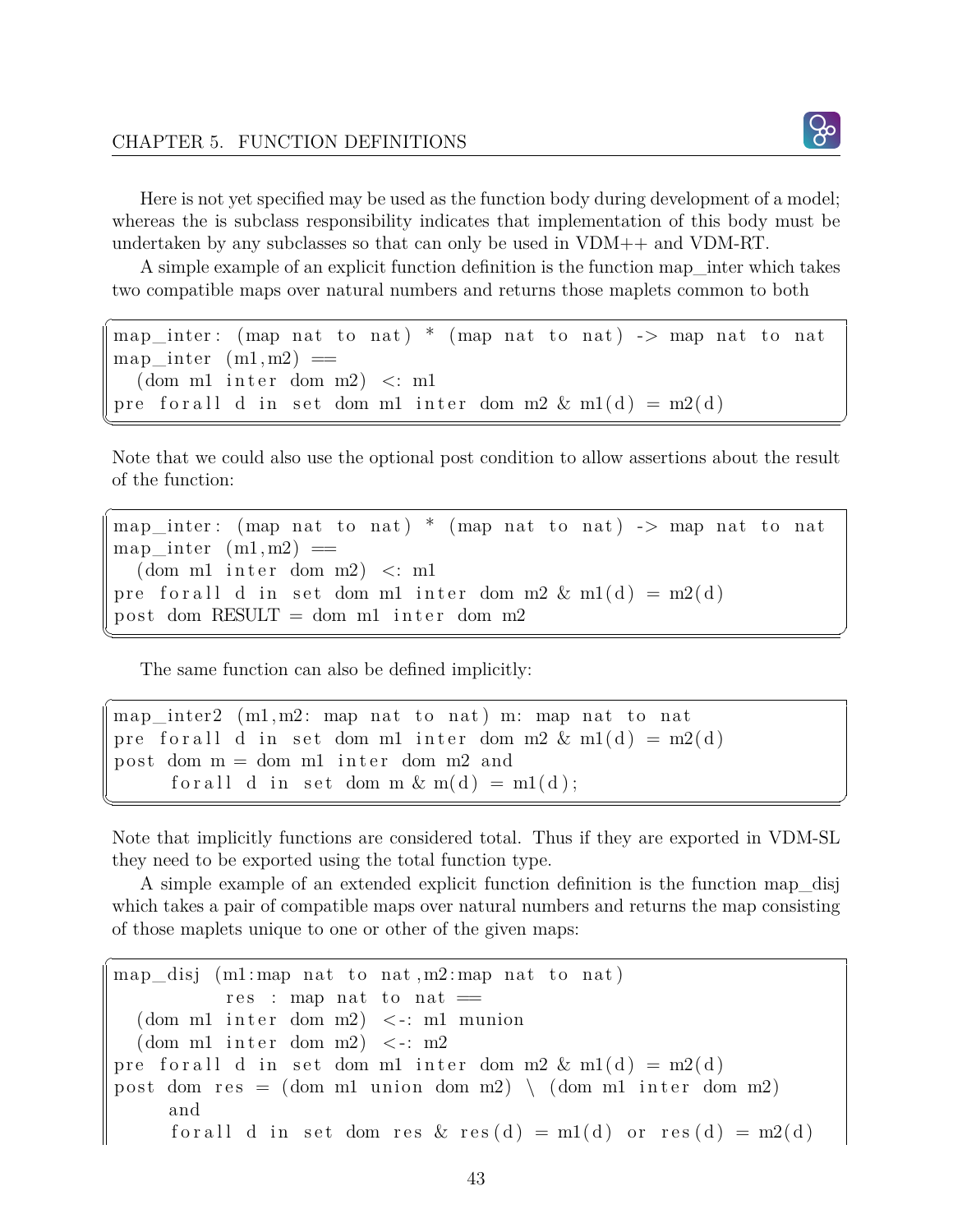Here is not yet specified may be used as the function body during development of a model; whereas the is subclass responsibility indicates that implementation of this body must be undertaken by any subclasses so that can only be used in VDM++ and VDM-RT.

A simple example of an explicit function definition is the function map_inter which takes two compatible maps over natural numbers and returns those maplets common to both

```
map_inter: (map nat to nat) * (map nat to nat) -> map nat to nat
map_inter (m1,m2) ==
  (dom m1 inter dom m2) <: m1
pre forall d in set dom m1 inter dom m2 & m1(d) = m2(d)
```

Note that we could also use the optional post condition to allow assertions about the result of the function:

```
map_inter: (map nat to nat) * (map nat to nat) -> map nat to nat
map_inter (m1,m2) ==
  (dom m1 inter dom m2) <: m1
pre forall d in set dom m1 inter dom m2 & m1(d) = m2(d)
post dom RESULT = dom m1 inter dom m2
```

The same function can also be defined implicitly:

```
map_inter2 (m1,m2: map nat to nat) m: map nat to nat
pre forall d in set dom m1 inter dom m2 & m1(d) = m2(d)
post dom m = dom m1 inter dom m2 and
     forall d in set dom m & m(d) = m1(d);
```

Note that implicitly functions are considered total. Thus if they are exported in VDM-SL they need to be exported using the total function type.

A simple example of an extended explicit function definition is the function map_disj which takes a pair of compatible maps over natural numbers and returns the map consisting of those maplets unique to one or other of the given maps:

```
map_disj (m1:map nat to nat,m2:map nat to nat)
          res : map nat to nat ==
  (dom m1 inter dom m2) <-: m1 munion
  (dom m1 inter dom m2) <-: m2
pre forall d in set dom m1 inter dom m2 & m1(d) = m2(d)
post dom res = (dom m1 union dom m2) \ (dom m1 inter dom m2)
     and
     forall d in set dom res & res(d) = m1(d) or res(d) = m2(d)
```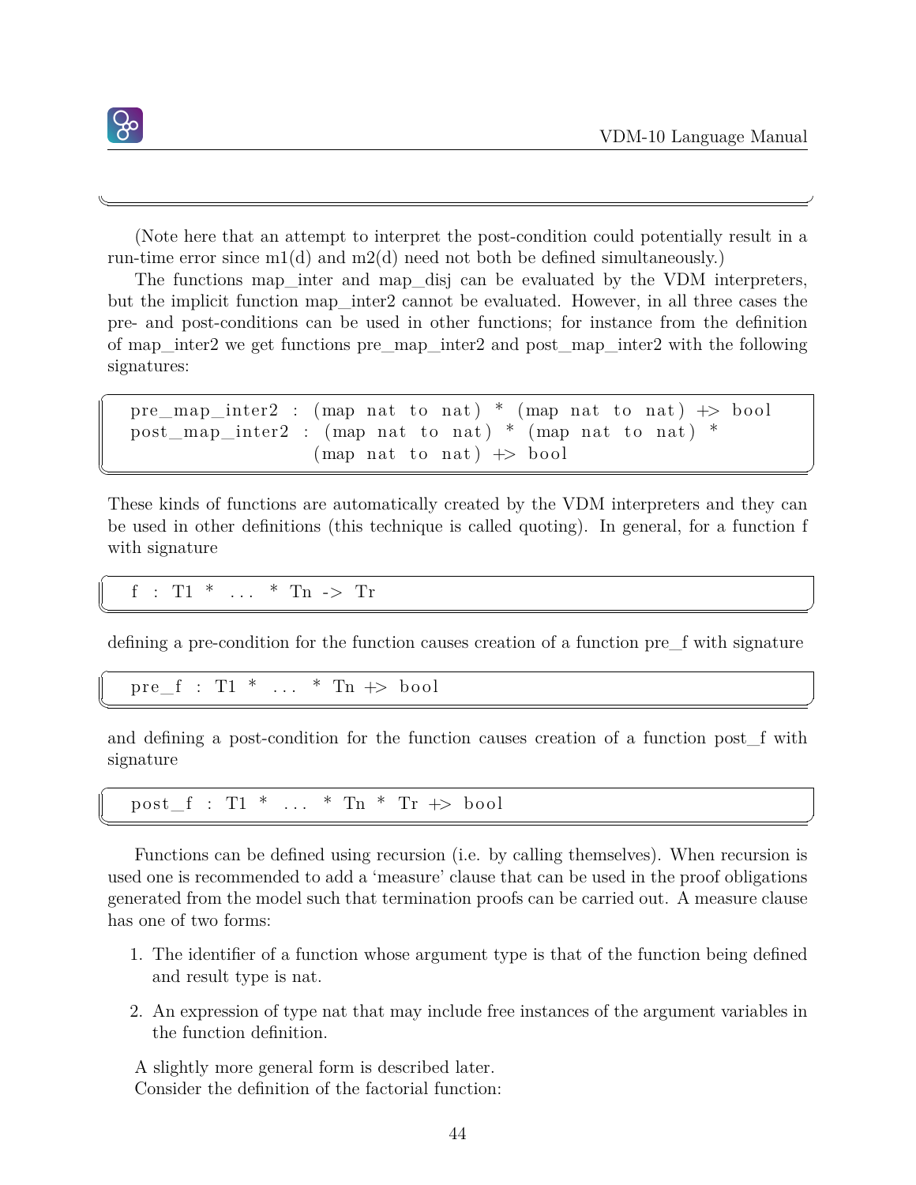(Note here that an attempt to interpret the post-condition could potentially result in a run-time error since m1(d) and m2(d) need not both be defined simultaneously.)

The functions map_inter and map_disj can be evaluated by the VDM interpreters, but the implicit function map_inter2 cannot be evaluated. However, in all three cases the pre- and post-conditions can be used in other functions; for instance from the definition of map_inter2 we get functions pre_map_inter2 and post_map_inter2 with the following signatures:

```
pre_map_inter2 : (map nat to nat) * (map nat to nat) +> bool
post_map_inter2 : (map nat to nat) * (map nat to nat) *
                  (map nat to nat) +> bool
```

These kinds of functions are automatically created by the VDM interpreters and they can be used in other definitions (this technique is called quoting). In general, for a function f with signature

```
f : T1 * ... * Tn -> Tr
```

defining a pre-condition for the function causes creation of a function pre_f with signature

```
pre_f : T1 * ... * Tn +> bool
```

and defining a post-condition for the function causes creation of a function post_f with signature

```
post_f : T1 * ... * Tn * Tr +> bool
```

Functions can be defined using recursion (i.e. by calling themselves). When recursion is used one is recommended to add a 'measure' clause that can be used in the proof obligations generated from the model such that termination proofs can be carried out. A measure clause has one of two forms:

1. The identifier of a function whose argument type is that of the function being defined and result type is nat.
2. An expression of type nat that may include free instances of the argument variables in the function definition.

A slightly more general form is described later.

Consider the definition of the factorial function: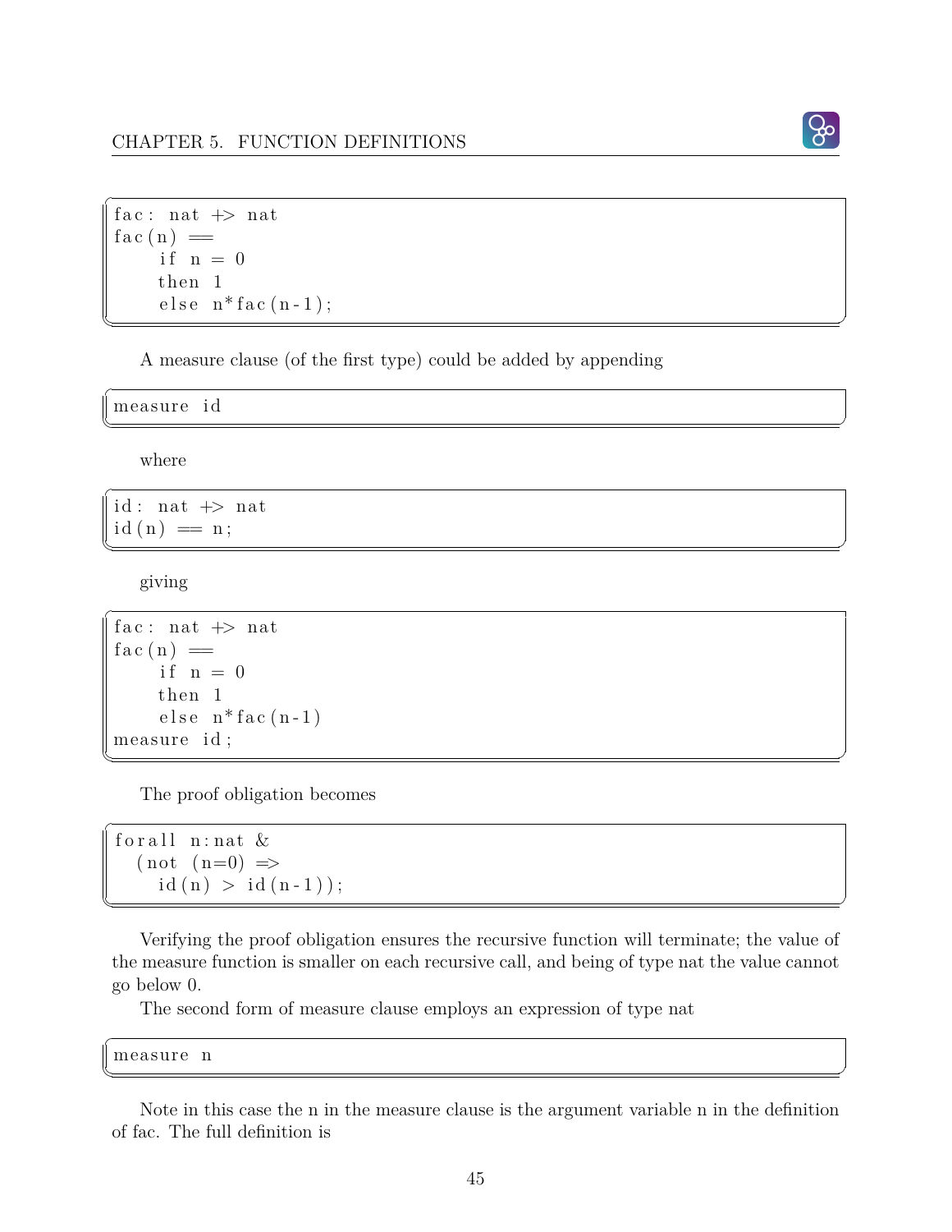```
fac: nat +> nat
fac(n) ==
    if n = 0
    then 1
    else n*fac(n-1);
```

A measure clause (of the first type) could be added by appending

```
measure id
```

where

```
id: nat +> nat
id(n) == n;
```

giving

```
fac: nat +> nat
fac(n) ==
    if n = 0
    then 1
    else n*fac(n-1)
measure id;
```

The proof obligation becomes

```
forall n:nat &
  (not (n=0) =>
    id(n) > id(n-1));
```

Verifying the proof obligation ensures the recursive function will terminate; the value of the measure function is smaller on each recursive call, and being of type nat the value cannot go below 0.

The second form of measure clause employs an expression of type nat

```
measure n
```

Note in this case the n in the measure clause is the argument variable n in the definition of fac. The full definition is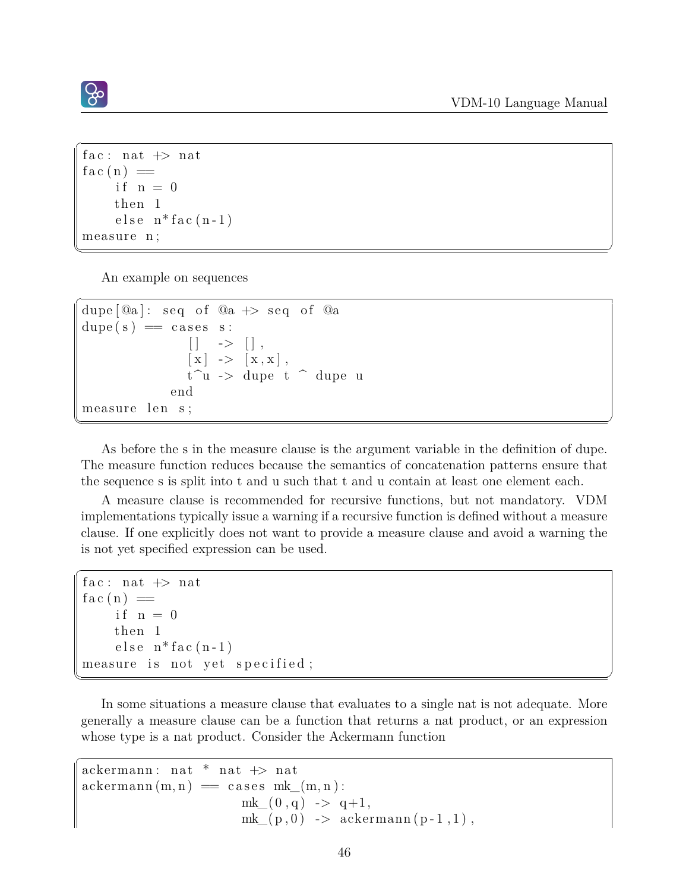```
fac: nat +> nat
fac(n) ==
    if n = 0
    then 1
    else n*fac(n-1)
measure n;
```

An example on sequences

```
dupe[@a]: seq of @a +> seq of @a
dupe(s) == cases s:
             []   -> [],
             [x]  -> [x,x],
             t^u -> dupe t ^ dupe u
           end
measure len s;
```

As before the s in the measure clause is the argument variable in the definition of dupe. The measure function reduces because the semantics of concatenation patterns ensure that the sequence s is split into t and u such that t and u contain at least one element each.

A measure clause is recommended for recursive functions, but not mandatory. VDM implementations typically issue a warning if a recursive function is defined without a measure clause. If one explicitly does not want to provide a measure clause and avoid a warning the is not yet specified expression can be used.

```
fac: nat +> nat
fac(n) ==
    if n = 0
    then 1
    else n*fac(n-1)
measure is not yet specified;
```

In some situations a measure clause that evaluates to a single nat is not adequate. More generally a measure clause can be a function that returns a nat product, or an expression whose type is a nat product. Consider the Ackermann function

```
ackermann: nat * nat +> nat
ackermann(m,n) == cases mk_(m,n):
                    mk_(0,q) -> q+1,
                    mk_(p,0) -> ackermann(p-1,1),
```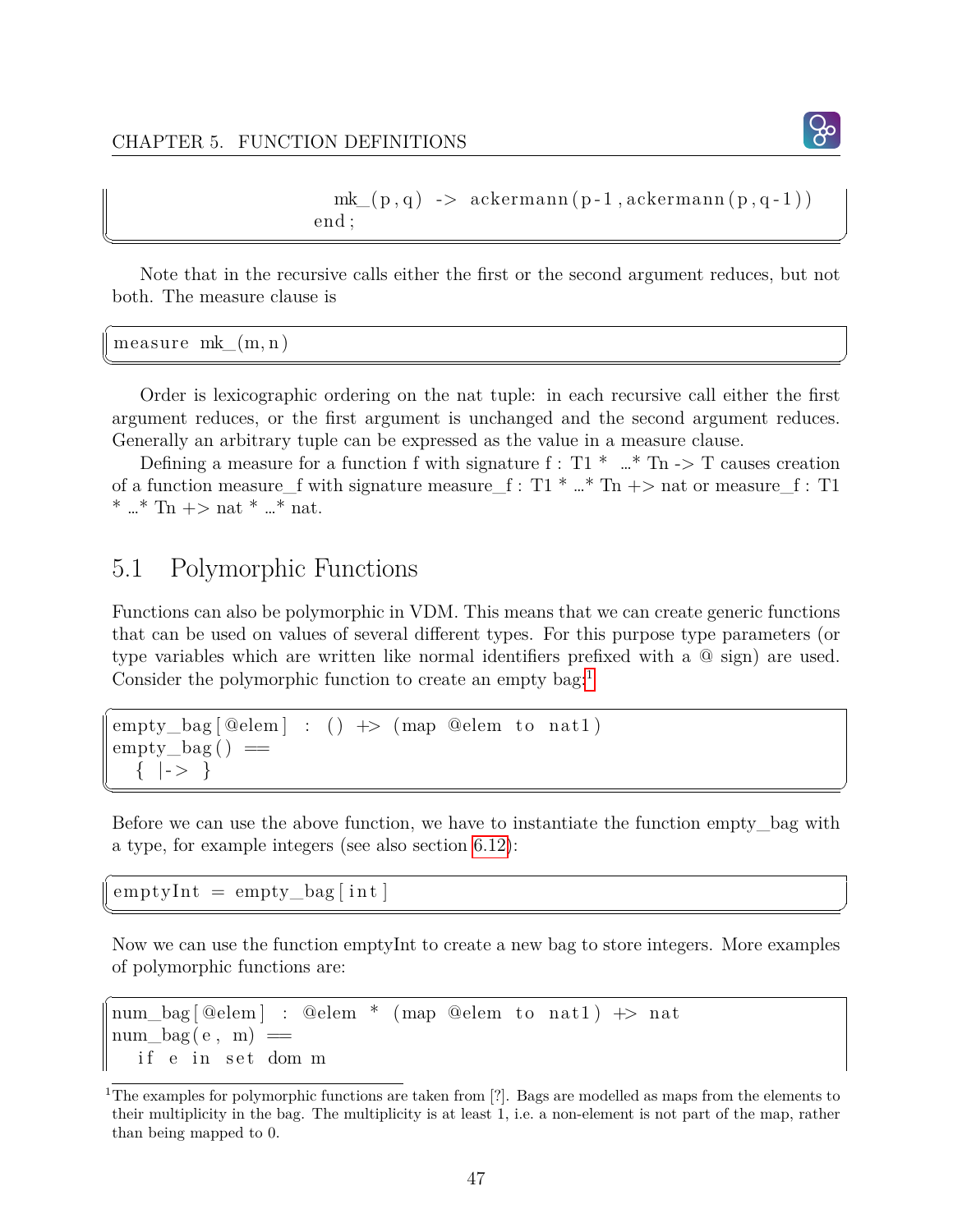```
                    mk_(p,q) -> ackermann(p-1,ackermann(p,q-1))
                  end;
```

Note that in the recursive calls either the first or the second argument reduces, but not both. The measure clause is

```
measure mk_(m,n)
```

Order is lexicographic ordering on the nat tuple: in each recursive call either the first argument reduces, or the first argument is unchanged and the second argument reduces. Generally an arbitrary tuple can be expressed as the value in a measure clause.

Defining a measure for a function f with signature f : T1 * ...* Tn -> T causes creation of a function measure_f with signature measure_f : T1 * ...* Tn +> nat or measure_f : T1 * ...* Tn +> nat * ...* nat.

## 5.1 Polymorphic Functions

Functions can also be polymorphic in VDM. This means that we can create generic functions that can be used on values of several different types. For this purpose type parameters (or type variables which are written like normal identifiers prefixed with a @ sign) are used. Consider the polymorphic function to create an empty bag:[1]

```
empty_bag[@elem] : () +> (map @elem to nat1)
empty_bag() ==
  { |-> }
```

Before we can use the above function, we have to instantiate the function empty_bag with a type, for example integers (see also section 6.12):

```
emptyInt = empty_bag[int]
```

Now we can use the function emptyInt to create a new bag to store integers. More examples of polymorphic functions are:

```
num_bag[@elem] : @elem * (map @elem to nat1) +> nat
num_bag(e, m) ==
  if e in set dom m
```

[1] The examples for polymorphic functions are taken from [?]. Bags are modelled as maps from the elements to their multiplicity in the bag. The multiplicity is at least 1, i.e. a non-element is not part of the map, rather than being mapped to 0.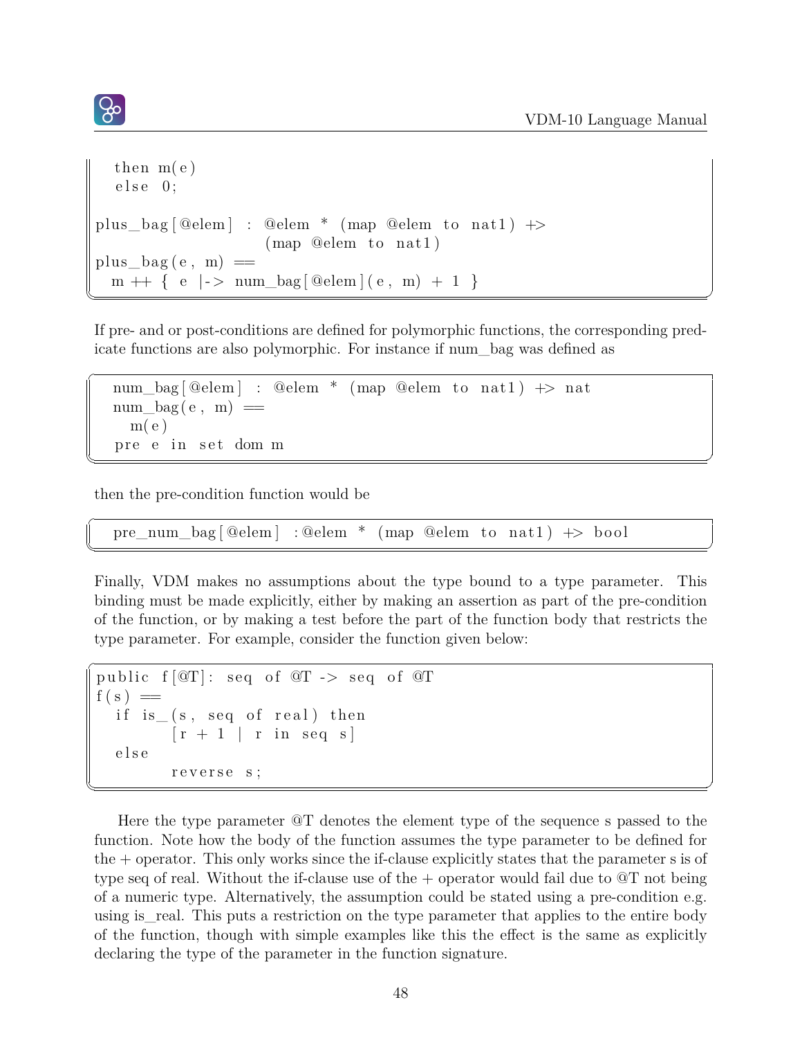```
  then m(e)
  else 0;

plus_bag[@elem] : @elem * (map @elem to nat1) +>
                  (map @elem to nat1)
plus_bag(e, m) ==
  m ++ { e |-> num_bag[@elem](e, m) + 1 }
```

If pre- and or post-conditions are defined for polymorphic functions, the corresponding predicate functions are also polymorphic. For instance if num_bag was defined as

```
  num_bag[@elem] : @elem * (map @elem to nat1) +> nat
  num_bag(e, m) ==
    m(e)
  pre e in set dom m
```

then the pre-condition function would be

```
  pre_num_bag[@elem] :@elem * (map @elem to nat1) +> bool
```

Finally, VDM makes no assumptions about the type bound to a type parameter. This binding must be made explicitly, either by making an assertion as part of the pre-condition of the function, or by making a test before the part of the function body that restricts the type parameter. For example, consider the function given below:

```
public f[@T]: seq of @T -> seq of @T
f(s) ==
  if is_(s, seq of real) then
        [r + 1 | r in seq s]
  else
        reverse s;
```

Here the type parameter @T denotes the element type of the sequence s passed to the function. Note how the body of the function assumes the type parameter to be defined for the + operator. This only works since the if-clause explicitly states that the parameter s is of type seq of real. Without the if-clause use of the + operator would fail due to @T not being of a numeric type. Alternatively, the assumption could be stated using a pre-condition e.g. using is_real. This puts a restriction on the type parameter that applies to the entire body of the function, though with simple examples like this the effect is the same as explicitly declaring the type of the parameter in the function signature.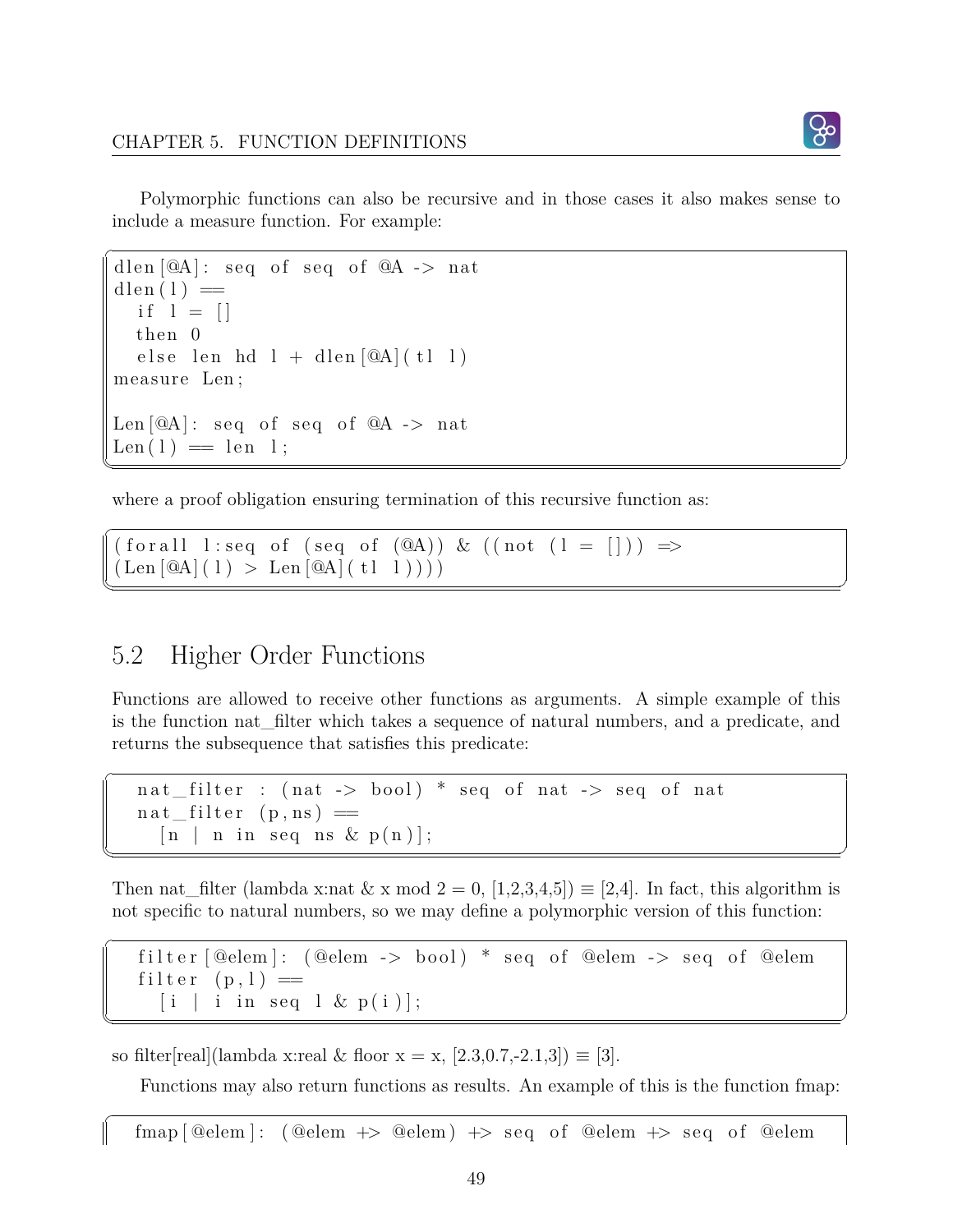Polymorphic functions can also be recursive and in those cases it also makes sense to include a measure function. For example:

```
dlen[@A]: seq of seq of @A -> nat
dlen(l) ==
  if l = []
  then 0
  else len hd l + dlen[@A](tl l)
measure Len;

Len[@A]: seq of seq of @A -> nat
Len(l) == len l;
```

where a proof obligation ensuring termination of this recursive function as:

```
(forall l:seq of (seq of (@A)) & ((not (l = [])) =>
(Len[@A](l) > Len[@A](tl l))))
```

## 5.2 Higher Order Functions

Functions are allowed to receive other functions as arguments. A simple example of this is the function nat_filter which takes a sequence of natural numbers, and a predicate, and returns the subsequence that satisfies this predicate:

```
  nat_filter : (nat -> bool) * seq of nat -> seq of nat
  nat_filter (p,ns) ==
    [n | n in seq ns & p(n)];
```

Then nat_filter (lambda x:nat & x mod 2 = 0, [1,2,3,4,5]) $\equiv$ [2,4]. In fact, this algorithm is not specific to natural numbers, so we may define a polymorphic version of this function:

```
  filter[@elem]: (@elem -> bool) * seq of @elem -> seq of @elem
  filter (p,l) ==
    [i | i in seq l & p(i)];
```

so filter[real](lambda x:real & floor x = x, [2.3,0.7,-2.1,3]) $\equiv$ [3].

Functions may also return functions as results. An example of this is the function fmap:

```
  fmap[@elem]: (@elem +> @elem) +> seq of @elem +> seq of @elem
```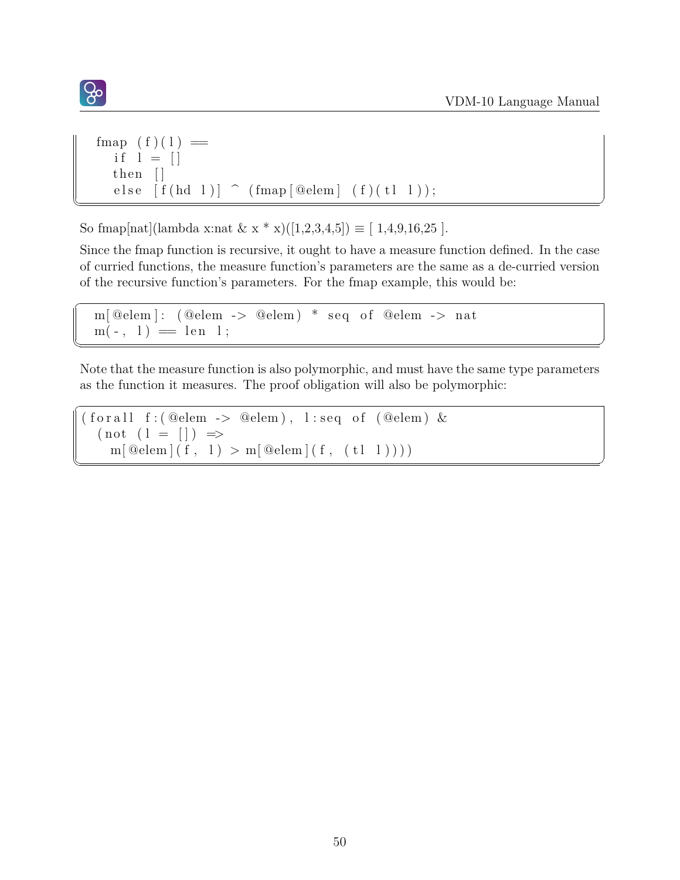```
  fmap (f)(l) ==
    if l = []
    then []
    else [f(hd l)] ^ (fmap[@elem] (f)(tl l));
```

So fmap[nat](lambda x:nat & x * x)([1,2,3,4,5]) ≡ [ 1,4,9,16,25 ].

Since the fmap function is recursive, it ought to have a measure function defined. In the case of curried functions, the measure function's parameters are the same as a de-curried version of the recursive function's parameters. For the fmap example, this would be:

```
  m[@elem]: (@elem -> @elem) * seq of @elem -> nat
  m(-, l) == len l;
```

Note that the measure function is also polymorphic, and must have the same type parameters as the function it measures. The proof obligation will also be polymorphic:

```
(forall f:(@elem -> @elem), l:seq of (@elem) &
  (not (l = []) =>
    m[@elem](f, l) > m[@elem](f, (tl l))))
```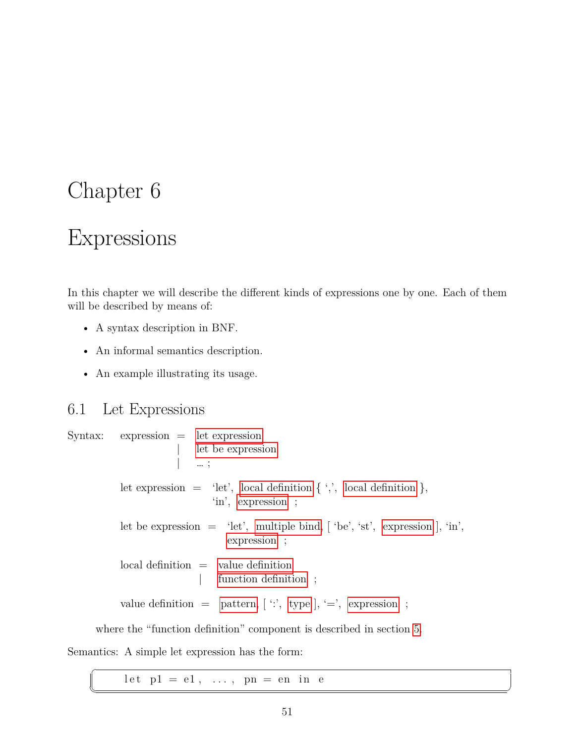# Chapter 6

# Expressions

In this chapter we will describe the different kinds of expressions one by one. Each of them will be described by means of:

- A syntax description in BNF.
- An informal semantics description.
- An example illustrating its usage.

## 6.1 Let Expressions

Syntax:

```
expression = let expression
           | let be expression
           | ... ;

let expression = 'let', local definition { ',', local definition },
                 'in', expression ;

let be expression = 'let', multiple bind, [ 'be', 'st', expression ], 'in',
                    expression ;

local definition = value definition
                 | function definition ;

value definition = pattern, [ ':', type ], '=', expression ;
```

where the "function definition" component is described in section 5.

Semantics: A simple let expression has the form:

```
let p1 = e1, ..., pn = en in e
```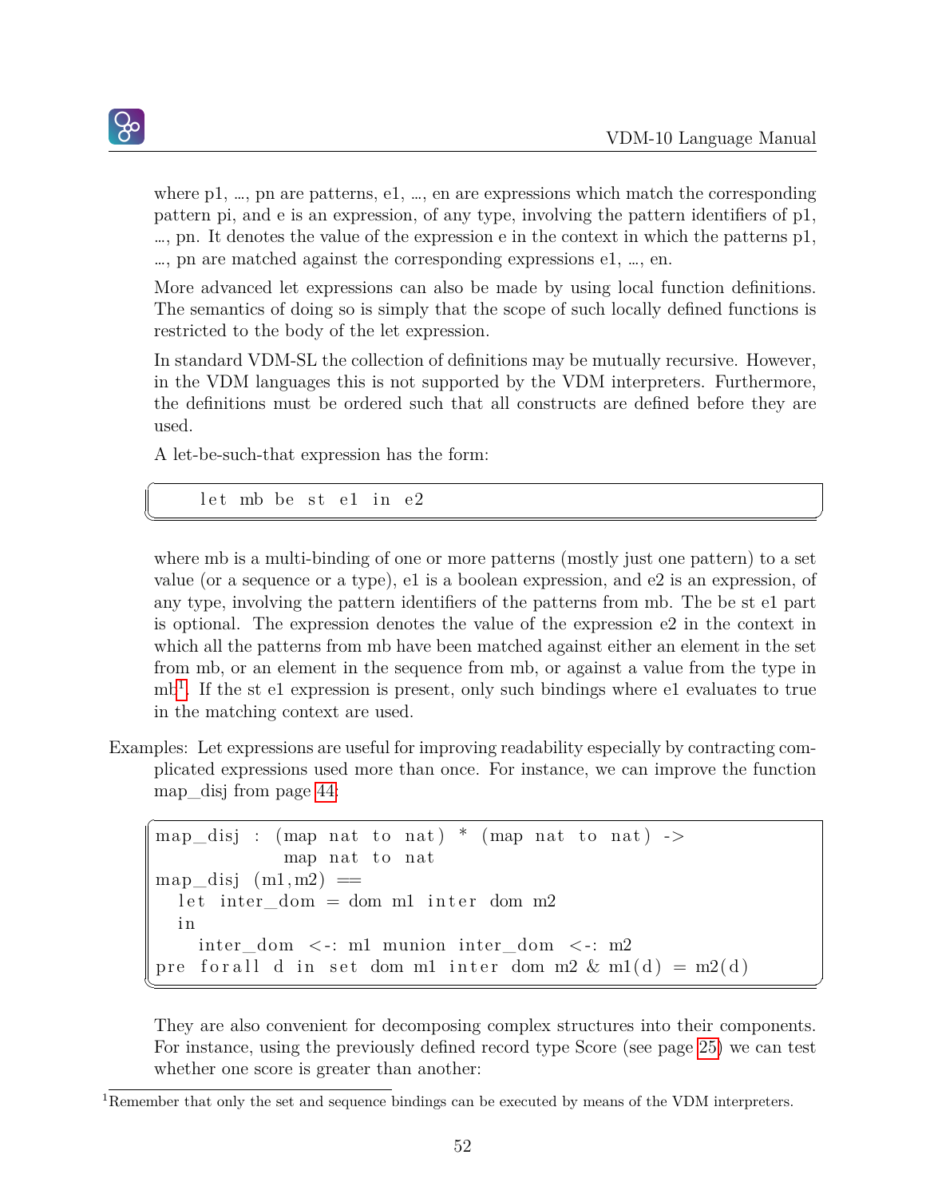where p1, …, pn are patterns, e1, …, en are expressions which match the corresponding pattern pi, and e is an expression, of any type, involving the pattern identifiers of p1, …, pn. It denotes the value of the expression e in the context in which the patterns p1, …, pn are matched against the corresponding expressions e1, …, en.

More advanced let expressions can also be made by using local function definitions. The semantics of doing so is simply that the scope of such locally defined functions is restricted to the body of the let expression.

In standard VDM-SL the collection of definitions may be mutually recursive. However, in the VDM languages this is not supported by the VDM interpreters. Furthermore, the definitions must be ordered such that all constructs are defined before they are used.

A let-be-such-that expression has the form:

```
    let mb be st e1 in e2
```

where mb is a multi-binding of one or more patterns (mostly just one pattern) to a set value (or a sequence or a type), e1 is a boolean expression, and e2 is an expression, of any type, involving the pattern identifiers of the patterns from mb. The be st e1 part is optional. The expression denotes the value of the expression e2 in the context in which all the patterns from mb have been matched against either an element in the set from mb, or an element in the sequence from mb, or against a value from the type in mb[1]. If the st e1 expression is present, only such bindings where e1 evaluates to true in the matching context are used.

Examples: Let expressions are useful for improving readability especially by contracting complicated expressions used more than once. For instance, we can improve the function map_disj from page 44:

```
map_disj : (map nat to nat) * (map nat to nat) ->
             map nat to nat
map_disj (m1,m2) ==
  let inter_dom = dom m1 inter dom m2
  in
    inter_dom <-: m1 munion inter_dom <-: m2
pre forall d in set dom m1 inter dom m2 & m1(d) = m2(d)
```

They are also convenient for decomposing complex structures into their components. For instance, using the previously defined record type Score (see page 25) we can test whether one score is greater than another:

[1] Remember that only the set and sequence bindings can be executed by means of the VDM interpreters.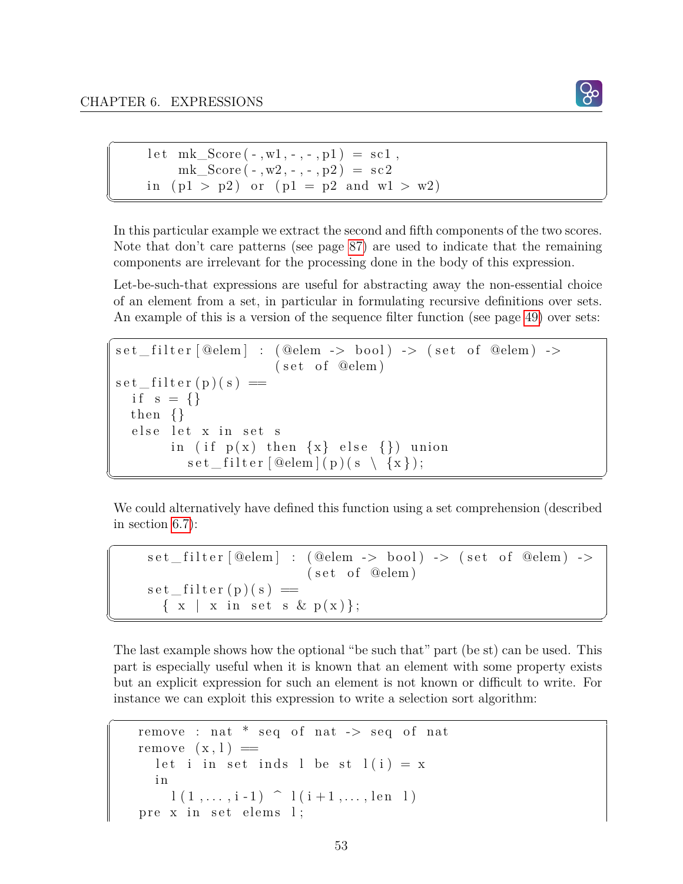```
let mk_Score(-,w1,-,-,p1) = sc1,
    mk_Score(-,w2,-,-,p2) = sc2
in (p1 > p2) or (p1 = p2 and w1 > w2)
```

In this particular example we extract the second and fifth components of the two scores. Note that don't care patterns (see page 87) are used to indicate that the remaining components are irrelevant for the processing done in the body of this expression.

Let-be-such-that expressions are useful for abstracting away the non-essential choice of an element from a set, in particular in formulating recursive definitions over sets. An example of this is a version of the sequence filter function (see page 49) over sets:

```
set_filter[@elem] : (@elem -> bool) -> (set of @elem) ->
                    (set of @elem)
set_filter(p)(s) ==
  if s = {}
  then {}
  else let x in set s
       in (if p(x) then {x} else {}) union
          set_filter[@elem](p)(s \ {x});
```

We could alternatively have defined this function using a set comprehension (described in section 6.7):

```
set_filter[@elem] : (@elem -> bool) -> (set of @elem) ->
                    (set of @elem)
set_filter(p)(s) ==
  { x | x in set s & p(x)};
```

The last example shows how the optional "be such that" part (be st) can be used. This part is especially useful when it is known that an element with some property exists but an explicit expression for such an element is not known or difficult to write. For instance we can exploit this expression to write a selection sort algorithm:

```
remove : nat * seq of nat -> seq of nat
remove (x,l) ==
  let i in set inds l be st l(i) = x
  in
    l(1,...,i-1) ^ l(i+1,...,len l)
pre x in set elems l;
```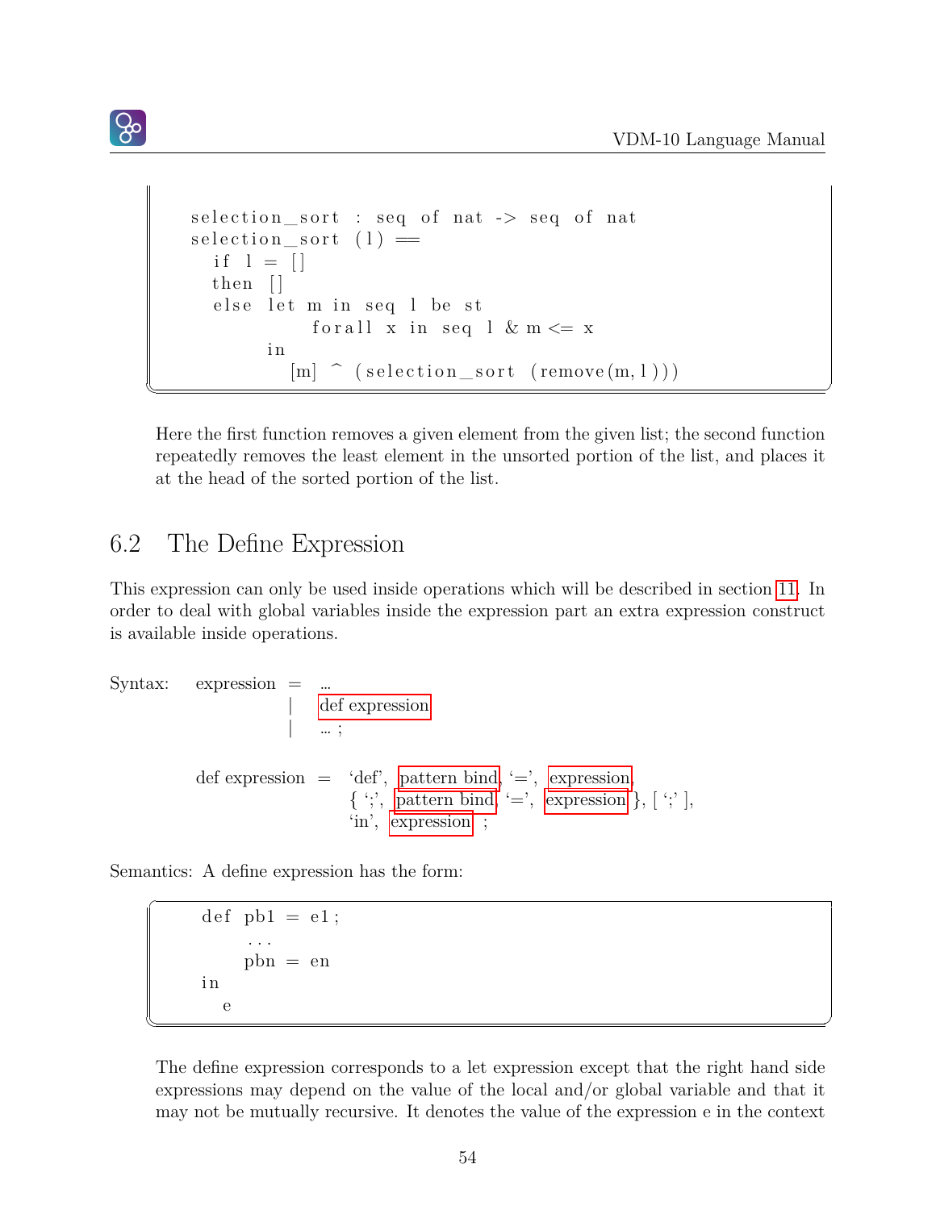```
selection_sort : seq of nat -> seq of nat
selection_sort (l) ==
  if l = []
  then []
  else let m in seq l be st
           forall x in seq l & m <= x
       in
         [m] ^ (selection_sort (remove(m,l)))
```

Here the first function removes a given element from the given list; the second function repeatedly removes the least element in the unsorted portion of the list, and places it at the head of the sorted portion of the list.

## 6.2 The Define Expression

This expression can only be used inside operations which will be described in section 11. In order to deal with global variables inside the expression part an extra expression construct is available inside operations.

Syntax: 

```
expression = ...
           | def expression
           | ... ;

def expression = 'def', pattern bind, '=', expression,
                 { ';', pattern bind, '=', expression }, [ ';' ],
                 'in', expression ;
```

Semantics: A define expression has the form:

```
def pb1 = e1;
    ...
    pbn = en
in
  e
```

The define expression corresponds to a let expression except that the right hand side expressions may depend on the value of the local and/or global variable and that it may not be mutually recursive. It denotes the value of the expression e in the context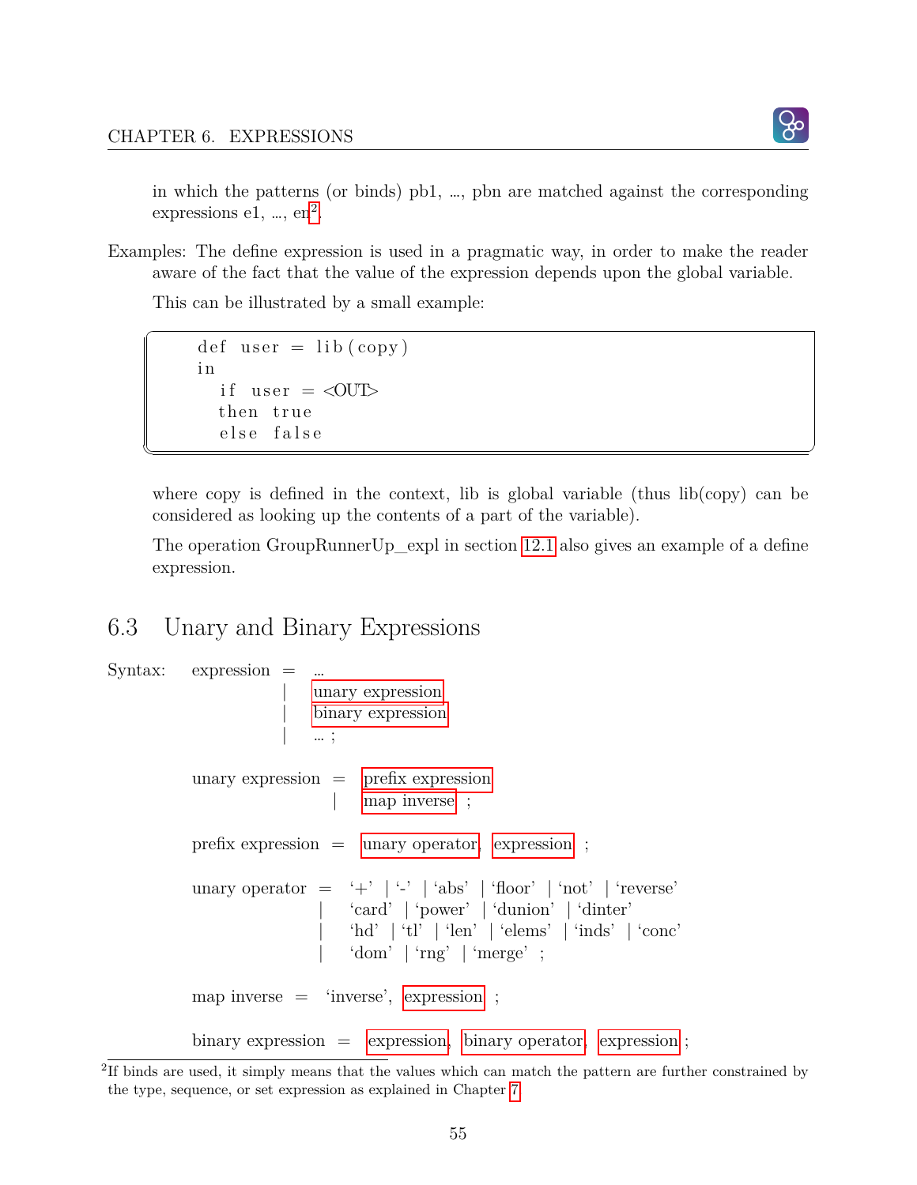in which the patterns (or binds) pb1, …, pbn are matched against the corresponding expressions e1, …, en[2].

Examples: The define expression is used in a pragmatic way, in order to make the reader aware of the fact that the value of the expression depends upon the global variable.

This can be illustrated by a small example:

```
def user = lib(copy)
in
  if user = <OUT>
  then true
  else false
```

where copy is defined in the context, lib is global variable (thus lib(copy) can be considered as looking up the contents of a part of the variable).

The operation GroupRunnerUp_expl in section 12.1 also gives an example of a define expression.

## 6.3 Unary and Binary Expressions

Syntax:

```
expression = ...
           | unary expression
           | binary expression
           | ... ;

unary expression = prefix expression
                 | map inverse ;

prefix expression = unary operator, expression ;

unary operator = '+' | '-' | 'abs' | 'floor' | 'not' | 'reverse'
               | 'card' | 'power' | 'dunion' | 'dinter'
               | 'hd' | 'tl' | 'len' | 'elems' | 'inds' | 'conc'
               | 'dom' | 'rng' | 'merge' ;

map inverse = 'inverse', expression ;

binary expression = expression, binary operator, expression ;
```

[2] If binds are used, it simply means that the values which can match the pattern are further constrained by the type, sequence, or set expression as explained in Chapter 7.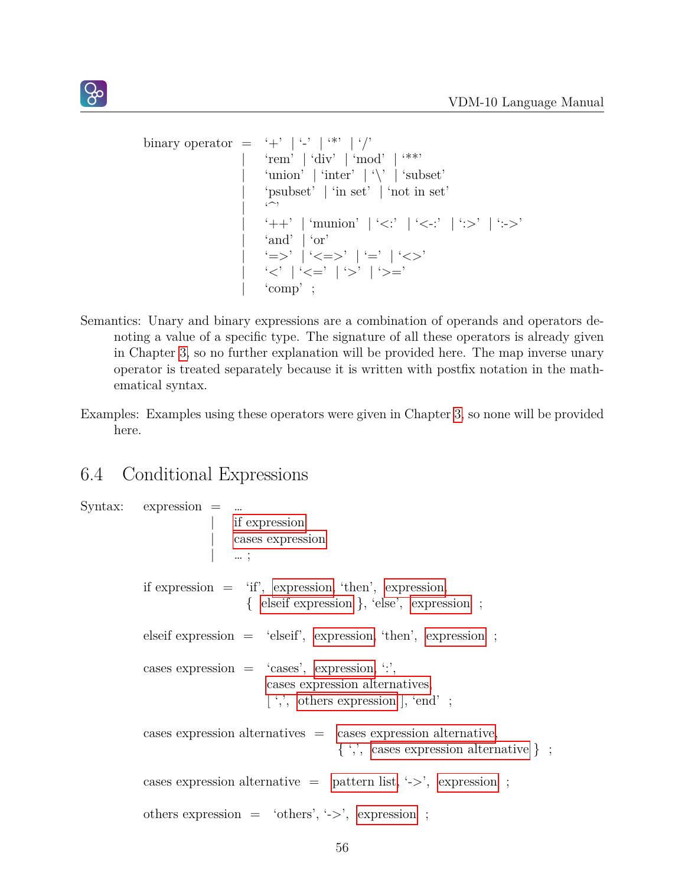```
binary operator = '+' | '-' | '*' | '/'
                | 'rem' | 'div' | 'mod' | '**'
                | 'union' | 'inter' | '\' | 'subset'
                | 'psubset' | 'in set' | 'not in set'
                | '^'
                | '++' | 'munion' | '<:' | '<-:' | ':>' | ':->'
                | 'and' | 'or'
                | '=>' | '<=>' | '=' | '<>'
                | '<' | '<=' | '>' | '>='
                | 'comp' ;
```

Semantics: Unary and binary expressions are a combination of operands and operators denoting a value of a specific type. The signature of all these operators is already given in Chapter 3, so no further explanation will be provided here. The map inverse unary operator is treated separately because it is written with postfix notation in the mathematical syntax.

Examples: Examples using these operators were given in Chapter 3, so none will be provided here.

## 6.4 Conditional Expressions

Syntax:

```
expression = ...
           | if expression
           | cases expression
           | ... ;

if expression = 'if', expression, 'then', expression,
                { elseif expression }, 'else', expression ;

elseif expression = 'elseif', expression, 'then', expression ;

cases expression = 'cases', expression, ':',
                   cases expression alternatives,
                   [ ',', others expression ], 'end' ;

cases expression alternatives = cases expression alternative,
                                { ',', cases expression alternative } ;

cases expression alternative = pattern list, '->', expression ;

others expression = 'others', '->', expression ;
```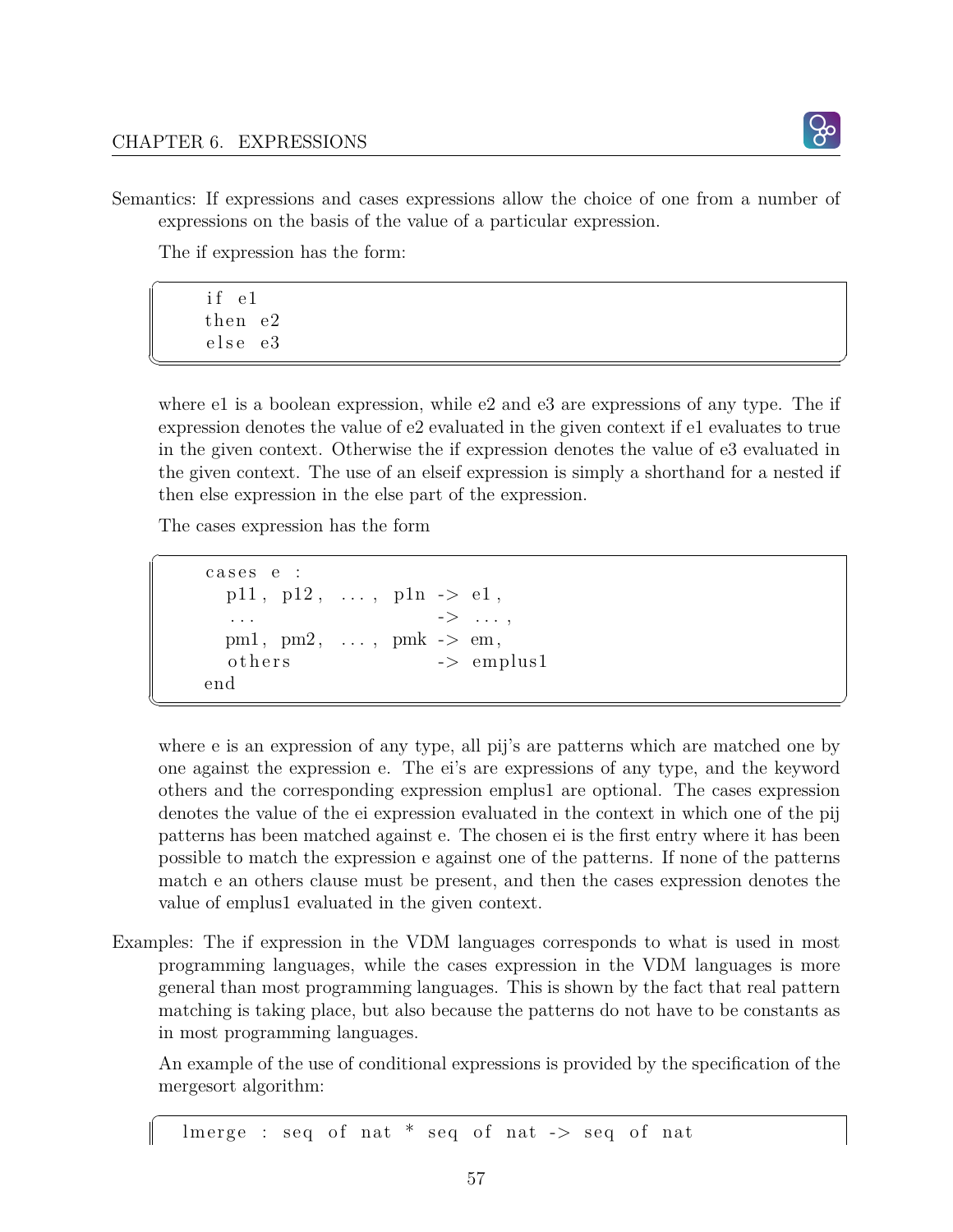Semantics: If expressions and cases expressions allow the choice of one from a number of expressions on the basis of the value of a particular expression.

The if expression has the form:

```
if e1
then e2
else e3
```

where e1 is a boolean expression, while e2 and e3 are expressions of any type. The if expression denotes the value of e2 evaluated in the given context if e1 evaluates to true in the given context. Otherwise the if expression denotes the value of e3 evaluated in the given context. The use of an elseif expression is simply a shorthand for a nested if then else expression in the else part of the expression.

The cases expression has the form

```
cases e :
  p11, p12, ..., p1n -> e1,
  ...                -> ...,
  pm1, pm2, ..., pmk -> em,
  others             -> emplus1
end
```

where e is an expression of any type, all pij's are patterns which are matched one by one against the expression e. The ei's are expressions of any type, and the keyword others and the corresponding expression emplus1 are optional. The cases expression denotes the value of the ei expression evaluated in the context in which one of the pij patterns has been matched against e. The chosen ei is the first entry where it has been possible to match the expression e against one of the patterns. If none of the patterns match e an others clause must be present, and then the cases expression denotes the value of emplus1 evaluated in the given context.

Examples: The if expression in the VDM languages corresponds to what is used in most programming languages, while the cases expression in the VDM languages is more general than most programming languages. This is shown by the fact that real pattern matching is taking place, but also because the patterns do not have to be constants as in most programming languages.

An example of the use of conditional expressions is provided by the specification of the mergesort algorithm:

```
lmerge : seq of nat * seq of nat -> seq of nat
```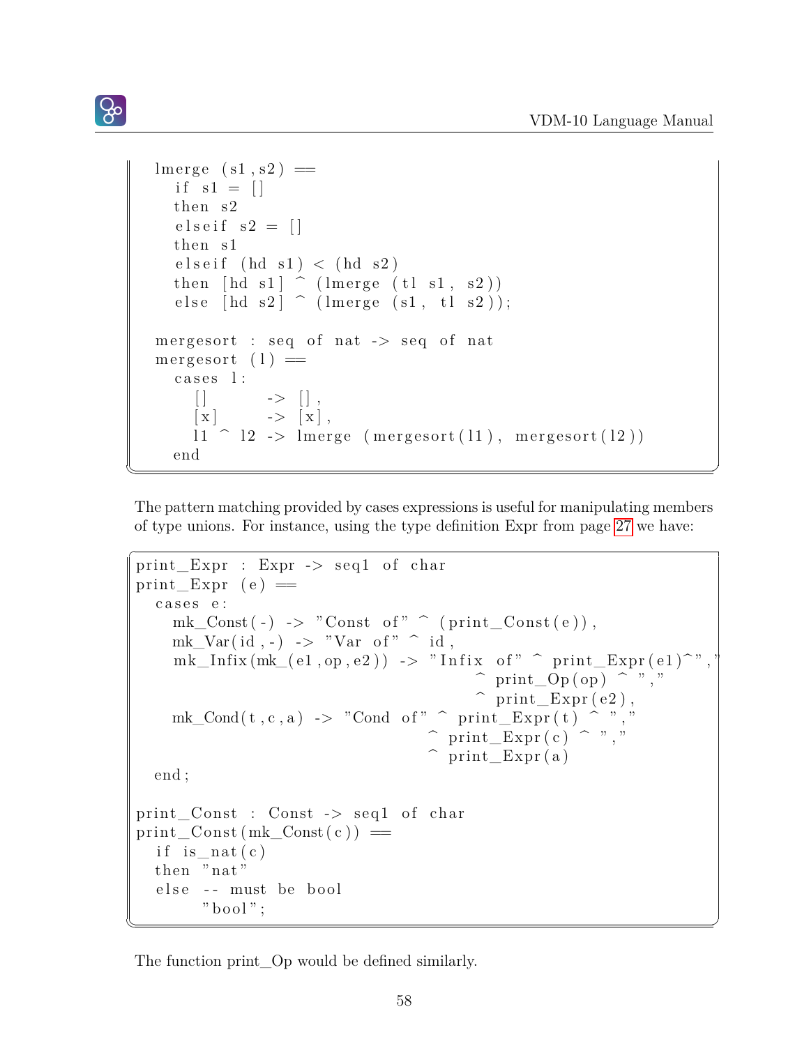```
  lmerge (s1,s2) ==
    if s1 = []
    then s2
    elseif s2 = []
    then s1
    elseif (hd s1) < (hd s2)
    then [hd s1] ^ (lmerge (tl s1, s2))
    else [hd s2] ^ (lmerge (s1, tl s2));

  mergesort : seq of nat -> seq of nat
  mergesort (l) ==
    cases l:
      []       -> [],
      [x]      -> [x],
      l1 ^ l2 -> lmerge (mergesort(l1), mergesort(l2))
    end
```

The pattern matching provided by cases expressions is useful for manipulating members of type unions. For instance, using the type definition Expr from page 27 we have:

```
print_Expr : Expr -> seq1 of char
print_Expr (e) ==
  cases e:
    mk_Const(-) -> "Const of" ^ (print_Const(e)),
    mk_Var(id,-) -> "Var of" ^ id,
    mk_Infix(mk_(e1,op,e2)) -> "Infix of" ^ print_Expr(e1)^",",
                                          ^ print_Op(op) ^ ","
                                          ^ print_Expr(e2),
    mk_Cond(t,c,a) -> "Cond of" ^ print_Expr(t) ^ ","
                                  ^ print_Expr(c) ^ ","
                                  ^ print_Expr(a)
  end;

print_Const : Const -> seq1 of char
print_Const(mk_Const(c)) ==
  if is_nat(c)
  then "nat"
  else -- must be bool
       "bool";
```

The function print_Op would be defined similarly.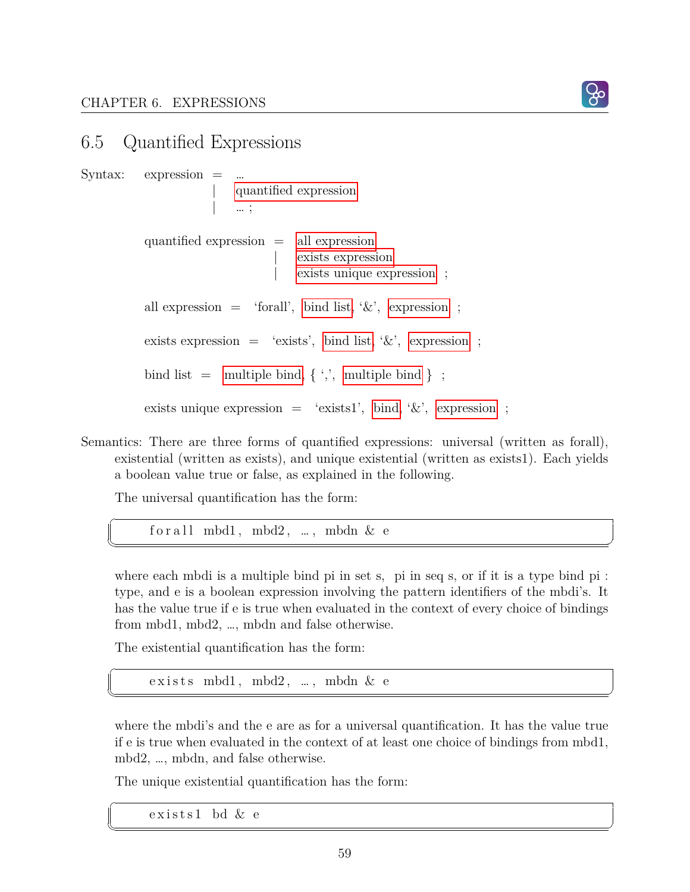## 6.5 Quantified Expressions

Syntax: expression = ...
 | quantified expression
 | ... ;

quantified expression = all expression
 | exists expression
 | exists unique expression ;

all expression = 'forall', bind list, '&', expression ;

exists expression = 'exists', bind list, '&', expression ;

bind list = multiple bind, { ',', multiple bind } ;

exists unique expression = 'exists1', bind, '&', expression ;

Semantics: There are three forms of quantified expressions: universal (written as forall), existential (written as exists), and unique existential (written as exists1). Each yields a boolean value true or false, as explained in the following.

The universal quantification has the form:

```
forall mbd1, mbd2, ..., mbdn & e
```

where each mbdi is a multiple bind pi in set s, pi in seq s, or if it is a type bind pi : type, and e is a boolean expression involving the pattern identifiers of the mbdi's. It has the value true if e is true when evaluated in the context of every choice of bindings from mbd1, mbd2, ..., mbdn and false otherwise.

The existential quantification has the form:

```
exists mbd1, mbd2, ..., mbdn & e
```

where the mbdi's and the e are as for a universal quantification. It has the value true if e is true when evaluated in the context of at least one choice of bindings from mbd1, mbd2, ..., mbdn, and false otherwise.

The unique existential quantification has the form:

```
exists1 bd & e
```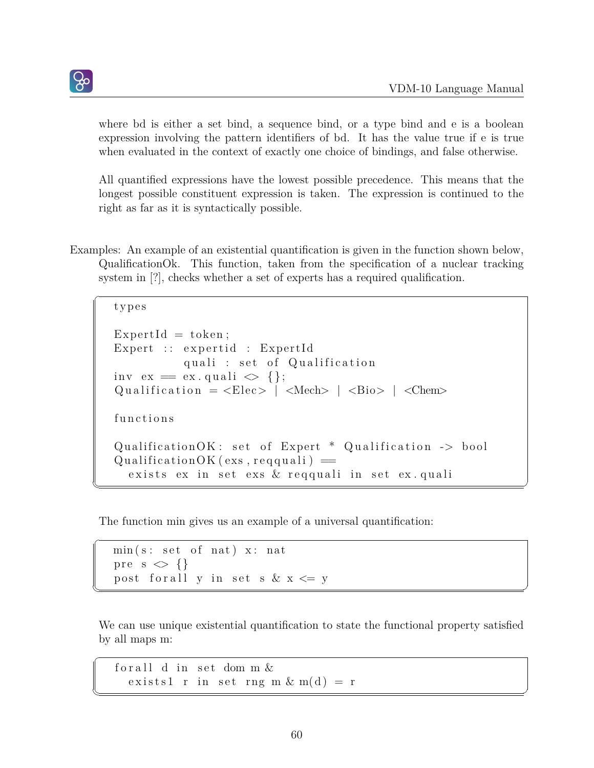where bd is either a set bind, a sequence bind, or a type bind and e is a boolean expression involving the pattern identifiers of bd. It has the value true if e is true when evaluated in the context of exactly one choice of bindings, and false otherwise.

All quantified expressions have the lowest possible precedence. This means that the longest possible constituent expression is taken. The expression is continued to the right as far as it is syntactically possible.

Examples: An example of an existential quantification is given in the function shown below, QualificationOk. This function, taken from the specification of a nuclear tracking system in [?], checks whether a set of experts has a required qualification.

```
types

ExpertId = token;
Expert :: expertid : ExpertId
          quali : set of Qualification
inv ex == ex.quali <> {};
Qualification = <Elec> | <Mech> | <Bio> | <Chem>

functions

QualificationOK: set of Expert * Qualification -> bool
QualificationOK(exs,reqquali) ==
  exists ex in set exs & reqquali in set ex.quali
```

The function min gives us an example of a universal quantification:

```
min(s: set of nat) x: nat
pre s <> {}
post forall y in set s & x <= y
```

We can use unique existential quantification to state the functional property satisfied by all maps m:

```
forall d in set dom m &
  exists1 r in set rng m & m(d) = r
```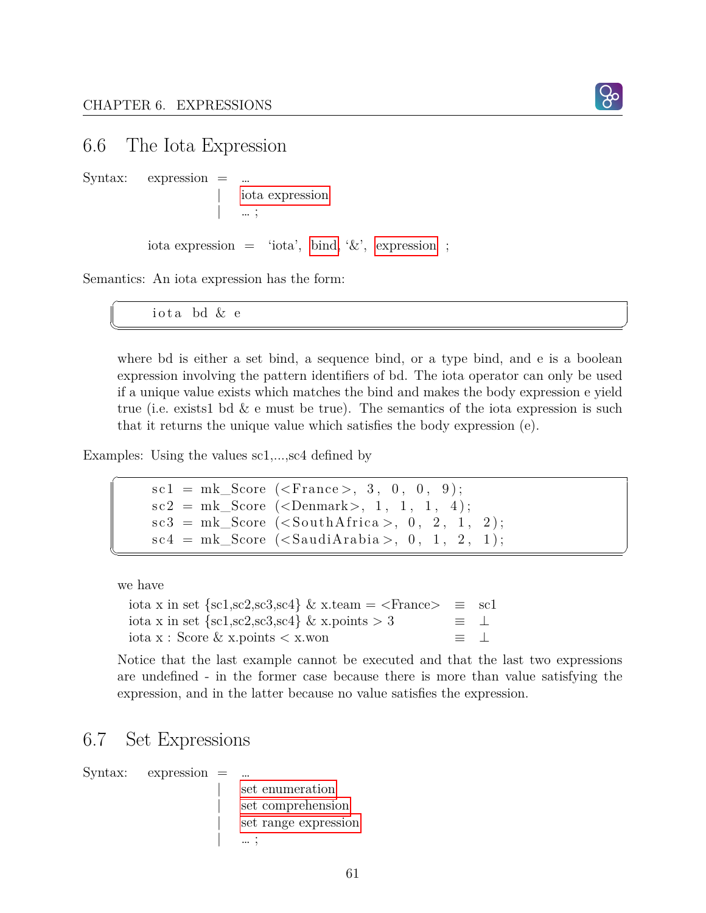## 6.6 The Iota Expression

Syntax: expression = ...
| iota expression
| ... ;

iota expression = 'iota', bind, '&', expression ;

Semantics: An iota expression has the form:

```
iota bd & e
```

where bd is either a set bind, a sequence bind, or a type bind, and e is a boolean expression involving the pattern identifiers of bd. The iota operator can only be used if a unique value exists which matches the bind and makes the body expression e yield true (i.e. exists1 bd & e must be true). The semantics of the iota expression is such that it returns the unique value which satisfies the body expression (e).

Examples: Using the values sc1,...,sc4 defined by

```
sc1 = mk_Score (<France>, 3, 0, 0, 9);
sc2 = mk_Score (<Denmark>, 1, 1, 1, 4);
sc3 = mk_Score (<SouthAfrica>, 0, 2, 1, 2);
sc4 = mk_Score (<SaudiArabia>, 0, 1, 2, 1);
```

we have

iota x in set {sc1,sc2,sc3,sc4} & x.team = <France> $\equiv$ sc1
iota x in set {sc1,sc2,sc3,sc4} & x.points > 3 $\equiv$ $\bot$
iota x : Score & x.points < x.won $\equiv$ $\bot$

Notice that the last example cannot be executed and that the last two expressions are undefined - in the former case because there is more than value satisfying the expression, and in the latter because no value satisfies the expression.

## 6.7 Set Expressions

Syntax: expression = ...
| set enumeration
| set comprehension
| set range expression
| ... ;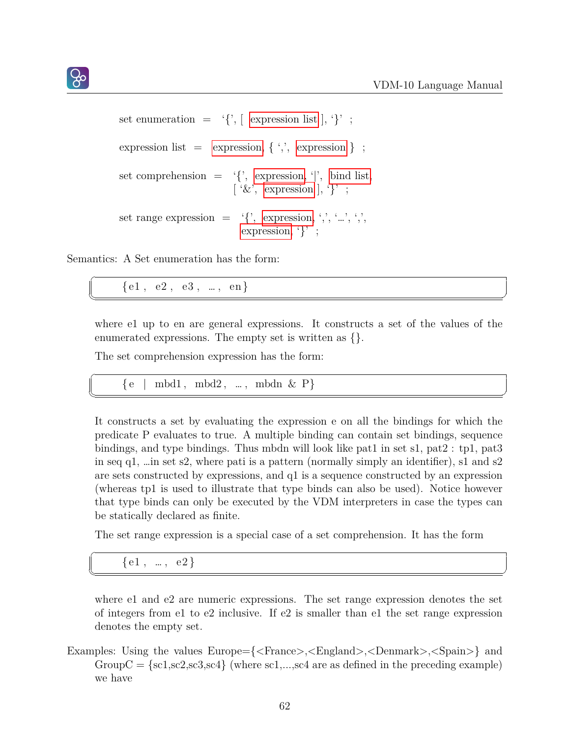set enumeration = '{', [ expression list ], '}' ;

expression list = expression, { ',', expression } ;

set comprehension = '{', expression, '|', bind list,
[ '&', expression ], '}' ;

set range expression = '{', expression, ',', '...', ',',
expression, '}' ;

Semantics: A Set enumeration has the form:

```
{e1, e2, e3, ..., en}
```

where e1 up to en are general expressions. It constructs a set of the values of the enumerated expressions. The empty set is written as {}.

The set comprehension expression has the form:

```
{e | mbd1, mbd2, ..., mbdn & P}
```

It constructs a set by evaluating the expression e on all the bindings for which the predicate P evaluates to true. A multiple binding can contain set bindings, sequence bindings, and type bindings. Thus mbdn will look like pat1 in set s1, pat2 : tp1, pat3 in seq q1, …in set s2, where pati is a pattern (normally simply an identifier), s1 and s2 are sets constructed by expressions, and q1 is a sequence constructed by an expression (whereas tp1 is used to illustrate that type binds can also be used). Notice however that type binds can only be executed by the VDM interpreters in case the types can be statically declared as finite.

The set range expression is a special case of a set comprehension. It has the form

```
{e1, ..., e2}
```

where e1 and e2 are numeric expressions. The set range expression denotes the set of integers from e1 to e2 inclusive. If e2 is smaller than e1 the set range expression denotes the empty set.

Examples: Using the values Europe={<France>,<England>,<Denmark>,<Spain>} and GroupC = {sc1,sc2,sc3,sc4} (where sc1,...,sc4 are as defined in the preceding example) we have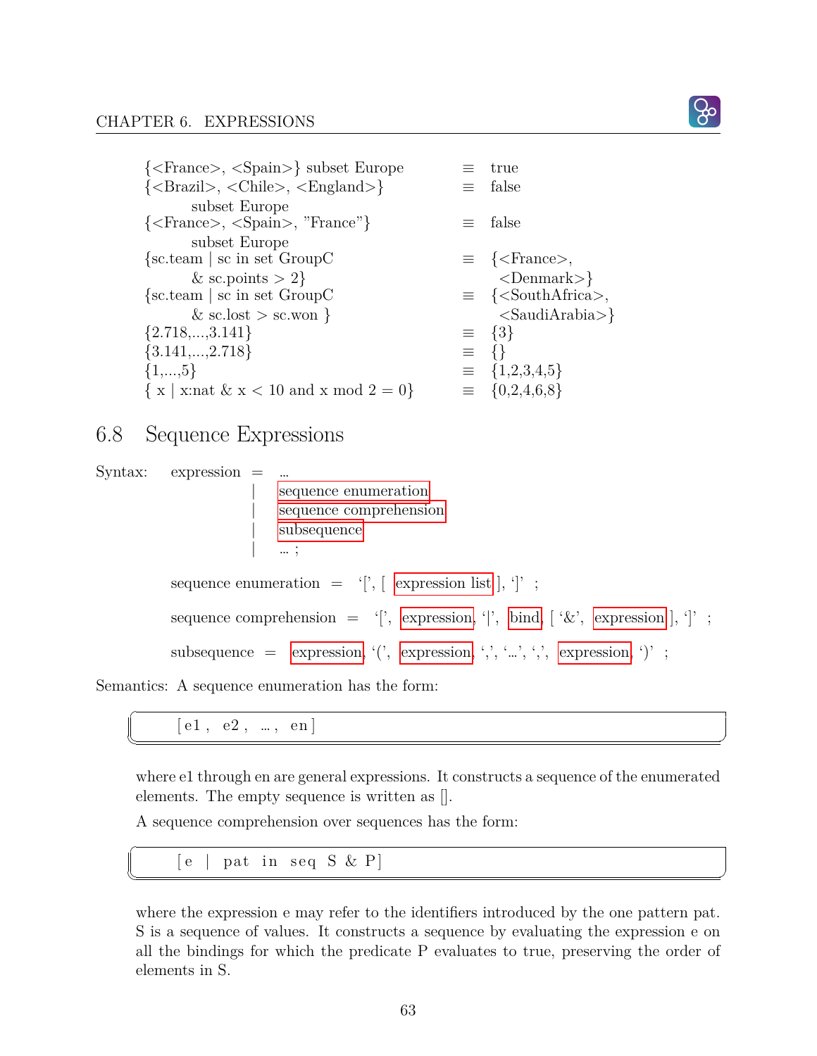| | | |
|---|---|---|
| {<France>, <Spain>} subset Europe | ≡ | true |
| {<Brazil>, <Chile>, <England>} subset Europe | ≡ | false |
| {<France>, <Spain>, "France"} subset Europe | ≡ | false |
| {sc.team \| sc in set GroupC & sc.points > 2} | ≡ | {<France>, <Denmark>} |
| {sc.team \| sc in set GroupC & sc.lost > sc.won } | ≡ | {<SouthAfrica>, <SaudiArabia>} |
| {2.718,...,3.141} | ≡ | {3} |
| {3.141,...,2.718} | ≡ | {} |
| {1,...,5} | ≡ | {1,2,3,4,5} |
| { x \| x:nat & x < 10 and x mod 2 = 0} | ≡ | {0,2,4,6,8} |

## 6.8 Sequence Expressions

Syntax:

```
expression = ...
           | sequence enumeration
           | sequence comprehension
           | subsequence
           | ... ;

sequence enumeration = '[', [ expression list ], ']' ;

sequence comprehension = '[', expression, '|', bind, [ '&', expression ], ']' ;

subsequence = expression, '(', expression, ',', '...', ',', expression, ')' ;
```

Semantics: A sequence enumeration has the form:

```
[e1, e2, ..., en]
```

where e1 through en are general expressions. It constructs a sequence of the enumerated elements. The empty sequence is written as [].

A sequence comprehension over sequences has the form:

```
[e | pat in seq S & P]
```

where the expression e may refer to the identifiers introduced by the one pattern pat. S is a sequence of values. It constructs a sequence by evaluating the expression e on all the bindings for which the predicate P evaluates to true, preserving the order of elements in S.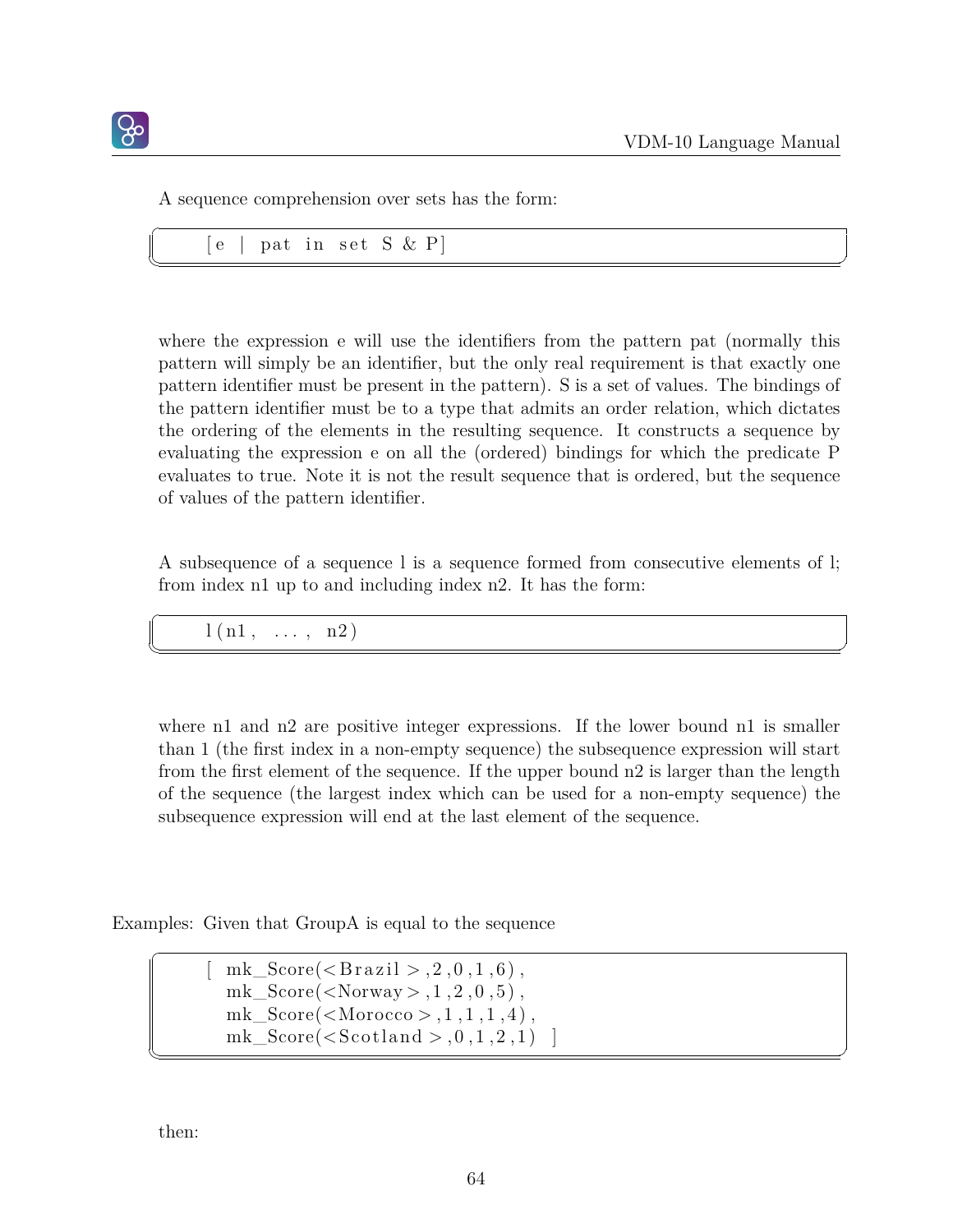A sequence comprehension over sets has the form:

```
[e | pat in set S & P]
```

where the expression e will use the identifiers from the pattern pat (normally this pattern will simply be an identifier, but the only real requirement is that exactly one pattern identifier must be present in the pattern). S is a set of values. The bindings of the pattern identifier must be to a type that admits an order relation, which dictates the ordering of the elements in the resulting sequence. It constructs a sequence by evaluating the expression e on all the (ordered) bindings for which the predicate P evaluates to true. Note it is not the result sequence that is ordered, but the sequence of values of the pattern identifier.

A subsequence of a sequence l is a sequence formed from consecutive elements of l; from index n1 up to and including index n2. It has the form:

```
l(n1, ..., n2)
```

where n1 and n2 are positive integer expressions. If the lower bound n1 is smaller than 1 (the first index in a non-empty sequence) the subsequence expression will start from the first element of the sequence. If the upper bound n2 is larger than the length of the sequence (the largest index which can be used for a non-empty sequence) the subsequence expression will end at the last element of the sequence.

Examples: Given that GroupA is equal to the sequence

```
[ mk_Score(<Brazil>,2,0,1,6),
  mk_Score(<Norway>,1,2,0,5),
  mk_Score(<Morocco>,1,1,1,4),
  mk_Score(<Scotland>,0,1,2,1) ]
```

then: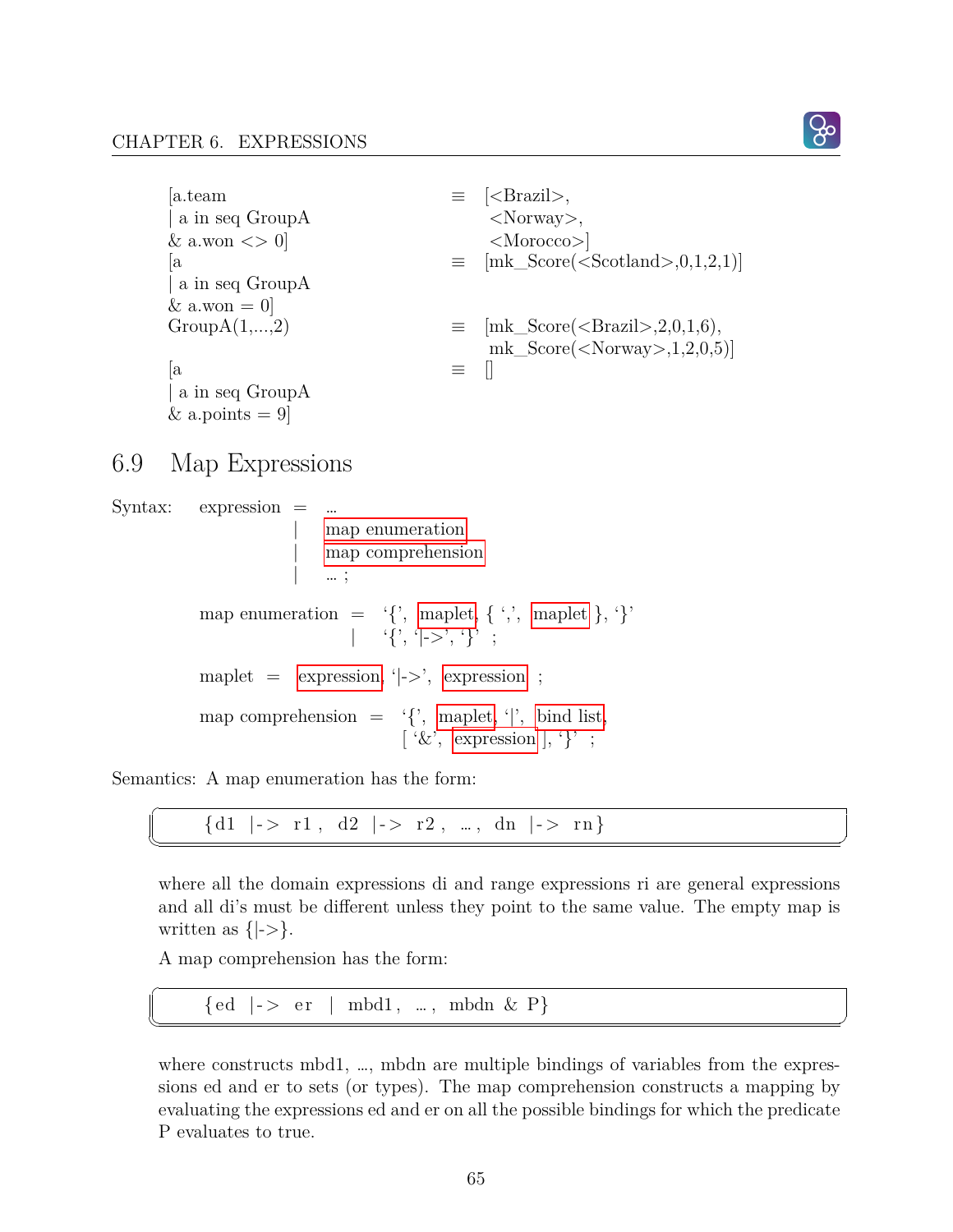| | | |
|---|---|---|
| [a.team<br>\| a in seq GroupA<br>& a.won <> 0] | ≡ | [<Brazil>,<br><Norway>,<br><Morocco>] |
| [a<br>\| a in seq GroupA<br>& a.won = 0] | ≡ | [mk_Score(<Scotland>,0,1,2,1)] |
| GroupA(1,...,2) | ≡ | [mk_Score(<Brazil>,2,0,1,6),<br>mk_Score(<Norway>,1,2,0,5)] |
| [a<br>\| a in seq GroupA<br>& a.points = 9] | ≡ | [] |

## 6.9 Map Expressions

Syntax:

```
expression = ...
           | map enumeration
           | map comprehension
           | ... ;

map enumeration = '{', maplet, { ',', maplet }, '}'
                | '{', '|->', '}' ;

maplet = expression, '|->', expression ;

map comprehension = '{', maplet, '|', bind list,
                    [ '&', expression ], '}' ;
```

Semantics: A map enumeration has the form:

```
{d1 |-> r1, d2 |-> r2, ..., dn |-> rn}
```

where all the domain expressions di and range expressions ri are general expressions and all di's must be different unless they point to the same value. The empty map is written as {|->}.

A map comprehension has the form:

```
{ed |-> er | mbd1, ..., mbdn & P}
```

where constructs mbd1, ..., mbdn are multiple bindings of variables from the expressions ed and er to sets (or types). The map comprehension constructs a mapping by evaluating the expressions ed and er on all the possible bindings for which the predicate P evaluates to true.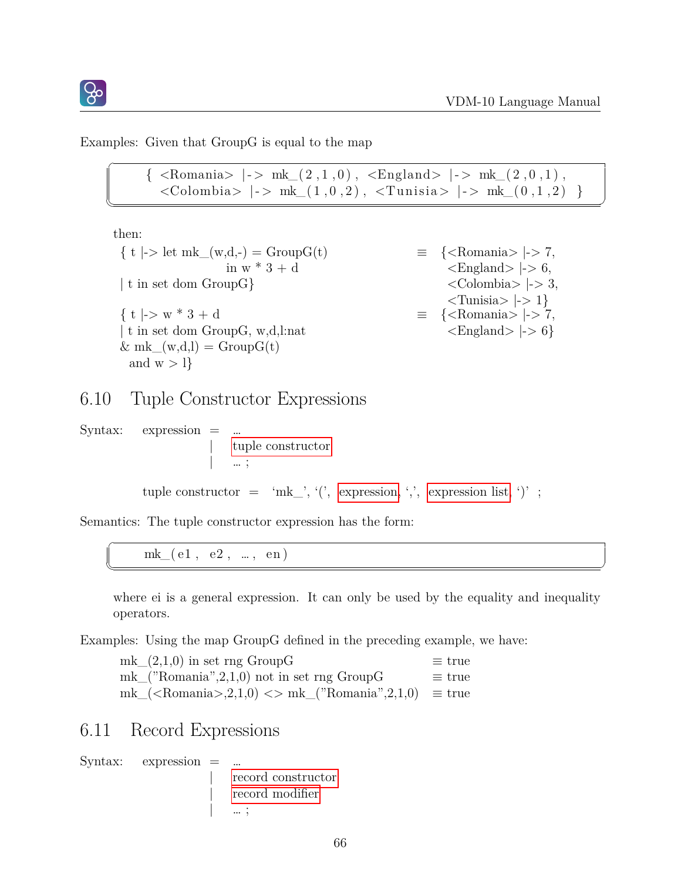Examples: Given that GroupG is equal to the map

```
{ <Romania> |-> mk_(2,1,0), <England> |-> mk_(2,0,1),
  <Colombia> |-> mk_(1,0,2), <Tunisia> |-> mk_(0,1,2) }
```

then:

```
{ t |-> let mk_(w,d,-) = GroupG(t)          ≡  {<Romania> |-> 7,
                   in w * 3 + d                  <England> |-> 6,
| t in set dom GroupG}                           <Colombia> |-> 3,
                                                 <Tunisia> |-> 1}
{ t |-> w * 3 + d                            ≡  {<Romania> |-> 7,
| t in set dom GroupG, w,d,l:nat                 <England> |-> 6}
& mk_(w,d,l) = GroupG(t)
  and w > l}
```

## 6.10 Tuple Constructor Expressions

Syntax: expression = ...
| tuple constructor
| ... ;

tuple constructor = ‘mk_’, ‘(’, expression, ‘,’, expression list, ‘)’ ;

Semantics: The tuple constructor expression has the form:

```
mk_(e1, e2, ..., en)
```

where ei is a general expression. It can only be used by the equality and inequality operators.

Examples: Using the map GroupG defined in the preceding example, we have:

```
mk_(2,1,0) in set rng GroupG                      ≡ true
mk_("Romania",2,1,0) not in set rng GroupG        ≡ true
mk_(<Romania>,2,1,0) <> mk_("Romania",2,1,0)      ≡ true
```

## 6.11 Record Expressions

Syntax: expression = ...
| record constructor
| record modifier
| ... ;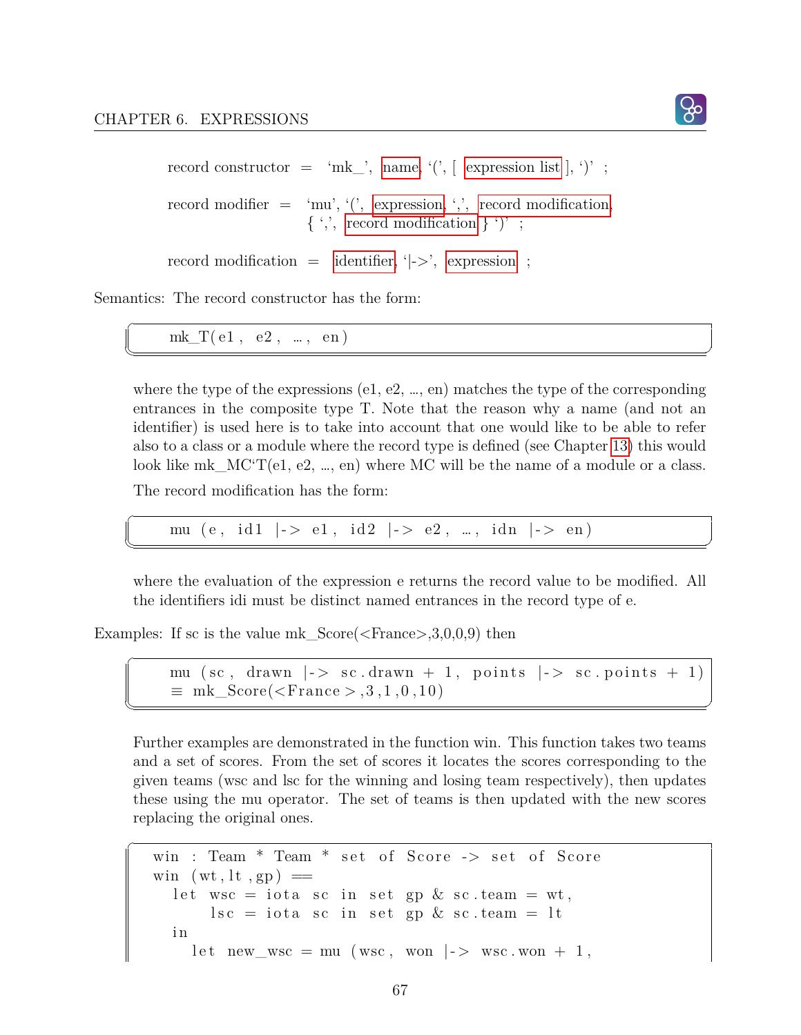record constructor = ‘mk_’, name, ‘(’, [ expression list ], ‘)’ ;

record modifier = ‘mu’, ‘(’, expression, ‘,’, record modification,
{ ‘,’, record modification } ‘)’ ;

record modification = identifier, ‘|->’, expression ;

Semantics: The record constructor has the form:

```
mk_T(e1, e2, …, en)
```

where the type of the expressions (e1, e2, …, en) matches the type of the corresponding entrances in the composite type T. Note that the reason why a name (and not an identifier) is used here is to take into account that one would like to be able to refer also to a class or a module where the record type is defined (see Chapter 13) this would look like mk_MC‘T(e1, e2, …, en) where MC will be the name of a module or a class.

The record modification has the form:

```
mu (e, id1 |-> e1, id2 |-> e2, …, idn |-> en)
```

where the evaluation of the expression e returns the record value to be modified. All the identifiers idi must be distinct named entrances in the record type of e.

Examples: If sc is the value mk_Score(<France>,3,0,0,9) then

```
mu (sc, drawn |-> sc.drawn + 1, points |-> sc.points + 1)
≡ mk_Score(<France>,3,1,0,10)
```

Further examples are demonstrated in the function win. This function takes two teams and a set of scores. From the set of scores it locates the scores corresponding to the given teams (wsc and lsc for the winning and losing team respectively), then updates these using the mu operator. The set of teams is then updated with the new scores replacing the original ones.

```
win : Team * Team * set of Score -> set of Score
win (wt,lt,gp) ==
  let wsc = iota sc in set gp & sc.team = wt,
      lsc = iota sc in set gp & sc.team = lt
  in
    let new_wsc = mu (wsc, won |-> wsc.won + 1,
```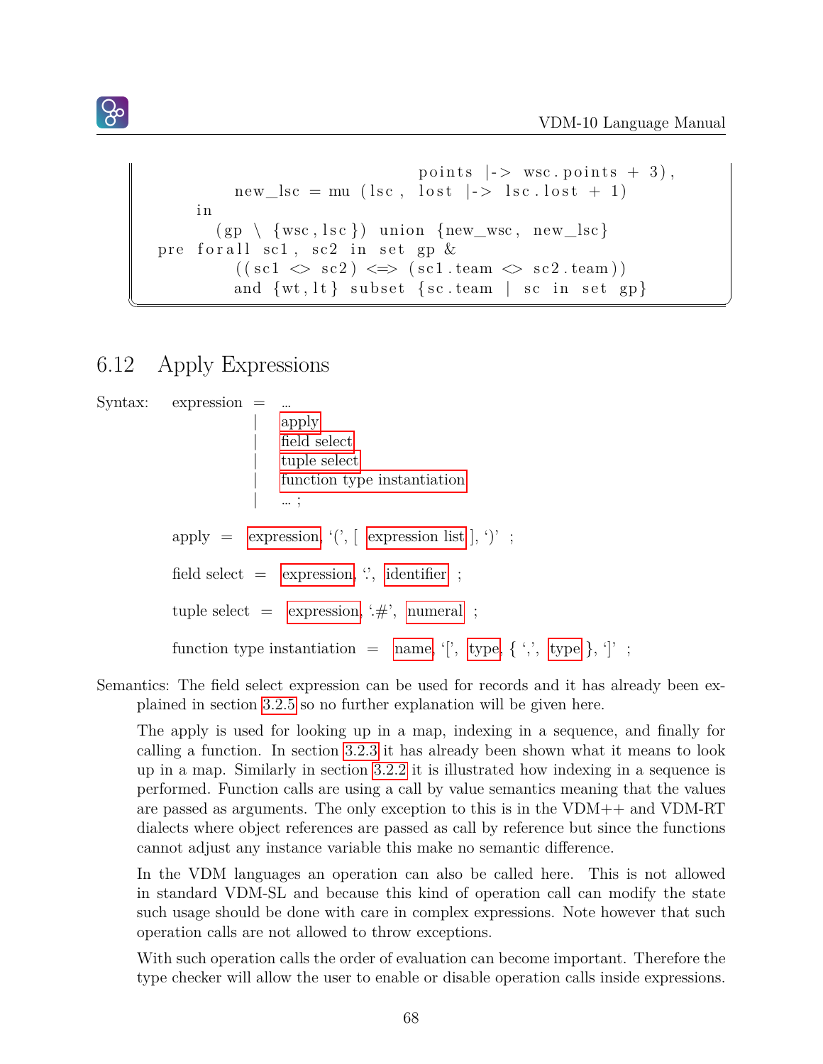```
                              points |-> wsc.points + 3),
        new_lsc = mu (lsc, lost |-> lsc.lost + 1)
    in
      (gp \ {wsc,lsc}) union {new_wsc, new_lsc}
pre forall sc1, sc2 in set gp &
        ((sc1 <> sc2) <=> (sc1.team <> sc2.team))
        and {wt,lt} subset {sc.team | sc in set gp}
```

## 6.12 Apply Expressions

Syntax: expression = ...
  | apply
  | field select
  | tuple select
  | function type instantiation
  | ... ;

apply = expression, '(', [ expression list ], ')' ;

field select = expression, '.', identifier ;

tuple select = expression, '.#', numeral ;

function type instantiation = name, '[', type, { ',', type }, ']' ;

Semantics: The field select expression can be used for records and it has already been explained in section 3.2.5 so no further explanation will be given here.

The apply is used for looking up in a map, indexing in a sequence, and finally for calling a function. In section 3.2.3 it has already been shown what it means to look up in a map. Similarly in section 3.2.2 it is illustrated how indexing in a sequence is performed. Function calls are using a call by value semantics meaning that the values are passed as arguments. The only exception to this is in the VDM++ and VDM-RT dialects where object references are passed as call by reference but since the functions cannot adjust any instance variable this make no semantic difference.

In the VDM languages an operation can also be called here. This is not allowed in standard VDM-SL and because this kind of operation call can modify the state such usage should be done with care in complex expressions. Note however that such operation calls are not allowed to throw exceptions.

With such operation calls the order of evaluation can become important. Therefore the type checker will allow the user to enable or disable operation calls inside expressions.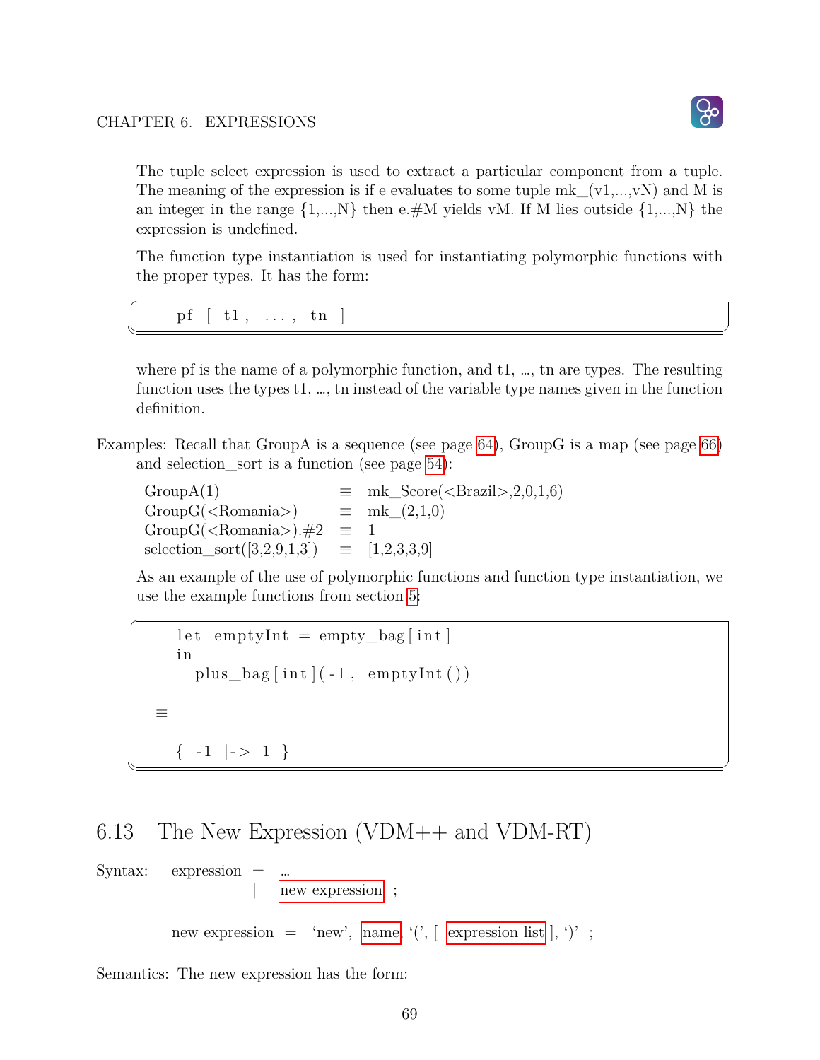The tuple select expression is used to extract a particular component from a tuple. The meaning of the expression is if e evaluates to some tuple mk_(v1,...,vN) and M is an integer in the range {1,...,N} then e.#M yields vM. If M lies outside {1,...,N} the expression is undefined.

The function type instantiation is used for instantiating polymorphic functions with the proper types. It has the form:

```
pf [ t1, ..., tn ]
```

where pf is the name of a polymorphic function, and t1, …, tn are types. The resulting function uses the types t1, …, tn instead of the variable type names given in the function definition.

Examples: Recall that GroupA is a sequence (see page 64), GroupG is a map (see page 66) and selection_sort is a function (see page 54):

| | | |
|---|---|---|
| GroupA(1) | ≡ | mk_Score(<Brazil>,2,0,1,6) |
| GroupG(<Romania>) | ≡ | mk_(2,1,0) |
| GroupG(<Romania>).#2 | ≡ | 1 |
| selection_sort([3,2,9,1,3]) | ≡ | [1,2,3,3,9] |

As an example of the use of polymorphic functions and function type instantiation, we use the example functions from section 5:

```
let emptyInt = empty_bag[int]
in
  plus_bag[int](-1, emptyInt())

≡

{ -1 |-> 1 }
```

## 6.13 The New Expression (VDM++ and VDM-RT)

Syntax: expression = ...
| new expression ;

new expression = 'new', name, '(', [ expression list ], ')' ;

Semantics: The new expression has the form: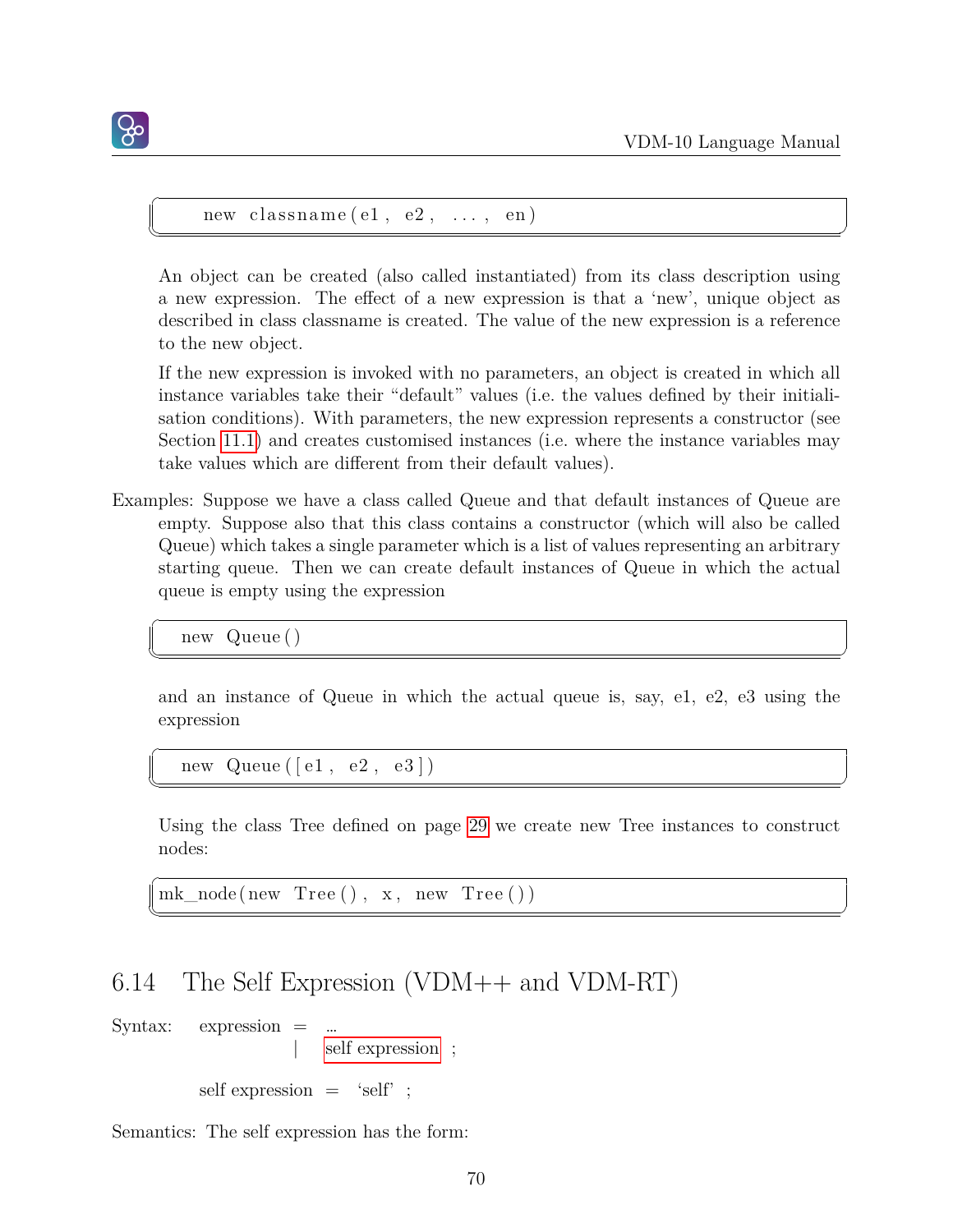```
new classname(e1, e2, ..., en)
```

An object can be created (also called instantiated) from its class description using a new expression. The effect of a new expression is that a 'new', unique object as described in class classname is created. The value of the new expression is a reference to the new object.

If the new expression is invoked with no parameters, an object is created in which all instance variables take their "default" values (i.e. the values defined by their initialisation conditions). With parameters, the new expression represents a constructor (see Section 11.1) and creates customised instances (i.e. where the instance variables may take values which are different from their default values).

Examples: Suppose we have a class called Queue and that default instances of Queue are empty. Suppose also that this class contains a constructor (which will also be called Queue) which takes a single parameter which is a list of values representing an arbitrary starting queue. Then we can create default instances of Queue in which the actual queue is empty using the expression

```
new Queue()
```

and an instance of Queue in which the actual queue is, say, e1, e2, e3 using the expression

```
new Queue([e1, e2, e3])
```

Using the class Tree defined on page 29 we create new Tree instances to construct nodes:

```
mk_node(new Tree(), x, new Tree())
```

## 6.14 The Self Expression (VDM++ and VDM-RT)

Syntax: expression = ...
| self expression ;

self expression = 'self' ;

Semantics: The self expression has the form: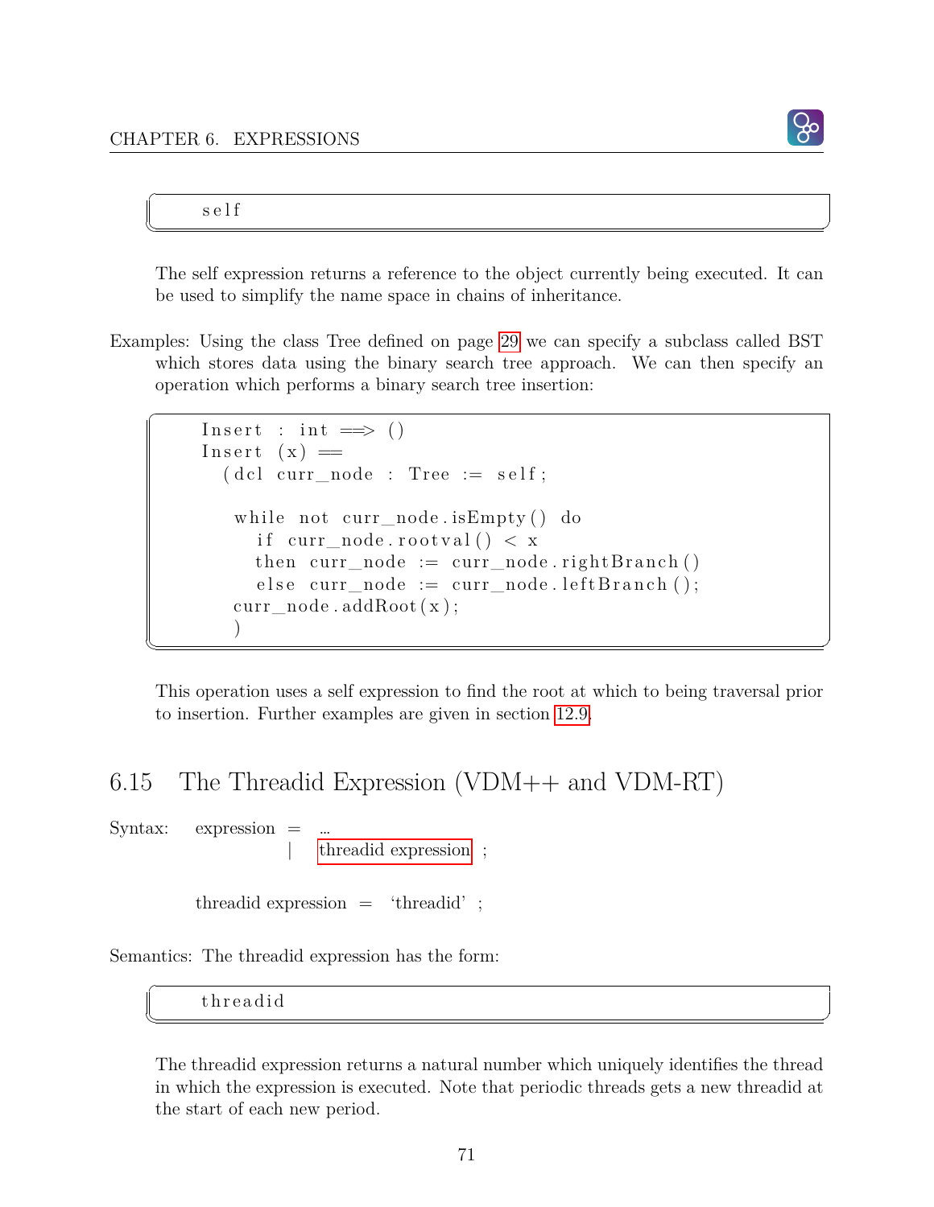```
self
```

The self expression returns a reference to the object currently being executed. It can be used to simplify the name space in chains of inheritance.

Examples: Using the class Tree defined on page 29 we can specify a subclass called BST which stores data using the binary search tree approach. We can then specify an operation which performs a binary search tree insertion:

```
Insert : int ==> ()
Insert (x) ==
  (dcl curr_node : Tree := self;

   while not curr_node.isEmpty() do
     if curr_node.rootval() < x
     then curr_node := curr_node.rightBranch()
     else curr_node := curr_node.leftBranch();
   curr_node.addRoot(x);
   )
```

This operation uses a self expression to find the root at which to being traversal prior to insertion. Further examples are given in section 12.9.

## 6.15 The Threadid Expression (VDM++ and VDM-RT)

Syntax:

```
expression = ...
           | threadid expression ;

threadid expression = 'threadid' ;
```

Semantics: The threadid expression has the form:

```
threadid
```

The threadid expression returns a natural number which uniquely identifies the thread in which the expression is executed. Note that periodic threads gets a new threadid at the start of each new period.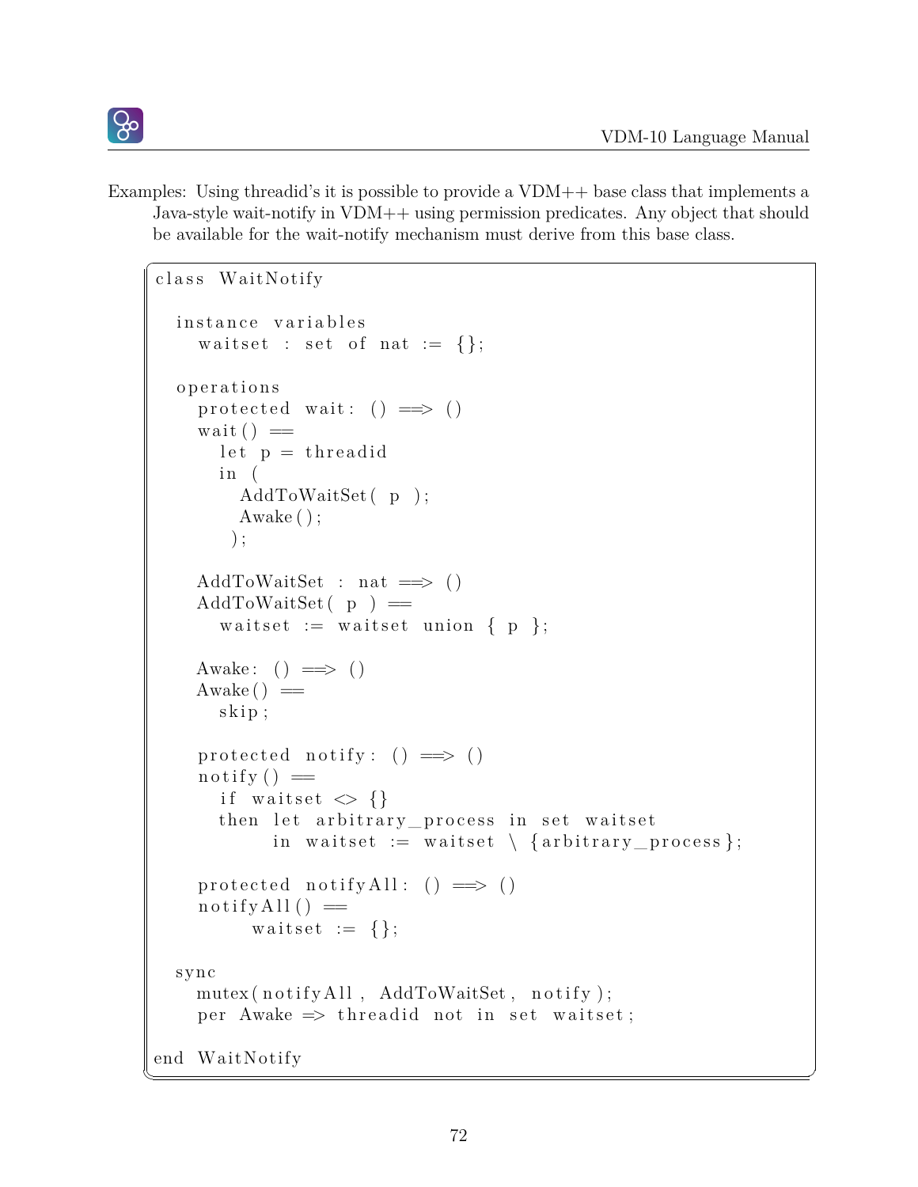Examples: Using threadid's it is possible to provide a VDM++ base class that implements a Java-style wait-notify in VDM++ using permission predicates. Any object that should be available for the wait-notify mechanism must derive from this base class.

```
class WaitNotify

  instance variables
    waitset : set of nat := {};

  operations
    protected wait: () ==> ()
    wait() ==
      let p = threadid
      in (
        AddToWaitSet( p );
        Awake();
       );

    AddToWaitSet : nat ==> ()
    AddToWaitSet( p ) ==
      waitset := waitset union { p };

    Awake: () ==> ()
    Awake() ==
      skip;

    protected notify: () ==> ()
    notify() ==
      if waitset <> {}
      then let arbitrary_process in set waitset
           in waitset := waitset \ {arbitrary_process};

    protected notifyAll: () ==> ()
    notifyAll() ==
         waitset := {};

  sync
    mutex(notifyAll, AddToWaitSet, notify);
    per Awake => threadid not in set waitset;

end WaitNotify
```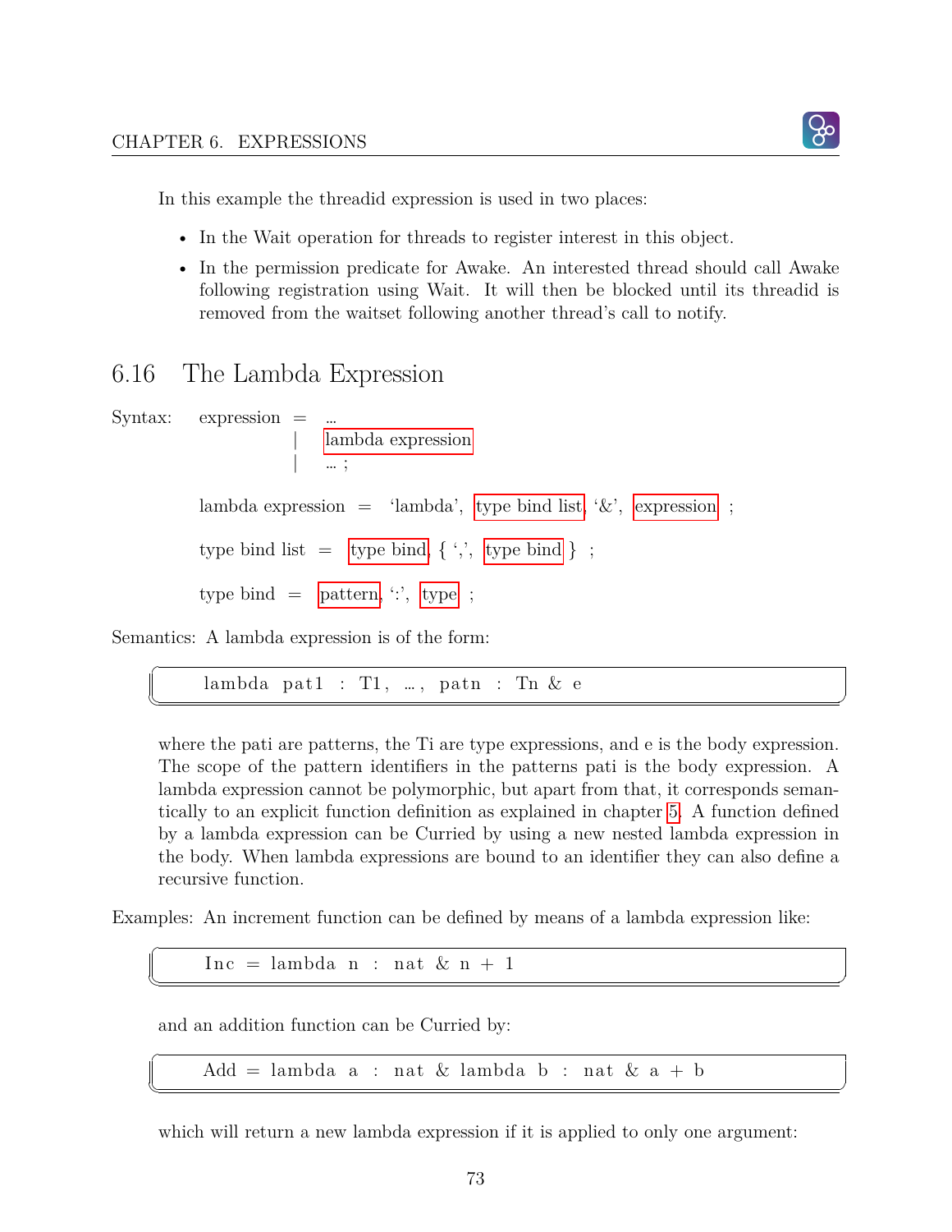In this example the threadid expression is used in two places:

- In the Wait operation for threads to register interest in this object.
- In the permission predicate for Awake. An interested thread should call Awake following registration using Wait. It will then be blocked until its threadid is removed from the waitset following another thread's call to notify.

## 6.16 The Lambda Expression

Syntax: expression = ...
| lambda expression
| ... ;

lambda expression = 'lambda', type bind list, '&', expression ;

type bind list = type bind, { ',', type bind } ;

type bind = pattern, ':', type ;

Semantics: A lambda expression is of the form:

```
lambda pat1 : T1, ..., patn : Tn & e
```

where the pati are patterns, the Ti are type expressions, and e is the body expression. The scope of the pattern identifiers in the patterns pati is the body expression. A lambda expression cannot be polymorphic, but apart from that, it corresponds semantically to an explicit function definition as explained in chapter 5. A function defined by a lambda expression can be Curried by using a new nested lambda expression in the body. When lambda expressions are bound to an identifier they can also define a recursive function.

Examples: An increment function can be defined by means of a lambda expression like:

```
Inc = lambda n : nat & n + 1
```

and an addition function can be Curried by:

```
Add = lambda a : nat & lambda b : nat & a + b
```

which will return a new lambda expression if it is applied to only one argument: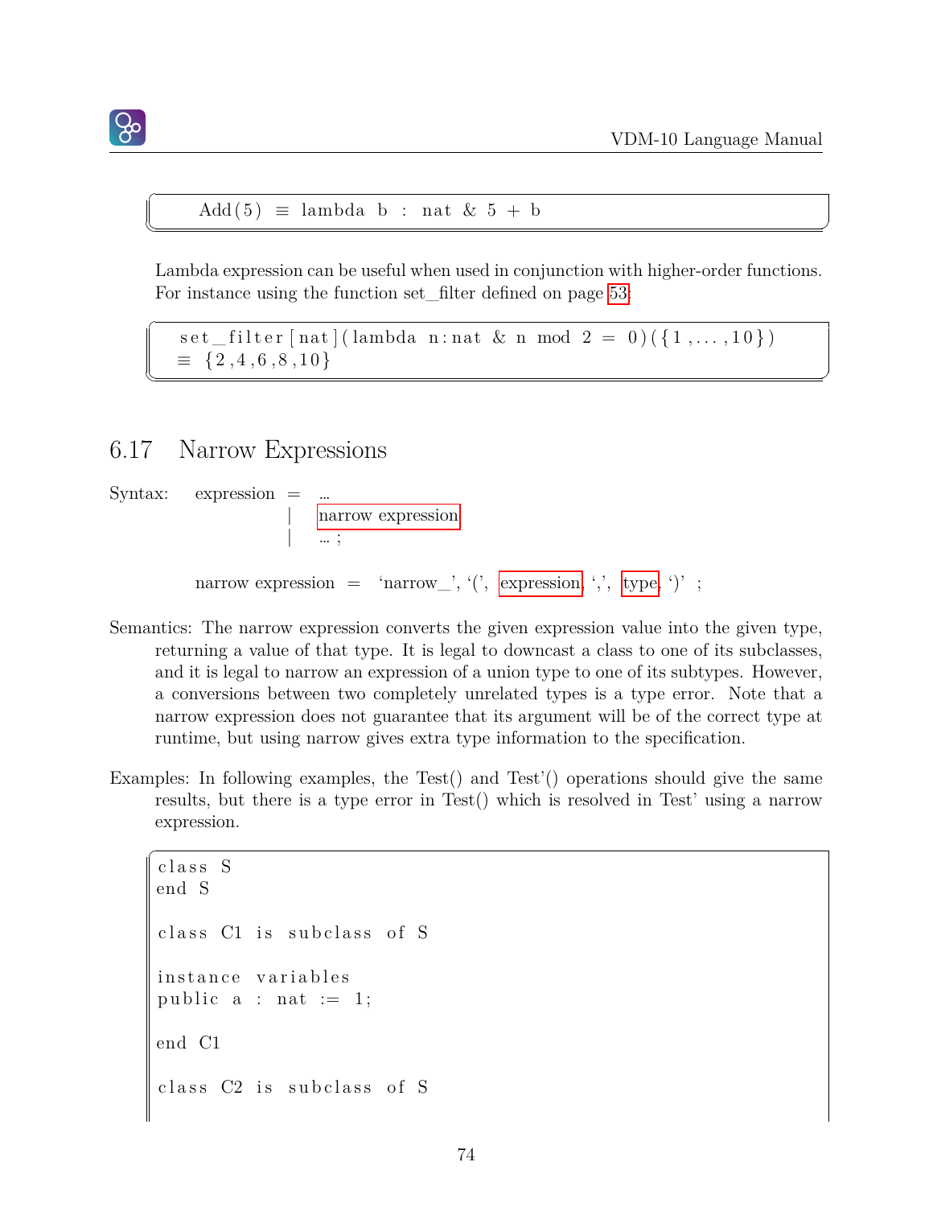```
Add(5) ≡ lambda b : nat & 5 + b
```

Lambda expression can be useful when used in conjunction with higher-order functions. For instance using the function set_filter defined on page 53:

```
set_filter[nat](lambda n:nat & n mod 2 = 0)({1,...,10})
≡ {2,4,6,8,10}
```

## 6.17 Narrow Expressions

Syntax: expression = ...
| narrow expression
| ... ;

narrow expression = 'narrow_', '(', expression, ',', type, ')' ;

Semantics: The narrow expression converts the given expression value into the given type, returning a value of that type. It is legal to downcast a class to one of its subclasses, and it is legal to narrow an expression of a union type to one of its subtypes. However, a conversions between two completely unrelated types is a type error. Note that a narrow expression does not guarantee that its argument will be of the correct type at runtime, but using narrow gives extra type information to the specification.

Examples: In following examples, the Test() and Test'() operations should give the same results, but there is a type error in Test() which is resolved in Test' using a narrow expression.

```
class S
end S

class C1 is subclass of S

instance variables
public a : nat := 1;

end C1

class C2 is subclass of S
```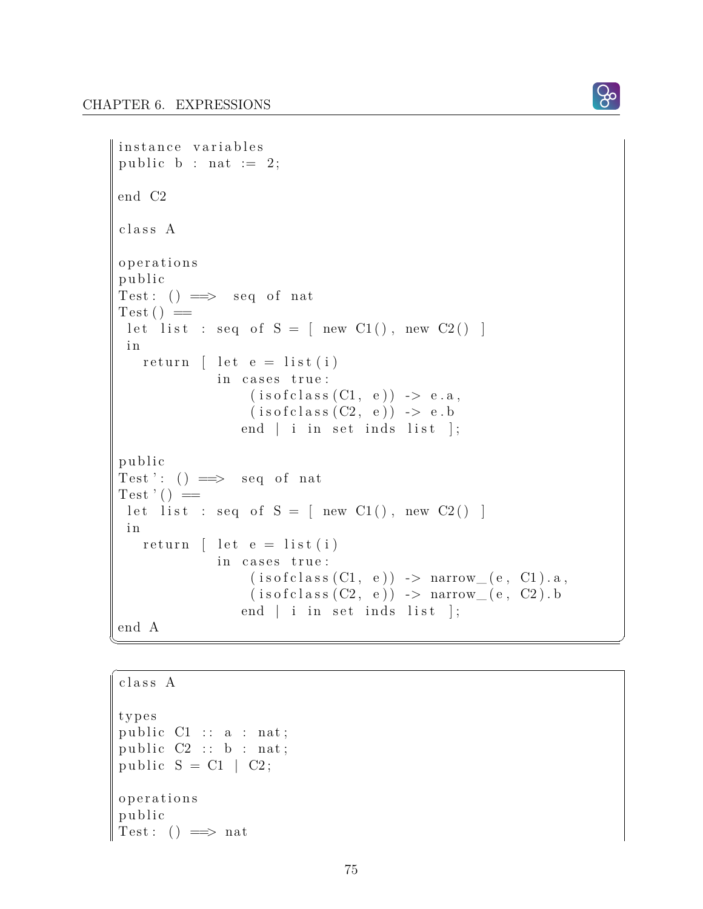```
instance variables
public b : nat := 2;

end C2

class A

operations
public
Test: () ==> seq of nat
Test() ==
 let list : seq of S = [ new C1(), new C2() ]
 in
   return [ let e = list(i)
            in cases true:
                 (isofclass(C1, e)) -> e.a,
                 (isofclass(C2, e)) -> e.b
               end | i in set inds list ];

public
Test': () ==> seq of nat
Test'() ==
 let list : seq of S = [ new C1(), new C2() ]
 in
   return [ let e = list(i)
            in cases true:
                 (isofclass(C1, e)) -> narrow_(e, C1).a,
                 (isofclass(C2, e)) -> narrow_(e, C2).b
               end | i in set inds list ];
end A
```

```
class A

types
public C1 :: a : nat;
public C2 :: b : nat;
public S = C1 | C2;

operations
public
Test: () ==> nat
```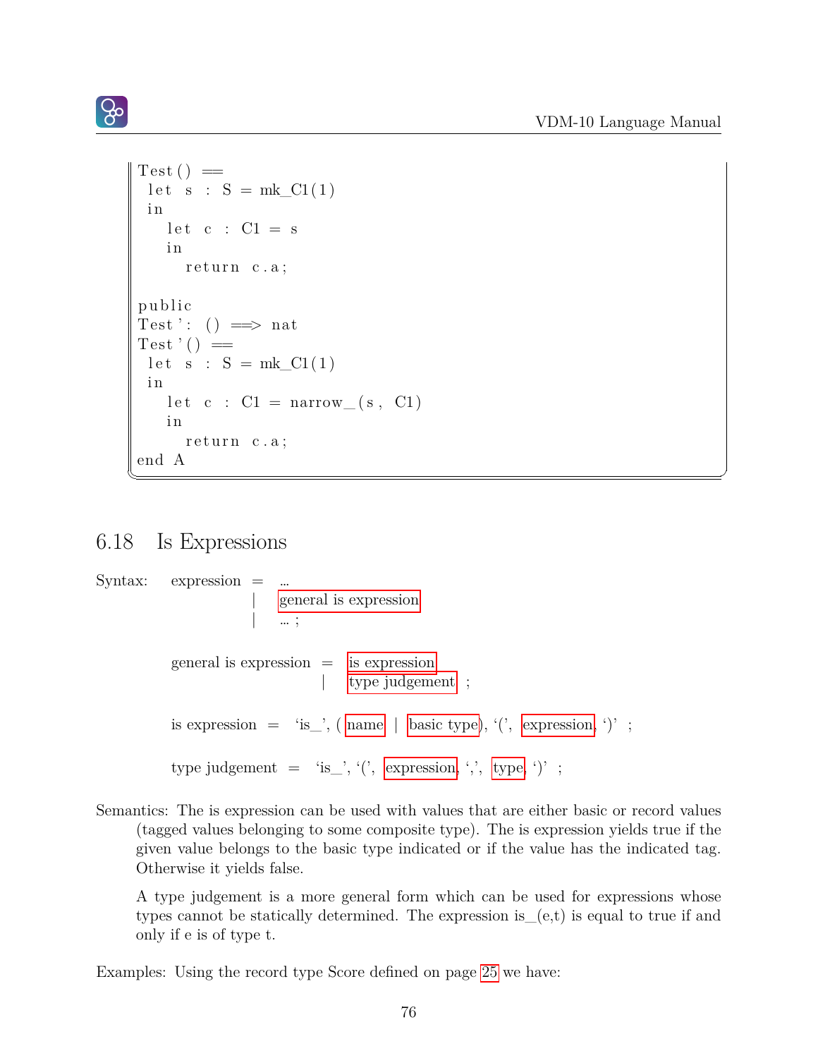```
Test() ==
 let s : S = mk_C1(1)
 in
   let c : C1 = s
   in
     return c.a;

public
Test': () ==> nat
Test'() ==
 let s : S = mk_C1(1)
 in
   let c : C1 = narrow_(s, C1)
   in
     return c.a;
end A
```

## 6.18 Is Expressions

Syntax:

expression = ...
  | general is expression
  | ... ;

general is expression = is expression
  | type judgement ;

is expression = 'is_', ( name | basic type), '(', expression, ')' ;

type judgement = 'is_', '(', expression, ',', type, ')' ;

Semantics: The is expression can be used with values that are either basic or record values (tagged values belonging to some composite type). The is expression yields true if the given value belongs to the basic type indicated or if the value has the indicated tag. Otherwise it yields false.

A type judgement is a more general form which can be used for expressions whose types cannot be statically determined. The expression is_(e,t) is equal to true if and only if e is of type t.

Examples: Using the record type Score defined on page 25 we have: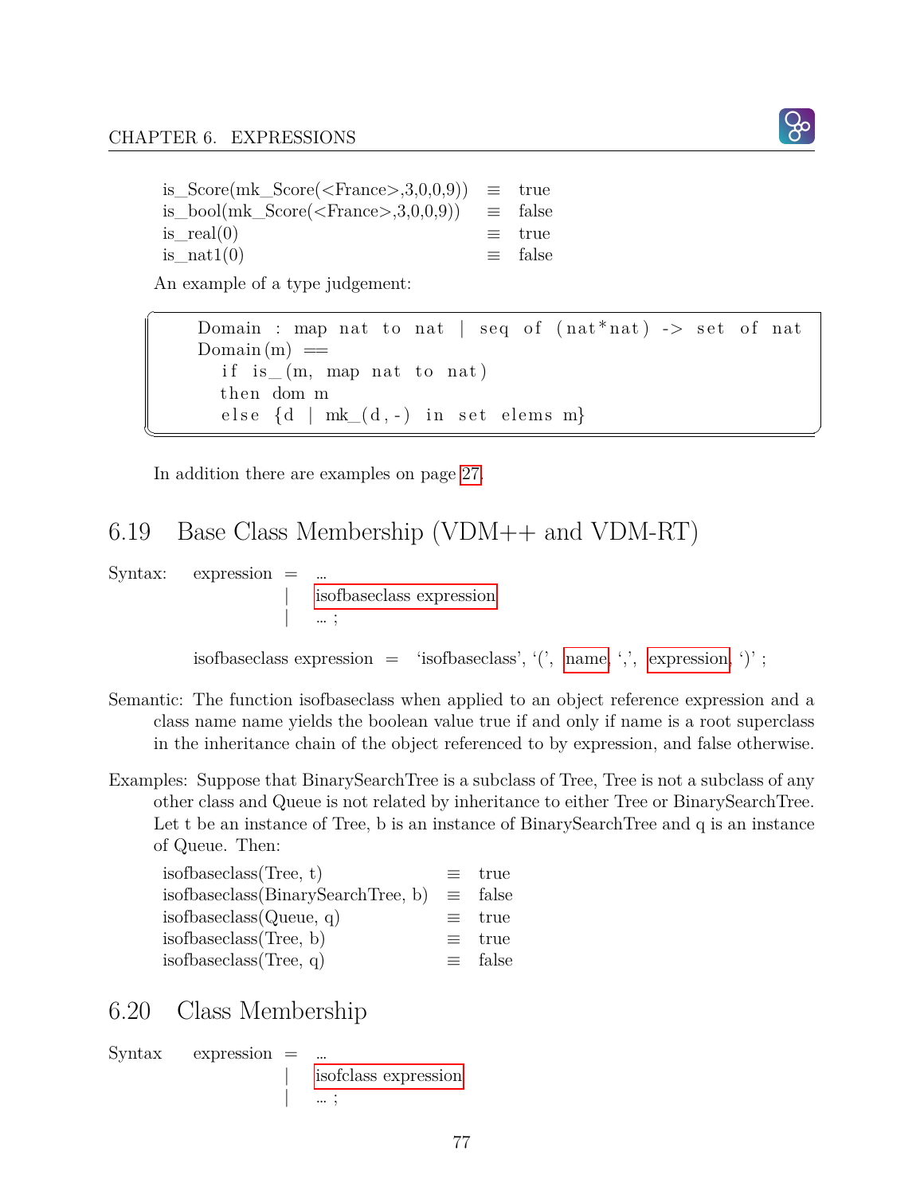```
is_Score(mk_Score(<France>,3,0,0,9))  ≡  true
is_bool(mk_Score(<France>,3,0,0,9))   ≡  false
is_real(0)                            ≡  true
is_nat1(0)                            ≡  false
```

An example of a type judgement:

```
Domain : map nat to nat | seq of (nat*nat) -> set of nat
Domain(m) ==
  if is_(m, map nat to nat)
  then dom m
  else {d | mk_(d,-) in set elems m}
```

In addition there are examples on page 27.

## 6.19 Base Class Membership (VDM++ and VDM-RT)

Syntax: expression = ...
| isofbaseclass expression
| ... ;

isofbaseclass expression = 'isofbaseclass', '(', name, ',', expression, ')' ;

Semantic: The function isofbaseclass when applied to an object reference expression and a class name name yields the boolean value true if and only if name is a root superclass in the inheritance chain of the object referenced to by expression, and false otherwise.

Examples: Suppose that BinarySearchTree is a subclass of Tree, Tree is not a subclass of any other class and Queue is not related by inheritance to either Tree or BinarySearchTree. Let t be an instance of Tree, b is an instance of BinarySearchTree and q is an instance of Queue. Then:

```
isofbaseclass(Tree, t)              ≡  true
isofbaseclass(BinarySearchTree, b)  ≡  false
isofbaseclass(Queue, q)             ≡  true
isofbaseclass(Tree, b)              ≡  true
isofbaseclass(Tree, q)              ≡  false
```

## 6.20 Class Membership

Syntax expression = ...
| isofclass expression
| ... ;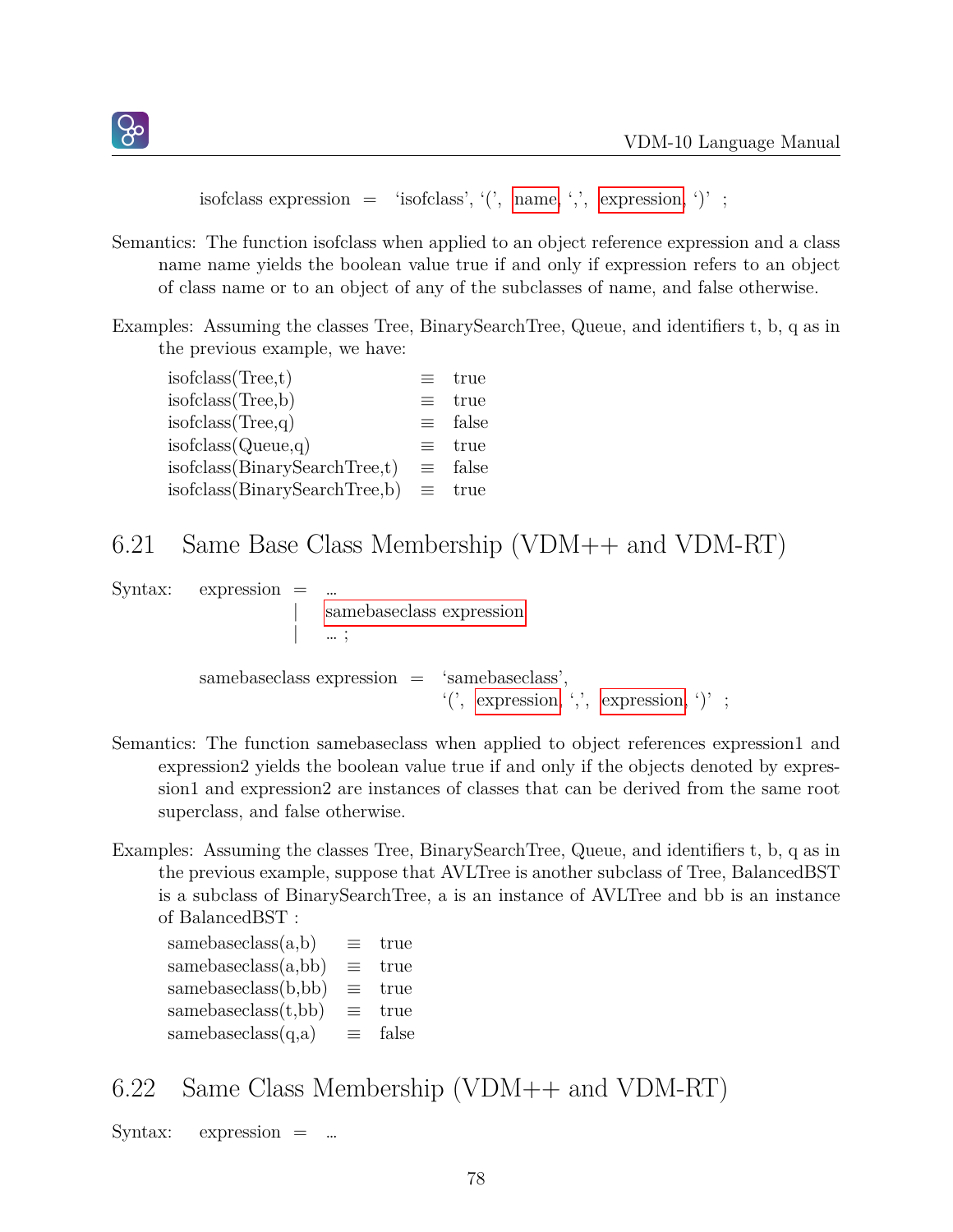isofclass expression = 'isofclass', '(', name, ',', expression, ')' ;

Semantics: The function isofclass when applied to an object reference expression and a class name name yields the boolean value true if and only if expression refers to an object of class name or to an object of any of the subclasses of name, and false otherwise.

Examples: Assuming the classes Tree, BinarySearchTree, Queue, and identifiers t, b, q as in the previous example, we have:

```
isofclass(Tree,t)               ≡  true
isofclass(Tree,b)               ≡  true
isofclass(Tree,q)               ≡  false
isofclass(Queue,q)              ≡  true
isofclass(BinarySearchTree,t)   ≡  false
isofclass(BinarySearchTree,b)   ≡  true
```

## 6.21 Same Base Class Membership (VDM++ and VDM-RT)

Syntax:

```
expression = ...
           | samebaseclass expression
           | ... ;

samebaseclass expression = 'samebaseclass',
                           '(', expression, ',', expression, ')' ;
```

Semantics: The function samebaseclass when applied to object references expression1 and expression2 yields the boolean value true if and only if the objects denoted by expression1 and expression2 are instances of classes that can be derived from the same root superclass, and false otherwise.

Examples: Assuming the classes Tree, BinarySearchTree, Queue, and identifiers t, b, q as in the previous example, suppose that AVLTree is another subclass of Tree, BalancedBST is a subclass of BinarySearchTree, a is an instance of AVLTree and bb is an instance of BalancedBST :

```
samebaseclass(a,b)    ≡  true
samebaseclass(a,bb)   ≡  true
samebaseclass(b,bb)   ≡  true
samebaseclass(t,bb)   ≡  true
samebaseclass(q,a)    ≡  false
```

## 6.22 Same Class Membership (VDM++ and VDM-RT)

Syntax:

```
expression = ...
```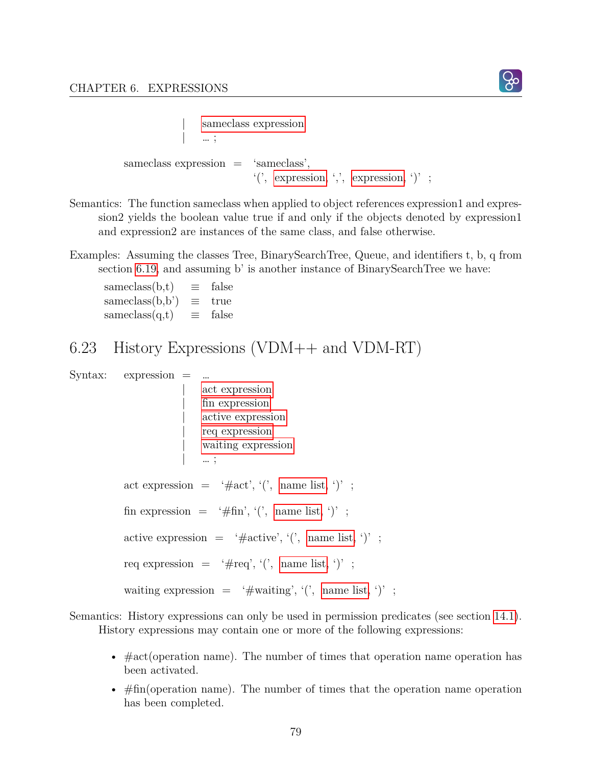|   sameclass expression
|   … ;

sameclass expression = ‘sameclass’,
‘(’, expression, ‘,’, expression, ‘)’ ;

Semantics: The function sameclass when applied to object references expression1 and expression2 yields the boolean value true if and only if the objects denoted by expression1 and expression2 are instances of the same class, and false otherwise.

Examples: Assuming the classes Tree, BinarySearchTree, Queue, and identifiers t, b, q from section 6.19, and assuming b’ is another instance of BinarySearchTree we have:

| | | |
|---|---|---|
| sameclass(b,t) | ≡ | false |
| sameclass(b,b’) | ≡ | true |
| sameclass(q,t) | ≡ | false |

## 6.23 History Expressions (VDM++ and VDM-RT)

Syntax: expression = …
|   act expression
|   fin expression
|   active expression
|   req expression
|   waiting expression
|   … ;

act expression = ‘#act’, ‘(’, name list, ‘)’ ;

fin expression = ‘#fin’, ‘(’, name list, ‘)’ ;

active expression = ‘#active’, ‘(’, name list, ‘)’ ;

req expression = ‘#req’, ‘(’, name list, ‘)’ ;

waiting expression = ‘#waiting’, ‘(’, name list, ‘)’ ;

Semantics: History expressions can only be used in permission predicates (see section 14.1). History expressions may contain one or more of the following expressions:

- #act(operation name). The number of times that operation name operation has been activated.
- #fin(operation name). The number of times that the operation name operation has been completed.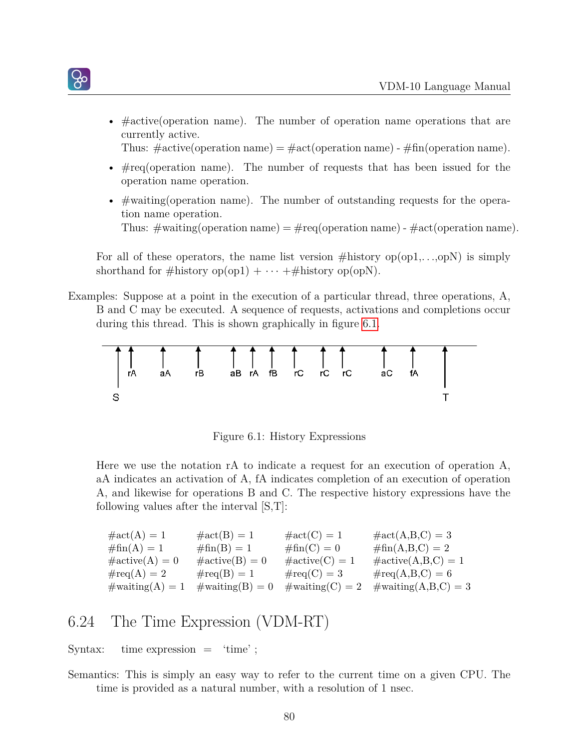- #active(operation name). The number of operation name operations that are currently active.
  Thus: #active(operation name) = #act(operation name) - #fin(operation name).
- #req(operation name). The number of requests that has been issued for the operation name operation.
- #waiting(operation name). The number of outstanding requests for the operation name operation.
  Thus: #waiting(operation name) = #req(operation name) - #act(operation name).

For all of these operators, the name list version #history op(op1,. . .,opN) is simply shorthand for #history op(op1) + $\cdots$ +#history op(opN).

Examples: Suppose at a point in the execution of a particular thread, three operations, A, B and C may be executed. A sequence of requests, activations and completions occur during this thread. This is shown graphically in figure 6.1.

Figure 6.1: History Expressions

Here we use the notation rA to indicate a request for an execution of operation A, aA indicates an activation of A, fA indicates completion of an execution of operation A, and likewise for operations B and C. The respective history expressions have the following values after the interval [S,T]:

| | | | |
|---|---|---|---|
| #act(A) = 1 | #act(B) = 1 | #act(C) = 1 | #act(A,B,C) = 3 |
| #fin(A) = 1 | #fin(B) = 1 | #fin(C) = 0 | #fin(A,B,C) = 2 |
| #active(A) = 0 | #active(B) = 0 | #active(C) = 1 | #active(A,B,C) = 1 |
| #req(A) = 2 | #req(B) = 1 | #req(C) = 3 | #req(A,B,C) = 6 |
| #waiting(A) = 1 | #waiting(B) = 0 | #waiting(C) = 2 | #waiting(A,B,C) = 3 |

## 6.24 The Time Expression (VDM-RT)

Syntax: time expression = ‘time’ ;

Semantics: This is simply an easy way to refer to the current time on a given CPU. The time is provided as a natural number, with a resolution of 1 nsec.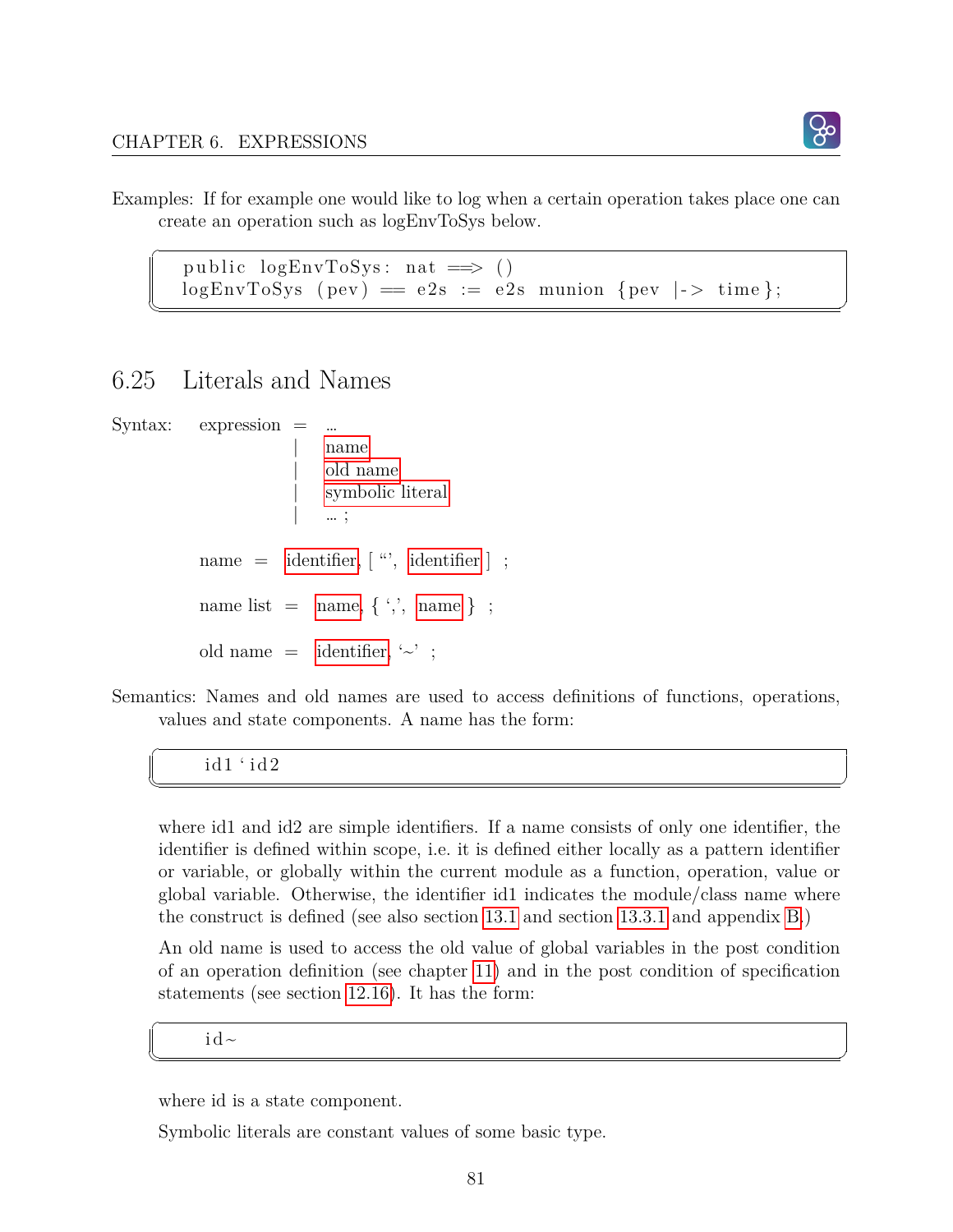Examples: If for example one would like to log when a certain operation takes place one can create an operation such as logEnvToSys below.

```
public logEnvToSys: nat ==> ()
logEnvToSys (pev) == e2s := e2s munion {pev |-> time};
```

## 6.25 Literals and Names

Syntax:

```
expression = ...
           | name
           | old name
           | symbolic literal
           | ... ;

name = identifier, [ '`', identifier ] ;

name list = name, { ',', name } ;

old name = identifier, '~' ;
```

Semantics: Names and old names are used to access definitions of functions, operations, values and state components. A name has the form:

```
id1`id2
```

where id1 and id2 are simple identifiers. If a name consists of only one identifier, the identifier is defined within scope, i.e. it is defined either locally as a pattern identifier or variable, or globally within the current module as a function, operation, value or global variable. Otherwise, the identifier id1 indicates the module/class name where the construct is defined (see also section 13.1 and section 13.3.1 and appendix B.)

An old name is used to access the old value of global variables in the post condition of an operation definition (see chapter 11) and in the post condition of specification statements (see section 12.16). It has the form:

```
id~
```

where id is a state component.

Symbolic literals are constant values of some basic type.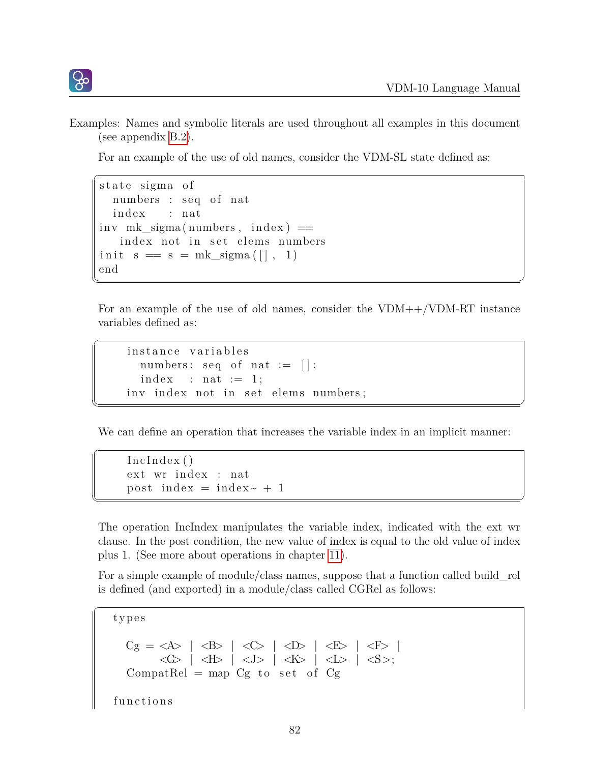Examples: Names and symbolic literals are used throughout all examples in this document (see appendix B.2).

For an example of the use of old names, consider the VDM-SL state defined as:

```
state sigma of
  numbers : seq of nat
  index    : nat
inv mk_sigma(numbers, index) ==
   index not in set elems numbers
init s == s = mk_sigma([], 1)
end
```

For an example of the use of old names, consider the VDM++/VDM-RT instance variables defined as:

```
    instance variables
      numbers: seq of nat := [];
      index   : nat := 1;
    inv index not in set elems numbers;
```

We can define an operation that increases the variable index in an implicit manner:

```
    IncIndex()
    ext wr index : nat
    post index = index~ + 1
```

The operation IncIndex manipulates the variable index, indicated with the ext wr clause. In the post condition, the new value of index is equal to the old value of index plus 1. (See more about operations in chapter 11).

For a simple example of module/class names, suppose that a function called build_rel is defined (and exported) in a module/class called CGRel as follows:

```
  types

    Cg = <A> | <B> | <C> | <D> | <E> | <F> |
         <G> | <H> | <J> | <K> | <L> | <S>;
    CompatRel = map Cg to set of Cg

  functions
```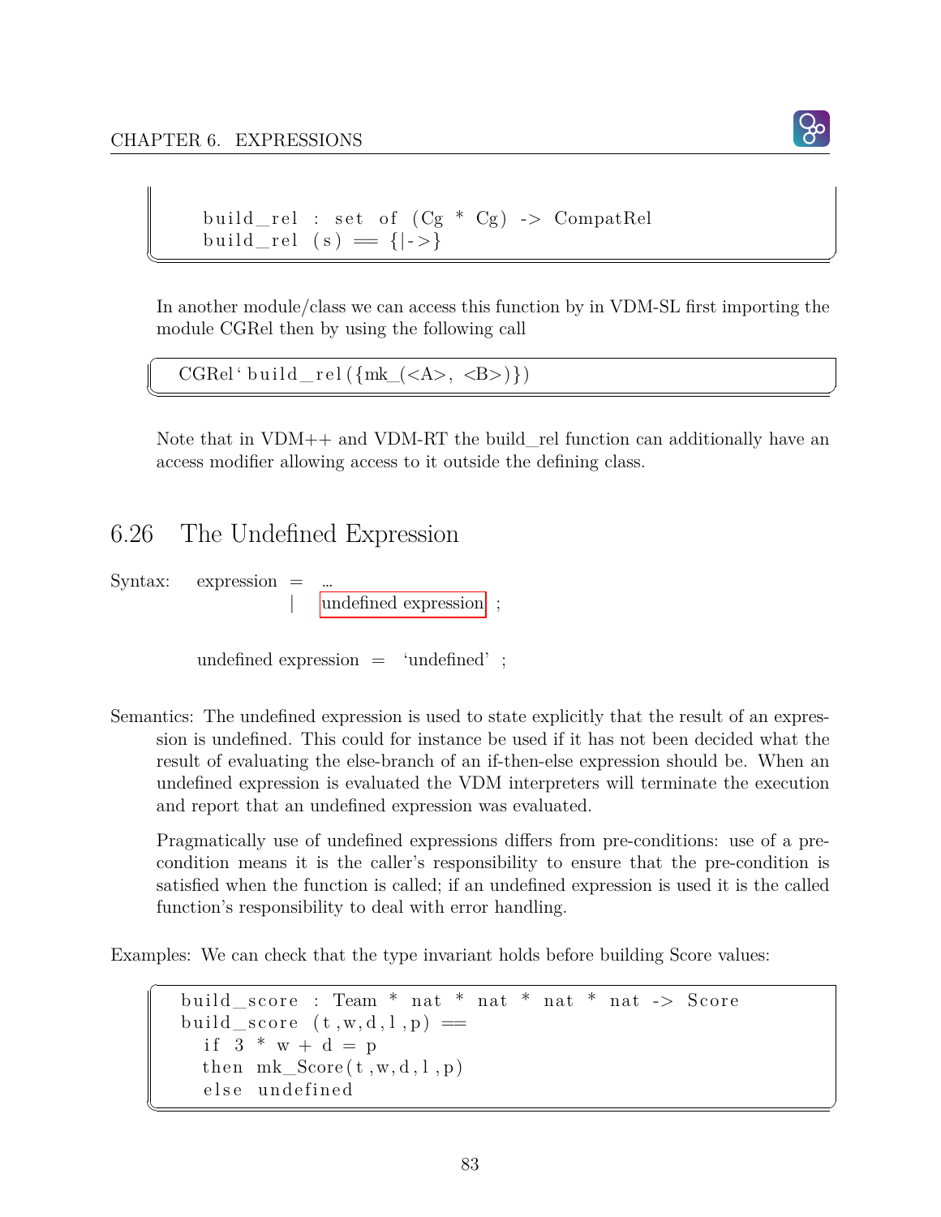```
build_rel : set of (Cg * Cg) -> CompatRel
build_rel (s) == {|->}
```

In another module/class we can access this function by in VDM-SL first importing the module CGRel then by using the following call

```
CGRel`build_rel({mk_(<A>, <B>)})
```

Note that in VDM++ and VDM-RT the build_rel function can additionally have an access modifier allowing access to it outside the defining class.

## 6.26 The Undefined Expression

Syntax: expression = ...
 | undefined expression ;

undefined expression = 'undefined' ;

Semantics: The undefined expression is used to state explicitly that the result of an expression is undefined. This could for instance be used if it has not been decided what the result of evaluating the else-branch of an if-then-else expression should be. When an undefined expression is evaluated the VDM interpreters will terminate the execution and report that an undefined expression was evaluated.

Pragmatically use of undefined expressions differs from pre-conditions: use of a pre-condition means it is the caller's responsibility to ensure that the pre-condition is satisfied when the function is called; if an undefined expression is used it is the called function's responsibility to deal with error handling.

Examples: We can check that the type invariant holds before building Score values:

```
build_score : Team * nat * nat * nat * nat -> Score
build_score (t,w,d,l,p) ==
  if 3 * w + d = p
  then mk_Score(t,w,d,l,p)
  else undefined
```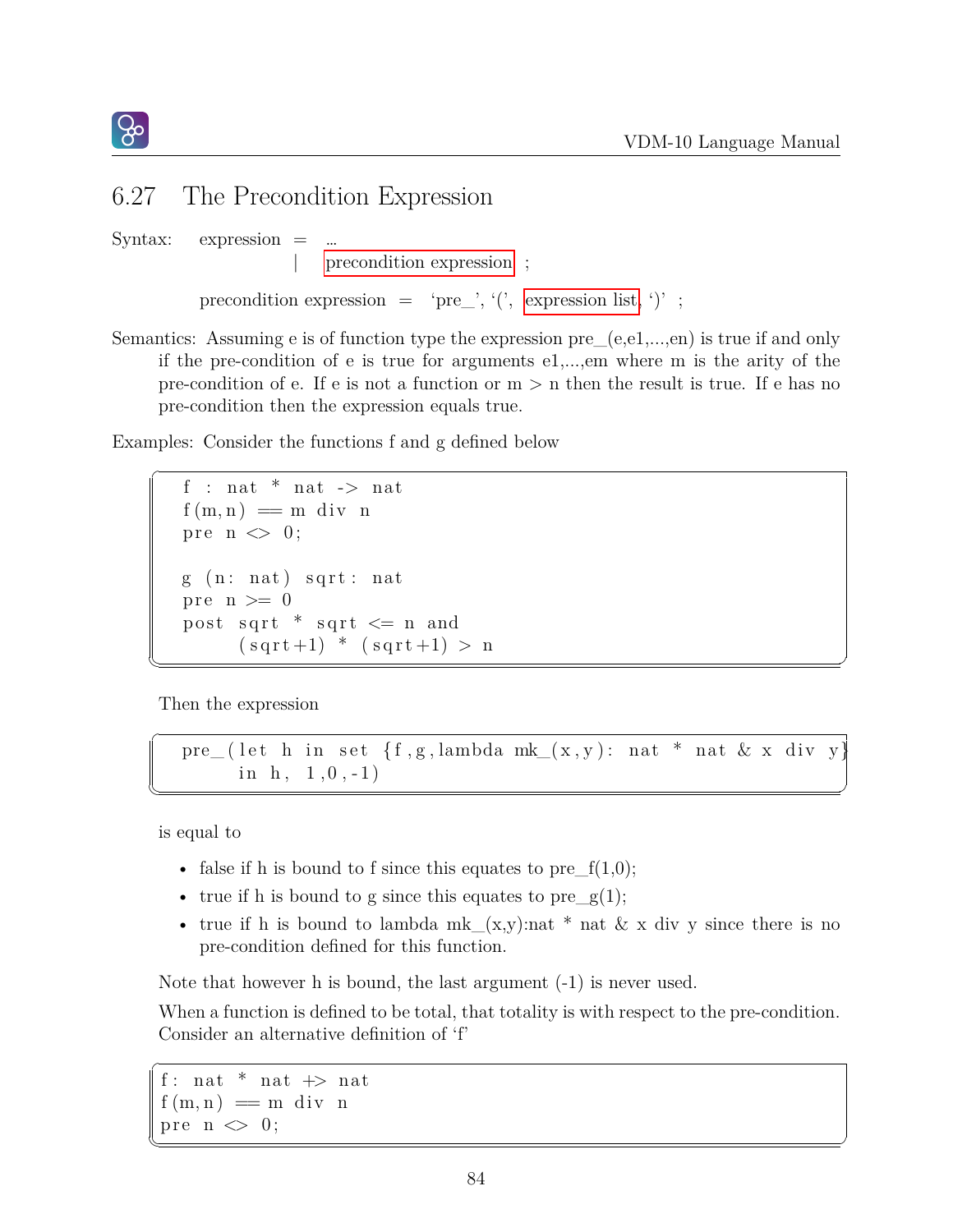## 6.27 The Precondition Expression

Syntax: expression = ...
| precondition expression ;

precondition expression = 'pre_', '(', expression list, ')' ;

Semantics: Assuming e is of function type the expression pre_(e,e1,...,en) is true if and only if the pre-condition of e is true for arguments e1,...,em where m is the arity of the pre-condition of e. If e is not a function or m > n then the result is true. If e has no pre-condition then the expression equals true.

Examples: Consider the functions f and g defined below

```
f : nat * nat -> nat
f(m,n) == m div n
pre n <> 0;

g (n: nat) sqrt: nat
pre n >= 0
post sqrt * sqrt <= n and
     (sqrt+1) * (sqrt+1) > n
```

Then the expression

```
pre_(let h in set {f,g,lambda mk_(x,y): nat * nat & x div y}
     in h, 1,0,-1)
```

is equal to

- false if h is bound to f since this equates to pre_f(1,0);
- true if h is bound to g since this equates to pre_g(1);
- true if h is bound to lambda mk_(x,y):nat * nat & x div y since there is no pre-condition defined for this function.

Note that however h is bound, the last argument (-1) is never used.

When a function is defined to be total, that totality is with respect to the pre-condition. Consider an alternative definition of 'f'

```
f: nat * nat +> nat
f(m,n) == m div n
pre n <> 0;
```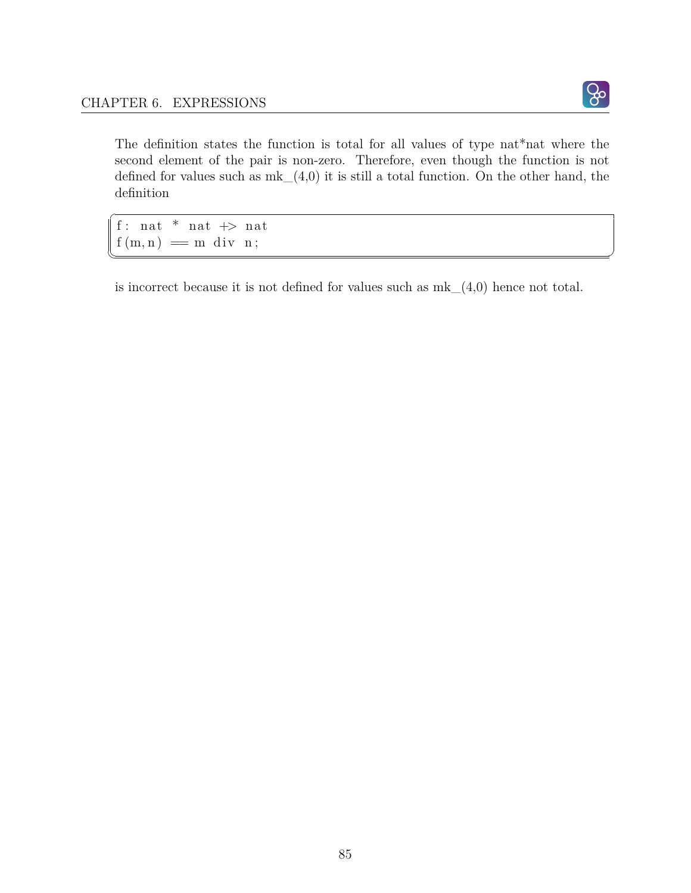The definition states the function is total for all values of type nat*nat where the second element of the pair is non-zero. Therefore, even though the function is not defined for values such as mk_(4,0) it is still a total function. On the other hand, the definition

```
f: nat * nat +> nat
f(m,n) == m div n;
```

is incorrect because it is not defined for values such as mk_(4,0) hence not total.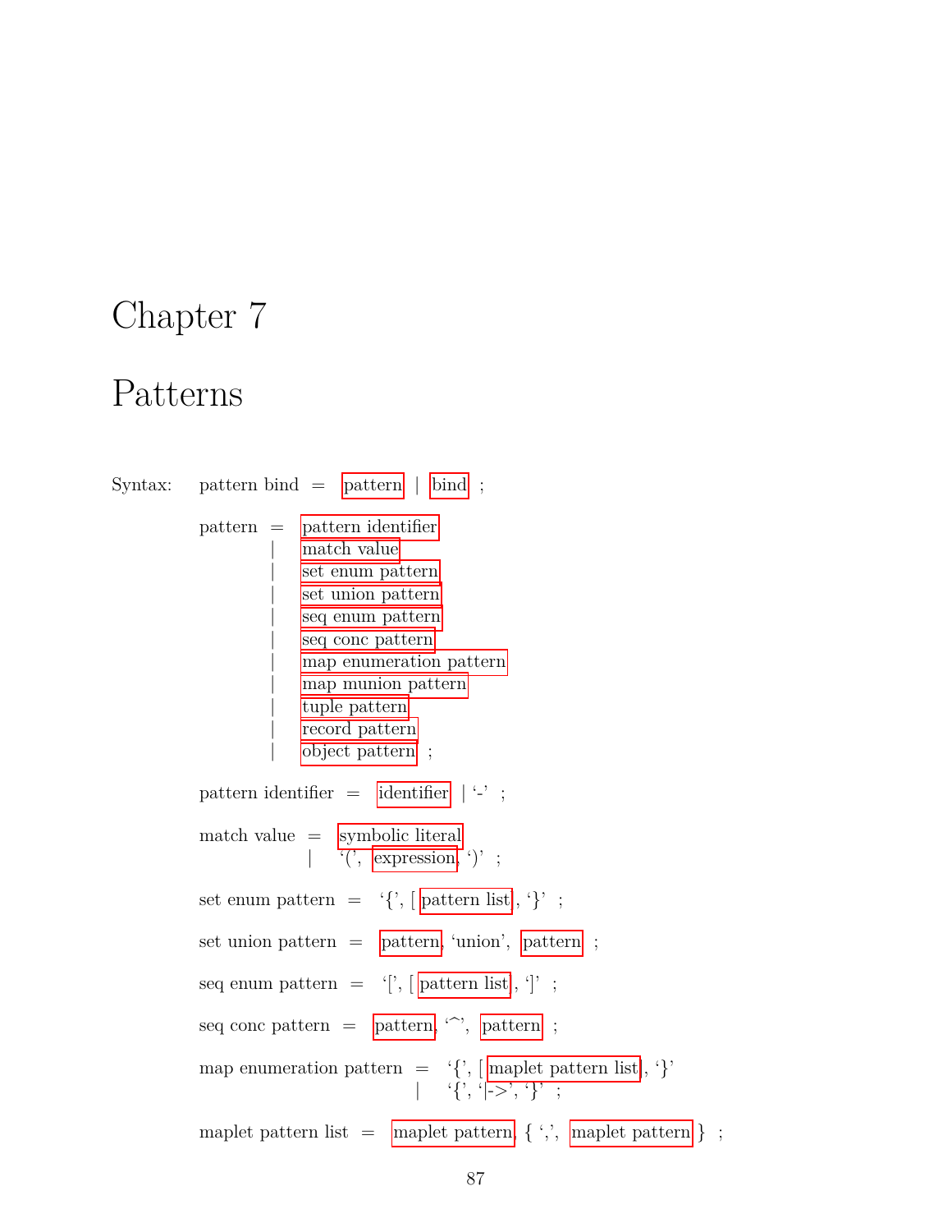# Chapter 7

# Patterns

Syntax:

```
pattern bind = pattern | bind ;

pattern = pattern identifier
        | match value
        | set enum pattern
        | set union pattern
        | seq enum pattern
        | seq conc pattern
        | map enumeration pattern
        | map munion pattern
        | tuple pattern
        | record pattern
        | object pattern ;

pattern identifier = identifier | '-' ;

match value = symbolic literal
            | '(', expression, ')' ;

set enum pattern = '{', [ pattern list ], '}' ;

set union pattern = pattern, 'union', pattern ;

seq enum pattern = '[', [ pattern list ], ']' ;

seq conc pattern = pattern, '^', pattern ;

map enumeration pattern = '{', [ maplet pattern list ], '}'
                        | '{', '|->', '}' ;

maplet pattern list = maplet pattern, { ',', maplet pattern } ;
```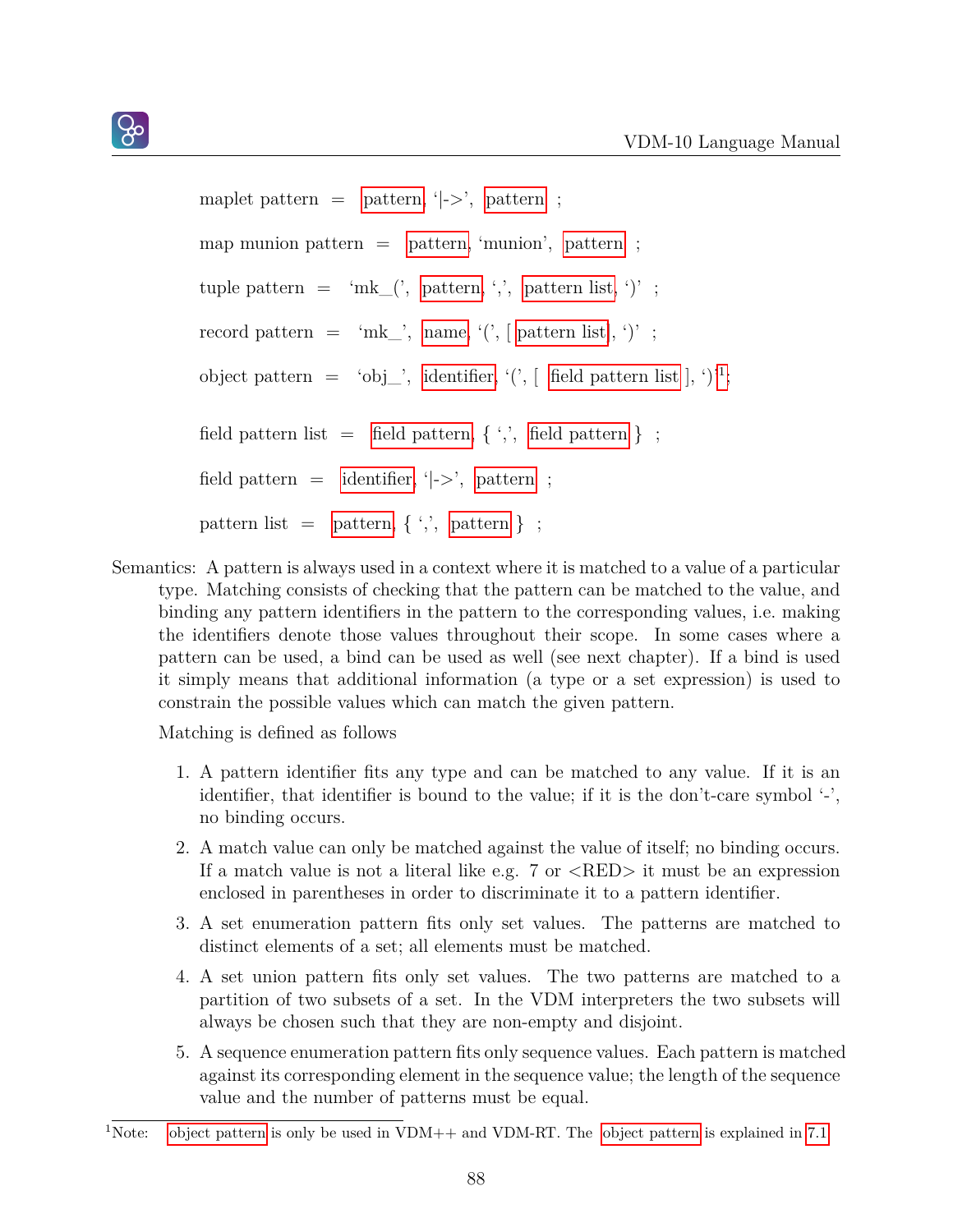maplet pattern = pattern, '|->', pattern ;

map munion pattern = pattern, 'munion', pattern ;

tuple pattern = 'mk_(', pattern, ',', pattern list, ')' ;

record pattern = 'mk_', name, '(', [ pattern list], ')' ;

object pattern = 'obj_', identifier, '(', [ field pattern list ], ')'[1];

field pattern list = field pattern, { ',', field pattern } ;

field pattern = identifier, '|->', pattern ;

pattern list = pattern, { ',', pattern } ;

Semantics: A pattern is always used in a context where it is matched to a value of a particular type. Matching consists of checking that the pattern can be matched to the value, and binding any pattern identifiers in the pattern to the corresponding values, i.e. making the identifiers denote those values throughout their scope. In some cases where a pattern can be used, a bind can be used as well (see next chapter). If a bind is used it simply means that additional information (a type or a set expression) is used to constrain the possible values which can match the given pattern.

Matching is defined as follows

1. A pattern identifier fits any type and can be matched to any value. If it is an identifier, that identifier is bound to the value; if it is the don't-care symbol '-', no binding occurs.
2. A match value can only be matched against the value of itself; no binding occurs. If a match value is not a literal like e.g. 7 or <RED> it must be an expression enclosed in parentheses in order to discriminate it to a pattern identifier.
3. A set enumeration pattern fits only set values. The patterns are matched to distinct elements of a set; all elements must be matched.
4. A set union pattern fits only set values. The two patterns are matched to a partition of two subsets of a set. In the VDM interpreters the two subsets will always be chosen such that they are non-empty and disjoint.
5. A sequence enumeration pattern fits only sequence values. Each pattern is matched against its corresponding element in the sequence value; the length of the sequence value and the number of patterns must be equal.

[1]Note: object pattern is only be used in VDM++ and VDM-RT. The object pattern is explained in 7.1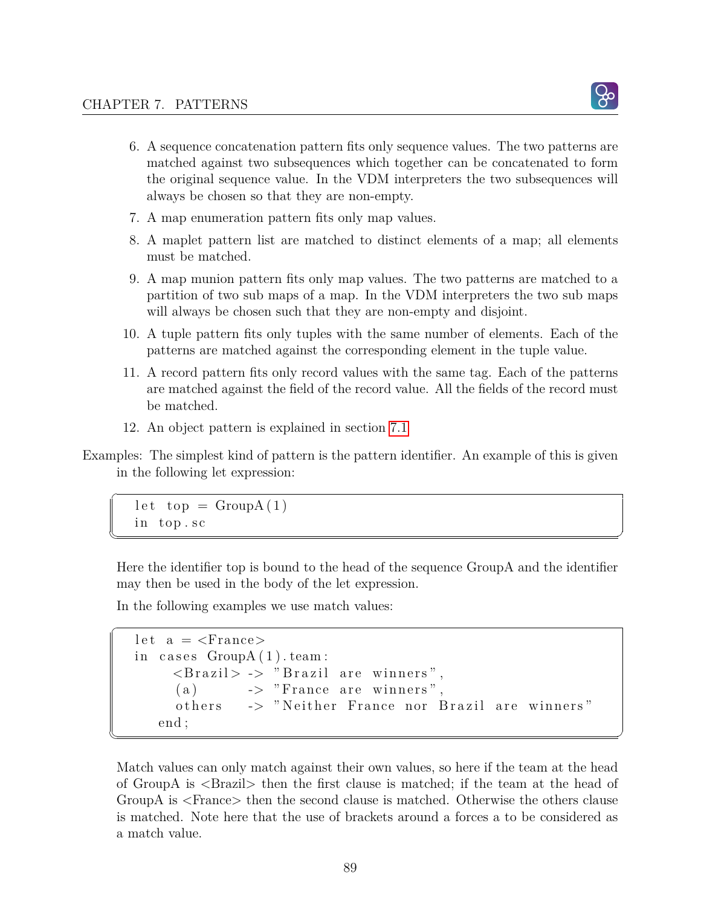6. A sequence concatenation pattern fits only sequence values. The two patterns are matched against two subsequences which together can be concatenated to form the original sequence value. In the VDM interpreters the two subsequences will always be chosen so that they are non-empty.

7. A map enumeration pattern fits only map values.

8. A maplet pattern list are matched to distinct elements of a map; all elements must be matched.

9. A map munion pattern fits only map values. The two patterns are matched to a partition of two sub maps of a map. In the VDM interpreters the two sub maps will always be chosen such that they are non-empty and disjoint.

10. A tuple pattern fits only tuples with the same number of elements. Each of the patterns are matched against the corresponding element in the tuple value.

11. A record pattern fits only record values with the same tag. Each of the patterns are matched against the field of the record value. All the fields of the record must be matched.

12. An object pattern is explained in section 7.1

Examples: The simplest kind of pattern is the pattern identifier. An example of this is given in the following let expression:

```
let top = GroupA(1)
in top.sc
```

Here the identifier top is bound to the head of the sequence GroupA and the identifier may then be used in the body of the let expression.

In the following examples we use match values:

```
let a = <France>
in cases GroupA(1).team:
     <Brazil> -> "Brazil are winners",
      (a)     -> "France are winners",
      others  -> "Neither France nor Brazil are winners"
   end;
```

Match values can only match against their own values, so here if the team at the head of GroupA is <Brazil> then the first clause is matched; if the team at the head of GroupA is <France> then the second clause is matched. Otherwise the others clause is matched. Note here that the use of brackets around a forces a to be considered as a match value.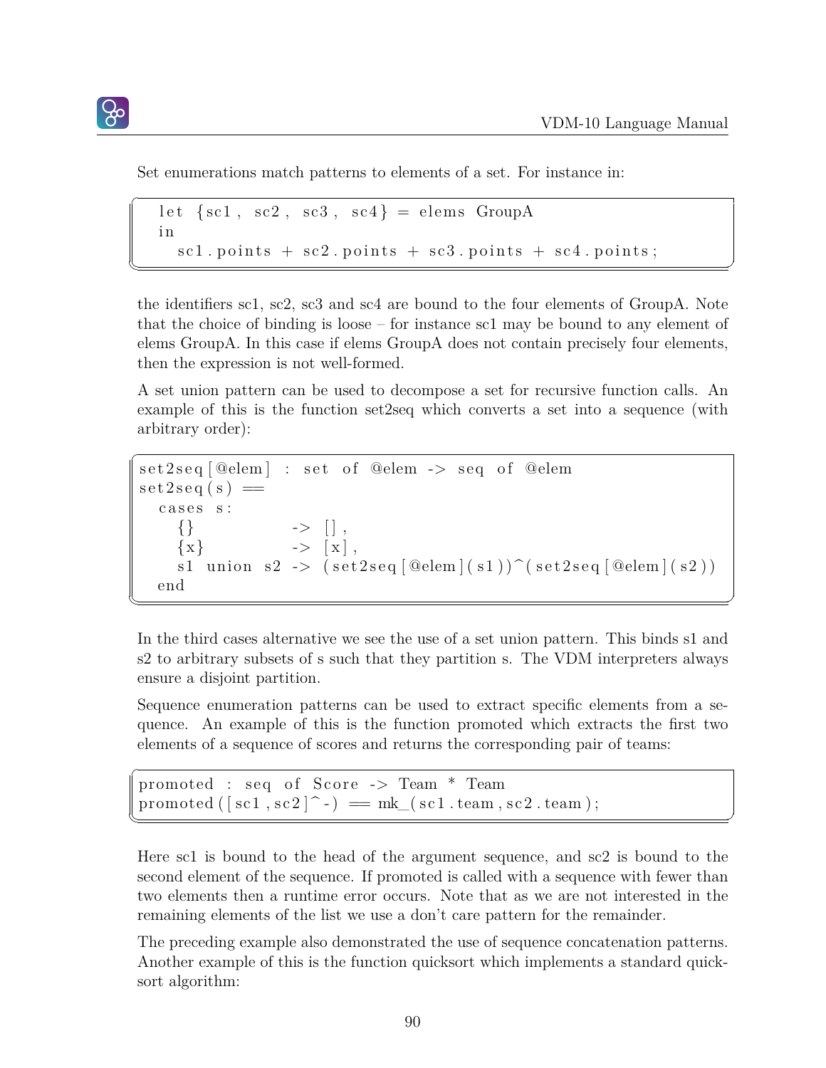Set enumerations match patterns to elements of a set. For instance in:

```
let {sc1, sc2, sc3, sc4} = elems GroupA
in
  sc1.points + sc2.points + sc3.points + sc4.points;
```

the identifiers sc1, sc2, sc3 and sc4 are bound to the four elements of GroupA. Note that the choice of binding is loose – for instance sc1 may be bound to any element of elems GroupA. In this case if elems GroupA does not contain precisely four elements, then the expression is not well-formed.

A set union pattern can be used to decompose a set for recursive function calls. An example of this is the function set2seq which converts a set into a sequence (with arbitrary order):

```
set2seq[@elem] : set of @elem -> seq of @elem
set2seq(s) ==
  cases s:
    {}          -> [],
    {x}         -> [x],
    s1 union s2 -> (set2seq[@elem](s1))^(set2seq[@elem](s2))
  end
```

In the third cases alternative we see the use of a set union pattern. This binds s1 and s2 to arbitrary subsets of s such that they partition s. The VDM interpreters always ensure a disjoint partition.

Sequence enumeration patterns can be used to extract specific elements from a sequence. An example of this is the function promoted which extracts the first two elements of a sequence of scores and returns the corresponding pair of teams:

```
promoted : seq of Score -> Team * Team
promoted([sc1,sc2]^-) == mk_(sc1.team,sc2.team);
```

Here sc1 is bound to the head of the argument sequence, and sc2 is bound to the second element of the sequence. If promoted is called with a sequence with fewer than two elements then a runtime error occurs. Note that as we are not interested in the remaining elements of the list we use a don't care pattern for the remainder.

The preceding example also demonstrated the use of sequence concatenation patterns. Another example of this is the function quicksort which implements a standard quicksort algorithm: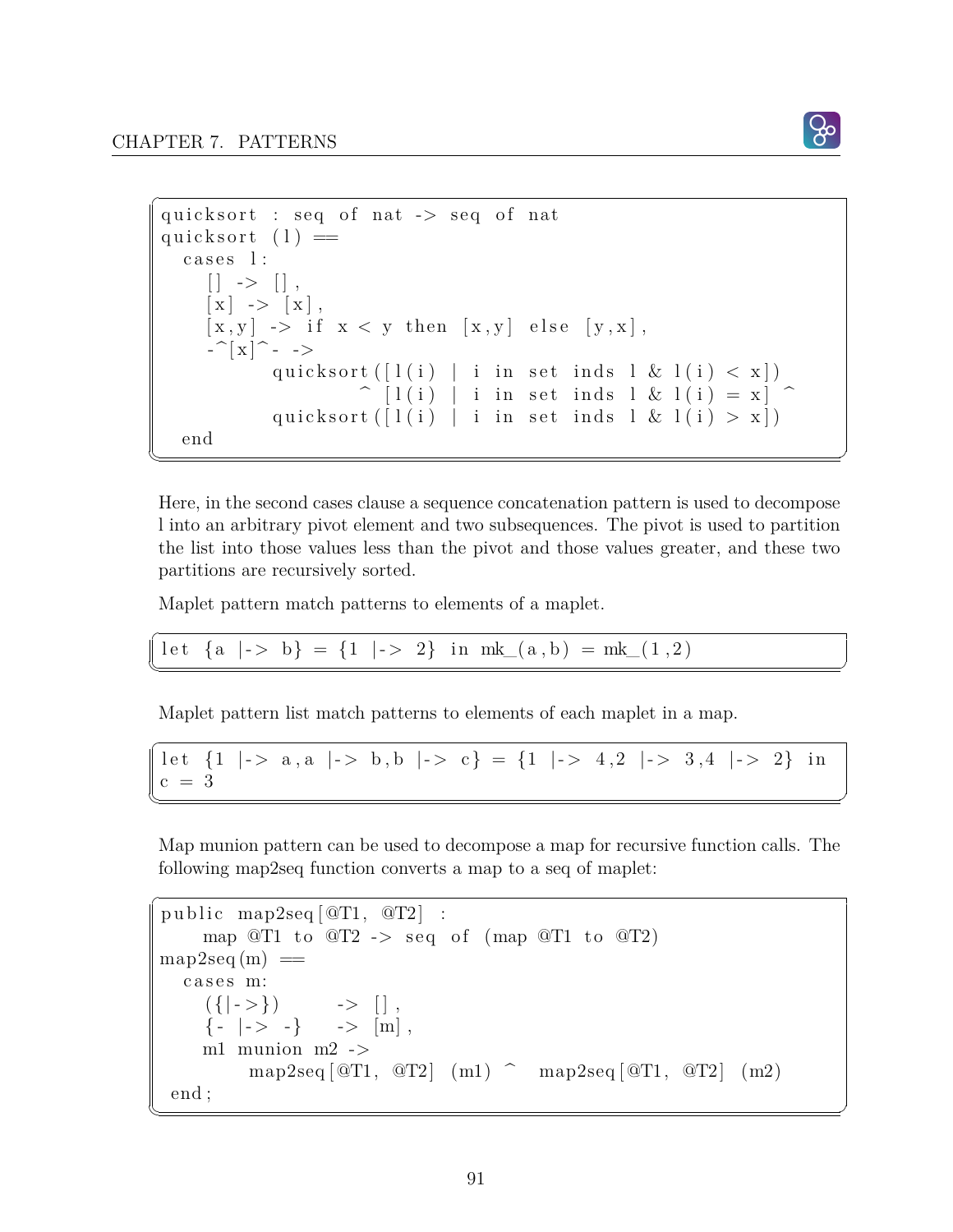```
quicksort : seq of nat -> seq of nat
quicksort (l) ==
  cases l:
    [] -> [],
    [x] -> [x],
    [x,y] -> if x < y then [x,y] else [y,x],
    -^[x]^- ->
          quicksort([l(i) | i in set inds l & l(i) < x])
                 ^ [l(i) | i in set inds l & l(i) = x] ^
          quicksort([l(i) | i in set inds l & l(i) > x])
  end
```

Here, in the second cases clause a sequence concatenation pattern is used to decompose l into an arbitrary pivot element and two subsequences. The pivot is used to partition the list into those values less than the pivot and those values greater, and these two partitions are recursively sorted.

Maplet pattern match patterns to elements of a maplet.

```
let {a |-> b} = {1 |-> 2} in mk_(a,b) = mk_(1,2)
```

Maplet pattern list match patterns to elements of each maplet in a map.

```
let {1 |-> a,a |-> b,b |-> c} = {1 |-> 4,2 |-> 3,4 |-> 2} in
c = 3
```

Map munion pattern can be used to decompose a map for recursive function calls. The following map2seq function converts a map to a seq of maplet:

```
public map2seq[@T1, @T2] :
    map @T1 to @T2 -> seq of (map @T1 to @T2)
map2seq(m) ==
  cases m:
    ({|->})     -> [],
    {- |-> -}   -> [m],
    m1 munion m2 ->
         map2seq[@T1, @T2] (m1) ^  map2seq[@T1, @T2] (m2)
 end;
```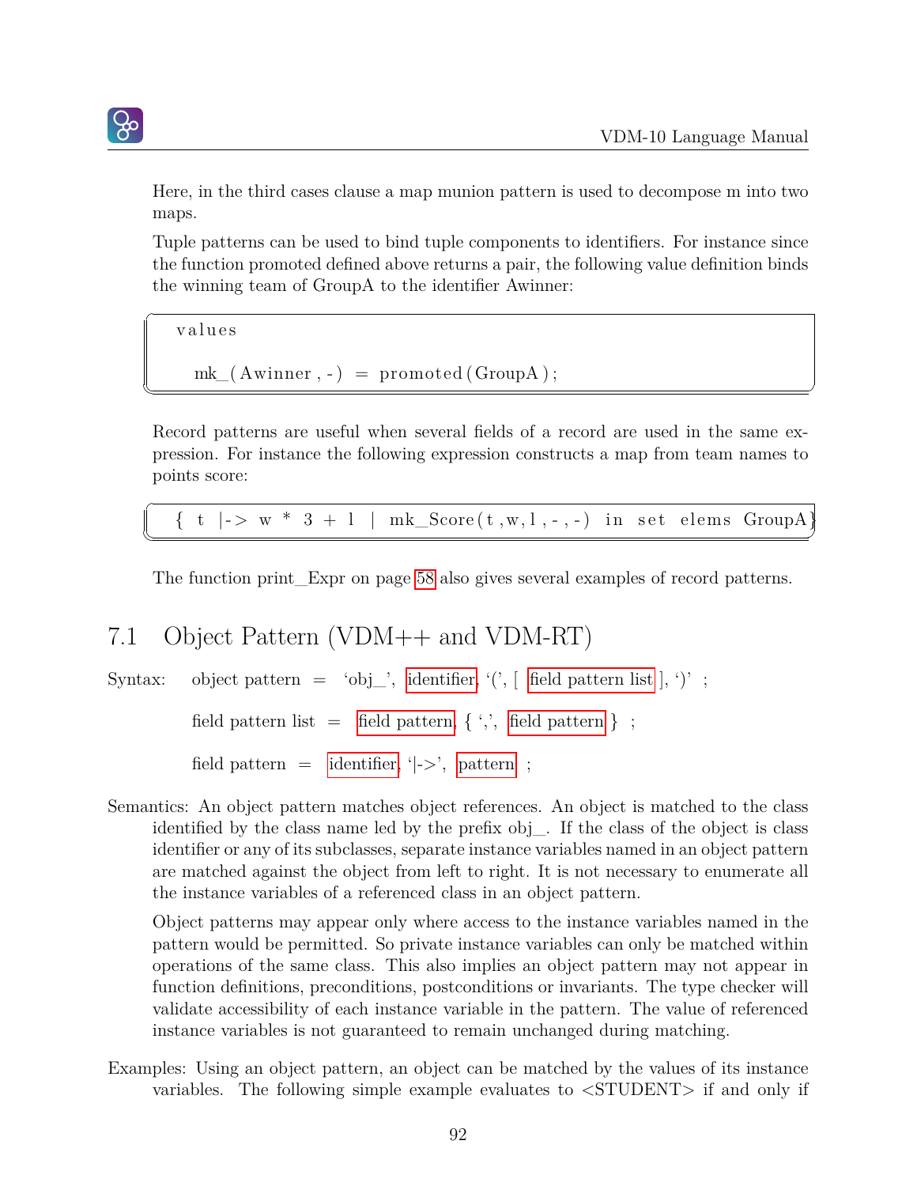Here, in the third cases clause a map munion pattern is used to decompose m into two maps.

Tuple patterns can be used to bind tuple components to identifiers. For instance since the function promoted defined above returns a pair, the following value definition binds the winning team of GroupA to the identifier Awinner:

```
values

  mk_(Awinner,-) = promoted(GroupA);
```

Record patterns are useful when several fields of a record are used in the same expression. For instance the following expression constructs a map from team names to points score:

```
{ t |-> w * 3 + l | mk_Score(t,w,l,-,-) in set elems GroupA}
```

The function print_Expr on page 58 also gives several examples of record patterns.

## 7.1 Object Pattern (VDM++ and VDM-RT)

Syntax: object pattern = 'obj_', identifier, '(', [ field pattern list ], ')' ;

field pattern list = field pattern, { ',', field pattern } ;

field pattern = identifier, '|->', pattern ;

Semantics: An object pattern matches object references. An object is matched to the class identified by the class name led by the prefix obj_. If the class of the object is class identifier or any of its subclasses, separate instance variables named in an object pattern are matched against the object from left to right. It is not necessary to enumerate all the instance variables of a referenced class in an object pattern.

Object patterns may appear only where access to the instance variables named in the pattern would be permitted. So private instance variables can only be matched within operations of the same class. This also implies an object pattern may not appear in function definitions, preconditions, postconditions or invariants. The type checker will validate accessibility of each instance variable in the pattern. The value of referenced instance variables is not guaranteed to remain unchanged during matching.

Examples: Using an object pattern, an object can be matched by the values of its instance variables. The following simple example evaluates to <STUDENT> if and only if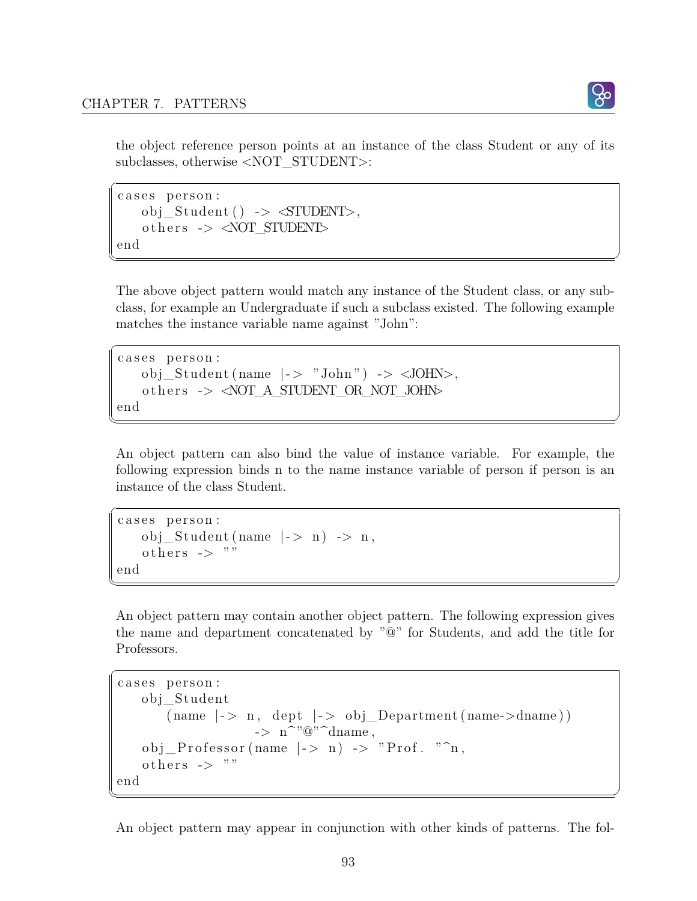the object reference person points at an instance of the class Student or any of its subclasses, otherwise <NOT_STUDENT>:

```
cases person:
    obj_Student() -> <STUDENT>,
    others -> <NOT_STUDENT>
end
```

The above object pattern would match any instance of the Student class, or any subclass, for example an Undergraduate if such a subclass existed. The following example matches the instance variable name against "John":

```
cases person:
    obj_Student(name |-> "John") -> <JOHN>,
    others -> <NOT_A_STUDENT_OR_NOT_JOHN>
end
```

An object pattern can also bind the value of instance variable. For example, the following expression binds n to the name instance variable of person if person is an instance of the class Student.

```
cases person:
    obj_Student(name |-> n) -> n,
    others -> ""
end
```

An object pattern may contain another object pattern. The following expression gives the name and department concatenated by "@" for Students, and add the title for Professors.

```
cases person:
    obj_Student
        (name |-> n, dept |-> obj_Department(name->dname))
                    -> n^"@"^dname,
    obj_Professor(name |-> n) -> "Prof. "^n,
    others -> ""
end
```

An object pattern may appear in conjunction with other kinds of patterns. The fol-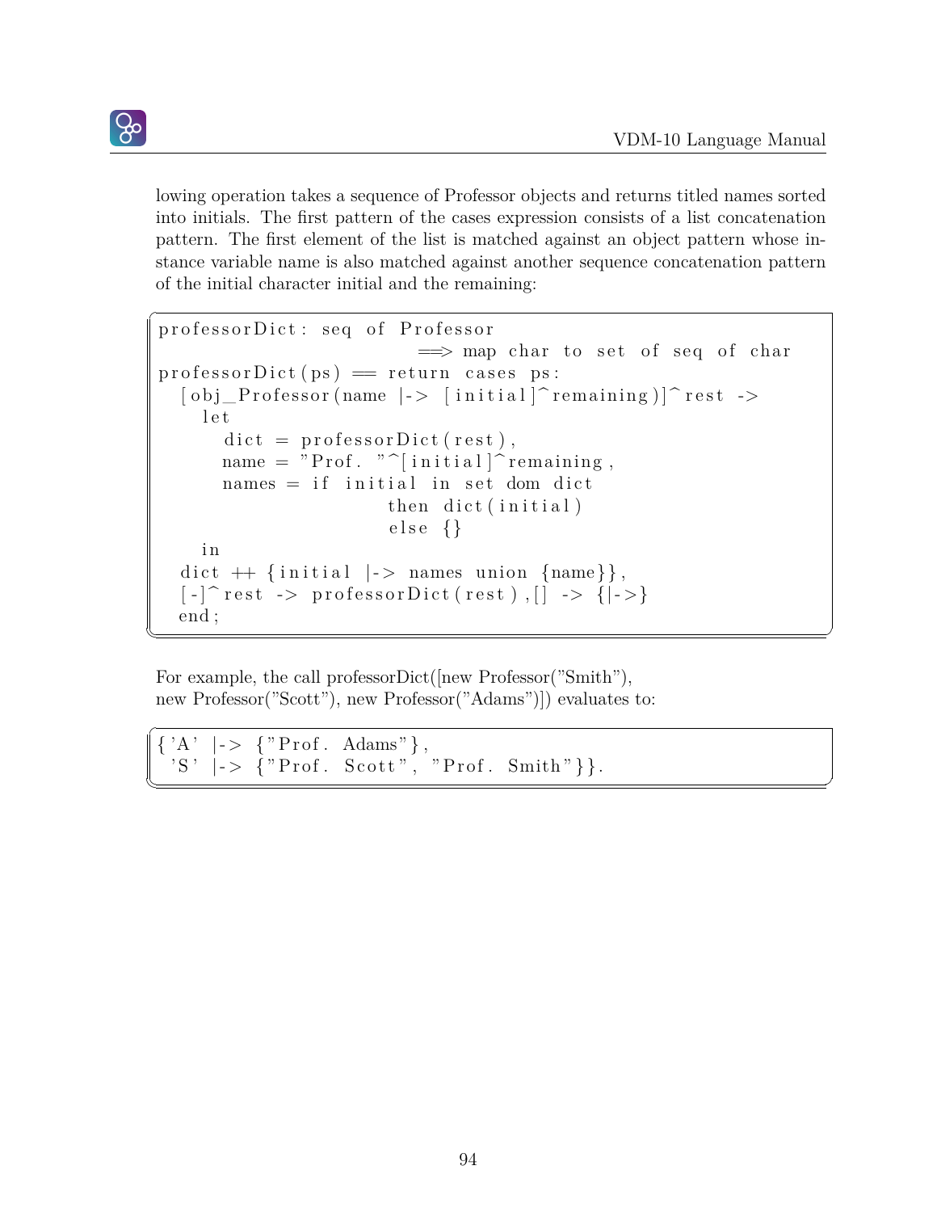lowing operation takes a sequence of Professor objects and returns titled names sorted into initials. The first pattern of the cases expression consists of a list concatenation pattern. The first element of the list is matched against an object pattern whose instance variable name is also matched against another sequence concatenation pattern of the initial character initial and the remaining:

```
professorDict: seq of Professor
                        ==> map char to set of seq of char
professorDict(ps) == return cases ps:
  [obj_Professor(name |-> [initial]^remaining)]^rest ->
    let
      dict = professorDict(rest),
      name = "Prof. "^[initial]^remaining,
      names = if initial in set dom dict
                then dict(initial)
                else {}
    in
  dict ++ {initial |-> names union {name}},
  [-]^rest -> professorDict(rest),[] -> {|->}
  end;
```

For example, the call professorDict([new Professor("Smith"), new Professor("Scott"), new Professor("Adams")]) evaluates to:

```
{'A' |-> {"Prof. Adams"},
 'S' |-> {"Prof. Scott", "Prof. Smith"}}.
```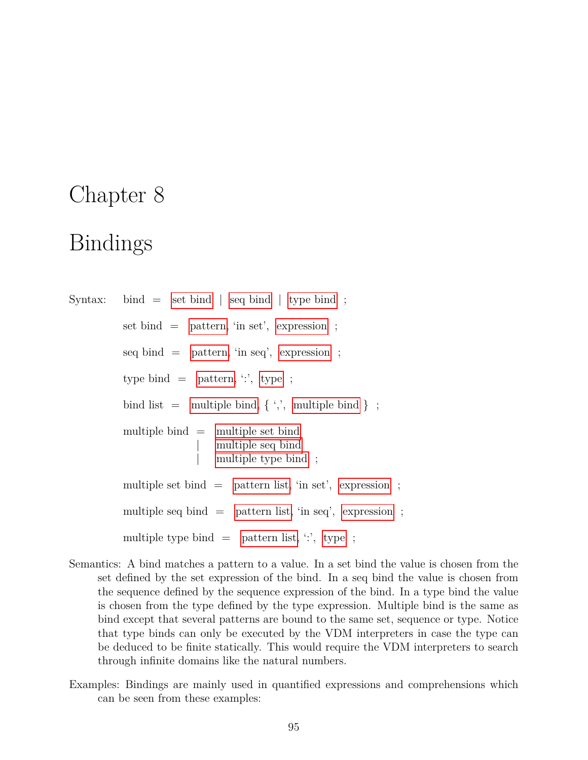# Chapter 8

# Bindings

Syntax:

```
bind = set bind | seq bind | type bind ;

set bind = pattern, 'in set', expression ;

seq bind = pattern, 'in seq', expression ;

type bind = pattern, ':', type ;

bind list = multiple bind, { ',', multiple bind } ;

multiple bind = multiple set bind
              | multiple seq bind
              | multiple type bind ;

multiple set bind = pattern list, 'in set', expression ;

multiple seq bind = pattern list, 'in seq', expression ;

multiple type bind = pattern list, ':', type ;
```

Semantics: A bind matches a pattern to a value. In a set bind the value is chosen from the set defined by the set expression of the bind. In a seq bind the value is chosen from the sequence defined by the sequence expression of the bind. In a type bind the value is chosen from the type defined by the type expression. Multiple bind is the same as bind except that several patterns are bound to the same set, sequence or type. Notice that type binds can only be executed by the VDM interpreters in case the type can be deduced to be finite statically. This would require the VDM interpreters to search through infinite domains like the natural numbers.

Examples: Bindings are mainly used in quantified expressions and comprehensions which can be seen from these examples: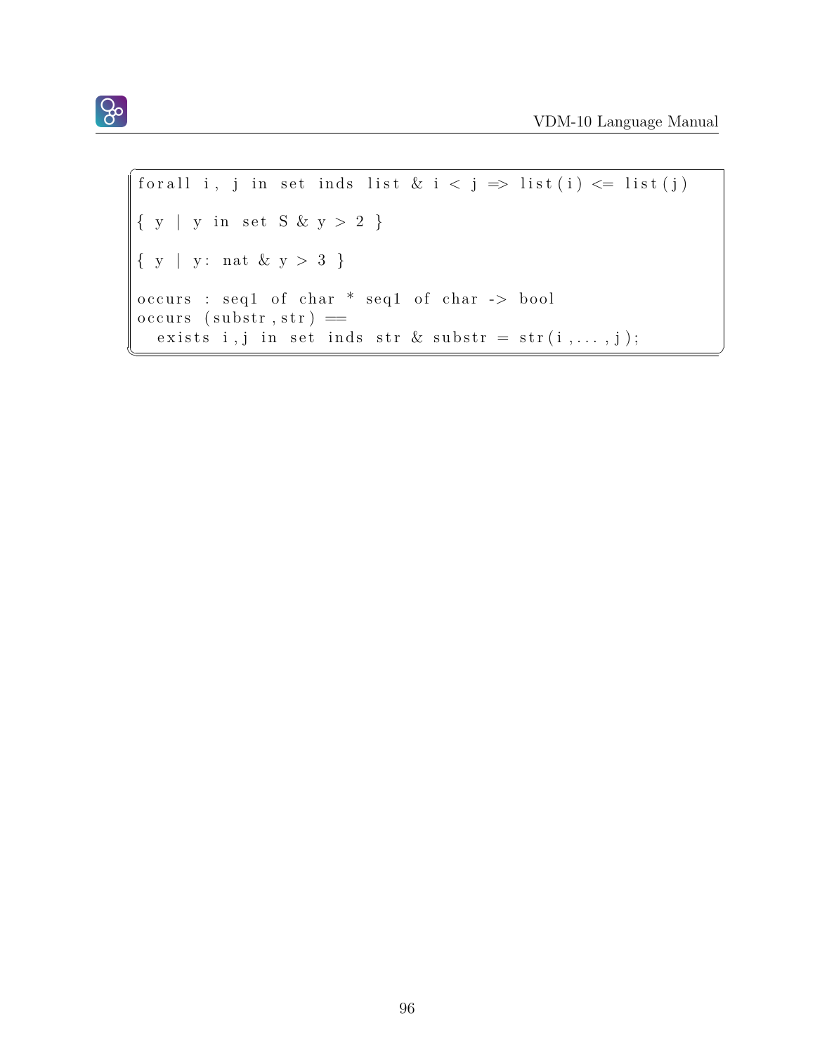```
forall i, j in set inds list & i < j => list(i) <= list(j)

{ y | y in set S & y > 2 }

{ y | y: nat & y > 3 }

occurs : seq1 of char * seq1 of char -> bool
occurs (substr,str) ==
  exists i,j in set inds str & substr = str(i,...,j);
```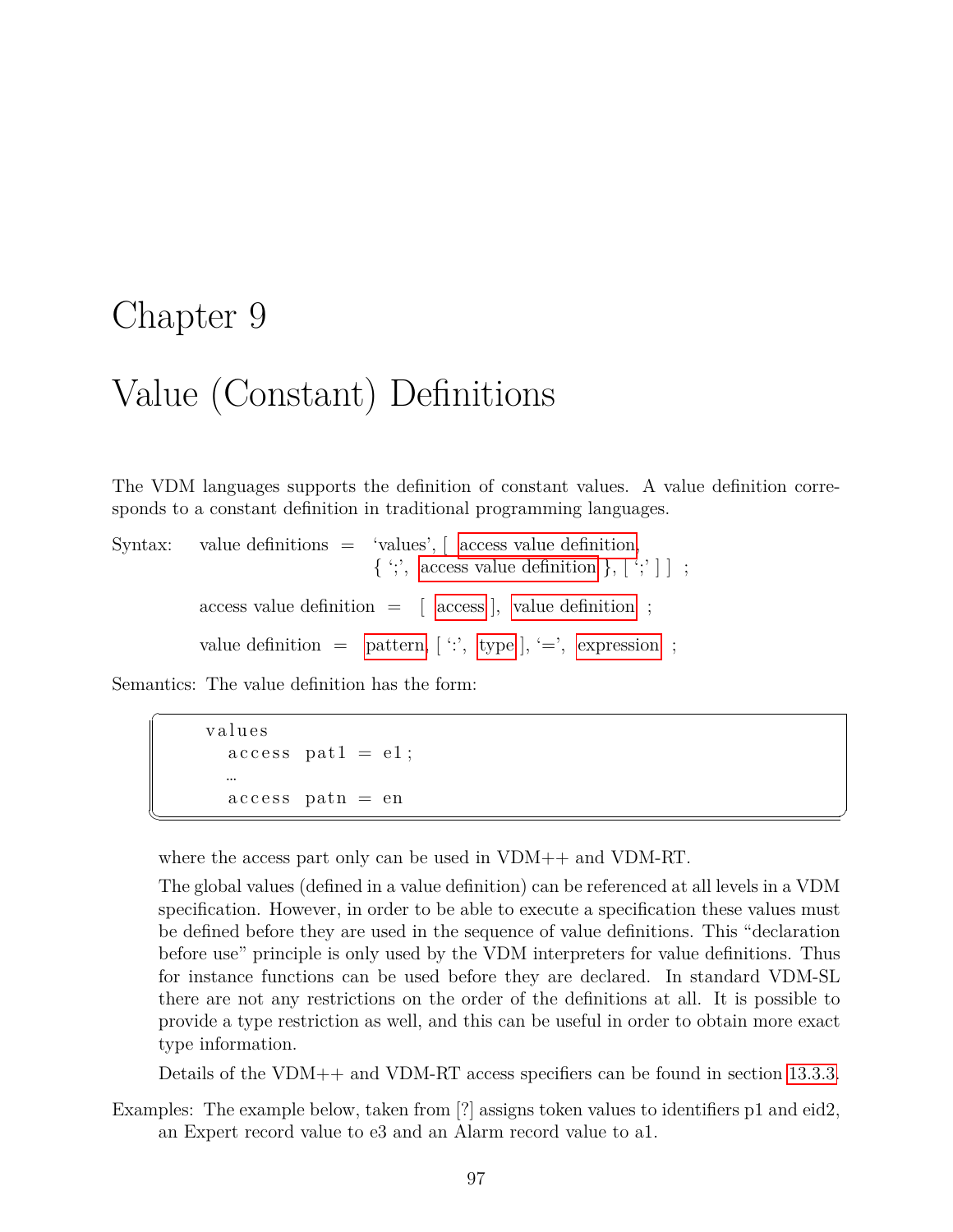# Chapter 9

# Value (Constant) Definitions

The VDM languages supports the definition of constant values. A value definition corresponds to a constant definition in traditional programming languages.

Syntax: value definitions = 'values', [ access value definition, { ';', access value definition }, [ ';' ] ] ;

access value definition = [ access ], value definition ;

value definition = pattern, [ ':', type ], '=', expression ;

Semantics: The value definition has the form:

```
values
  access pat1 = e1;
  …
  access patn = en
```

where the access part only can be used in VDM++ and VDM-RT.

The global values (defined in a value definition) can be referenced at all levels in a VDM specification. However, in order to be able to execute a specification these values must be defined before they are used in the sequence of value definitions. This "declaration before use" principle is only used by the VDM interpreters for value definitions. Thus for instance functions can be used before they are declared. In standard VDM-SL there are not any restrictions on the order of the definitions at all. It is possible to provide a type restriction as well, and this can be useful in order to obtain more exact type information.

Details of the VDM++ and VDM-RT access specifiers can be found in section 13.3.3.

Examples: The example below, taken from [?] assigns token values to identifiers p1 and eid2, an Expert record value to e3 and an Alarm record value to a1.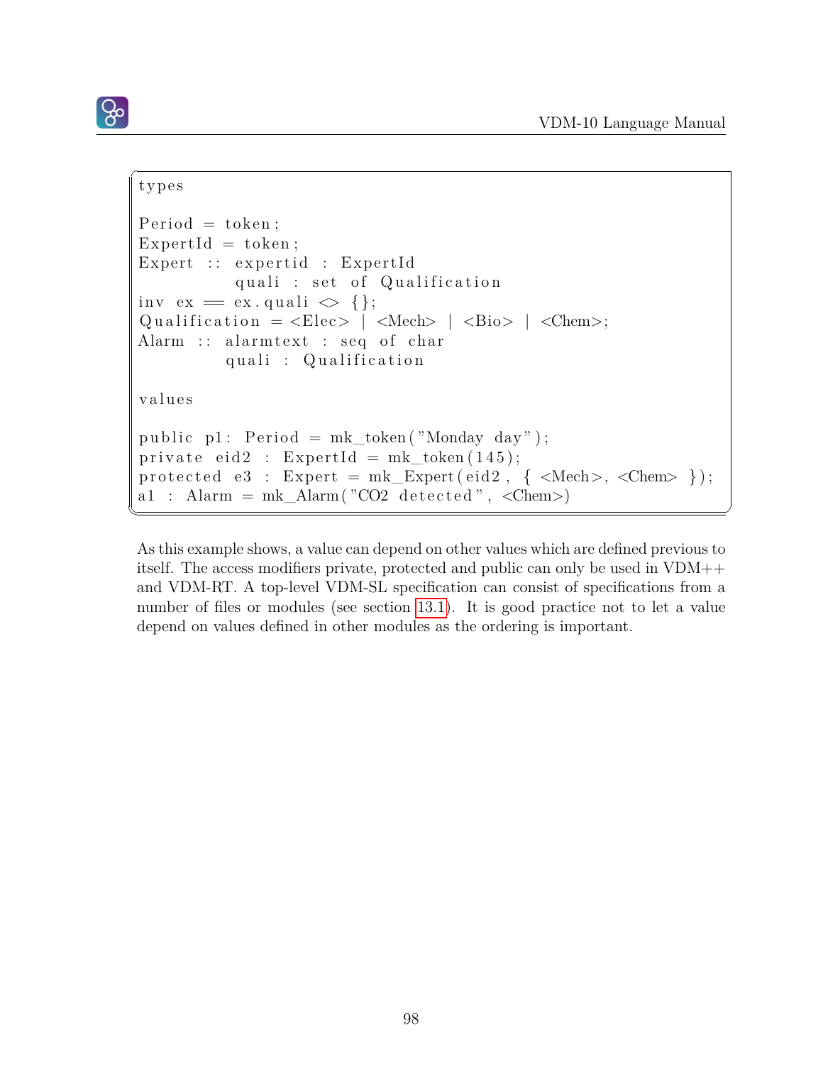```
types

Period = token;
ExpertId = token;
Expert :: expertid : ExpertId
          quali : set of Qualification
inv ex == ex.quali <> {};
Qualification = <Elec> | <Mech> | <Bio> | <Chem>;
Alarm :: alarmtext : seq of char
         quali : Qualification

values

public p1: Period = mk_token("Monday day");
private eid2 : ExpertId = mk_token(145);
protected e3 : Expert = mk_Expert(eid2, { <Mech>, <Chem> });
a1 : Alarm = mk_Alarm("CO2 detected", <Chem>)
```

As this example shows, a value can depend on other values which are defined previous to itself. The access modifiers private, protected and public can only be used in VDM++ and VDM-RT. A top-level VDM-SL specification can consist of specifications from a number of files or modules (see section 13.1). It is good practice not to let a value depend on values defined in other modules as the ordering is important.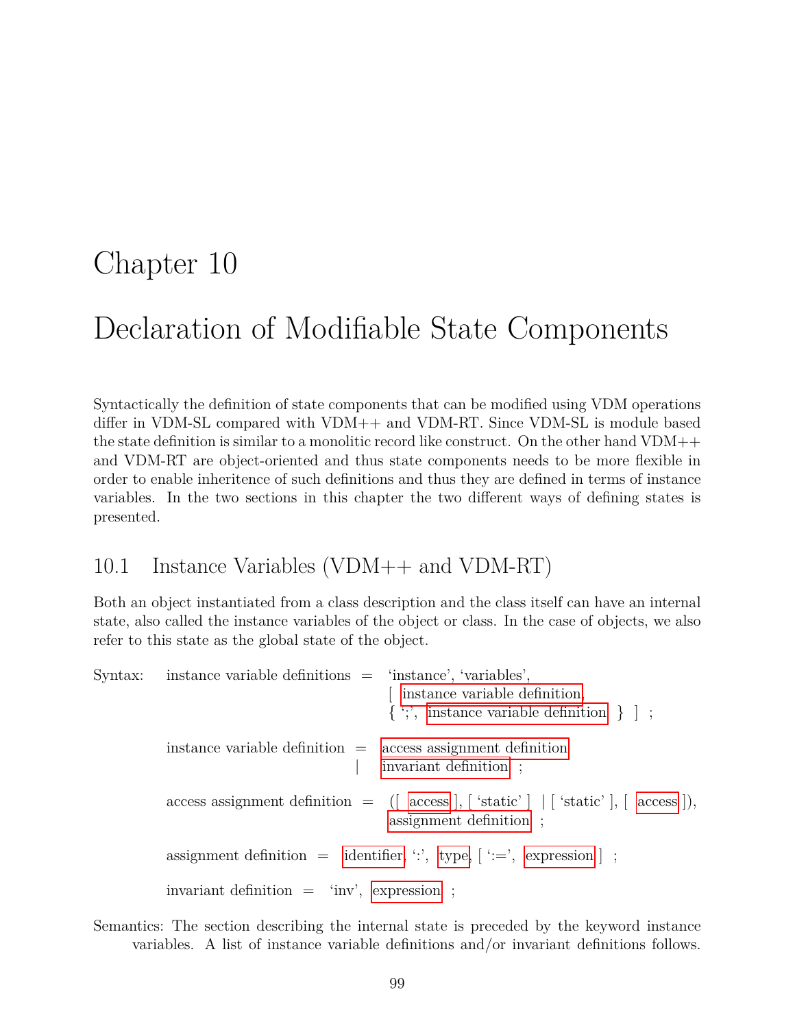# Chapter 10

# Declaration of Modifiable State Components

Syntactically the definition of state components that can be modified using VDM operations differ in VDM-SL compared with VDM++ and VDM-RT. Since VDM-SL is module based the state definition is similar to a monolitic record like construct. On the other hand VDM++ and VDM-RT are object-oriented and thus state components needs to be more flexible in order to enable inheritence of such definitions and thus they are defined in terms of instance variables. In the two sections in this chapter the two different ways of defining states is presented.

## 10.1 Instance Variables (VDM++ and VDM-RT)

Both an object instantiated from a class description and the class itself can have an internal state, also called the instance variables of the object or class. In the case of objects, we also refer to this state as the global state of the object.

Syntax:

```
instance variable definitions = 'instance', 'variables',
                                [ instance variable definition,
                                { ';', instance variable definition } ] ;

instance variable definition = access assignment definition
                             | invariant definition ;

access assignment definition = ([ access ], [ 'static' ] | [ 'static' ], [ access ]),
                               assignment definition ;

assignment definition = identifier, ':', type, [ ':=', expression ] ;

invariant definition = 'inv', expression ;
```

Semantics: The section describing the internal state is preceded by the keyword instance variables. A list of instance variable definitions and/or invariant definitions follows.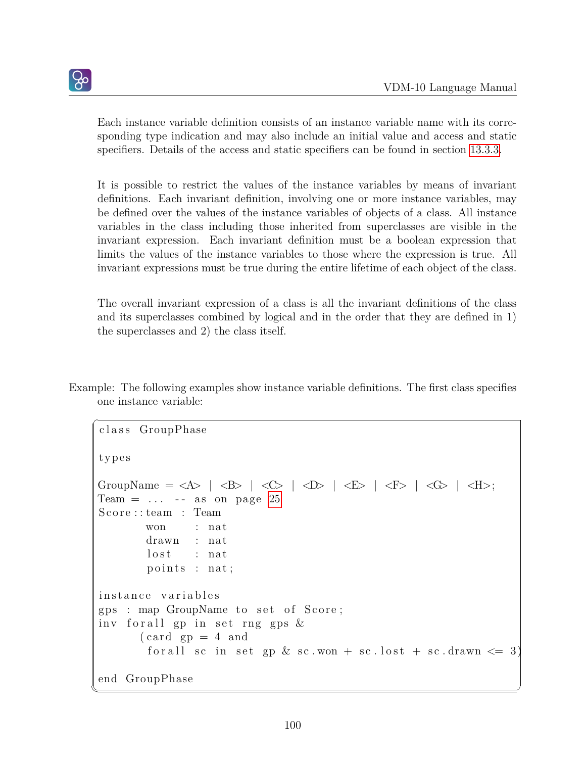Each instance variable definition consists of an instance variable name with its corresponding type indication and may also include an initial value and access and static specifiers. Details of the access and static specifiers can be found in section 13.3.3.

It is possible to restrict the values of the instance variables by means of invariant definitions. Each invariant definition, involving one or more instance variables, may be defined over the values of the instance variables of objects of a class. All instance variables in the class including those inherited from superclasses are visible in the invariant expression. Each invariant definition must be a boolean expression that limits the values of the instance variables to those where the expression is true. All invariant expressions must be true during the entire lifetime of each object of the class.

The overall invariant expression of a class is all the invariant definitions of the class and its superclasses combined by logical and in the order that they are defined in 1) the superclasses and 2) the class itself.

Example: The following examples show instance variable definitions. The first class specifies one instance variable:

```
class GroupPhase

types

GroupName = <A> | <B> | <C> | <D> | <E> | <F> | <G> | <H>;
Team = ... -- as on page 25
Score::team  : Team
       won    : nat
       drawn  : nat
       lost   : nat
       points : nat;

instance variables
gps : map GroupName to set of Score;
inv forall gp in set rng gps &
      (card gp = 4 and
       forall sc in set gp & sc.won + sc.lost + sc.drawn <= 3)

end GroupPhase
```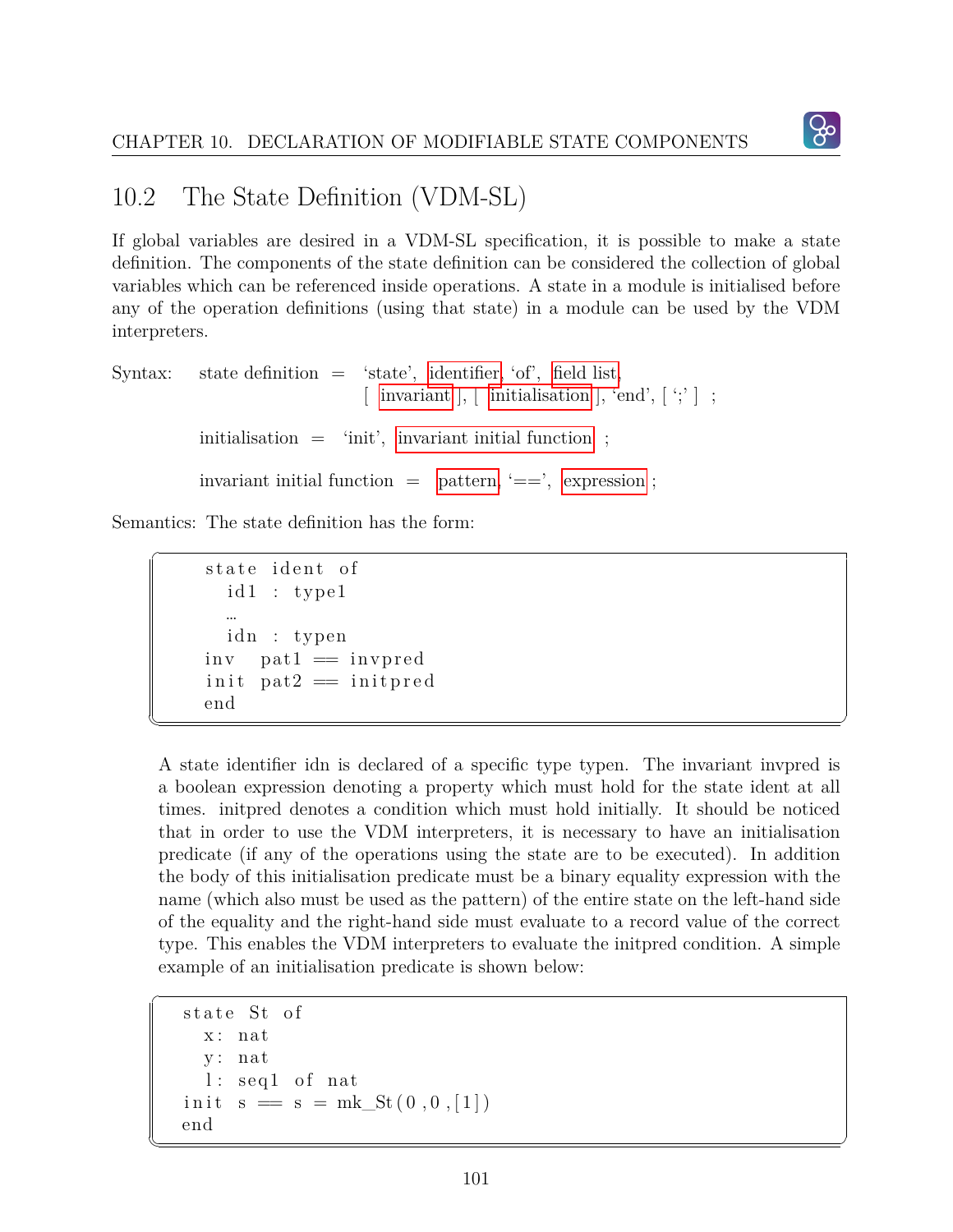## 10.2 The State Definition (VDM-SL)

If global variables are desired in a VDM-SL specification, it is possible to make a state definition. The components of the state definition can be considered the collection of global variables which can be referenced inside operations. A state in a module is initialised before any of the operation definitions (using that state) in a module can be used by the VDM interpreters.

Syntax: state definition = 'state', identifier, 'of', field list, [ invariant ], [ initialisation ], 'end', [ ';' ] ;

initialisation = 'init', invariant initial function ;

invariant initial function = pattern, '==', expression ;

Semantics: The state definition has the form:

```
state ident of
  id1 : type1
  …
  idn : typen
inv  pat1 == invpred
init pat2 == initpred
end
```

A state identifier idn is declared of a specific type typen. The invariant invpred is a boolean expression denoting a property which must hold for the state ident at all times. initpred denotes a condition which must hold initially. It should be noticed that in order to use the VDM interpreters, it is necessary to have an initialisation predicate (if any of the operations using the state are to be executed). In addition the body of this initialisation predicate must be a binary equality expression with the name (which also must be used as the pattern) of the entire state on the left-hand side of the equality and the right-hand side must evaluate to a record value of the correct type. This enables the VDM interpreters to evaluate the initpred condition. A simple example of an initialisation predicate is shown below:

```
state St of
  x: nat
  y: nat
  l: seq1 of nat
init s == s = mk_St(0,0,[1])
end
```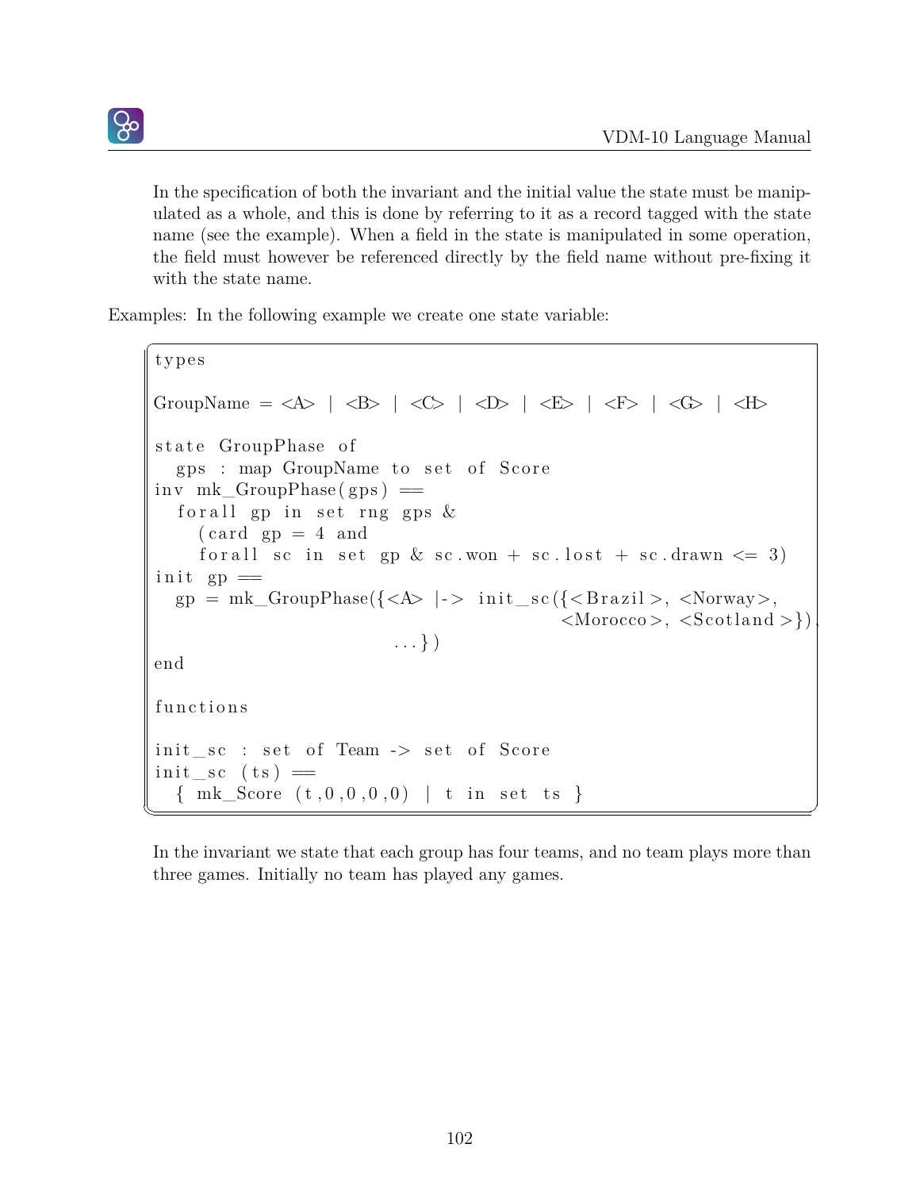In the specification of both the invariant and the initial value the state must be manipulated as a whole, and this is done by referring to it as a record tagged with the state name (see the example). When a field in the state is manipulated in some operation, the field must however be referenced directly by the field name without pre-fixing it with the state name.

Examples: In the following example we create one state variable:

```
types

GroupName = <A> | <B> | <C> | <D> | <E> | <F> | <G> | <H>

state GroupPhase of
  gps : map GroupName to set of Score
inv mk_GroupPhase(gps) ==
  forall gp in set rng gps &
    (card gp = 4 and
    forall sc in set gp & sc.won + sc.lost + sc.drawn <= 3)
init gp ==
  gp = mk_GroupPhase({<A> |-> init_sc({<Brazil>, <Norway>,
                                       <Morocco>, <Scotland>}),
                      ...})
end

functions

init_sc : set of Team -> set of Score
init_sc (ts) ==
  { mk_Score (t,0,0,0,0) | t in set ts }
```

In the invariant we state that each group has four teams, and no team plays more than three games. Initially no team has played any games.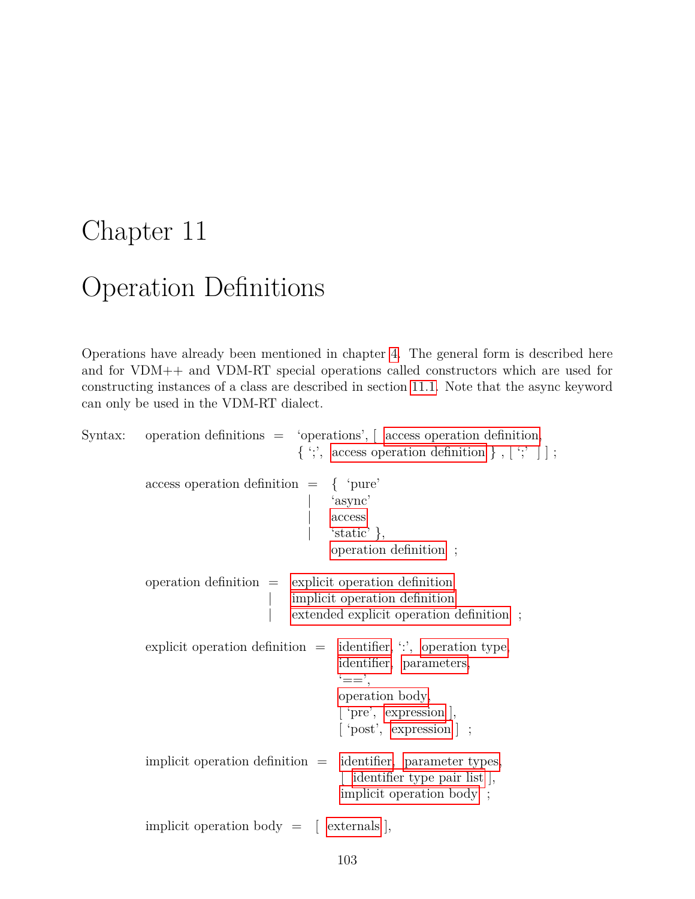# Chapter 11

# Operation Definitions

Operations have already been mentioned in chapter 4. The general form is described here and for VDM++ and VDM-RT special operations called constructors which are used for constructing instances of a class are described in section 11.1. Note that the async keyword can only be used in the VDM-RT dialect.

```
Syntax:  operation definitions = 'operations', [ access operation definition,
                                 { ';', access operation definition } , [ ';' ] ] ;

         access operation definition = { 'pure'
                                       | 'async'
                                       | access
                                       | 'static' },
                                       operation definition ;

         operation definition = explicit operation definition
                              | implicit operation definition
                              | extended explicit operation definition ;

         explicit operation definition = identifier, ':', operation type,
                                         identifier, parameters,
                                         '==',
                                         operation body,
                                         [ 'pre', expression ],
                                         [ 'post', expression ] ;

         implicit operation definition = identifier, parameter types,
                                         [ identifier type pair list ],
                                         implicit operation body ;

         implicit operation body = [ externals ],
```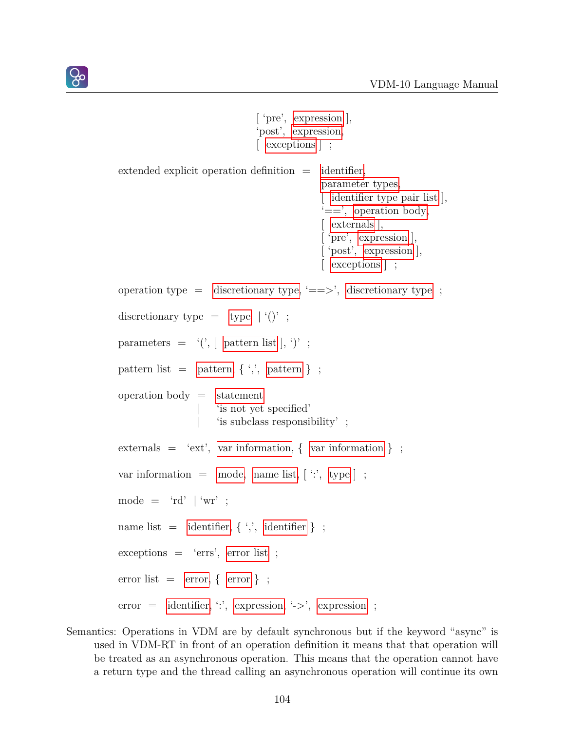```
                                       [ ‘pre’, expression ],
                                       ‘post’, expression,
                                       [ exceptions ] ;

extended explicit operation definition = identifier,
                                         parameter types,
                                         [ identifier type pair list ],
                                         ‘==’, operation body,
                                         [ externals ],
                                         [ ‘pre’, expression ],
                                         [ ‘post’, expression ],
                                         [ exceptions ] ;

operation type = discretionary type, ‘==>’, discretionary type ;

discretionary type = type | ‘()’ ;

parameters = ‘(’, [ pattern list ], ‘)’ ;

pattern list = pattern, { ‘,’, pattern } ;

operation body = statement
               | ‘is not yet specified’
               | ‘is subclass responsibility’ ;

externals = ‘ext’, var information, { var information } ;

var information = mode, name list, [ ‘:’, type ] ;

mode = ‘rd’ | ‘wr’ ;

name list = identifier, { ‘,’, identifier } ;

exceptions = ‘errs’, error list ;

error list = error, { error } ;

error = identifier, ‘:’, expression, ‘->’, expression ;
```

Semantics: Operations in VDM are by default synchronous but if the keyword “async” is used in VDM-RT in front of an operation definition it means that that operation will be treated as an asynchronous operation. This means that the operation cannot have a return type and the thread calling an asynchronous operation will continue its own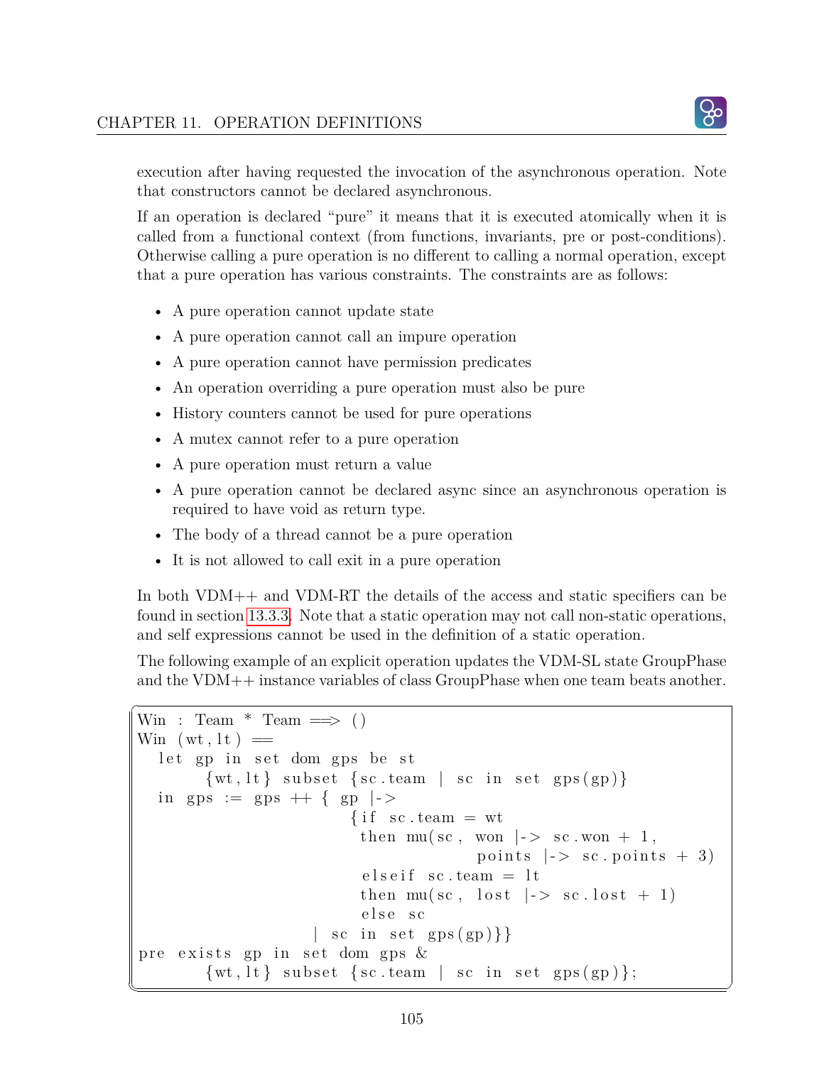execution after having requested the invocation of the asynchronous operation. Note that constructors cannot be declared asynchronous.

If an operation is declared "pure" it means that it is executed atomically when it is called from a functional context (from functions, invariants, pre or post-conditions). Otherwise calling a pure operation is no different to calling a normal operation, except that a pure operation has various constraints. The constraints are as follows:

- A pure operation cannot update state
- A pure operation cannot call an impure operation
- A pure operation cannot have permission predicates
- An operation overriding a pure operation must also be pure
- History counters cannot be used for pure operations
- A mutex cannot refer to a pure operation
- A pure operation must return a value
- A pure operation cannot be declared async since an asynchronous operation is required to have void as return type.
- The body of a thread cannot be a pure operation
- It is not allowed to call exit in a pure operation

In both VDM++ and VDM-RT the details of the access and static specifiers can be found in section 13.3.3. Note that a static operation may not call non-static operations, and self expressions cannot be used in the definition of a static operation.

The following example of an explicit operation updates the VDM-SL state GroupPhase and the VDM++ instance variables of class GroupPhase when one team beats another.

```
Win : Team * Team ==> ()
Win (wt,lt) ==
  let gp in set dom gps be st
      {wt,lt} subset {sc.team | sc in set gps(gp)}
  in gps := gps ++ { gp |->
                          {if sc.team = wt
                           then mu(sc, won |-> sc.won + 1,
                                       points |-> sc.points + 3)
                           elseif sc.team = lt
                           then mu(sc, lost |-> sc.lost + 1)
                           else sc
                      | sc in set gps(gp)}}
pre exists gp in set dom gps &
      {wt,lt} subset {sc.team | sc in set gps(gp)};
```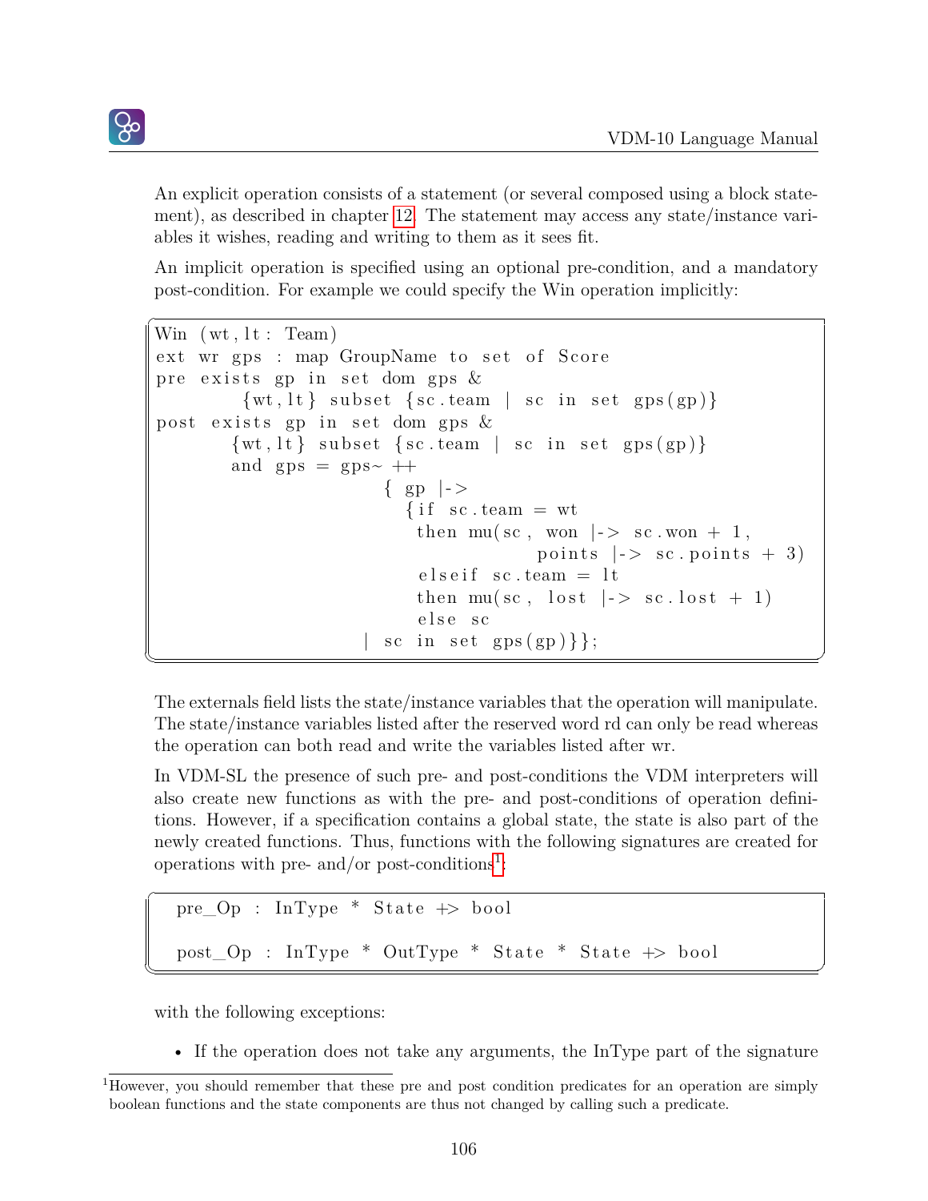An explicit operation consists of a statement (or several composed using a block statement), as described in chapter 12. The statement may access any state/instance variables it wishes, reading and writing to them as it sees fit.

An implicit operation is specified using an optional pre-condition, and a mandatory post-condition. For example we could specify the Win operation implicitly:

```
Win (wt, lt: Team)
ext wr gps : map GroupName to set of Score
pre exists gp in set dom gps &
        {wt,lt} subset {sc.team | sc in set gps(gp)}
post exists gp in set dom gps &
       {wt,lt} subset {sc.team | sc in set gps(gp)}
       and gps = gps~ ++
                      { gp |->
                        {if sc.team = wt
                         then mu(sc, won |-> sc.won + 1,
                                     points |-> sc.points + 3)
                         elseif sc.team = lt
                         then mu(sc, lost |-> sc.lost + 1)
                         else sc
                    | sc in set gps(gp)}};
```

The externals field lists the state/instance variables that the operation will manipulate. The state/instance variables listed after the reserved word rd can only be read whereas the operation can both read and write the variables listed after wr.

In VDM-SL the presence of such pre- and post-conditions the VDM interpreters will also create new functions as with the pre- and post-conditions of operation definitions. However, if a specification contains a global state, the state is also part of the newly created functions. Thus, functions with the following signatures are created for operations with pre- and/or post-conditions[1]:

```
pre_Op : InType * State +> bool

post_Op : InType * OutType * State * State +> bool
```

with the following exceptions:

- If the operation does not take any arguments, the InType part of the signature

[1] However, you should remember that these pre and post condition predicates for an operation are simply boolean functions and the state components are thus not changed by calling such a predicate.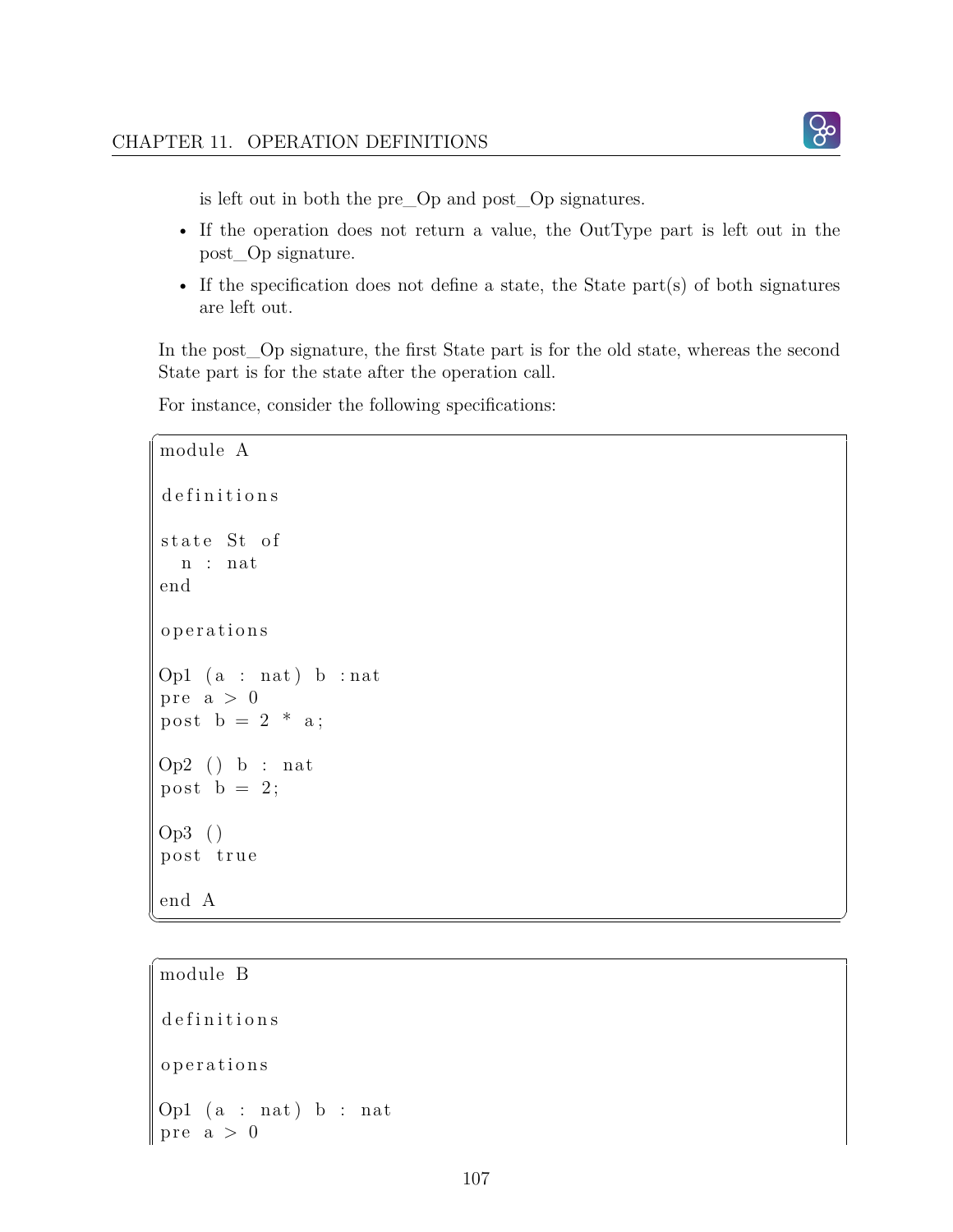is left out in both the pre_Op and post_Op signatures.

- If the operation does not return a value, the OutType part is left out in the post_Op signature.
- If the specification does not define a state, the State part(s) of both signatures are left out.

In the post_Op signature, the first State part is for the old state, whereas the second State part is for the state after the operation call.

For instance, consider the following specifications:

```
module A

definitions

state St of
  n : nat
end

operations

Op1 (a : nat) b :nat
pre a > 0
post b = 2 * a;

Op2 () b : nat
post b = 2;

Op3 ()
post true

end A
```

```
module B

definitions

operations

Op1 (a : nat) b : nat
pre a > 0
```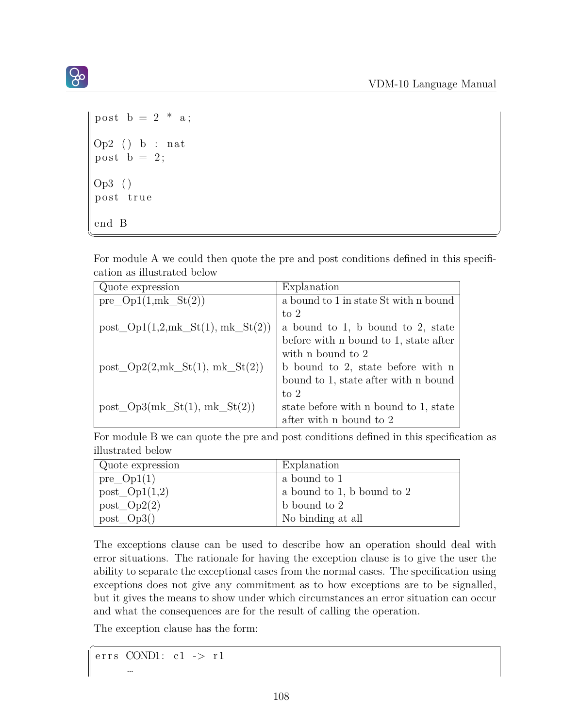```
post b = 2 * a;

Op2 () b : nat
post b = 2;

Op3 ()
post true

end B
```

For module A we could then quote the pre and post conditions defined in this specification as illustrated below

| Quote expression | Explanation |
|---|---|
| pre_Op1(1,mk_St(2)) | a bound to 1 in state St with n bound to 2 |
| post_Op1(1,2,mk_St(1), mk_St(2)) | a bound to 1, b bound to 2, state before with n bound to 1, state after with n bound to 2 |
| post_Op2(2,mk_St(1), mk_St(2)) | b bound to 2, state before with n bound to 1, state after with n bound to 2 |
| post_Op3(mk_St(1), mk_St(2)) | state before with n bound to 1, state after with n bound to 2 |

For module B we can quote the pre and post conditions defined in this specification as illustrated below

| Quote expression | Explanation |
|---|---|
| pre_Op1(1) | a bound to 1 |
| post_Op1(1,2) | a bound to 1, b bound to 2 |
| post_Op2(2) | b bound to 2 |
| post_Op3() | No binding at all |

The exceptions clause can be used to describe how an operation should deal with error situations. The rationale for having the exception clause is to give the user the ability to separate the exceptional cases from the normal cases. The specification using exceptions does not give any commitment as to how exceptions are to be signalled, but it gives the means to show under which circumstances an error situation can occur and what the consequences are for the result of calling the operation.

The exception clause has the form:

```
errs COND1: c1 -> r1
     ...
```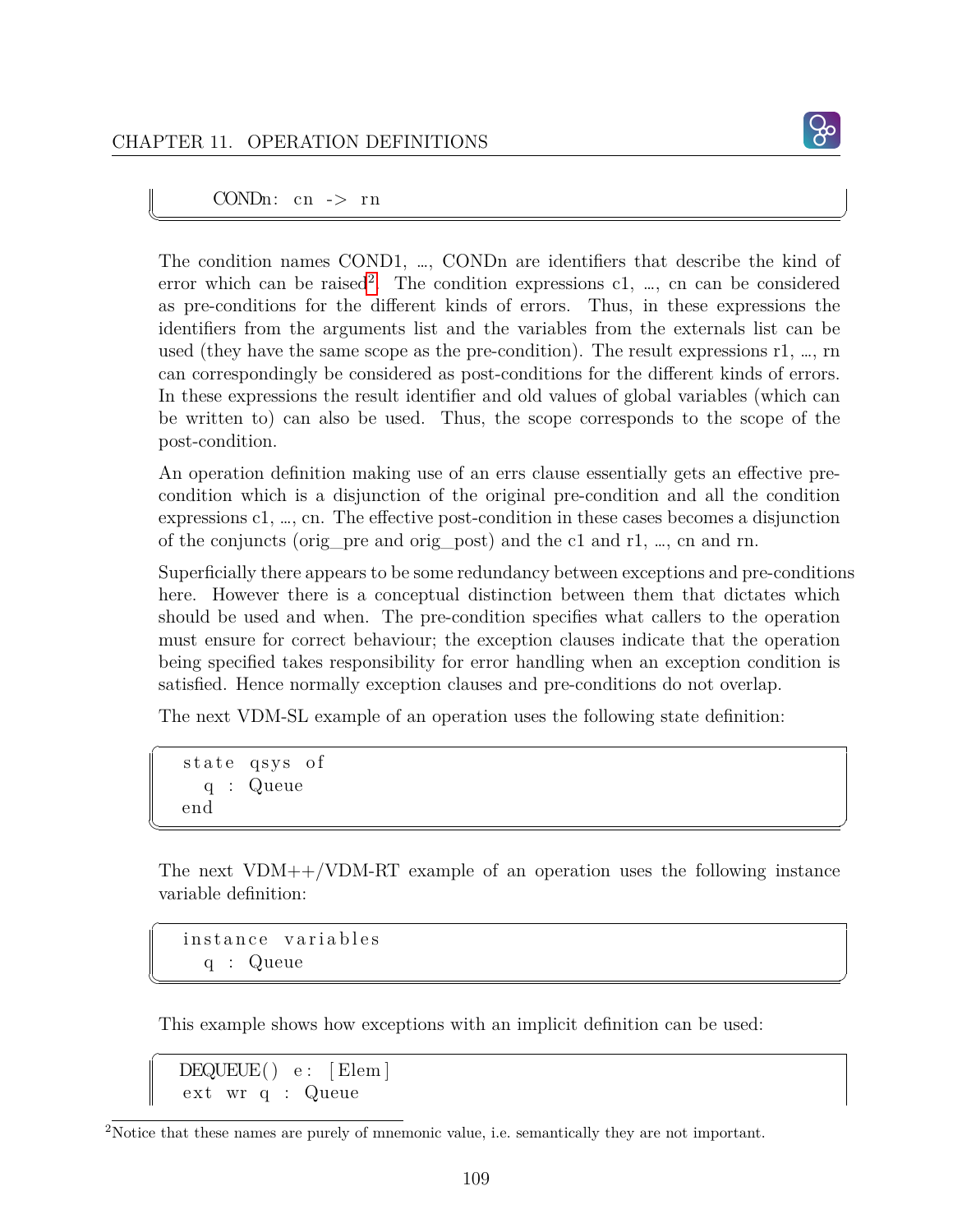```
CONDn: cn -> rn
```

The condition names COND1, ..., CONDn are identifiers that describe the kind of error which can be raised[2]. The condition expressions c1, ..., cn can be considered as pre-conditions for the different kinds of errors. Thus, in these expressions the identifiers from the arguments list and the variables from the externals list can be used (they have the same scope as the pre-condition). The result expressions r1, ..., rn can correspondingly be considered as post-conditions for the different kinds of errors. In these expressions the result identifier and old values of global variables (which can be written to) can also be used. Thus, the scope corresponds to the scope of the post-condition.

An operation definition making use of an errs clause essentially gets an effective pre-condition which is a disjunction of the original pre-condition and all the condition expressions c1, ..., cn. The effective post-condition in these cases becomes a disjunction of the conjuncts (orig_pre and orig_post) and the c1 and r1, ..., cn and rn.

Superficially there appears to be some redundancy between exceptions and pre-conditions here. However there is a conceptual distinction between them that dictates which should be used and when. The pre-condition specifies what callers to the operation must ensure for correct behaviour; the exception clauses indicate that the operation being specified takes responsibility for error handling when an exception condition is satisfied. Hence normally exception clauses and pre-conditions do not overlap.

The next VDM-SL example of an operation uses the following state definition:

```
state qsys of
  q : Queue
end
```

The next VDM++/VDM-RT example of an operation uses the following instance variable definition:

```
instance variables
  q : Queue
```

This example shows how exceptions with an implicit definition can be used:

```
DEQUEUE() e: [Elem]
ext wr q : Queue
```

[2] Notice that these names are purely of mnemonic value, i.e. semantically they are not important.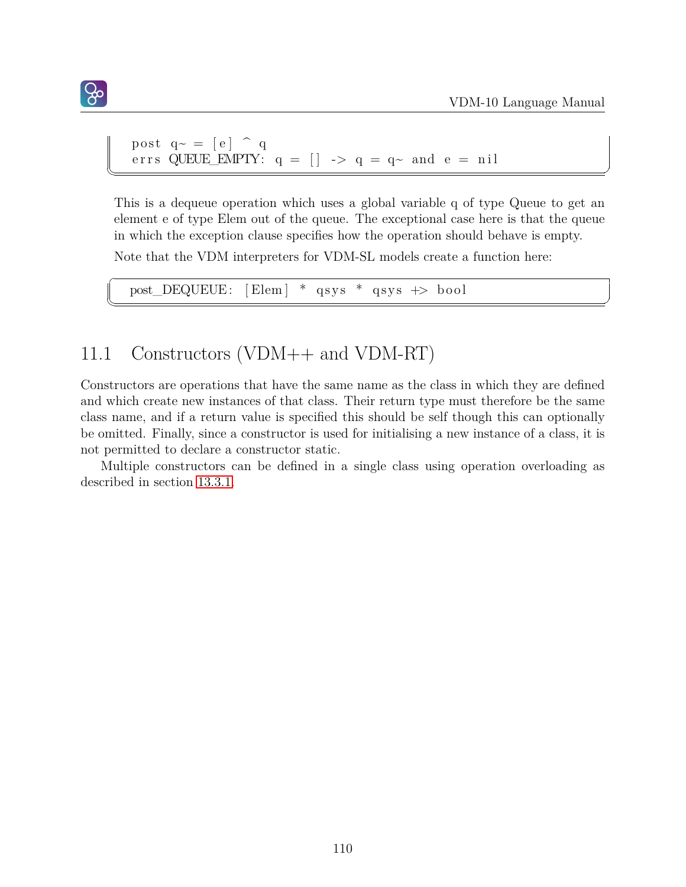```
post q~ = [e] ^ q
errs QUEUE_EMPTY: q = [] -> q = q~ and e = nil
```

This is a dequeue operation which uses a global variable q of type Queue to get an element e of type Elem out of the queue. The exceptional case here is that the queue in which the exception clause specifies how the operation should behave is empty.

Note that the VDM interpreters for VDM-SL models create a function here:

```
post_DEQUEUE: [Elem] * qsys * qsys +> bool
```

## 11.1 Constructors (VDM++ and VDM-RT)

Constructors are operations that have the same name as the class in which they are defined and which create new instances of that class. Their return type must therefore be the same class name, and if a return value is specified this should be self though this can optionally be omitted. Finally, since a constructor is used for initialising a new instance of a class, it is not permitted to declare a constructor static.

Multiple constructors can be defined in a single class using operation overloading as described in section 13.3.1.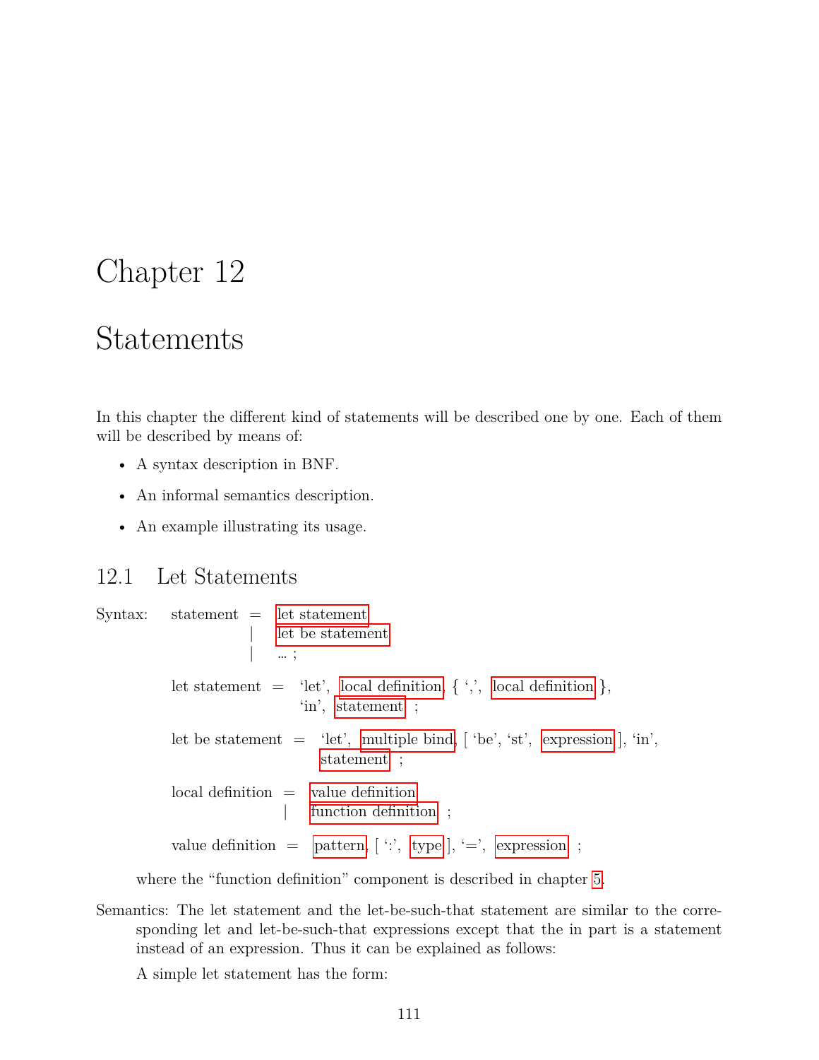# Chapter 12

# Statements

In this chapter the different kind of statements will be described one by one. Each of them will be described by means of:

- A syntax description in BNF.
- An informal semantics description.
- An example illustrating its usage.

## 12.1 Let Statements

Syntax:

```
statement = let statement
          | let be statement
          | … ;

let statement = ‘let’, local definition, { ‘,’, local definition },
                ‘in’, statement ;

let be statement = ‘let’, multiple bind, [ ‘be’, ‘st’, expression ], ‘in’,
                   statement ;

local definition = value definition
                 | function definition ;

value definition = pattern, [ ‘:’, type ], ‘=’, expression ;
```

where the “function definition” component is described in chapter 5.

Semantics: The let statement and the let-be-such-that statement are similar to the corresponding let and let-be-such-that expressions except that the in part is a statement instead of an expression. Thus it can be explained as follows:

A simple let statement has the form: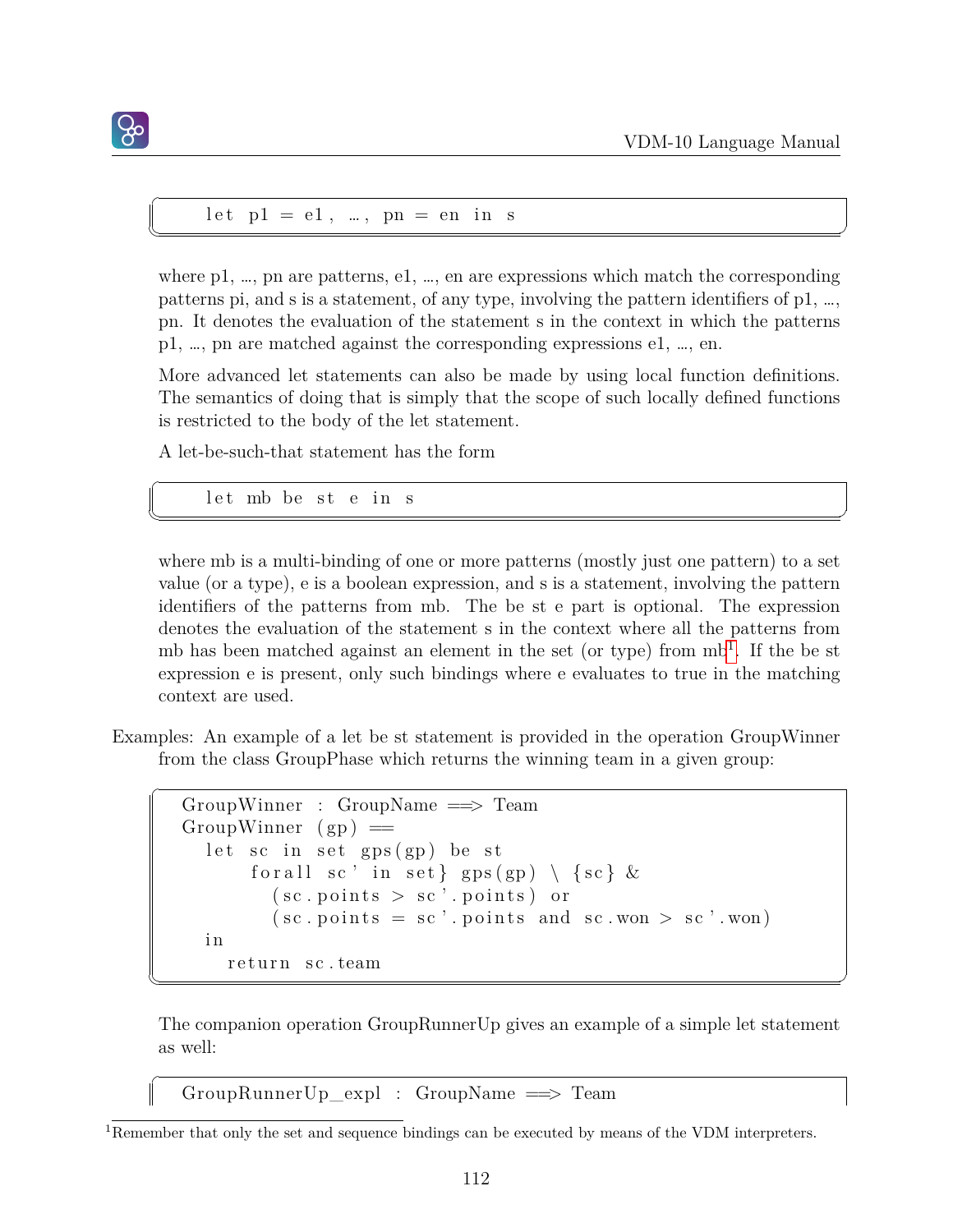```
let p1 = e1, …, pn = en in s
```

where p1, …, pn are patterns, e1, …, en are expressions which match the corresponding patterns pi, and s is a statement, of any type, involving the pattern identifiers of p1, …, pn. It denotes the evaluation of the statement s in the context in which the patterns p1, …, pn are matched against the corresponding expressions e1, …, en.

More advanced let statements can also be made by using local function definitions. The semantics of doing that is simply that the scope of such locally defined functions is restricted to the body of the let statement.

A let-be-such-that statement has the form

```
let mb be st e in s
```

where mb is a multi-binding of one or more patterns (mostly just one pattern) to a set value (or a type), e is a boolean expression, and s is a statement, involving the pattern identifiers of the patterns from mb. The be st e part is optional. The expression denotes the evaluation of the statement s in the context where all the patterns from mb has been matched against an element in the set (or type) from mb[1]. If the be st expression e is present, only such bindings where e evaluates to true in the matching context are used.

Examples: An example of a let be st statement is provided in the operation GroupWinner from the class GroupPhase which returns the winning team in a given group:

```
GroupWinner : GroupName ==> Team
GroupWinner (gp) ==
  let sc in set gps(gp) be st
       forall sc' in set} gps(gp) \ {sc} &
         (sc.points > sc'.points) or
         (sc.points = sc'.points and sc.won > sc'.won)
  in
    return sc.team
```

The companion operation GroupRunnerUp gives an example of a simple let statement as well:

```
GroupRunnerUp_expl : GroupName ==> Team
```

[1] Remember that only the set and sequence bindings can be executed by means of the VDM interpreters.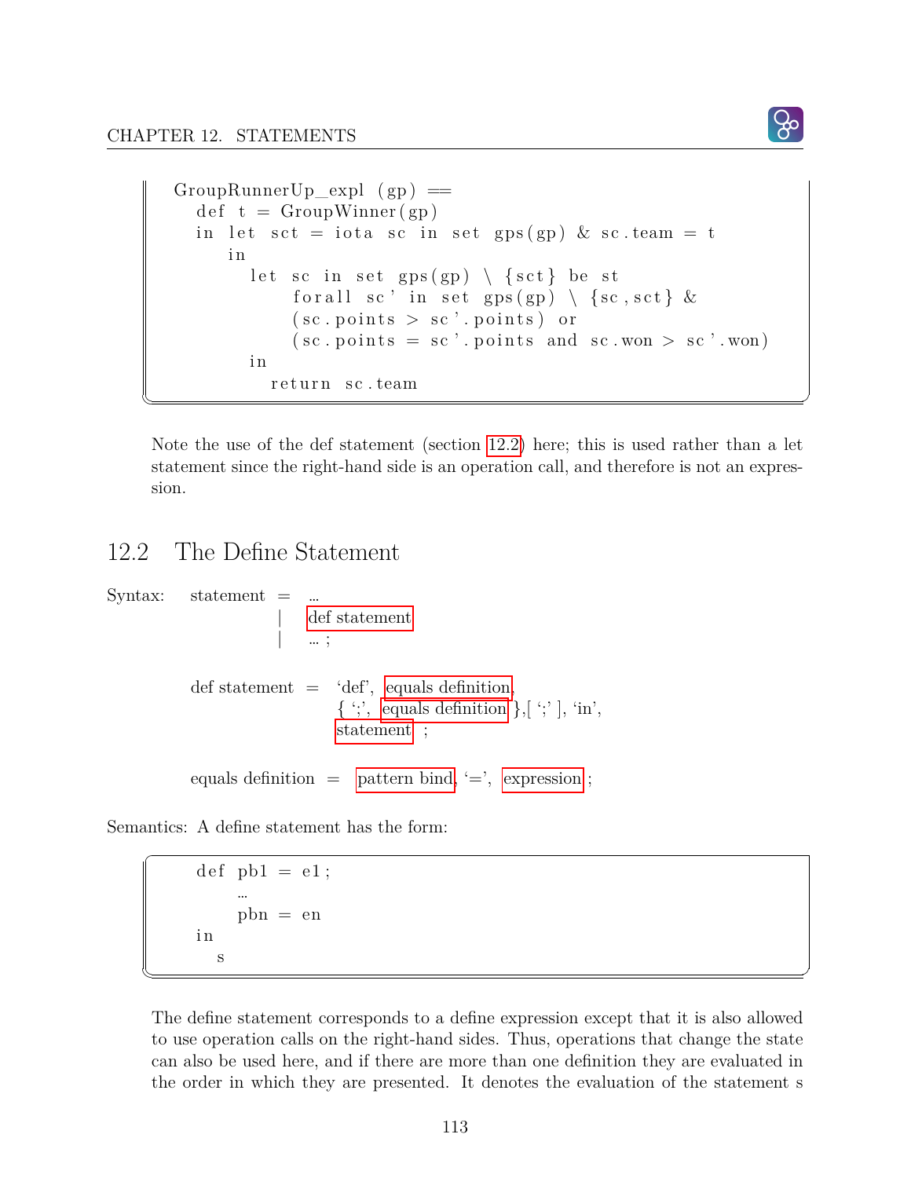```
GroupRunnerUp_expl (gp) ==
  def t = GroupWinner(gp)
  in let sct = iota sc in set gps(gp) & sc.team = t
     in
       let sc in set gps(gp) \ {sct} be st
           forall sc' in set gps(gp) \ {sc,sct} &
           (sc.points > sc'.points) or
           (sc.points = sc'.points and sc.won > sc'.won)
       in
         return sc.team
```

Note the use of the def statement (section 12.2) here; this is used rather than a let statement since the right-hand side is an operation call, and therefore is not an expression.

## 12.2 The Define Statement

Syntax:

```
statement = ...
          | def statement
          | ... ;

def statement = 'def', equals definition,
                { ';', equals definition },[ ';' ], 'in',
                statement ;

equals definition = pattern bind, '=', expression ;
```

Semantics: A define statement has the form:

```
def pb1 = e1;
    ...
    pbn = en
in
  s
```

The define statement corresponds to a define expression except that it is also allowed to use operation calls on the right-hand sides. Thus, operations that change the state can also be used here, and if there are more than one definition they are evaluated in the order in which they are presented. It denotes the evaluation of the statement s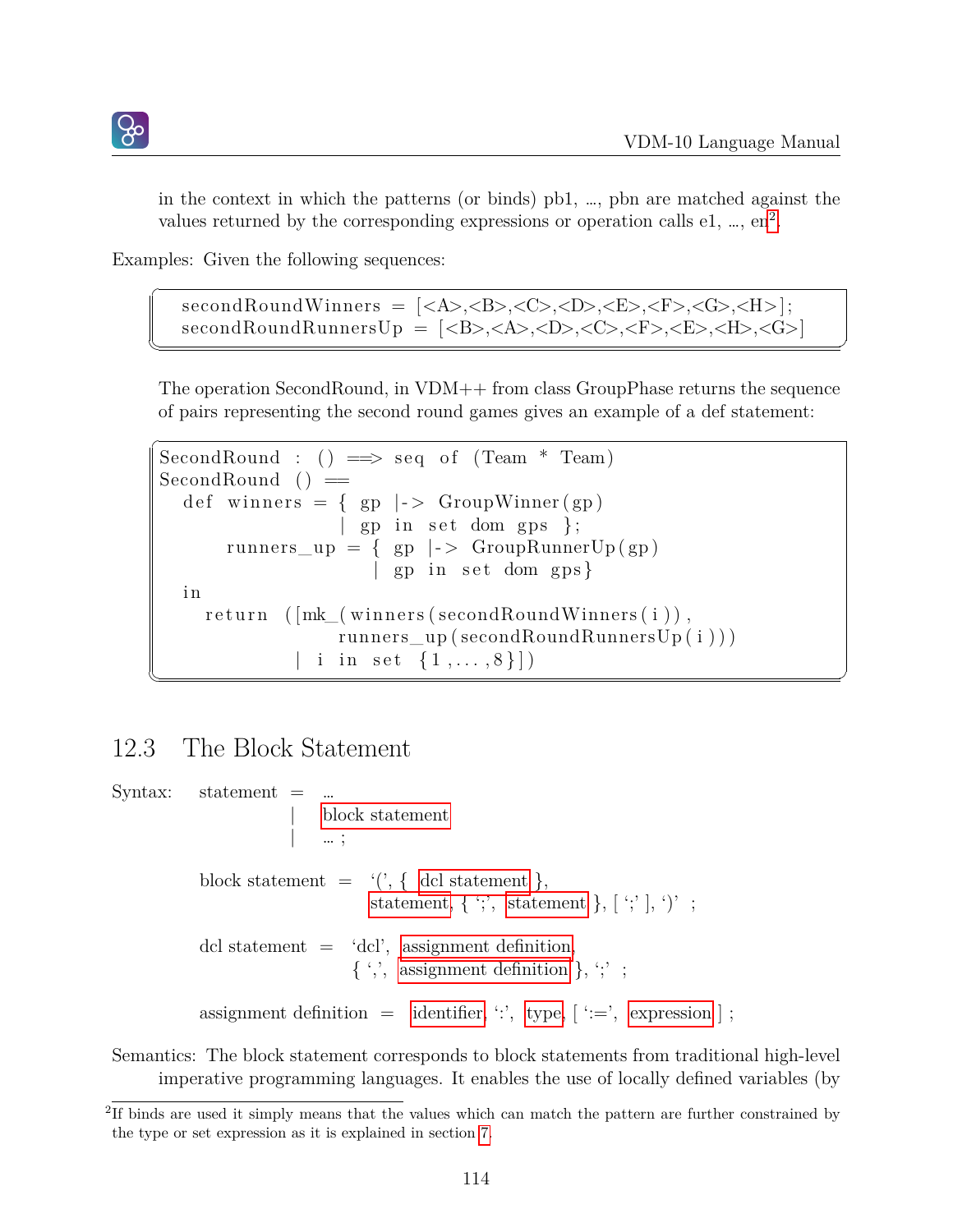in the context in which the patterns (or binds) pb1, …, pbn are matched against the values returned by the corresponding expressions or operation calls e1, …, en[2].

Examples: Given the following sequences:

```
secondRoundWinners = [<A>,<B>,<C>,<D>,<E>,<F>,<G>,<H>];
secondRoundRunnersUp = [<B>,<A>,<D>,<C>,<F>,<E>,<H>,<G>]
```

The operation SecondRound, in VDM++ from class GroupPhase returns the sequence of pairs representing the second round games gives an example of a def statement:

```
SecondRound : () ==> seq of (Team * Team)
SecondRound () ==
  def winners = { gp |-> GroupWinner(gp)
                | gp in set dom gps };
      runners_up = { gp |-> GroupRunnerUp(gp)
                   | gp in set dom gps}
  in
    return ([mk_(winners(secondRoundWinners(i)),
                 runners_up(secondRoundRunnersUp(i)))
            | i in set {1,...,8}])
```

## 12.3 The Block Statement

Syntax: statement = …
 | block statement
 | … ;

block statement = ‘(’, { dcl statement },
 statement, { ‘;’, statement }, [ ‘;’ ], ‘)’ ;

dcl statement = ‘dcl’, assignment definition,
 { ‘,’, assignment definition }, ‘;’ ;

assignment definition = identifier, ‘:’, type, [ ‘:=’, expression ] ;

Semantics: The block statement corresponds to block statements from traditional high-level imperative programming languages. It enables the use of locally defined variables (by

[2] If binds are used it simply means that the values which can match the pattern are further constrained by the type or set expression as it is explained in section 7.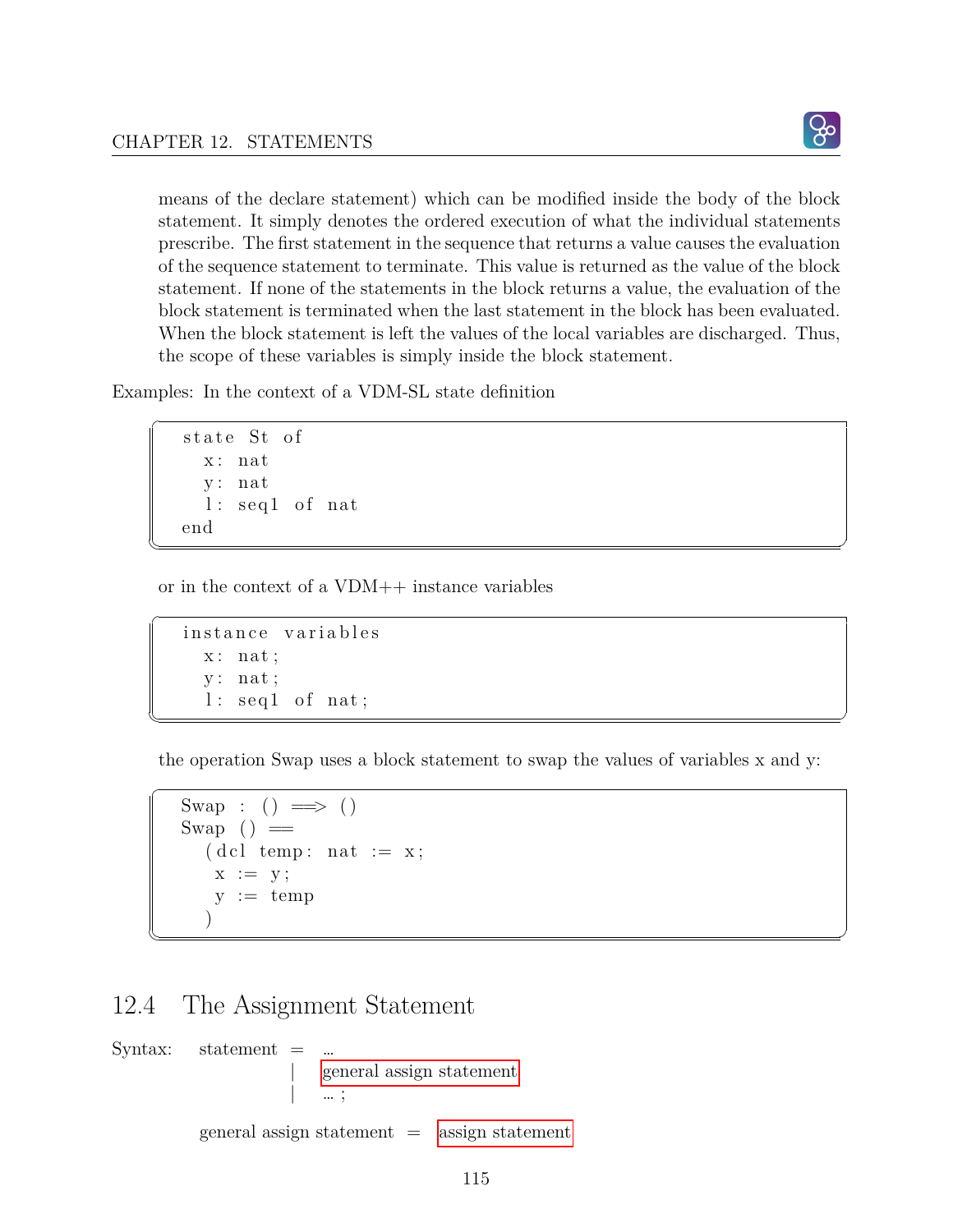means of the declare statement) which can be modified inside the body of the block statement. It simply denotes the ordered execution of what the individual statements prescribe. The first statement in the sequence that returns a value causes the evaluation of the sequence statement to terminate. This value is returned as the value of the block statement. If none of the statements in the block returns a value, the evaluation of the block statement is terminated when the last statement in the block has been evaluated. When the block statement is left the values of the local variables are discharged. Thus, the scope of these variables is simply inside the block statement.

Examples: In the context of a VDM-SL state definition

```
state St of
  x: nat
  y: nat
  l: seq1 of nat
end
```

or in the context of a VDM++ instance variables

```
instance variables
  x: nat;
  y: nat;
  l: seq1 of nat;
```

the operation Swap uses a block statement to swap the values of variables x and y:

```
Swap : () ==> ()
Swap () ==
  (dcl temp: nat := x;
   x := y;
   y := temp
  )
```

## 12.4 The Assignment Statement

Syntax: statement = ...
 | general assign statement
 | ... ;

general assign statement = assign statement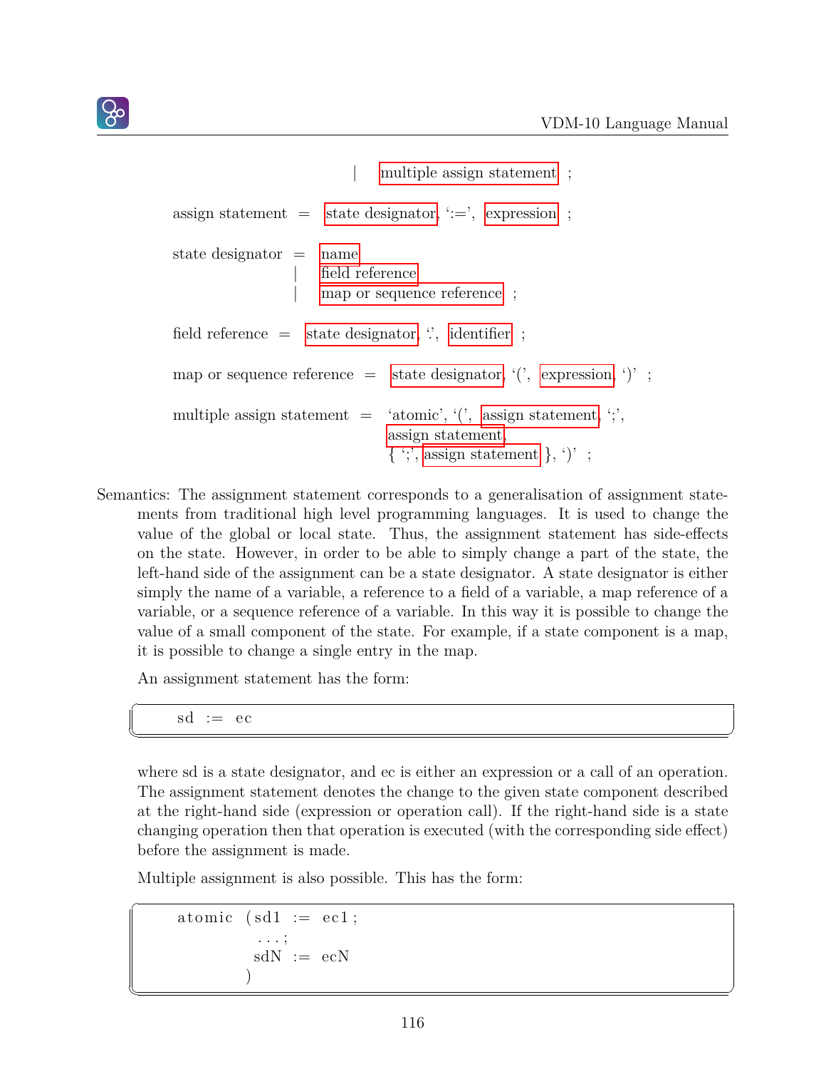| multiple assign statement ;

assign statement = state designator, ':=', expression ;

state designator = name
| field reference
| map or sequence reference ;

field reference = state designator, '.', identifier ;

map or sequence reference = state designator, '(', expression, ')' ;

multiple assign statement = 'atomic', '(', assign statement, ';',
assign statement,
{ ';', assign statement }, ')' ;

Semantics: The assignment statement corresponds to a generalisation of assignment statements from traditional high level programming languages. It is used to change the value of the global or local state. Thus, the assignment statement has side-effects on the state. However, in order to be able to simply change a part of the state, the left-hand side of the assignment can be a state designator. A state designator is either simply the name of a variable, a reference to a field of a variable, a map reference of a variable, or a sequence reference of a variable. In this way it is possible to change the value of a small component of the state. For example, if a state component is a map, it is possible to change a single entry in the map.

An assignment statement has the form:

```
sd := ec
```

where sd is a state designator, and ec is either an expression or a call of an operation. The assignment statement denotes the change to the given state component described at the right-hand side (expression or operation call). If the right-hand side is a state changing operation then that operation is executed (with the corresponding side effect) before the assignment is made.

Multiple assignment is also possible. This has the form:

```
atomic (sd1 := ec1;
        ...;
        sdN := ecN
       )
```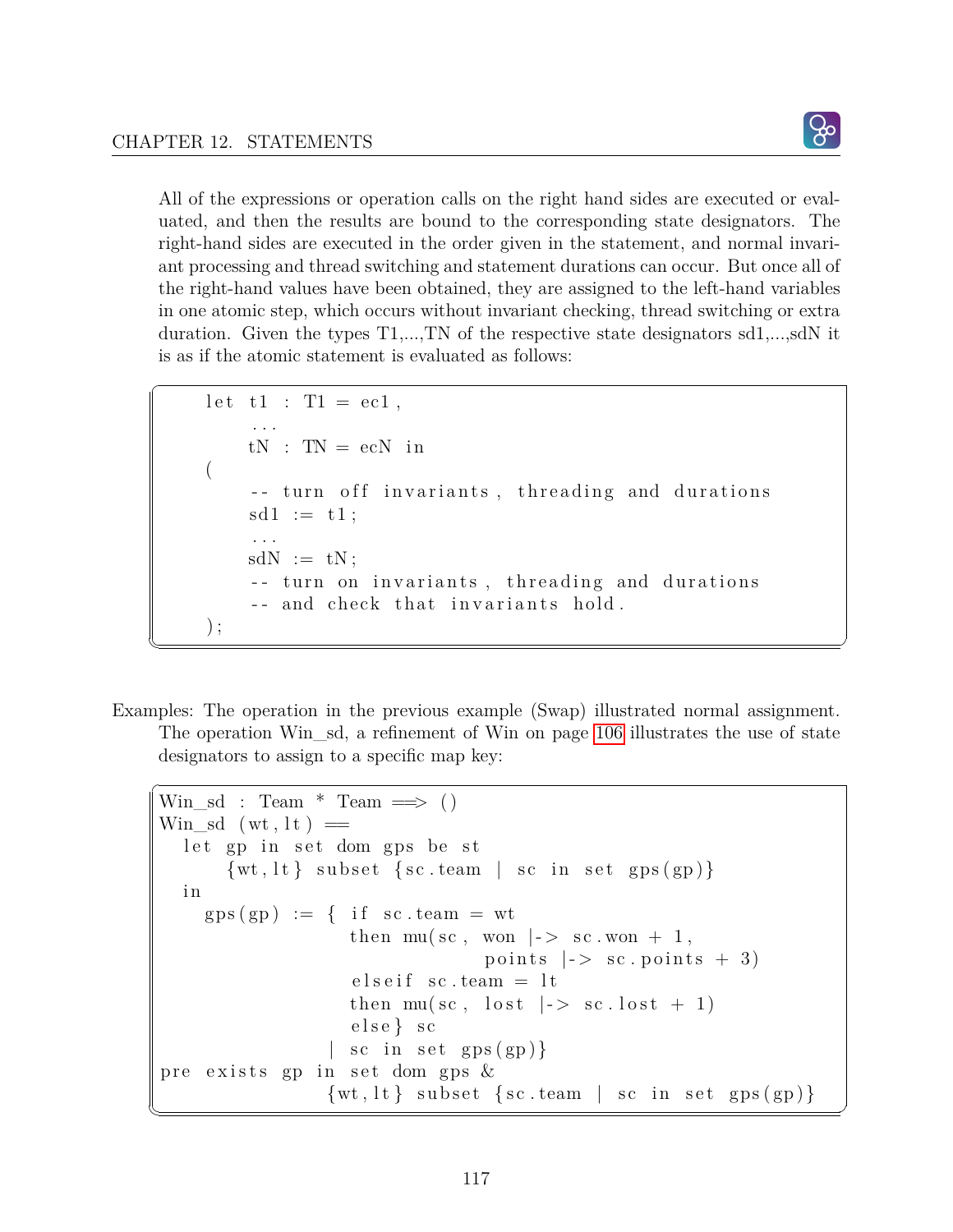All of the expressions or operation calls on the right hand sides are executed or evaluated, and then the results are bound to the corresponding state designators. The right-hand sides are executed in the order given in the statement, and normal invariant processing and thread switching and statement durations can occur. But once all of the right-hand values have been obtained, they are assigned to the left-hand variables in one atomic step, which occurs without invariant checking, thread switching or extra duration. Given the types T1,...,TN of the respective state designators sd1,...,sdN it is as if the atomic statement is evaluated as follows:

```
    let t1 : T1 = ec1,
        ...
        tN : TN = ecN in
    (
        -- turn off invariants, threading and durations
        sd1 := t1;
        ...
        sdN := tN;
        -- turn on invariants, threading and durations
        -- and check that invariants hold.
    );
```

Examples: The operation in the previous example (Swap) illustrated normal assignment. The operation Win_sd, a refinement of Win on page 106 illustrates the use of state designators to assign to a specific map key:

```
Win_sd : Team * Team ==> ()
Win_sd (wt,lt) ==
  let gp in set dom gps be st
      {wt,lt} subset {sc.team | sc in set gps(gp)}
  in
    gps(gp) := { if sc.team = wt
                 then mu(sc, won |-> sc.won + 1,
                             points |-> sc.points + 3)
                 elseif sc.team = lt
                 then mu(sc, lost |-> sc.lost + 1)
                 else} sc
               | sc in set gps(gp)}
pre exists gp in set dom gps &
               {wt,lt} subset {sc.team | sc in set gps(gp)}
```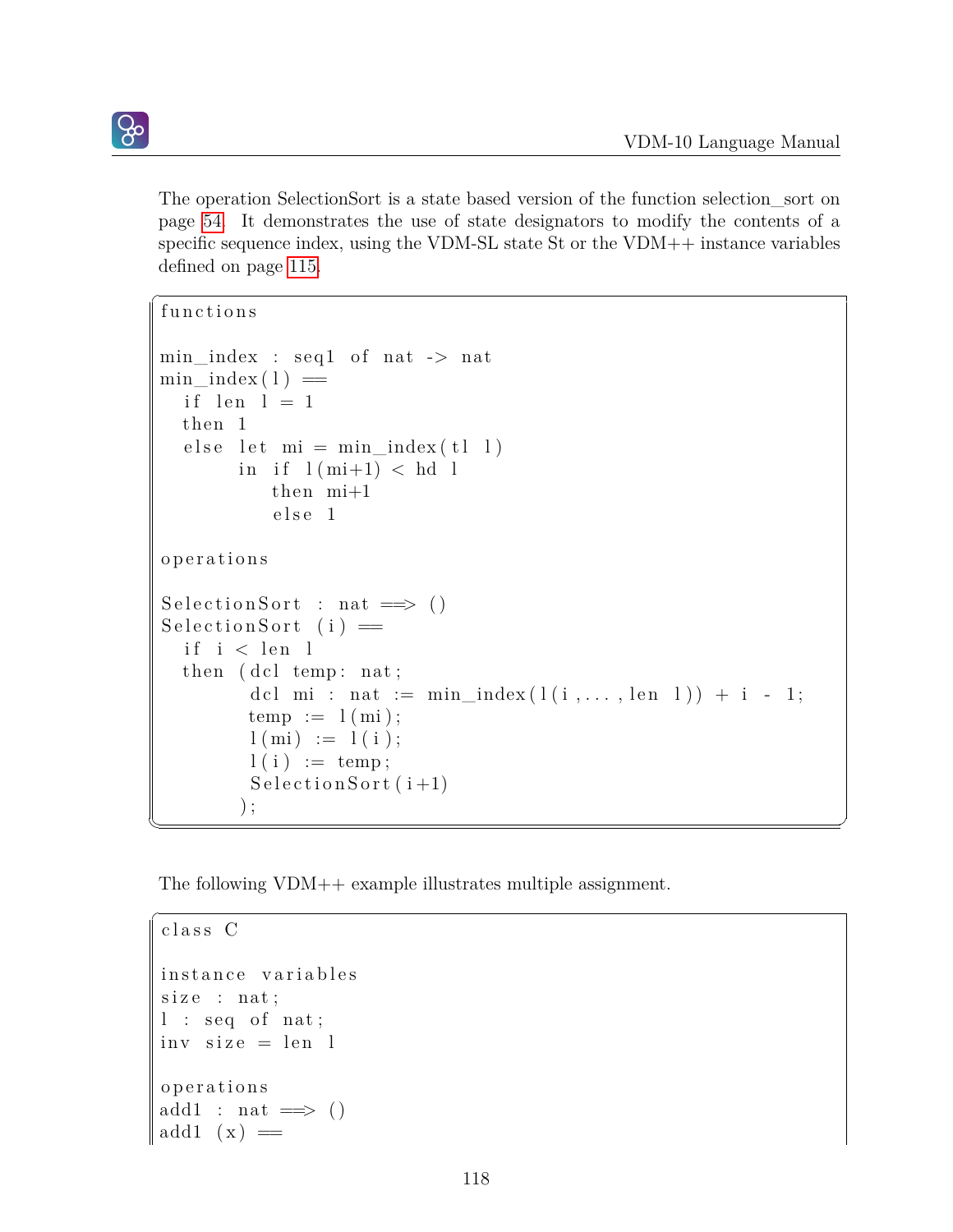The operation SelectionSort is a state based version of the function selection_sort on page 54. It demonstrates the use of state designators to modify the contents of a specific sequence index, using the VDM-SL state St or the VDM++ instance variables defined on page 115.

```
functions

min_index : seq1 of nat -> nat
min_index(l) ==
  if len l = 1
  then 1
  else let mi = min_index(tl l)
       in if l(mi+1) < hd l
          then mi+1
          else 1

operations

SelectionSort : nat ==> ()
SelectionSort (i) ==
  if i < len l
  then (dcl temp: nat;
        dcl mi : nat := min_index(l(i,...,len l)) + i - 1;
        temp := l(mi);
        l(mi) := l(i);
        l(i) := temp;
        SelectionSort(i+1)
       );
```

The following VDM++ example illustrates multiple assignment.

```
class C

instance variables
size : nat;
l : seq of nat;
inv size = len l

operations
add1 : nat ==> ()
add1 (x) ==
```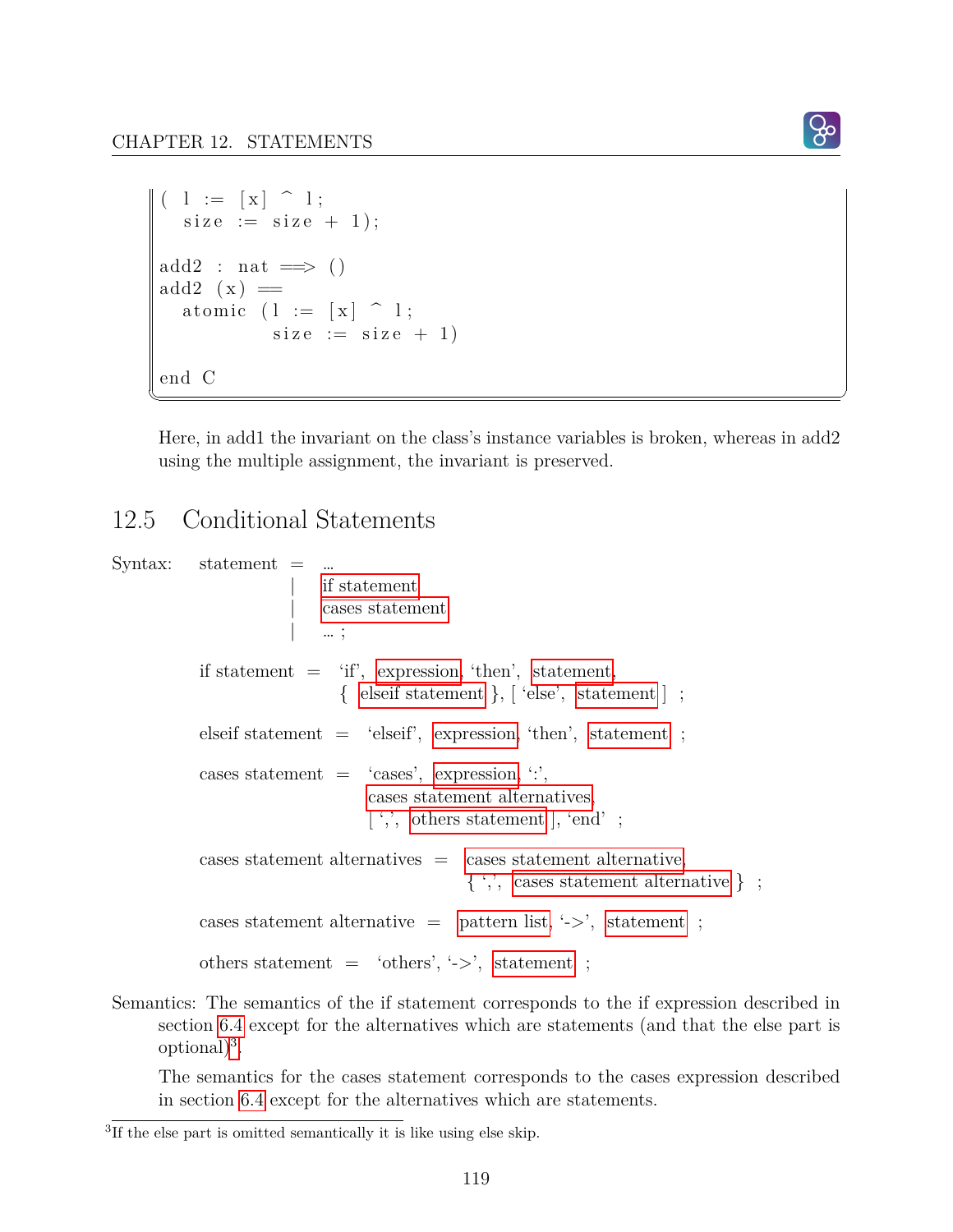```
( l := [x] ^ l;
  size := size + 1);

add2 : nat ==> ()
add2 (x) ==
  atomic (l := [x] ^ l;
          size := size + 1)

end C
```

Here, in add1 the invariant on the class's instance variables is broken, whereas in add2 using the multiple assignment, the invariant is preserved.

## 12.5 Conditional Statements

Syntax:

```
statement = ...
          | if statement
          | cases statement
          | ... ;

if statement = 'if', expression, 'then', statement,
               { elseif statement }, [ 'else', statement ] ;

elseif statement = 'elseif', expression, 'then', statement ;

cases statement = 'cases', expression, ':',
                  cases statement alternatives,
                  [ ',', others statement ], 'end' ;

cases statement alternatives = cases statement alternative,
                               { ',', cases statement alternative } ;

cases statement alternative = pattern list, '->', statement ;

others statement = 'others', '->', statement ;
```

Semantics: The semantics of the if statement corresponds to the if expression described in section 6.4 except for the alternatives which are statements (and that the else part is optional)[3].

The semantics for the cases statement corresponds to the cases expression described in section 6.4 except for the alternatives which are statements.

[3] If the else part is omitted semantically it is like using else skip.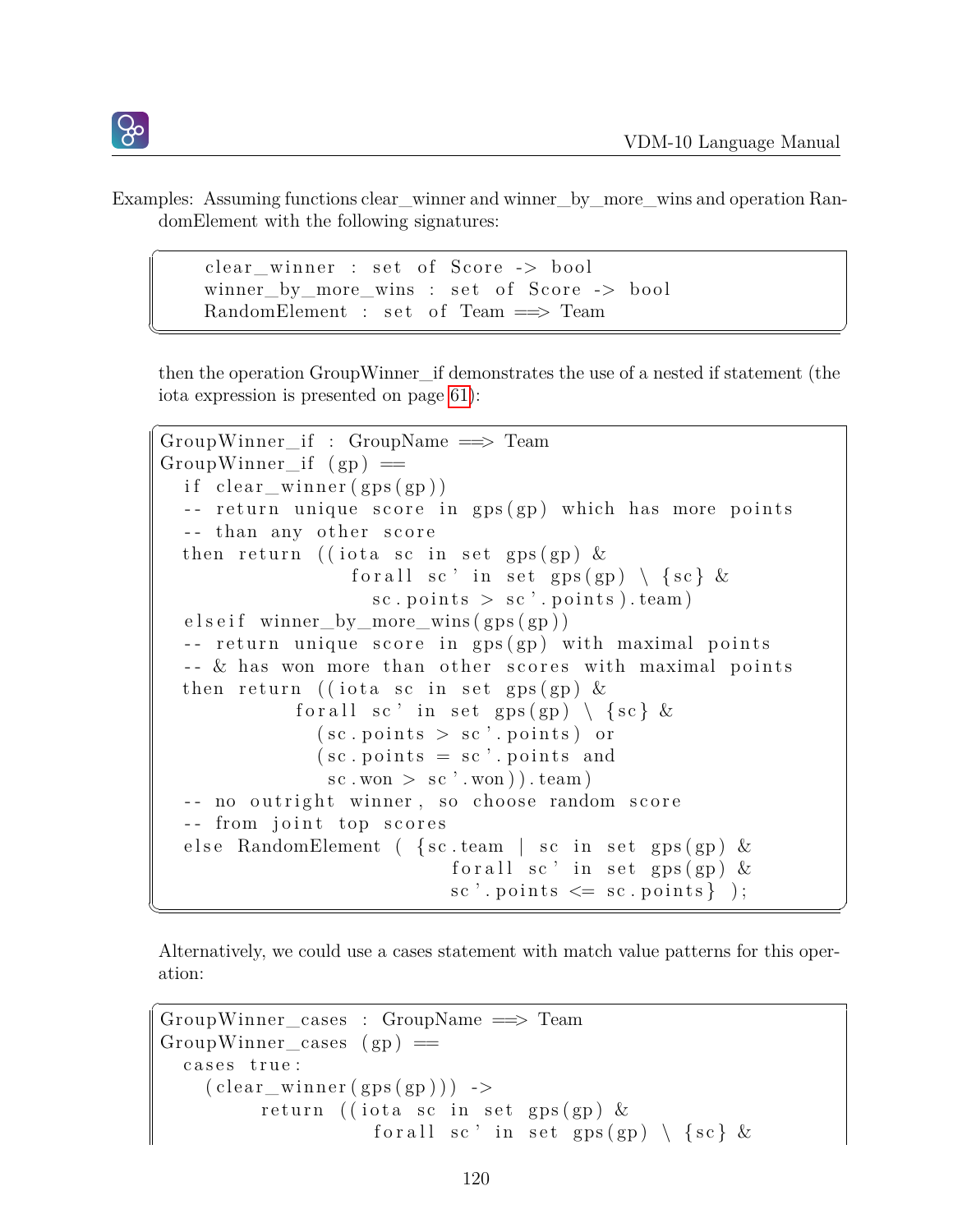Examples: Assuming functions clear_winner and winner_by_more_wins and operation RandomElement with the following signatures:

```
clear_winner : set of Score -> bool
winner_by_more_wins : set of Score -> bool
RandomElement : set of Team ==> Team
```

then the operation GroupWinner_if demonstrates the use of a nested if statement (the iota expression is presented on page 61):

```
GroupWinner_if : GroupName ==> Team
GroupWinner_if (gp) ==
  if clear_winner(gps(gp))
  -- return unique score in gps(gp) which has more points
  -- than any other score
  then return ((iota sc in set gps(gp) &
                 forall sc' in set gps(gp) \ {sc} &
                   sc.points > sc'.points).team)
  elseif winner_by_more_wins(gps(gp))
  -- return unique score in gps(gp) with maximal points
  -- & has won more than other scores with maximal points
  then return ((iota sc in set gps(gp) &
            forall sc' in set gps(gp) \ {sc} &
              (sc.points > sc'.points) or
              (sc.points = sc'.points and
               sc.won > sc'.won)).team)
  -- no outright winner, so choose random score
  -- from joint top scores
  else RandomElement ( {sc.team | sc in set gps(gp) &
                          forall sc' in set gps(gp) &
                          sc'.points <= sc.points} );
```

Alternatively, we could use a cases statement with match value patterns for this operation:

```
GroupWinner_cases : GroupName ==> Team
GroupWinner_cases (gp) ==
  cases true:
    (clear_winner(gps(gp))) ->
         return ((iota sc in set gps(gp) &
                   forall sc' in set gps(gp) \ {sc} &
```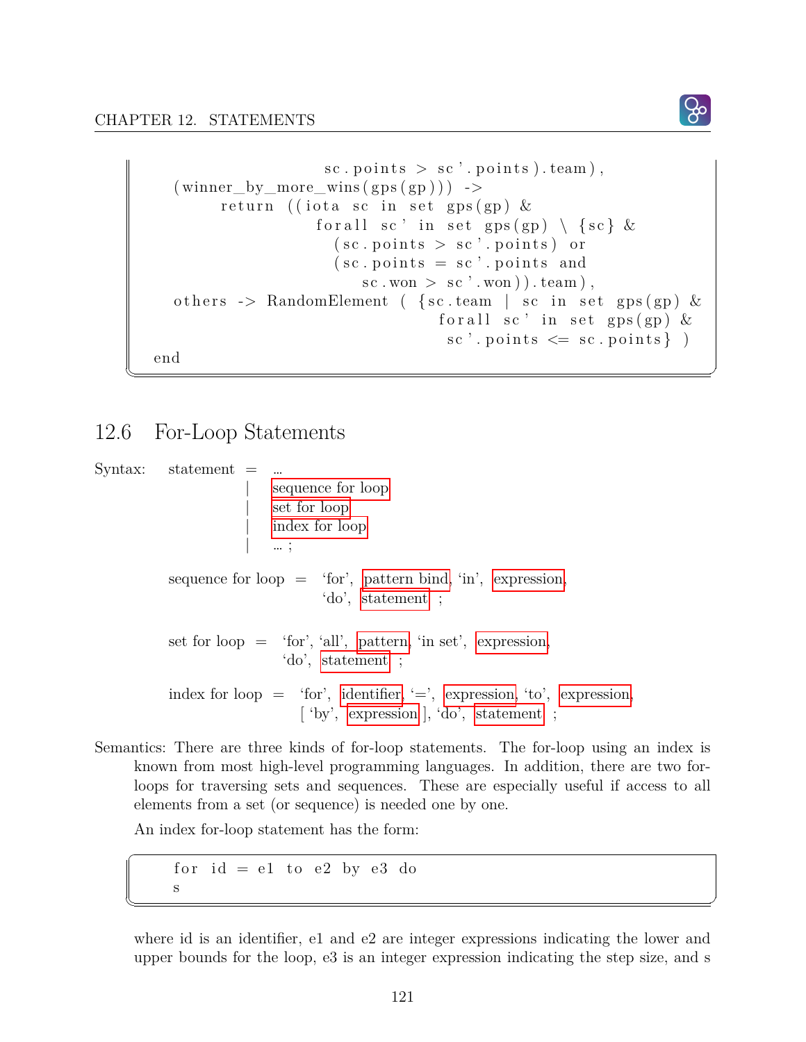```
                    sc.points > sc'.points).team),
  (winner_by_more_wins(gps(gp))) ->
      return ((iota sc in set gps(gp) &
                  forall sc' in set gps(gp) \ {sc} &
                    (sc.points > sc'.points) or
                    (sc.points = sc'.points and
                       sc.won > sc'.won)).team),
  others -> RandomElement ( {sc.team | sc in set gps(gp) &
                                  forall sc' in set gps(gp) &
                                   sc'.points <= sc.points} )
end
```

## 12.6 For-Loop Statements

Syntax:

```
statement = ...
          | sequence for loop
          | set for loop
          | index for loop
          | ... ;

sequence for loop = 'for', pattern bind, 'in', expression,
                    'do', statement ;

set for loop = 'for', 'all', pattern, 'in set', expression,
               'do', statement ;

index for loop = 'for', identifier, '=', expression, 'to', expression,
                 [ 'by', expression ], 'do', statement ;
```

Semantics: There are three kinds of for-loop statements. The for-loop using an index is known from most high-level programming languages. In addition, there are two for-loops for traversing sets and sequences. These are especially useful if access to all elements from a set (or sequence) is needed one by one.

An index for-loop statement has the form:

```
for id = e1 to e2 by e3 do
s
```

where id is an identifier, e1 and e2 are integer expressions indicating the lower and upper bounds for the loop, e3 is an integer expression indicating the step size, and s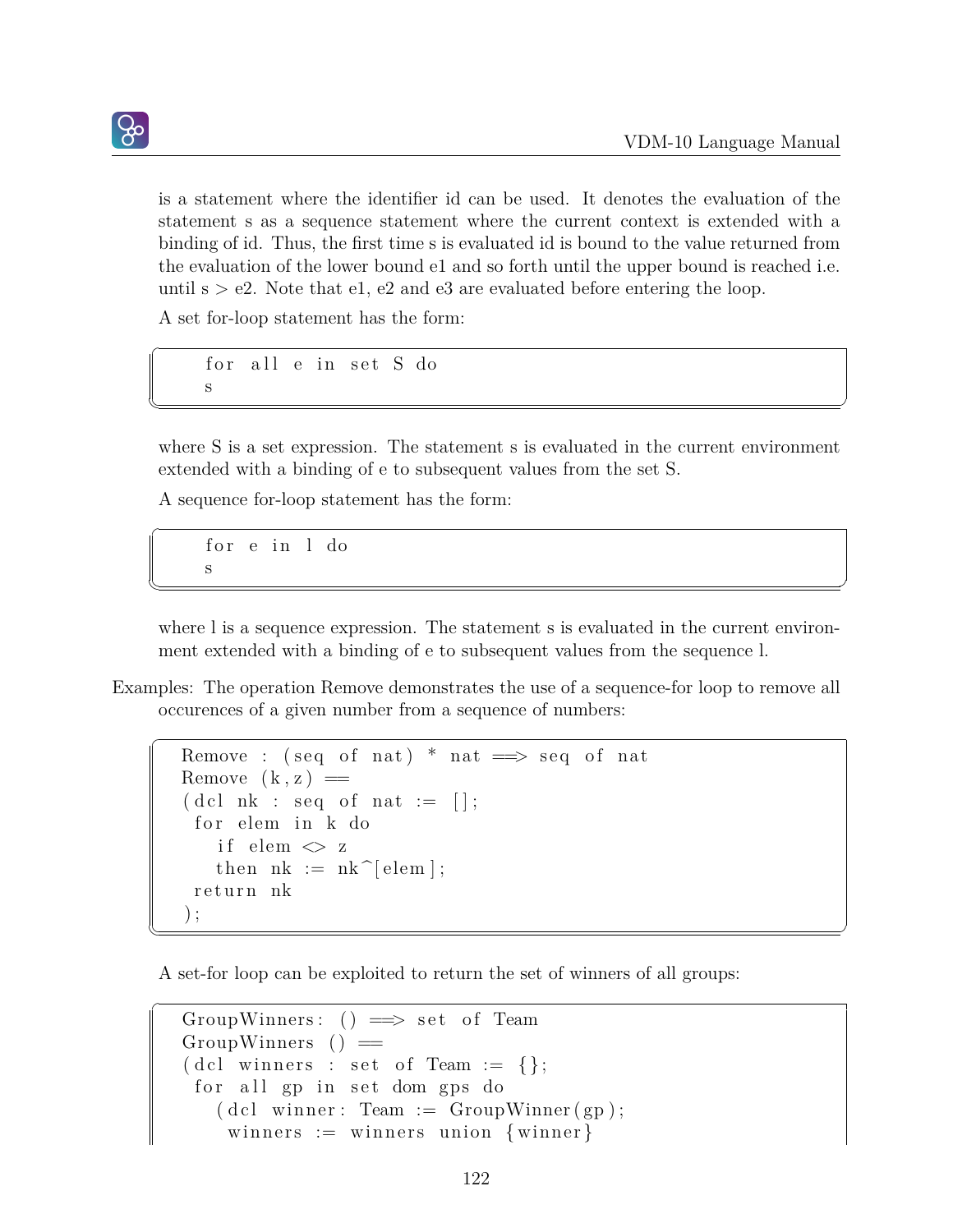is a statement where the identifier id can be used. It denotes the evaluation of the statement s as a sequence statement where the current context is extended with a binding of id. Thus, the first time s is evaluated id is bound to the value returned from the evaluation of the lower bound e1 and so forth until the upper bound is reached i.e. until s > e2. Note that e1, e2 and e3 are evaluated before entering the loop.

A set for-loop statement has the form:

```
for all e in set S do
s
```

where S is a set expression. The statement s is evaluated in the current environment extended with a binding of e to subsequent values from the set S.

A sequence for-loop statement has the form:

```
for e in l do
s
```

where l is a sequence expression. The statement s is evaluated in the current environment extended with a binding of e to subsequent values from the sequence l.

Examples: The operation Remove demonstrates the use of a sequence-for loop to remove all occurences of a given number from a sequence of numbers:

```
Remove : (seq of nat) * nat ==> seq of nat
Remove (k,z) ==
(dcl nk : seq of nat := [];
 for elem in k do
   if elem <> z
   then nk := nk^[elem];
 return nk
);
```

A set-for loop can be exploited to return the set of winners of all groups:

```
GroupWinners: () ==> set of Team
GroupWinners () ==
(dcl winners : set of Team := {};
 for all gp in set dom gps do
   (dcl winner: Team := GroupWinner(gp);
    winners := winners union {winner}
```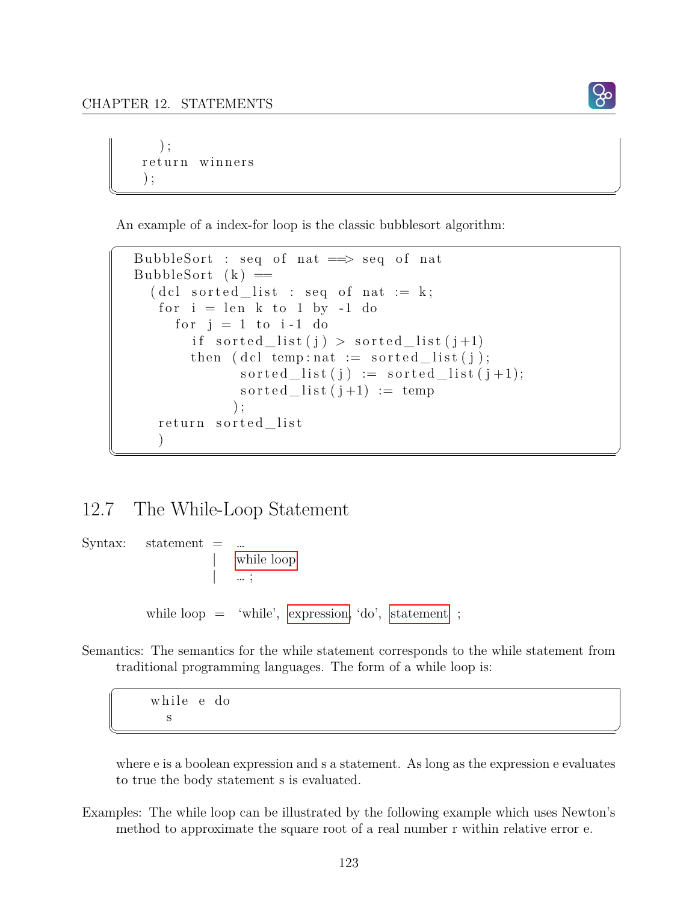```
    );
  return winners
  );
```

An example of a index-for loop is the classic bubblesort algorithm:

```
BubbleSort : seq of nat ==> seq of nat
BubbleSort (k) ==
  (dcl sorted_list : seq of nat := k;
   for i = len k to 1 by -1 do
     for j = 1 to i-1 do
       if sorted_list(j) > sorted_list(j+1)
       then (dcl temp:nat := sorted_list(j);
             sorted_list(j) := sorted_list(j+1);
             sorted_list(j+1) := temp
            );
   return sorted_list
   )
```

## 12.7 The While-Loop Statement

Syntax: statement = ...
| while loop
| ... ;

while loop = 'while', expression, 'do', statement ;

Semantics: The semantics for the while statement corresponds to the while statement from traditional programming languages. The form of a while loop is:

```
while e do
  s
```

where e is a boolean expression and s a statement. As long as the expression e evaluates to true the body statement s is evaluated.

Examples: The while loop can be illustrated by the following example which uses Newton's method to approximate the square root of a real number r within relative error e.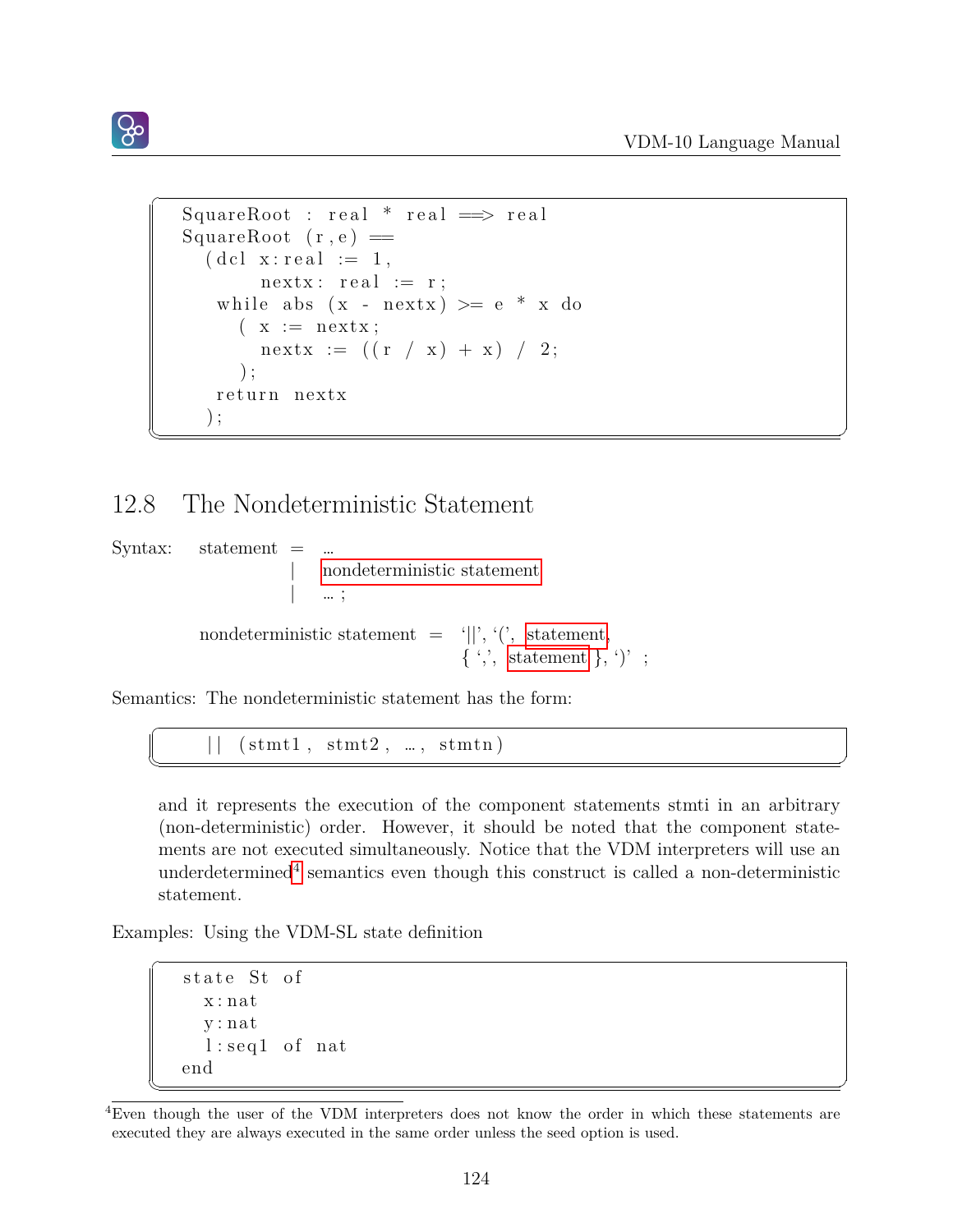```
SquareRoot : real * real ==> real
SquareRoot (r,e) ==
  (dcl x:real := 1,
       nextx: real := r;
   while abs (x - nextx) >= e * x do
     ( x := nextx;
       nextx := ((r / x) + x) / 2;
     );
   return nextx
  );
```

## 12.8 The Nondeterministic Statement

Syntax: statement = ...
| nondeterministic statement
| ... ;

nondeterministic statement = '||', '(', statement,
{ ',', statement }, ')' ;

Semantics: The nondeterministic statement has the form:

```
  || (stmt1, stmt2, ..., stmtn)
```

and it represents the execution of the component statements stmti in an arbitrary (non-deterministic) order. However, it should be noted that the component statements are not executed simultaneously. Notice that the VDM interpreters will use an underdetermined[4] semantics even though this construct is called a non-deterministic statement.

Examples: Using the VDM-SL state definition

```
state St of
  x:nat
  y:nat
  l:seq1 of nat
end
```

[4]Even though the user of the VDM interpreters does not know the order in which these statements are executed they are always executed in the same order unless the seed option is used.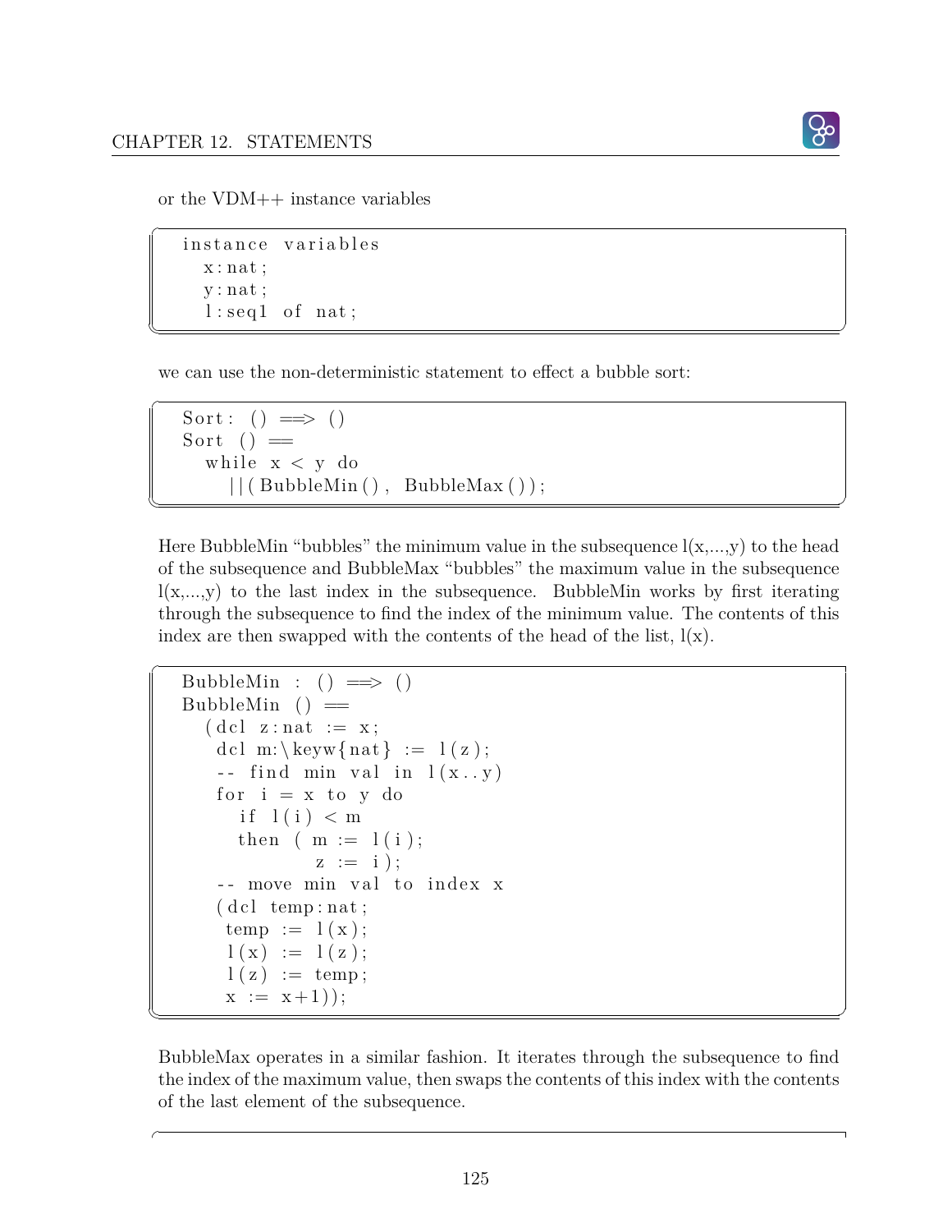or the VDM++ instance variables

```
instance variables
  x:nat;
  y:nat;
  l:seq1 of nat;
```

we can use the non-deterministic statement to effect a bubble sort:

```
Sort: () ==> ()
Sort () ==
  while x < y do
    ||(BubbleMin(), BubbleMax());
```

Here BubbleMin "bubbles" the minimum value in the subsequence l(x,...,y) to the head of the subsequence and BubbleMax "bubbles" the maximum value in the subsequence l(x,...,y) to the last index in the subsequence. BubbleMin works by first iterating through the subsequence to find the index of the minimum value. The contents of this index are then swapped with the contents of the head of the list, l(x).

```
BubbleMin : () ==> ()
BubbleMin () ==
  (dcl z:nat := x;
   dcl m:\keyw{nat} := l(z);
   -- find min val in l(x..y)
   for i = x to y do
     if l(i) < m
     then ( m := l(i);
            z := i);
   -- move min val to index x
   (dcl temp:nat;
    temp := l(x);
    l(x) := l(z);
    l(z) := temp;
    x := x+1));
```

BubbleMax operates in a similar fashion. It iterates through the subsequence to find the index of the maximum value, then swaps the contents of this index with the contents of the last element of the subsequence.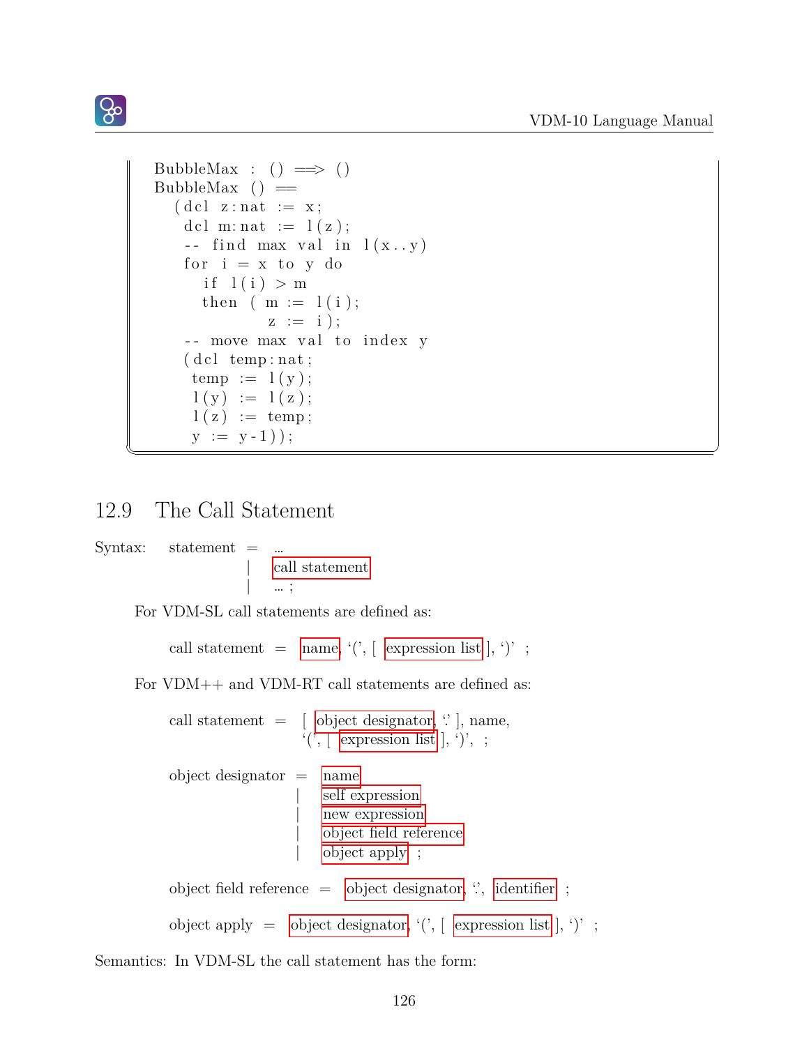```
BubbleMax : () ==> ()
BubbleMax () ==
  (dcl z:nat := x;
   dcl m:nat := l(z);
   -- find max val in l(x..y)
   for i = x to y do
     if l(i) > m
     then ( m := l(i);
            z := i);
   -- move max val to index y
   (dcl temp:nat;
    temp := l(y);
    l(y) := l(z);
    l(z) := temp;
    y := y-1));
```

## 12.9 The Call Statement

Syntax: statement = ...
| call statement
| ... ;

For VDM-SL call statements are defined as:

call statement = name, '(', [ expression list ], ')' ;

For VDM++ and VDM-RT call statements are defined as:

call statement = [ object designator, '.' ], name,
'(', [ expression list ], ')', ;

object designator = name
| self expression
| new expression
| object field reference
| object apply ;

object field reference = object designator, '.', identifier ;

object apply = object designator, '(', [ expression list ], ')' ;

Semantics: In VDM-SL the call statement has the form: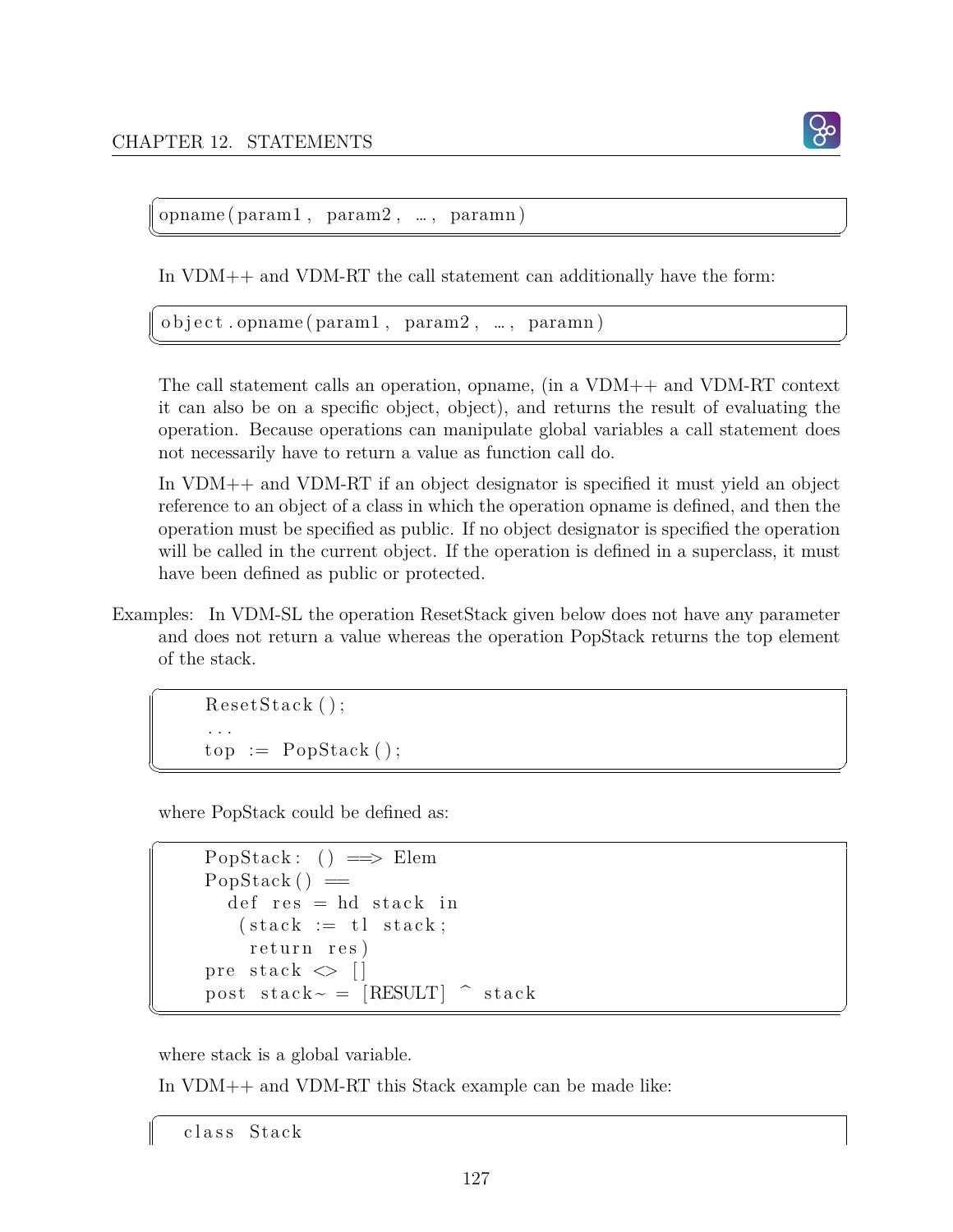```
opname(param1, param2, …, paramn)
```

In VDM++ and VDM-RT the call statement can additionally have the form:

```
object.opname(param1, param2, …, paramn)
```

The call statement calls an operation, opname, (in a VDM++ and VDM-RT context it can also be on a specific object, object), and returns the result of evaluating the operation. Because operations can manipulate global variables a call statement does not necessarily have to return a value as function call do.

In VDM++ and VDM-RT if an object designator is specified it must yield an object reference to an object of a class in which the operation opname is defined, and then the operation must be specified as public. If no object designator is specified the operation will be called in the current object. If the operation is defined in a superclass, it must have been defined as public or protected.

Examples: In VDM-SL the operation ResetStack given below does not have any parameter and does not return a value whereas the operation PopStack returns the top element of the stack.

```
    ResetStack();
    ...
    top := PopStack();
```

where PopStack could be defined as:

```
    PopStack: () ==> Elem
    PopStack() ==
      def res = hd stack in
       (stack := tl stack;
        return res)
    pre stack <> []
    post stack~ = [RESULT] ^ stack
```

where stack is a global variable.

In VDM++ and VDM-RT this Stack example can be made like:

```
  class Stack
```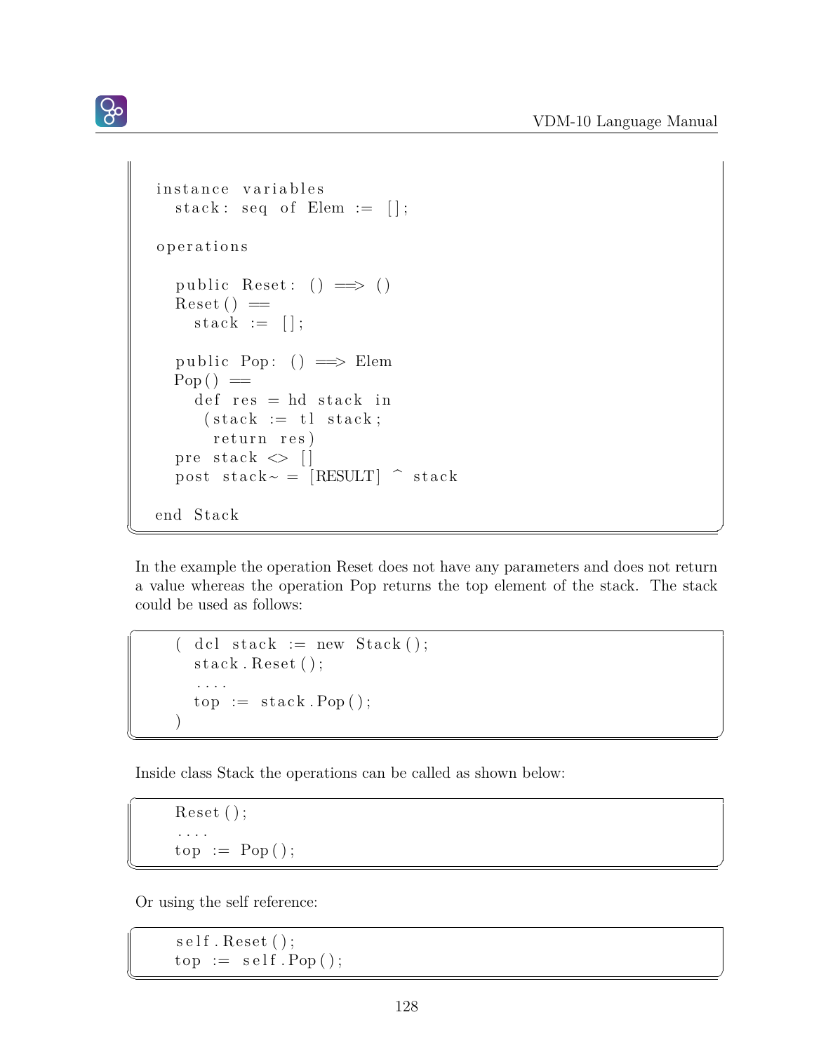```
  instance variables
    stack: seq of Elem := [];

  operations

    public Reset: () ==> ()
    Reset() ==
      stack := [];

    public Pop: () ==> Elem
    Pop() ==
      def res = hd stack in
       (stack := tl stack;
        return res)
    pre stack <> []
    post stack~ = [RESULT] ^ stack

  end Stack
```

In the example the operation Reset does not have any parameters and does not return a value whereas the operation Pop returns the top element of the stack. The stack could be used as follows:

```
    ( dcl stack := new Stack();
      stack.Reset();
      ....
      top := stack.Pop();
    )
```

Inside class Stack the operations can be called as shown below:

```
    Reset();
    ....
    top := Pop();
```

Or using the self reference:

```
    self.Reset();
    top := self.Pop();
```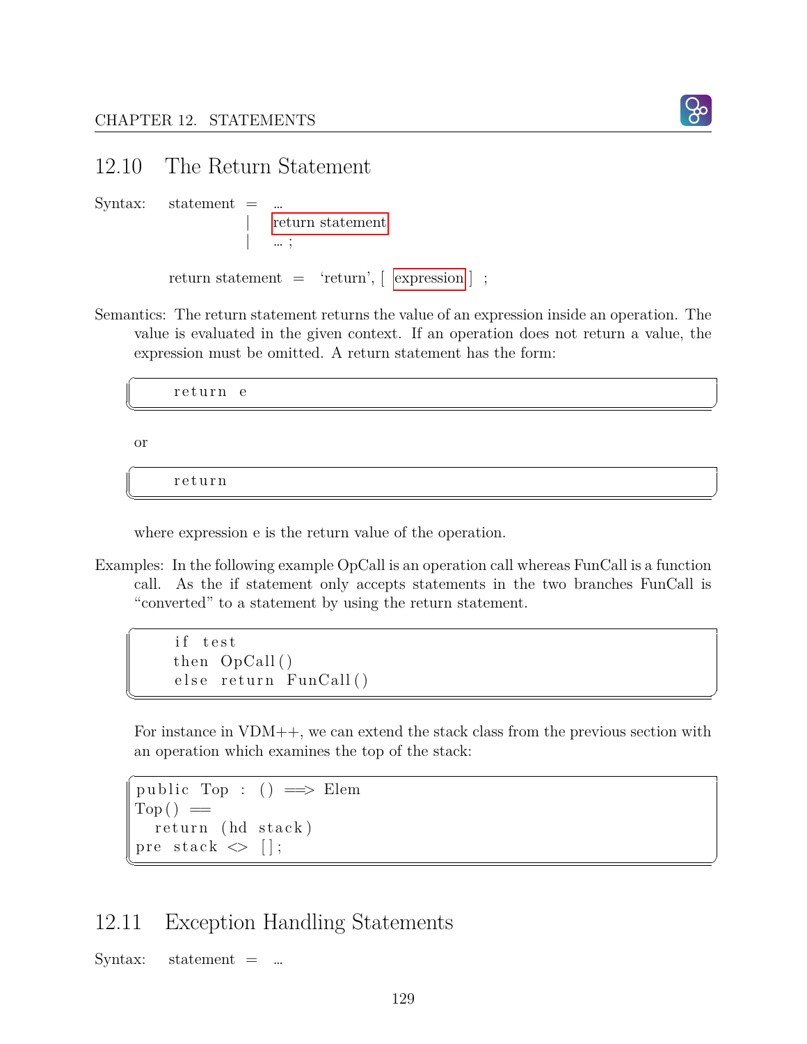## 12.10 The Return Statement

Syntax: statement = ...
| return statement
| ... ;

return statement = 'return', [ expression ] ;

Semantics: The return statement returns the value of an expression inside an operation. The value is evaluated in the given context. If an operation does not return a value, the expression must be omitted. A return statement has the form:

```
return e
```

or

```
return
```

where expression e is the return value of the operation.

Examples: In the following example OpCall is an operation call whereas FunCall is a function call. As the if statement only accepts statements in the two branches FunCall is "converted" to a statement by using the return statement.

```
if test
then OpCall()
else return FunCall()
```

For instance in VDM++, we can extend the stack class from the previous section with an operation which examines the top of the stack:

```
public Top : () ==> Elem
Top() ==
  return (hd stack)
pre stack <> [];
```

## 12.11 Exception Handling Statements

Syntax: statement = ...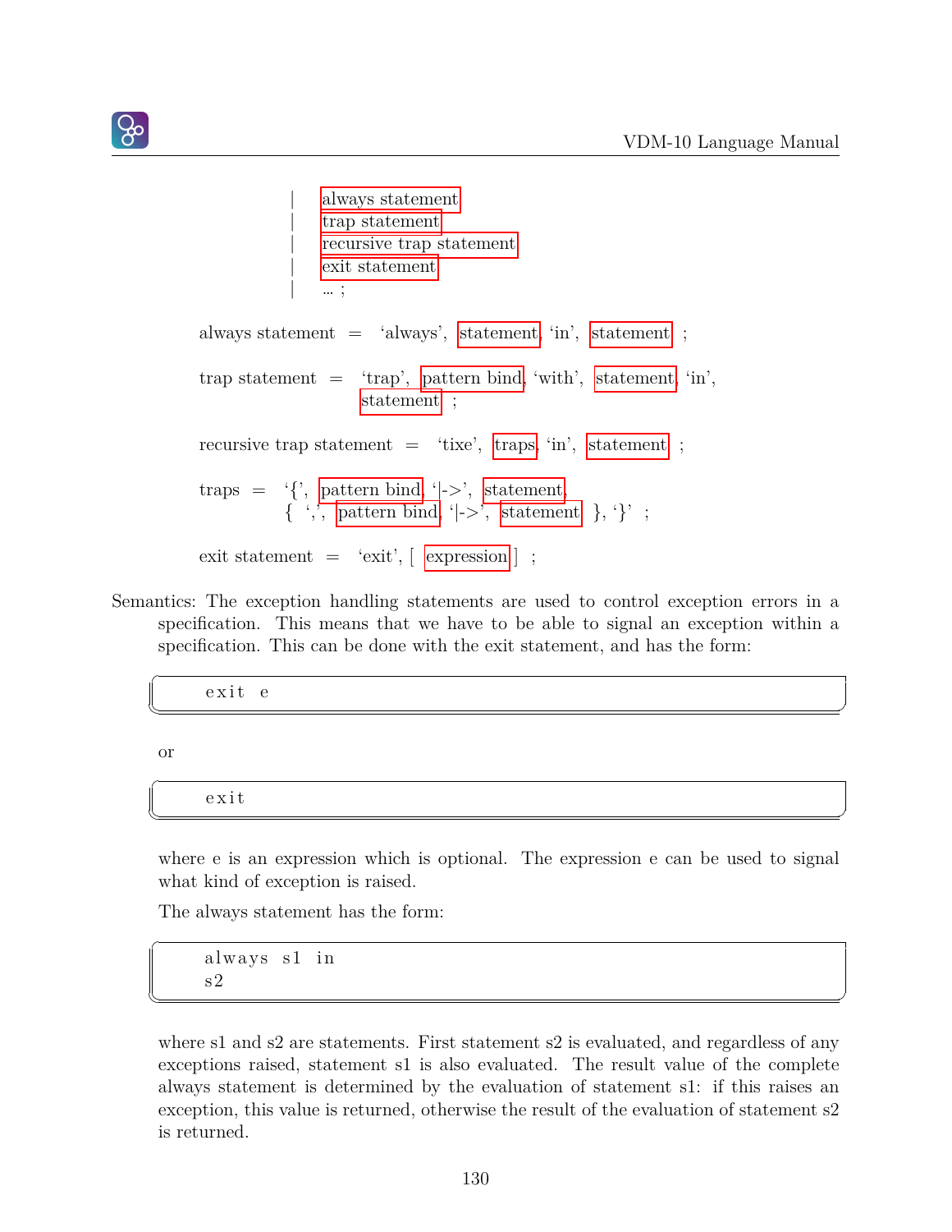| always statement
| trap statement
| recursive trap statement
| exit statement
| … ;

always statement = 'always', statement, 'in', statement ;

trap statement = 'trap', pattern bind, 'with', statement, 'in',
statement ;

recursive trap statement = 'tixe', traps, 'in', statement ;

traps = '{', pattern bind, '|->', statement,
{ ',', pattern bind, '|->', statement }, '}' ;

exit statement = 'exit', [ expression ] ;

Semantics: The exception handling statements are used to control exception errors in a specification. This means that we have to be able to signal an exception within a specification. This can be done with the exit statement, and has the form:

```
exit e
```

or

```
exit
```

where e is an expression which is optional. The expression e can be used to signal what kind of exception is raised.

The always statement has the form:

```
always s1 in
s2
```

where s1 and s2 are statements. First statement s2 is evaluated, and regardless of any exceptions raised, statement s1 is also evaluated. The result value of the complete always statement is determined by the evaluation of statement s1: if this raises an exception, this value is returned, otherwise the result of the evaluation of statement s2 is returned.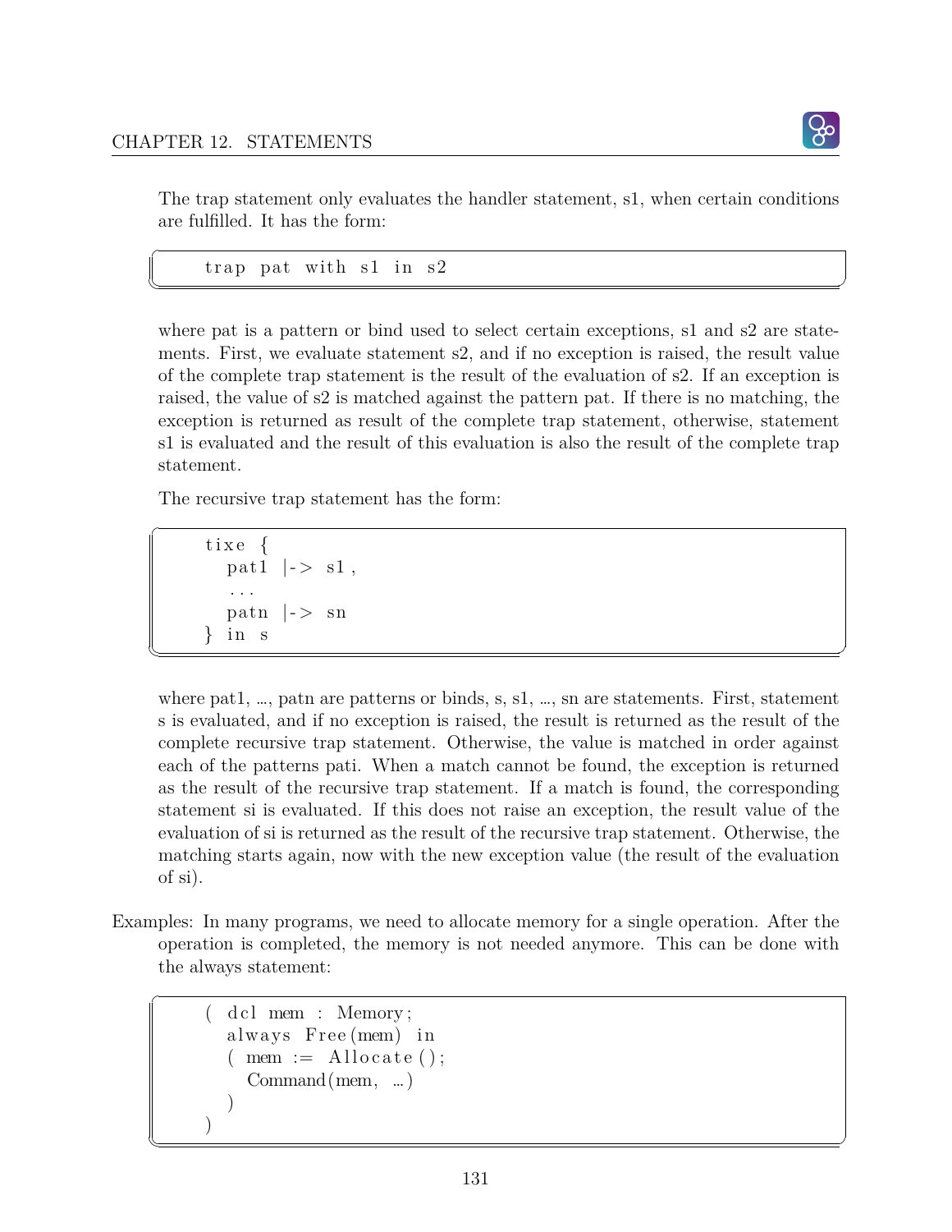The trap statement only evaluates the handler statement, s1, when certain conditions are fulfilled. It has the form:

```
trap pat with s1 in s2
```

where pat is a pattern or bind used to select certain exceptions, s1 and s2 are statements. First, we evaluate statement s2, and if no exception is raised, the result value of the complete trap statement is the result of the evaluation of s2. If an exception is raised, the value of s2 is matched against the pattern pat. If there is no matching, the exception is returned as result of the complete trap statement, otherwise, statement s1 is evaluated and the result of this evaluation is also the result of the complete trap statement.

The recursive trap statement has the form:

```
tixe {
  pat1 |-> s1,
  ...
  patn |-> sn
} in s
```

where pat1, …, patn are patterns or binds, s, s1, …, sn are statements. First, statement s is evaluated, and if no exception is raised, the result is returned as the result of the complete recursive trap statement. Otherwise, the value is matched in order against each of the patterns pati. When a match cannot be found, the exception is returned as the result of the recursive trap statement. If a match is found, the corresponding statement si is evaluated. If this does not raise an exception, the result value of the evaluation of si is returned as the result of the recursive trap statement. Otherwise, the matching starts again, now with the new exception value (the result of the evaluation of si).

Examples: In many programs, we need to allocate memory for a single operation. After the operation is completed, the memory is not needed anymore. This can be done with the always statement:

```
( dcl mem : Memory;
  always Free(mem) in
  ( mem := Allocate();
    Command(mem, …)
  )
)
```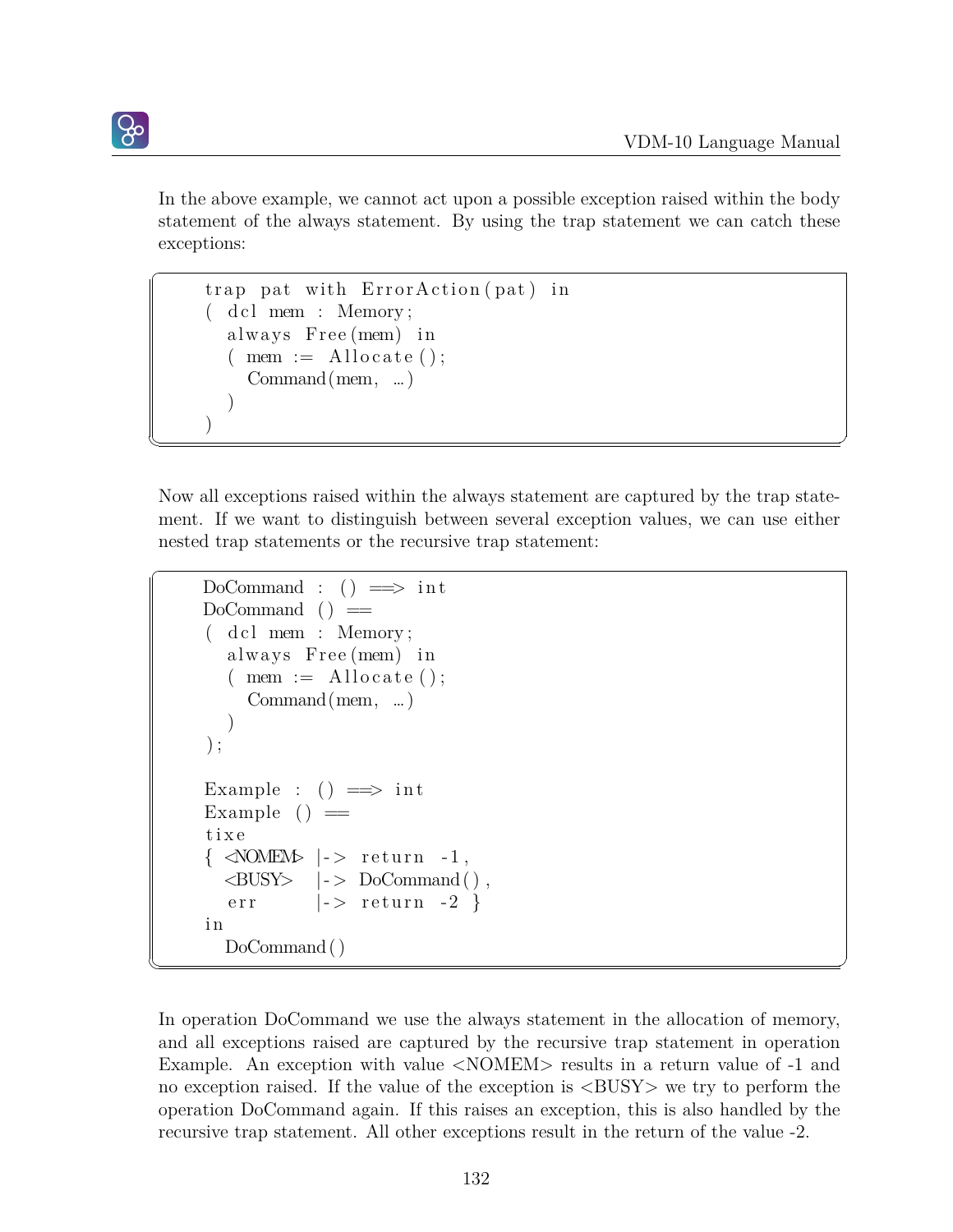In the above example, we cannot act upon a possible exception raised within the body statement of the always statement. By using the trap statement we can catch these exceptions:

```
trap pat with ErrorAction(pat) in
( dcl mem : Memory;
  always Free(mem) in
  ( mem := Allocate();
    Command(mem, ...)
  )
)
```

Now all exceptions raised within the always statement are captured by the trap statement. If we want to distinguish between several exception values, we can use either nested trap statements or the recursive trap statement:

```
DoCommand : () ==> int
DoCommand () ==
( dcl mem : Memory;
  always Free(mem) in
  ( mem := Allocate();
    Command(mem, ...)
  )
);

Example : () ==> int
Example () ==
tixe
{ <NOMEM> |-> return -1,
  <BUSY>  |-> DoCommand(),
  err     |-> return -2 }
in
  DoCommand()
```

In operation DoCommand we use the always statement in the allocation of memory, and all exceptions raised are captured by the recursive trap statement in operation Example. An exception with value <NOMEM> results in a return value of -1 and no exception raised. If the value of the exception is <BUSY> we try to perform the operation DoCommand again. If this raises an exception, this is also handled by the recursive trap statement. All other exceptions result in the return of the value -2.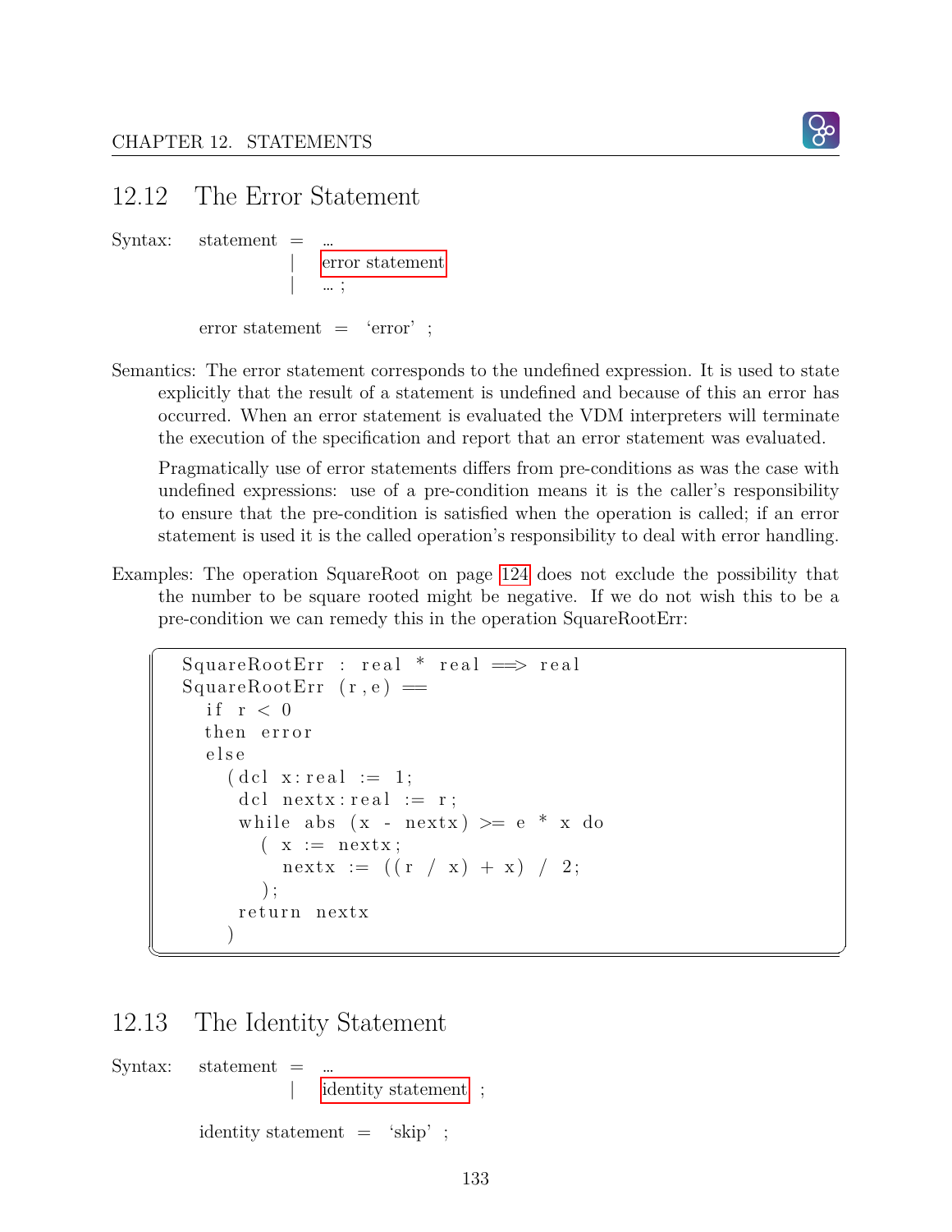## 12.12 The Error Statement

Syntax: statement = ...
| error statement
| ... ;

error statement = 'error' ;

Semantics: The error statement corresponds to the undefined expression. It is used to state explicitly that the result of a statement is undefined and because of this an error has occurred. When an error statement is evaluated the VDM interpreters will terminate the execution of the specification and report that an error statement was evaluated.

Pragmatically use of error statements differs from pre-conditions as was the case with undefined expressions: use of a pre-condition means it is the caller's responsibility to ensure that the pre-condition is satisfied when the operation is called; if an error statement is used it is the called operation's responsibility to deal with error handling.

Examples: The operation SquareRoot on page 124 does not exclude the possibility that the number to be square rooted might be negative. If we do not wish this to be a pre-condition we can remedy this in the operation SquareRootErr:

```
SquareRootErr : real * real ==> real
SquareRootErr (r,e) ==
  if r < 0
  then error
  else
    (dcl x:real := 1;
     dcl nextx:real := r;
     while abs (x - nextx) >= e * x do
       ( x := nextx;
         nextx := ((r / x) + x) / 2;
       );
     return nextx
    )
```

## 12.13 The Identity Statement

Syntax: statement = ...
| identity statement ;

identity statement = 'skip' ;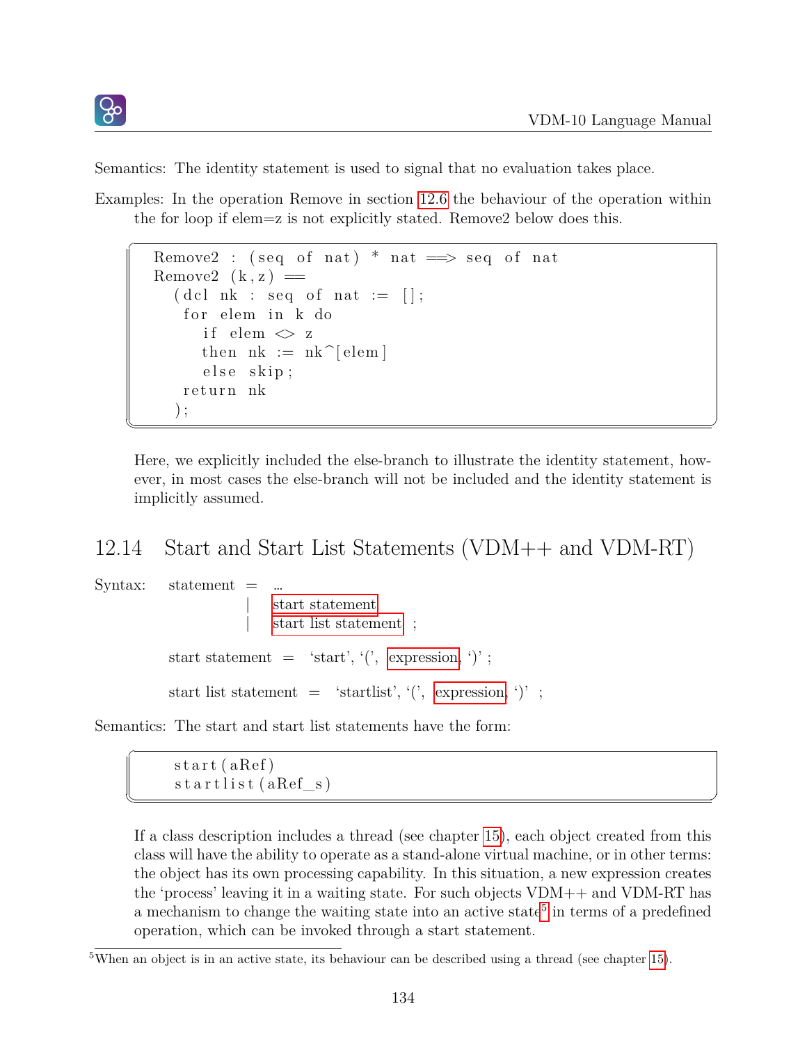Semantics: The identity statement is used to signal that no evaluation takes place.

Examples: In the operation Remove in section 12.6 the behaviour of the operation within the for loop if elem=z is not explicitly stated. Remove2 below does this.

```
Remove2 : (seq of nat) * nat ==> seq of nat
Remove2 (k,z) ==
  (dcl nk : seq of nat := [];
   for elem in k do
     if elem <> z
     then nk := nk^[elem]
     else skip;
   return nk
  );
```

Here, we explicitly included the else-branch to illustrate the identity statement, however, in most cases the else-branch will not be included and the identity statement is implicitly assumed.

## 12.14 Start and Start List Statements (VDM++ and VDM-RT)

Syntax:

statement = ...
| start statement
| start list statement ;

start statement = 'start', '(', expression, ')' ;

start list statement = 'startlist', '(', expression, ')' ;

Semantics: The start and start list statements have the form:

```
start(aRef)
startlist(aRef_s)
```

If a class description includes a thread (see chapter 15), each object created from this class will have the ability to operate as a stand-alone virtual machine, or in other terms: the object has its own processing capability. In this situation, a new expression creates the 'process' leaving it in a waiting state. For such objects VDM++ and VDM-RT has a mechanism to change the waiting state into an active state[5] in terms of a predefined operation, which can be invoked through a start statement.

[5] When an object is in an active state, its behaviour can be described using a thread (see chapter 15).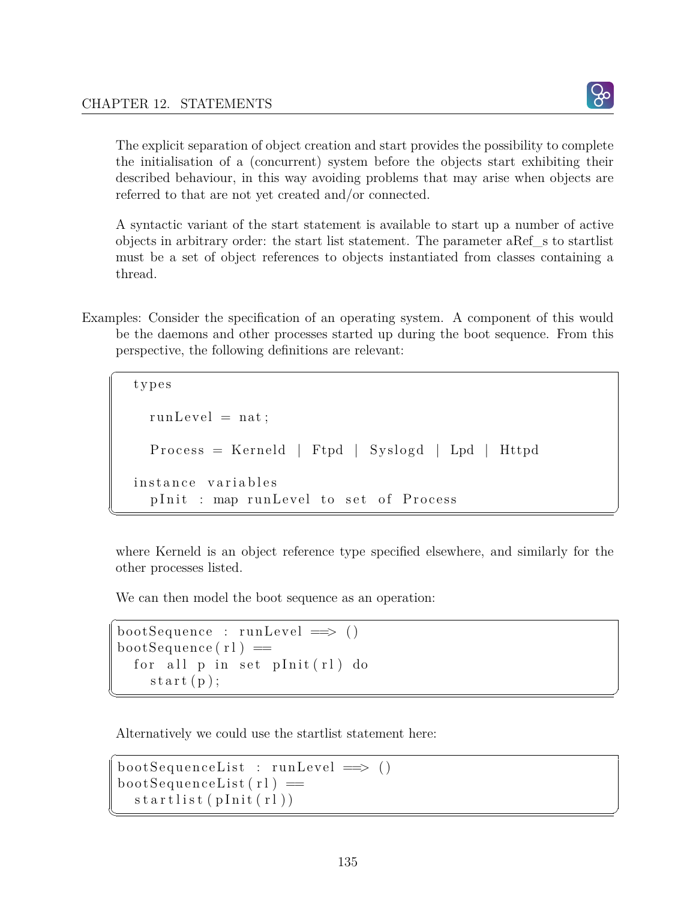The explicit separation of object creation and start provides the possibility to complete the initialisation of a (concurrent) system before the objects start exhibiting their described behaviour, in this way avoiding problems that may arise when objects are referred to that are not yet created and/or connected.

A syntactic variant of the start statement is available to start up a number of active objects in arbitrary order: the start list statement. The parameter aRef_s to startlist must be a set of object references to objects instantiated from classes containing a thread.

Examples: Consider the specification of an operating system. A component of this would be the daemons and other processes started up during the boot sequence. From this perspective, the following definitions are relevant:

```
types

  runLevel = nat;

  Process = Kerneld | Ftpd | Syslogd | Lpd | Httpd

instance variables
  pInit : map runLevel to set of Process
```

where Kerneld is an object reference type specified elsewhere, and similarly for the other processes listed.

We can then model the boot sequence as an operation:

```
bootSequence : runLevel ==> ()
bootSequence(rl) ==
  for all p in set pInit(rl) do
    start(p);
```

Alternatively we could use the startlist statement here:

```
bootSequenceList : runLevel ==> ()
bootSequenceList(rl) ==
  startlist(pInit(rl))
```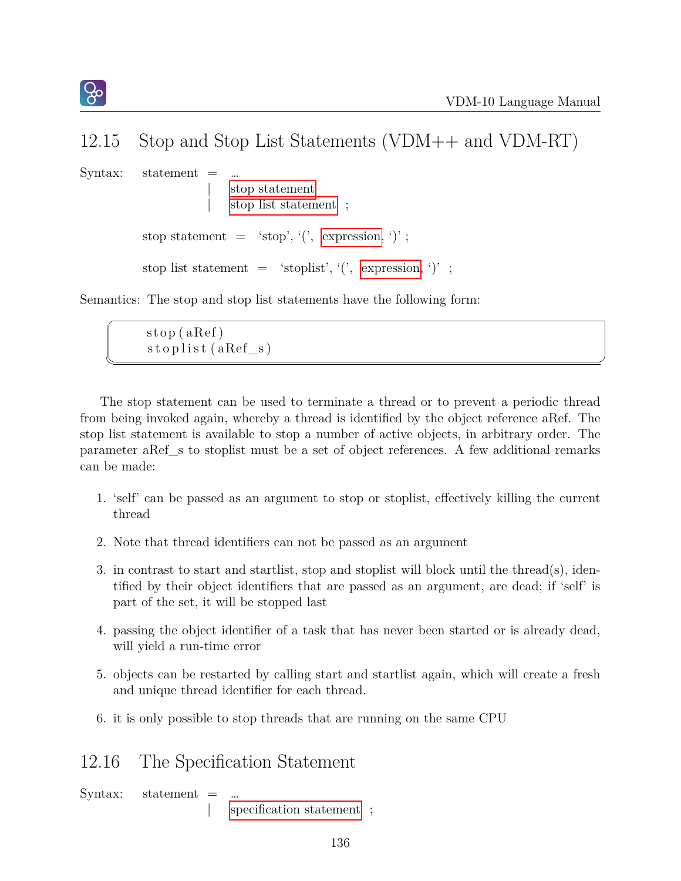## 12.15 Stop and Stop List Statements (VDM++ and VDM-RT)

Syntax: statement = ...
| stop statement
| stop list statement ;

stop statement = 'stop', '(', expression, ')' ;

stop list statement = 'stoplist', '(', expression, ')' ;

Semantics: The stop and stop list statements have the following form:

```
stop(aRef)
stoplist(aRef_s)
```

The stop statement can be used to terminate a thread or to prevent a periodic thread from being invoked again, whereby a thread is identified by the object reference aRef. The stop list statement is available to stop a number of active objects, in arbitrary order. The parameter aRef_s to stoplist must be a set of object references. A few additional remarks can be made:

1. 'self' can be passed as an argument to stop or stoplist, effectively killing the current thread
2. Note that thread identifiers can not be passed as an argument
3. in contrast to start and startlist, stop and stoplist will block until the thread(s), identified by their object identifiers that are passed as an argument, are dead; if 'self' is part of the set, it will be stopped last
4. passing the object identifier of a task that has never been started or is already dead, will yield a run-time error
5. objects can be restarted by calling start and startlist again, which will create a fresh and unique thread identifier for each thread.
6. it is only possible to stop threads that are running on the same CPU

## 12.16 The Specification Statement

Syntax: statement = ...
| specification statement ;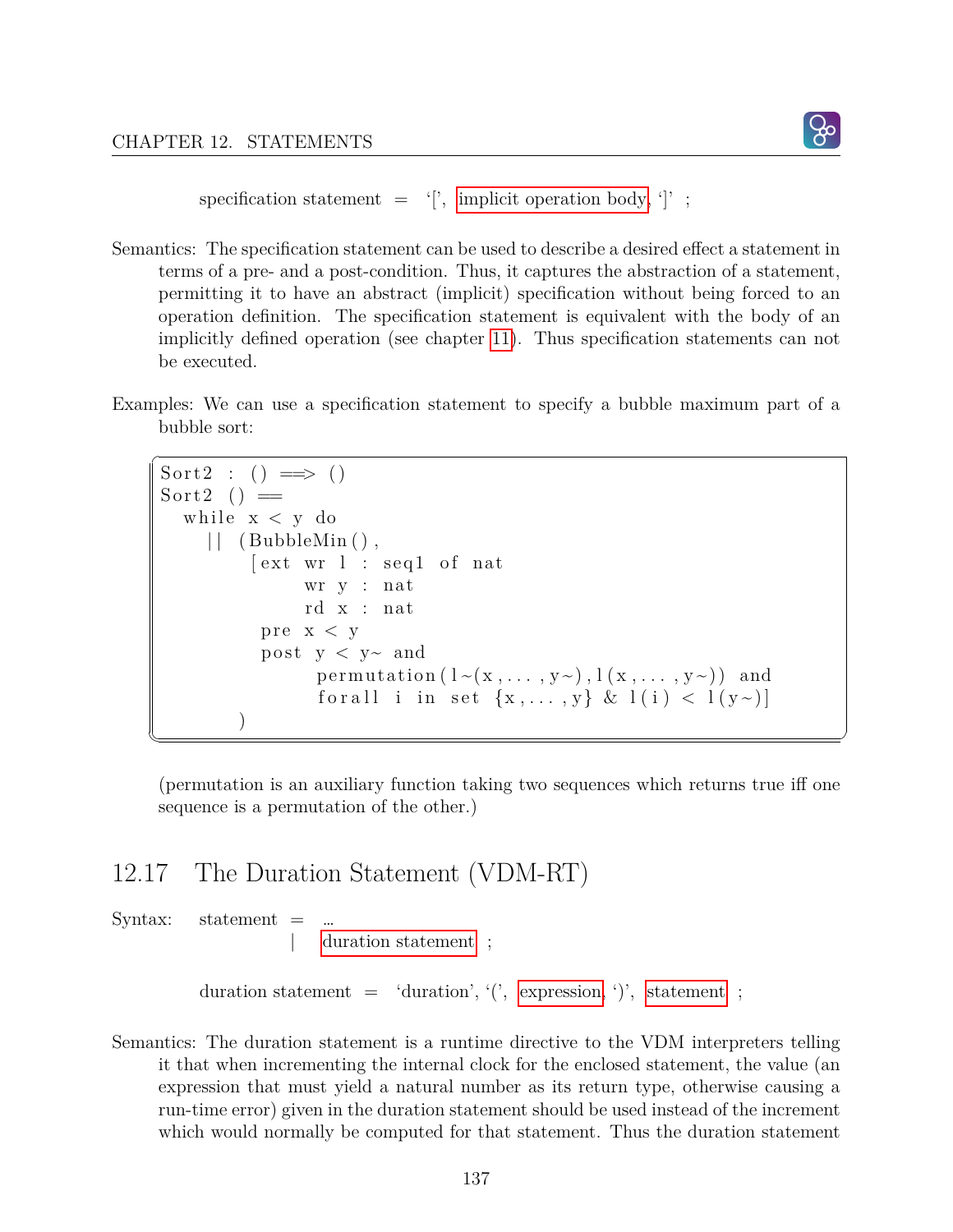specification statement = '[', implicit operation body, ']' ;

Semantics: The specification statement can be used to describe a desired effect a statement in terms of a pre- and a post-condition. Thus, it captures the abstraction of a statement, permitting it to have an abstract (implicit) specification without being forced to an operation definition. The specification statement is equivalent with the body of an implicitly defined operation (see chapter 11). Thus specification statements can not be executed.

Examples: We can use a specification statement to specify a bubble maximum part of a bubble sort:

```
Sort2 : () ==> ()
Sort2 () ==
  while x < y do
    || (BubbleMin(),
        [ext wr l : seq1 of nat
             wr y : nat
             rd x : nat
         pre x < y
         post y < y~ and
              permutation(l~(x,...,y~),l(x,...,y~)) and
              forall i in set {x,...,y} & l(i) < l(y~)]
       )
```

(permutation is an auxiliary function taking two sequences which returns true iff one sequence is a permutation of the other.)

## 12.17 The Duration Statement (VDM-RT)

Syntax: statement = ...
| duration statement ;

duration statement = 'duration', '(', expression, ')', statement ;

Semantics: The duration statement is a runtime directive to the VDM interpreters telling it that when incrementing the internal clock for the enclosed statement, the value (an expression that must yield a natural number as its return type, otherwise causing a run-time error) given in the duration statement should be used instead of the increment which would normally be computed for that statement. Thus the duration statement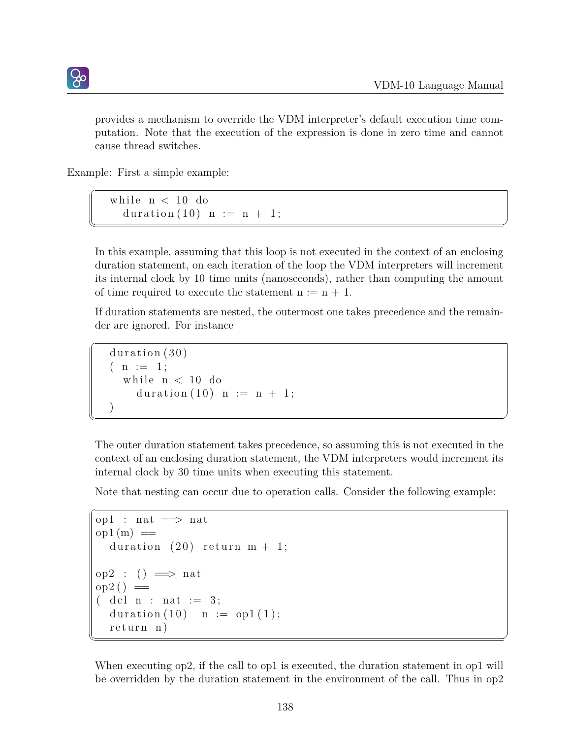provides a mechanism to override the VDM interpreter's default execution time computation. Note that the execution of the expression is done in zero time and cannot cause thread switches.

Example: First a simple example:

```
while n < 10 do
  duration(10) n := n + 1;
```

In this example, assuming that this loop is not executed in the context of an enclosing duration statement, on each iteration of the loop the VDM interpreters will increment its internal clock by 10 time units (nanoseconds), rather than computing the amount of time required to execute the statement n := n + 1.

If duration statements are nested, the outermost one takes precedence and the remainder are ignored. For instance

```
duration(30)
( n := 1;
  while n < 10 do
    duration(10) n := n + 1;
)
```

The outer duration statement takes precedence, so assuming this is not executed in the context of an enclosing duration statement, the VDM interpreters would increment its internal clock by 30 time units when executing this statement.

Note that nesting can occur due to operation calls. Consider the following example:

```
op1 : nat ==> nat
op1(m) ==
  duration (20) return m + 1;

op2 : () ==> nat
op2() ==
( dcl n : nat := 3;
  duration(10)  n := op1(1);
  return n)
```

When executing op2, if the call to op1 is executed, the duration statement in op1 will be overridden by the duration statement in the environment of the call. Thus in op2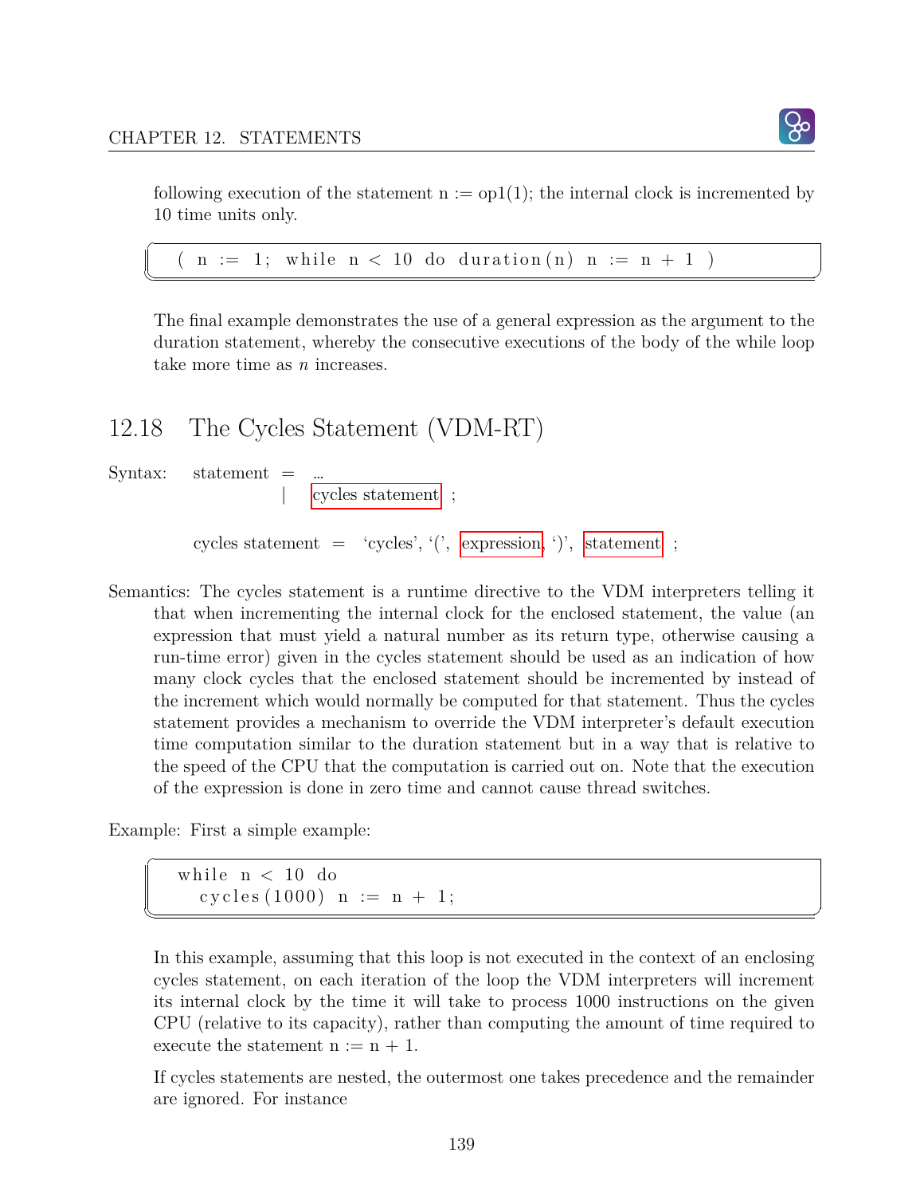following execution of the statement n := op1(1); the internal clock is incremented by 10 time units only.

```
( n := 1; while n < 10 do duration(n) n := n + 1 )
```

The final example demonstrates the use of a general expression as the argument to the duration statement, whereby the consecutive executions of the body of the while loop take more time as $n$ increases.

## 12.18 The Cycles Statement (VDM-RT)

Syntax: statement = ...
| cycles statement ;

cycles statement = 'cycles', '(', expression, ')', statement ;

Semantics: The cycles statement is a runtime directive to the VDM interpreters telling it that when incrementing the internal clock for the enclosed statement, the value (an expression that must yield a natural number as its return type, otherwise causing a run-time error) given in the cycles statement should be used as an indication of how many clock cycles that the enclosed statement should be incremented by instead of the increment which would normally be computed for that statement. Thus the cycles statement provides a mechanism to override the VDM interpreter's default execution time computation similar to the duration statement but in a way that is relative to the speed of the CPU that the computation is carried out on. Note that the execution of the expression is done in zero time and cannot cause thread switches.

Example: First a simple example:

```
while n < 10 do
  cycles(1000) n := n + 1;
```

In this example, assuming that this loop is not executed in the context of an enclosing cycles statement, on each iteration of the loop the VDM interpreters will increment its internal clock by the time it will take to process 1000 instructions on the given CPU (relative to its capacity), rather than computing the amount of time required to execute the statement n := n + 1.

If cycles statements are nested, the outermost one takes precedence and the remainder are ignored. For instance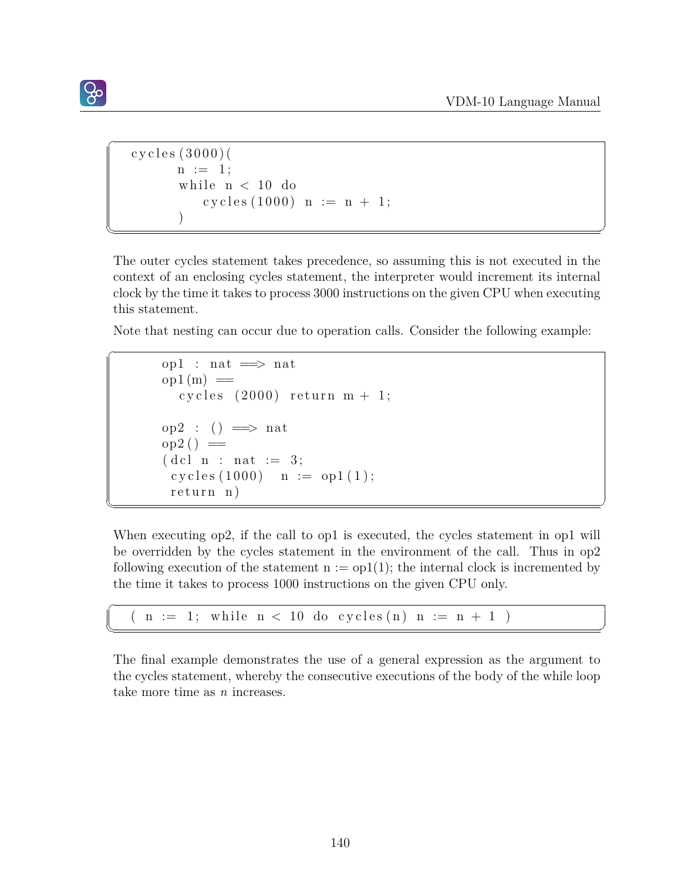```
cycles(3000)(
      n := 1;
      while n < 10 do
          cycles(1000) n := n + 1;
      )
```

The outer cycles statement takes precedence, so assuming this is not executed in the context of an enclosing cycles statement, the interpreter would increment its internal clock by the time it takes to process 3000 instructions on the given CPU when executing this statement.

Note that nesting can occur due to operation calls. Consider the following example:

```
    op1 : nat ==> nat
    op1(m) ==
      cycles (2000) return m + 1;

    op2 : () ==> nat
    op2() ==
    (dcl n : nat := 3;
     cycles(1000)  n := op1(1);
     return n)
```

When executing op2, if the call to op1 is executed, the cycles statement in op1 will be overridden by the cycles statement in the environment of the call. Thus in op2 following execution of the statement n := op1(1); the internal clock is incremented by the time it takes to process 1000 instructions on the given CPU only.

```
( n := 1; while n < 10 do cycles(n) n := n + 1 )
```

The final example demonstrates the use of a general expression as the argument to the cycles statement, whereby the consecutive executions of the body of the while loop take more time as $n$ increases.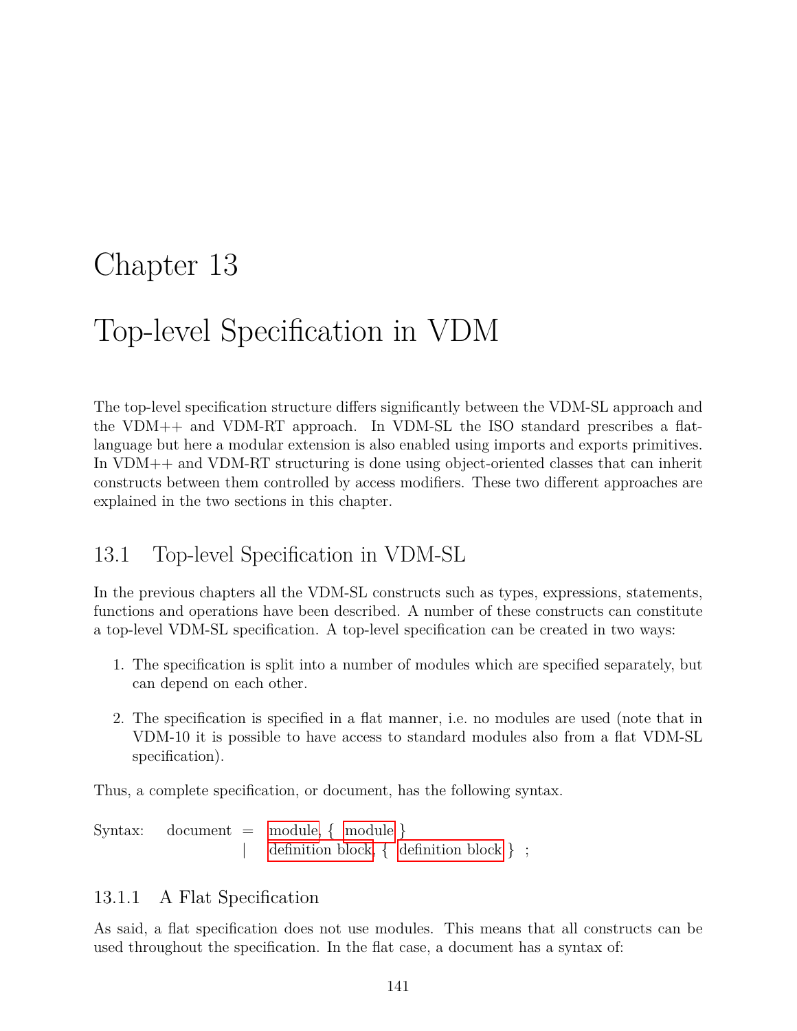# Chapter 13

# Top-level Specification in VDM

The top-level specification structure differs significantly between the VDM-SL approach and the VDM++ and VDM-RT approach. In VDM-SL the ISO standard prescribes a flat-language but here a modular extension is also enabled using imports and exports primitives. In VDM++ and VDM-RT structuring is done using object-oriented classes that can inherit constructs between them controlled by access modifiers. These two different approaches are explained in the two sections in this chapter.

## 13.1 Top-level Specification in VDM-SL

In the previous chapters all the VDM-SL constructs such as types, expressions, statements, functions and operations have been described. A number of these constructs can constitute a top-level VDM-SL specification. A top-level specification can be created in two ways:

1. The specification is split into a number of modules which are specified separately, but can depend on each other.
2. The specification is specified in a flat manner, i.e. no modules are used (note that in VDM-10 it is possible to have access to standard modules also from a flat VDM-SL specification).

Thus, a complete specification, or document, has the following syntax.

```
Syntax:    document  =  module, { module }
                     |  definition block, { definition block } ;
```

### 13.1.1 A Flat Specification

As said, a flat specification does not use modules. This means that all constructs can be used throughout the specification. In the flat case, a document has a syntax of: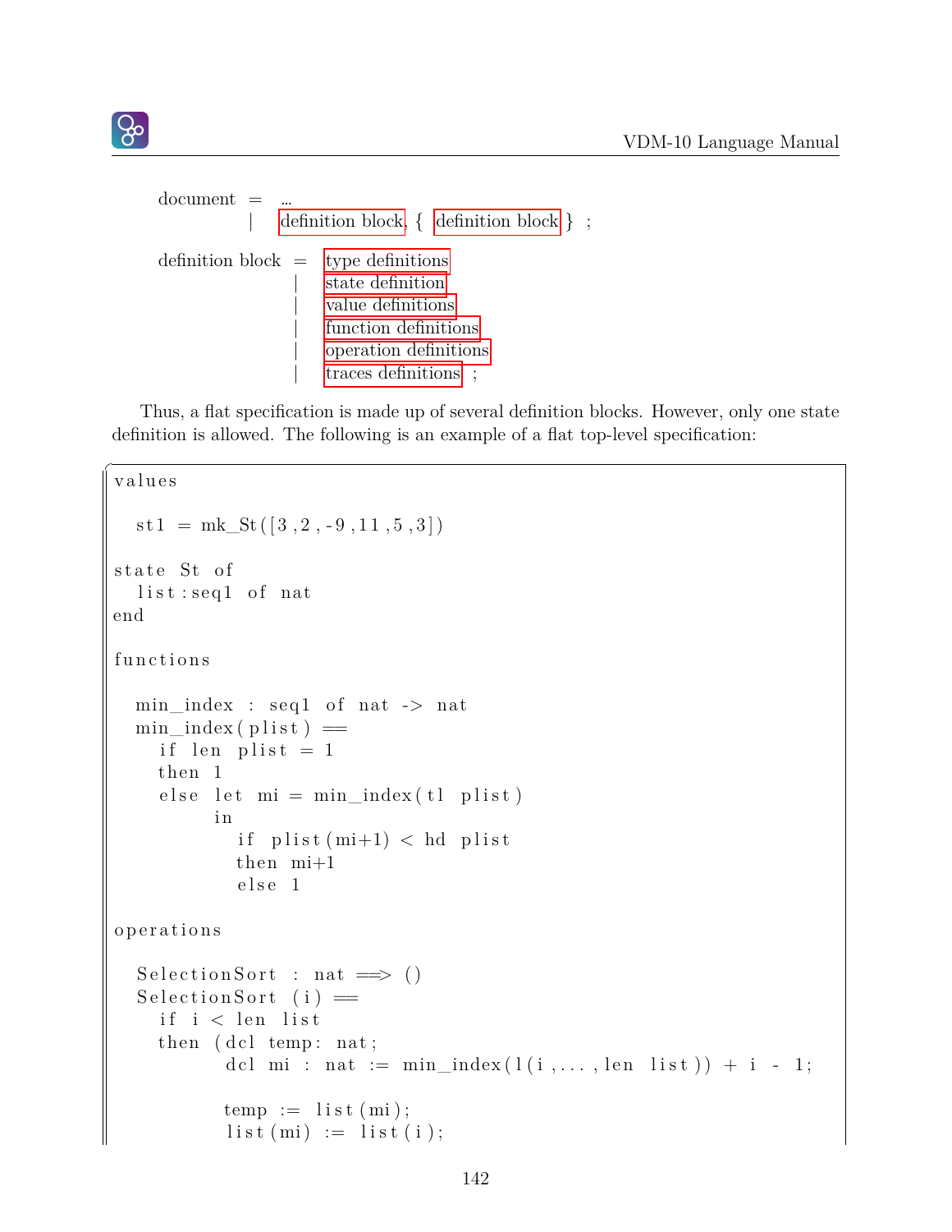```
document = ...
         | definition block, { definition block } ;

definition block = type definitions
                 | state definition
                 | value definitions
                 | function definitions
                 | operation definitions
                 | traces definitions ;
```

Thus, a flat specification is made up of several definition blocks. However, only one state definition is allowed. The following is an example of a flat top-level specification:

```
values

  st1 = mk_St([3,2,-9,11,5,3])

state St of
  list:seq1 of nat
end

functions

  min_index : seq1 of nat -> nat
  min_index(plist) ==
    if len plist = 1
    then 1
    else let mi = min_index(tl plist)
         in
           if plist(mi+1) < hd plist
           then mi+1
           else 1

operations

  SelectionSort : nat ==> ()
  SelectionSort (i) ==
    if i < len list
    then (dcl temp: nat;
          dcl mi : nat := min_index(l(i,...,len list)) + i - 1;

          temp := list(mi);
          list(mi) := list(i);
```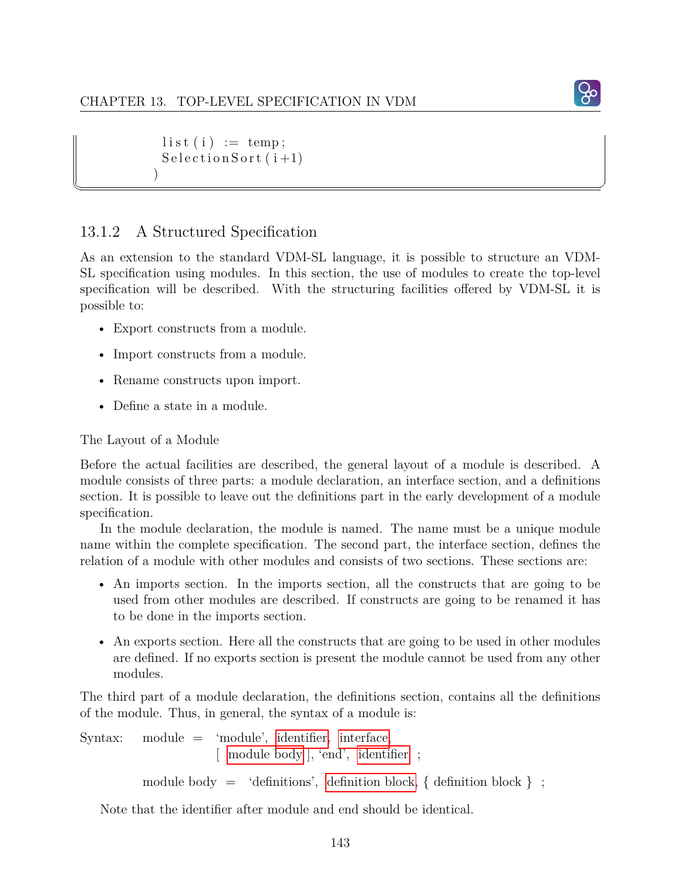```
      list(i) := temp;
      SelectionSort(i+1)
    )
```

### 13.1.2 A Structured Specification

As an extension to the standard VDM-SL language, it is possible to structure an VDM-SL specification using modules. In this section, the use of modules to create the top-level specification will be described. With the structuring facilities offered by VDM-SL it is possible to:

- Export constructs from a module.
- Import constructs from a module.
- Rename constructs upon import.
- Define a state in a module.

The Layout of a Module

Before the actual facilities are described, the general layout of a module is described. A module consists of three parts: a module declaration, an interface section, and a definitions section. It is possible to leave out the definitions part in the early development of a module specification.

In the module declaration, the module is named. The name must be a unique module name within the complete specification. The second part, the interface section, defines the relation of a module with other modules and consists of two sections. These sections are:

- An imports section. In the imports section, all the constructs that are going to be used from other modules are described. If constructs are going to be renamed it has to be done in the imports section.
- An exports section. Here all the constructs that are going to be used in other modules are defined. If no exports section is present the module cannot be used from any other modules.

The third part of a module declaration, the definitions section, contains all the definitions of the module. Thus, in general, the syntax of a module is:

```
Syntax:   module = 'module', identifier, interface,
                   [ module body ], 'end', identifier ;

          module body = 'definitions', definition block, { definition block } ;
```

Note that the identifier after module and end should be identical.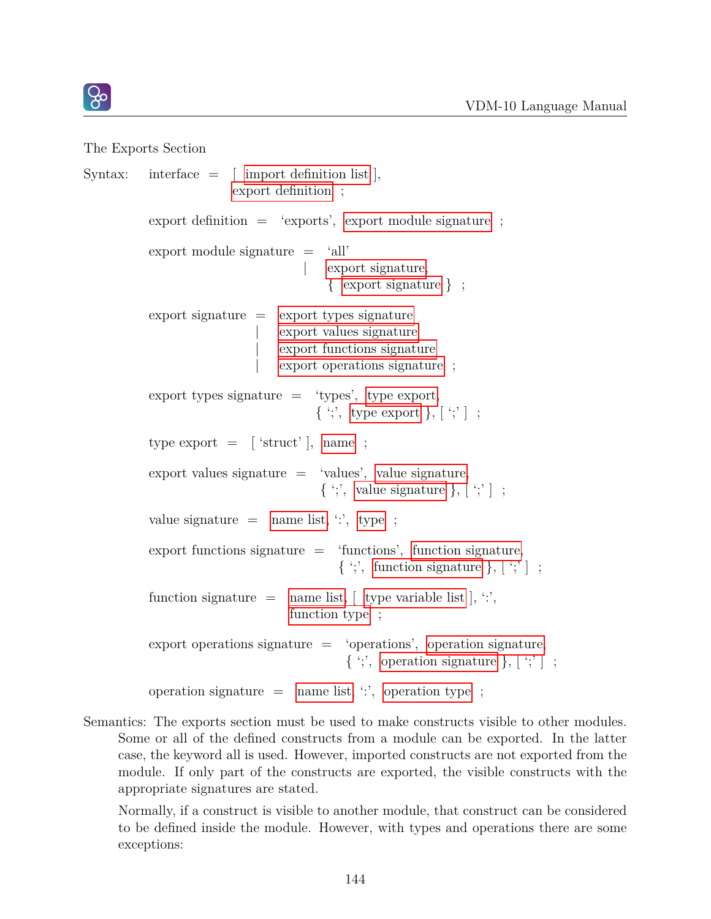The Exports Section

Syntax:

```
interface = [ import definition list ],
            export definition ;

export definition = ‘exports’, export module signature ;

export module signature = ‘all’
                        | export signature,
                          { export signature } ;

export signature = export types signature
                 | export values signature
                 | export functions signature
                 | export operations signature ;

export types signature = ‘types’, type export,
                         { ‘;’, type export }, [ ‘;’ ] ;

type export = [ ‘struct’ ], name ;

export values signature = ‘values’, value signature,
                          { ‘;’, value signature }, [ ‘;’ ] ;

value signature = name list, ‘:’, type ;

export functions signature = ‘functions’, function signature,
                             { ‘;’, function signature }, [ ‘;’ ] ;

function signature = name list, [ type variable list ], ‘:’,
                     function type ;

export operations signature = ‘operations’, operation signature,
                              { ‘;’, operation signature }, [ ‘;’ ] ;

operation signature = name list, ‘:’, operation type ;
```

Semantics: The exports section must be used to make constructs visible to other modules. Some or all of the defined constructs from a module can be exported. In the latter case, the keyword all is used. However, imported constructs are not exported from the module. If only part of the constructs are exported, the visible constructs with the appropriate signatures are stated.

Normally, if a construct is visible to another module, that construct can be considered to be defined inside the module. However, with types and operations there are some exceptions: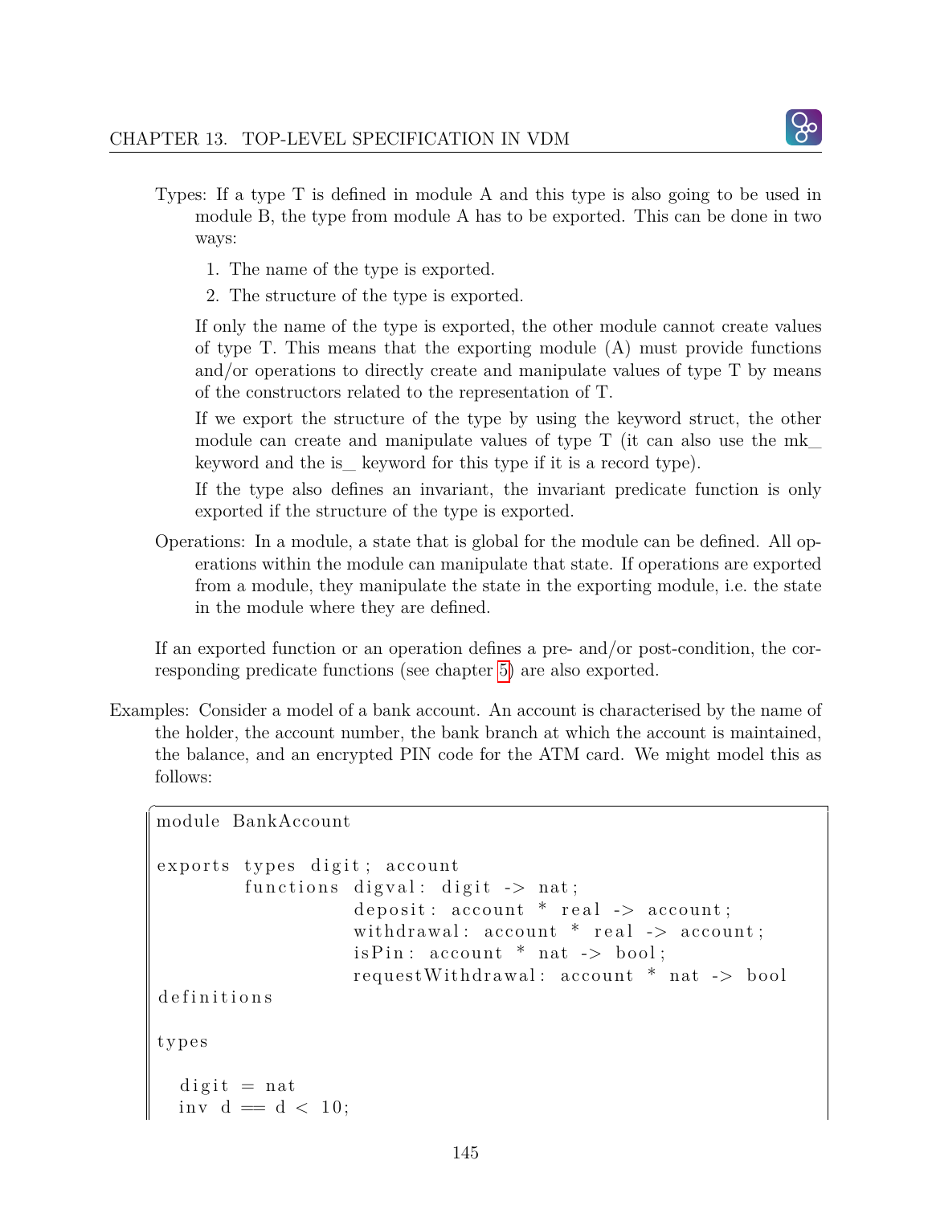Types: If a type T is defined in module A and this type is also going to be used in module B, the type from module A has to be exported. This can be done in two ways:

1. The name of the type is exported.
2. The structure of the type is exported.

If only the name of the type is exported, the other module cannot create values of type T. This means that the exporting module (A) must provide functions and/or operations to directly create and manipulate values of type T by means of the constructors related to the representation of T.

If we export the structure of the type by using the keyword struct, the other module can create and manipulate values of type T (it can also use the mk_ keyword and the is_ keyword for this type if it is a record type).

If the type also defines an invariant, the invariant predicate function is only exported if the structure of the type is exported.

Operations: In a module, a state that is global for the module can be defined. All operations within the module can manipulate that state. If operations are exported from a module, they manipulate the state in the exporting module, i.e. the state in the module where they are defined.

If an exported function or an operation defines a pre- and/or post-condition, the corresponding predicate functions (see chapter 5) are also exported.

Examples: Consider a model of a bank account. An account is characterised by the name of the holder, the account number, the bank branch at which the account is maintained, the balance, and an encrypted PIN code for the ATM card. We might model this as follows:

```
module BankAccount

exports types digit; account
        functions digval: digit -> nat;
                  deposit: account * real -> account;
                  withdrawal: account * real -> account;
                  isPin: account * nat -> bool;
                  requestWithdrawal: account * nat -> bool
definitions

types

  digit = nat
  inv d == d < 10;
```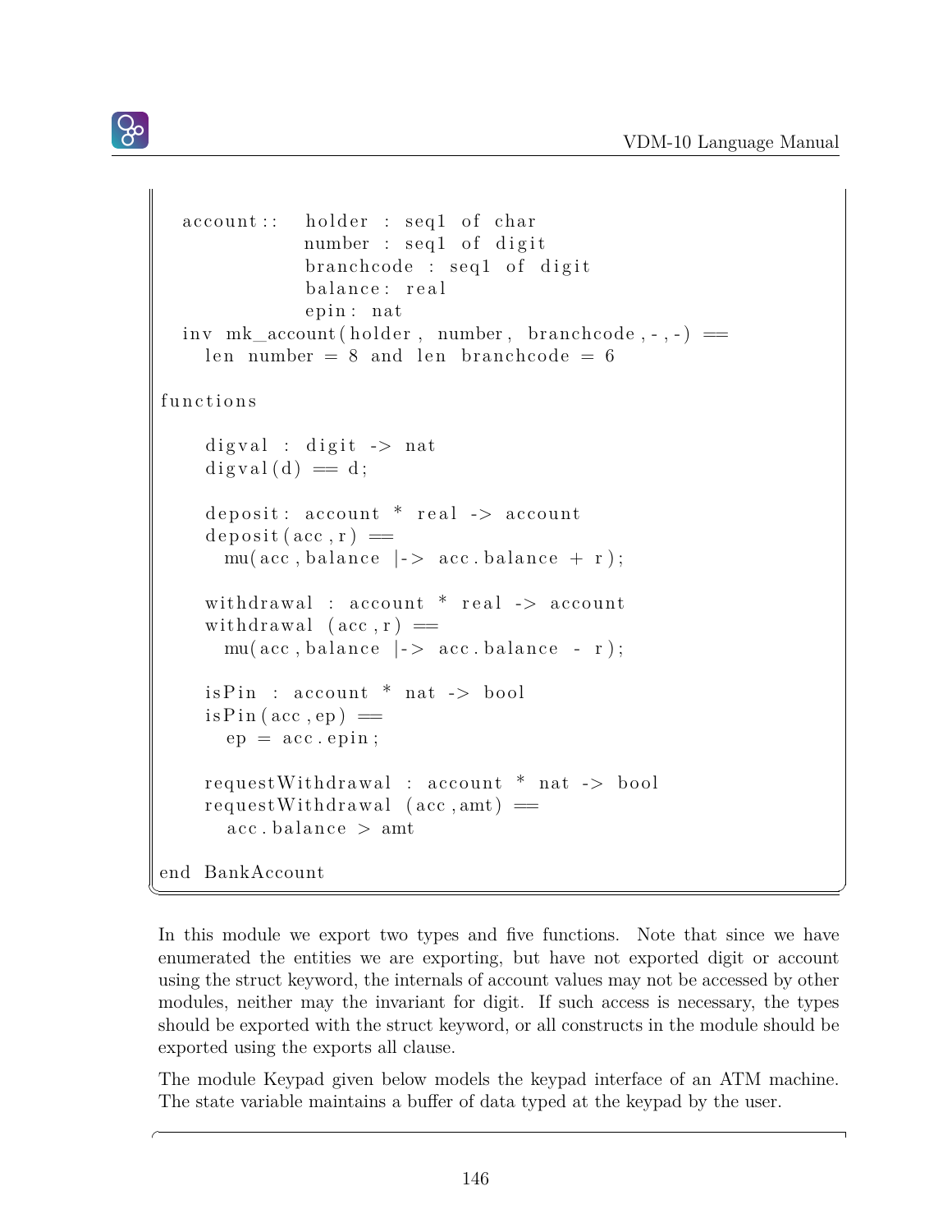```
  account::  holder : seq1 of char
             number : seq1 of digit
             branchcode : seq1 of digit
             balance: real
             epin: nat
  inv mk_account(holder, number, branchcode,-,-) ==
    len number = 8 and len branchcode = 6

functions

    digval : digit -> nat
    digval(d) == d;

    deposit: account * real -> account
    deposit(acc,r) ==
      mu(acc,balance |-> acc.balance + r);

    withdrawal : account * real -> account
    withdrawal (acc,r) ==
      mu(acc,balance |-> acc.balance - r);

    isPin : account * nat -> bool
    isPin(acc,ep) ==
      ep = acc.epin;

    requestWithdrawal : account * nat -> bool
    requestWithdrawal (acc,amt) ==
      acc.balance > amt

end BankAccount
```

In this module we export two types and five functions. Note that since we have enumerated the entities we are exporting, but have not exported digit or account using the struct keyword, the internals of account values may not be accessed by other modules, neither may the invariant for digit. If such access is necessary, the types should be exported with the struct keyword, or all constructs in the module should be exported using the exports all clause.

The module Keypad given below models the keypad interface of an ATM machine. The state variable maintains a buffer of data typed at the keypad by the user.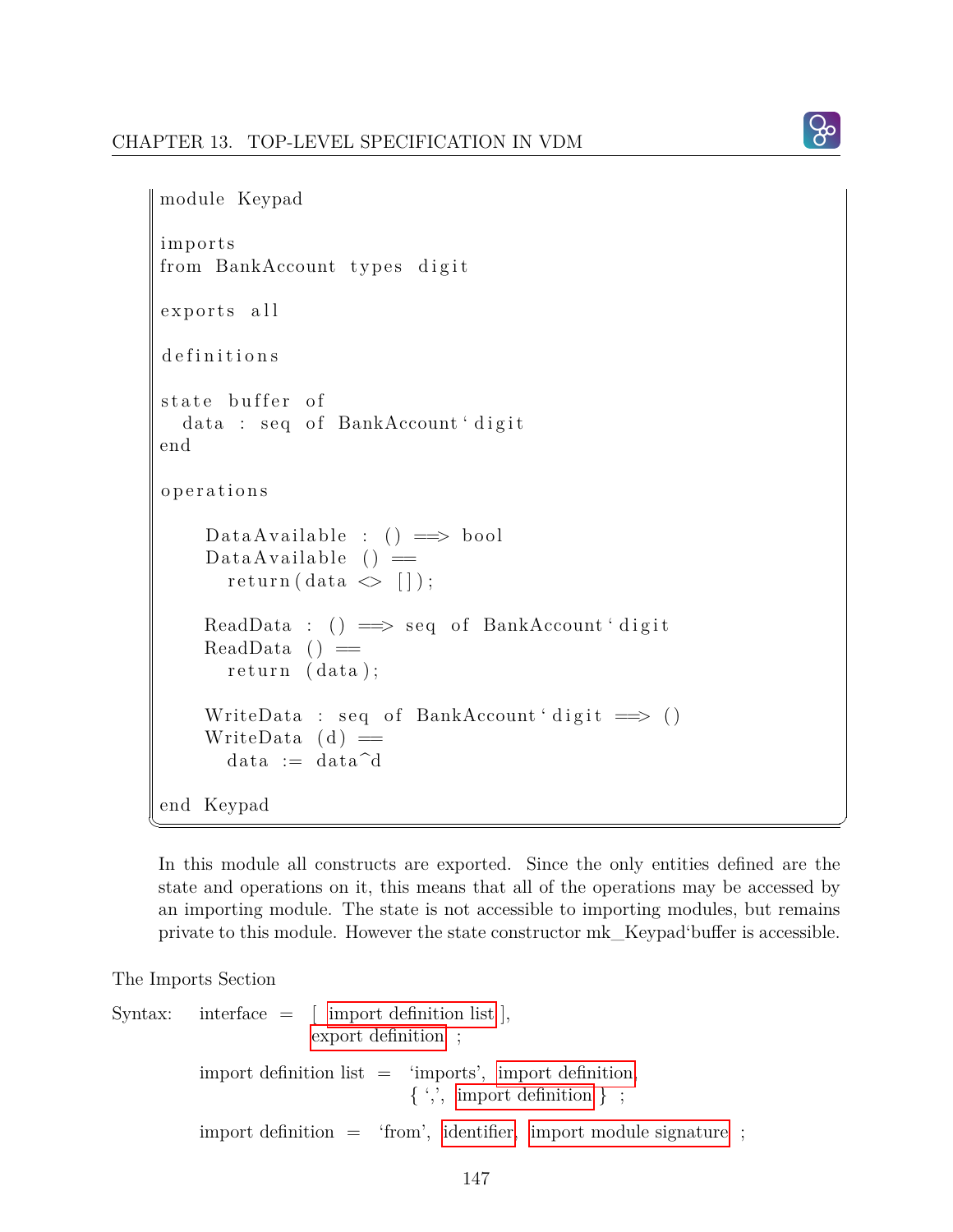```
module Keypad

imports
from BankAccount types digit

exports all

definitions

state buffer of
  data : seq of BankAccount`digit
end

operations

    DataAvailable : () ==> bool
    DataAvailable () ==
      return(data <> []);

    ReadData : () ==> seq of BankAccount`digit
    ReadData () ==
      return (data);

    WriteData : seq of BankAccount`digit ==> ()
    WriteData (d) ==
      data := data^d

end Keypad
```

In this module all constructs are exported. Since the only entities defined are the state and operations on it, this means that all of the operations may be accessed by an importing module. The state is not accessible to importing modules, but remains private to this module. However the state constructor mk_Keypad`buffer is accessible.

The Imports Section

Syntax: interface = [ import definition list ],
export definition ;

import definition list = 'imports', import definition,
{ ',', import definition } ;

import definition = 'from', identifier, import module signature ;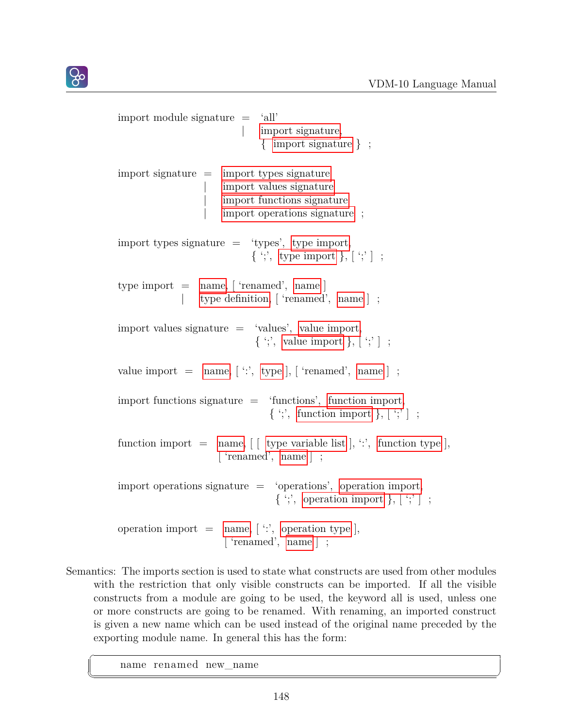```
import module signature = 'all'
                        | import signature,
                          { import signature } ;

import signature = import types signature
                 | import values signature
                 | import functions signature
                 | import operations signature ;

import types signature = 'types', type import,
                         { ';', type import }, [ ';' ] ;

type import = name, [ 'renamed', name ]
            | type definition, [ 'renamed', name ] ;

import values signature = 'values', value import,
                          { ';', value import }, [ ';' ] ;

value import = name, [ ':', type ], [ 'renamed', name ] ;

import functions signature = 'functions', function import,
                             { ';', function import }, [ ';' ] ;

function import = name, [ [ type variable list ], ':', function type ],
                  [ 'renamed', name ] ;

import operations signature = 'operations', operation import,
                              { ';', operation import }, [ ';' ] ;

operation import = name, [ ':', operation type ],
                   [ 'renamed', name ] ;
```

Semantics: The imports section is used to state what constructs are used from other modules with the restriction that only visible constructs can be imported. If all the visible constructs from a module are going to be used, the keyword all is used, unless one or more constructs are going to be renamed. With renaming, an imported construct is given a new name which can be used instead of the original name preceded by the exporting module name. In general this has the form:

```
name renamed new_name
```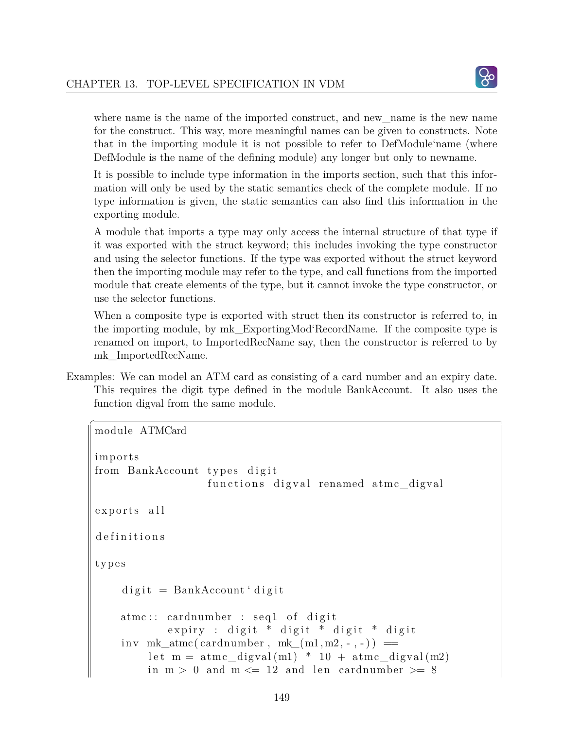where name is the name of the imported construct, and new_name is the new name for the construct. This way, more meaningful names can be given to constructs. Note that in the importing module it is not possible to refer to DefModule‘name (where DefModule is the name of the defining module) any longer but only to newname.

It is possible to include type information in the imports section, such that this information will only be used by the static semantics check of the complete module. If no type information is given, the static semantics can also find this information in the exporting module.

A module that imports a type may only access the internal structure of that type if it was exported with the struct keyword; this includes invoking the type constructor and using the selector functions. If the type was exported without the struct keyword then the importing module may refer to the type, and call functions from the imported module that create elements of the type, but it cannot invoke the type constructor, or use the selector functions.

When a composite type is exported with struct then its constructor is referred to, in the importing module, by mk_ExportingMod‘RecordName. If the composite type is renamed on import, to ImportedRecName say, then the constructor is referred to by mk_ImportedRecName.

Examples: We can model an ATM card as consisting of a card number and an expiry date. This requires the digit type defined in the module BankAccount. It also uses the function digval from the same module.

```
module ATMCard

imports
from BankAccount types digit
                 functions digval renamed atmc_digval

exports all

definitions

types

    digit = BankAccount`digit

    atmc:: cardnumber : seq1 of digit
           expiry : digit * digit * digit * digit
    inv mk_atmc(cardnumber, mk_(m1,m2,-,-)) ==
        let m = atmc_digval(m1) * 10 + atmc_digval(m2)
        in m > 0 and m <= 12 and len cardnumber >= 8
```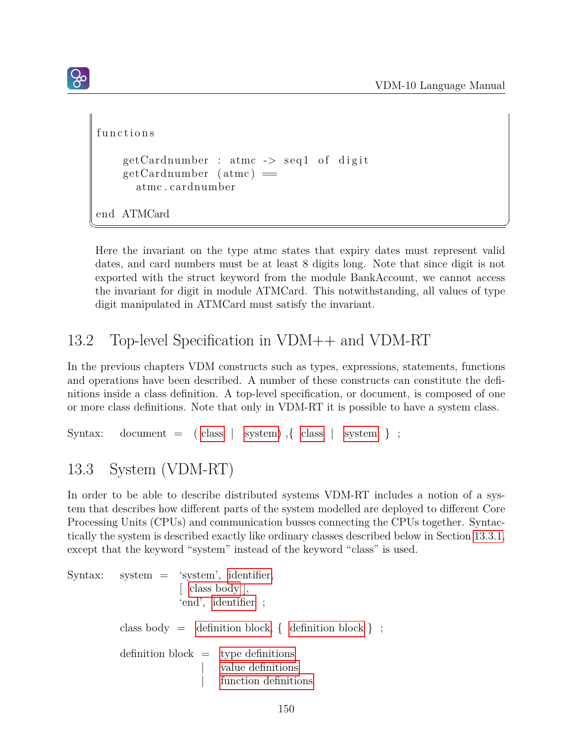```
functions

    getCardnumber : atmc -> seq1 of digit
    getCardnumber (atmc) ==
      atmc.cardnumber

end ATMCard
```

Here the invariant on the type atmc states that expiry dates must represent valid dates, and card numbers must be at least 8 digits long. Note that since digit is not exported with the struct keyword from the module BankAccount, we cannot access the invariant for digit in module ATMCard. This notwithstanding, all values of type digit manipulated in ATMCard must satisfy the invariant.

## 13.2 Top-level Specification in VDM++ and VDM-RT

In the previous chapters VDM constructs such as types, expressions, statements, functions and operations have been described. A number of these constructs can constitute the definitions inside a class definition. A top-level specification, or document, is composed of one or more class definitions. Note that only in VDM-RT it is possible to have a system class.

Syntax: document = ( class | system) ,{ class | system } ;

## 13.3 System (VDM-RT)

In order to be able to describe distributed systems VDM-RT includes a notion of a system that describes how different parts of the system modelled are deployed to different Core Processing Units (CPUs) and communication busses connecting the CPUs together. Syntactically the system is described exactly like ordinary classes described below in Section 13.3.1, except that the keyword "system" instead of the keyword "class" is used.

Syntax: system = 'system', identifier,
 [ class body ],
 'end', identifier ;

class body = definition block, { definition block } ;

definition block = type definitions
 | value definitions
 | function definitions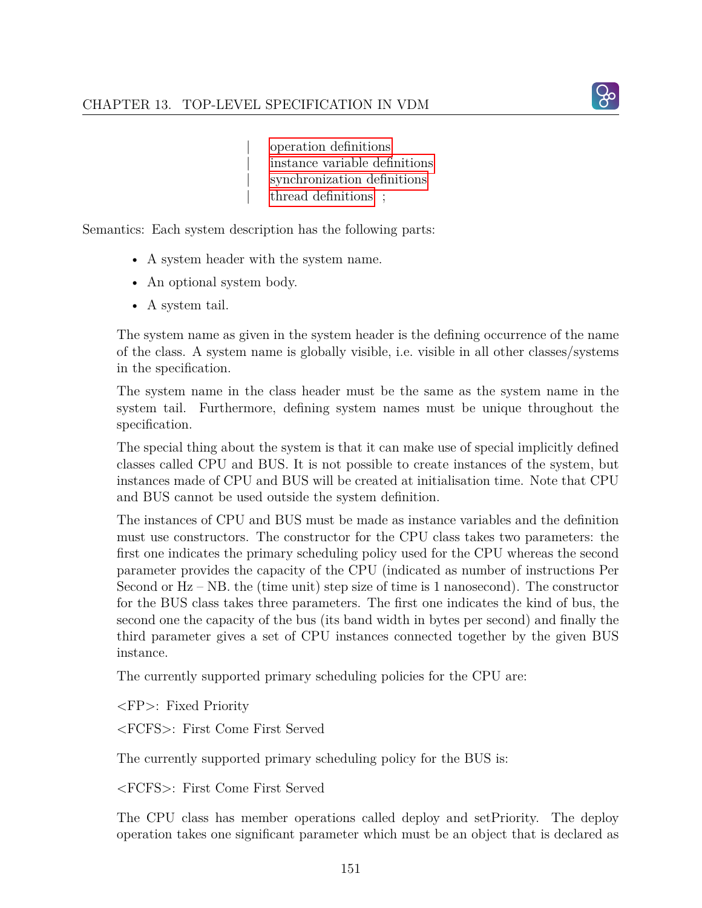```
        | operation definitions
        | instance variable definitions
        | synchronization definitions
        | thread definitions ;
```

Semantics: Each system description has the following parts:

- A system header with the system name.
- An optional system body.
- A system tail.

The system name as given in the system header is the defining occurrence of the name of the class. A system name is globally visible, i.e. visible in all other classes/systems in the specification.

The system name in the class header must be the same as the system name in the system tail. Furthermore, defining system names must be unique throughout the specification.

The special thing about the system is that it can make use of special implicitly defined classes called CPU and BUS. It is not possible to create instances of the system, but instances made of CPU and BUS will be created at initialisation time. Note that CPU and BUS cannot be used outside the system definition.

The instances of CPU and BUS must be made as instance variables and the definition must use constructors. The constructor for the CPU class takes two parameters: the first one indicates the primary scheduling policy used for the CPU whereas the second parameter provides the capacity of the CPU (indicated as number of instructions Per Second or Hz – NB. the (time unit) step size of time is 1 nanosecond). The constructor for the BUS class takes three parameters. The first one indicates the kind of bus, the second one the capacity of the bus (its band width in bytes per second) and finally the third parameter gives a set of CPU instances connected together by the given BUS instance.

The currently supported primary scheduling policies for the CPU are:

<FP>: Fixed Priority

<FCFS>: First Come First Served

The currently supported primary scheduling policy for the BUS is:

<FCFS>: First Come First Served

The CPU class has member operations called deploy and setPriority. The deploy operation takes one significant parameter which must be an object that is declared as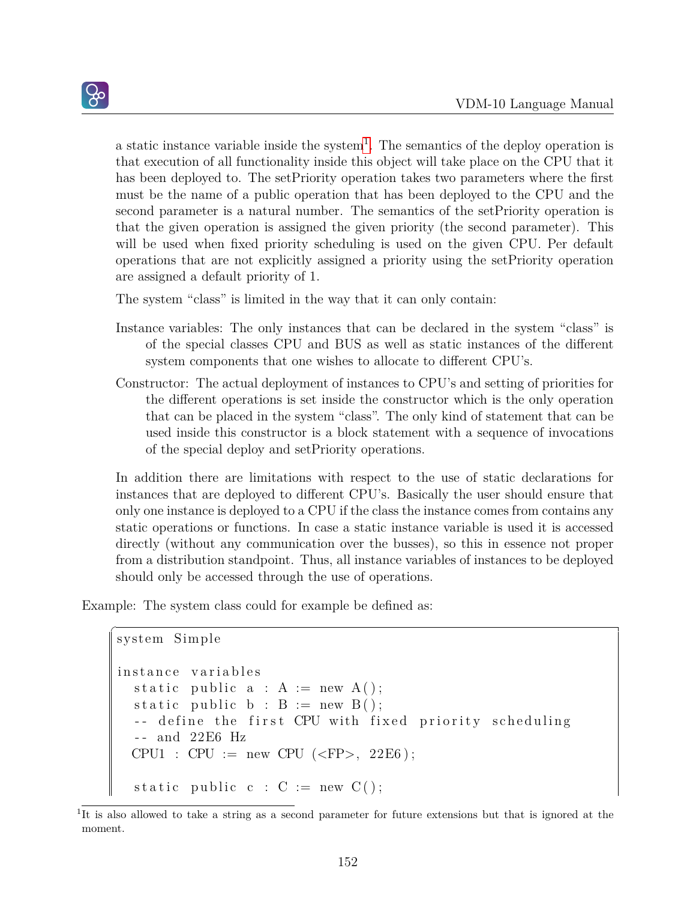a static instance variable inside the system[1]. The semantics of the deploy operation is that execution of all functionality inside this object will take place on the CPU that it has been deployed to. The setPriority operation takes two parameters where the first must be the name of a public operation that has been deployed to the CPU and the second parameter is a natural number. The semantics of the setPriority operation is that the given operation is assigned the given priority (the second parameter). This will be used when fixed priority scheduling is used on the given CPU. Per default operations that are not explicitly assigned a priority using the setPriority operation are assigned a default priority of 1.

The system "class" is limited in the way that it can only contain:

Instance variables: The only instances that can be declared in the system "class" is of the special classes CPU and BUS as well as static instances of the different system components that one wishes to allocate to different CPU's.

Constructor: The actual deployment of instances to CPU's and setting of priorities for the different operations is set inside the constructor which is the only operation that can be placed in the system "class". The only kind of statement that can be used inside this constructor is a block statement with a sequence of invocations of the special deploy and setPriority operations.

In addition there are limitations with respect to the use of static declarations for instances that are deployed to different CPU's. Basically the user should ensure that only one instance is deployed to a CPU if the class the instance comes from contains any static operations or functions. In case a static instance variable is used it is accessed directly (without any communication over the busses), so this in essence not proper from a distribution standpoint. Thus, all instance variables of instances to be deployed should only be accessed through the use of operations.

Example: The system class could for example be defined as:

```
system Simple

instance variables
  static public a : A := new A();
  static public b : B := new B();
  -- define the first CPU with fixed priority scheduling
  -- and 22E6 Hz
  CPU1 : CPU := new CPU (<FP>, 22E6);

  static public c : C := new C();
```

[1] It is also allowed to take a string as a second parameter for future extensions but that is ignored at the moment.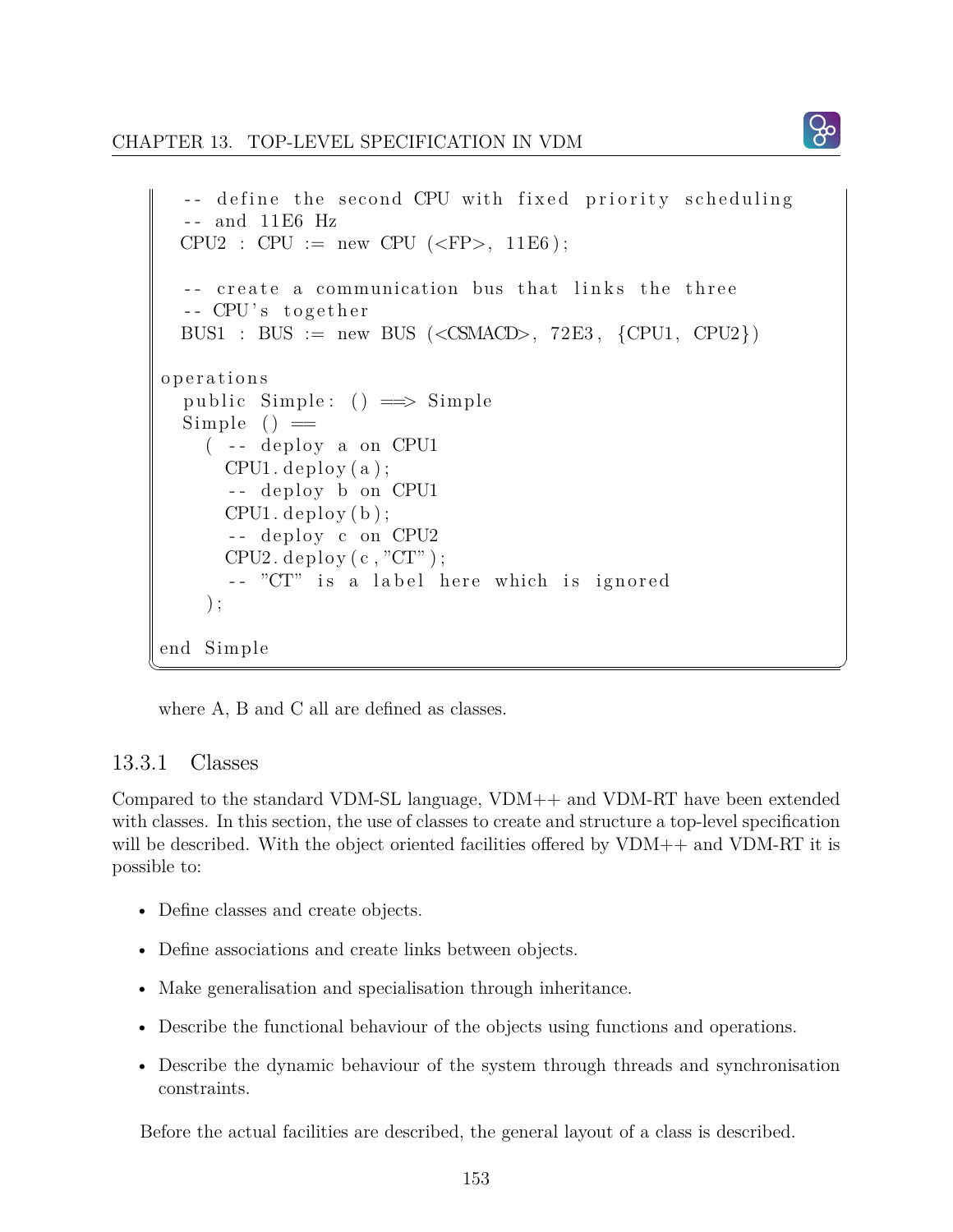```
  -- define the second CPU with fixed priority scheduling
  -- and 11E6 Hz
  CPU2 : CPU := new CPU (<FP>, 11E6);

  -- create a communication bus that links the three
  -- CPU's together
  BUS1 : BUS := new BUS (<CSMACD>, 72E3, {CPU1, CPU2})

operations
  public Simple: () ==> Simple
  Simple () ==
    ( -- deploy a on CPU1
      CPU1.deploy(a);
      -- deploy b on CPU1
      CPU1.deploy(b);
      -- deploy c on CPU2
      CPU2.deploy(c,"CT");
      -- "CT" is a label here which is ignored
    );

end Simple
```

where A, B and C all are defined as classes.

### 13.3.1 Classes

Compared to the standard VDM-SL language, VDM++ and VDM-RT have been extended with classes. In this section, the use of classes to create and structure a top-level specification will be described. With the object oriented facilities offered by VDM++ and VDM-RT it is possible to:

- Define classes and create objects.
- Define associations and create links between objects.
- Make generalisation and specialisation through inheritance.
- Describe the functional behaviour of the objects using functions and operations.
- Describe the dynamic behaviour of the system through threads and synchronisation constraints.

Before the actual facilities are described, the general layout of a class is described.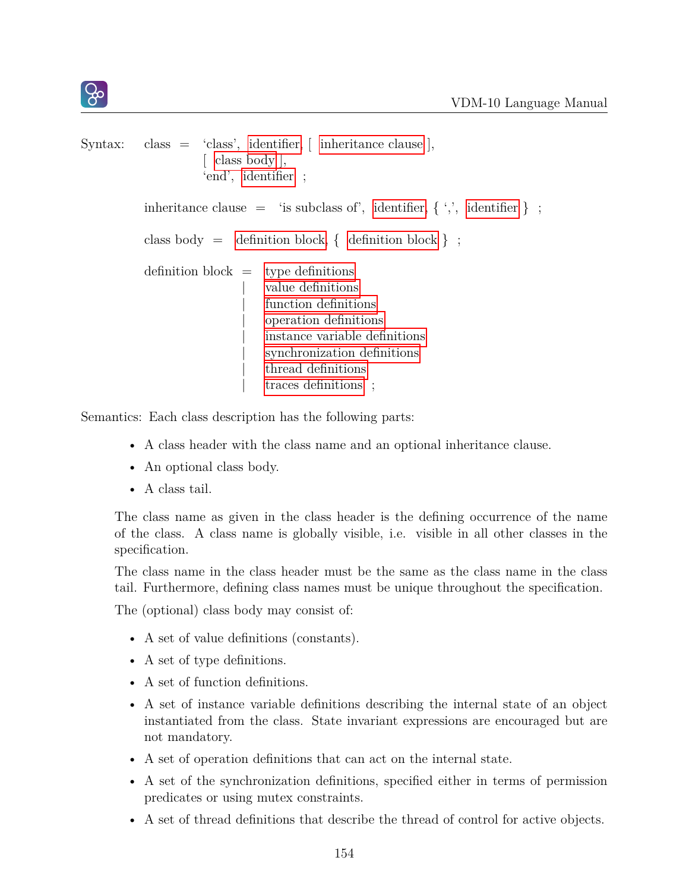Syntax:

```
class = 'class', identifier, [ inheritance clause ],
        [ class body ],
        'end', identifier ;

inheritance clause = 'is subclass of', identifier, { ',', identifier } ;

class body = definition block, { definition block } ;

definition block = type definitions
                 | value definitions
                 | function definitions
                 | operation definitions
                 | instance variable definitions
                 | synchronization definitions
                 | thread definitions
                 | traces definitions ;
```

Semantics: Each class description has the following parts:

- A class header with the class name and an optional inheritance clause.
- An optional class body.
- A class tail.

The class name as given in the class header is the defining occurrence of the name of the class. A class name is globally visible, i.e. visible in all other classes in the specification.

The class name in the class header must be the same as the class name in the class tail. Furthermore, defining class names must be unique throughout the specification.

The (optional) class body may consist of:

- A set of value definitions (constants).
- A set of type definitions.
- A set of function definitions.
- A set of instance variable definitions describing the internal state of an object instantiated from the class. State invariant expressions are encouraged but are not mandatory.
- A set of operation definitions that can act on the internal state.
- A set of the synchronization definitions, specified either in terms of permission predicates or using mutex constraints.
- A set of thread definitions that describe the thread of control for active objects.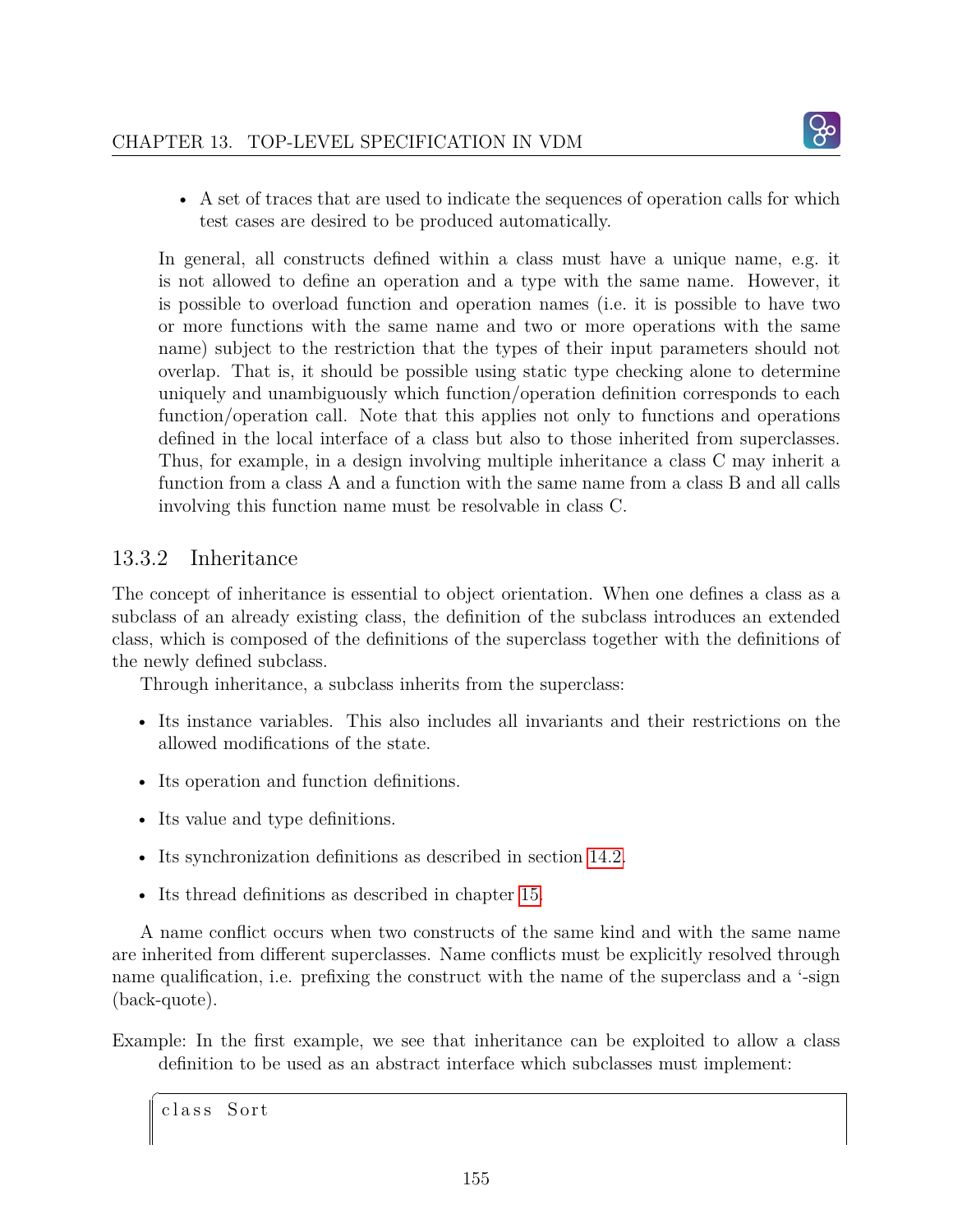- A set of traces that are used to indicate the sequences of operation calls for which test cases are desired to be produced automatically.

In general, all constructs defined within a class must have a unique name, e.g. it is not allowed to define an operation and a type with the same name. However, it is possible to overload function and operation names (i.e. it is possible to have two or more functions with the same name and two or more operations with the same name) subject to the restriction that the types of their input parameters should not overlap. That is, it should be possible using static type checking alone to determine uniquely and unambiguously which function/operation definition corresponds to each function/operation call. Note that this applies not only to functions and operations defined in the local interface of a class but also to those inherited from superclasses. Thus, for example, in a design involving multiple inheritance a class C may inherit a function from a class A and a function with the same name from a class B and all calls involving this function name must be resolvable in class C.

### 13.3.2 Inheritance

The concept of inheritance is essential to object orientation. When one defines a class as a subclass of an already existing class, the definition of the subclass introduces an extended class, which is composed of the definitions of the superclass together with the definitions of the newly defined subclass.

Through inheritance, a subclass inherits from the superclass:

- Its instance variables. This also includes all invariants and their restrictions on the allowed modifications of the state.
- Its operation and function definitions.
- Its value and type definitions.
- Its synchronization definitions as described in section 14.2.
- Its thread definitions as described in chapter 15.

A name conflict occurs when two constructs of the same kind and with the same name are inherited from different superclasses. Name conflicts must be explicitly resolved through name qualification, i.e. prefixing the construct with the name of the superclass and a `-sign (back-quote).

Example: In the first example, we see that inheritance can be exploited to allow a class definition to be used as an abstract interface which subclasses must implement:

```
class Sort
```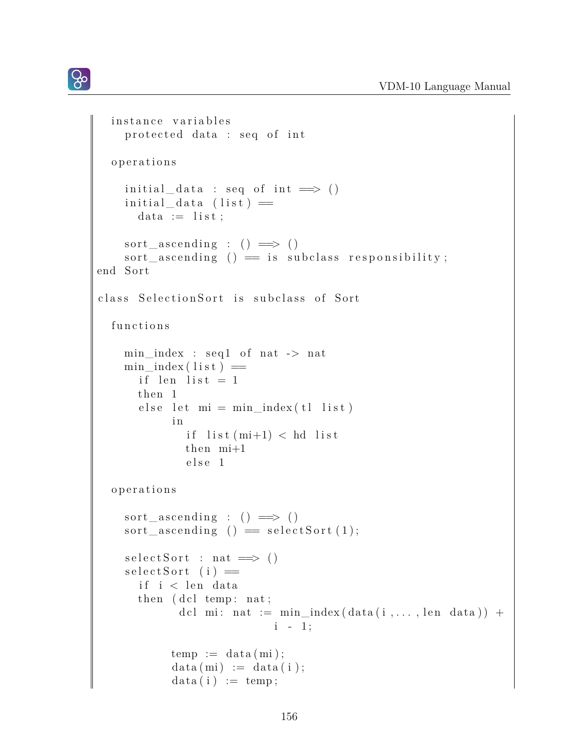```
  instance variables
    protected data : seq of int

  operations

    initial_data : seq of int ==> ()
    initial_data (list) ==
      data := list;

    sort_ascending : () ==> ()
    sort_ascending () == is subclass responsibility;
end Sort

class SelectionSort is subclass of Sort

  functions

    min_index : seq1 of nat -> nat
    min_index(list) ==
      if len list = 1
      then 1
      else let mi = min_index(tl list)
           in
             if list(mi+1) < hd list
             then mi+1
             else 1

  operations

    sort_ascending : () ==> ()
    sort_ascending () == selectSort(1);

    selectSort : nat ==> ()
    selectSort (i) ==
      if i < len data
      then (dcl temp: nat;
            dcl mi: nat := min_index(data(i,...,len data)) +
                           i - 1;

           temp := data(mi);
           data(mi) := data(i);
           data(i) := temp;
```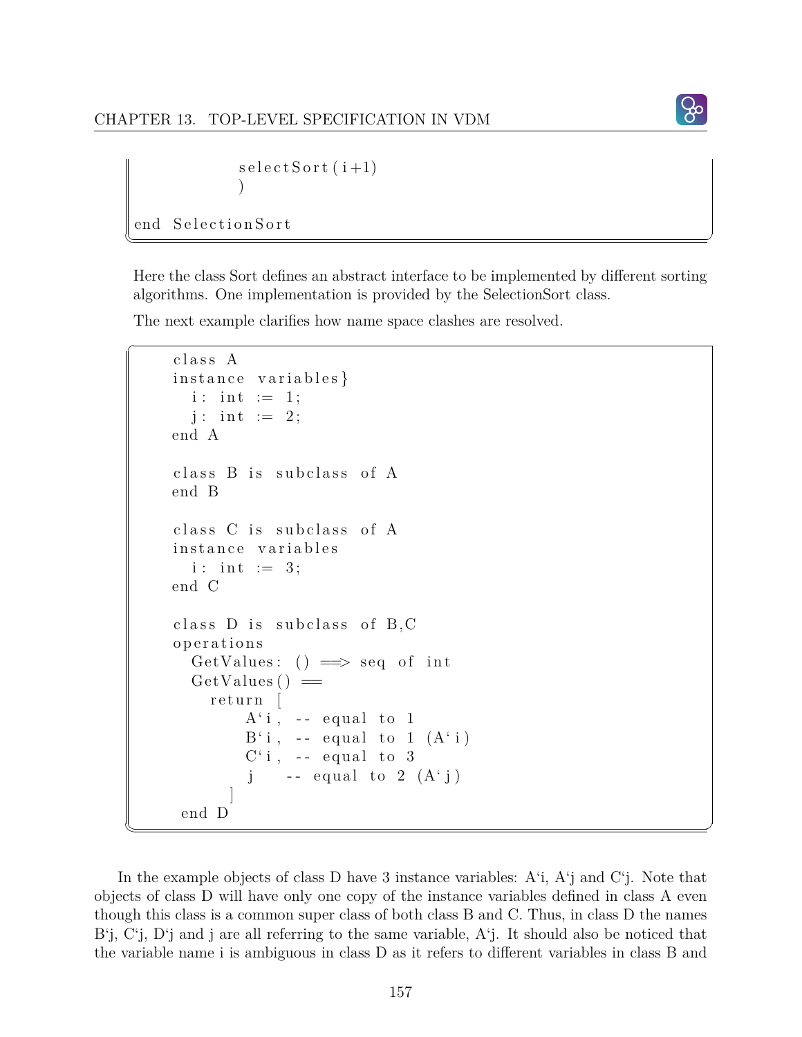```
            selectSort(i+1)
            )

end SelectionSort
```

Here the class Sort defines an abstract interface to be implemented by different sorting algorithms. One implementation is provided by the SelectionSort class.

The next example clarifies how name space clashes are resolved.

```
class A
instance variables}
  i: int := 1;
  j: int := 2;
end A

class B is subclass of A
end B

class C is subclass of A
instance variables
  i: int := 3;
end C

class D is subclass of B,C
operations
  GetValues: () ==> seq of int
  GetValues() ==
    return [
        A`i, -- equal to 1
        B`i, -- equal to 1 (A`i)
        C`i, -- equal to 3
        j    -- equal to 2 (A`j)
      ]
 end D
```

In the example objects of class D have 3 instance variables: A‘i, A‘j and C‘j. Note that objects of class D will have only one copy of the instance variables defined in class A even though this class is a common super class of both class B and C. Thus, in class D the names B‘j, C‘j, D‘j and j are all referring to the same variable, A‘j. It should also be noticed that the variable name i is ambiguous in class D as it refers to different variables in class B and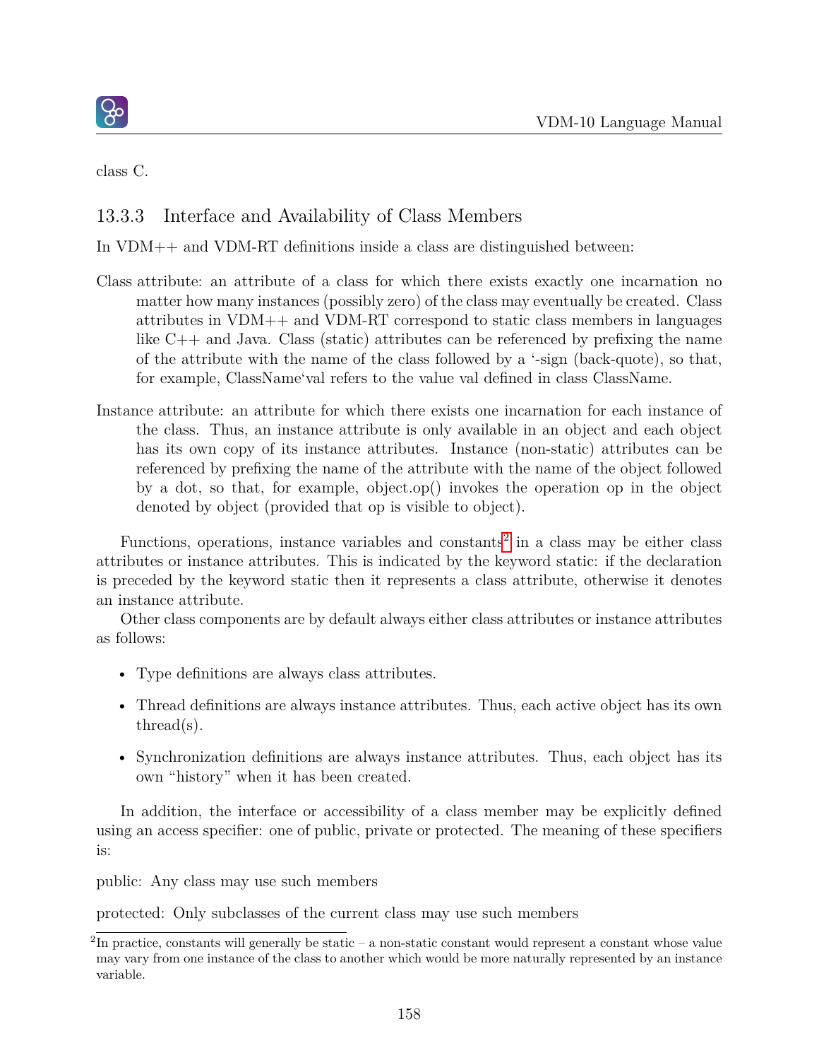class C.

### 13.3.3 Interface and Availability of Class Members

In VDM++ and VDM-RT definitions inside a class are distinguished between:

Class attribute: an attribute of a class for which there exists exactly one incarnation no matter how many instances (possibly zero) of the class may eventually be created. Class attributes in VDM++ and VDM-RT correspond to static class members in languages like C++ and Java. Class (static) attributes can be referenced by prefixing the name of the attribute with the name of the class followed by a '-sign (back-quote), so that, for example, ClassName`val refers to the value val defined in class ClassName.

Instance attribute: an attribute for which there exists one incarnation for each instance of the class. Thus, an instance attribute is only available in an object and each object has its own copy of its instance attributes. Instance (non-static) attributes can be referenced by prefixing the name of the attribute with the name of the object followed by a dot, so that, for example, object.op() invokes the operation op in the object denoted by object (provided that op is visible to object).

Functions, operations, instance variables and constants[2] in a class may be either class attributes or instance attributes. This is indicated by the keyword static: if the declaration is preceded by the keyword static then it represents a class attribute, otherwise it denotes an instance attribute.

Other class components are by default always either class attributes or instance attributes as follows:

- Type definitions are always class attributes.
- Thread definitions are always instance attributes. Thus, each active object has its own thread(s).
- Synchronization definitions are always instance attributes. Thus, each object has its own "history" when it has been created.

In addition, the interface or accessibility of a class member may be explicitly defined using an access specifier: one of public, private or protected. The meaning of these specifiers is:

public: Any class may use such members

protected: Only subclasses of the current class may use such members

[2] In practice, constants will generally be static – a non-static constant would represent a constant whose value may vary from one instance of the class to another which would be more naturally represented by an instance variable.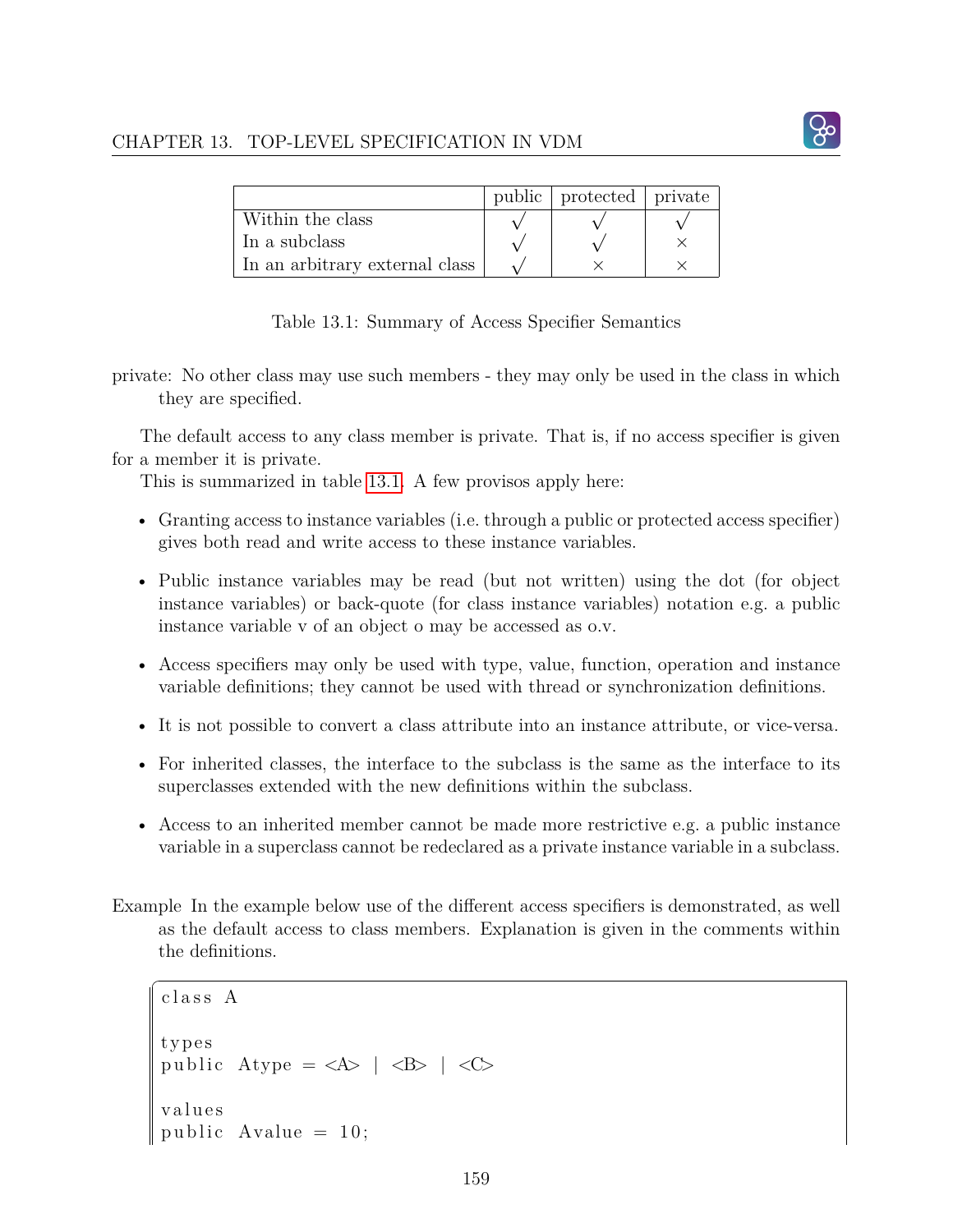|  | public | protected | private |
|---|---|---|---|
| Within the class | √ | √ | √ |
| In a subclass | √ | √ | × |
| In an arbitrary external class | √ | × | × |

Table 13.1: Summary of Access Specifier Semantics

private: No other class may use such members - they may only be used in the class in which they are specified.

The default access to any class member is private. That is, if no access specifier is given for a member it is private.

This is summarized in table 13.1. A few provisos apply here:

- Granting access to instance variables (i.e. through a public or protected access specifier) gives both read and write access to these instance variables.
- Public instance variables may be read (but not written) using the dot (for object instance variables) or back-quote (for class instance variables) notation e.g. a public instance variable v of an object o may be accessed as o.v.
- Access specifiers may only be used with type, value, function, operation and instance variable definitions; they cannot be used with thread or synchronization definitions.
- It is not possible to convert a class attribute into an instance attribute, or vice-versa.
- For inherited classes, the interface to the subclass is the same as the interface to its superclasses extended with the new definitions within the subclass.
- Access to an inherited member cannot be made more restrictive e.g. a public instance variable in a superclass cannot be redeclared as a private instance variable in a subclass.

Example In the example below use of the different access specifiers is demonstrated, as well as the default access to class members. Explanation is given in the comments within the definitions.

```
class A

types
public Atype = <A> | <B> | <C>

values
public Avalue = 10;
```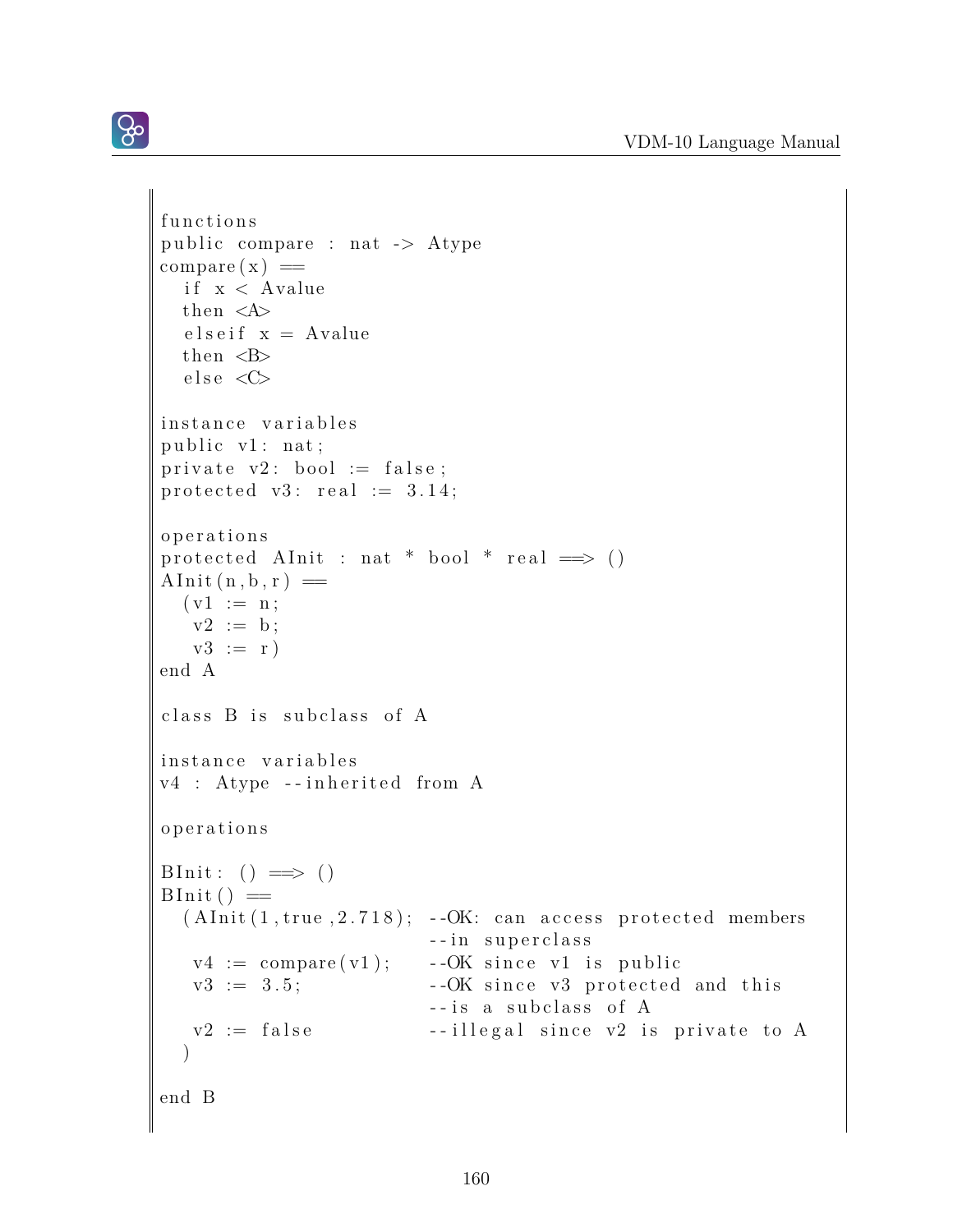```
functions
public compare : nat -> Atype
compare(x) ==
  if x < Avalue
  then <A>
  elseif x = Avalue
  then <B>
  else <C>

instance variables
public v1: nat;
private v2: bool := false;
protected v3: real := 3.14;

operations
protected AInit : nat * bool * real ==> ()
AInit(n,b,r) ==
  (v1 := n;
   v2 := b;
   v3 := r)
end A

class B is subclass of A

instance variables
v4 : Atype --inherited from A

operations

BInit: () ==> ()
BInit() ==
  (AInit(1,true,2.718); --OK: can access protected members
                         --in superclass
   v4 := compare(v1);    --OK since v1 is public
   v3 := 3.5;            --OK since v3 protected and this
                         --is a subclass of A
   v2 := false           --illegal since v2 is private to A
  )

end B
```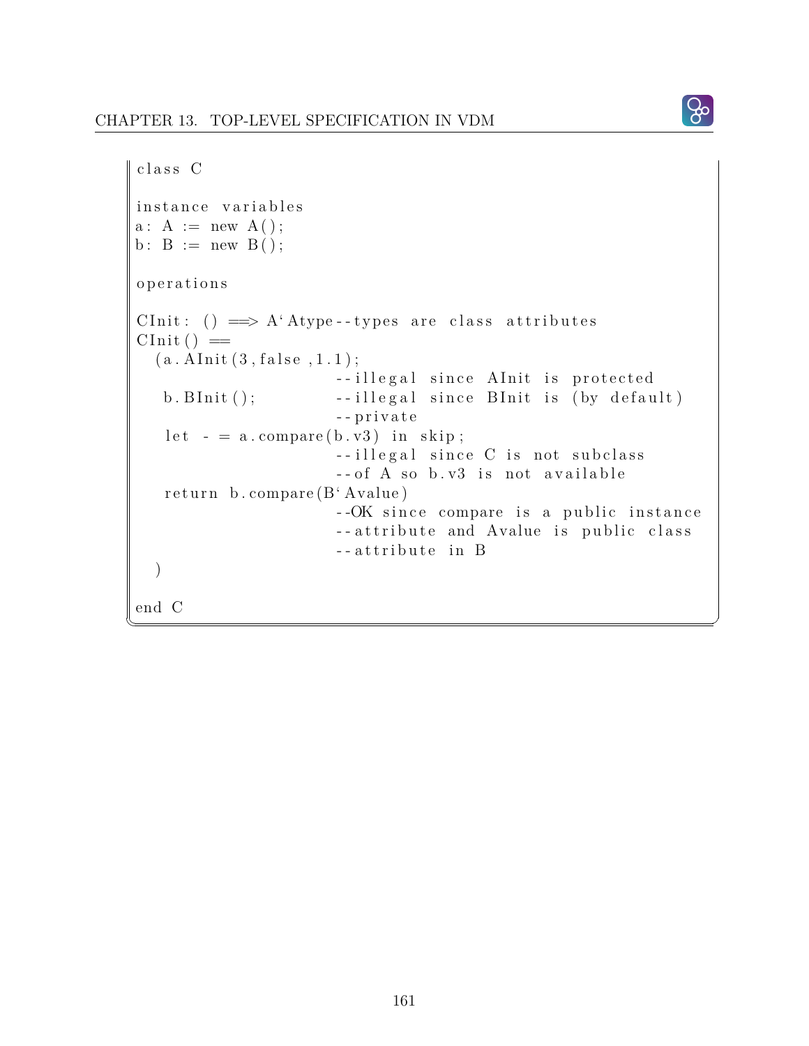```
class C

instance variables
a: A := new A();
b: B := new B();

operations

CInit: () ==> A`Atype--types are class attributes
CInit() ==
  (a.AInit(3,false,1.1);
                      --illegal since AInit is protected
   b.BInit();         --illegal since BInit is (by default)
                      --private
   let - = a.compare(b.v3) in skip;
                      --illegal since C is not subclass
                      --of A so b.v3 is not available
   return b.compare(B`Avalue)
                      --OK since compare is a public instance
                      --attribute and Avalue is public class
                      --attribute in B
  )

end C
```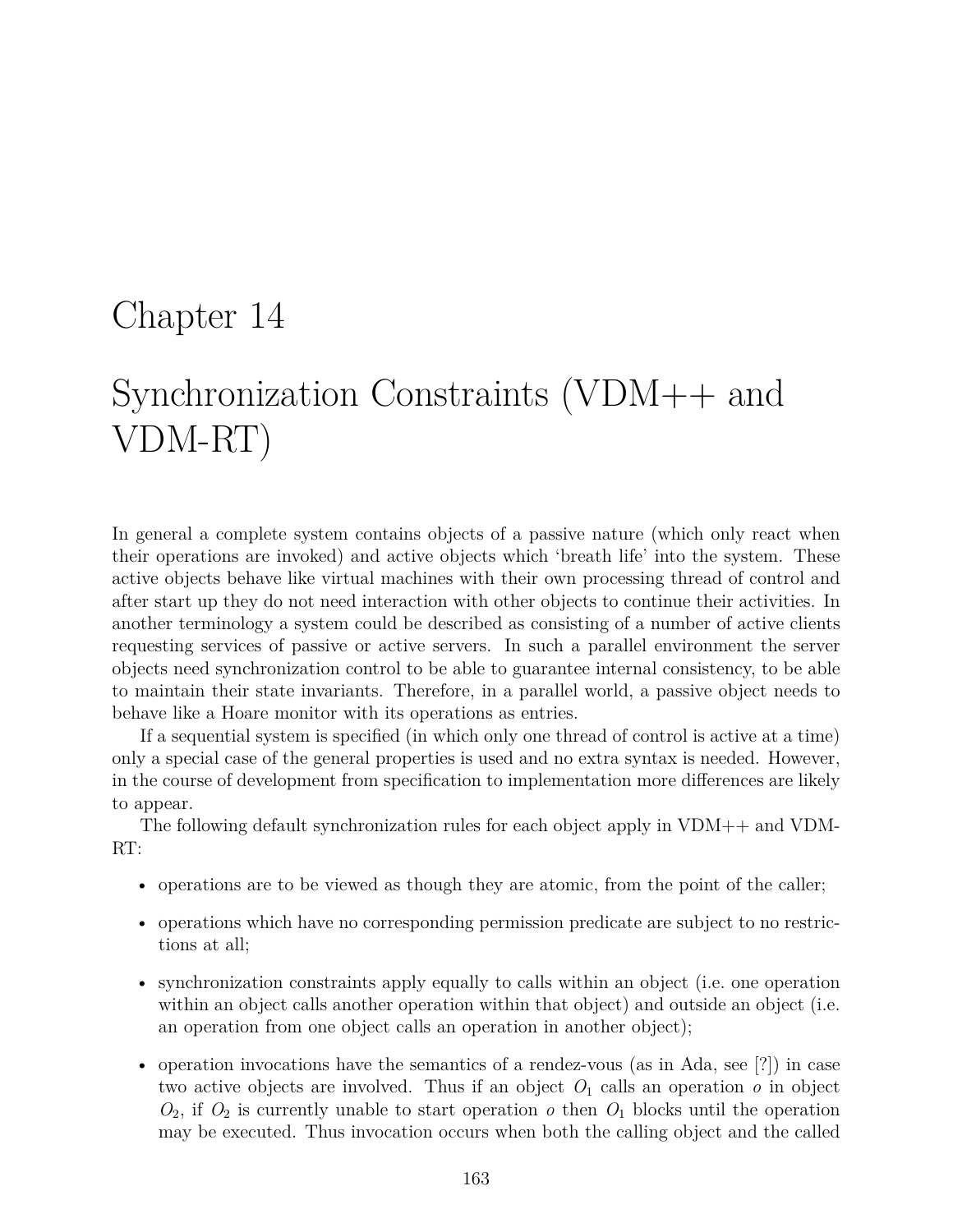# Chapter 14

# Synchronization Constraints (VDM++ and VDM-RT)

In general a complete system contains objects of a passive nature (which only react when their operations are invoked) and active objects which 'breath life' into the system. These active objects behave like virtual machines with their own processing thread of control and after start up they do not need interaction with other objects to continue their activities. In another terminology a system could be described as consisting of a number of active clients requesting services of passive or active servers. In such a parallel environment the server objects need synchronization control to be able to guarantee internal consistency, to be able to maintain their state invariants. Therefore, in a parallel world, a passive object needs to behave like a Hoare monitor with its operations as entries.

If a sequential system is specified (in which only one thread of control is active at a time) only a special case of the general properties is used and no extra syntax is needed. However, in the course of development from specification to implementation more differences are likely to appear.

The following default synchronization rules for each object apply in VDM++ and VDM-RT:

- operations are to be viewed as though they are atomic, from the point of the caller;
- operations which have no corresponding permission predicate are subject to no restrictions at all;
- synchronization constraints apply equally to calls within an object (i.e. one operation within an object calls another operation within that object) and outside an object (i.e. an operation from one object calls an operation in another object);
- operation invocations have the semantics of a rendez-vous (as in Ada, see [?]) in case two active objects are involved. Thus if an object $O_1$ calls an operation $o$ in object $O_2$, if $O_2$ is currently unable to start operation $o$ then $O_1$ blocks until the operation may be executed. Thus invocation occurs when both the calling object and the called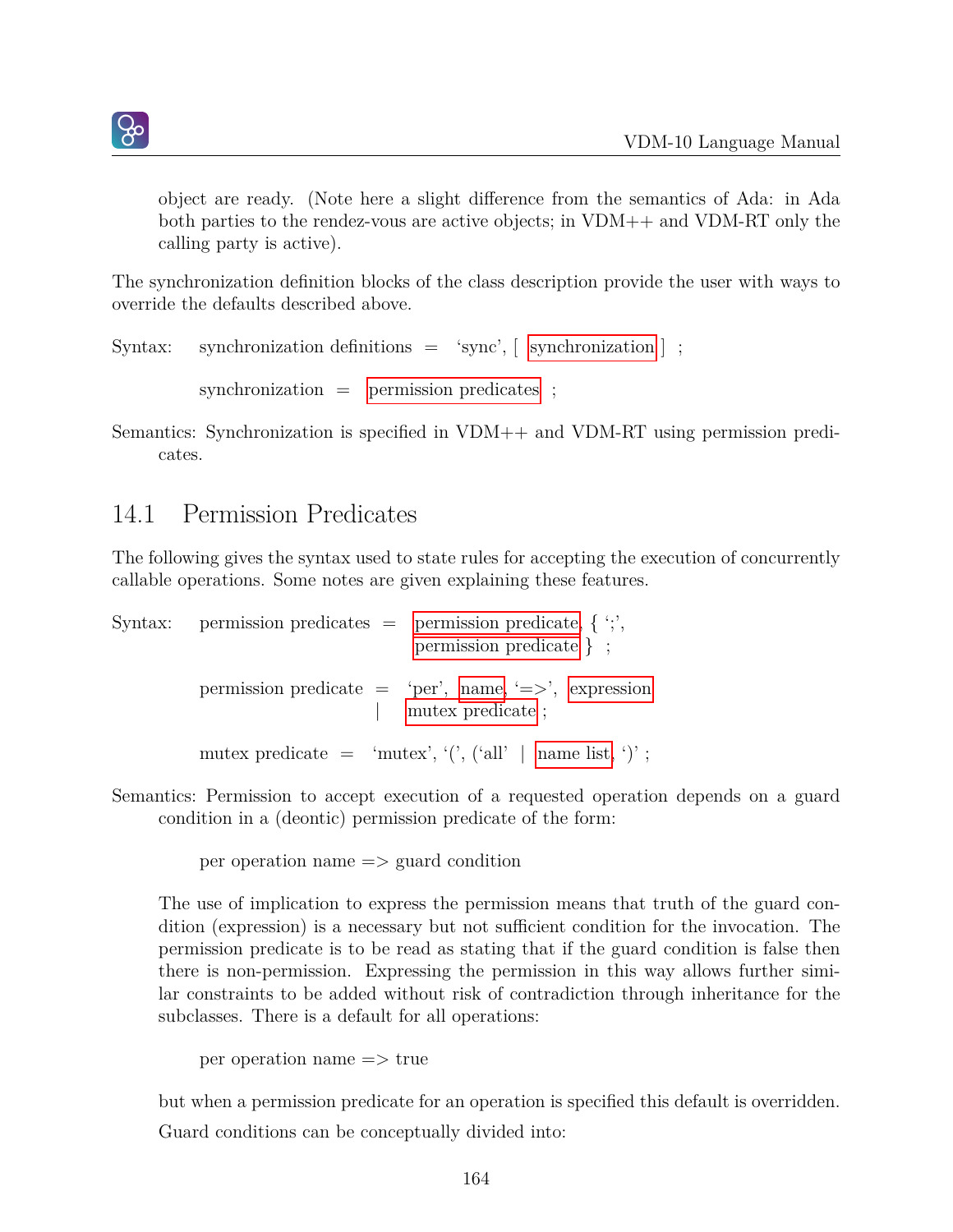object are ready. (Note here a slight difference from the semantics of Ada: in Ada both parties to the rendez-vous are active objects; in VDM++ and VDM-RT only the calling party is active).

The synchronization definition blocks of the class description provide the user with ways to override the defaults described above.

Syntax: synchronization definitions = 'sync', [ synchronization ] ;

synchronization = permission predicates ;

Semantics: Synchronization is specified in VDM++ and VDM-RT using permission predicates.

## 14.1 Permission Predicates

The following gives the syntax used to state rules for accepting the execution of concurrently callable operations. Some notes are given explaining these features.

Syntax: permission predicates = permission predicate, { ';', permission predicate } ;

permission predicate = 'per', name, '=>', expression
| mutex predicate ;

mutex predicate = 'mutex', '(', ('all' | name list, ')' ;

Semantics: Permission to accept execution of a requested operation depends on a guard condition in a (deontic) permission predicate of the form:

per operation name => guard condition

The use of implication to express the permission means that truth of the guard condition (expression) is a necessary but not sufficient condition for the invocation. The permission predicate is to be read as stating that if the guard condition is false then there is non-permission. Expressing the permission in this way allows further similar constraints to be added without risk of contradiction through inheritance for the subclasses. There is a default for all operations:

per operation name => true

but when a permission predicate for an operation is specified this default is overridden.

Guard conditions can be conceptually divided into: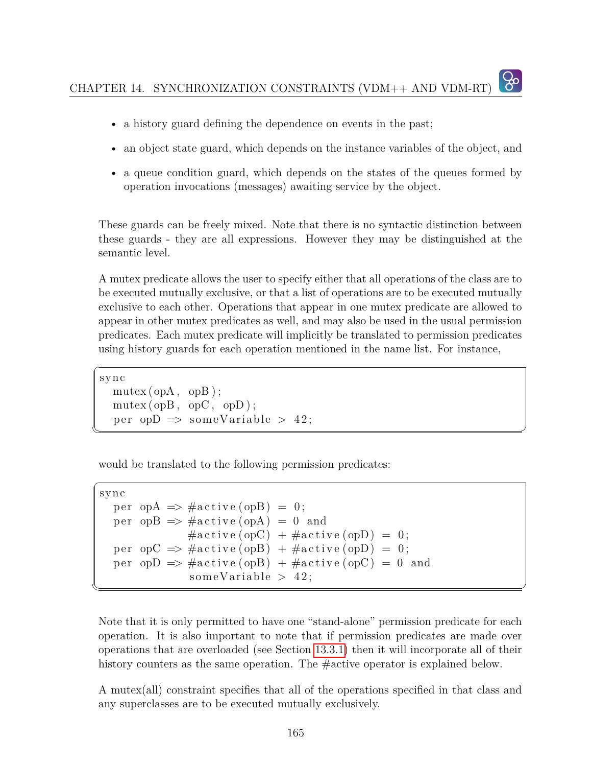- a history guard defining the dependence on events in the past;
- an object state guard, which depends on the instance variables of the object, and
- a queue condition guard, which depends on the states of the queues formed by operation invocations (messages) awaiting service by the object.

These guards can be freely mixed. Note that there is no syntactic distinction between these guards - they are all expressions. However they may be distinguished at the semantic level.

A mutex predicate allows the user to specify either that all operations of the class are to be executed mutually exclusive, or that a list of operations are to be executed mutually exclusive to each other. Operations that appear in one mutex predicate are allowed to appear in other mutex predicates as well, and may also be used in the usual permission predicates. Each mutex predicate will implicitly be translated to permission predicates using history guards for each operation mentioned in the name list. For instance,

```
sync
  mutex(opA, opB);
  mutex(opB, opC, opD);
  per opD => someVariable > 42;
```

would be translated to the following permission predicates:

```
sync
  per opA => #active(opB) = 0;
  per opB => #active(opA) = 0 and
             #active(opC) + #active(opD) = 0;
  per opC => #active(opB) + #active(opD) = 0;
  per opD => #active(opB) + #active(opC) = 0 and
             someVariable > 42;
```

Note that it is only permitted to have one "stand-alone" permission predicate for each operation. It is also important to note that if permission predicates are made over operations that are overloaded (see Section 13.3.1) then it will incorporate all of their history counters as the same operation. The #active operator is explained below.

A mutex(all) constraint specifies that all of the operations specified in that class and any superclasses are to be executed mutually exclusively.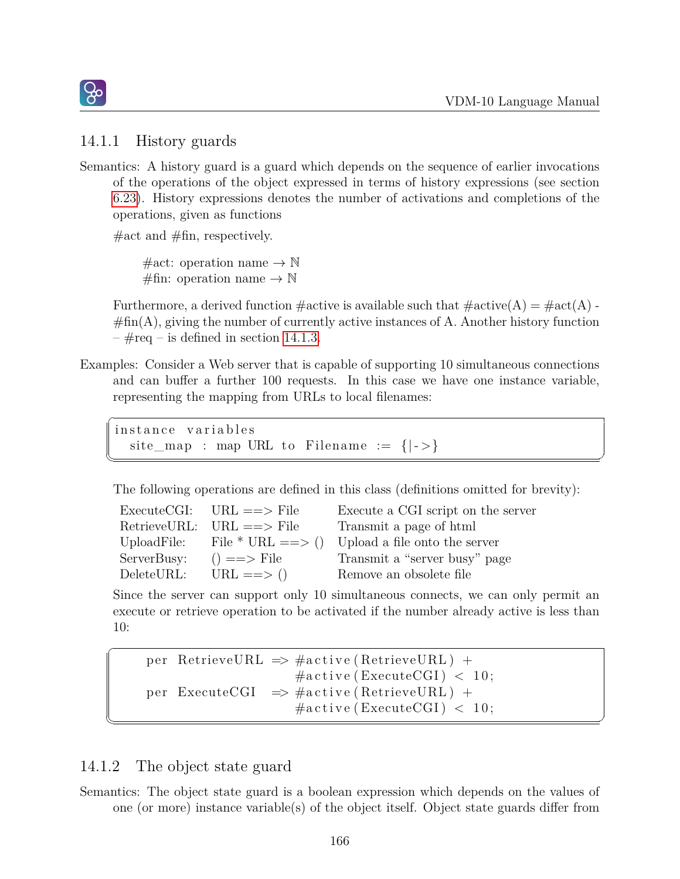### 14.1.1 History guards

Semantics: A history guard is a guard which depends on the sequence of earlier invocations of the operations of the object expressed in terms of history expressions (see section 6.23). History expressions denotes the number of activations and completions of the operations, given as functions

#act and #fin, respectively.

> #act: operation name $\rightarrow \mathbb{N}$
> #fin: operation name $\rightarrow \mathbb{N}$

Furthermore, a derived function #active is available such that #active(A) = #act(A) - #fin(A), giving the number of currently active instances of A. Another history function – #req – is defined in section 14.1.3.

Examples: Consider a Web server that is capable of supporting 10 simultaneous connections and can buffer a further 100 requests. In this case we have one instance variable, representing the mapping from URLs to local filenames:

```
instance variables
  site_map : map URL to Filename := {|->}
```

The following operations are defined in this class (definitions omitted for brevity):

| | | |
|---|---|---|
| ExecuteCGI: | URL ==> File | Execute a CGI script on the server |
| RetrieveURL: | URL ==> File | Transmit a page of html |
| UploadFile: | File * URL ==> () | Upload a file onto the server |
| ServerBusy: | () ==> File | Transmit a "server busy" page |
| DeleteURL: | URL ==> () | Remove an obsolete file |

Since the server can support only 10 simultaneous connects, we can only permit an execute or retrieve operation to be activated if the number already active is less than 10:

```
    per RetrieveURL => #active(RetrieveURL) +
                       #active(ExecuteCGI) < 10;
    per ExecuteCGI  => #active(RetrieveURL) +
                       #active(ExecuteCGI) < 10;
```

### 14.1.2 The object state guard

Semantics: The object state guard is a boolean expression which depends on the values of one (or more) instance variable(s) of the object itself. Object state guards differ from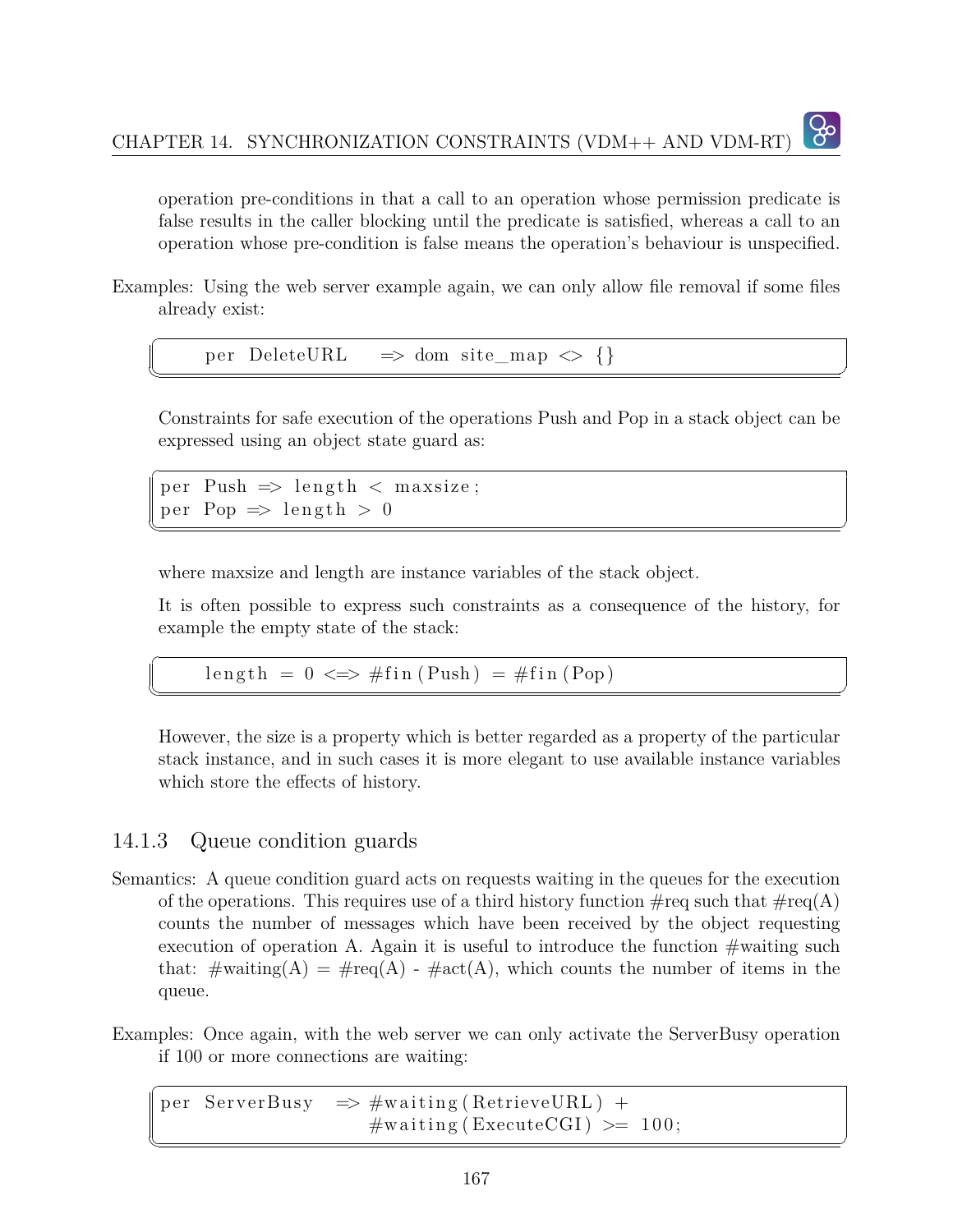operation pre-conditions in that a call to an operation whose permission predicate is false results in the caller blocking until the predicate is satisfied, whereas a call to an operation whose pre-condition is false means the operation's behaviour is unspecified.

Examples: Using the web server example again, we can only allow file removal if some files already exist:

```
    per DeleteURL   => dom site_map <> {}
```

Constraints for safe execution of the operations Push and Pop in a stack object can be expressed using an object state guard as:

```
per Push => length < maxsize;
per Pop => length > 0
```

where maxsize and length are instance variables of the stack object.

It is often possible to express such constraints as a consequence of the history, for example the empty state of the stack:

```
    length = 0 <=> #fin(Push) = #fin(Pop)
```

However, the size is a property which is better regarded as a property of the particular stack instance, and in such cases it is more elegant to use available instance variables which store the effects of history.

### 14.1.3 Queue condition guards

Semantics: A queue condition guard acts on requests waiting in the queues for the execution of the operations. This requires use of a third history function #req such that #req(A) counts the number of messages which have been received by the object requesting execution of operation A. Again it is useful to introduce the function #waiting such that: #waiting(A) = #req(A) - #act(A), which counts the number of items in the queue.

Examples: Once again, with the web server we can only activate the ServerBusy operation if 100 or more connections are waiting:

```
per ServerBusy  => #waiting(RetrieveURL) +
                   #waiting(ExecuteCGI) >= 100;
```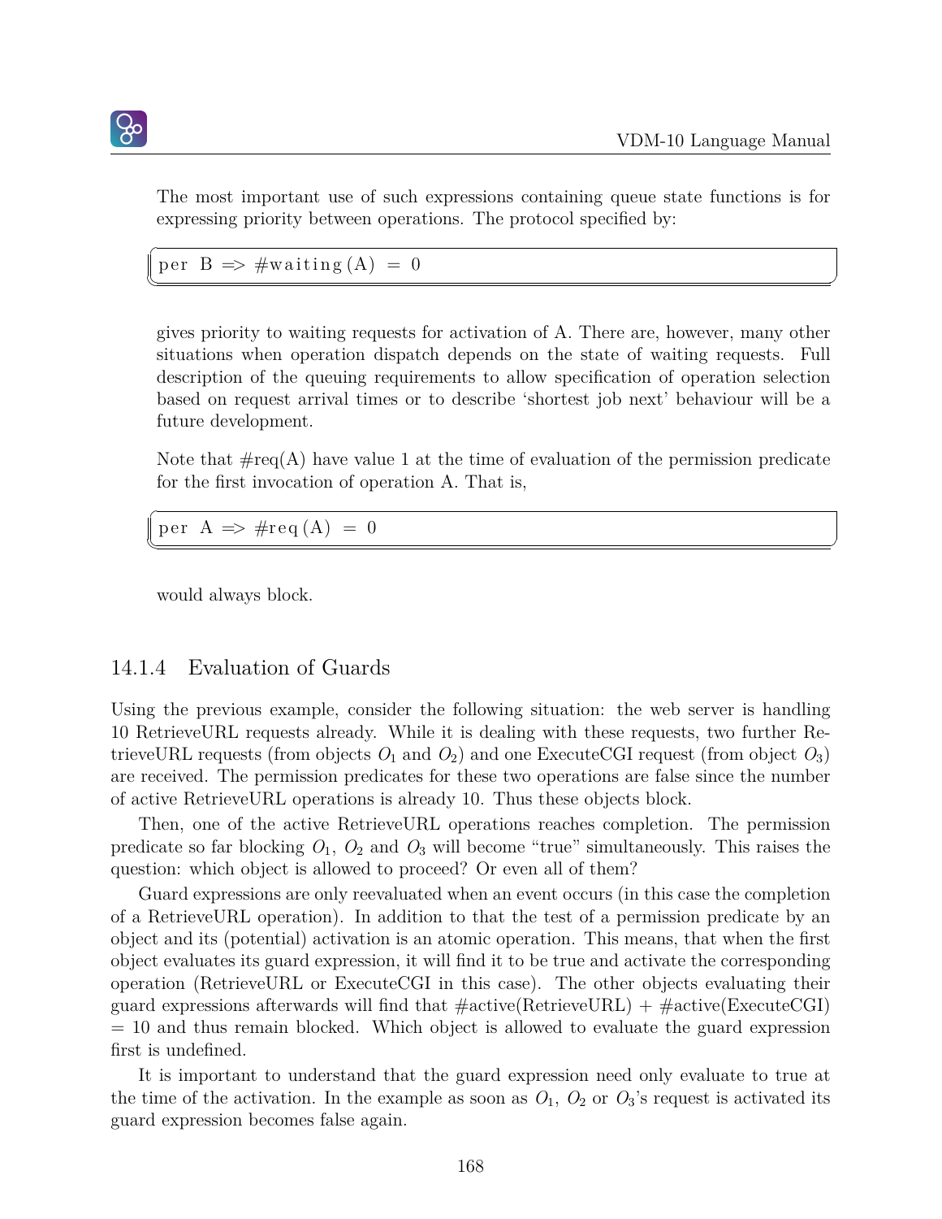The most important use of such expressions containing queue state functions is for expressing priority between operations. The protocol specified by:

```
per B => #waiting(A) = 0
```

gives priority to waiting requests for activation of A. There are, however, many other situations when operation dispatch depends on the state of waiting requests. Full description of the queuing requirements to allow specification of operation selection based on request arrival times or to describe 'shortest job next' behaviour will be a future development.

Note that #req(A) have value 1 at the time of evaluation of the permission predicate for the first invocation of operation A. That is,

```
per A => #req(A) = 0
```

would always block.

### 14.1.4 Evaluation of Guards

Using the previous example, consider the following situation: the web server is handling 10 RetrieveURL requests already. While it is dealing with these requests, two further RetrieveURL requests (from objects $O_1$ and $O_2$) and one ExecuteCGI request (from object $O_3$) are received. The permission predicates for these two operations are false since the number of active RetrieveURL operations is already 10. Thus these objects block.

Then, one of the active RetrieveURL operations reaches completion. The permission predicate so far blocking $O_1$, $O_2$ and $O_3$ will become "true" simultaneously. This raises the question: which object is allowed to proceed? Or even all of them?

Guard expressions are only reevaluated when an event occurs (in this case the completion of a RetrieveURL operation). In addition to that the test of a permission predicate by an object and its (potential) activation is an atomic operation. This means, that when the first object evaluates its guard expression, it will find it to be true and activate the corresponding operation (RetrieveURL or ExecuteCGI in this case). The other objects evaluating their guard expressions afterwards will find that #active(RetrieveURL) + #active(ExecuteCGI) = 10 and thus remain blocked. Which object is allowed to evaluate the guard expression first is undefined.

It is important to understand that the guard expression need only evaluate to true at the time of the activation. In the example as soon as $O_1$, $O_2$ or $O_3$'s request is activated its guard expression becomes false again.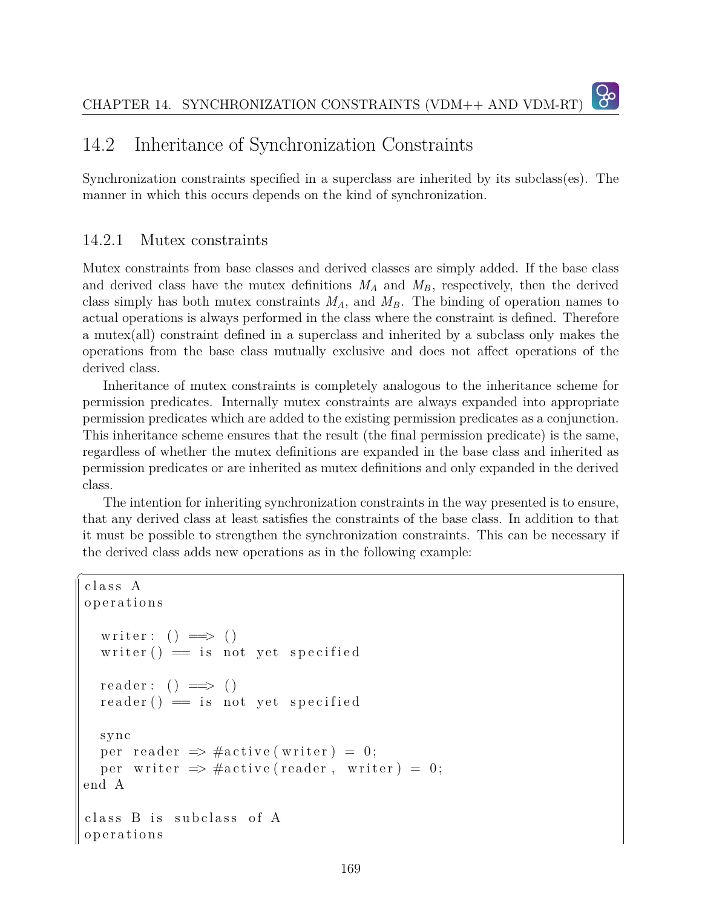## 14.2 Inheritance of Synchronization Constraints

Synchronization constraints specified in a superclass are inherited by its subclass(es). The manner in which this occurs depends on the kind of synchronization.

### 14.2.1 Mutex constraints

Mutex constraints from base classes and derived classes are simply added. If the base class and derived class have the mutex definitions $M_A$ and $M_B$, respectively, then the derived class simply has both mutex constraints $M_A$, and $M_B$. The binding of operation names to actual operations is always performed in the class where the constraint is defined. Therefore a mutex(all) constraint defined in a superclass and inherited by a subclass only makes the operations from the base class mutually exclusive and does not affect operations of the derived class.

Inheritance of mutex constraints is completely analogous to the inheritance scheme for permission predicates. Internally mutex constraints are always expanded into appropriate permission predicates which are added to the existing permission predicates as a conjunction. This inheritance scheme ensures that the result (the final permission predicate) is the same, regardless of whether the mutex definitions are expanded in the base class and inherited as permission predicates or are inherited as mutex definitions and only expanded in the derived class.

The intention for inheriting synchronization constraints in the way presented is to ensure, that any derived class at least satisfies the constraints of the base class. In addition to that it must be possible to strengthen the synchronization constraints. This can be necessary if the derived class adds new operations as in the following example:

```
class A
operations

  writer: () ==> ()
  writer() == is not yet specified

  reader: () ==> ()
  reader() == is not yet specified

  sync
  per reader => #active(writer) = 0;
  per writer => #active(reader, writer) = 0;
end A

class B is subclass of A
operations
```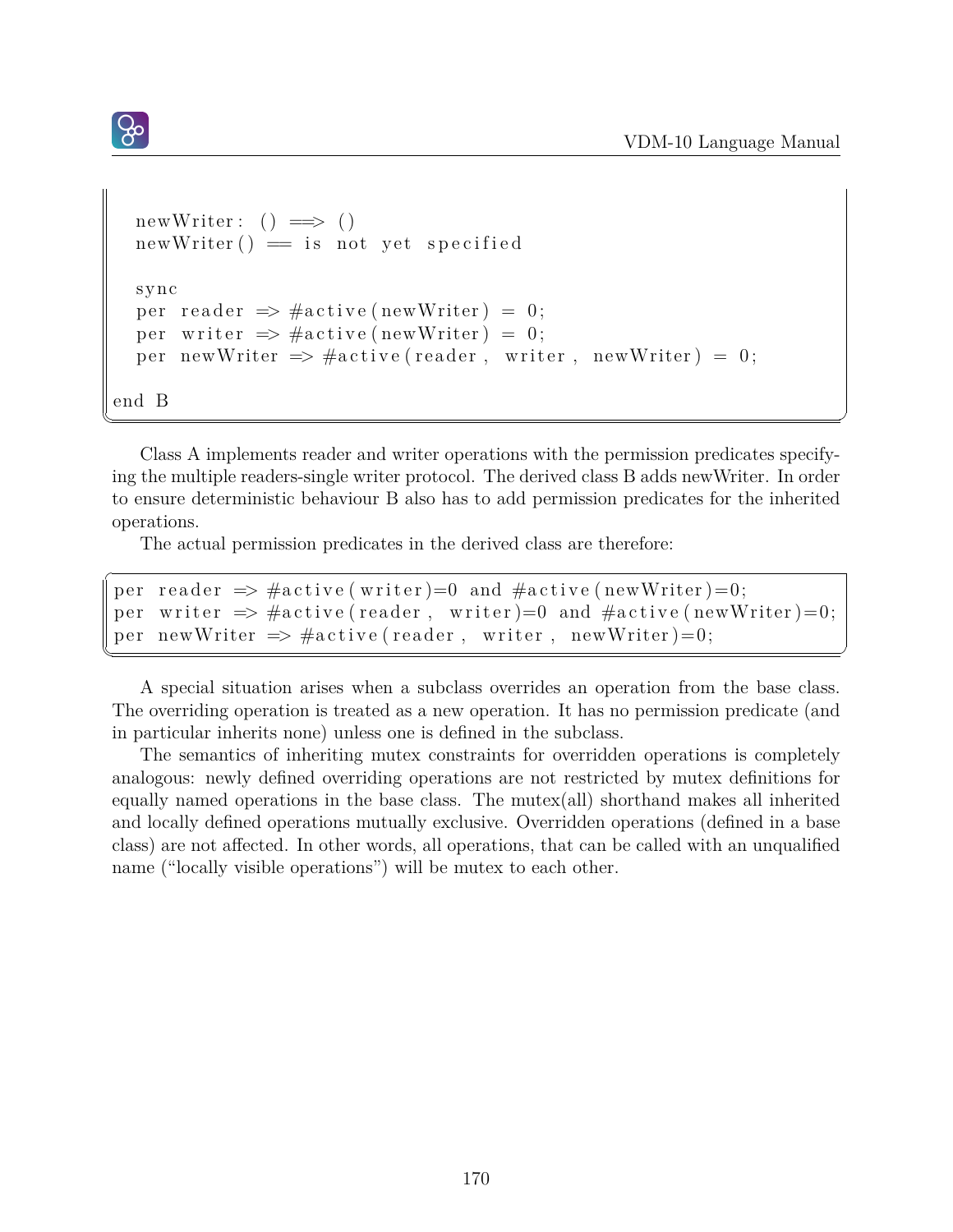```
  newWriter: () ==> ()
  newWriter() == is not yet specified

  sync
  per reader => #active(newWriter) = 0;
  per writer => #active(newWriter) = 0;
  per newWriter => #active(reader, writer, newWriter) = 0;

end B
```

Class A implements reader and writer operations with the permission predicates specifying the multiple readers-single writer protocol. The derived class B adds newWriter. In order to ensure deterministic behaviour B also has to add permission predicates for the inherited operations.

The actual permission predicates in the derived class are therefore:

```
per reader => #active(writer)=0 and #active(newWriter)=0;
per writer => #active(reader, writer)=0 and #active(newWriter)=0;
per newWriter => #active(reader, writer, newWriter)=0;
```

A special situation arises when a subclass overrides an operation from the base class. The overriding operation is treated as a new operation. It has no permission predicate (and in particular inherits none) unless one is defined in the subclass.

The semantics of inheriting mutex constraints for overridden operations is completely analogous: newly defined overriding operations are not restricted by mutex definitions for equally named operations in the base class. The mutex(all) shorthand makes all inherited and locally defined operations mutually exclusive. Overridden operations (defined in a base class) are not affected. In other words, all operations, that can be called with an unqualified name ("locally visible operations") will be mutex to each other.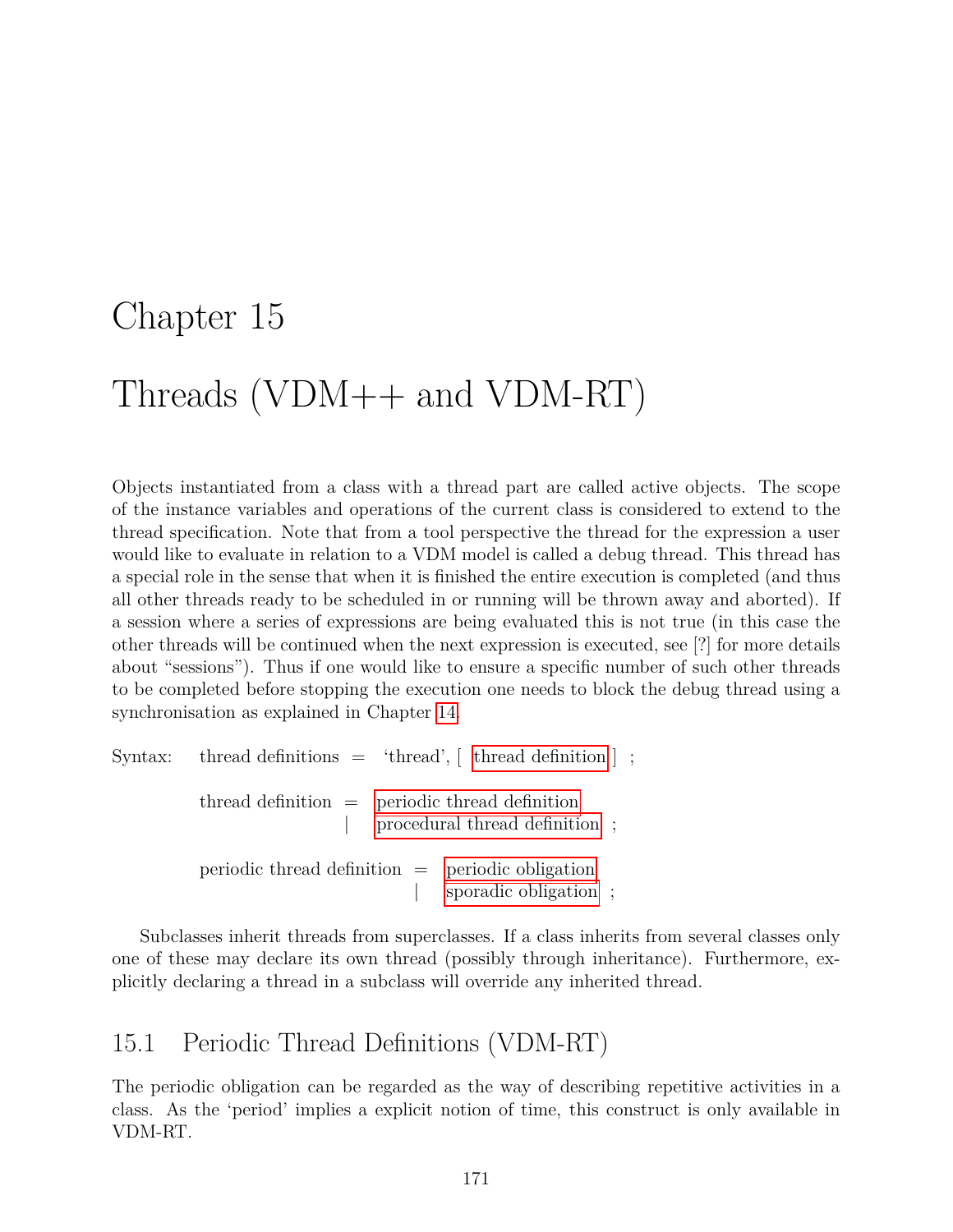# Chapter 15

# Threads (VDM++ and VDM-RT)

Objects instantiated from a class with a thread part are called active objects. The scope of the instance variables and operations of the current class is considered to extend to the thread specification. Note that from a tool perspective the thread for the expression a user would like to evaluate in relation to a VDM model is called a debug thread. This thread has a special role in the sense that when it is finished the entire execution is completed (and thus all other threads ready to be scheduled in or running will be thrown away and aborted). If a session where a series of expressions are being evaluated this is not true (in this case the other threads will be continued when the next expression is executed, see [?] for more details about "sessions"). Thus if one would like to ensure a specific number of such other threads to be completed before stopping the execution one needs to block the debug thread using a synchronisation as explained in Chapter 14.

```
Syntax:   thread definitions  =  'thread', [ thread definition ] ;

          thread definition  =  periodic thread definition
                             |  procedural thread definition ;

          periodic thread definition  =  periodic obligation
                                      |  sporadic obligation ;
```

Subclasses inherit threads from superclasses. If a class inherits from several classes only one of these may declare its own thread (possibly through inheritance). Furthermore, explicitly declaring a thread in a subclass will override any inherited thread.

## 15.1 Periodic Thread Definitions (VDM-RT)

The periodic obligation can be regarded as the way of describing repetitive activities in a class. As the 'period' implies a explicit notion of time, this construct is only available in VDM-RT.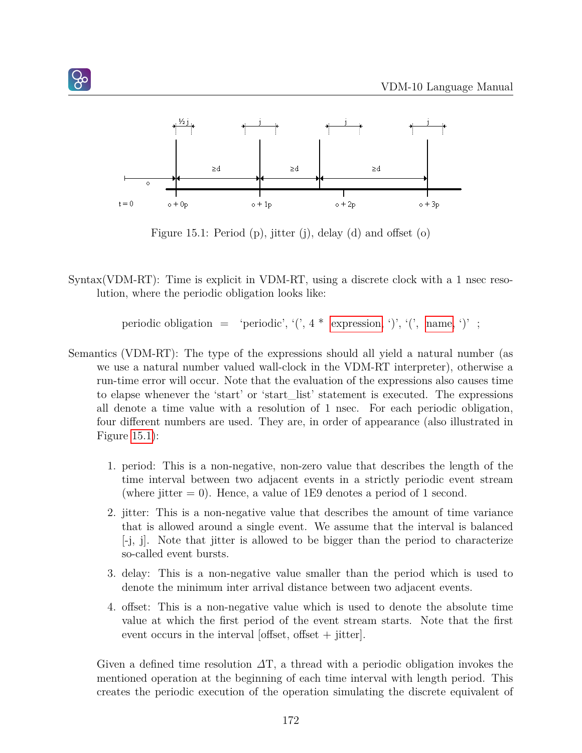Figure 15.1: Period (p), jitter (j), delay (d) and offset (o)

Syntax(VDM-RT): Time is explicit in VDM-RT, using a discrete clock with a 1 nsec resolution, where the periodic obligation looks like:

periodic obligation = 'periodic', '(', 4 * expression, ')', '(', name, ')' ;

Semantics (VDM-RT): The type of the expressions should all yield a natural number (as we use a natural number valued wall-clock in the VDM-RT interpreter), otherwise a run-time error will occur. Note that the evaluation of the expressions also causes time to elapse whenever the 'start' or 'start_list' statement is executed. The expressions all denote a time value with a resolution of 1 nsec. For each periodic obligation, four different numbers are used. They are, in order of appearance (also illustrated in Figure 15.1):

1. period: This is a non-negative, non-zero value that describes the length of the time interval between two adjacent events in a strictly periodic event stream (where jitter = 0). Hence, a value of 1E9 denotes a period of 1 second.
2. jitter: This is a non-negative value that describes the amount of time variance that is allowed around a single event. We assume that the interval is balanced [-j, j]. Note that jitter is allowed to be bigger than the period to characterize so-called event bursts.
3. delay: This is a non-negative value smaller than the period which is used to denote the minimum inter arrival distance between two adjacent events.
4. offset: This is a non-negative value which is used to denote the absolute time value at which the first period of the event stream starts. Note that the first event occurs in the interval [offset, offset + jitter].

Given a defined time resolution $\Delta T$, a thread with a periodic obligation invokes the mentioned operation at the beginning of each time interval with length period. This creates the periodic execution of the operation simulating the discrete equivalent of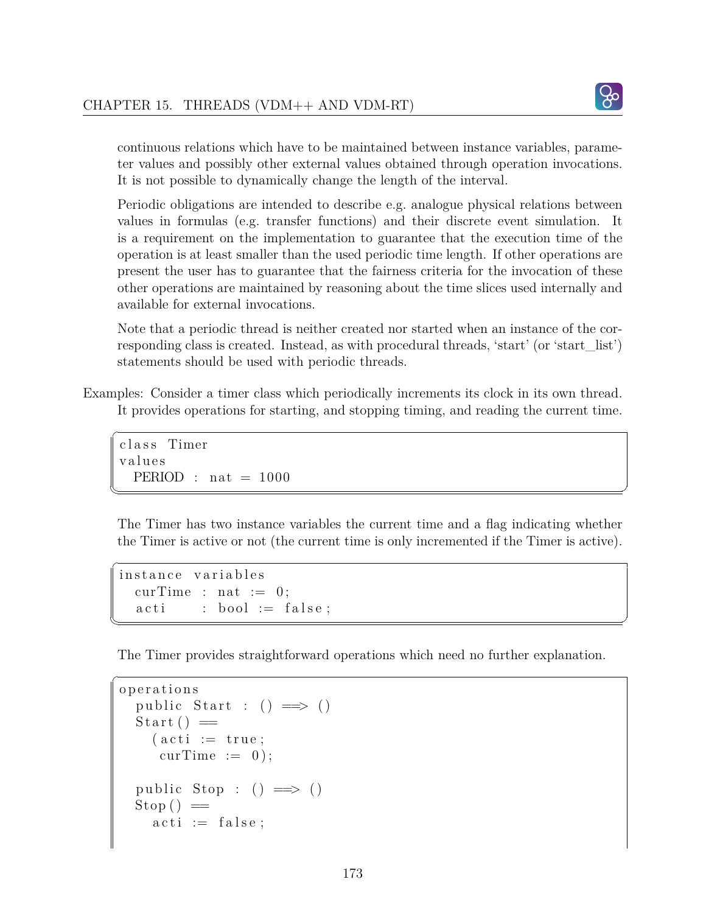continuous relations which have to be maintained between instance variables, parameter values and possibly other external values obtained through operation invocations. It is not possible to dynamically change the length of the interval.

Periodic obligations are intended to describe e.g. analogue physical relations between values in formulas (e.g. transfer functions) and their discrete event simulation. It is a requirement on the implementation to guarantee that the execution time of the operation is at least smaller than the used periodic time length. If other operations are present the user has to guarantee that the fairness criteria for the invocation of these other operations are maintained by reasoning about the time slices used internally and available for external invocations.

Note that a periodic thread is neither created nor started when an instance of the corresponding class is created. Instead, as with procedural threads, 'start' (or 'start_list') statements should be used with periodic threads.

Examples: Consider a timer class which periodically increments its clock in its own thread. It provides operations for starting, and stopping timing, and reading the current time.

```
class Timer
values
  PERIOD : nat = 1000
```

The Timer has two instance variables the current time and a flag indicating whether the Timer is active or not (the current time is only incremented if the Timer is active).

```
instance variables
  curTime : nat := 0;
  acti    : bool := false;
```

The Timer provides straightforward operations which need no further explanation.

```
operations
  public Start : () ==> ()
  Start() ==
    (acti := true;
     curTime := 0);

  public Stop : () ==> ()
  Stop() ==
    acti := false;
```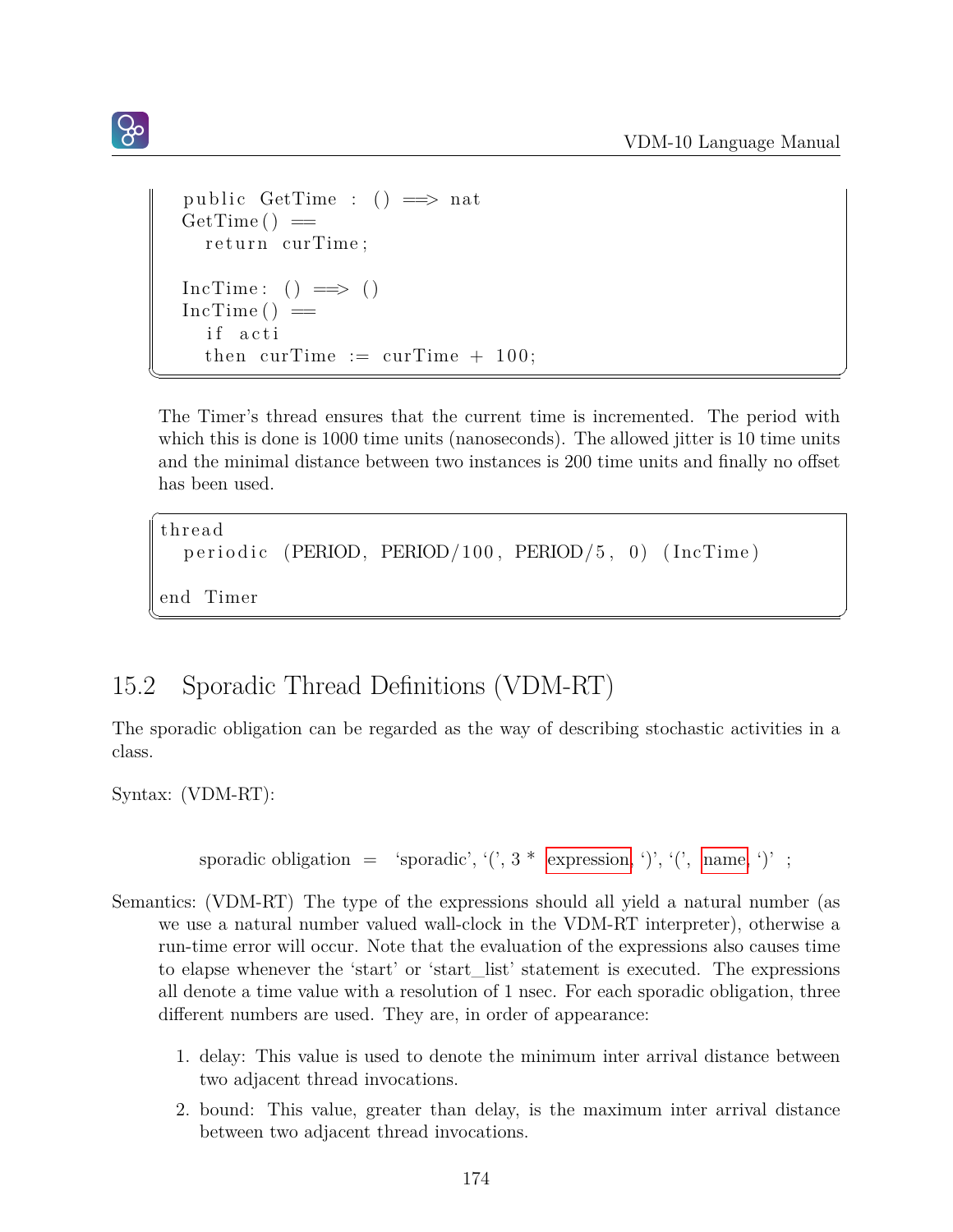```
  public GetTime : () ==> nat
  GetTime() ==
    return curTime;

  IncTime: () ==> ()
  IncTime() ==
    if acti
    then curTime := curTime + 100;
```

The Timer's thread ensures that the current time is incremented. The period with which this is done is 1000 time units (nanoseconds). The allowed jitter is 10 time units and the minimal distance between two instances is 200 time units and finally no offset has been used.

```
thread
  periodic (PERIOD, PERIOD/100, PERIOD/5, 0) (IncTime)

end Timer
```

## 15.2 Sporadic Thread Definitions (VDM-RT)

The sporadic obligation can be regarded as the way of describing stochastic activities in a class.

Syntax: (VDM-RT):

sporadic obligation = 'sporadic', '(', 3 * expression, ')', '(', name, ')' ;

Semantics: (VDM-RT) The type of the expressions should all yield a natural number (as we use a natural number valued wall-clock in the VDM-RT interpreter), otherwise a run-time error will occur. Note that the evaluation of the expressions also causes time to elapse whenever the 'start' or 'start_list' statement is executed. The expressions all denote a time value with a resolution of 1 nsec. For each sporadic obligation, three different numbers are used. They are, in order of appearance:

1. delay: This value is used to denote the minimum inter arrival distance between two adjacent thread invocations.
2. bound: This value, greater than delay, is the maximum inter arrival distance between two adjacent thread invocations.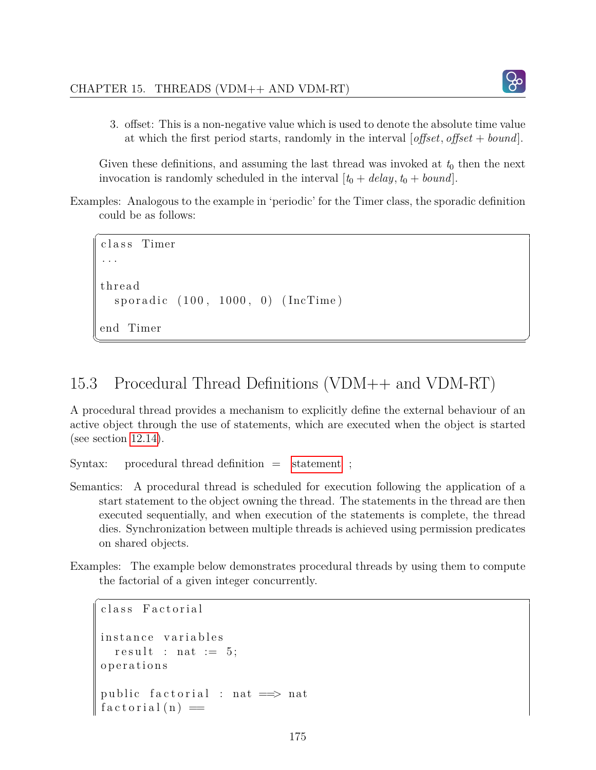3. offset: This is a non-negative value which is used to denote the absolute time value at which the first period starts, randomly in the interval $[offset, offset + bound]$.

Given these definitions, and assuming the last thread was invoked at $t_0$ then the next invocation is randomly scheduled in the interval $[t_0 + delay, t_0 + bound]$.

Examples: Analogous to the example in 'periodic' for the Timer class, the sporadic definition could be as follows:

```
class Timer
...

thread
  sporadic (100, 1000, 0) (IncTime)

end Timer
```

## 15.3 Procedural Thread Definitions (VDM++ and VDM-RT)

A procedural thread provides a mechanism to explicitly define the external behaviour of an active object through the use of statements, which are executed when the object is started (see section 12.14).

Syntax: procedural thread definition = statement ;

Semantics: A procedural thread is scheduled for execution following the application of a start statement to the object owning the thread. The statements in the thread are then executed sequentially, and when execution of the statements is complete, the thread dies. Synchronization between multiple threads is achieved using permission predicates on shared objects.

Examples: The example below demonstrates procedural threads by using them to compute the factorial of a given integer concurrently.

```
class Factorial

instance variables
  result : nat := 5;
operations

public factorial : nat ==> nat
factorial(n) ==
```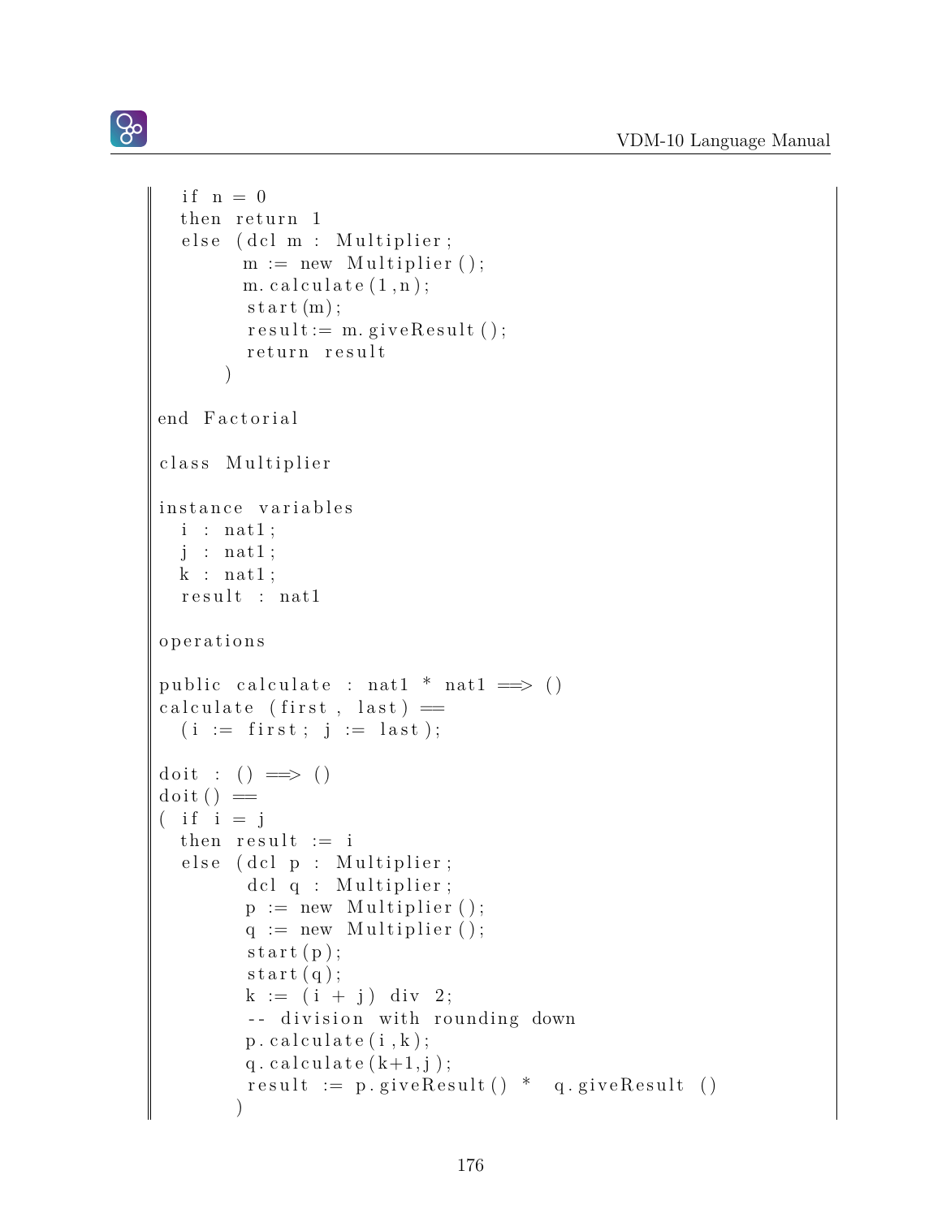```
  if n = 0
  then return 1
  else (dcl m : Multiplier;
        m := new Multiplier();
        m.calculate(1,n);
        start(m);
        result:= m.giveResult();
        return result
       )

end Factorial

class Multiplier

instance variables
  i : nat1;
  j : nat1;
  k : nat1;
  result : nat1

operations

public calculate : nat1 * nat1 ==> ()
calculate (first, last) ==
  (i := first; j := last);

doit : () ==> ()
doit() ==
( if i = j
  then result := i
  else (dcl p : Multiplier;
        dcl q : Multiplier;
        p := new Multiplier();
        q := new Multiplier();
        start(p);
        start(q);
        k := (i + j) div 2;
        -- division with rounding down
        p.calculate(i,k);
        q.calculate(k+1,j);
        result := p.giveResult() *  q.giveResult ()
       )
```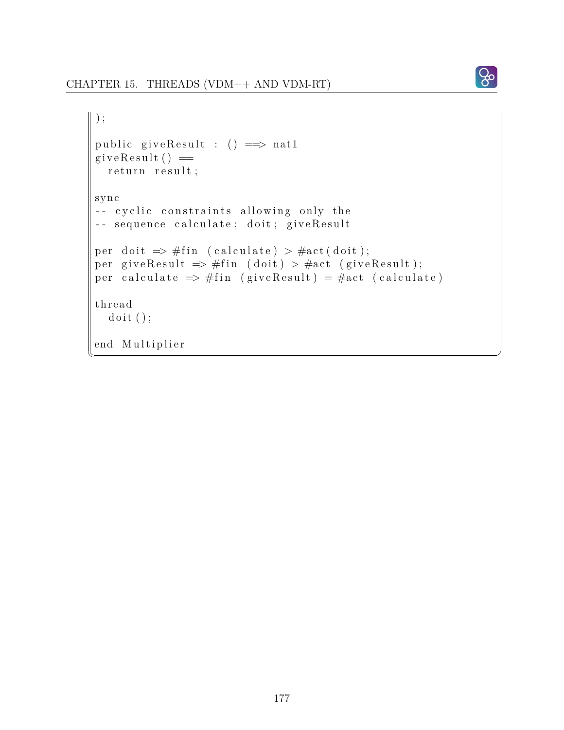```
);

public giveResult : () ==> nat1
giveResult() ==
  return result;

sync
-- cyclic constraints allowing only the
-- sequence calculate; doit; giveResult

per doit => #fin (calculate) > #act(doit);
per giveResult => #fin (doit) > #act (giveResult);
per calculate => #fin (giveResult) = #act (calculate)

thread
  doit();

end Multiplier
```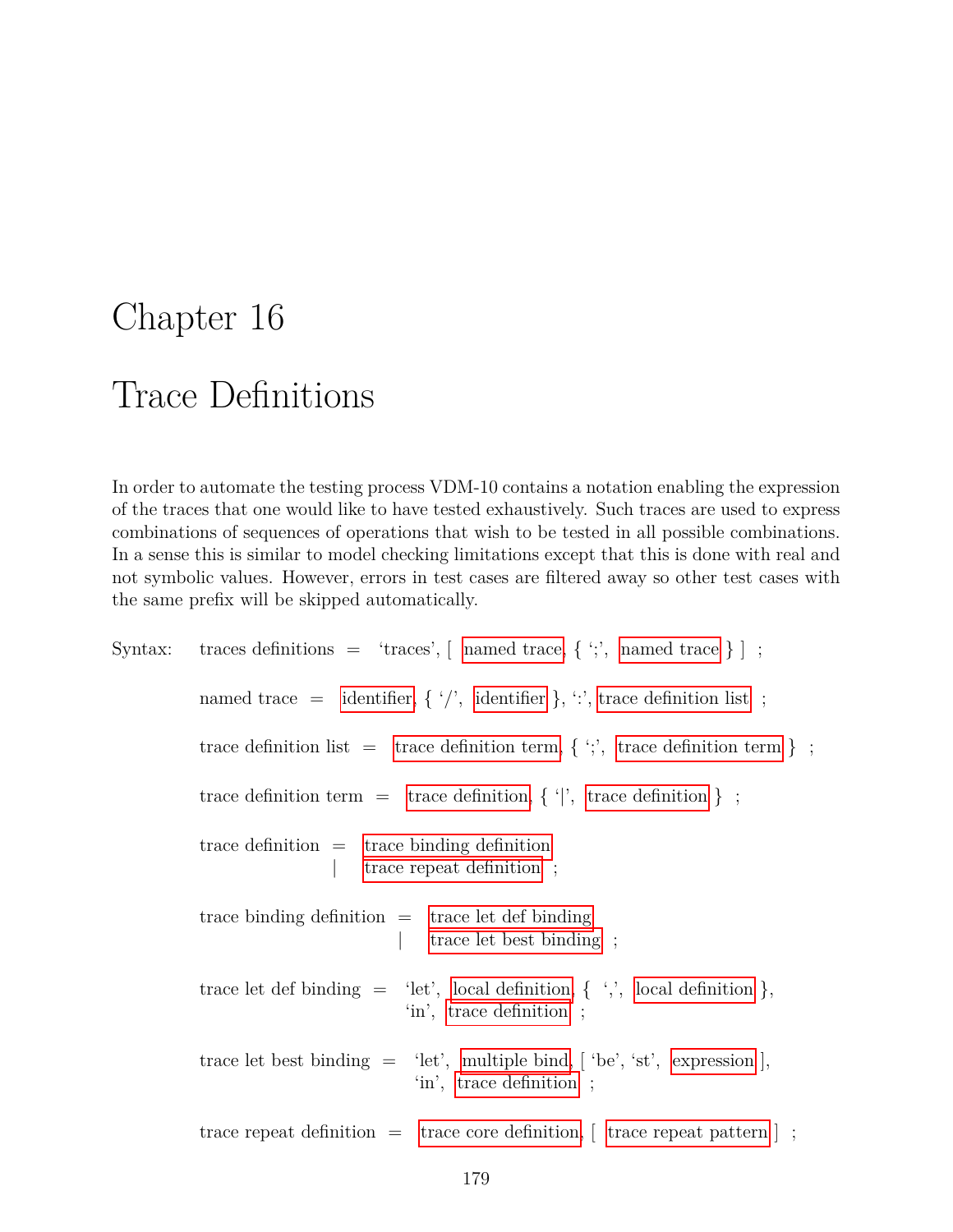# Chapter 16

# Trace Definitions

In order to automate the testing process VDM-10 contains a notation enabling the expression of the traces that one would like to have tested exhaustively. Such traces are used to express combinations of sequences of operations that wish to be tested in all possible combinations. In a sense this is similar to model checking limitations except that this is done with real and not symbolic values. However, errors in test cases are filtered away so other test cases with the same prefix will be skipped automatically.

Syntax:

```
traces definitions = 'traces', [ named trace, { ';', named trace } ] ;

named trace = identifier, { '/', identifier }, ':', trace definition list ;

trace definition list = trace definition term, { ';', trace definition term } ;

trace definition term = trace definition, { '|', trace definition } ;

trace definition = trace binding definition
                 | trace repeat definition ;

trace binding definition = trace let def binding
                         | trace let best binding ;

trace let def binding = 'let', local definition, { ',', local definition },
                        'in', trace definition ;

trace let best binding = 'let', multiple bind, [ 'be', 'st', expression ],
                         'in', trace definition ;

trace repeat definition = trace core definition, [ trace repeat pattern ] ;
```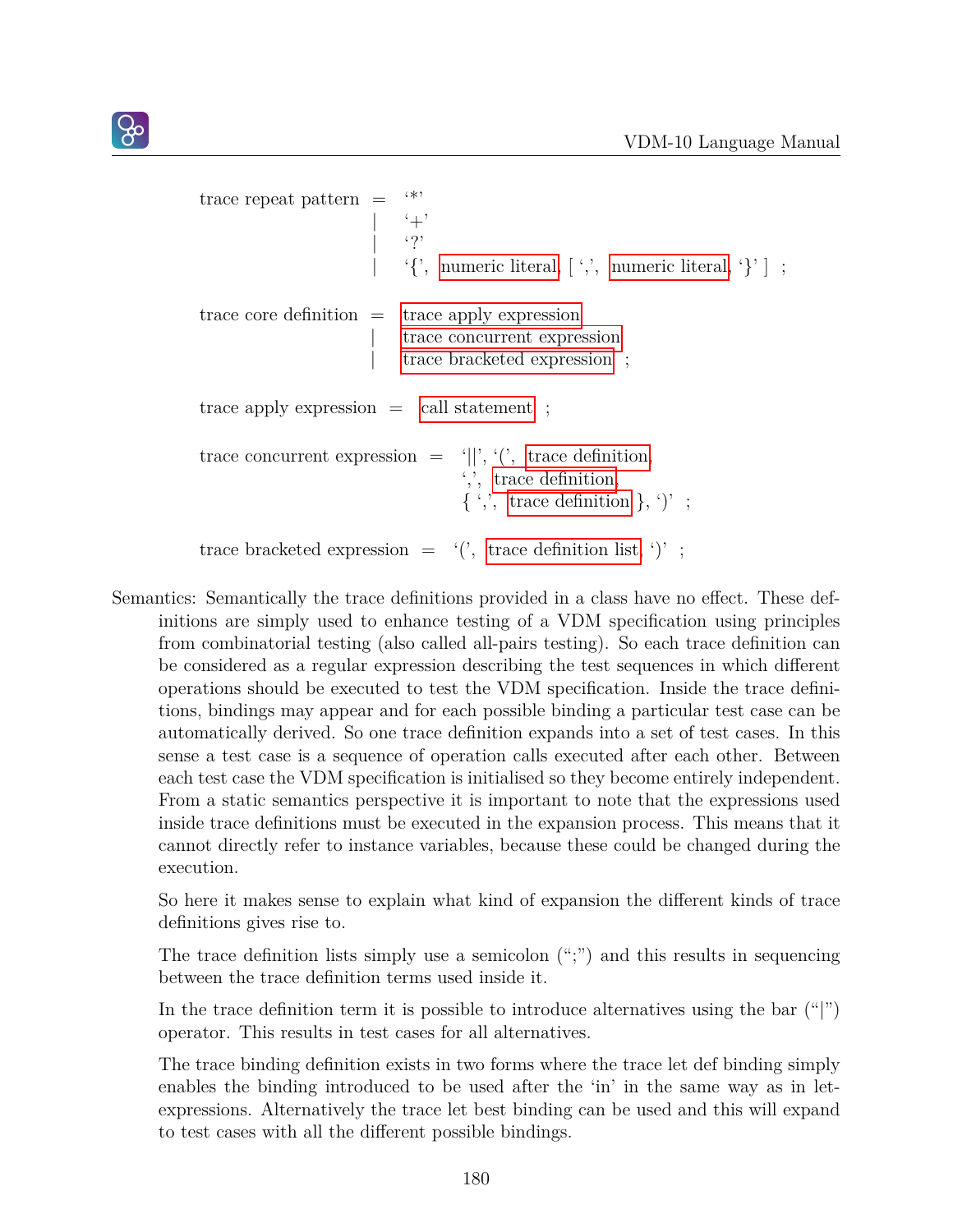```
trace repeat pattern  =  ‘*’
                      |  ‘+’
                      |  ‘?’
                      |  ‘{’, numeric literal, [ ‘,’, numeric literal, ‘}’ ] ;

trace core definition  =  trace apply expression
                       |  trace concurrent expression
                       |  trace bracketed expression ;

trace apply expression  =  call statement ;

trace concurrent expression  =  ‘||’, ‘(’, trace definition,
                                ‘,’, trace definition,
                                { ‘,’, trace definition }, ‘)’ ;

trace bracketed expression  =  ‘(’, trace definition list, ‘)’ ;
```

Semantics: Semantically the trace definitions provided in a class have no effect. These definitions are simply used to enhance testing of a VDM specification using principles from combinatorial testing (also called all-pairs testing). So each trace definition can be considered as a regular expression describing the test sequences in which different operations should be executed to test the VDM specification. Inside the trace definitions, bindings may appear and for each possible binding a particular test case can be automatically derived. So one trace definition expands into a set of test cases. In this sense a test case is a sequence of operation calls executed after each other. Between each test case the VDM specification is initialised so they become entirely independent. From a static semantics perspective it is important to note that the expressions used inside trace definitions must be executed in the expansion process. This means that it cannot directly refer to instance variables, because these could be changed during the execution.

So here it makes sense to explain what kind of expansion the different kinds of trace definitions gives rise to.

The trace definition lists simply use a semicolon (“;”) and this results in sequencing between the trace definition terms used inside it.

In the trace definition term it is possible to introduce alternatives using the bar (“|”) operator. This results in test cases for all alternatives.

The trace binding definition exists in two forms where the trace let def binding simply enables the binding introduced to be used after the ‘in’ in the same way as in let-expressions. Alternatively the trace let best binding can be used and this will expand to test cases with all the different possible bindings.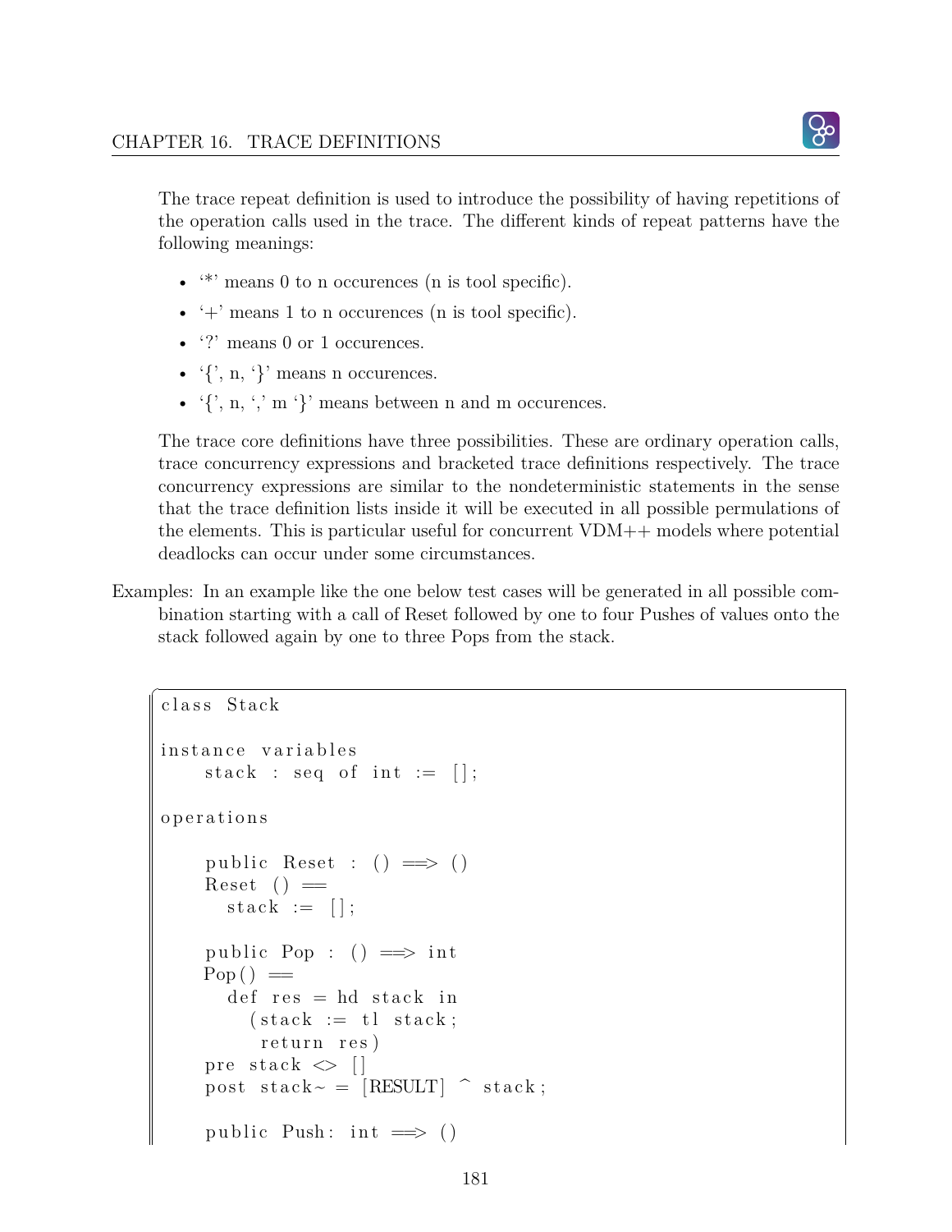The trace repeat definition is used to introduce the possibility of having repetitions of the operation calls used in the trace. The different kinds of repeat patterns have the following meanings:

- '*' means 0 to n occurences (n is tool specific).
- '+' means 1 to n occurences (n is tool specific).
- '?' means 0 or 1 occurences.
- '{', n, '}' means n occurences.
- '{', n, ',' m '}' means between n and m occurences.

The trace core definitions have three possibilities. These are ordinary operation calls, trace concurrency expressions and bracketed trace definitions respectively. The trace concurrency expressions are similar to the nondeterministic statements in the sense that the trace definition lists inside it will be executed in all possible permulations of the elements. This is particular useful for concurrent VDM++ models where potential deadlocks can occur under some circumstances.

Examples: In an example like the one below test cases will be generated in all possible combination starting with a call of Reset followed by one to four Pushes of values onto the stack followed again by one to three Pops from the stack.

```
class Stack

instance variables
    stack : seq of int := [];

operations

    public Reset : () ==> ()
    Reset () ==
      stack := [];

    public Pop : () ==> int
    Pop() ==
      def res = hd stack in
        (stack := tl stack;
         return res)
    pre stack <> []
    post stack~ = [RESULT] ^ stack;

    public Push: int ==> ()
```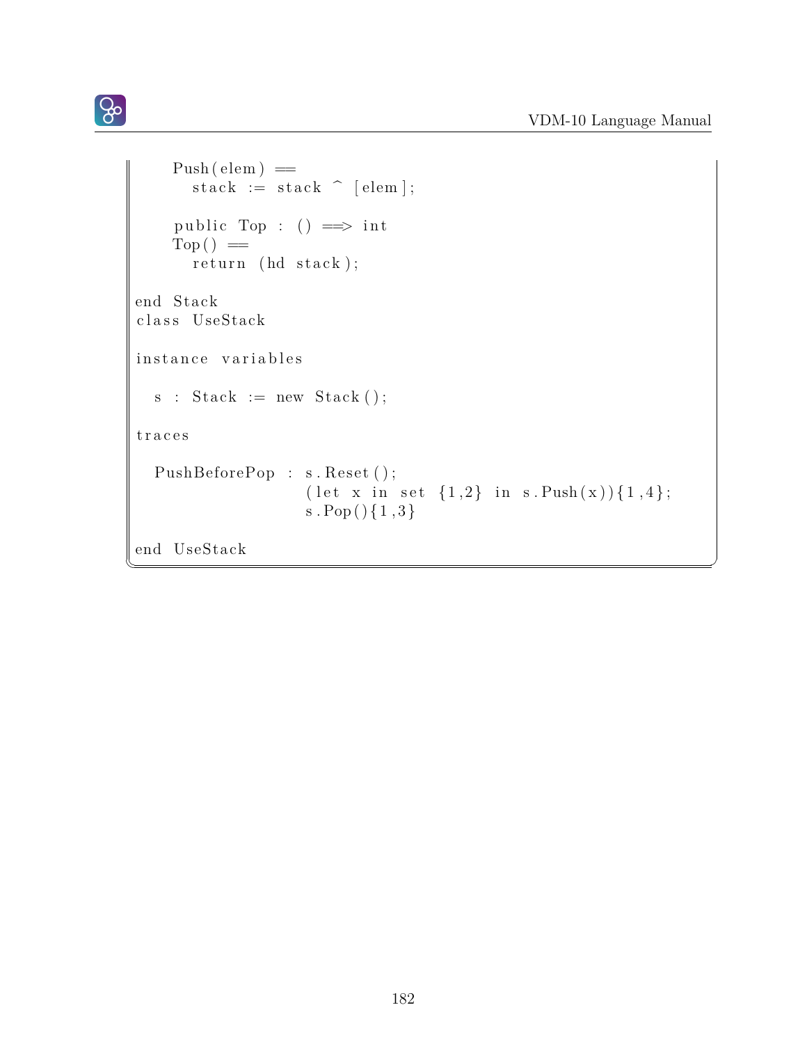```
    Push(elem) ==
      stack := stack ^ [elem];

    public Top : () ==> int
    Top() ==
      return (hd stack);

end Stack
class UseStack

instance variables

  s : Stack := new Stack();

traces

  PushBeforePop : s.Reset();
                  (let x in set {1,2} in s.Push(x)){1,4};
                  s.Pop(){1,3}

end UseStack
```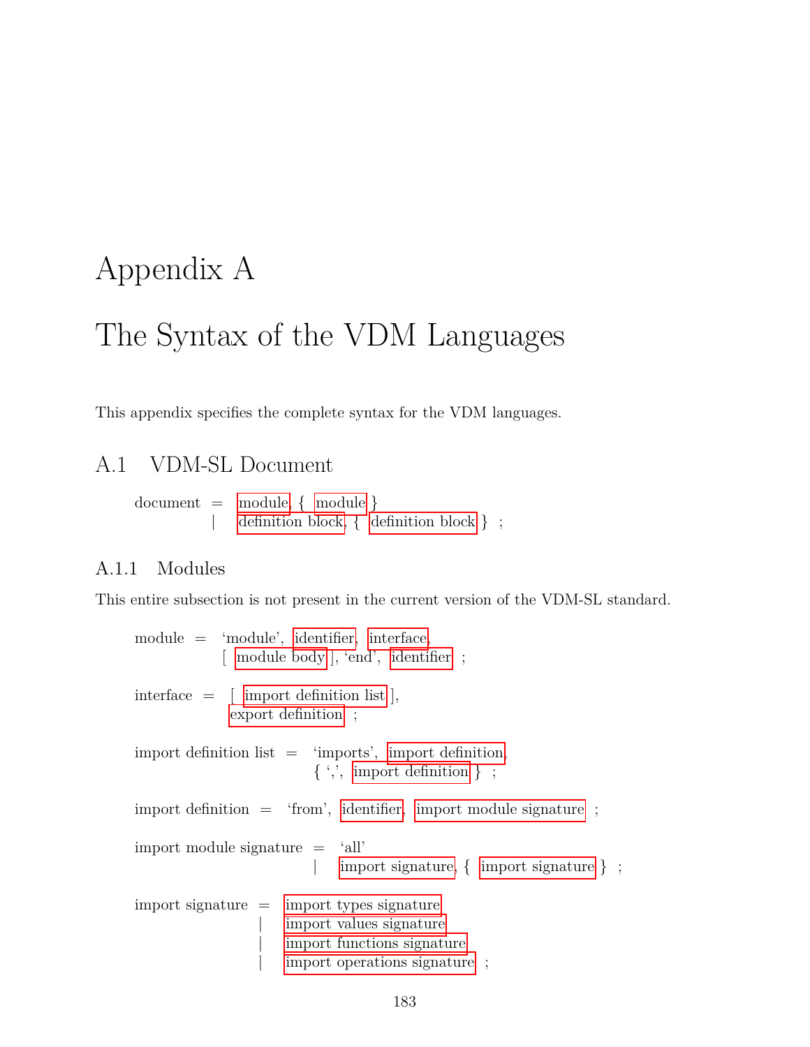# Appendix A

# The Syntax of the VDM Languages

This appendix specifies the complete syntax for the VDM languages.

## A.1 VDM-SL Document

```
document = module, { module }
         | definition block, { definition block } ;
```

### A.1.1 Modules

This entire subsection is not present in the current version of the VDM-SL standard.

```
module = 'module', identifier, interface,
         [ module body ], 'end', identifier ;

interface = [ import definition list ],
            export definition ;

import definition list = 'imports', import definition,
                         { ',', import definition } ;

import definition = 'from', identifier, import module signature ;

import module signature = 'all'
                        | import signature, { import signature } ;

import signature = import types signature
                 | import values signature
                 | import functions signature
                 | import operations signature ;
```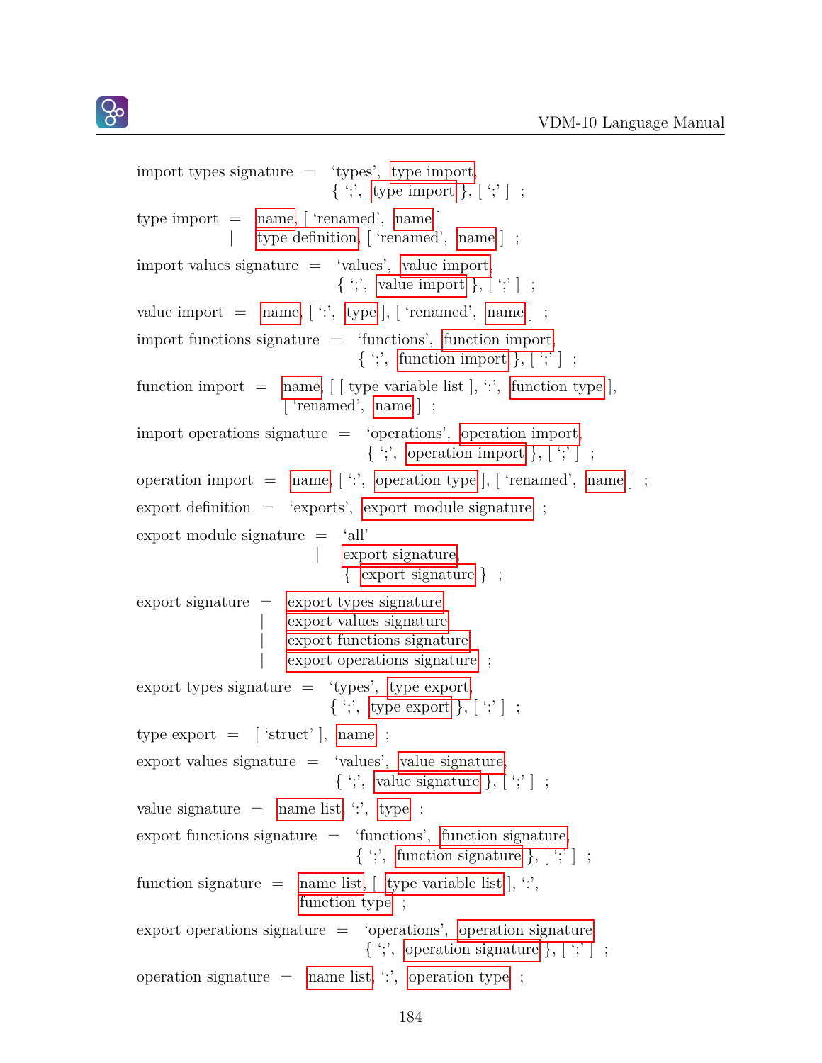```
import types signature = 'types', type import,
                         { ';', type import }, [ ';' ] ;

type import = name, [ 'renamed', name ]
            | type definition, [ 'renamed', name ] ;

import values signature = 'values', value import,
                          { ';', value import }, [ ';' ] ;

value import = name, [ ':', type ], [ 'renamed', name ] ;

import functions signature = 'functions', function import,
                             { ';', function import }, [ ';' ] ;

function import = name, [ [ type variable list ], ':', function type ],
                  [ 'renamed', name ] ;

import operations signature = 'operations', operation import,
                              { ';', operation import }, [ ';' ] ;

operation import = name, [ ':', operation type ], [ 'renamed', name ] ;

export definition = 'exports', export module signature ;

export module signature = 'all'
                        | export signature,
                          { export signature } ;

export signature = export types signature
                 | export values signature
                 | export functions signature
                 | export operations signature ;

export types signature = 'types', type export,
                         { ';', type export }, [ ';' ] ;

type export = [ 'struct' ], name ;

export values signature = 'values', value signature,
                          { ';', value signature }, [ ';' ] ;

value signature = name list, ':', type ;

export functions signature = 'functions', function signature,
                             { ';', function signature }, [ ';' ] ;

function signature = name list, [ type variable list ], ':',
                     function type ;

export operations signature = 'operations', operation signature,
                              { ';', operation signature }, [ ';' ] ;

operation signature = name list, ':', operation type ;
```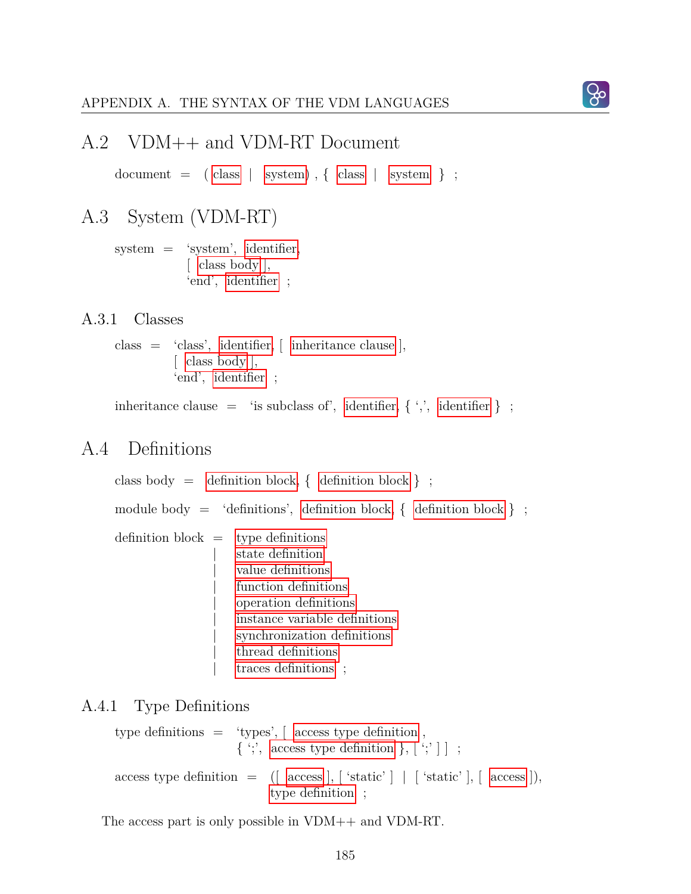## A.2 VDM++ and VDM-RT Document

```
document = ( class | system ) , { class | system } ;
```

## A.3 System (VDM-RT)

```
system = 'system', identifier,
         [ class body ],
         'end', identifier ;
```

### A.3.1 Classes

```
class = 'class', identifier, [ inheritance clause ],
        [ class body ],
        'end', identifier ;

inheritance clause = 'is subclass of', identifier, { ',', identifier } ;
```

## A.4 Definitions

```
class body = definition block, { definition block } ;

module body = 'definitions', definition block, { definition block } ;

definition block = type definitions
                 | state definition
                 | value definitions
                 | function definitions
                 | operation definitions
                 | instance variable definitions
                 | synchronization definitions
                 | thread definitions
                 | traces definitions ;
```

### A.4.1 Type Definitions

```
type definitions = 'types', [ access type definition,
                   { ';', access type definition }, [ ';' ] ] ;

access type definition = ([ access ], [ 'static' ] | [ 'static' ], [ access ]),
                         type definition ;
```

The access part is only possible in VDM++ and VDM-RT.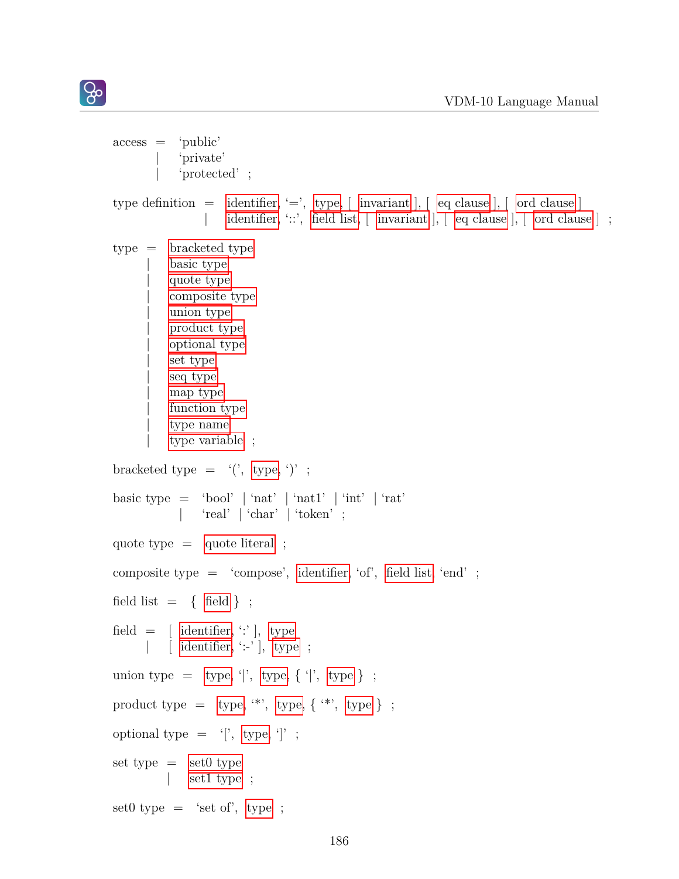access = ‘public’
  | ‘private’
  | ‘protected’ ;

type definition = identifier, ‘=’, type, [ invariant ], [ eq clause ], [ ord clause ]
  | identifier, ‘::’, field list, [ invariant ], [ eq clause ], [ ord clause ] ;

type = bracketed type
  | basic type
  | quote type
  | composite type
  | union type
  | product type
  | optional type
  | set type
  | seq type
  | map type
  | function type
  | type name
  | type variable ;

bracketed type = ‘(’, type, ‘)’ ;

basic type = ‘bool’ | ‘nat’ | ‘nat1’ | ‘int’ | ‘rat’
  | ‘real’ | ‘char’ | ‘token’ ;

quote type = quote literal ;

composite type = ‘compose’, identifier, ‘of’, field list, ‘end’ ;

field list = { field } ;

field = [ identifier, ‘:’ ], type
  | [ identifier, ‘:-’ ], type ;

union type = type, ‘|’, type, { ‘|’, type } ;

product type = type, ‘*’, type, { ‘*’, type } ;

optional type = ‘[’, type, ‘]’ ;

set type = set0 type
  | set1 type ;

set0 type = ‘set of’, type ;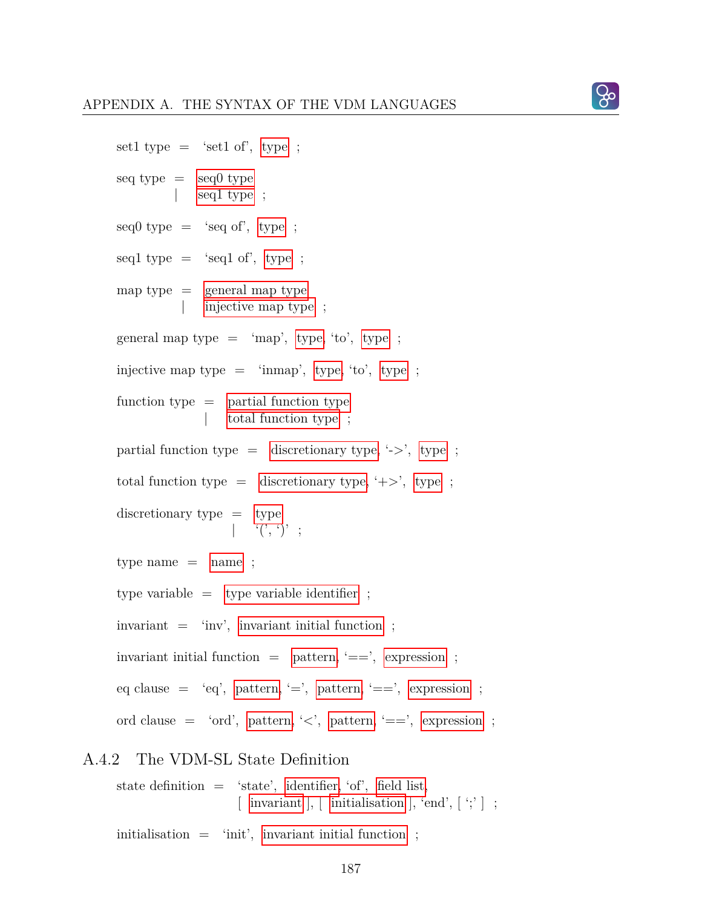set1 type = 'set1 of', type ;

seq type = seq0 type
  | seq1 type ;

seq0 type = 'seq of', type ;

seq1 type = 'seq1 of', type ;

map type = general map type
  | injective map type ;

general map type = 'map', type, 'to', type ;

injective map type = 'inmap', type, 'to', type ;

function type = partial function type
  | total function type ;

partial function type = discretionary type, '->', type ;

total function type = discretionary type, '+>', type ;

discretionary type = type
  | '(', ')' ;

type name = name ;

type variable = type variable identifier ;

invariant = 'inv', invariant initial function ;

invariant initial function = pattern, '==', expression ;

eq clause = 'eq', pattern, '=', pattern, '==', expression ;

ord clause = 'ord', pattern, '<', pattern, '==', expression ;

### A.4.2 The VDM-SL State Definition

state definition = 'state', identifier, 'of', field list,
  [ invariant ], [ initialisation ], 'end', [ ';' ] ;

initialisation = 'init', invariant initial function ;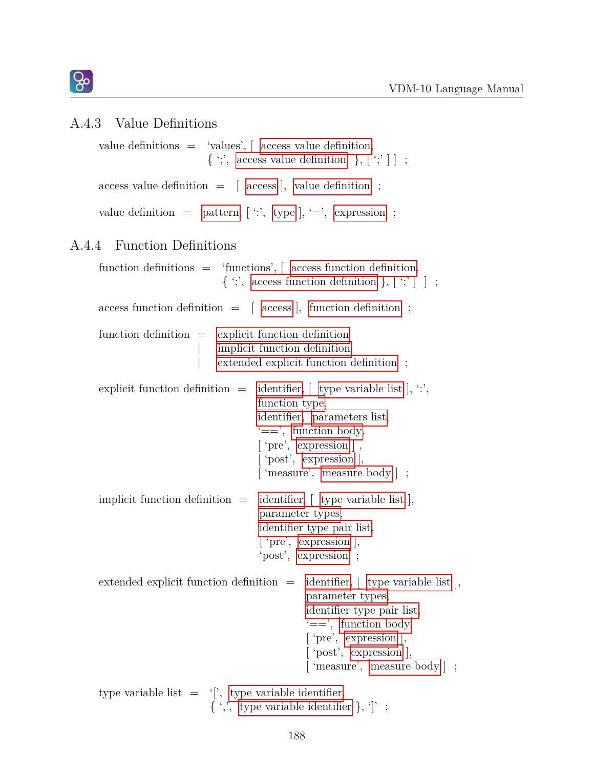### A.4.3 Value Definitions

value definitions = ‘values’, [ access value definition,
{ ‘;’, access value definition }, [ ‘;’ ] ] ;

access value definition = [ access ], value definition ;

value definition = pattern, [ ‘:’, type ], ‘=’, expression ;

### A.4.4 Function Definitions

function definitions = ‘functions’, [ access function definition,
{ ‘;’, access function definition }, [ ‘;’ ] ] ;

access function definition = [ access ], function definition ;

function definition = explicit function definition
| implicit function definition
| extended explicit function definition ;

explicit function definition = identifier, [ type variable list ], ‘:’,
function type,
identifier, parameters list,
‘==’, function body,
[ ‘pre’, expression ] ,
[ ‘post’, expression ],
[ ‘measure’, measure body ] ;

implicit function definition = identifier, [ type variable list ],
parameter types,
identifier type pair list,
[ ‘pre’, expression ],
‘post’, expression ;

extended explicit function definition = identifier, [ type variable list ],
parameter types,
identifier type pair list,
‘==’, function body,
[ ‘pre’, expression ],
[ ‘post’, expression ],
[ ‘measure’, measure body ] ;

type variable list = ‘[’, type variable identifier,
{ ‘,’, type variable identifier }, ‘]’ ;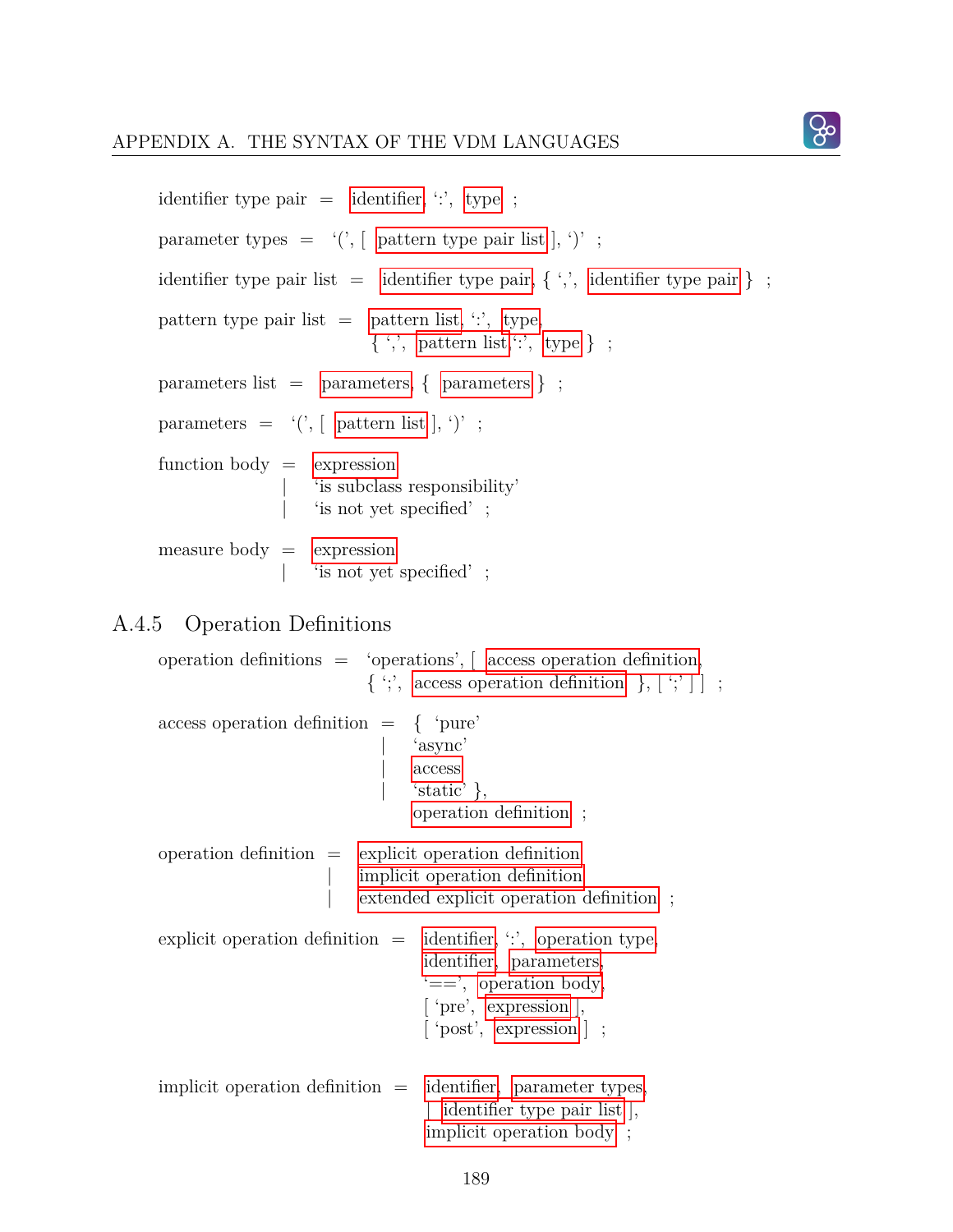identifier type pair = identifier, ‘:’, type ;

parameter types = ‘(’, [ pattern type pair list ], ‘)’ ;

identifier type pair list = identifier type pair, { ‘,’, identifier type pair } ;

pattern type pair list = pattern list, ‘:’, type,
{ ‘,’, pattern list, ‘:’, type } ;

parameters list = parameters, { parameters } ;

parameters = ‘(’, [ pattern list ], ‘)’ ;

function body = expression
| ‘is subclass responsibility’
| ‘is not yet specified’ ;

measure body = expression
| ‘is not yet specified’ ;

### A.4.5 Operation Definitions

operation definitions = ‘operations’, [ access operation definition,
{ ‘;’, access operation definition }, [ ‘;’ ] ] ;

access operation definition = { ‘pure’
| ‘async’
| access
| ‘static’ },
operation definition ;

operation definition = explicit operation definition
| implicit operation definition
| extended explicit operation definition ;

explicit operation definition = identifier, ‘:’, operation type,
identifier, parameters,
‘==’, operation body,
[ ‘pre’, expression ],
[ ‘post’, expression ] ;

implicit operation definition = identifier, parameter types,
[ identifier type pair list ],
implicit operation body ;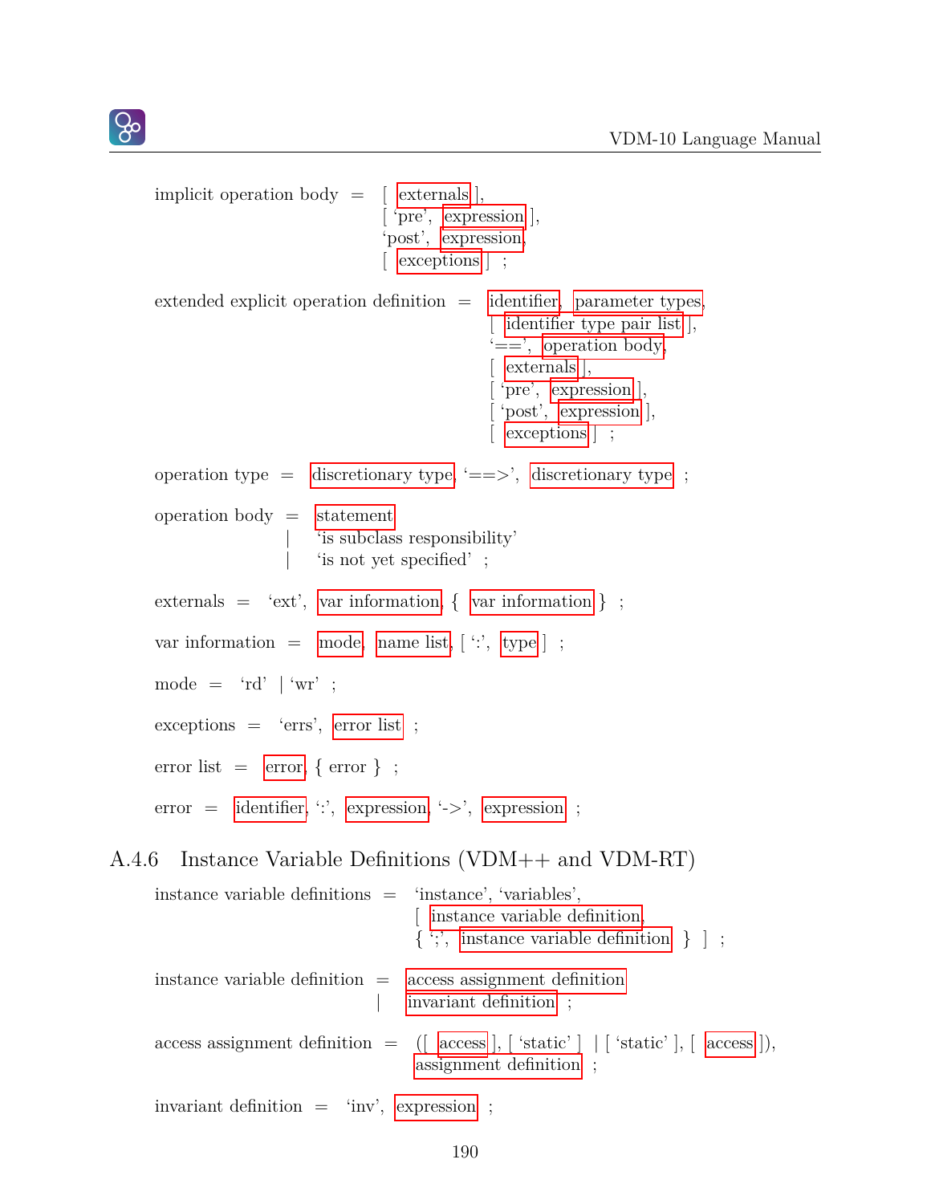implicit operation body = [ externals ],
[ ‘pre’, expression ],
‘post’, expression,
[ exceptions ] ;

extended explicit operation definition = identifier, parameter types,
[ identifier type pair list ],
‘==’, operation body,
[ externals ],
[ ‘pre’, expression ],
[ ‘post’, expression ],
[ exceptions ] ;

operation type = discretionary type, ‘==>’, discretionary type ;

operation body = statement
| ‘is subclass responsibility’
| ‘is not yet specified’ ;

externals = ‘ext’, var information, { var information } ;

var information = mode, name list, [ ‘:’, type ] ;

mode = ‘rd’ | ‘wr’ ;

exceptions = ‘errs’, error list ;

error list = error, { error } ;

error = identifier, ‘:’, expression, ‘->’, expression ;

### A.4.6 Instance Variable Definitions (VDM++ and VDM-RT)

instance variable definitions = ‘instance’, ‘variables’,
[ instance variable definition,
{ ‘;’, instance variable definition } ] ;

instance variable definition = access assignment definition
| invariant definition ;

access assignment definition = ([ access ], [ ‘static’ ] | [ ‘static’ ], [ access ]),
assignment definition ;

invariant definition = ‘inv’, expression ;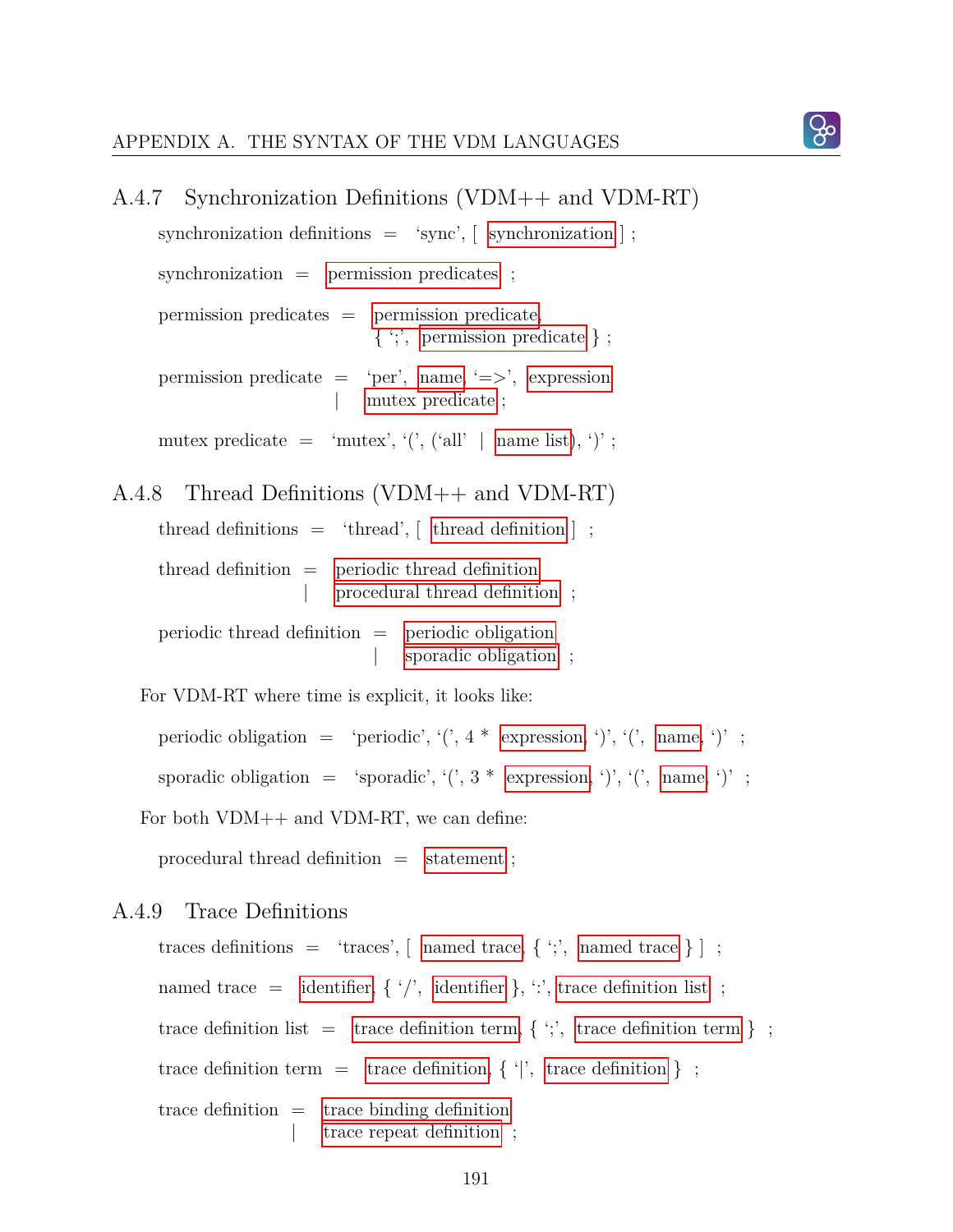### A.4.7 Synchronization Definitions (VDM++ and VDM-RT)

synchronization definitions = ‘sync’, [ synchronization ] ;

synchronization = permission predicates ;

permission predicates = permission predicate,
{ ‘;’, permission predicate } ;

permission predicate = ‘per’, name, ‘=>’, expression
| mutex predicate ;

mutex predicate = ‘mutex’, ‘(’, (‘all’ | name list), ‘)’ ;

### A.4.8 Thread Definitions (VDM++ and VDM-RT)

thread definitions = ‘thread’, [ thread definition ] ;

thread definition = periodic thread definition
| procedural thread definition ;

periodic thread definition = periodic obligation
| sporadic obligation ;

For VDM-RT where time is explicit, it looks like:

periodic obligation = ‘periodic’, ‘(’, 4 * expression, ‘)’, ‘(’, name, ‘)’ ;

sporadic obligation = ‘sporadic’, ‘(’, 3 * expression, ‘)’, ‘(’, name, ‘)’ ;

For both VDM++ and VDM-RT, we can define:

procedural thread definition = statement ;

### A.4.9 Trace Definitions

traces definitions = ‘traces’, [ named trace, { ‘;’, named trace } ] ;

named trace = identifier, { ‘/’, identifier }, ‘:’, trace definition list ;

trace definition list = trace definition term, { ‘;’, trace definition term } ;

trace definition term = trace definition, { ‘|’, trace definition } ;

trace definition = trace binding definition
| trace repeat definition ;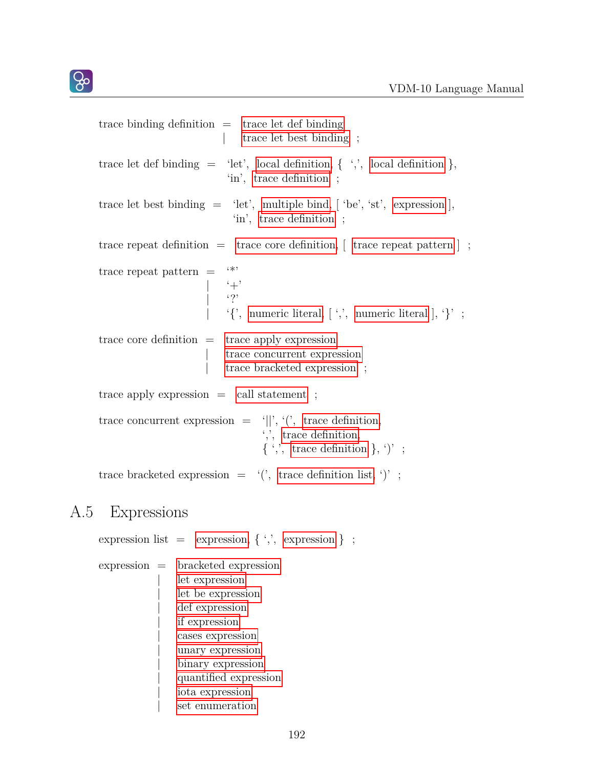trace binding definition = trace let def binding
  | trace let best binding ;

trace let def binding = ‘let’, local definition, { ‘,’, local definition },
  ‘in’, trace definition ;

trace let best binding = ‘let’, multiple bind, [ ‘be’, ‘st’, expression ],
  ‘in’, trace definition ;

trace repeat definition = trace core definition, [ trace repeat pattern ] ;

trace repeat pattern = ‘*’
  | ‘+’
  | ‘?’
  | ‘{’, numeric literal, [ ‘,’, numeric literal ], ‘}’ ;

trace core definition = trace apply expression
  | trace concurrent expression
  | trace bracketed expression ;

trace apply expression = call statement ;

trace concurrent expression = ‘||’, ‘(’, trace definition,
  ‘,’, trace definition,
  { ‘,’, trace definition }, ‘)’ ;

trace bracketed expression = ‘(’, trace definition list, ‘)’ ;

## A.5 Expressions

expression list = expression, { ‘,’, expression } ;

expression = bracketed expression
  | let expression
  | let be expression
  | def expression
  | if expression
  | cases expression
  | unary expression
  | binary expression
  | quantified expression
  | iota expression
  | set enumeration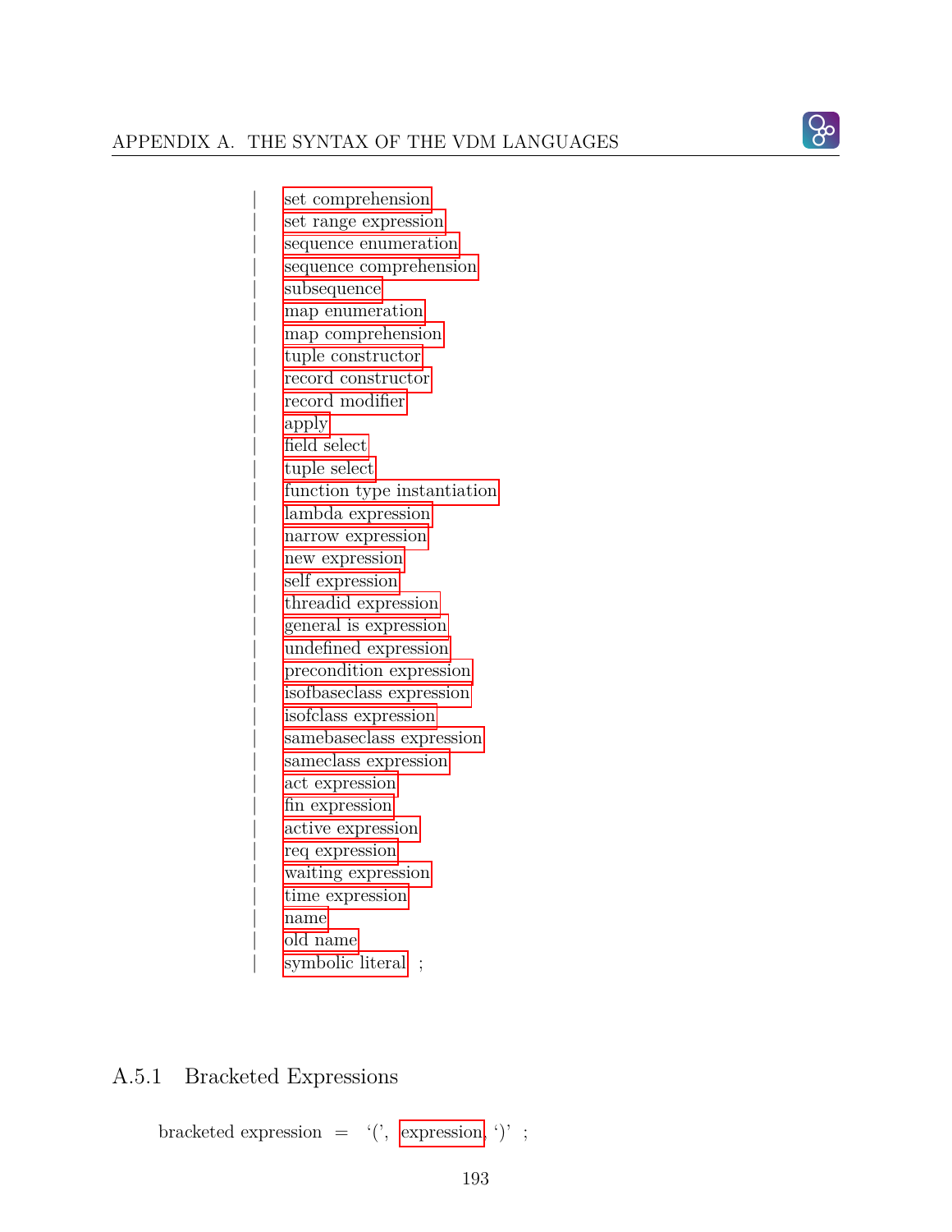```
        | set comprehension
        | set range expression
        | sequence enumeration
        | sequence comprehension
        | subsequence
        | map enumeration
        | map comprehension
        | tuple constructor
        | record constructor
        | record modifier
        | apply
        | field select
        | tuple select
        | function type instantiation
        | lambda expression
        | narrow expression
        | new expression
        | self expression
        | threadid expression
        | general is expression
        | undefined expression
        | precondition expression
        | isofbaseclass expression
        | isofclass expression
        | samebaseclass expression
        | sameclass expression
        | act expression
        | fin expression
        | active expression
        | req expression
        | waiting expression
        | time expression
        | name
        | old name
        | symbolic literal ;
```

### A.5.1 Bracketed Expressions

```
bracketed expression = '(', expression, ')' ;
```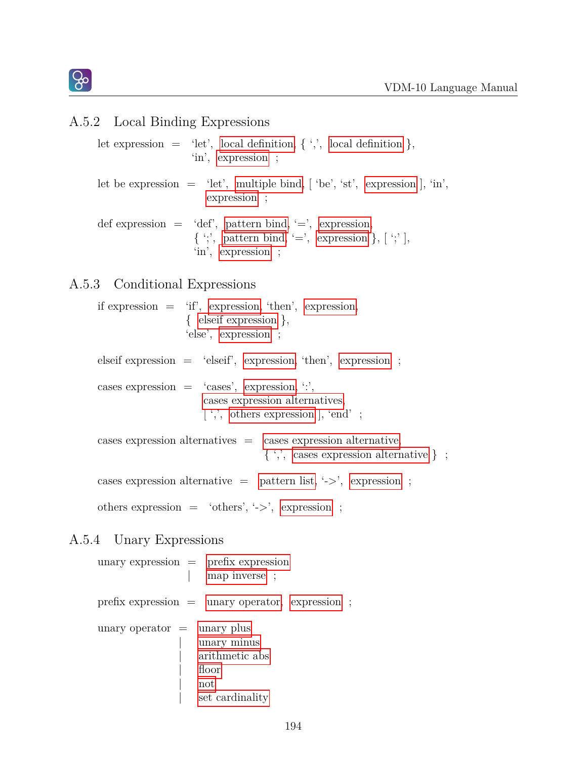### A.5.2 Local Binding Expressions

let expression = ‘let’, local definition, { ‘,’, local definition },
‘in’, expression ;

let be expression = ‘let’, multiple bind, [ ‘be’, ‘st’, expression ], ‘in’,
expression ;

def expression = ‘def’, pattern bind, ‘=’, expression,
{ ‘;’, pattern bind, ‘=’, expression }, [ ‘;’ ],
‘in’, expression ;

### A.5.3 Conditional Expressions

if expression = ‘if’, expression, ‘then’, expression,
{ elseif expression },
‘else’, expression ;

elseif expression = ‘elseif’, expression, ‘then’, expression ;

cases expression = ‘cases’, expression, ‘:’,
cases expression alternatives,
[ ‘,’, others expression ], ‘end’ ;

cases expression alternatives = cases expression alternative,
{ ‘,’, cases expression alternative } ;

cases expression alternative = pattern list, ‘->’, expression ;

others expression = ‘others’, ‘->’, expression ;

### A.5.4 Unary Expressions

unary expression = prefix expression
| map inverse ;

prefix expression = unary operator, expression ;

unary operator = unary plus
| unary minus
| arithmetic abs
| floor
| not
| set cardinality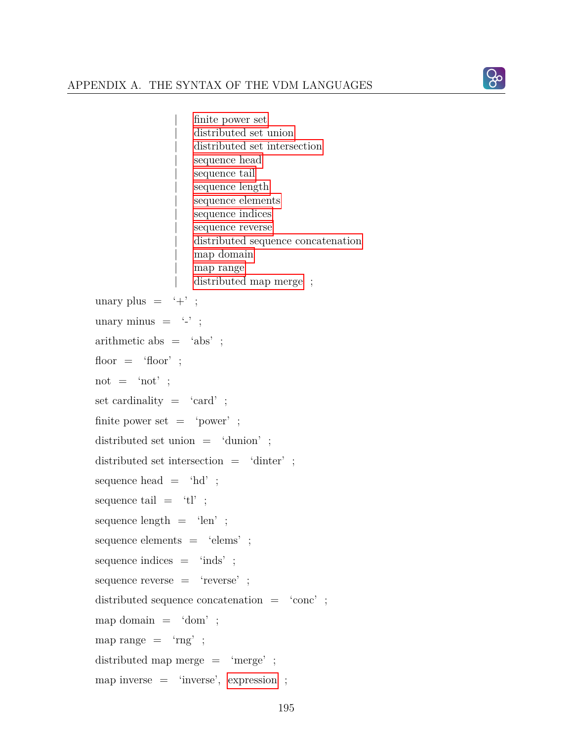```
                    | finite power set
                    | distributed set union
                    | distributed set intersection
                    | sequence head
                    | sequence tail
                    | sequence length
                    | sequence elements
                    | sequence indices
                    | sequence reverse
                    | distributed sequence concatenation
                    | map domain
                    | map range
                    | distributed map merge ;

unary plus = '+' ;

unary minus = '-' ;

arithmetic abs = 'abs' ;

floor = 'floor' ;

not = 'not' ;

set cardinality = 'card' ;

finite power set = 'power' ;

distributed set union = 'dunion' ;

distributed set intersection = 'dinter' ;

sequence head = 'hd' ;

sequence tail = 'tl' ;

sequence length = 'len' ;

sequence elements = 'elems' ;

sequence indices = 'inds' ;

sequence reverse = 'reverse' ;

distributed sequence concatenation = 'conc' ;

map domain = 'dom' ;

map range = 'rng' ;

distributed map merge = 'merge' ;

map inverse = 'inverse', expression ;
```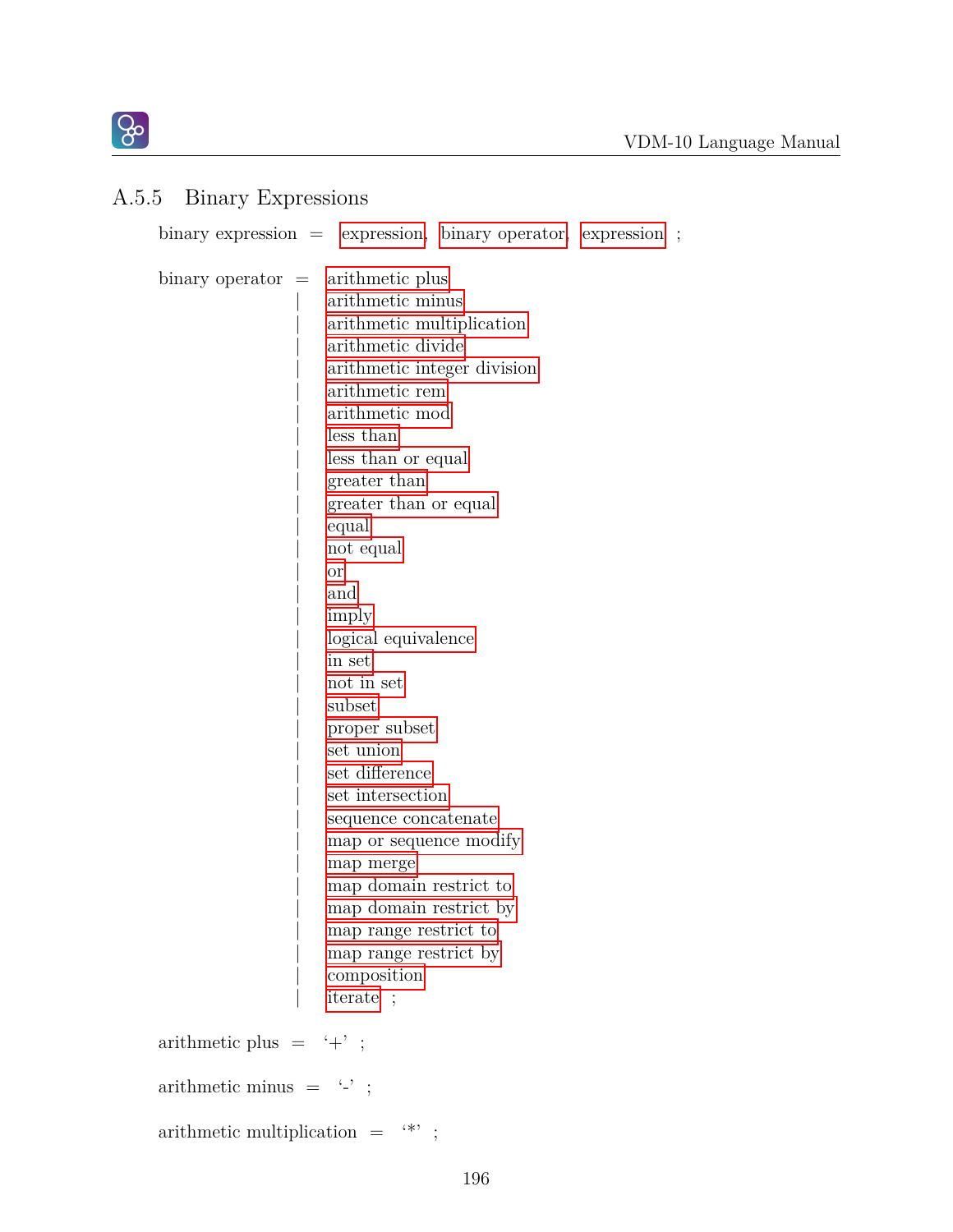### A.5.5 Binary Expressions

```
binary expression = expression, binary operator, expression ;

binary operator = arithmetic plus
                | arithmetic minus
                | arithmetic multiplication
                | arithmetic divide
                | arithmetic integer division
                | arithmetic rem
                | arithmetic mod
                | less than
                | less than or equal
                | greater than
                | greater than or equal
                | equal
                | not equal
                | or
                | and
                | imply
                | logical equivalence
                | in set
                | not in set
                | subset
                | proper subset
                | set union
                | set difference
                | set intersection
                | sequence concatenate
                | map or sequence modify
                | map merge
                | map domain restrict to
                | map domain restrict by
                | map range restrict to
                | map range restrict by
                | composition
                | iterate ;

arithmetic plus = '+' ;

arithmetic minus = '-' ;

arithmetic multiplication = '*' ;
```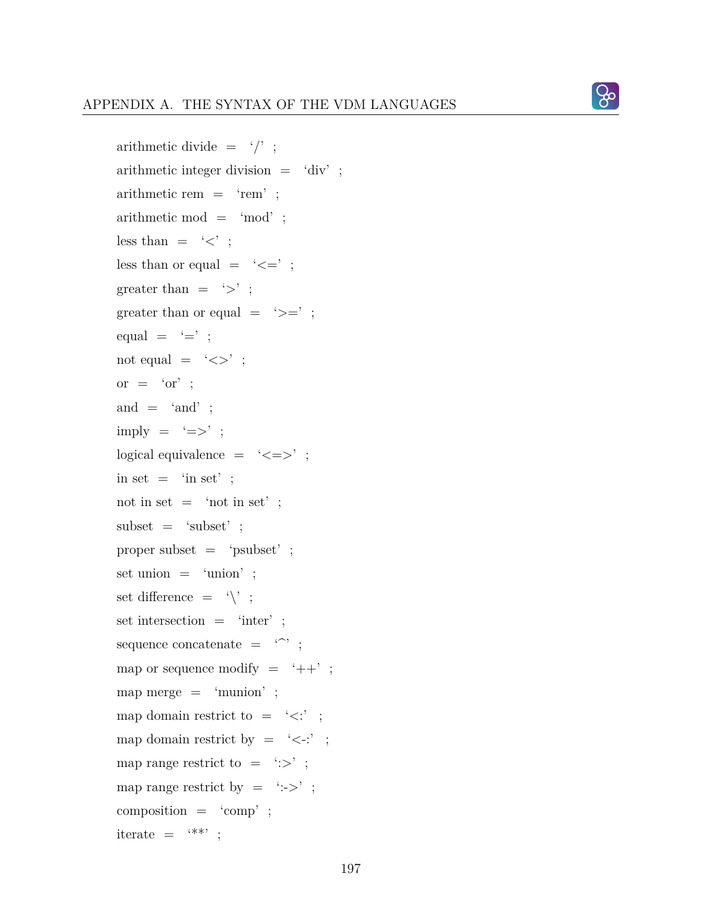arithmetic divide = ‘/’ ;

arithmetic integer division = ‘div’ ;

arithmetic rem = ‘rem’ ;

arithmetic mod = ‘mod’ ;

less than = ‘<’ ;

less than or equal = ‘<=’ ;

greater than = ‘>’ ;

greater than or equal = ‘>=’ ;

equal = ‘=’ ;

not equal = ‘<>’ ;

or = ‘or’ ;

and = ‘and’ ;

imply = ‘=>’ ;

logical equivalence = ‘<=>’ ;

in set = ‘in set’ ;

not in set = ‘not in set’ ;

subset = ‘subset’ ;

proper subset = ‘psubset’ ;

set union = ‘union’ ;

set difference = ‘\’ ;

set intersection = ‘inter’ ;

sequence concatenate = ‘^’ ;

map or sequence modify = ‘++’ ;

map merge = ‘munion’ ;

map domain restrict to = ‘<:’ ;

map domain restrict by = ‘<-:’ ;

map range restrict to = ‘:>’ ;

map range restrict by = ‘:->’ ;

composition = ‘comp’ ;

iterate = ‘**’ ;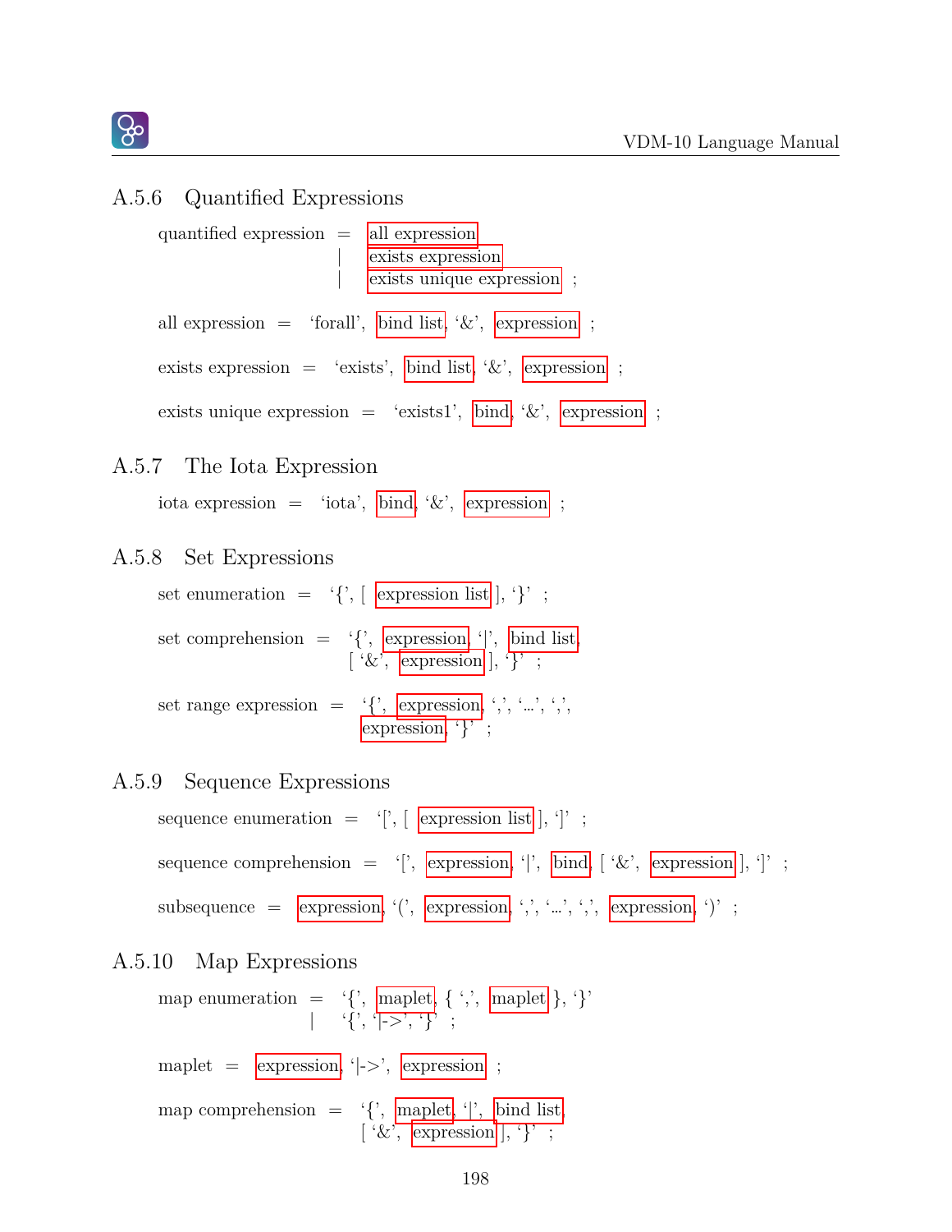### A.5.6 Quantified Expressions

```
quantified expression = all expression
                      | exists expression
                      | exists unique expression ;

all expression = 'forall', bind list, '&', expression ;

exists expression = 'exists', bind list, '&', expression ;

exists unique expression = 'exists1', bind, '&', expression ;
```

### A.5.7 The Iota Expression

```
iota expression = 'iota', bind, '&', expression ;
```

### A.5.8 Set Expressions

```
set enumeration = '{', [ expression list ], '}' ;

set comprehension = '{', expression, '|', bind list,
                    [ '&', expression ], '}' ;

set range expression = '{', expression, ',', '...', ',',
                       expression, '}' ;
```

### A.5.9 Sequence Expressions

```
sequence enumeration = '[', [ expression list ], ']' ;

sequence comprehension = '[', expression, '|', bind, [ '&', expression ], ']' ;

subsequence = expression, '(', expression, ',', '...', ',', expression, ')' ;
```

### A.5.10 Map Expressions

```
map enumeration = '{', maplet, { ',', maplet }, '}'
                | '{', '|->', '}' ;

maplet = expression, '|->', expression ;

map comprehension = '{', maplet, '|', bind list,
                    [ '&', expression ], '}' ;
```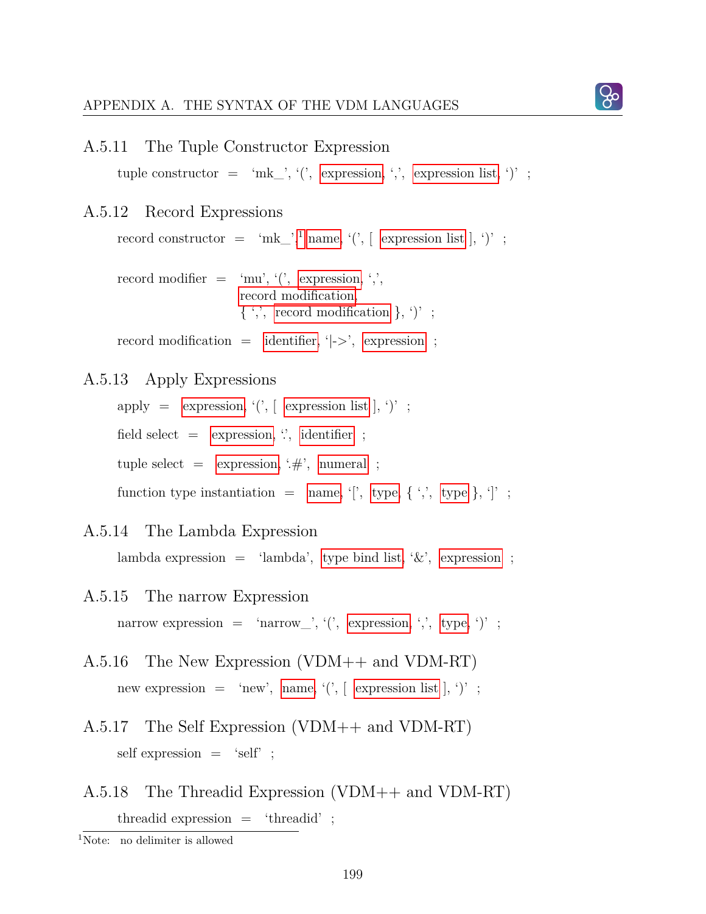### A.5.11 The Tuple Constructor Expression

tuple constructor = ‘mk_’, ‘(’, expression, ‘,’, expression list, ‘)’ ;

### A.5.12 Record Expressions

record constructor = ‘mk_’,[1] name, ‘(’, [ expression list ], ‘)’ ;

record modifier = ‘mu’, ‘(’, expression, ‘,’,
record modification,
{ ‘,’, record modification }, ‘)’ ;

record modification = identifier, ‘|->’, expression ;

### A.5.13 Apply Expressions

apply = expression, ‘(’, [ expression list ], ‘)’ ;

field select = expression, ‘.’, identifier ;

tuple select = expression, ‘.#’, numeral ;

function type instantiation = name, ‘[’, type, { ‘,’, type }, ‘]’ ;

### A.5.14 The Lambda Expression

lambda expression = ‘lambda’, type bind list, ‘&’, expression ;

### A.5.15 The narrow Expression

narrow expression = ‘narrow_’, ‘(’, expression, ‘,’, type, ‘)’ ;

### A.5.16 The New Expression (VDM++ and VDM-RT)

new expression = ‘new’, name, ‘(’, [ expression list ], ‘)’ ;

### A.5.17 The Self Expression (VDM++ and VDM-RT)

self expression = ‘self’ ;

### A.5.18 The Threadid Expression (VDM++ and VDM-RT)

threadid expression = ‘threadid’ ;

[1] Note: no delimiter is allowed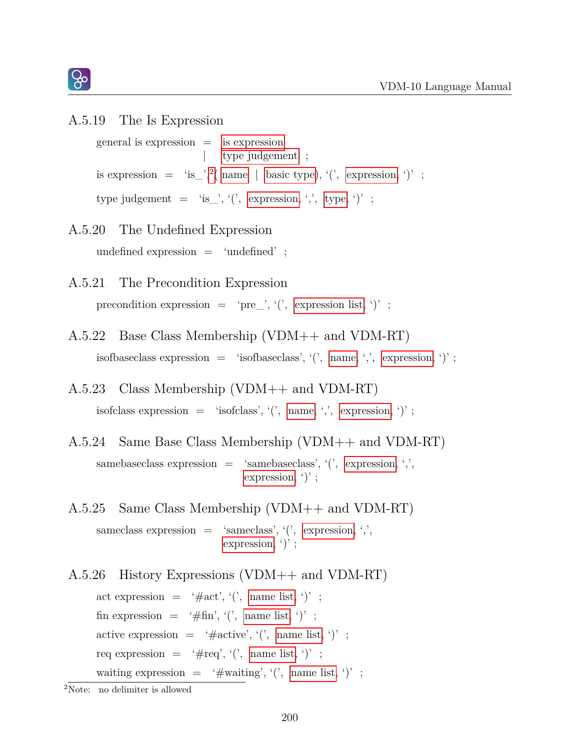### A.5.19 The Is Expression

general is expression = is expression
| type judgement ;

is expression = ‘is_’,[2]( name | basic type), ‘(’, expression, ‘)’ ;

type judgement = ‘is_’, ‘(’, expression, ‘,’, type, ‘)’ ;

### A.5.20 The Undefined Expression

undefined expression = ‘undefined’ ;

### A.5.21 The Precondition Expression

precondition expression = ‘pre_’, ‘(’, expression list, ‘)’ ;

### A.5.22 Base Class Membership (VDM++ and VDM-RT)

isofbaseclass expression = ‘isofbaseclass’, ‘(’, name, ‘,’, expression, ‘)’ ;

### A.5.23 Class Membership (VDM++ and VDM-RT)

isofclass expression = ‘isofclass’, ‘(’, name, ‘,’, expression, ‘)’ ;

### A.5.24 Same Base Class Membership (VDM++ and VDM-RT)

samebaseclass expression = ‘samebaseclass’, ‘(’, expression, ‘,’,
expression, ‘)’ ;

### A.5.25 Same Class Membership (VDM++ and VDM-RT)

sameclass expression = ‘sameclass’, ‘(’, expression, ‘,’,
expression, ‘)’ ;

### A.5.26 History Expressions (VDM++ and VDM-RT)

act expression = ‘#act’, ‘(’, name list, ‘)’ ;

fin expression = ‘#fin’, ‘(’, name list, ‘)’ ;

active expression = ‘#active’, ‘(’, name list, ‘)’ ;

req expression = ‘#req’, ‘(’, name list, ‘)’ ;

waiting expression = ‘#waiting’, ‘(’, name list, ‘)’ ;

[2]Note: no delimiter is allowed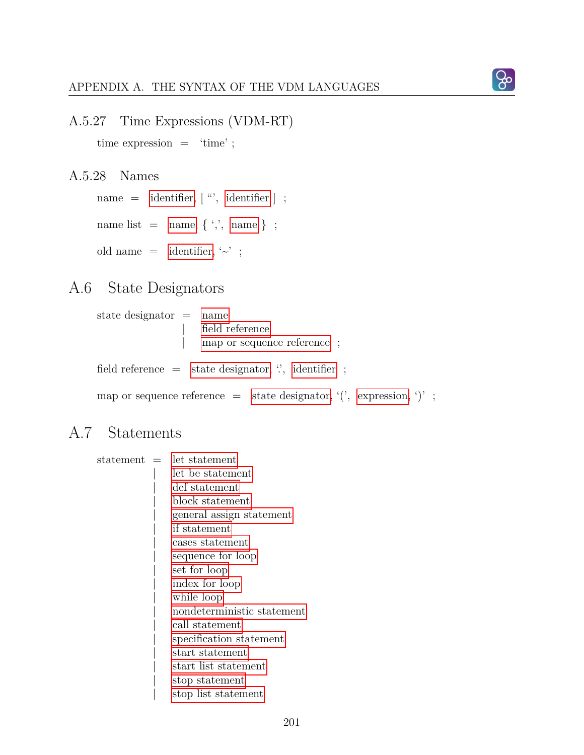### A.5.27 Time Expressions (VDM-RT)

time expression = ‘time’ ;

### A.5.28 Names

name = identifier, [ ‘‘’, identifier ] ;

name list = name, { ‘,’, name } ;

old name = identifier, ‘~’ ;

## A.6 State Designators

state designator = name
| field reference
| map or sequence reference ;

field reference = state designator, ‘.’, identifier ;

map or sequence reference = state designator, ‘(’, expression, ‘)’ ;

## A.7 Statements

statement = let statement
| let be statement
| def statement
| block statement
| general assign statement
| if statement
| cases statement
| sequence for loop
| set for loop
| index for loop
| while loop
| nondeterministic statement
| call statement
| specification statement
| start statement
| start list statement
| stop statement
| stop list statement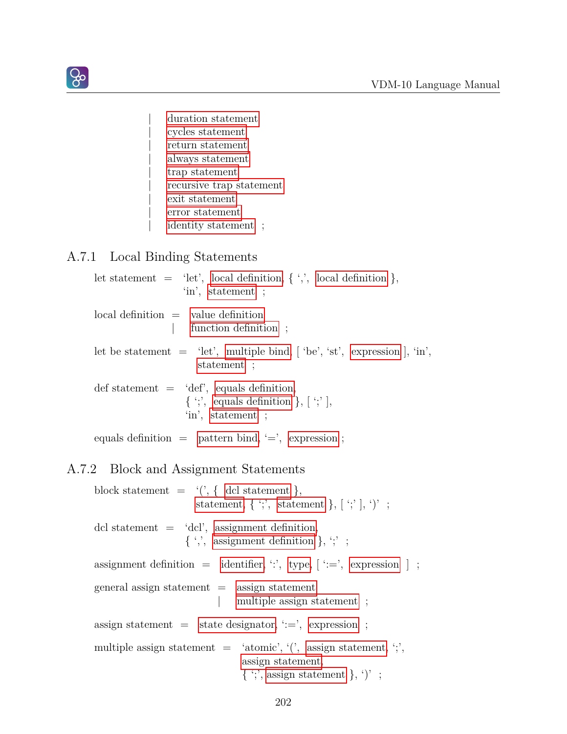| duration statement
| cycles statement
| return statement
| always statement
| trap statement
| recursive trap statement
| exit statement
| error statement
| identity statement ;

## A.7.1 Local Binding Statements

let statement = ‘let’, local definition, { ‘,’, local definition },
‘in’, statement ;

local definition = value definition
| function definition ;

let be statement = ‘let’, multiple bind, [ ‘be’, ‘st’, expression ], ‘in’,
statement ;

def statement = ‘def’, equals definition,
{ ‘;’, equals definition }, [ ‘;’ ],
‘in’, statement ;

equals definition = pattern bind, ‘=’, expression ;

## A.7.2 Block and Assignment Statements

block statement = ‘(’, { dcl statement },
statement, { ‘;’, statement }, [ ‘;’ ], ‘)’ ;

dcl statement = ‘dcl’, assignment definition,
{ ‘,’, assignment definition }, ‘;’ ;

assignment definition = identifier, ‘:’, type, [ ‘:=’, expression ] ;

general assign statement = assign statement
| multiple assign statement ;

assign statement = state designator, ‘:=’, expression ;

multiple assign statement = ‘atomic’, ‘(’, assign statement, ‘;’,
assign statement,
{ ‘;’, assign statement }, ‘)’ ;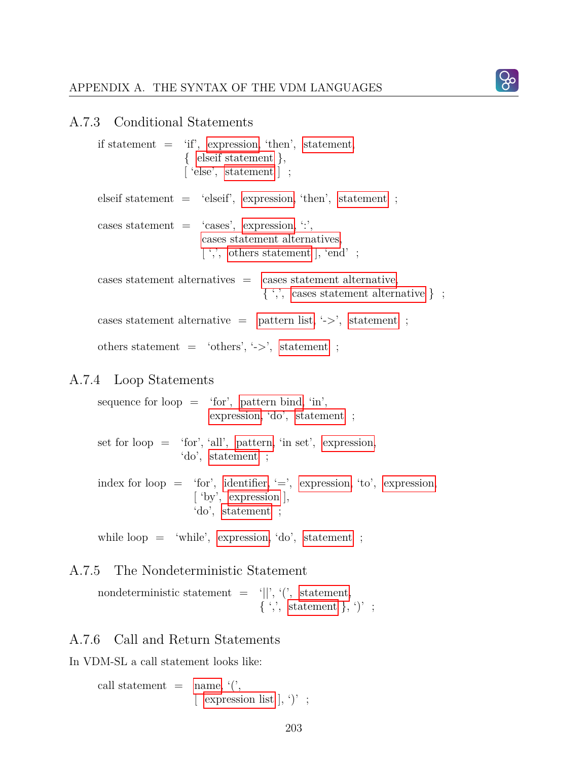### A.7.3 Conditional Statements

```
if statement = 'if', expression, 'then', statement,
               { elseif statement },
               [ 'else', statement ] ;

elseif statement = 'elseif', expression, 'then', statement ;

cases statement = 'cases', expression, ':',
                  cases statement alternatives,
                  [ ',', others statement ], 'end' ;

cases statement alternatives = cases statement alternative,
                               { ',', cases statement alternative } ;

cases statement alternative = pattern list, '->', statement ;

others statement = 'others', '->', statement ;
```

### A.7.4 Loop Statements

```
sequence for loop = 'for', pattern bind, 'in',
                    expression, 'do', statement ;

set for loop = 'for', 'all', pattern, 'in set', expression,
               'do', statement ;

index for loop = 'for', identifier, '=', expression, 'to', expression,
                 [ 'by', expression ],
                 'do', statement ;

while loop = 'while', expression, 'do', statement ;
```

### A.7.5 The Nondeterministic Statement

```
nondeterministic statement = '||', '(', statement,
                             { ',', statement }, ')' ;
```

### A.7.6 Call and Return Statements

In VDM-SL a call statement looks like:

```
call statement = name, '(',
                 [ expression list ], ')' ;
```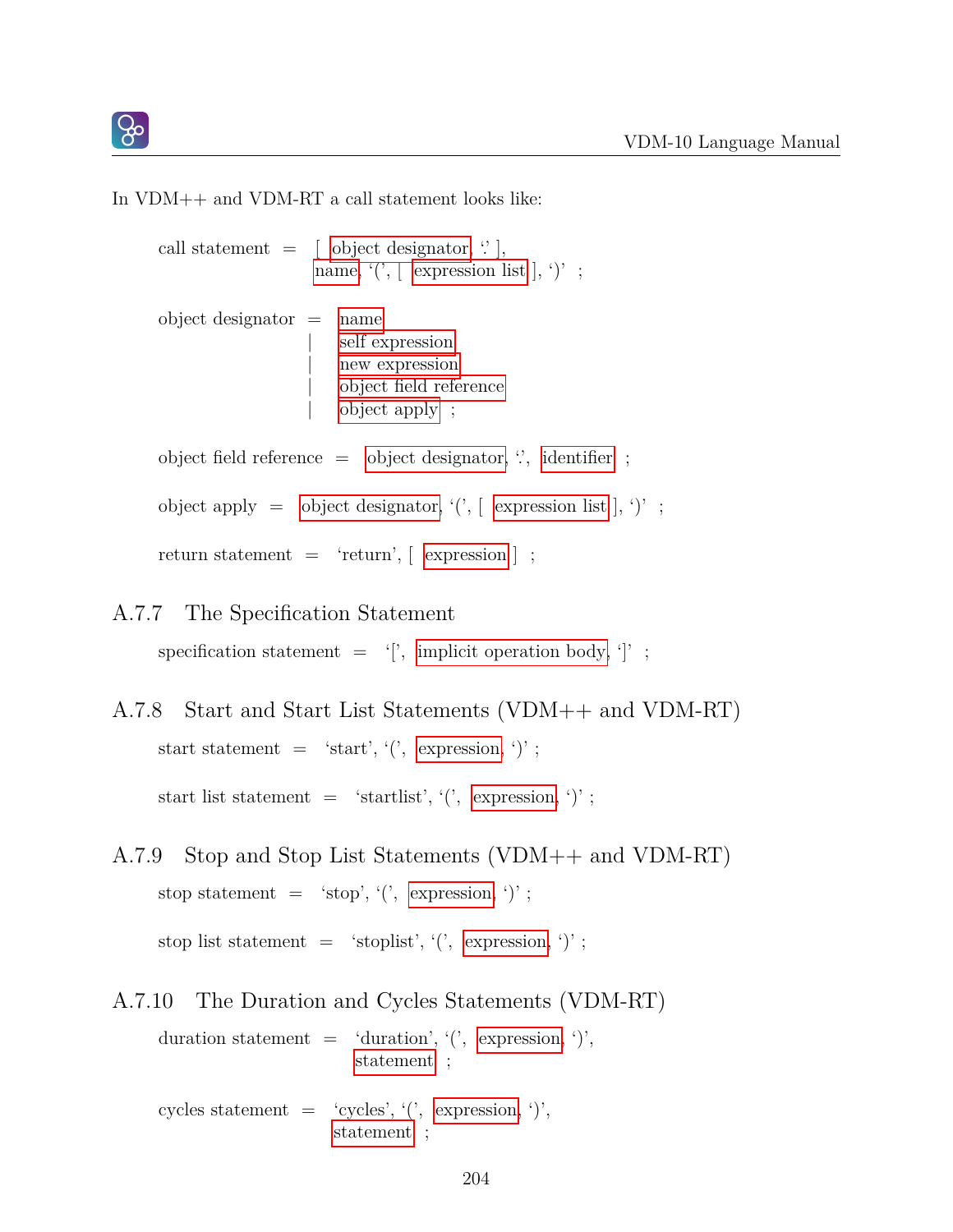In VDM++ and VDM-RT a call statement looks like:

```
call statement = [ object designator, '.' ],
                 name, '(', [ expression list ], ')' ;

object designator = name
                  | self expression
                  | new expression
                  | object field reference
                  | object apply ;

object field reference = object designator, '.', identifier ;

object apply = object designator, '(', [ expression list ], ')' ;

return statement = 'return', [ expression ] ;
```

### A.7.7 The Specification Statement

```
specification statement = '[', implicit operation body, ']' ;
```

### A.7.8 Start and Start List Statements (VDM++ and VDM-RT)

```
start statement = 'start', '(', expression, ')' ;

start list statement = 'startlist', '(', expression, ')' ;
```

### A.7.9 Stop and Stop List Statements (VDM++ and VDM-RT)

```
stop statement = 'stop', '(', expression, ')' ;

stop list statement = 'stoplist', '(', expression, ')' ;
```

### A.7.10 The Duration and Cycles Statements (VDM-RT)

```
duration statement = 'duration', '(', expression, ')',
                     statement ;

cycles statement = 'cycles', '(', expression, ')',
                   statement ;
```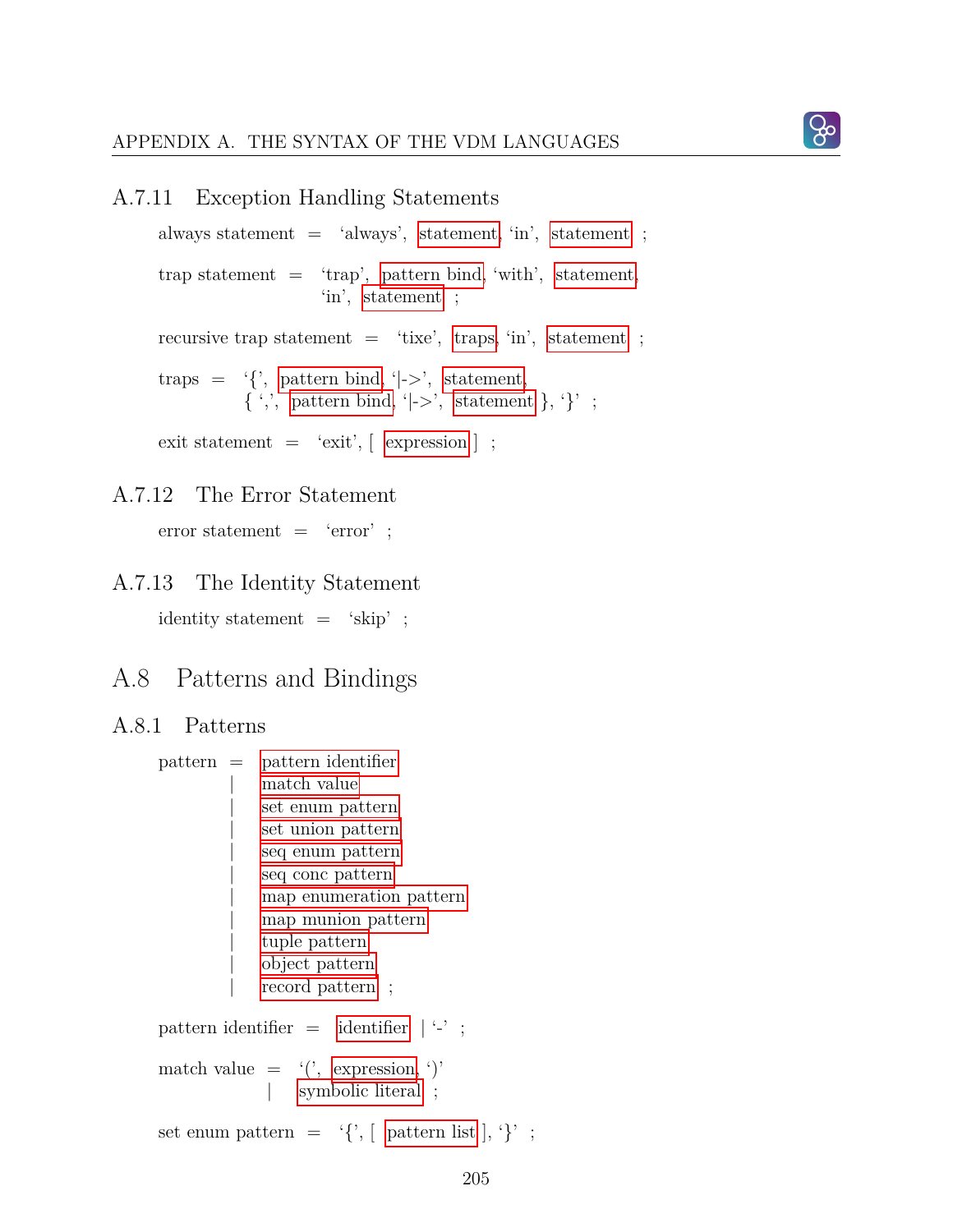### A.7.11 Exception Handling Statements

always statement = ‘always’, statement, ‘in’, statement ;

trap statement = ‘trap’, pattern bind, ‘with’, statement,
‘in’, statement ;

recursive trap statement = ‘tixe’, traps, ‘in’, statement ;

traps = ‘{’, pattern bind, ‘|->’, statement,
{ ‘,’, pattern bind, ‘|->’, statement }, ‘}’ ;

exit statement = ‘exit’, [ expression ] ;

### A.7.12 The Error Statement

error statement = ‘error’ ;

### A.7.13 The Identity Statement

identity statement = ‘skip’ ;

## A.8 Patterns and Bindings

### A.8.1 Patterns

pattern = pattern identifier
| match value
| set enum pattern
| set union pattern
| seq enum pattern
| seq conc pattern
| map enumeration pattern
| map munion pattern
| tuple pattern
| object pattern
| record pattern ;

pattern identifier = identifier | ‘-’ ;

match value = ‘(’, expression, ‘)’
| symbolic literal ;

set enum pattern = ‘{’, [ pattern list ], ‘}’ ;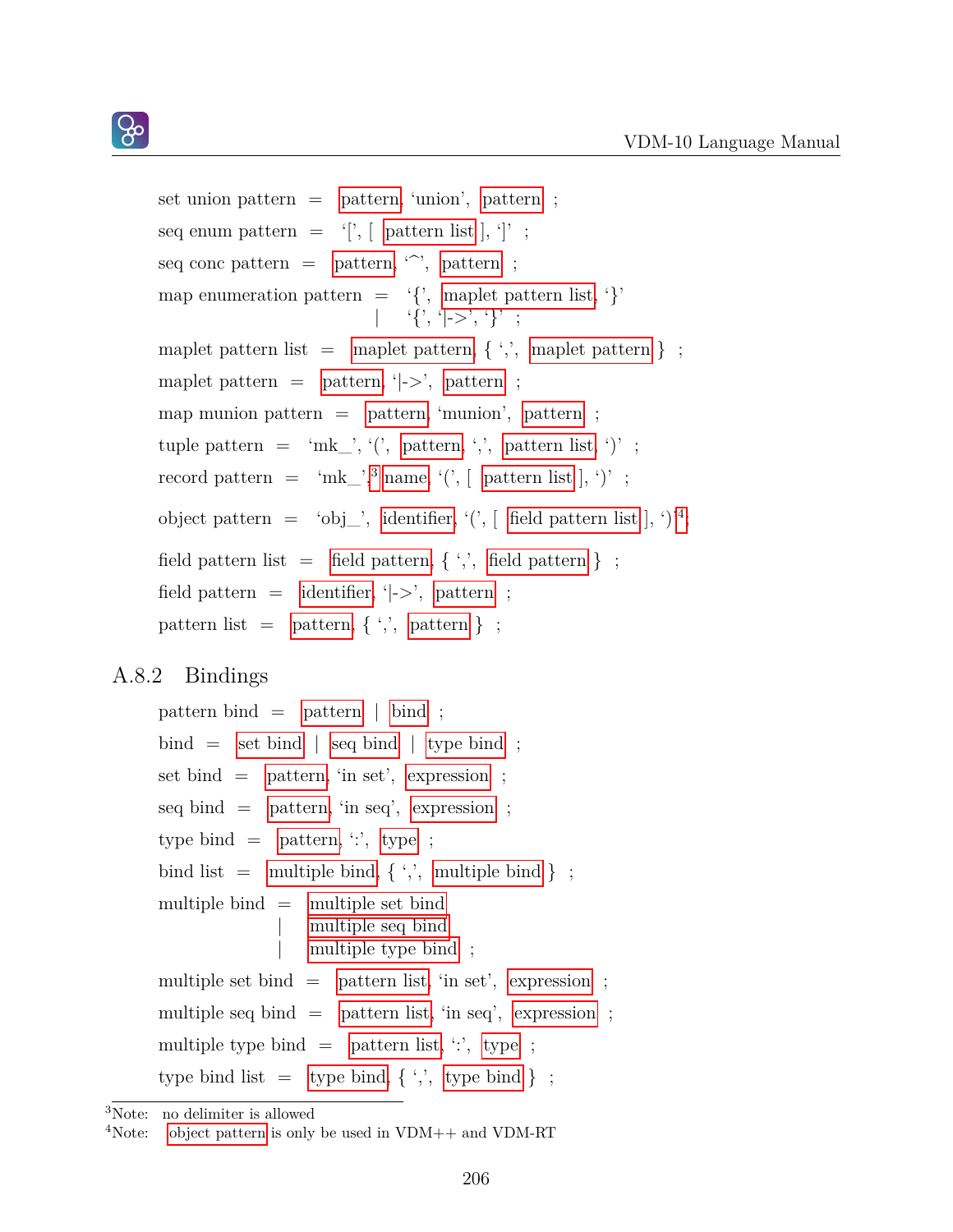set union pattern = pattern, ‘union’, pattern ;

seq enum pattern = ‘[’, [ pattern list ], ‘]’ ;

seq conc pattern = pattern, ‘^’, pattern ;

map enumeration pattern = ‘{’, maplet pattern list, ‘}’
  | ‘{’, ‘|->’, ‘}’ ;

maplet pattern list = maplet pattern, { ‘,’, maplet pattern } ;

maplet pattern = pattern, ‘|->’, pattern ;

map munion pattern = pattern, ‘munion’, pattern ;

tuple pattern = ‘mk_’, ‘(’, pattern, ‘,’, pattern list, ‘)’ ;

record pattern = ‘mk_’,[3] name, ‘(’, [ pattern list ], ‘)’ ;

object pattern = ‘obj_’, identifier, ‘(’, [ field pattern list ], ‘)’[4];

field pattern list = field pattern, { ‘,’, field pattern } ;

field pattern = identifier, ‘|->’, pattern ;

pattern list = pattern, { ‘,’, pattern } ;

### A.8.2 Bindings

pattern bind = pattern | bind ;

bind = set bind | seq bind | type bind ;

set bind = pattern, ‘in set’, expression ;

seq bind = pattern, ‘in seq’, expression ;

type bind = pattern, ‘:’, type ;

bind list = multiple bind, { ‘,’, multiple bind } ;

multiple bind = multiple set bind
  | multiple seq bind
  | multiple type bind ;

multiple set bind = pattern list, ‘in set’, expression ;

multiple seq bind = pattern list, ‘in seq’, expression ;

multiple type bind = pattern list, ‘:’, type ;

type bind list = type bind, { ‘,’, type bind } ;

---

[3]Note: no delimiter is allowed

[4]Note: object pattern is only be used in VDM++ and VDM-RT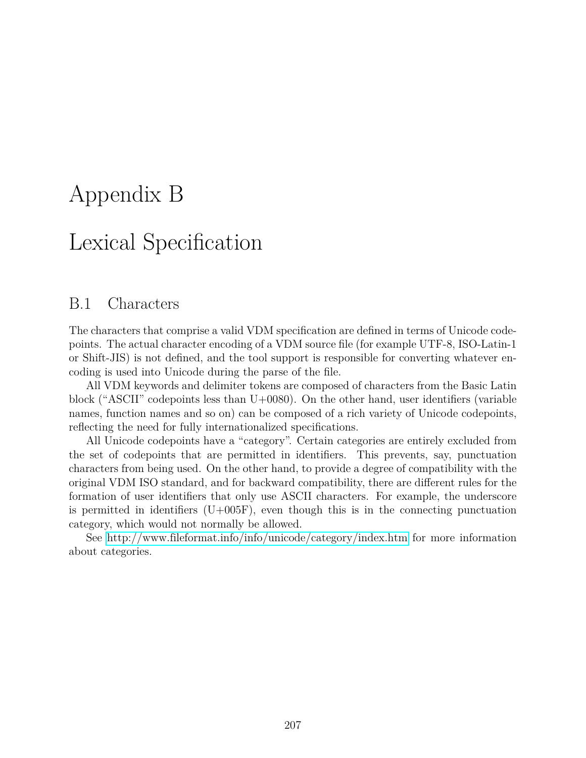# Appendix B

# Lexical Specification

## B.1 Characters

The characters that comprise a valid VDM specification are defined in terms of Unicode codepoints. The actual character encoding of a VDM source file (for example UTF-8, ISO-Latin-1 or Shift-JIS) is not defined, and the tool support is responsible for converting whatever encoding is used into Unicode during the parse of the file.

All VDM keywords and delimiter tokens are composed of characters from the Basic Latin block ("ASCII" codepoints less than U+0080). On the other hand, user identifiers (variable names, function names and so on) can be composed of a rich variety of Unicode codepoints, reflecting the need for fully internationalized specifications.

All Unicode codepoints have a "category". Certain categories are entirely excluded from the set of codepoints that are permitted in identifiers. This prevents, say, punctuation characters from being used. On the other hand, to provide a degree of compatibility with the original VDM ISO standard, and for backward compatibility, there are different rules for the formation of user identifiers that only use ASCII characters. For example, the underscore is permitted in identifiers (U+005F), even though this is in the connecting punctuation category, which would not normally be allowed.

See http://www.fileformat.info/info/unicode/category/index.htm for more information about categories.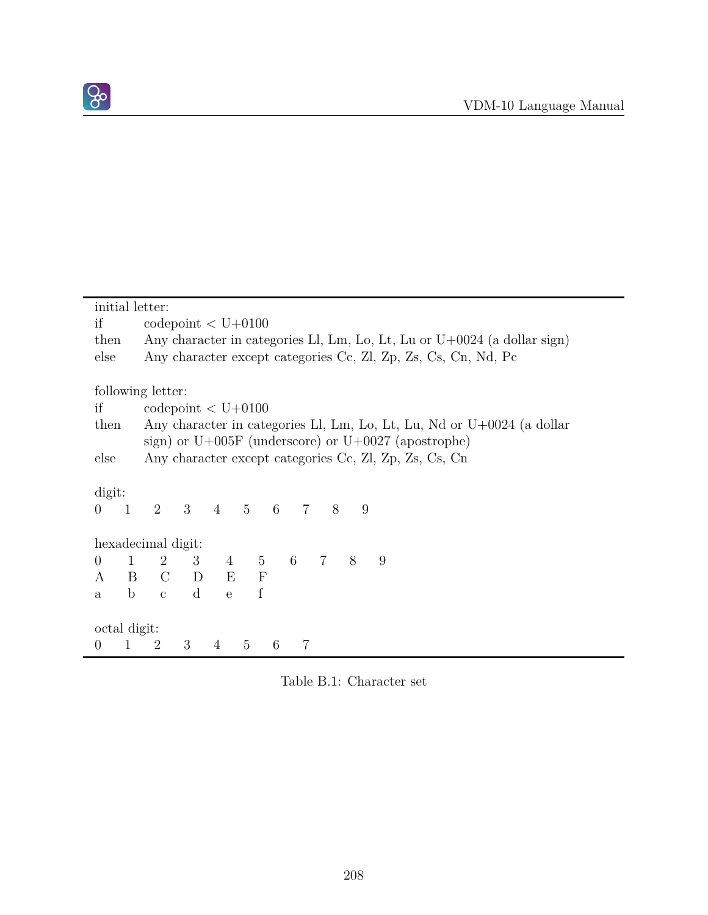initial letter:

| | |
|---|---|
| if | codepoint < U+0100 |
| then | Any character in categories Ll, Lm, Lo, Lt, Lu or U+0024 (a dollar sign) |
| else | Any character except categories Cc, Zl, Zp, Zs, Cs, Cn, Nd, Pc |

following letter:

| | |
|---|---|
| if | codepoint < U+0100 |
| then | Any character in categories Ll, Lm, Lo, Lt, Lu, Nd or U+0024 (a dollar sign) or U+005F (underscore) or U+0027 (apostrophe) |
| else | Any character except categories Cc, Zl, Zp, Zs, Cs, Cn |

digit:

0 1 2 3 4 5 6 7 8 9

hexadecimal digit:

| | | | | | | | | | |
|---|---|---|---|---|---|---|---|---|---|
| 0 | 1 | 2 | 3 | 4 | 5 | 6 | 7 | 8 | 9 |
| A | B | C | D | E | F | | | | |
| a | b | c | d | e | f | | | | |

octal digit:

0 1 2 3 4 5 6 7

Table B.1: Character set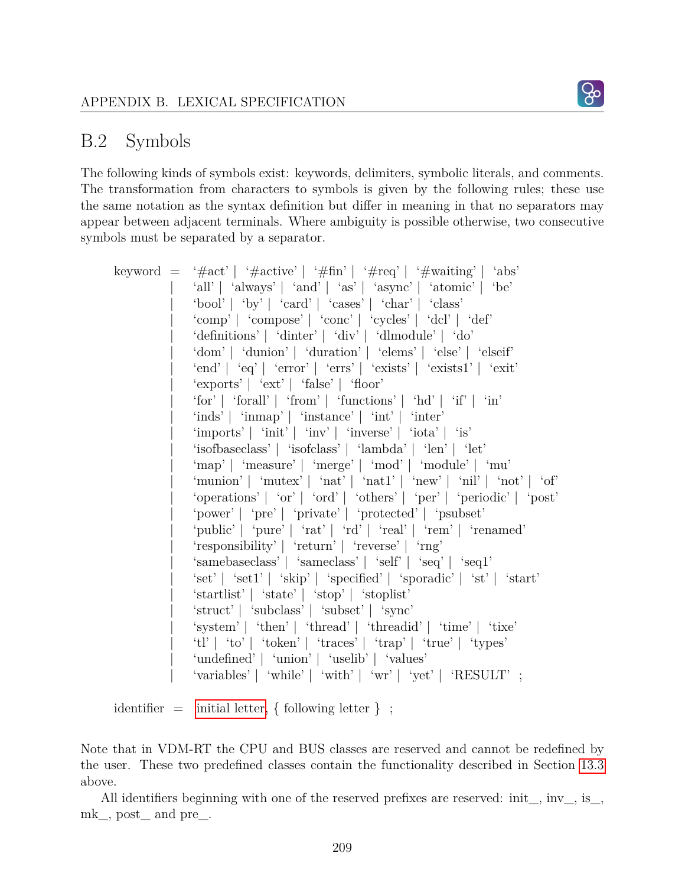## B.2 Symbols

The following kinds of symbols exist: keywords, delimiters, symbolic literals, and comments. The transformation from characters to symbols is given by the following rules; these use the same notation as the syntax definition but differ in meaning in that no separators may appear between adjacent terminals. Where ambiguity is possible otherwise, two consecutive symbols must be separated by a separator.

```
keyword  =  '#act' | '#active' | '#fin' | '#req' | '#waiting' | 'abs'
         |  'all' | 'always' | 'and' | 'as' | 'async' | 'atomic' | 'be'
         |  'bool' | 'by' | 'card' | 'cases' | 'char' | 'class'
         |  'comp' | 'compose' | 'conc' | 'cycles' | 'dcl' | 'def'
         |  'definitions' | 'dinter' | 'div' | 'dlmodule' | 'do'
         |  'dom' | 'dunion' | 'duration' | 'elems' | 'else' | 'elseif'
         |  'end' | 'eq' | 'error' | 'errs' | 'exists' | 'exists1' | 'exit'
         |  'exports' | 'ext' | 'false' | 'floor'
         |  'for' | 'forall' | 'from' | 'functions' | 'hd' | 'if' | 'in'
         |  'inds' | 'inmap' | 'instance' | 'int' | 'inter'
         |  'imports' | 'init' | 'inv' | 'inverse' | 'iota' | 'is'
         |  'isofbaseclass' | 'isofclass' | 'lambda' | 'len' | 'let'
         |  'map' | 'measure' | 'merge' | 'mod' | 'module' | 'mu'
         |  'munion' | 'mutex' | 'nat' | 'nat1' | 'new' | 'nil' | 'not' | 'of'
         |  'operations' | 'or' | 'ord' | 'others' | 'per' | 'periodic' | 'post'
         |  'power' | 'pre' | 'private' | 'protected' | 'psubset'
         |  'public' | 'pure' | 'rat' | 'rd' | 'real' | 'rem' | 'renamed'
         |  'responsibility' | 'return' | 'reverse' | 'rng'
         |  'samebaseclass' | 'sameclass' | 'self' | 'seq' | 'seq1'
         |  'set' | 'set1' | 'skip' | 'specified' | 'sporadic' | 'st' | 'start'
         |  'startlist' | 'state' | 'stop' | 'stoplist'
         |  'struct' | 'subclass' | 'subset' | 'sync'
         |  'system' | 'then' | 'thread' | 'threadid' | 'time' | 'tixe'
         |  'tl' | 'to' | 'token' | 'traces' | 'trap' | 'true' | 'types'
         |  'undefined' | 'union' | 'uselib' | 'values'
         |  'variables' | 'while' | 'with' | 'wr' | 'yet' | 'RESULT' ;

identifier  =  initial letter, { following letter } ;
```

Note that in VDM-RT the CPU and BUS classes are reserved and cannot be redefined by the user. These two predefined classes contain the functionality described in Section 13.3 above.

All identifiers beginning with one of the reserved prefixes are reserved: init_, inv_, is_, mk_, post_ and pre_.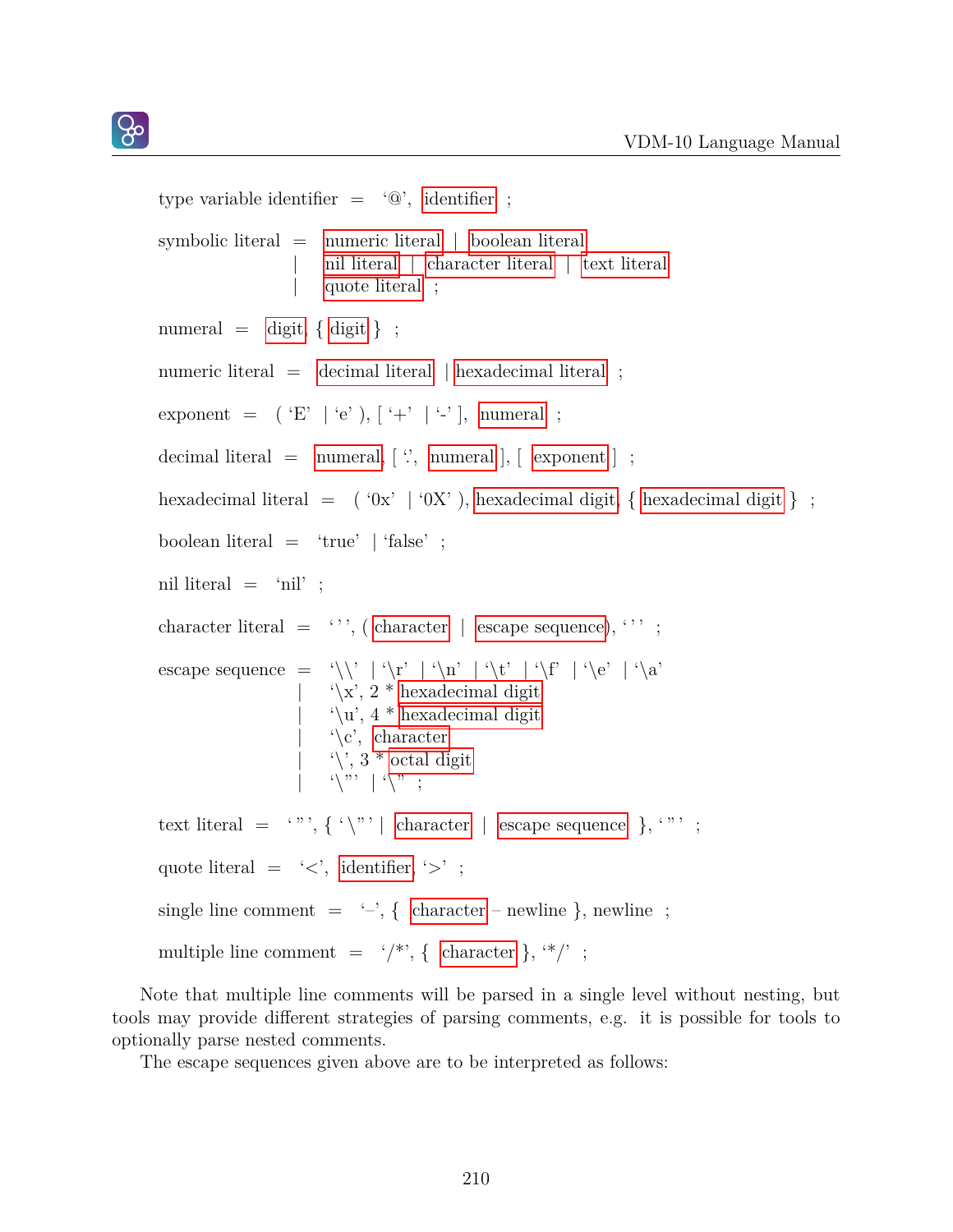type variable identifier = ‘@’, identifier ;

symbolic literal = numeric literal | boolean literal
| nil literal | character literal | text literal
| quote literal ;

numeral = digit, { digit } ;

numeric literal = decimal literal | hexadecimal literal ;

exponent = ( ‘E’ | ‘e’ ), [ ‘+’ | ‘-’ ], numeral ;

decimal literal = numeral, [ ‘.’, numeral ], [ exponent ] ;

hexadecimal literal = ( ‘0x’ | ‘0X’ ), hexadecimal digit, { hexadecimal digit } ;

boolean literal = ‘true’ | ‘false’ ;

nil literal = ‘nil’ ;

character literal = ‘ ' ’, ( character | escape sequence), ‘ ' ’ ;

escape sequence = ‘\\’ | ‘\r’ | ‘\n’ | ‘\t’ | ‘\f’ | ‘\e’ | ‘\a’
| ‘\x’, 2 * hexadecimal digit
| ‘\u’, 4 * hexadecimal digit
| ‘\c’, character
| ‘\’, 3 * octal digit
| ‘\"’ | ‘\'’ ;

text literal = ‘ " ’, { ‘\"’ | character | escape sequence }, ‘ " ’ ;

quote literal = ‘<’, identifier, ‘>’ ;

single line comment = ‘--’, { character – newline }, newline ;

multiple line comment = ‘/*’, { character }, ‘*/’ ;

Note that multiple line comments will be parsed in a single level without nesting, but tools may provide different strategies of parsing comments, e.g. it is possible for tools to optionally parse nested comments.

The escape sequences given above are to be interpreted as follows: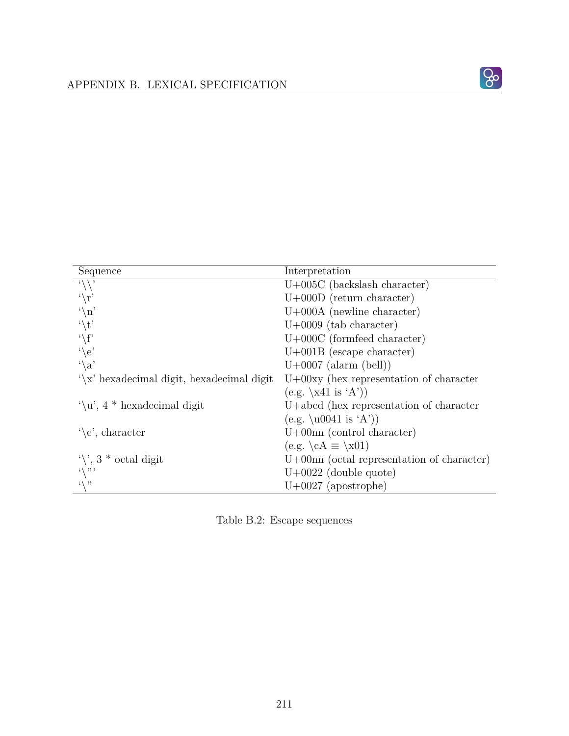| Sequence | Interpretation |
|---|---|
| '\\' | U+005C (backslash character) |
| '\r' | U+000D (return character) |
| '\n' | U+000A (newline character) |
| '\t' | U+0009 (tab character) |
| '\f' | U+000C (formfeed character) |
| '\e' | U+001B (escape character) |
| '\a' | U+0007 (alarm (bell)) |
| '\x' hexadecimal digit, hexadecimal digit | U+00xy (hex representation of character (e.g. \x41 is 'A')) |
| '\u', 4 * hexadecimal digit | U+abcd (hex representation of character (e.g. \u0041 is 'A')) |
| '\c', character | U+00nn (control character) (e.g. \cA ≡ \x01) |
| '\', 3 * octal digit | U+00nn (octal representation of character) |
| '\"' | U+0022 (double quote) |
| '\'' | U+0027 (apostrophe) |

Table B.2: Escape sequences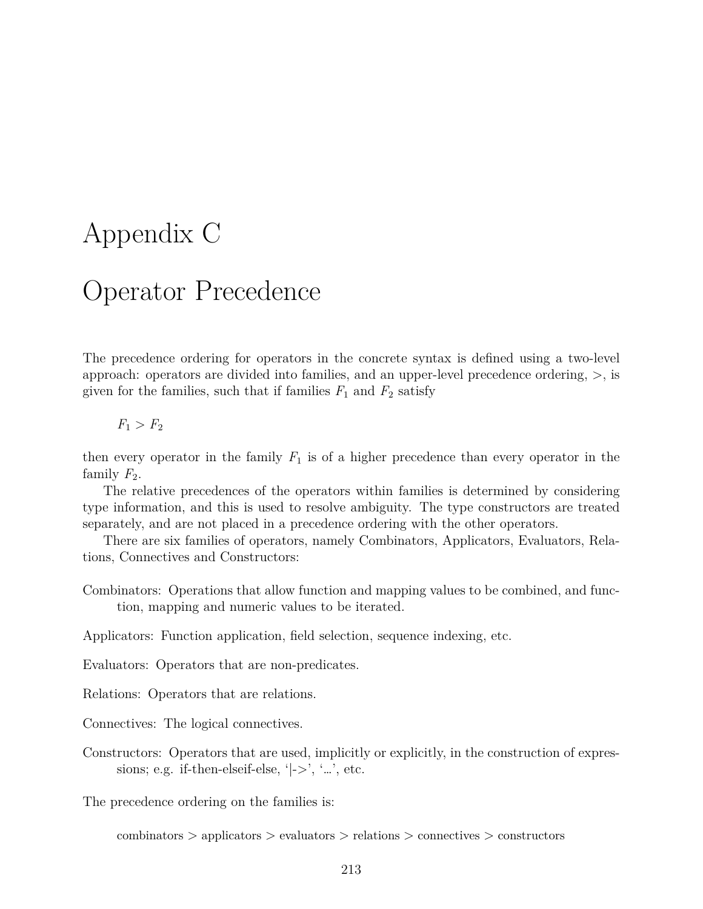# Appendix C

# Operator Precedence

The precedence ordering for operators in the concrete syntax is defined using a two-level approach: operators are divided into families, and an upper-level precedence ordering, $>$, is given for the families, such that if families $F_1$ and $F_2$ satisfy

$$F_1 > F_2$$

then every operator in the family $F_1$ is of a higher precedence than every operator in the family $F_2$.

The relative precedences of the operators within families is determined by considering type information, and this is used to resolve ambiguity. The type constructors are treated separately, and are not placed in a precedence ordering with the other operators.

There are six families of operators, namely Combinators, Applicators, Evaluators, Relations, Connectives and Constructors:

Combinators: Operations that allow function and mapping values to be combined, and function, mapping and numeric values to be iterated.

Applicators: Function application, field selection, sequence indexing, etc.

Evaluators: Operators that are non-predicates.

Relations: Operators that are relations.

Connectives: The logical connectives.

Constructors: Operators that are used, implicitly or explicitly, in the construction of expressions; e.g. if-then-elseif-else, '|->', '...', etc.

The precedence ordering on the families is:

combinators > applicators > evaluators > relations > connectives > constructors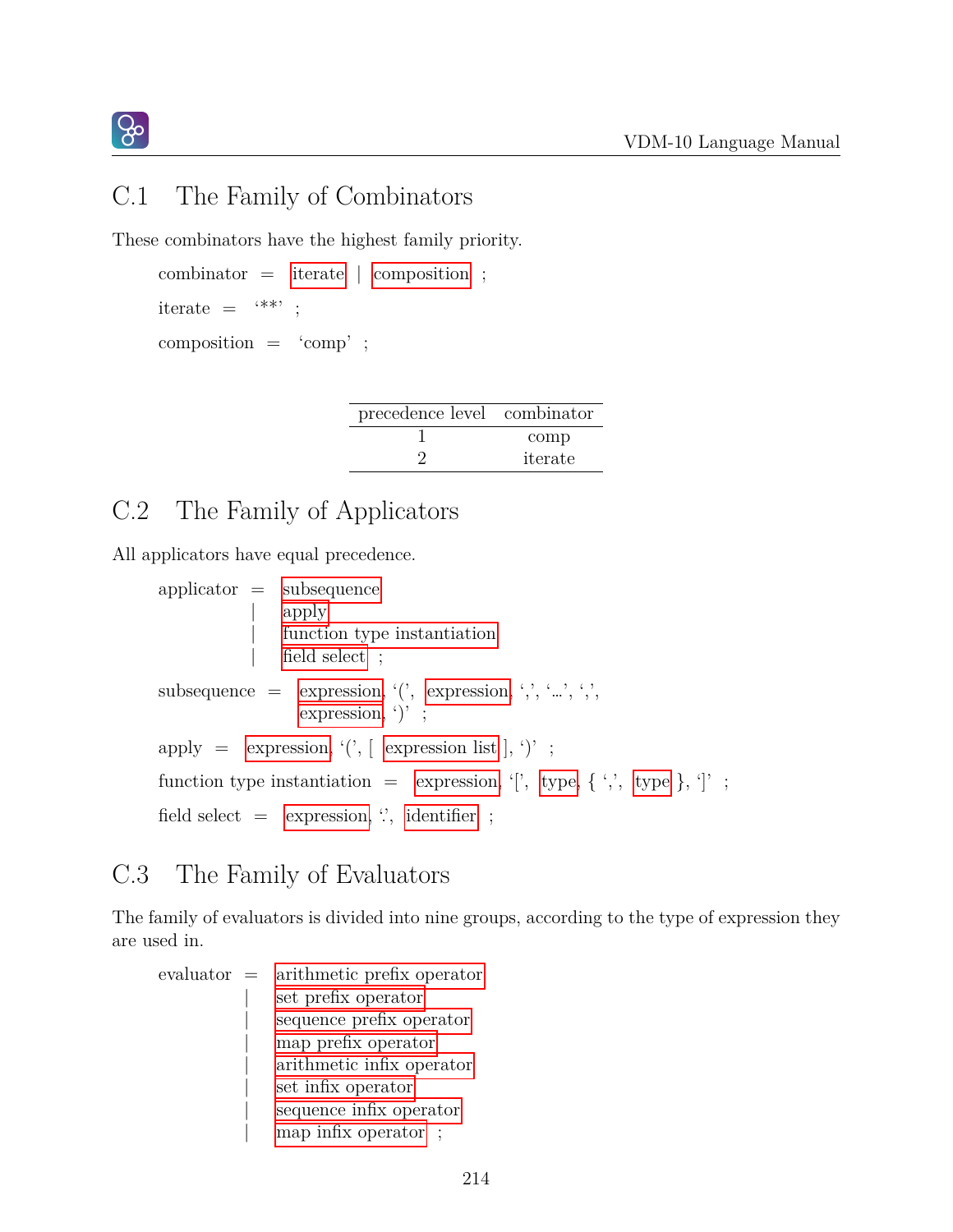## C.1 The Family of Combinators

These combinators have the highest family priority.

combinator = iterate | composition ;

iterate = '**' ;

composition = 'comp' ;

| precedence level | combinator |
|---|---|
| 1 | comp |
| 2 | iterate |

## C.2 The Family of Applicators

All applicators have equal precedence.

applicator = subsequence
 | apply
 | function type instantiation
 | field select ;

subsequence = expression, '(', expression, ',', '...', ',', expression, ')' ;

apply = expression, '(', [ expression list ], ')' ;

function type instantiation = expression, '[', type, { ',', type }, ']' ;

field select = expression, '.', identifier ;

## C.3 The Family of Evaluators

The family of evaluators is divided into nine groups, according to the type of expression they are used in.

evaluator = arithmetic prefix operator
 | set prefix operator
 | sequence prefix operator
 | map prefix operator
 | arithmetic infix operator
 | set infix operator
 | sequence infix operator
 | map infix operator ;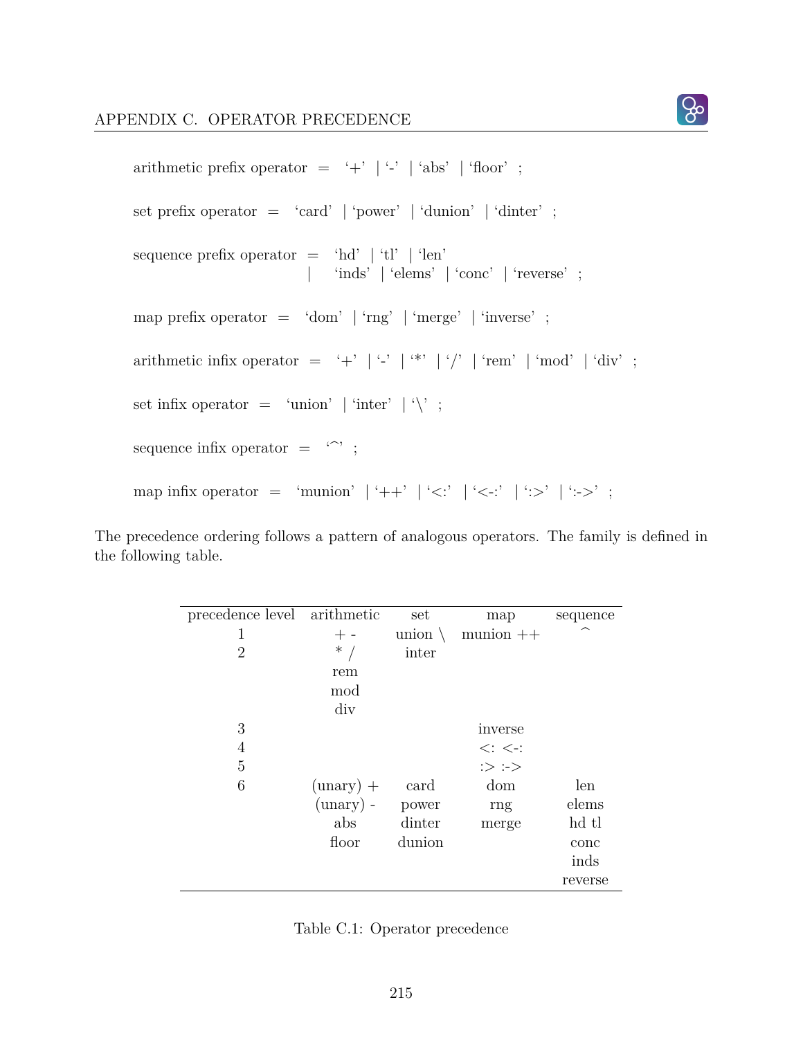arithmetic prefix operator = '+' | '-' | 'abs' | 'floor' ;

set prefix operator = 'card' | 'power' | 'dunion' | 'dinter' ;

sequence prefix operator = 'hd' | 'tl' | 'len'
  | 'inds' | 'elems' | 'conc' | 'reverse' ;

map prefix operator = 'dom' | 'rng' | 'merge' | 'inverse' ;

arithmetic infix operator = '+' | '-' | '*' | '/' | 'rem' | 'mod' | 'div' ;

set infix operator = 'union' | 'inter' | '\' ;

sequence infix operator = '^' ;

map infix operator = 'munion' | '++' | '<:' | '<-:' | ':>' | ':->' ;

The precedence ordering follows a pattern of analogous operators. The family is defined in the following table.

| precedence level | arithmetic | set | map | sequence |
|---|---|---|---|---|
| 1 | + - | union \ | munion ++ | ^ |
| 2 | * / rem mod div | inter | | |
| 3 | | | inverse | |
| 4 | | | <: <-: | |
| 5 | | | :> :-> | |
| 6 | (unary) + (unary) - abs floor | card power dinter dunion | dom rng merge | len elems hd tl conc inds reverse |

Table C.1: Operator precedence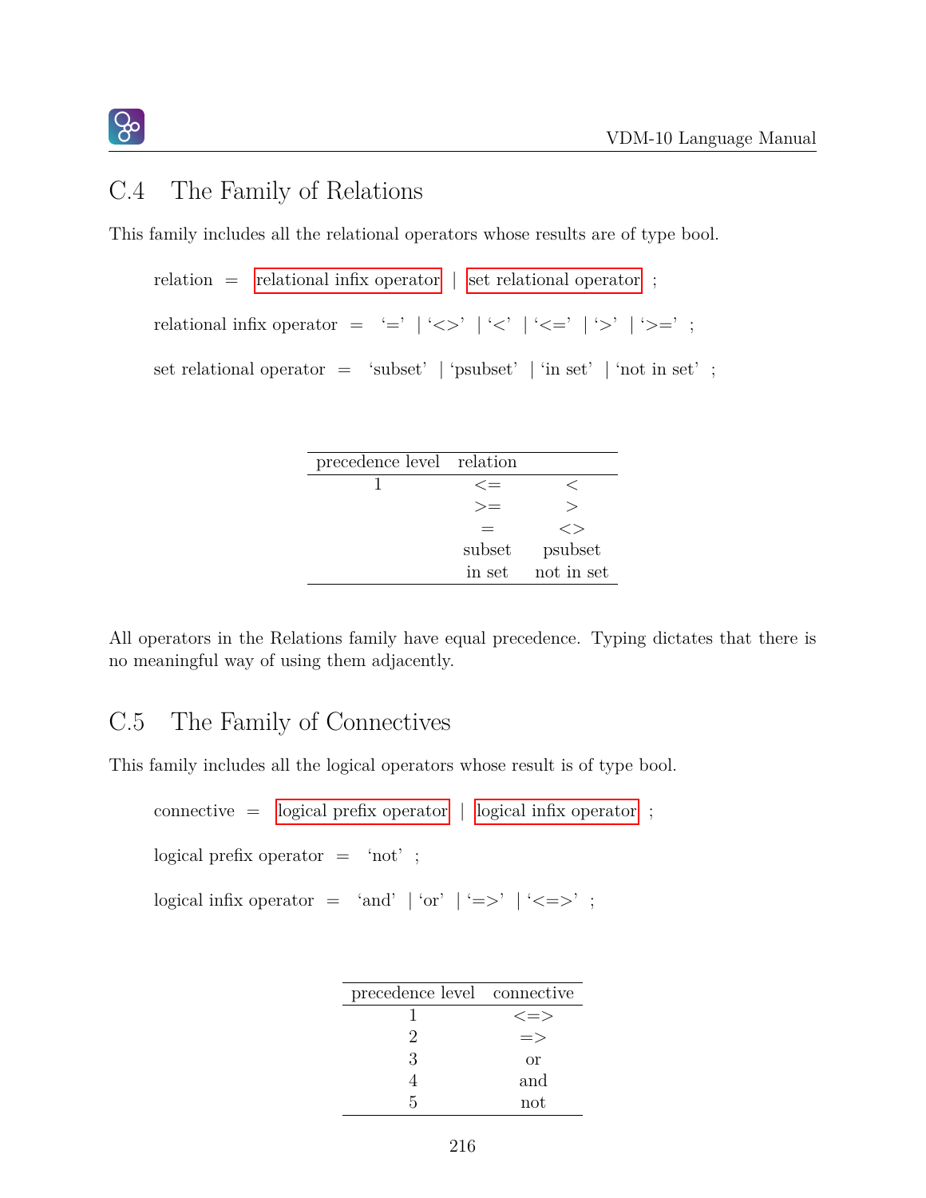## C.4 The Family of Relations

This family includes all the relational operators whose results are of type bool.

relation = relational infix operator | set relational operator ;

relational infix operator = '=' | '<>' | '<' | '<=' | '>' | '>=' ;

set relational operator = 'subset' | 'psubset' | 'in set' | 'not in set' ;

| precedence level | relation | |
|---|---|---|
| 1 | <= | < |
| | >= | > |
| | = | <> |
| | subset | psubset |
| | in set | not in set |

All operators in the Relations family have equal precedence. Typing dictates that there is no meaningful way of using them adjacently.

## C.5 The Family of Connectives

This family includes all the logical operators whose result is of type bool.

connective = logical prefix operator | logical infix operator ;

logical prefix operator = 'not' ;

logical infix operator = 'and' | 'or' | '=>' | '<=>' ;

| precedence level | connective |
|---|---|
| 1 | <=> |
| 2 | => |
| 3 | or |
| 4 | and |
| 5 | not |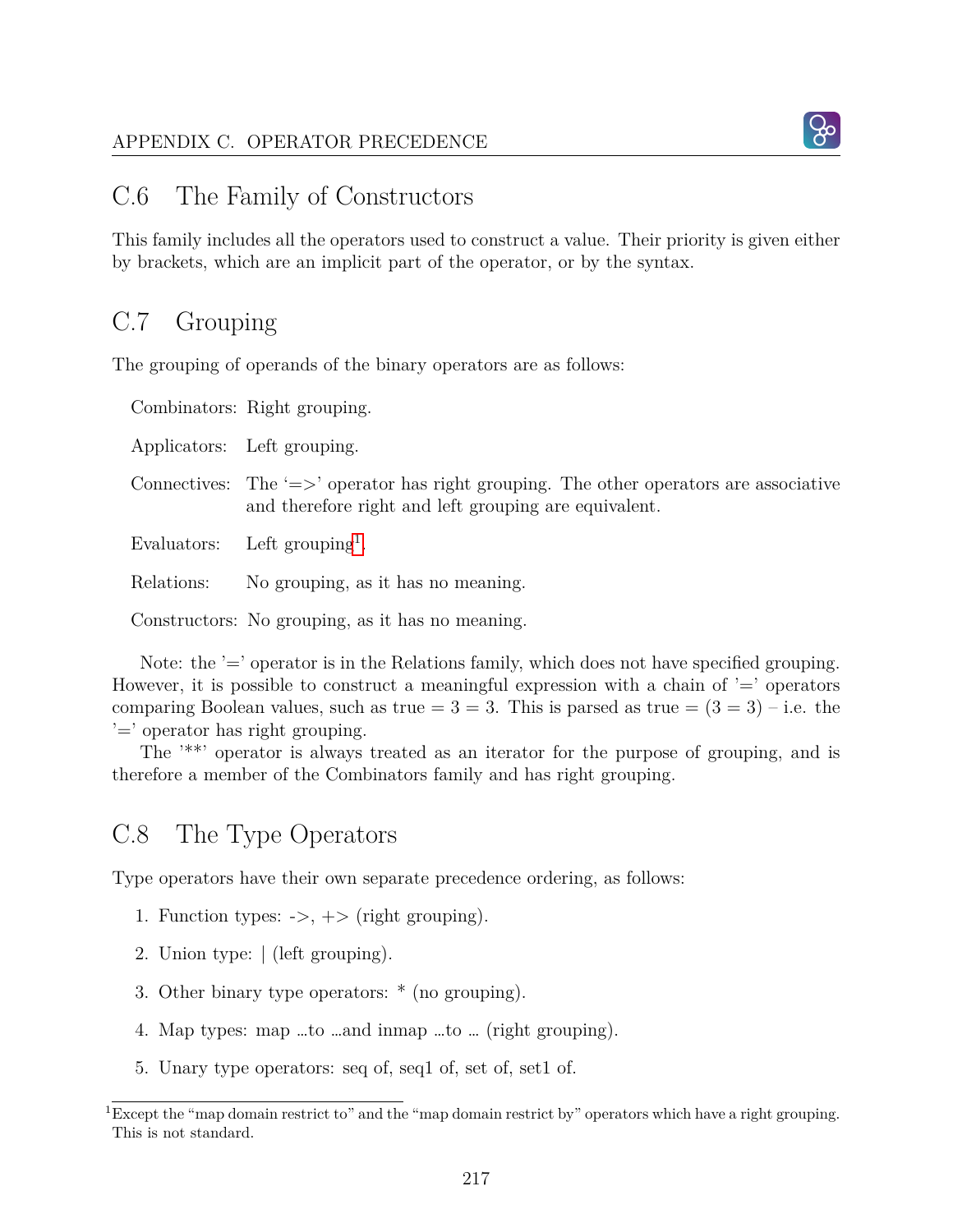## C.6 The Family of Constructors

This family includes all the operators used to construct a value. Their priority is given either by brackets, which are an implicit part of the operator, or by the syntax.

## C.7 Grouping

The grouping of operands of the binary operators are as follows:

Combinators: Right grouping.

Applicators: Left grouping.

Connectives: The '=>' operator has right grouping. The other operators are associative and therefore right and left grouping are equivalent.

Evaluators: Left grouping[1].

Relations: No grouping, as it has no meaning.

Constructors: No grouping, as it has no meaning.

Note: the '=' operator is in the Relations family, which does not have specified grouping. However, it is possible to construct a meaningful expression with a chain of '=' operators comparing Boolean values, such as true = 3 = 3. This is parsed as true = (3 = 3) – i.e. the '=' operator has right grouping.

The '**' operator is always treated as an iterator for the purpose of grouping, and is therefore a member of the Combinators family and has right grouping.

## C.8 The Type Operators

Type operators have their own separate precedence ordering, as follows:

1. Function types: ->, +> (right grouping).
2. Union type: | (left grouping).
3. Other binary type operators: * (no grouping).
4. Map types: map …to …and inmap …to … (right grouping).
5. Unary type operators: seq of, seq1 of, set of, set1 of.

---

[1] Except the "map domain restrict to" and the "map domain restrict by" operators which have a right grouping. This is not standard.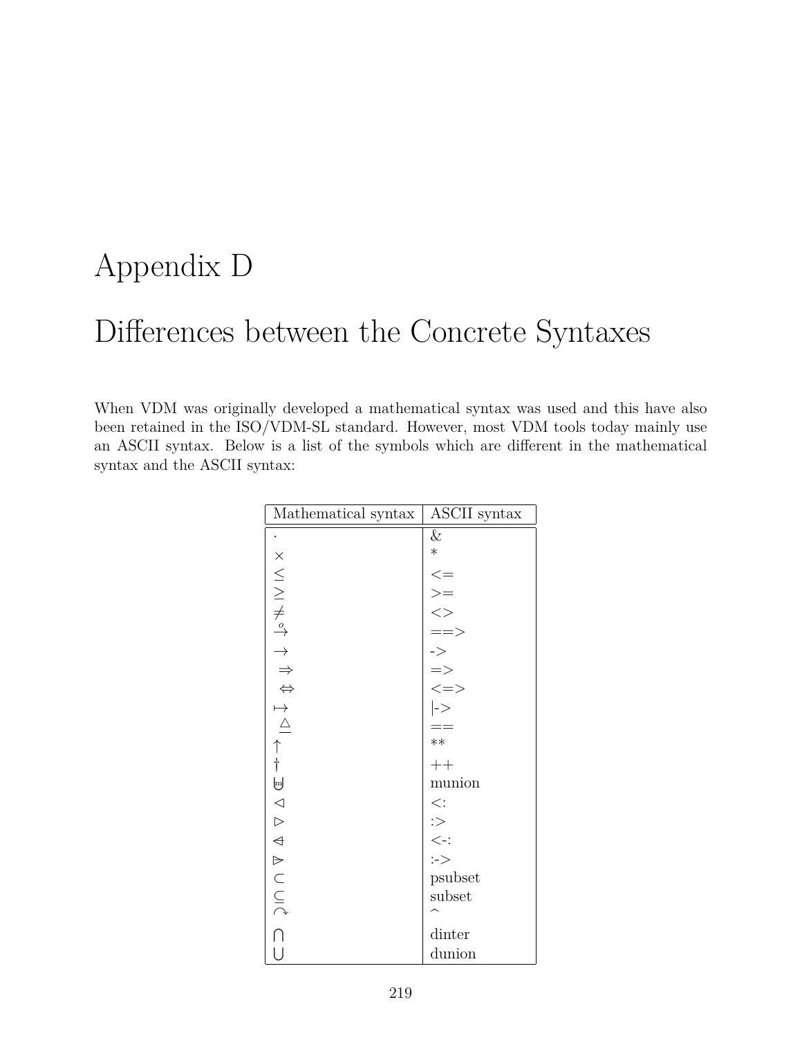// Appendix D

# Differences between the Concrete Syntaxes

When VDM was originally developed a mathematical syntax was used and this have also been retained in the ISO/VDM-SL standard. However, most VDM tools today mainly use an ASCII syntax. Below is a list of the symbols which are different in the mathematical syntax and the ASCII syntax:

| Mathematical syntax | ASCII syntax |
|---|---|
| $\cdot$ | & |
| $\times$ | * |
| $\leq$ | <= |
| $\geq$ | >= |
| $\neq$ | <> |
| $\xrightarrow{o}$ | ==> |
| $\rightarrow$ | -> |
| $\Rightarrow$ | => |
| $\Leftrightarrow$ | <=> |
| $\mapsto$ | \|-> |
| $\triangleq$ | == |
| $\uparrow$ | ** |
| $\dagger$ | ++ |
| $\overset{m}{\cup}$ | munion |
| $\lhd$ | <: |
| $\rhd$ | :> |
| $\ntriangleleft$ | <-: |
| $\ntriangleright$ | :-> |
| $\subset$ | psubset |
| $\subseteq$ | subset |
| $\curvearrowright$ | ^ |
| $\bigcap$ | dinter |
| $\bigcup$ | dunion |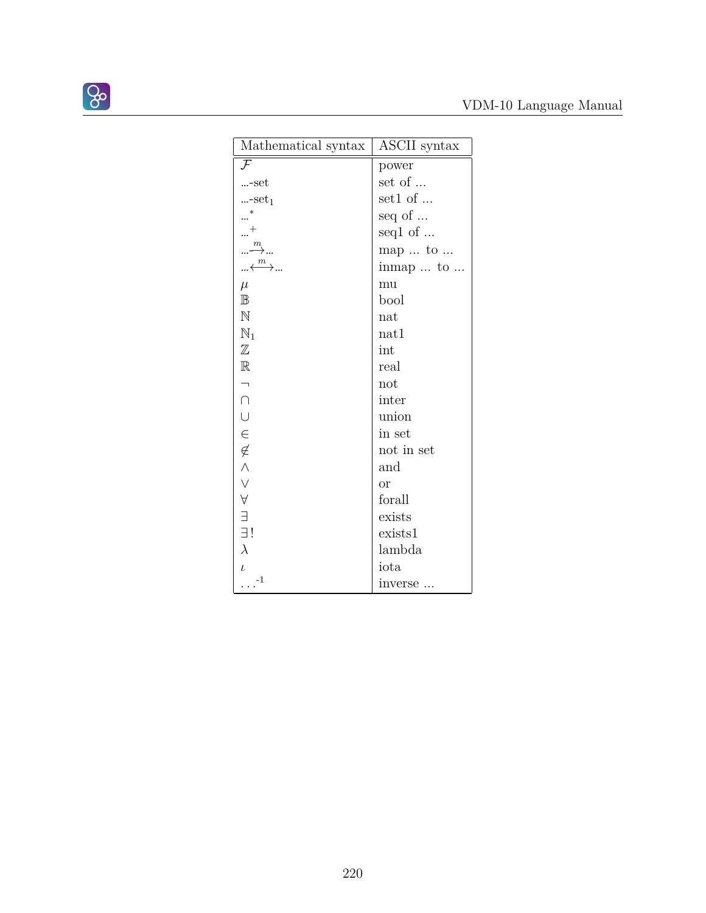| Mathematical syntax | ASCII syntax |
|---|---|
| $\mathcal{F}$ | power |
| ...-set | set of ... |
| ...-set$_1$ | set1 of ... |
| ...$^*$ | seq of ... |
| ...$^+$ | seq1 of ... |
| ...$\xrightarrow{m}$... | map ... to ... |
| ...$\xleftrightarrow{m}$... | inmap ... to ... |
| $\mu$ | mu |
| $\mathbb{B}$ | bool |
| $\mathbb{N}$ | nat |
| $\mathbb{N}_1$ | nat1 |
| $\mathbb{Z}$ | int |
| $\mathbb{R}$ | real |
| $\neg$ | not |
| $\cap$ | inter |
| $\cup$ | union |
| $\in$ | in set |
| $\notin$ | not in set |
| $\wedge$ | and |
| $\vee$ | or |
| $\forall$ | forall |
| $\exists$ | exists |
| $\exists !$ | exists1 |
| $\lambda$ | lambda |
| $\iota$ | iota |
| $\ldots^{-1}$ | inverse ... |